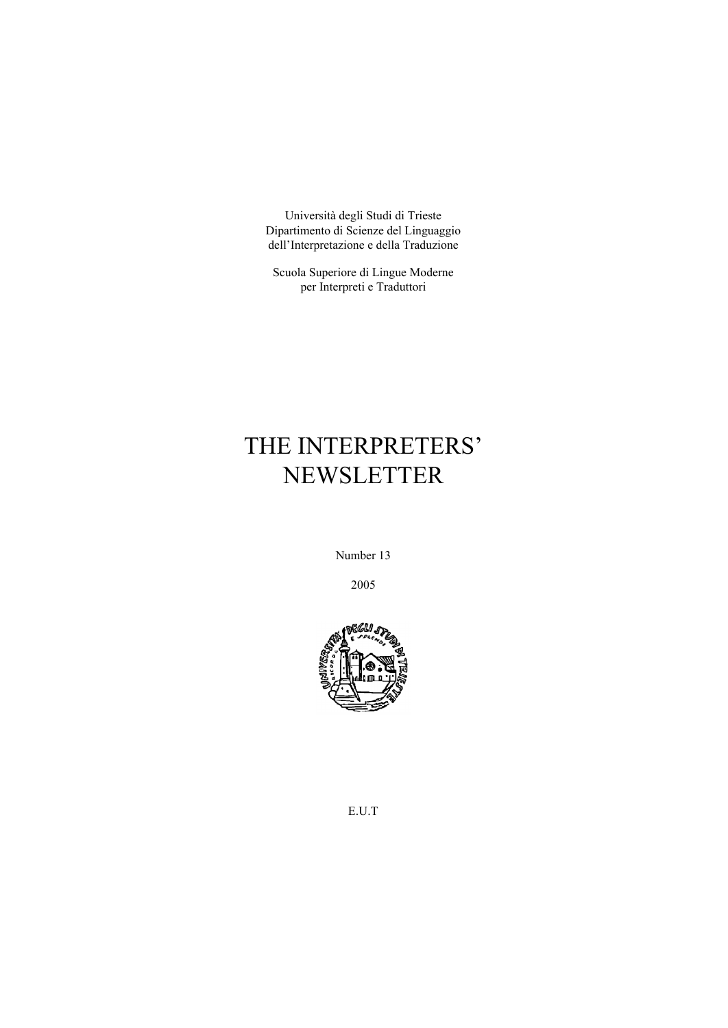Università degli Studi di Trieste
Dipartimento di Scienze del Linguaggio
dell'Interpretazione e della Traduzione

Scuola Superiore di Lingue Moderne
per Interpreti e Traduttori

# THE INTERPRETERS' NEWSLETTER

Number 13

2005

E.U.T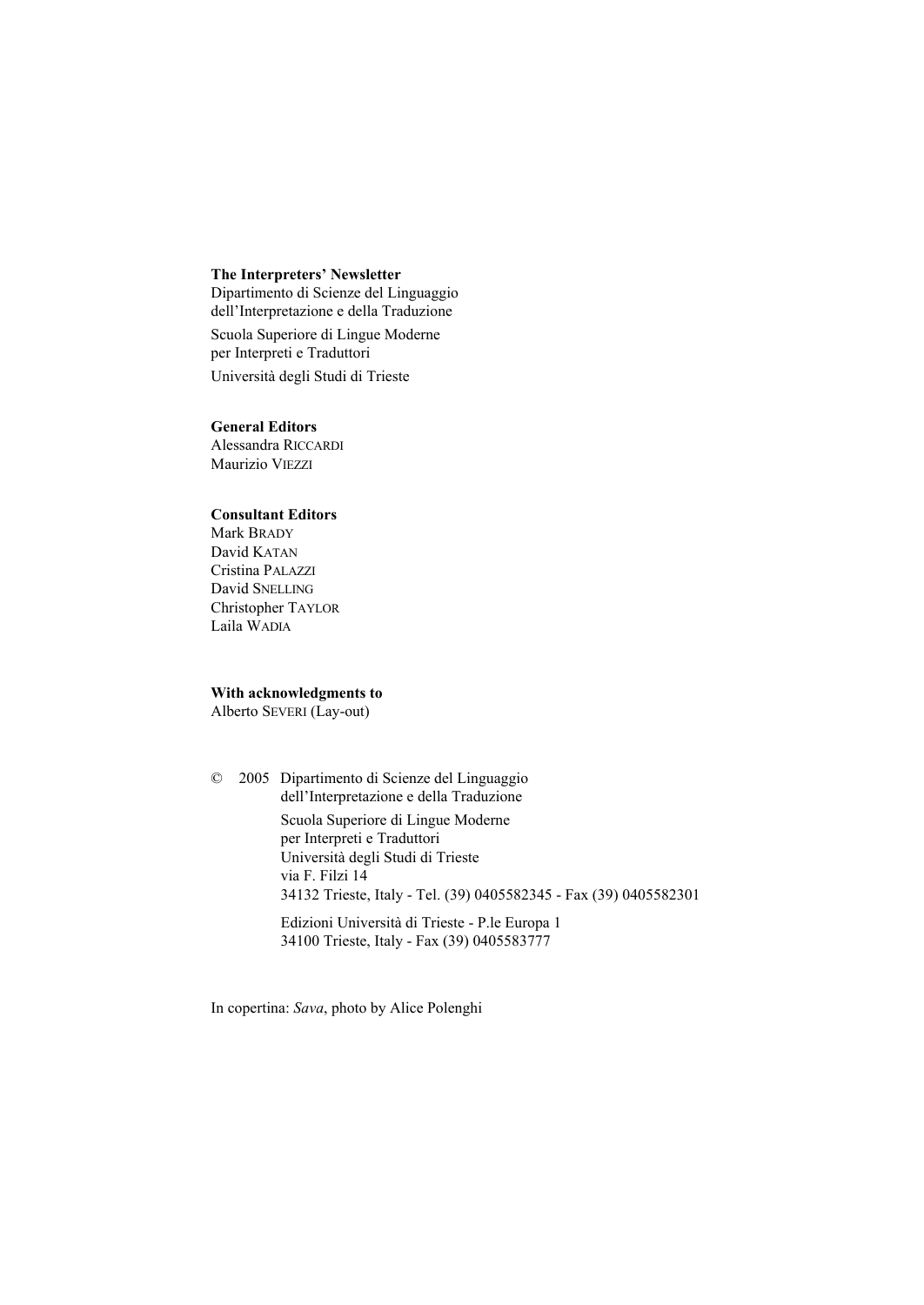**The Interpreters' Newsletter**
Dipartimento di Scienze del Linguaggio
dell'Interpretazione e della Traduzione

Scuola Superiore di Lingue Moderne
per Interpreti e Traduttori

Università degli Studi di Trieste

**General Editors**
Alessandra RICCARDI
Maurizio VIEZZI

**Consultant Editors**
Mark BRADY
David KATAN
Cristina PALAZZI
David SNELLING
Christopher TAYLOR
Laila WADIA

**With acknowledgments to**
Alberto SEVERI (Lay-out)

© 2005 Dipartimento di Scienze del Linguaggio
dell'Interpretazione e della Traduzione

Scuola Superiore di Lingue Moderne
per Interpreti e Traduttori
Università degli Studi di Trieste
via F. Filzi 14
34132 Trieste, Italy - Tel. (39) 0405582345 - Fax (39) 0405582301

Edizioni Università di Trieste - P.le Europa 1
34100 Trieste, Italy - Fax (39) 0405583777

In copertina: *Sava*, photo by Alice Polenghi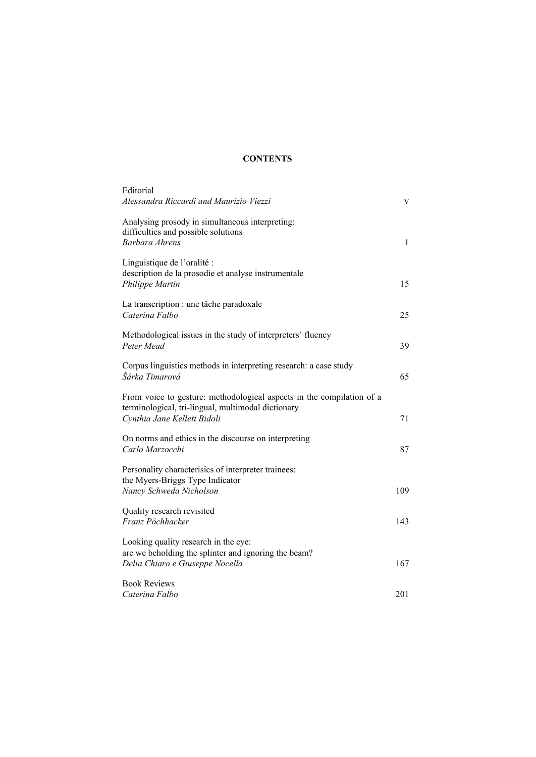# CONTENTS

Editorial
*Alessandra Riccardi and Maurizio Viezzi* V

Analysing prosody in simultaneous interpreting:
difficulties and possible solutions
*Barbara Ahrens* 1

Linguistique de l'oralité :
description de la prosodie et analyse instrumentale
*Philippe Martin* 15

La transcription : une tâche paradoxale
*Caterina Falbo* 25

Methodological issues in the study of interpreters' fluency
*Peter Mead* 39

Corpus linguistics methods in interpreting research: a case study
*Šárka Timarová* 65

From voice to gesture: methodological aspects in the compilation of a terminological, tri-lingual, multimodal dictionary
*Cynthia Jane Kellett Bidoli* 71

On norms and ethics in the discourse on interpreting
*Carlo Marzocchi* 87

Personality characterisics of interpreter trainees:
the Myers-Briggs Type Indicator
*Nancy Schweda Nicholson* 109

Quality research revisited
*Franz Pöchhacker* 143

Looking quality research in the eye:
are we beholding the splinter and ignoring the beam?
*Delia Chiaro e Giuseppe Nocella* 167

Book Reviews
*Caterina Falbo* 201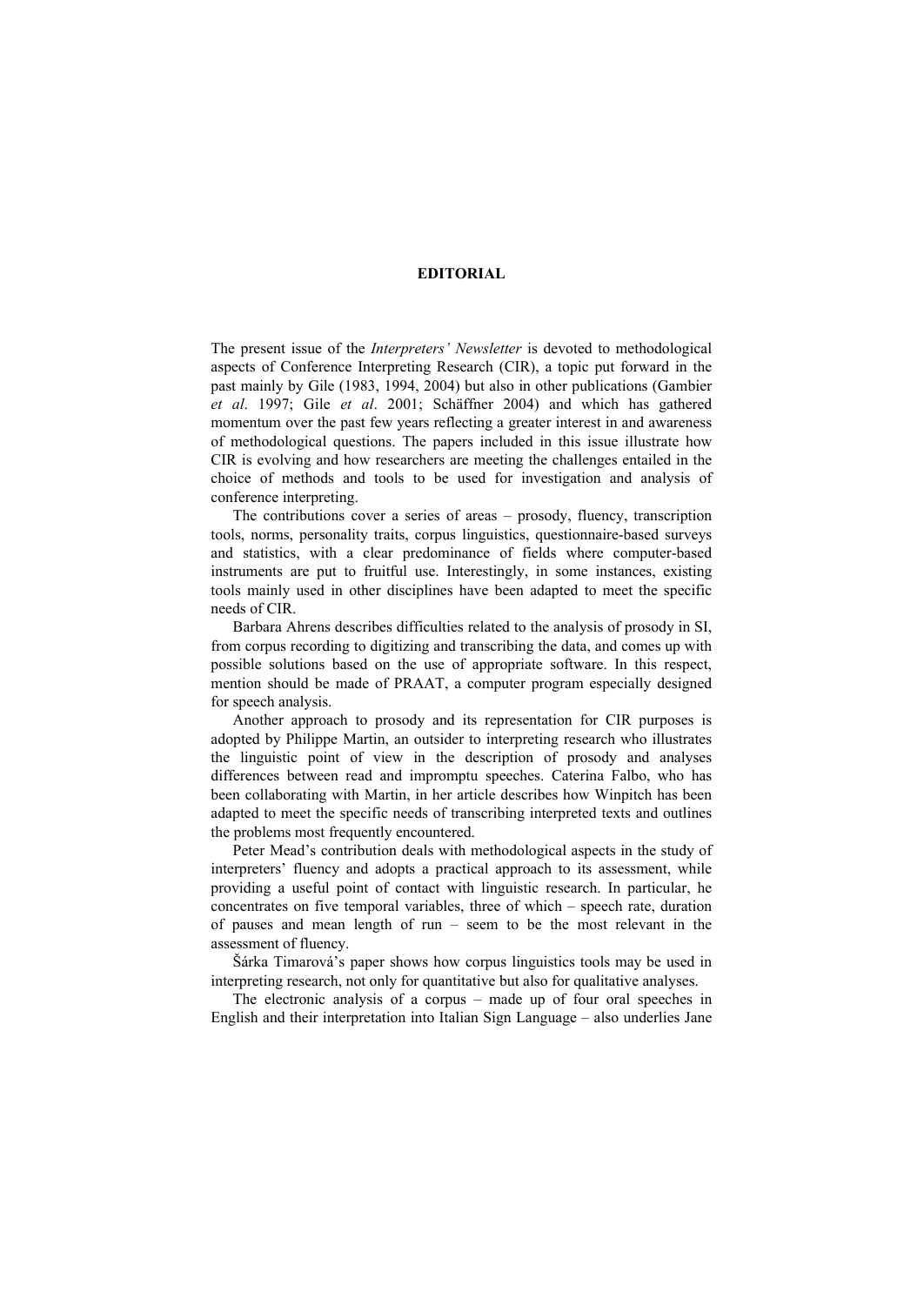# EDITORIAL

The present issue of the *Interpreters' Newsletter* is devoted to methodological aspects of Conference Interpreting Research (CIR), a topic put forward in the past mainly by Gile (1983, 1994, 2004) but also in other publications (Gambier *et al*. 1997; Gile *et al*. 2001; Schäffner 2004) and which has gathered momentum over the past few years reflecting a greater interest in and awareness of methodological questions. The papers included in this issue illustrate how CIR is evolving and how researchers are meeting the challenges entailed in the choice of methods and tools to be used for investigation and analysis of conference interpreting.

The contributions cover a series of areas – prosody, fluency, transcription tools, norms, personality traits, corpus linguistics, questionnaire-based surveys and statistics, with a clear predominance of fields where computer-based instruments are put to fruitful use. Interestingly, in some instances, existing tools mainly used in other disciplines have been adapted to meet the specific needs of CIR.

Barbara Ahrens describes difficulties related to the analysis of prosody in SI, from corpus recording to digitizing and transcribing the data, and comes up with possible solutions based on the use of appropriate software. In this respect, mention should be made of PRAAT, a computer program especially designed for speech analysis.

Another approach to prosody and its representation for CIR purposes is adopted by Philippe Martin, an outsider to interpreting research who illustrates the linguistic point of view in the description of prosody and analyses differences between read and impromptu speeches. Caterina Falbo, who has been collaborating with Martin, in her article describes how Winpitch has been adapted to meet the specific needs of transcribing interpreted texts and outlines the problems most frequently encountered.

Peter Mead's contribution deals with methodological aspects in the study of interpreters' fluency and adopts a practical approach to its assessment, while providing a useful point of contact with linguistic research. In particular, he concentrates on five temporal variables, three of which – speech rate, duration of pauses and mean length of run – seem to be the most relevant in the assessment of fluency.

Šárka Timarová's paper shows how corpus linguistics tools may be used in interpreting research, not only for quantitative but also for qualitative analyses.

The electronic analysis of a corpus – made up of four oral speeches in English and their interpretation into Italian Sign Language – also underlies Jane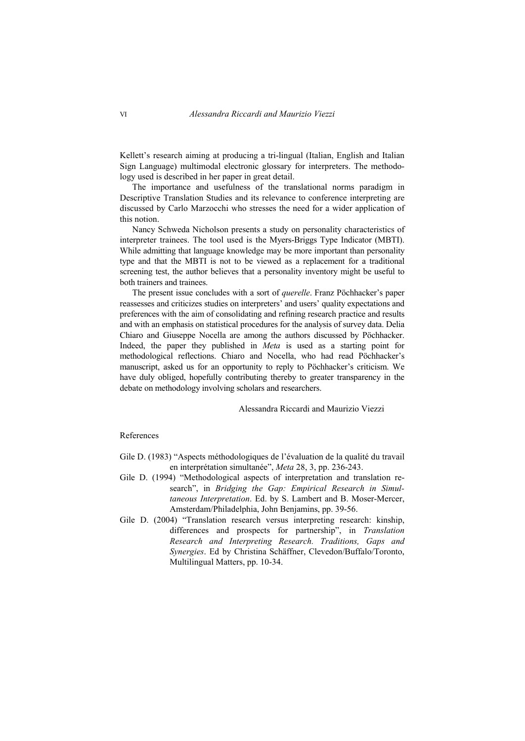Kellett's research aiming at producing a tri-lingual (Italian, English and Italian Sign Language) multimodal electronic glossary for interpreters. The methodology used is described in her paper in great detail.

The importance and usefulness of the translational norms paradigm in Descriptive Translation Studies and its relevance to conference interpreting are discussed by Carlo Marzocchi who stresses the need for a wider application of this notion.

Nancy Schweda Nicholson presents a study on personality characteristics of interpreter trainees. The tool used is the Myers-Briggs Type Indicator (MBTI). While admitting that language knowledge may be more important than personality type and that the MBTI is not to be viewed as a replacement for a traditional screening test, the author believes that a personality inventory might be useful to both trainers and trainees.

The present issue concludes with a sort of *querelle*. Franz Pöchhacker's paper reassesses and criticizes studies on interpreters' and users' quality expectations and preferences with the aim of consolidating and refining research practice and results and with an emphasis on statistical procedures for the analysis of survey data. Delia Chiaro and Giuseppe Nocella are among the authors discussed by Pöchhacker. Indeed, the paper they published in *Meta* is used as a starting point for methodological reflections. Chiaro and Nocella, who had read Pöchhacker's manuscript, asked us for an opportunity to reply to Pöchhacker's criticism. We have duly obliged, hopefully contributing thereby to greater transparency in the debate on methodology involving scholars and researchers.

Alessandra Riccardi and Maurizio Viezzi

References

Gile D. (1983) "Aspects méthodologiques de l'évaluation de la qualité du travail en interprétation simultanée", *Meta* 28, 3, pp. 236-243.

Gile D. (1994) "Methodological aspects of interpretation and translation research", in *Bridging the Gap: Empirical Research in Simultaneous Interpretation*. Ed. by S. Lambert and B. Moser-Mercer, Amsterdam/Philadelphia, John Benjamins, pp. 39-56.

Gile D. (2004) "Translation research versus interpreting research: kinship, differences and prospects for partnership", in *Translation Research and Interpreting Research. Traditions, Gaps and Synergies*. Ed by Christina Schäffner, Clevedon/Buffalo/Toronto, Multilingual Matters, pp. 10-34.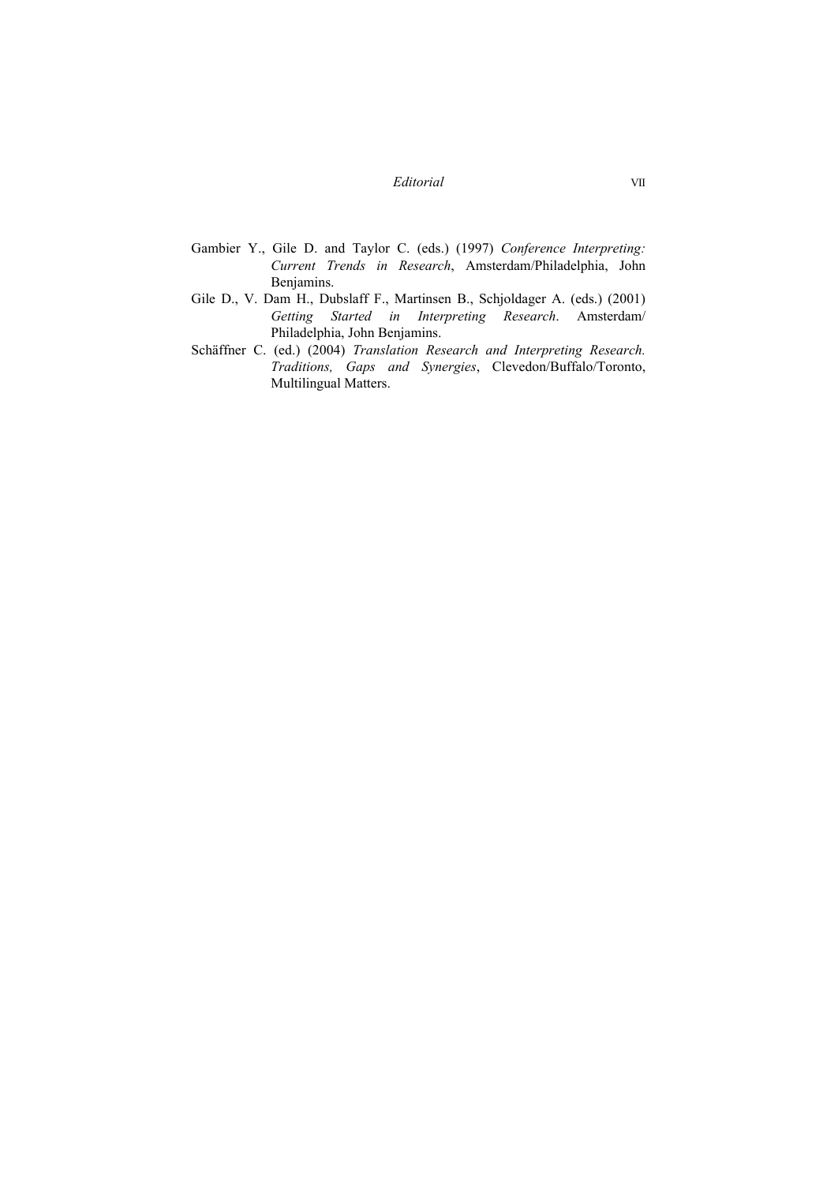Gambier Y., Gile D. and Taylor C. (eds.) (1997) *Conference Interpreting: Current Trends in Research*, Amsterdam/Philadelphia, John Benjamins.

Gile D., V. Dam H., Dubslaff F., Martinsen B., Schjoldager A. (eds.) (2001) *Getting Started in Interpreting Research*. Amsterdam/ Philadelphia, John Benjamins.

Schäffner C. (ed.) (2004) *Translation Research and Interpreting Research. Traditions, Gaps and Synergies*, Clevedon/Buffalo/Toronto, Multilingual Matters.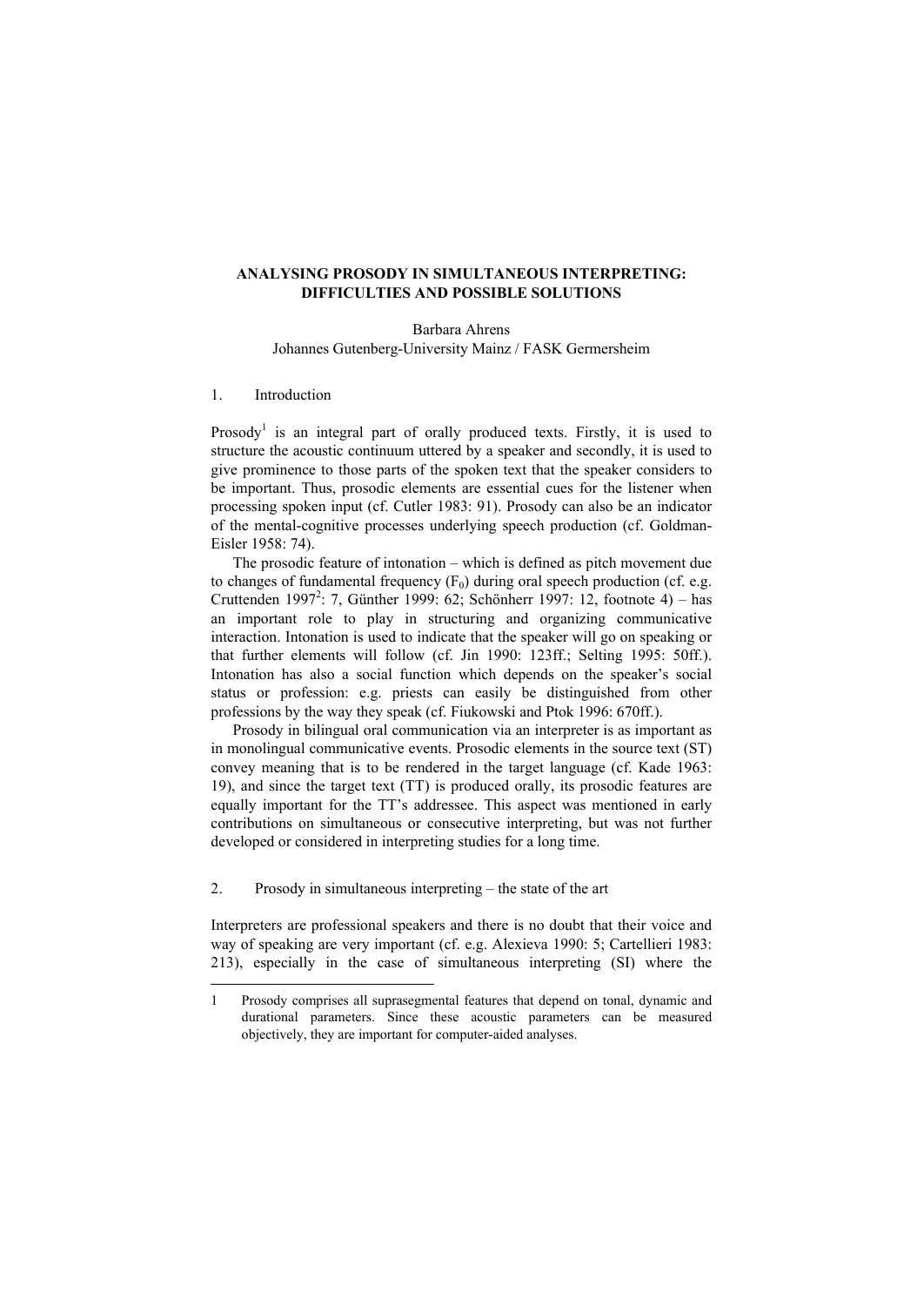# ANALYSING PROSODY IN SIMULTANEOUS INTERPRETING: DIFFICULTIES AND POSSIBLE SOLUTIONS

Barbara Ahrens
Johannes Gutenberg-University Mainz / FASK Germersheim

## 1. Introduction

Prosody[1] is an integral part of orally produced texts. Firstly, it is used to structure the acoustic continuum uttered by a speaker and secondly, it is used to give prominence to those parts of the spoken text that the speaker considers to be important. Thus, prosodic elements are essential cues for the listener when processing spoken input (cf. Cutler 1983: 91). Prosody can also be an indicator of the mental-cognitive processes underlying speech production (cf. Goldman-Eisler 1958: 74).

The prosodic feature of intonation – which is defined as pitch movement due to changes of fundamental frequency ($F_0$) during oral speech production (cf. e.g. Cruttenden 1997[2]: 7, Günther 1999: 62; Schönherr 1997: 12, footnote 4) – has an important role to play in structuring and organizing communicative interaction. Intonation is used to indicate that the speaker will go on speaking or that further elements will follow (cf. Jin 1990: 123ff.; Selting 1995: 50ff.). Intonation has also a social function which depends on the speaker's social status or profession: e.g. priests can easily be distinguished from other professions by the way they speak (cf. Fiukowski and Ptok 1996: 670ff.).

Prosody in bilingual oral communication via an interpreter is as important as in monolingual communicative events. Prosodic elements in the source text (ST) convey meaning that is to be rendered in the target language (cf. Kade 1963: 19), and since the target text (TT) is produced orally, its prosodic features are equally important for the TT's addressee. This aspect was mentioned in early contributions on simultaneous or consecutive interpreting, but was not further developed or considered in interpreting studies for a long time.

## 2. Prosody in simultaneous interpreting – the state of the art

Interpreters are professional speakers and there is no doubt that their voice and way of speaking are very important (cf. e.g. Alexieva 1990: 5; Cartellieri 1983: 213), especially in the case of simultaneous interpreting (SI) where the

1 Prosody comprises all suprasegmental features that depend on tonal, dynamic and durational parameters. Since these acoustic parameters can be measured objectively, they are important for computer-aided analyses.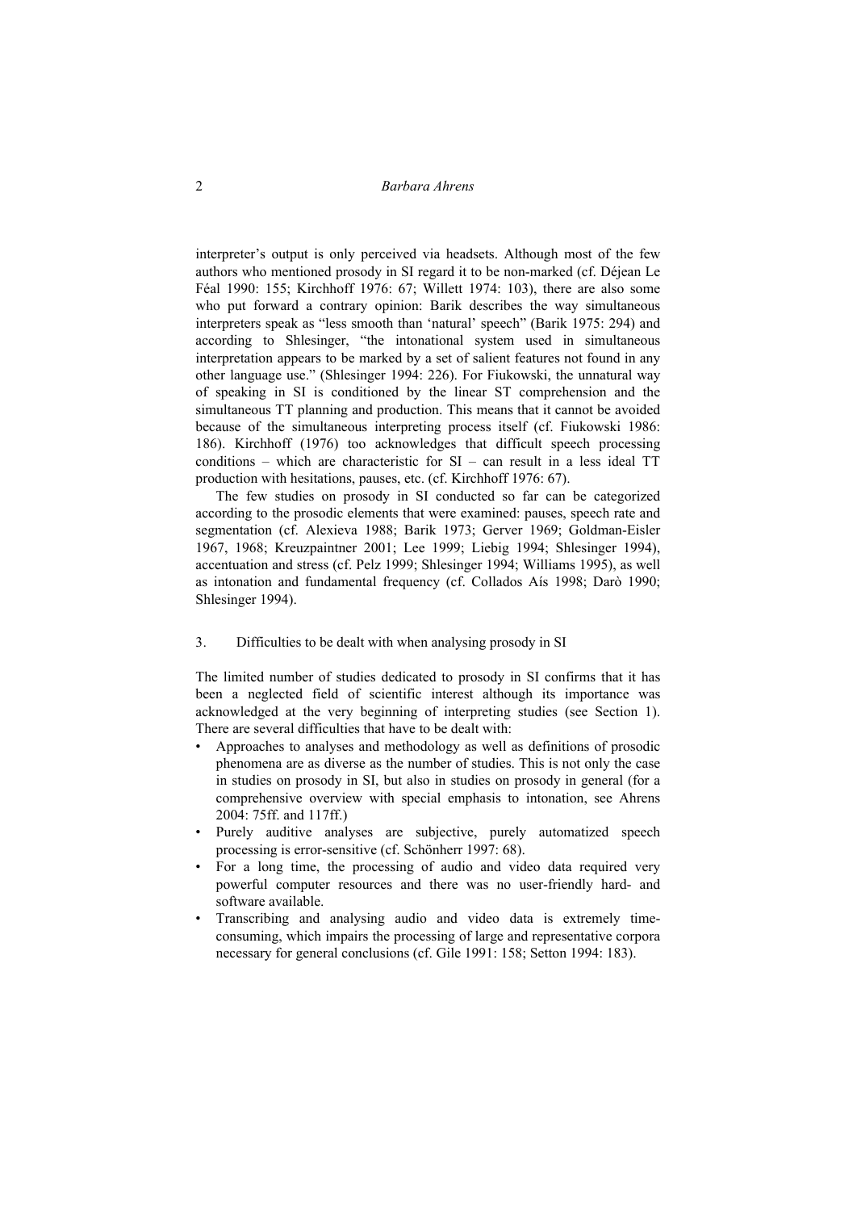interpreter's output is only perceived via headsets. Although most of the few authors who mentioned prosody in SI regard it to be non-marked (cf. Déjean Le Féal 1990: 155; Kirchhoff 1976: 67; Willett 1974: 103), there are also some who put forward a contrary opinion: Barik describes the way simultaneous interpreters speak as "less smooth than 'natural' speech" (Barik 1975: 294) and according to Shlesinger, "the intonational system used in simultaneous interpretation appears to be marked by a set of salient features not found in any other language use." (Shlesinger 1994: 226). For Fiukowski, the unnatural way of speaking in SI is conditioned by the linear ST comprehension and the simultaneous TT planning and production. This means that it cannot be avoided because of the simultaneous interpreting process itself (cf. Fiukowski 1986: 186). Kirchhoff (1976) too acknowledges that difficult speech processing conditions – which are characteristic for SI – can result in a less ideal TT production with hesitations, pauses, etc. (cf. Kirchhoff 1976: 67).

The few studies on prosody in SI conducted so far can be categorized according to the prosodic elements that were examined: pauses, speech rate and segmentation (cf. Alexieva 1988; Barik 1973; Gerver 1969; Goldman-Eisler 1967, 1968; Kreuzpaintner 2001; Lee 1999; Liebig 1994; Shlesinger 1994), accentuation and stress (cf. Pelz 1999; Shlesinger 1994; Williams 1995), as well as intonation and fundamental frequency (cf. Collados Aís 1998; Darò 1990; Shlesinger 1994).

## 3. Difficulties to be dealt with when analysing prosody in SI

The limited number of studies dedicated to prosody in SI confirms that it has been a neglected field of scientific interest although its importance was acknowledged at the very beginning of interpreting studies (see Section 1). There are several difficulties that have to be dealt with:

- Approaches to analyses and methodology as well as definitions of prosodic phenomena are as diverse as the number of studies. This is not only the case in studies on prosody in SI, but also in studies on prosody in general (for a comprehensive overview with special emphasis to intonation, see Ahrens 2004: 75ff. and 117ff.)
- Purely auditive analyses are subjective, purely automatized speech processing is error-sensitive (cf. Schönherr 1997: 68).
- For a long time, the processing of audio and video data required very powerful computer resources and there was no user-friendly hard- and software available.
- Transcribing and analysing audio and video data is extremely time-consuming, which impairs the processing of large and representative corpora necessary for general conclusions (cf. Gile 1991: 158; Setton 1994: 183).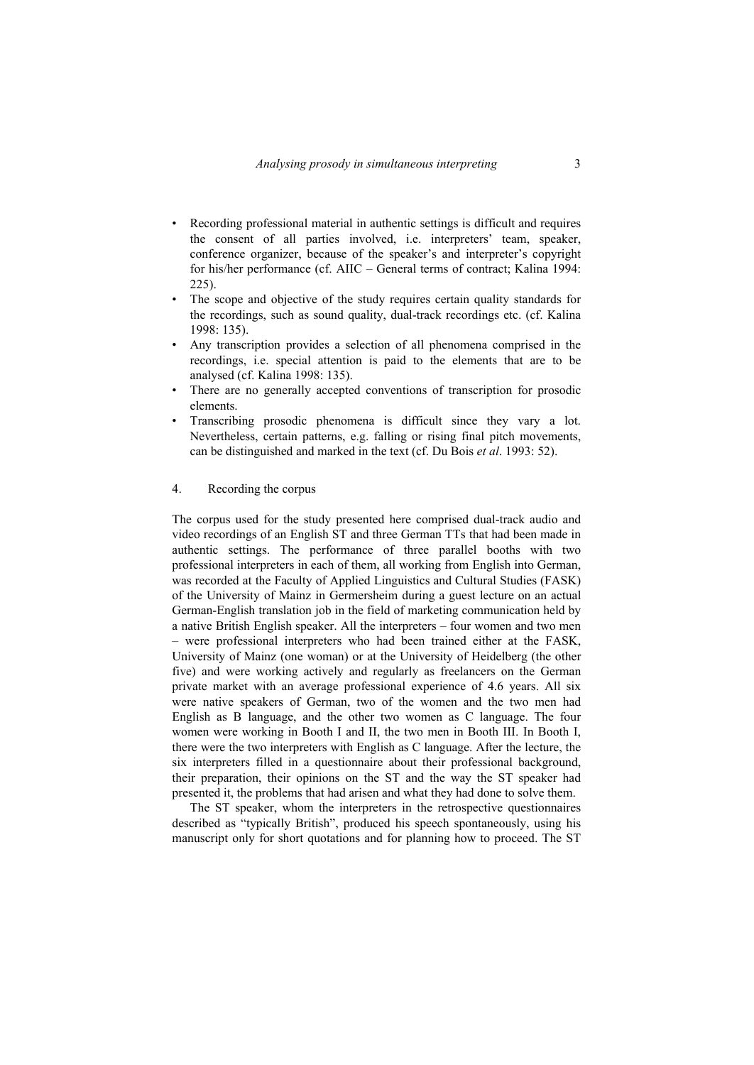- Recording professional material in authentic settings is difficult and requires the consent of all parties involved, i.e. interpreters' team, speaker, conference organizer, because of the speaker's and interpreter's copyright for his/her performance (cf. AIIC – General terms of contract; Kalina 1994: 225).
- The scope and objective of the study requires certain quality standards for the recordings, such as sound quality, dual-track recordings etc. (cf. Kalina 1998: 135).
- Any transcription provides a selection of all phenomena comprised in the recordings, i.e. special attention is paid to the elements that are to be analysed (cf. Kalina 1998: 135).
- There are no generally accepted conventions of transcription for prosodic elements.
- Transcribing prosodic phenomena is difficult since they vary a lot. Nevertheless, certain patterns, e.g. falling or rising final pitch movements, can be distinguished and marked in the text (cf. Du Bois *et al*. 1993: 52).

## 4. Recording the corpus

The corpus used for the study presented here comprised dual-track audio and video recordings of an English ST and three German TTs that had been made in authentic settings. The performance of three parallel booths with two professional interpreters in each of them, all working from English into German, was recorded at the Faculty of Applied Linguistics and Cultural Studies (FASK) of the University of Mainz in Germersheim during a guest lecture on an actual German-English translation job in the field of marketing communication held by a native British English speaker. All the interpreters – four women and two men – were professional interpreters who had been trained either at the FASK, University of Mainz (one woman) or at the University of Heidelberg (the other five) and were working actively and regularly as freelancers on the German private market with an average professional experience of 4.6 years. All six were native speakers of German, two of the women and the two men had English as B language, and the other two women as C language. The four women were working in Booth I and II, the two men in Booth III. In Booth I, there were the two interpreters with English as C language. After the lecture, the six interpreters filled in a questionnaire about their professional background, their preparation, their opinions on the ST and the way the ST speaker had presented it, the problems that had arisen and what they had done to solve them.

The ST speaker, whom the interpreters in the retrospective questionnaires described as "typically British", produced his speech spontaneously, using his manuscript only for short quotations and for planning how to proceed. The ST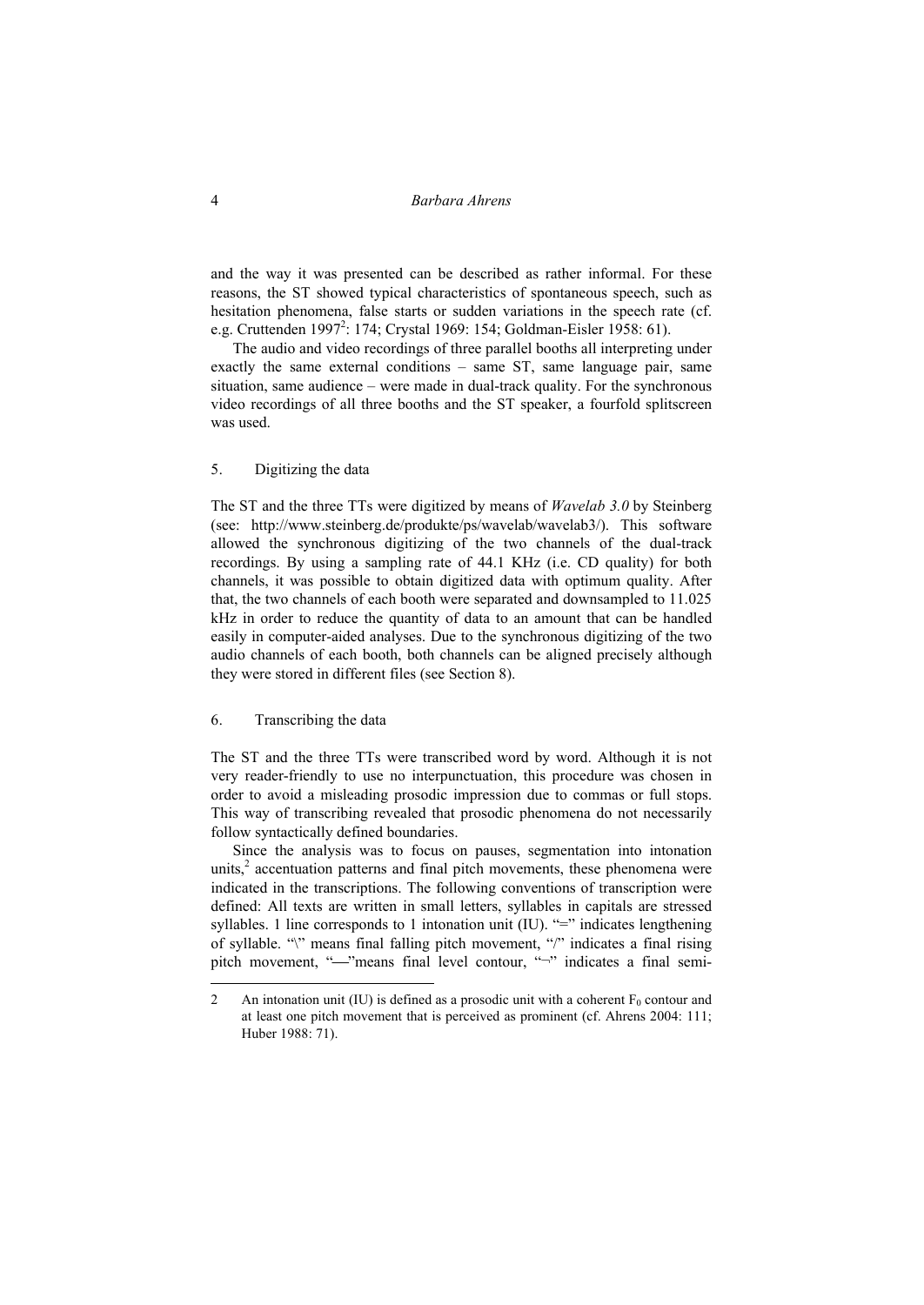and the way it was presented can be described as rather informal. For these reasons, the ST showed typical characteristics of spontaneous speech, such as hesitation phenomena, false starts or sudden variations in the speech rate (cf. e.g. Cruttenden 1997[2]: 174; Crystal 1969: 154; Goldman-Eisler 1958: 61).

The audio and video recordings of three parallel booths all interpreting under exactly the same external conditions – same ST, same language pair, same situation, same audience – were made in dual-track quality. For the synchronous video recordings of all three booths and the ST speaker, a fourfold splitscreen was used.

## 5. Digitizing the data

The ST and the three TTs were digitized by means of *Wavelab 3.0* by Steinberg (see: http://www.steinberg.de/produkte/ps/wavelab/wavelab3/). This software allowed the synchronous digitizing of the two channels of the dual-track recordings. By using a sampling rate of 44.1 KHz (i.e. CD quality) for both channels, it was possible to obtain digitized data with optimum quality. After that, the two channels of each booth were separated and downsampled to 11.025 kHz in order to reduce the quantity of data to an amount that can be handled easily in computer-aided analyses. Due to the synchronous digitizing of the two audio channels of each booth, both channels can be aligned precisely although they were stored in different files (see Section 8).

## 6. Transcribing the data

The ST and the three TTs were transcribed word by word. Although it is not very reader-friendly to use no interpunctuation, this procedure was chosen in order to avoid a misleading prosodic impression due to commas or full stops. This way of transcribing revealed that prosodic phenomena do not necessarily follow syntactically defined boundaries.

Since the analysis was to focus on pauses, segmentation into intonation units,[2] accentuation patterns and final pitch movements, these phenomena were indicated in the transcriptions. The following conventions of transcription were defined: All texts are written in small letters, syllables in capitals are stressed syllables. 1 line corresponds to 1 intonation unit (IU). "=" indicates lengthening of syllable. "\" means final falling pitch movement, "/" indicates a final rising pitch movement, "—"means final level contour, "¬" indicates a final semi-

2 An intonation unit (IU) is defined as a prosodic unit with a coherent $F_0$ contour and at least one pitch movement that is perceived as prominent (cf. Ahrens 2004: 111; Huber 1988: 71).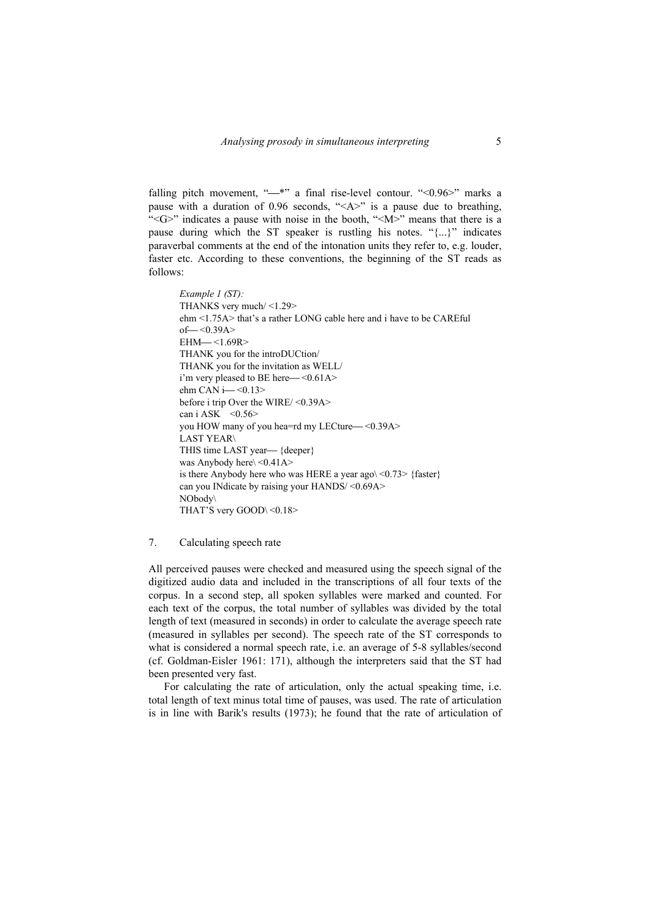falling pitch movement, "—*" a final rise-level contour. "<0.96>" marks a pause with a duration of 0.96 seconds, "<A>" is a pause due to breathing, "<G>" indicates a pause with noise in the booth, "<M>" means that there is a pause during which the ST speaker is rustling his notes. "{...}" indicates paraverbal comments at the end of the intonation units they refer to, e.g. louder, faster etc. According to these conventions, the beginning of the ST reads as follows:

> *Example 1 (ST):*
> THANKS very much/ <1.29>
> ehm <1.75A> that's a rather LONG cable here and i have to be CAREful of— <0.39A>
> EHM— <1.69R>
> THANK you for the introDUCtion/
> THANK you for the invitation as WELL/
> i'm very pleased to BE here— <0.61A>
> ehm CAN i— <0.13>
> before i trip Over the WIRE/ <0.39A>
> can i ASK <0.56>
> you HOW many of you hea=rd my LECture— <0.39A>
> LAST YEAR\
> THIS time LAST year— {deeper}
> was Anybody here\ <0.41A>
> is there Anybody here who was HERE a year ago\ <0.73> {faster}
> can you INdicate by raising your HANDS/ <0.69A>
> NObody\
> THAT'S very GOOD\ <0.18>

## 7. Calculating speech rate

All perceived pauses were checked and measured using the speech signal of the digitized audio data and included in the transcriptions of all four texts of the corpus. In a second step, all spoken syllables were marked and counted. For each text of the corpus, the total number of syllables was divided by the total length of text (measured in seconds) in order to calculate the average speech rate (measured in syllables per second). The speech rate of the ST corresponds to what is considered a normal speech rate, i.e. an average of 5-8 syllables/second (cf. Goldman-Eisler 1961: 171), although the interpreters said that the ST had been presented very fast.

For calculating the rate of articulation, only the actual speaking time, i.e. total length of text minus total time of pauses, was used. The rate of articulation is in line with Barik's results (1973); he found that the rate of articulation of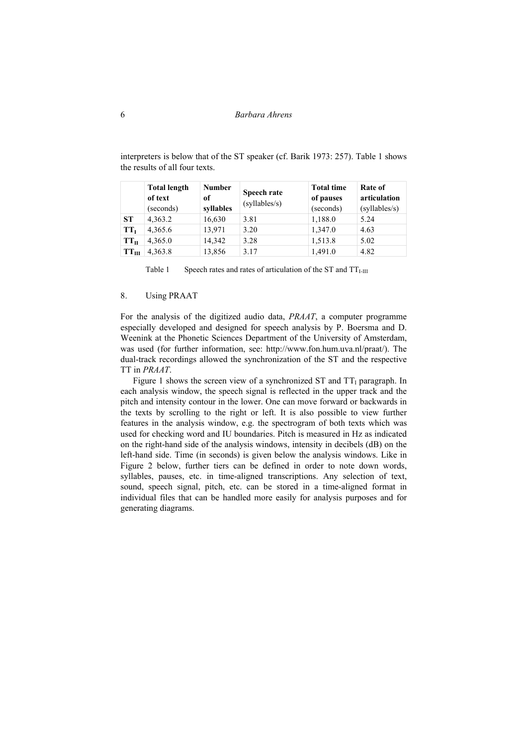interpreters is below that of the ST speaker (cf. Barik 1973: 257). Table 1 shows the results of all four texts.

| | **Total length of text** (seconds) | **Number of syllables** | **Speech rate** (syllables/s) | **Total time of pauses** (seconds) | **Rate of articulation** (syllables/s) |
|---|---|---|---|---|---|
| **ST** | 4,363.2 | 16,630 | 3.81 | 1,188.0 | 5.24 |
| **$TT_I$** | 4,365.6 | 13,971 | 3.20 | 1,347.0 | 4.63 |
| **$TT_{II}$** | 4,365.0 | 14,342 | 3.28 | 1,513.8 | 5.02 |
| **$TT_{III}$** | 4,363.8 | 13,856 | 3.17 | 1,491.0 | 4.82 |

Table 1 Speech rates and rates of articulation of the ST and $TT_{I\text{-}III}$

## 8. Using PRAAT

For the analysis of the digitized audio data, *PRAAT*, a computer programme especially developed and designed for speech analysis by P. Boersma and D. Weenink at the Phonetic Sciences Department of the University of Amsterdam, was used (for further information, see: http://www.fon.hum.uva.nl/praat/). The dual-track recordings allowed the synchronization of the ST and the respective TT in *PRAAT*.

Figure 1 shows the screen view of a synchronized ST and $TT_I$ paragraph. In each analysis window, the speech signal is reflected in the upper track and the pitch and intensity contour in the lower. One can move forward or backwards in the texts by scrolling to the right or left. It is also possible to view further features in the analysis window, e.g. the spectrogram of both texts which was used for checking word and IU boundaries. Pitch is measured in Hz as indicated on the right-hand side of the analysis windows, intensity in decibels (dB) on the left-hand side. Time (in seconds) is given below the analysis windows. Like in Figure 2 below, further tiers can be defined in order to note down words, syllables, pauses, etc. in time-aligned transcriptions. Any selection of text, sound, speech signal, pitch, etc. can be stored in a time-aligned format in individual files that can be handled more easily for analysis purposes and for generating diagrams.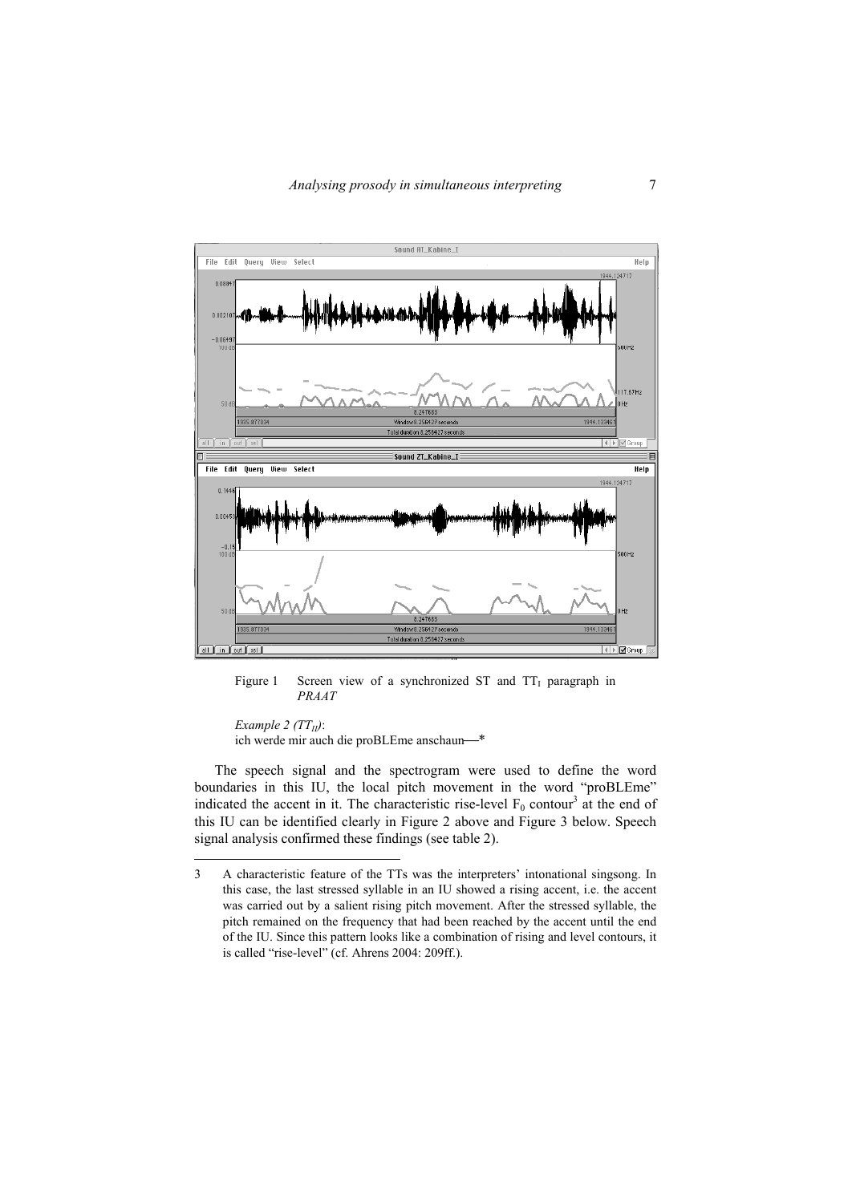Figure 1 Screen view of a synchronized ST and $TT_I$ paragraph in *PRAAT*

*Example 2 ($TT_{II}$)*:
ich werde mir auch die proBLEme anschaun—*

The speech signal and the spectrogram were used to define the word boundaries in this IU, the local pitch movement in the word "proBLEme" indicated the accent in it. The characteristic rise-level $F_0$ contour[3] at the end of this IU can be identified clearly in Figure 2 above and Figure 3 below. Speech signal analysis confirmed these findings (see table 2).

---

3 A characteristic feature of the TTs was the interpreters' intonational singsong. In this case, the last stressed syllable in an IU showed a rising accent, i.e. the accent was carried out by a salient rising pitch movement. After the stressed syllable, the pitch remained on the frequency that had been reached by the accent until the end of the IU. Since this pattern looks like a combination of rising and level contours, it is called "rise-level" (cf. Ahrens 2004: 209ff.).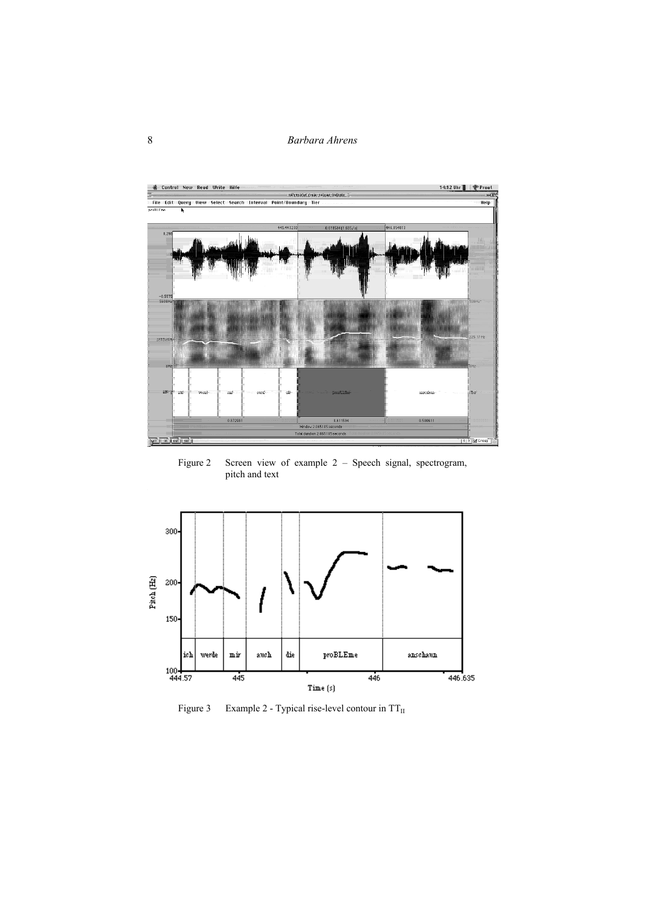Figure 2 Screen view of example 2 – Speech signal, spectrogram, pitch and text

Figure 3 Example 2 - Typical rise-level contour in $TT_{II}$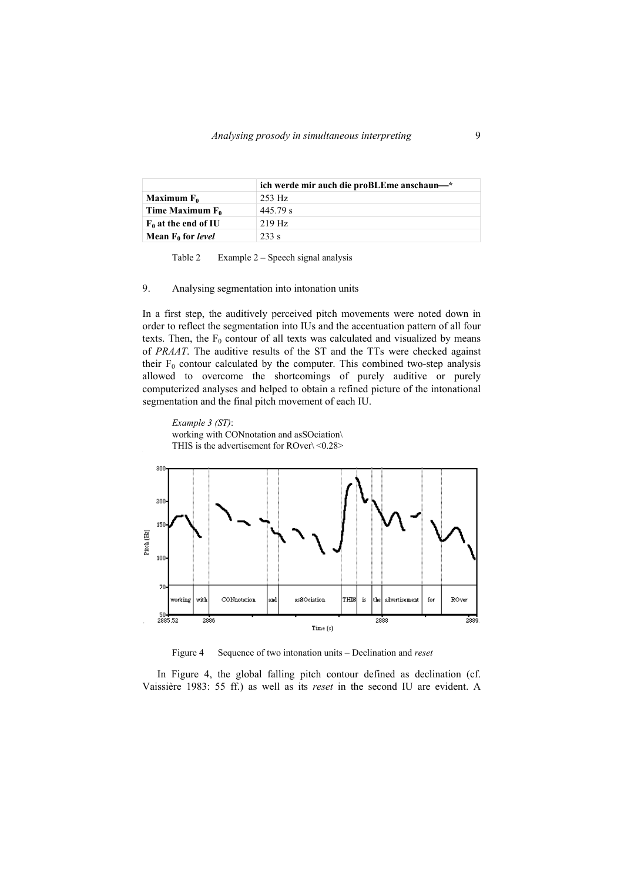| | ich werde mir auch die proBLEme anschaun—* |
|---|---|
| **Maximum $F_0$** | 253 Hz |
| **Time Maximum $F_0$** | 445.79 s |
| **$F_0$ at the end of IU** | 219 Hz |
| **Mean $F_0$ for *level*** | 233 s |

Table 2 Example 2 – Speech signal analysis

## 9. Analysing segmentation into intonation units

In a first step, the auditively perceived pitch movements were noted down in order to reflect the segmentation into IUs and the accentuation pattern of all four texts. Then, the $F_0$ contour of all texts was calculated and visualized by means of *PRAAT*. The auditive results of the ST and the TTs were checked against their $F_0$ contour calculated by the computer. This combined two-step analysis allowed to overcome the shortcomings of purely auditive or purely computerized analyses and helped to obtain a refined picture of the intonational segmentation and the final pitch movement of each IU.

*Example 3 (ST)*:
working with CONnotation and asSOciation\
THIS is the advertisement for ROver\ <0.28>

Figure 4 Sequence of two intonation units – Declination and *reset*

In Figure 4, the global falling pitch contour defined as declination (cf. Vaissière 1983: 55 ff.) as well as its *reset* in the second IU are evident. A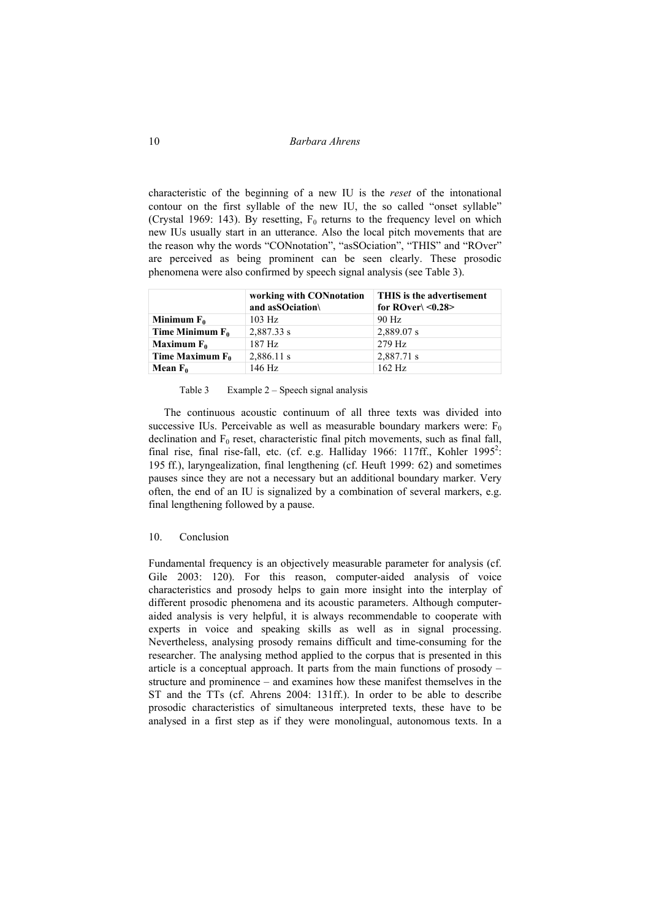characteristic of the beginning of a new IU is the *reset* of the intonational contour on the first syllable of the new IU, the so called "onset syllable" (Crystal 1969: 143). By resetting, $F_0$ returns to the frequency level on which new IUs usually start in an utterance. Also the local pitch movements that are the reason why the words "CONnotation", "asSOciation", "THIS" and "ROver" are perceived as being prominent can be seen clearly. These prosodic phenomena were also confirmed by speech signal analysis (see Table 3).

| | **working with CONnotation and asSOciation\** | **THIS is the advertisement for ROver\ <0.28>** |
|---|---|---|
| **Minimum $F_0$** | 103 Hz | 90 Hz |
| **Time Minimum $F_0$** | 2,887.33 s | 2,889.07 s |
| **Maximum $F_0$** | 187 Hz | 279 Hz |
| **Time Maximum $F_0$** | 2,886.11 s | 2,887.71 s |
| **Mean $F_0$** | 146 Hz | 162 Hz |

Table 3 Example 2 – Speech signal analysis

The continuous acoustic continuum of all three texts was divided into successive IUs. Perceivable as well as measurable boundary markers were: $F_0$ declination and $F_0$ reset, characteristic final pitch movements, such as final fall, final rise, final rise-fall, etc. (cf. e.g. Halliday 1966: 117ff., Kohler 1995[2]: 195 ff.), laryngealization, final lengthening (cf. Heuft 1999: 62) and sometimes pauses since they are not a necessary but an additional boundary marker. Very often, the end of an IU is signalized by a combination of several markers, e.g. final lengthening followed by a pause.

## 10. Conclusion

Fundamental frequency is an objectively measurable parameter for analysis (cf. Gile 2003: 120). For this reason, computer-aided analysis of voice characteristics and prosody helps to gain more insight into the interplay of different prosodic phenomena and its acoustic parameters. Although computer-aided analysis is very helpful, it is always recommendable to cooperate with experts in voice and speaking skills as well as in signal processing. Nevertheless, analysing prosody remains difficult and time-consuming for the researcher. The analysing method applied to the corpus that is presented in this article is a conceptual approach. It parts from the main functions of prosody – structure and prominence – and examines how these manifest themselves in the ST and the TTs (cf. Ahrens 2004: 131ff.). In order to be able to describe prosodic characteristics of simultaneous interpreted texts, these have to be analysed in a first step as if they were monolingual, autonomous texts. In a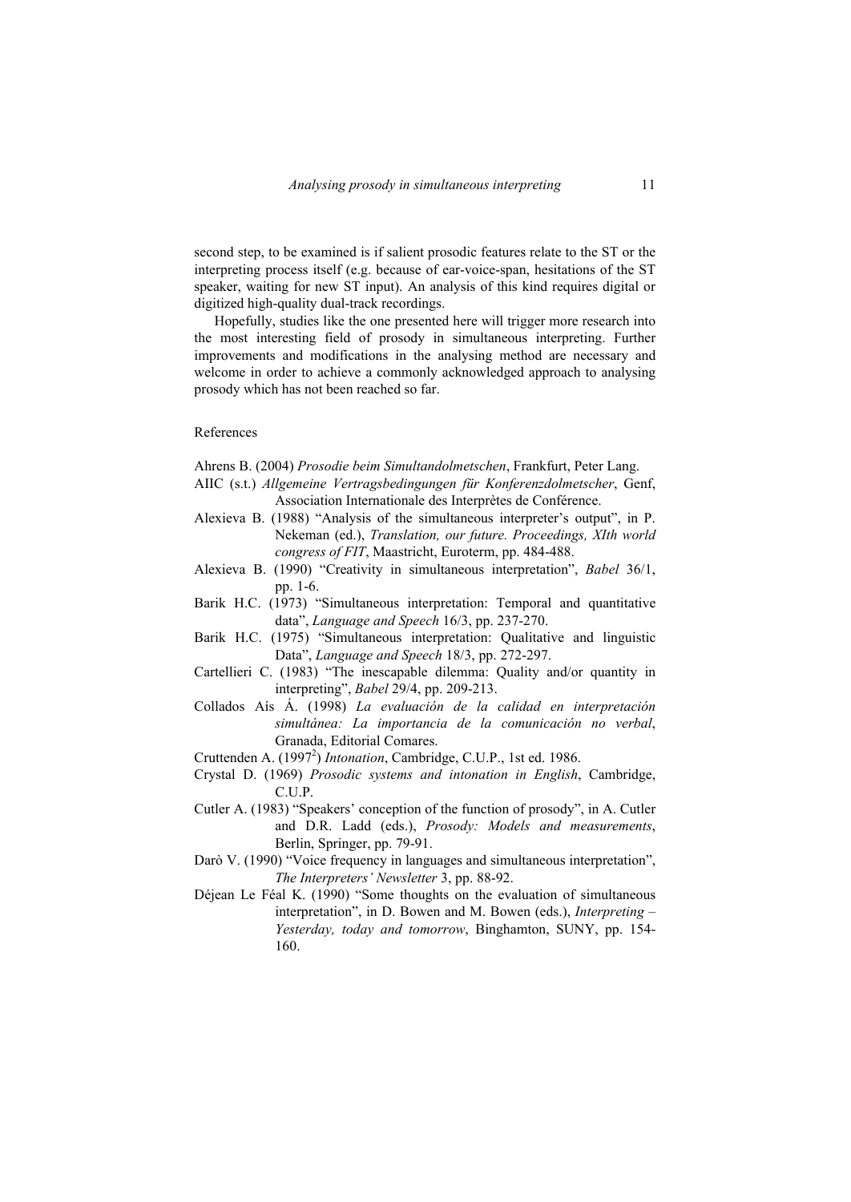second step, to be examined is if salient prosodic features relate to the ST or the interpreting process itself (e.g. because of ear-voice-span, hesitations of the ST speaker, waiting for new ST input). An analysis of this kind requires digital or digitized high-quality dual-track recordings.

Hopefully, studies like the one presented here will trigger more research into the most interesting field of prosody in simultaneous interpreting. Further improvements and modifications in the analysing method are necessary and welcome in order to achieve a commonly acknowledged approach to analysing prosody which has not been reached so far.

## References

Ahrens B. (2004) *Prosodie beim Simultandolmetschen*, Frankfurt, Peter Lang.

AIIC (s.t.) *Allgemeine Vertragsbedingungen für Konferenzdolmetscher*, Genf, Association Internationale des Interprètes de Conférence.

Alexieva B. (1988) "Analysis of the simultaneous interpreter's output", in P. Nekeman (ed.), *Translation, our future. Proceedings, XIth world congress of FIT*, Maastricht, Euroterm, pp. 484-488.

Alexieva B. (1990) "Creativity in simultaneous interpretation", *Babel* 36/1, pp. 1-6.

Barik H.C. (1973) "Simultaneous interpretation: Temporal and quantitative data", *Language and Speech* 16/3, pp. 237-270.

Barik H.C. (1975) "Simultaneous interpretation: Qualitative and linguistic Data", *Language and Speech* 18/3, pp. 272-297.

Cartellieri C. (1983) "The inescapable dilemma: Quality and/or quantity in interpreting", *Babel* 29/4, pp. 209-213.

Collados Aís Á. (1998) *La evaluación de la calidad en interpretación simultánea: La importancia de la comunicación no verbal*, Granada, Editorial Comares.

Cruttenden A. (1997[2]) *Intonation*, Cambridge, C.U.P., 1st ed. 1986.

Crystal D. (1969) *Prosodic systems and intonation in English*, Cambridge, C.U.P.

Cutler A. (1983) "Speakers' conception of the function of prosody", in A. Cutler and D.R. Ladd (eds.), *Prosody: Models and measurements*, Berlin, Springer, pp. 79-91.

Darò V. (1990) "Voice frequency in languages and simultaneous interpretation", *The Interpreters' Newsletter* 3, pp. 88-92.

Déjean Le Féal K. (1990) "Some thoughts on the evaluation of simultaneous interpretation", in D. Bowen and M. Bowen (eds.), *Interpreting – Yesterday, today and tomorrow*, Binghamton, SUNY, pp. 154-160.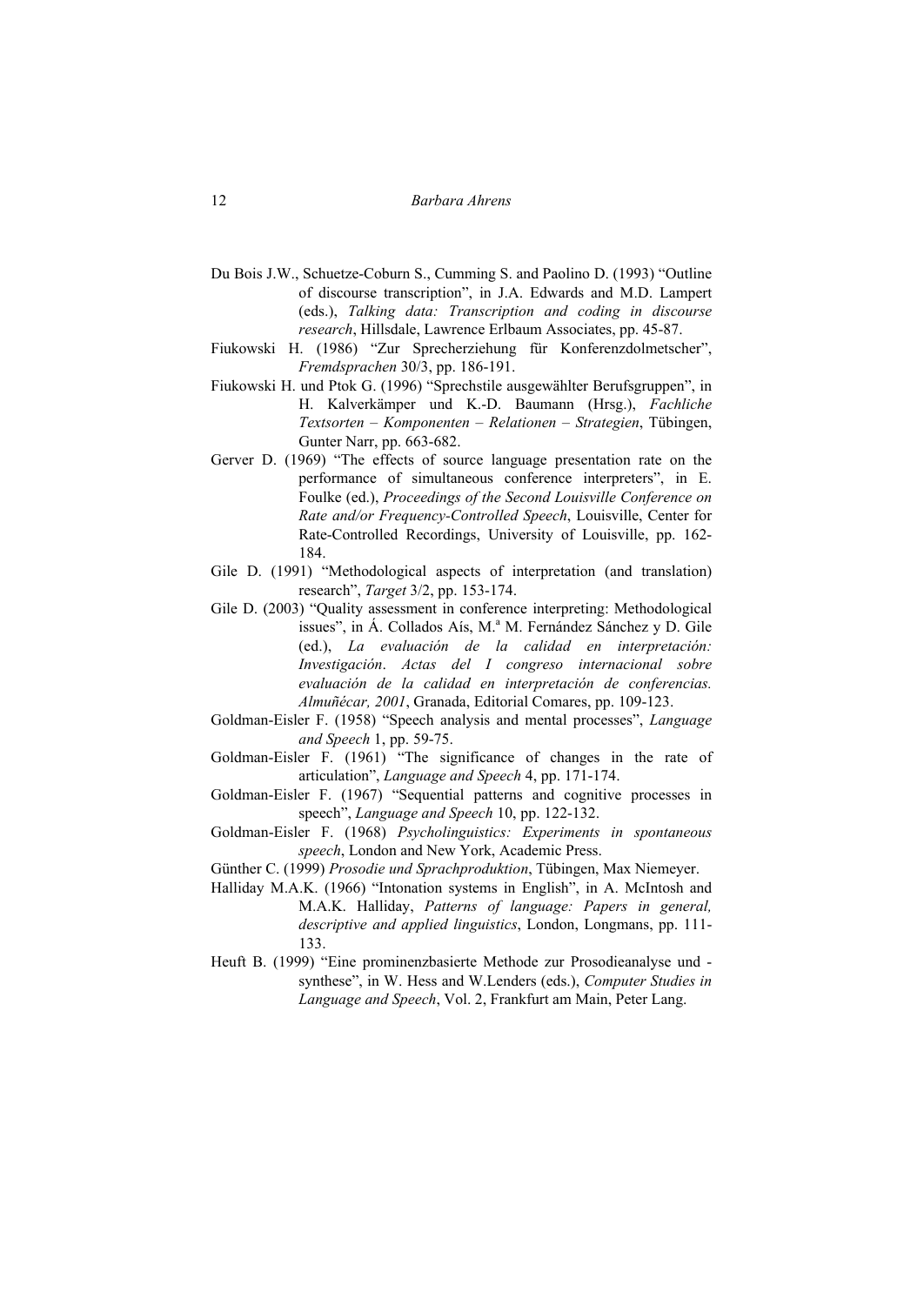Du Bois J.W., Schuetze-Coburn S., Cumming S. and Paolino D. (1993) "Outline of discourse transcription", in J.A. Edwards and M.D. Lampert (eds.), *Talking data: Transcription and coding in discourse research*, Hillsdale, Lawrence Erlbaum Associates, pp. 45-87.

Fiukowski H. (1986) "Zur Sprecherziehung für Konferenzdolmetscher", *Fremdsprachen* 30/3, pp. 186-191.

Fiukowski H. und Ptok G. (1996) "Sprechstile ausgewählter Berufsgruppen", in H. Kalverkämper und K.-D. Baumann (Hrsg.), *Fachliche Textsorten – Komponenten – Relationen – Strategien*, Tübingen, Gunter Narr, pp. 663-682.

Gerver D. (1969) "The effects of source language presentation rate on the performance of simultaneous conference interpreters", in E. Foulke (ed.), *Proceedings of the Second Louisville Conference on Rate and/or Frequency-Controlled Speech*, Louisville, Center for Rate-Controlled Recordings, University of Louisville, pp. 162-184.

Gile D. (1991) "Methodological aspects of interpretation (and translation) research", *Target* 3/2, pp. 153-174.

Gile D. (2003) "Quality assessment in conference interpreting: Methodological issues", in Á. Collados Aís, M.ª M. Fernández Sánchez y D. Gile (ed.), *La evaluación de la calidad en interpretación: Investigación. Actas del I congreso internacional sobre evaluación de la calidad en interpretación de conferencias. Almuñécar, 2001*, Granada, Editorial Comares, pp. 109-123.

Goldman-Eisler F. (1958) "Speech analysis and mental processes", *Language and Speech* 1, pp. 59-75.

Goldman-Eisler F. (1961) "The significance of changes in the rate of articulation", *Language and Speech* 4, pp. 171-174.

Goldman-Eisler F. (1967) "Sequential patterns and cognitive processes in speech", *Language and Speech* 10, pp. 122-132.

Goldman-Eisler F. (1968) *Psycholinguistics: Experiments in spontaneous speech*, London and New York, Academic Press.

Günther C. (1999) *Prosodie und Sprachproduktion*, Tübingen, Max Niemeyer.

Halliday M.A.K. (1966) "Intonation systems in English", in A. McIntosh and M.A.K. Halliday, *Patterns of language: Papers in general, descriptive and applied linguistics*, London, Longmans, pp. 111-133.

Heuft B. (1999) "Eine prominenzbasierte Methode zur Prosodieanalyse und -synthese", in W. Hess and W.Lenders (eds.), *Computer Studies in Language and Speech*, Vol. 2, Frankfurt am Main, Peter Lang.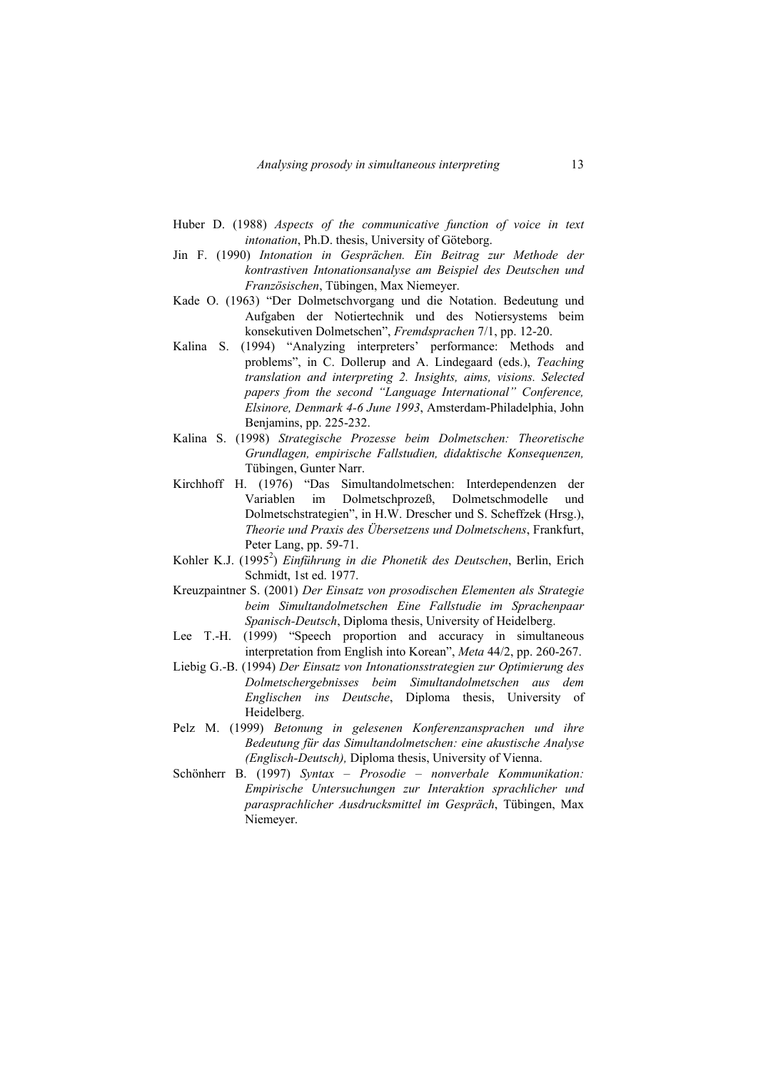Huber D. (1988) *Aspects of the communicative function of voice in text intonation*, Ph.D. thesis, University of Göteborg.

Jin F. (1990) *Intonation in Gesprächen. Ein Beitrag zur Methode der kontrastiven Intonationsanalyse am Beispiel des Deutschen und Französischen*, Tübingen, Max Niemeyer.

Kade O. (1963) "Der Dolmetschvorgang und die Notation. Bedeutung und Aufgaben der Notiertechnik und des Notiersystems beim konsekutiven Dolmetschen", *Fremdsprachen* 7/1, pp. 12-20.

Kalina S. (1994) "Analyzing interpreters' performance: Methods and problems", in C. Dollerup and A. Lindegaard (eds.), *Teaching translation and interpreting 2. Insights, aims, visions. Selected papers from the second "Language International" Conference, Elsinore, Denmark 4-6 June 1993*, Amsterdam-Philadelphia, John Benjamins, pp. 225-232.

Kalina S. (1998) *Strategische Prozesse beim Dolmetschen: Theoretische Grundlagen, empirische Fallstudien, didaktische Konsequenzen,* Tübingen, Gunter Narr.

Kirchhoff H. (1976) "Das Simultandolmetschen: Interdependenzen der Variablen im Dolmetschprozeß, Dolmetschmodelle und Dolmetschstrategien", in H.W. Drescher und S. Scheffzek (Hrsg.), *Theorie und Praxis des Übersetzens und Dolmetschens*, Frankfurt, Peter Lang, pp. 59-71.

Kohler K.J. (1995[2]) *Einführung in die Phonetik des Deutschen*, Berlin, Erich Schmidt, 1st ed. 1977.

Kreuzpaintner S. (2001) *Der Einsatz von prosodischen Elementen als Strategie beim Simultandolmetschen Eine Fallstudie im Sprachenpaar Spanisch-Deutsch*, Diploma thesis, University of Heidelberg.

Lee T.-H. (1999) "Speech proportion and accuracy in simultaneous interpretation from English into Korean", *Meta* 44/2, pp. 260-267.

Liebig G.-B. (1994) *Der Einsatz von Intonationsstrategien zur Optimierung des Dolmetschergebnisses beim Simultandolmetschen aus dem Englischen ins Deutsche*, Diploma thesis, University of Heidelberg.

Pelz M. (1999) *Betonung in gelesenen Konferenzansprachen und ihre Bedeutung für das Simultandolmetschen: eine akustische Analyse (Englisch-Deutsch),* Diploma thesis, University of Vienna.

Schönherr B. (1997) *Syntax – Prosodie – nonverbale Kommunikation: Empirische Untersuchungen zur Interaktion sprachlicher und parasprachlicher Ausdrucksmittel im Gespräch*, Tübingen, Max Niemeyer.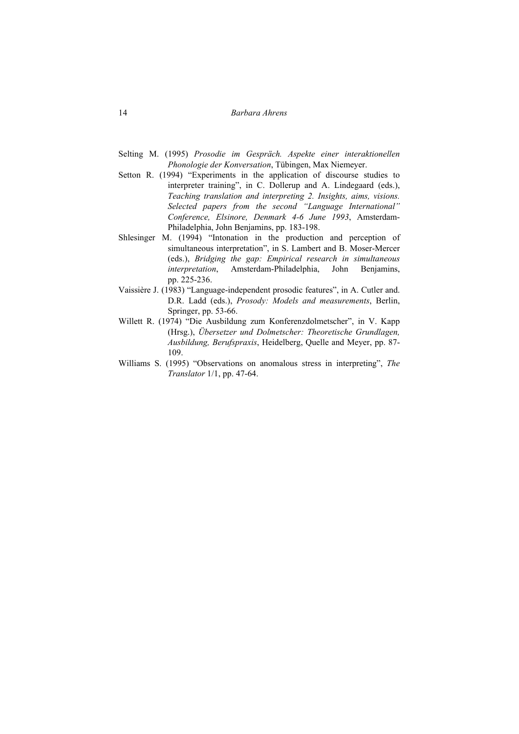Selting M. (1995) *Prosodie im Gespräch. Aspekte einer interaktionellen Phonologie der Konversation*, Tübingen, Max Niemeyer.

Setton R. (1994) "Experiments in the application of discourse studies to interpreter training", in C. Dollerup and A. Lindegaard (eds.), *Teaching translation and interpreting 2. Insights, aims, visions. Selected papers from the second "Language International" Conference, Elsinore, Denmark 4-6 June 1993*, Amsterdam-Philadelphia, John Benjamins, pp. 183-198.

Shlesinger M. (1994) "Intonation in the production and perception of simultaneous interpretation", in S. Lambert and B. Moser-Mercer (eds.), *Bridging the gap: Empirical research in simultaneous interpretation*, Amsterdam-Philadelphia, John Benjamins, pp. 225-236.

Vaissière J. (1983) "Language-independent prosodic features", in A. Cutler and. D.R. Ladd (eds.), *Prosody: Models and measurements*, Berlin, Springer, pp. 53-66.

Willett R. (1974) "Die Ausbildung zum Konferenzdolmetscher", in V. Kapp (Hrsg.), *Übersetzer und Dolmetscher: Theoretische Grundlagen, Ausbildung, Berufspraxis*, Heidelberg, Quelle and Meyer, pp. 87-109.

Williams S. (1995) "Observations on anomalous stress in interpreting", *The Translator* 1/1, pp. 47-64.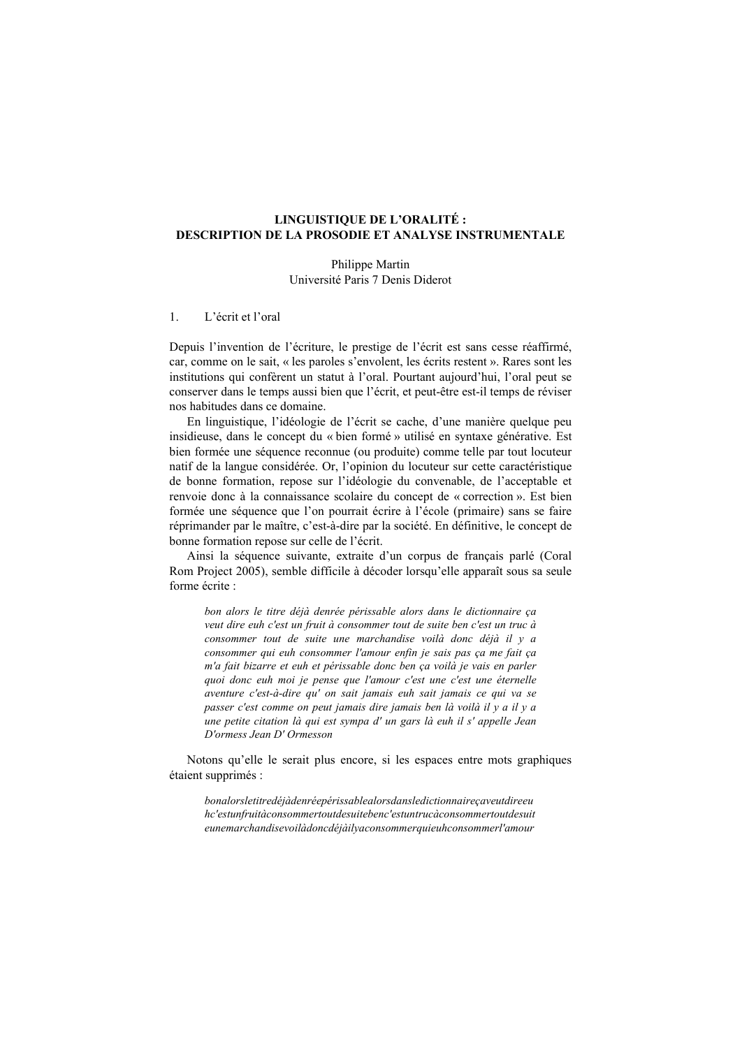# LINGUISTIQUE DE L'ORALITÉ : DESCRIPTION DE LA PROSODIE ET ANALYSE INSTRUMENTALE

Philippe Martin
Université Paris 7 Denis Diderot

## 1. L'écrit et l'oral

Depuis l'invention de l'écriture, le prestige de l'écrit est sans cesse réaffirmé, car, comme on le sait, « les paroles s'envolent, les écrits restent ». Rares sont les institutions qui confèrent un statut à l'oral. Pourtant aujourd'hui, l'oral peut se conserver dans le temps aussi bien que l'écrit, et peut-être est-il temps de réviser nos habitudes dans ce domaine.

En linguistique, l'idéologie de l'écrit se cache, d'une manière quelque peu insidieuse, dans le concept du « bien formé » utilisé en syntaxe générative. Est bien formée une séquence reconnue (ou produite) comme telle par tout locuteur natif de la langue considérée. Or, l'opinion du locuteur sur cette caractéristique de bonne formation, repose sur l'idéologie du convenable, de l'acceptable et renvoie donc à la connaissance scolaire du concept de « correction ». Est bien formée une séquence que l'on pourrait écrire à l'école (primaire) sans se faire réprimander par le maître, c'est-à-dire par la société. En définitive, le concept de bonne formation repose sur celle de l'écrit.

Ainsi la séquence suivante, extraite d'un corpus de français parlé (Coral Rom Project 2005), semble difficile à décoder lorsqu'elle apparaît sous sa seule forme écrite :

> *bon alors le titre déjà denrée périssable alors dans le dictionnaire ça veut dire euh c'est un fruit à consommer tout de suite ben c'est un truc à consommer tout de suite une marchandise voilà donc déjà il y a consommer qui euh consommer l'amour enfin je sais pas ça me fait ça m'a fait bizarre et euh et périssable donc ben ça voilà je vais en parler quoi donc euh moi je pense que l'amour c'est une c'est une éternelle aventure c'est-à-dire qu' on sait jamais euh sait jamais ce qui va se passer c'est comme on peut jamais dire jamais ben là voilà il y a il y a une petite citation là qui est sympa d' un gars là euh il s' appelle Jean D'ormess Jean D' Ormesson*

Notons qu'elle le serait plus encore, si les espaces entre mots graphiques étaient supprimés :

> *bonalorsletitredéjàdenréepérissablealorsdansledictionnaireçaveutdireeu hc'estunfruitàconsommertoutdesuitebenc'estuntrucàconsommertoutdesuit eunemarchandisevoilàdoncdéjàilyaconsommerquieuhconsommerl'amour*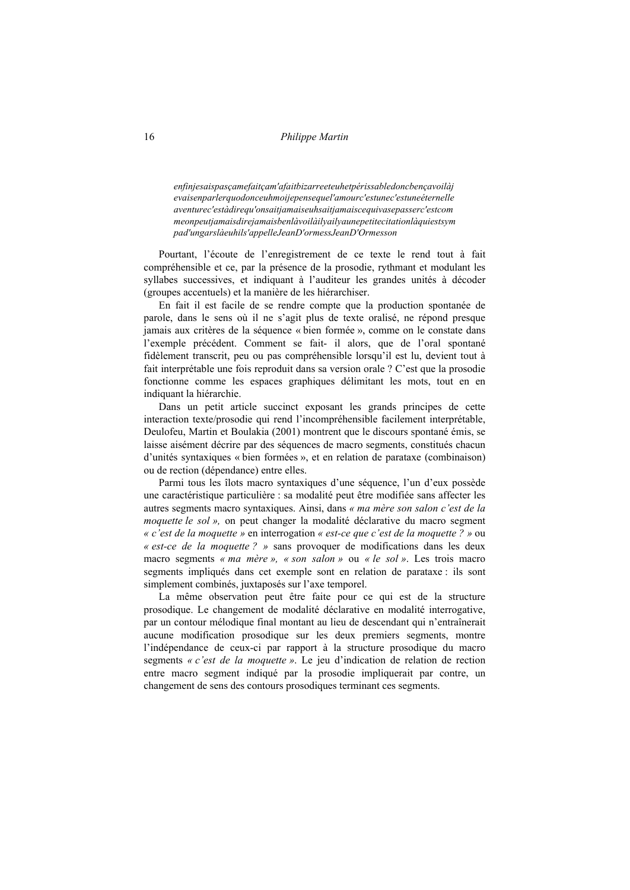*enfinjesaispasçamefaitçam'afaitbizarreeteuhetpérissabledoncbençavoilàj evaisenparlerquodonceuhmoijepensequel'amourc'estunec'estuneéternelle aventurec'estàdirequ'onsaitjamaiseuhsaitjamaiscequivasepasserc'estcom meonpeutjamaisdirejamaisbenlàvoilàilyailyaunepetitecitationlàquiestsym pad'ungarslàeuhils'appelleJeanD'ormessJeanD'Ormesson*

Pourtant, l'écoute de l'enregistrement de ce texte le rend tout à fait compréhensible et ce, par la présence de la prosodie, rythmant et modulant les syllabes successives, et indiquant à l'auditeur les grandes unités à décoder (groupes accentuels) et la manière de les hiérarchiser.

En fait il est facile de se rendre compte que la production spontanée de parole, dans le sens où il ne s'agit plus de texte oralisé, ne répond presque jamais aux critères de la séquence « bien formée », comme on le constate dans l'exemple précédent. Comment se fait- il alors, que de l'oral spontané fidèlement transcrit, peu ou pas compréhensible lorsqu'il est lu, devient tout à fait interprétable une fois reproduit dans sa version orale ? C'est que la prosodie fonctionne comme les espaces graphiques délimitant les mots, tout en en indiquant la hiérarchie.

Dans un petit article succinct exposant les grands principes de cette interaction texte/prosodie qui rend l'incompréhensible facilement interprétable, Deulofeu, Martin et Boulakia (2001) montrent que le discours spontané émis, se laisse aisément décrire par des séquences de macro segments, constitués chacun d'unités syntaxiques « bien formées », et en relation de parataxe (combinaison) ou de rection (dépendance) entre elles.

Parmi tous les îlots macro syntaxiques d'une séquence, l'un d'eux possède une caractéristique particulière : sa modalité peut être modifiée sans affecter les autres segments macro syntaxiques. Ainsi, dans *« ma mère son salon c'est de la moquette le sol »,* on peut changer la modalité déclarative du macro segment *« c'est de la moquette »* en interrogation *« est-ce que c'est de la moquette ? »* ou *« est-ce de la moquette ? »* sans provoquer de modifications dans les deux macro segments *« ma mère », « son salon »* ou *« le sol »*. Les trois macro segments impliqués dans cet exemple sont en relation de parataxe : ils sont simplement combinés, juxtaposés sur l'axe temporel.

La même observation peut être faite pour ce qui est de la structure prosodique. Le changement de modalité déclarative en modalité interrogative, par un contour mélodique final montant au lieu de descendant qui n'entraînerait aucune modification prosodique sur les deux premiers segments, montre l'indépendance de ceux-ci par rapport à la structure prosodique du macro segments *« c'est de la moquette »*. Le jeu d'indication de relation de rection entre macro segment indiqué par la prosodie impliquerait par contre, un changement de sens des contours prosodiques terminant ces segments.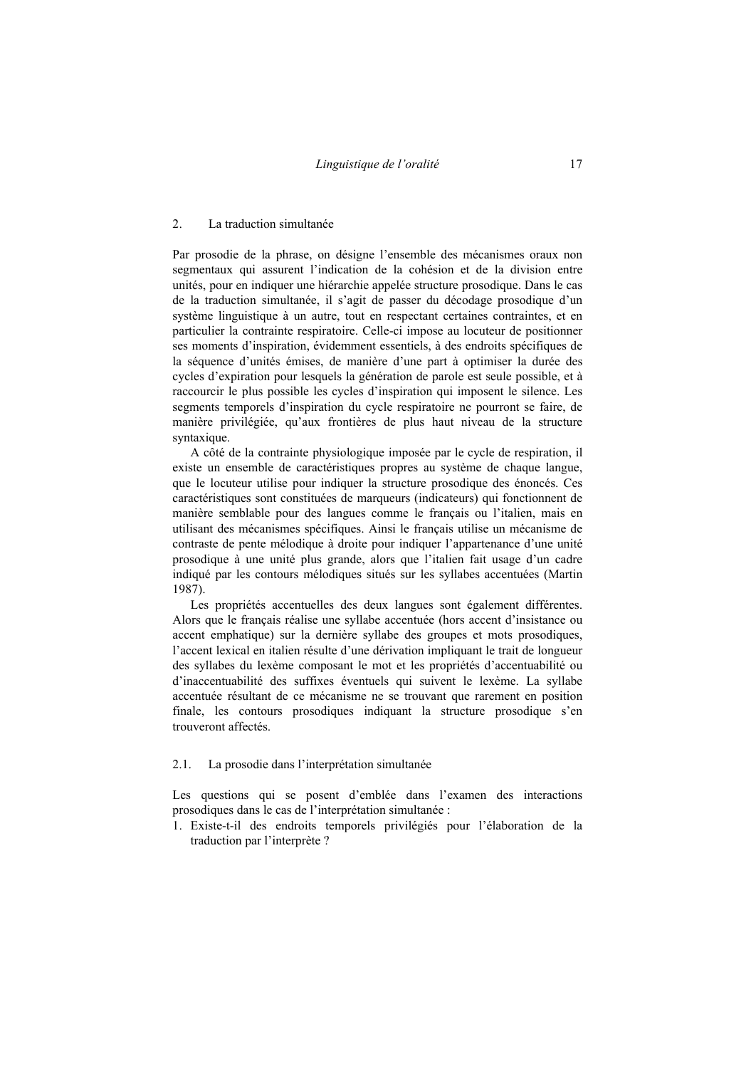## 2. La traduction simultanée

Par prosodie de la phrase, on désigne l'ensemble des mécanismes oraux non segmentaux qui assurent l'indication de la cohésion et de la division entre unités, pour en indiquer une hiérarchie appelée structure prosodique. Dans le cas de la traduction simultanée, il s'agit de passer du décodage prosodique d'un système linguistique à un autre, tout en respectant certaines contraintes, et en particulier la contrainte respiratoire. Celle-ci impose au locuteur de positionner ses moments d'inspiration, évidemment essentiels, à des endroits spécifiques de la séquence d'unités émises, de manière d'une part à optimiser la durée des cycles d'expiration pour lesquels la génération de parole est seule possible, et à raccourcir le plus possible les cycles d'inspiration qui imposent le silence. Les segments temporels d'inspiration du cycle respiratoire ne pourront se faire, de manière privilégiée, qu'aux frontières de plus haut niveau de la structure syntaxique.

A côté de la contrainte physiologique imposée par le cycle de respiration, il existe un ensemble de caractéristiques propres au système de chaque langue, que le locuteur utilise pour indiquer la structure prosodique des énoncés. Ces caractéristiques sont constituées de marqueurs (indicateurs) qui fonctionnent de manière semblable pour des langues comme le français ou l'italien, mais en utilisant des mécanismes spécifiques. Ainsi le français utilise un mécanisme de contraste de pente mélodique à droite pour indiquer l'appartenance d'une unité prosodique à une unité plus grande, alors que l'italien fait usage d'un cadre indiqué par les contours mélodiques situés sur les syllabes accentuées (Martin 1987).

Les propriétés accentuelles des deux langues sont également différentes. Alors que le français réalise une syllabe accentuée (hors accent d'insistance ou accent emphatique) sur la dernière syllabe des groupes et mots prosodiques, l'accent lexical en italien résulte d'une dérivation impliquant le trait de longueur des syllabes du lexème composant le mot et les propriétés d'accentuabilité ou d'inaccentuabilité des suffixes éventuels qui suivent le lexème. La syllabe accentuée résultant de ce mécanisme ne se trouvant que rarement en position finale, les contours prosodiques indiquant la structure prosodique s'en trouveront affectés.

### 2.1. La prosodie dans l'interprétation simultanée

Les questions qui se posent d'emblée dans l'examen des interactions prosodiques dans le cas de l'interprétation simultanée :

1. Existe-t-il des endroits temporels privilégiés pour l'élaboration de la traduction par l'interprète ?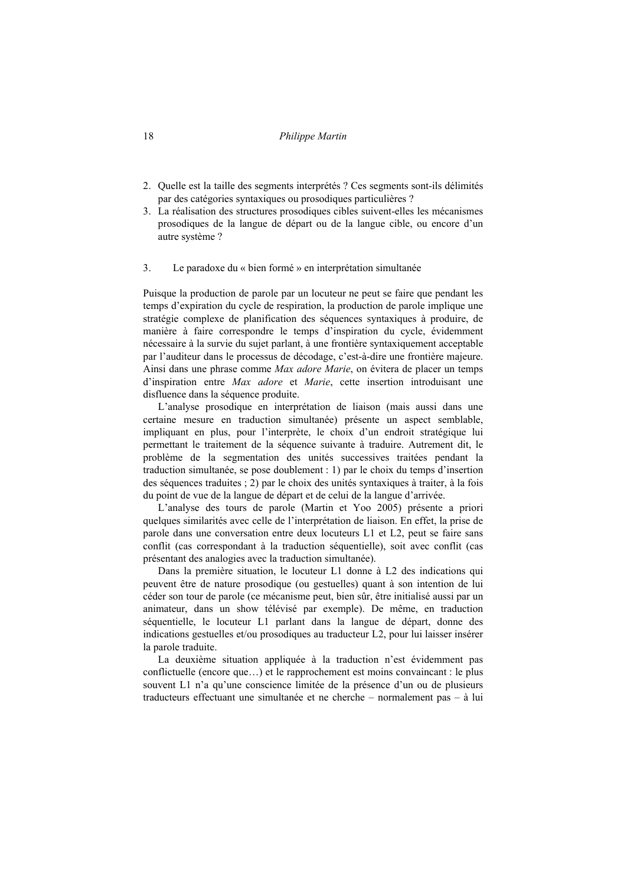2. Quelle est la taille des segments interprétés ? Ces segments sont-ils délimités par des catégories syntaxiques ou prosodiques particulières ?
3. La réalisation des structures prosodiques cibles suivent-elles les mécanismes prosodiques de la langue de départ ou de la langue cible, ou encore d'un autre système ?

## 3. Le paradoxe du « bien formé » en interprétation simultanée

Puisque la production de parole par un locuteur ne peut se faire que pendant les temps d'expiration du cycle de respiration, la production de parole implique une stratégie complexe de planification des séquences syntaxiques à produire, de manière à faire correspondre le temps d'inspiration du cycle, évidemment nécessaire à la survie du sujet parlant, à une frontière syntaxiquement acceptable par l'auditeur dans le processus de décodage, c'est-à-dire une frontière majeure. Ainsi dans une phrase comme *Max adore Marie*, on évitera de placer un temps d'inspiration entre *Max adore* et *Marie*, cette insertion introduisant une disfluence dans la séquence produite.

L'analyse prosodique en interprétation de liaison (mais aussi dans une certaine mesure en traduction simultanée) présente un aspect semblable, impliquant en plus, pour l'interprète, le choix d'un endroit stratégique lui permettant le traitement de la séquence suivante à traduire. Autrement dit, le problème de la segmentation des unités successives traitées pendant la traduction simultanée, se pose doublement : 1) par le choix du temps d'insertion des séquences traduites ; 2) par le choix des unités syntaxiques à traiter, à la fois du point de vue de la langue de départ et de celui de la langue d'arrivée.

L'analyse des tours de parole (Martin et Yoo 2005) présente a priori quelques similarités avec celle de l'interprétation de liaison. En effet, la prise de parole dans une conversation entre deux locuteurs L1 et L2, peut se faire sans conflit (cas correspondant à la traduction séquentielle), soit avec conflit (cas présentant des analogies avec la traduction simultanée).

Dans la première situation, le locuteur L1 donne à L2 des indications qui peuvent être de nature prosodique (ou gestuelles) quant à son intention de lui céder son tour de parole (ce mécanisme peut, bien sûr, être initialisé aussi par un animateur, dans un show télévisé par exemple). De même, en traduction séquentielle, le locuteur L1 parlant dans la langue de départ, donne des indications gestuelles et/ou prosodiques au traducteur L2, pour lui laisser insérer la parole traduite.

La deuxième situation appliquée à la traduction n'est évidemment pas conflictuelle (encore que…) et le rapprochement est moins convaincant : le plus souvent L1 n'a qu'une conscience limitée de la présence d'un ou de plusieurs traducteurs effectuant une simultanée et ne cherche – normalement pas – à lui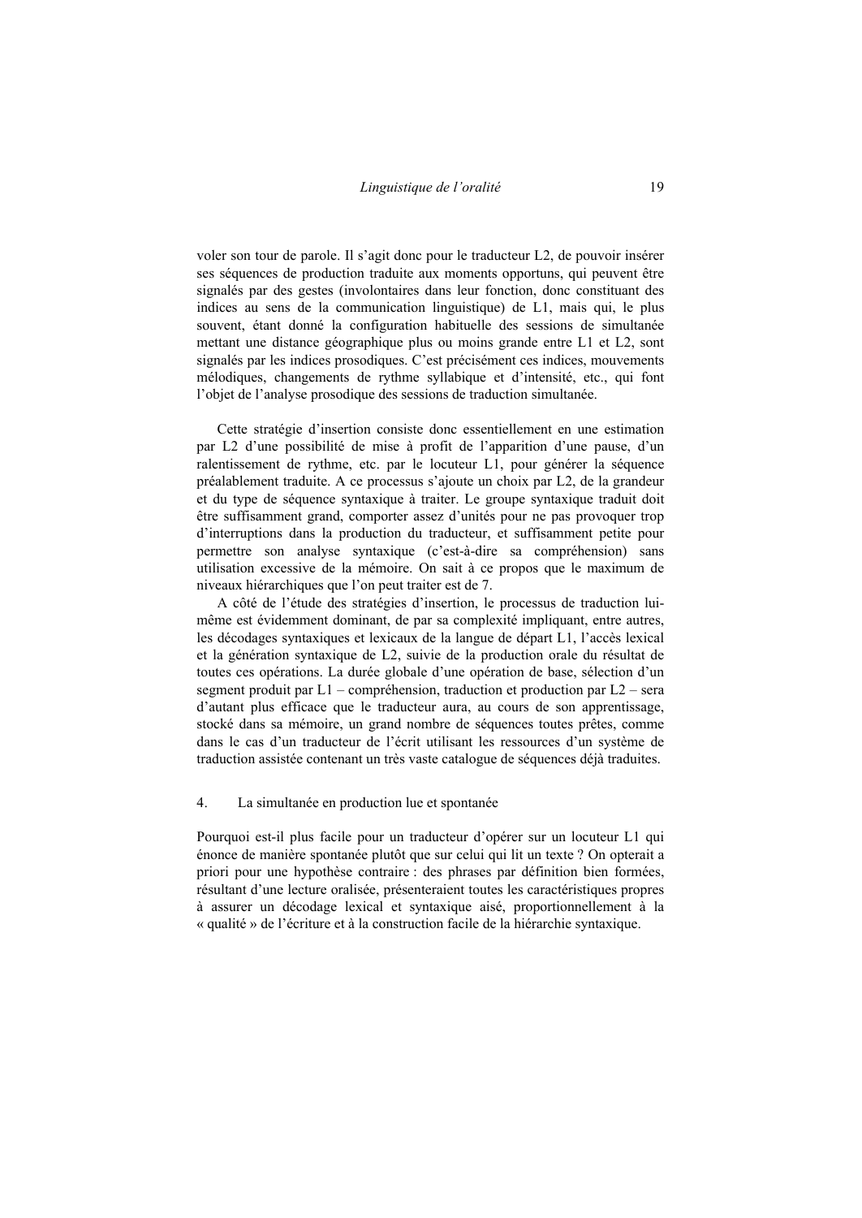voler son tour de parole. Il s'agit donc pour le traducteur L2, de pouvoir insérer ses séquences de production traduite aux moments opportuns, qui peuvent être signalés par des gestes (involontaires dans leur fonction, donc constituant des indices au sens de la communication linguistique) de L1, mais qui, le plus souvent, étant donné la configuration habituelle des sessions de simultanée mettant une distance géographique plus ou moins grande entre L1 et L2, sont signalés par les indices prosodiques. C'est précisément ces indices, mouvements mélodiques, changements de rythme syllabique et d'intensité, etc., qui font l'objet de l'analyse prosodique des sessions de traduction simultanée.

Cette stratégie d'insertion consiste donc essentiellement en une estimation par L2 d'une possibilité de mise à profit de l'apparition d'une pause, d'un ralentissement de rythme, etc. par le locuteur L1, pour générer la séquence préalablement traduite. A ce processus s'ajoute un choix par L2, de la grandeur et du type de séquence syntaxique à traiter. Le groupe syntaxique traduit doit être suffisamment grand, comporter assez d'unités pour ne pas provoquer trop d'interruptions dans la production du traducteur, et suffisamment petite pour permettre son analyse syntaxique (c'est-à-dire sa compréhension) sans utilisation excessive de la mémoire. On sait à ce propos que le maximum de niveaux hiérarchiques que l'on peut traiter est de 7.

A côté de l'étude des stratégies d'insertion, le processus de traduction lui-même est évidemment dominant, de par sa complexité impliquant, entre autres, les décodages syntaxiques et lexicaux de la langue de départ L1, l'accès lexical et la génération syntaxique de L2, suivie de la production orale du résultat de toutes ces opérations. La durée globale d'une opération de base, sélection d'un segment produit par L1 – compréhension, traduction et production par L2 – sera d'autant plus efficace que le traducteur aura, au cours de son apprentissage, stocké dans sa mémoire, un grand nombre de séquences toutes prêtes, comme dans le cas d'un traducteur de l'écrit utilisant les ressources d'un système de traduction assistée contenant un très vaste catalogue de séquences déjà traduites.

## 4. La simultanée en production lue et spontanée

Pourquoi est-il plus facile pour un traducteur d'opérer sur un locuteur L1 qui énonce de manière spontanée plutôt que sur celui qui lit un texte ? On opterait a priori pour une hypothèse contraire : des phrases par définition bien formées, résultant d'une lecture oralisée, présenteraient toutes les caractéristiques propres à assurer un décodage lexical et syntaxique aisé, proportionnellement à la « qualité » de l'écriture et à la construction facile de la hiérarchie syntaxique.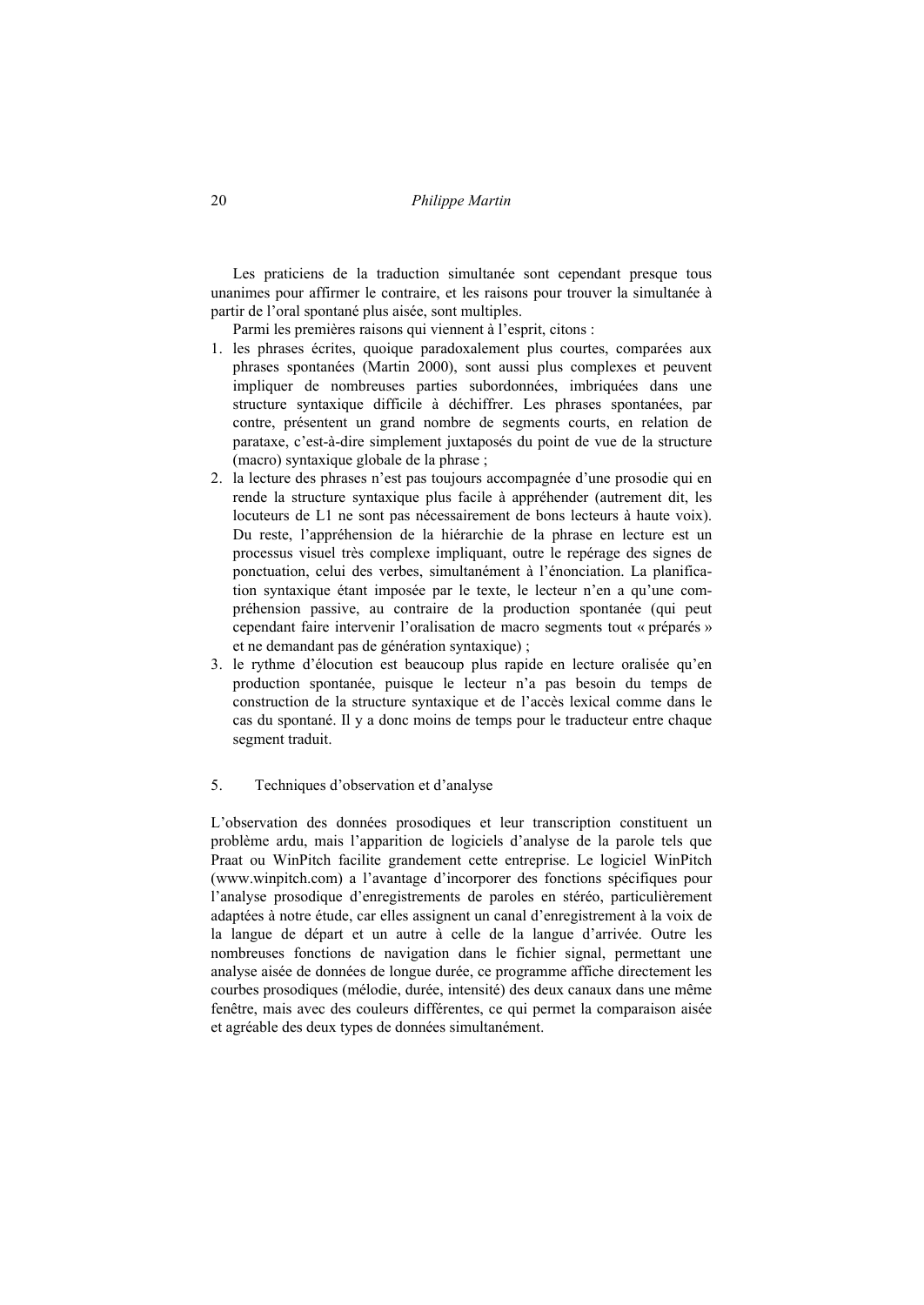Les praticiens de la traduction simultanée sont cependant presque tous unanimes pour affirmer le contraire, et les raisons pour trouver la simultanée à partir de l'oral spontané plus aisée, sont multiples.

Parmi les premières raisons qui viennent à l'esprit, citons :

1. les phrases écrites, quoique paradoxalement plus courtes, comparées aux phrases spontanées (Martin 2000), sont aussi plus complexes et peuvent impliquer de nombreuses parties subordonnées, imbriquées dans une structure syntaxique difficile à déchiffrer. Les phrases spontanées, par contre, présentent un grand nombre de segments courts, en relation de parataxe, c'est-à-dire simplement juxtaposés du point de vue de la structure (macro) syntaxique globale de la phrase ;
2. la lecture des phrases n'est pas toujours accompagnée d'une prosodie qui en rende la structure syntaxique plus facile à appréhender (autrement dit, les locuteurs de L1 ne sont pas nécessairement de bons lecteurs à haute voix). Du reste, l'appréhension de la hiérarchie de la phrase en lecture est un processus visuel très complexe impliquant, outre le repérage des signes de ponctuation, celui des verbes, simultanément à l'énonciation. La planification syntaxique étant imposée par le texte, le lecteur n'en a qu'une compréhension passive, au contraire de la production spontanée (qui peut cependant faire intervenir l'oralisation de macro segments tout « préparés » et ne demandant pas de génération syntaxique) ;
3. le rythme d'élocution est beaucoup plus rapide en lecture oralisée qu'en production spontanée, puisque le lecteur n'a pas besoin du temps de construction de la structure syntaxique et de l'accès lexical comme dans le cas du spontané. Il y a donc moins de temps pour le traducteur entre chaque segment traduit.

## 5. Techniques d'observation et d'analyse

L'observation des données prosodiques et leur transcription constituent un problème ardu, mais l'apparition de logiciels d'analyse de la parole tels que Praat ou WinPitch facilite grandement cette entreprise. Le logiciel WinPitch (www.winpitch.com) a l'avantage d'incorporer des fonctions spécifiques pour l'analyse prosodique d'enregistrements de paroles en stéréo, particulièrement adaptées à notre étude, car elles assignent un canal d'enregistrement à la voix de la langue de départ et un autre à celle de la langue d'arrivée. Outre les nombreuses fonctions de navigation dans le fichier signal, permettant une analyse aisée de données de longue durée, ce programme affiche directement les courbes prosodiques (mélodie, durée, intensité) des deux canaux dans une même fenêtre, mais avec des couleurs différentes, ce qui permet la comparaison aisée et agréable des deux types de données simultanément.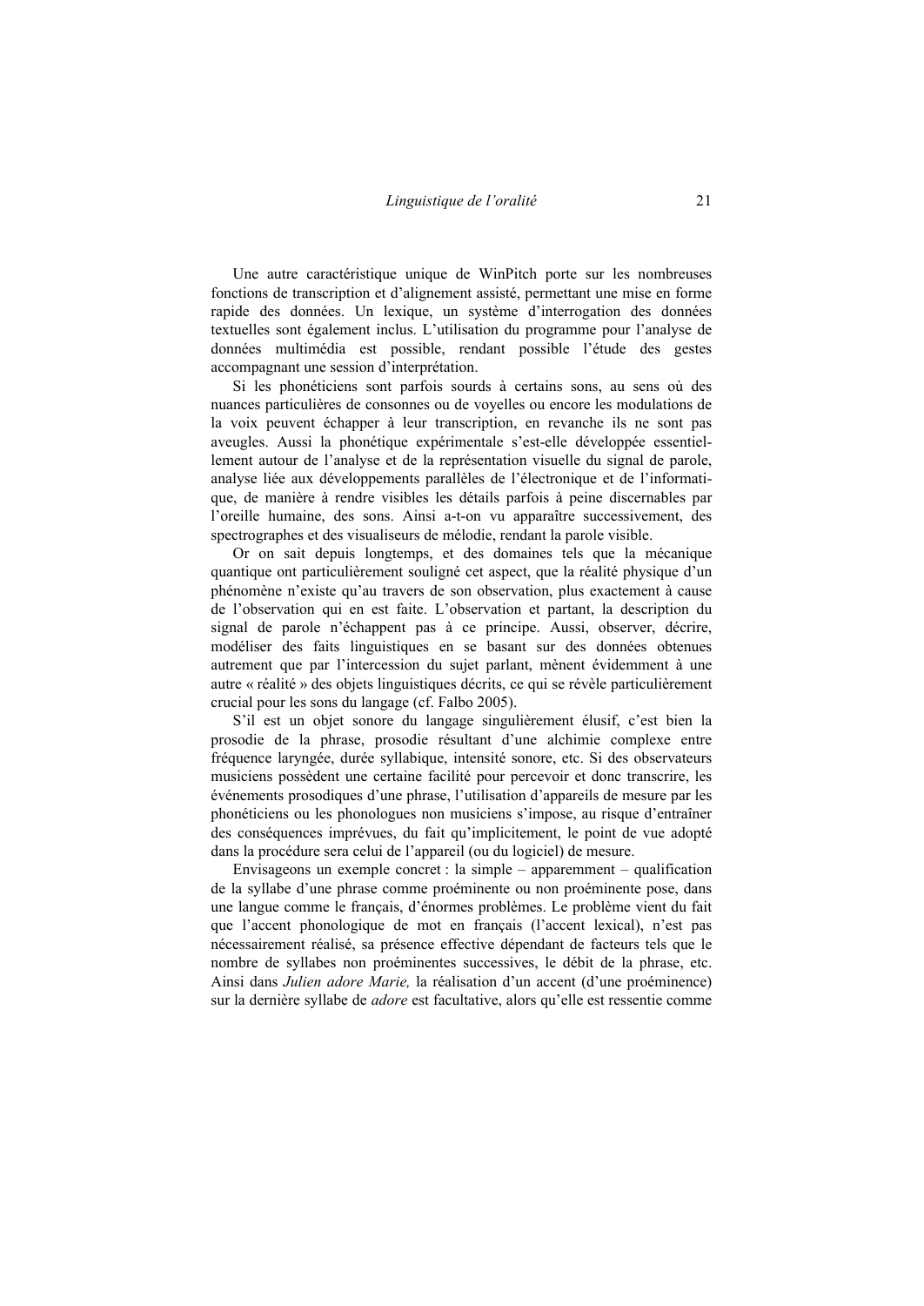Une autre caractéristique unique de WinPitch porte sur les nombreuses fonctions de transcription et d'alignement assisté, permettant une mise en forme rapide des données. Un lexique, un système d'interrogation des données textuelles sont également inclus. L'utilisation du programme pour l'analyse de données multimédia est possible, rendant possible l'étude des gestes accompagnant une session d'interprétation.

Si les phonéticiens sont parfois sourds à certains sons, au sens où des nuances particulières de consonnes ou de voyelles ou encore les modulations de la voix peuvent échapper à leur transcription, en revanche ils ne sont pas aveugles. Aussi la phonétique expérimentale s'est-elle développée essentiellement autour de l'analyse et de la représentation visuelle du signal de parole, analyse liée aux développements parallèles de l'électronique et de l'informatique, de manière à rendre visibles les détails parfois à peine discernables par l'oreille humaine, des sons. Ainsi a-t-on vu apparaître successivement, des spectrographes et des visualiseurs de mélodie, rendant la parole visible.

Or on sait depuis longtemps, et des domaines tels que la mécanique quantique ont particulièrement souligné cet aspect, que la réalité physique d'un phénomène n'existe qu'au travers de son observation, plus exactement à cause de l'observation qui en est faite. L'observation et partant, la description du signal de parole n'échappent pas à ce principe. Aussi, observer, décrire, modéliser des faits linguistiques en se basant sur des données obtenues autrement que par l'intercession du sujet parlant, mènent évidemment à une autre « réalité » des objets linguistiques décrits, ce qui se révèle particulièrement crucial pour les sons du langage (cf. Falbo 2005).

S'il est un objet sonore du langage singulièrement élusif, c'est bien la prosodie de la phrase, prosodie résultant d'une alchimie complexe entre fréquence laryngée, durée syllabique, intensité sonore, etc. Si des observateurs musiciens possèdent une certaine facilité pour percevoir et donc transcrire, les événements prosodiques d'une phrase, l'utilisation d'appareils de mesure par les phonéticiens ou les phonologues non musiciens s'impose, au risque d'entraîner des conséquences imprévues, du fait qu'implicitement, le point de vue adopté dans la procédure sera celui de l'appareil (ou du logiciel) de mesure.

Envisageons un exemple concret : la simple – apparemment – qualification de la syllabe d'une phrase comme proéminente ou non proéminente pose, dans une langue comme le français, d'énormes problèmes. Le problème vient du fait que l'accent phonologique de mot en français (l'accent lexical), n'est pas nécessairement réalisé, sa présence effective dépendant de facteurs tels que le nombre de syllabes non proéminentes successives, le débit de la phrase, etc. Ainsi dans *Julien adore Marie,* la réalisation d'un accent (d'une proéminence) sur la dernière syllabe de *adore* est facultative, alors qu'elle est ressentie comme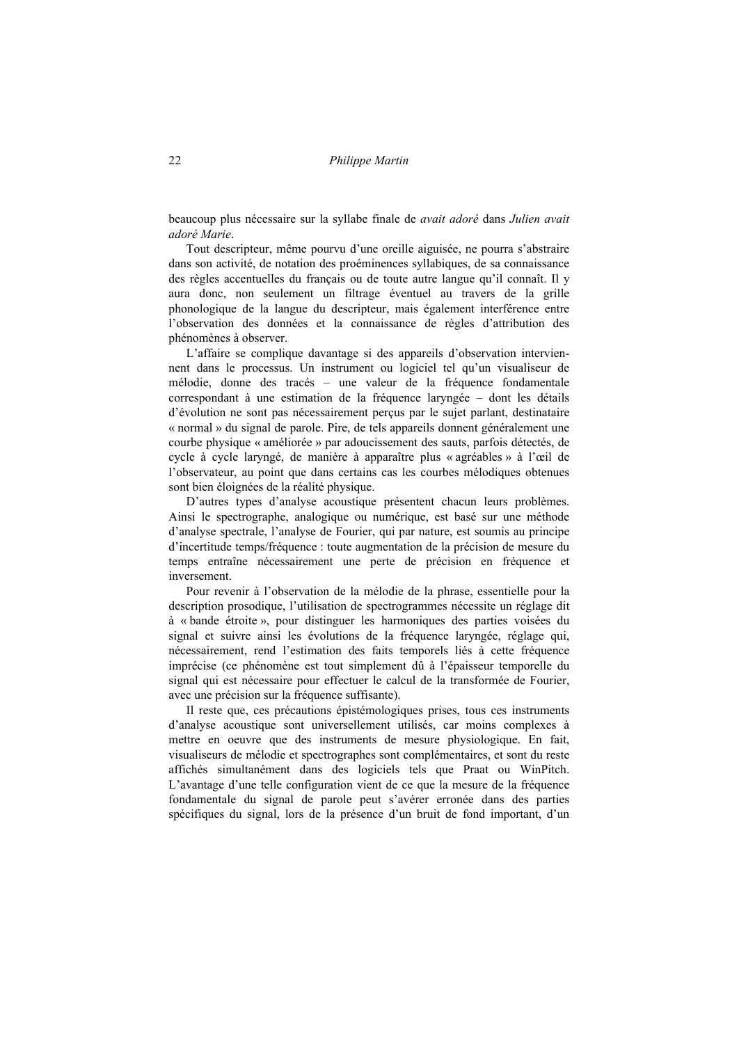beaucoup plus nécessaire sur la syllabe finale de *avait adoré* dans *Julien avait adoré Marie*.

Tout descripteur, même pourvu d'une oreille aiguisée, ne pourra s'abstraire dans son activité, de notation des proéminences syllabiques, de sa connaissance des règles accentuelles du français ou de toute autre langue qu'il connaît. Il y aura donc, non seulement un filtrage éventuel au travers de la grille phonologique de la langue du descripteur, mais également interférence entre l'observation des données et la connaissance de règles d'attribution des phénomènes à observer.

L'affaire se complique davantage si des appareils d'observation interviennent dans le processus. Un instrument ou logiciel tel qu'un visualiseur de mélodie, donne des tracés – une valeur de la fréquence fondamentale correspondant à une estimation de la fréquence laryngée – dont les détails d'évolution ne sont pas nécessairement perçus par le sujet parlant, destinataire « normal » du signal de parole. Pire, de tels appareils donnent généralement une courbe physique « améliorée » par adoucissement des sauts, parfois détectés, de cycle à cycle laryngé, de manière à apparaître plus « agréables » à l'œil de l'observateur, au point que dans certains cas les courbes mélodiques obtenues sont bien éloignées de la réalité physique.

D'autres types d'analyse acoustique présentent chacun leurs problèmes. Ainsi le spectrographe, analogique ou numérique, est basé sur une méthode d'analyse spectrale, l'analyse de Fourier, qui par nature, est soumis au principe d'incertitude temps/fréquence : toute augmentation de la précision de mesure du temps entraîne nécessairement une perte de précision en fréquence et inversement.

Pour revenir à l'observation de la mélodie de la phrase, essentielle pour la description prosodique, l'utilisation de spectrogrammes nécessite un réglage dit à « bande étroite », pour distinguer les harmoniques des parties voisées du signal et suivre ainsi les évolutions de la fréquence laryngée, réglage qui, nécessairement, rend l'estimation des faits temporels liés à cette fréquence imprécise (ce phénomène est tout simplement dû à l'épaisseur temporelle du signal qui est nécessaire pour effectuer le calcul de la transformée de Fourier, avec une précision sur la fréquence suffisante).

Il reste que, ces précautions épistémologiques prises, tous ces instruments d'analyse acoustique sont universellement utilisés, car moins complexes à mettre en oeuvre que des instruments de mesure physiologique. En fait, visualiseurs de mélodie et spectrographes sont complémentaires, et sont du reste affichés simultanément dans des logiciels tels que Praat ou WinPitch. L'avantage d'une telle configuration vient de ce que la mesure de la fréquence fondamentale du signal de parole peut s'avérer erronée dans des parties spécifiques du signal, lors de la présence d'un bruit de fond important, d'un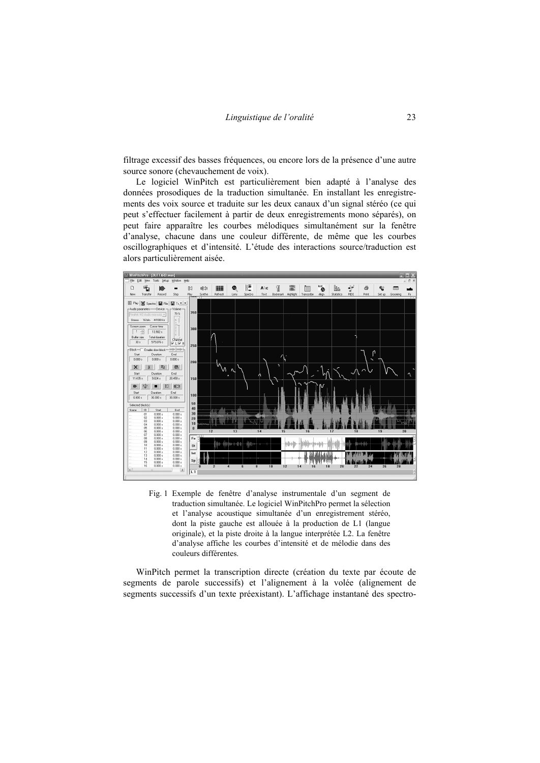filtrage excessif des basses fréquences, ou encore lors de la présence d'une autre source sonore (chevauchement de voix).

Le logiciel WinPitch est particulièrement bien adapté à l'analyse des données prosodiques de la traduction simultanée. En installant les enregistrements des voix source et traduite sur les deux canaux d'un signal stéréo (ce qui peut s'effectuer facilement à partir de deux enregistrements mono séparés), on peut faire apparaître les courbes mélodiques simultanément sur la fenêtre d'analyse, chacune dans une couleur différente, de même que les courbes oscillographiques et d'intensité. L'étude des interactions source/traduction est alors particulièrement aisée.

Fig. 1 Exemple de fenêtre d'analyse instrumentale d'un segment de traduction simultanée. Le logiciel WinPitchPro permet la sélection et l'analyse acoustique simultanée d'un enregistrement stéréo, dont la piste gauche est allouée à la production de L1 (langue originale), et la piste droite à la langue interprétée L2. La fenêtre d'analyse affiche les courbes d'intensité et de mélodie dans des couleurs différentes.

WinPitch permet la transcription directe (création du texte par écoute de segments de parole successifs) et l'alignement à la volée (alignement de segments successifs d'un texte préexistant). L'affichage instantané des spectro-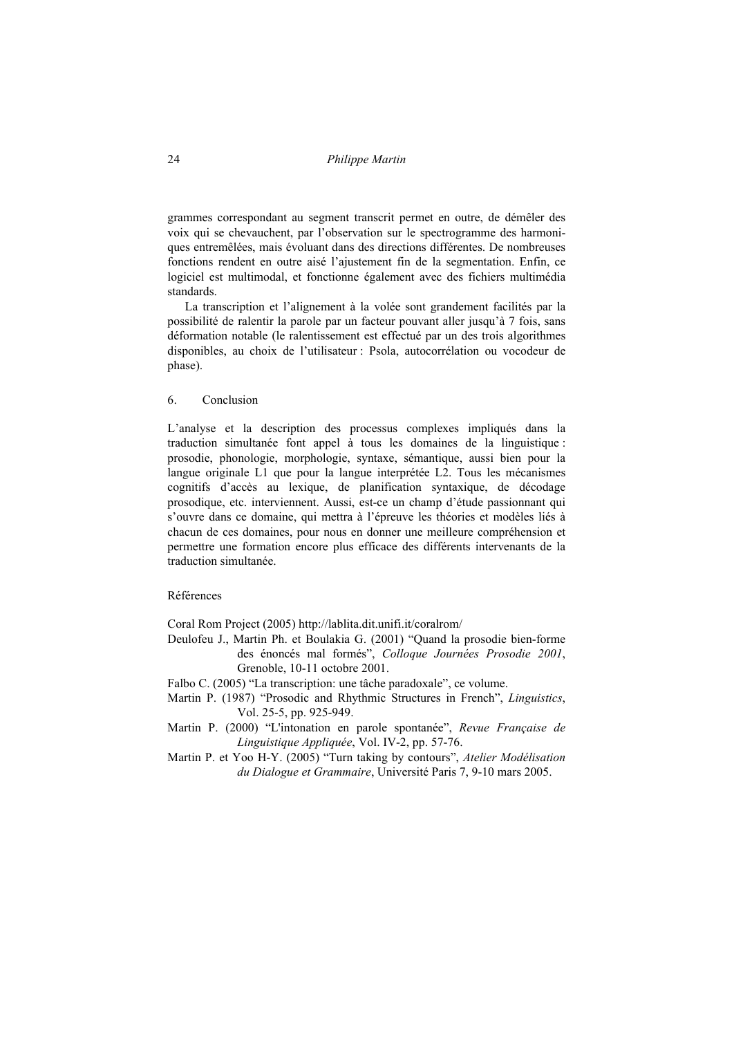grammes correspondant au segment transcrit permet en outre, de démêler des voix qui se chevauchent, par l'observation sur le spectrogramme des harmoniques entremêlées, mais évoluant dans des directions différentes. De nombreuses fonctions rendent en outre aisé l'ajustement fin de la segmentation. Enfin, ce logiciel est multimodal, et fonctionne également avec des fichiers multimédia standards.

La transcription et l'alignement à la volée sont grandement facilités par la possibilité de ralentir la parole par un facteur pouvant aller jusqu'à 7 fois, sans déformation notable (le ralentissement est effectué par un des trois algorithmes disponibles, au choix de l'utilisateur : Psola, autocorrélation ou vocodeur de phase).

## 6. Conclusion

L'analyse et la description des processus complexes impliqués dans la traduction simultanée font appel à tous les domaines de la linguistique : prosodie, phonologie, morphologie, syntaxe, sémantique, aussi bien pour la langue originale L1 que pour la langue interprétée L2. Tous les mécanismes cognitifs d'accès au lexique, de planification syntaxique, de décodage prosodique, etc. interviennent. Aussi, est-ce un champ d'étude passionnant qui s'ouvre dans ce domaine, qui mettra à l'épreuve les théories et modèles liés à chacun de ces domaines, pour nous en donner une meilleure compréhension et permettre une formation encore plus efficace des différents intervenants de la traduction simultanée.

## Références

Coral Rom Project (2005) http://lablita.dit.unifi.it/coralrom/

Deulofeu J., Martin Ph. et Boulakia G. (2001) "Quand la prosodie bien-forme des énoncés mal formés", *Colloque Journées Prosodie 2001*, Grenoble, 10-11 octobre 2001.

Falbo C. (2005) "La transcription: une tâche paradoxale", ce volume.

Martin P. (1987) "Prosodic and Rhythmic Structures in French", *Linguistics*, Vol. 25-5, pp. 925-949.

Martin P. (2000) "L'intonation en parole spontanée", *Revue Française de Linguistique Appliquée*, Vol. IV-2, pp. 57-76.

Martin P. et Yoo H-Y. (2005) "Turn taking by contours", *Atelier Modélisation du Dialogue et Grammaire*, Université Paris 7, 9-10 mars 2005.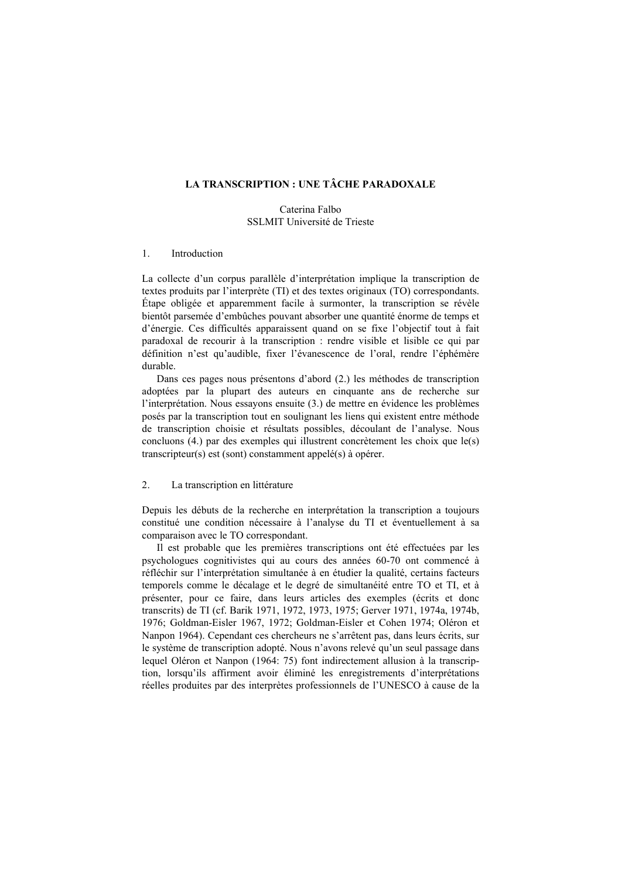# LA TRANSCRIPTION : UNE TÂCHE PARADOXALE

Caterina Falbo
SSLMIT Université de Trieste

## 1. Introduction

La collecte d'un corpus parallèle d'interprétation implique la transcription de textes produits par l'interprète (TI) et des textes originaux (TO) correspondants. Étape obligée et apparemment facile à surmonter, la transcription se révèle bientôt parsemée d'embûches pouvant absorber une quantité énorme de temps et d'énergie. Ces difficultés apparaissent quand on se fixe l'objectif tout à fait paradoxal de recourir à la transcription : rendre visible et lisible ce qui par définition n'est qu'audible, fixer l'évanescence de l'oral, rendre l'éphémère durable.

Dans ces pages nous présentons d'abord (2.) les méthodes de transcription adoptées par la plupart des auteurs en cinquante ans de recherche sur l'interprétation. Nous essayons ensuite (3.) de mettre en évidence les problèmes posés par la transcription tout en soulignant les liens qui existent entre méthode de transcription choisie et résultats possibles, découlant de l'analyse. Nous concluons (4.) par des exemples qui illustrent concrètement les choix que le(s) transcripteur(s) est (sont) constamment appelé(s) à opérer.

## 2. La transcription en littérature

Depuis les débuts de la recherche en interprétation la transcription a toujours constitué une condition nécessaire à l'analyse du TI et éventuellement à sa comparaison avec le TO correspondant.

Il est probable que les premières transcriptions ont été effectuées par les psychologues cognitivistes qui au cours des années 60-70 ont commencé à réfléchir sur l'interprétation simultanée à en étudier la qualité, certains facteurs temporels comme le décalage et le degré de simultanéité entre TO et TI, et à présenter, pour ce faire, dans leurs articles des exemples (écrits et donc transcrits) de TI (cf. Barik 1971, 1972, 1973, 1975; Gerver 1971, 1974a, 1974b, 1976; Goldman-Eisler 1967, 1972; Goldman-Eisler et Cohen 1974; Oléron et Nanpon 1964). Cependant ces chercheurs ne s'arrêtent pas, dans leurs écrits, sur le système de transcription adopté. Nous n'avons relevé qu'un seul passage dans lequel Oléron et Nanpon (1964: 75) font indirectement allusion à la transcription, lorsqu'ils affirment avoir éliminé les enregistrements d'interprétations réelles produites par des interprètes professionnels de l'UNESCO à cause de la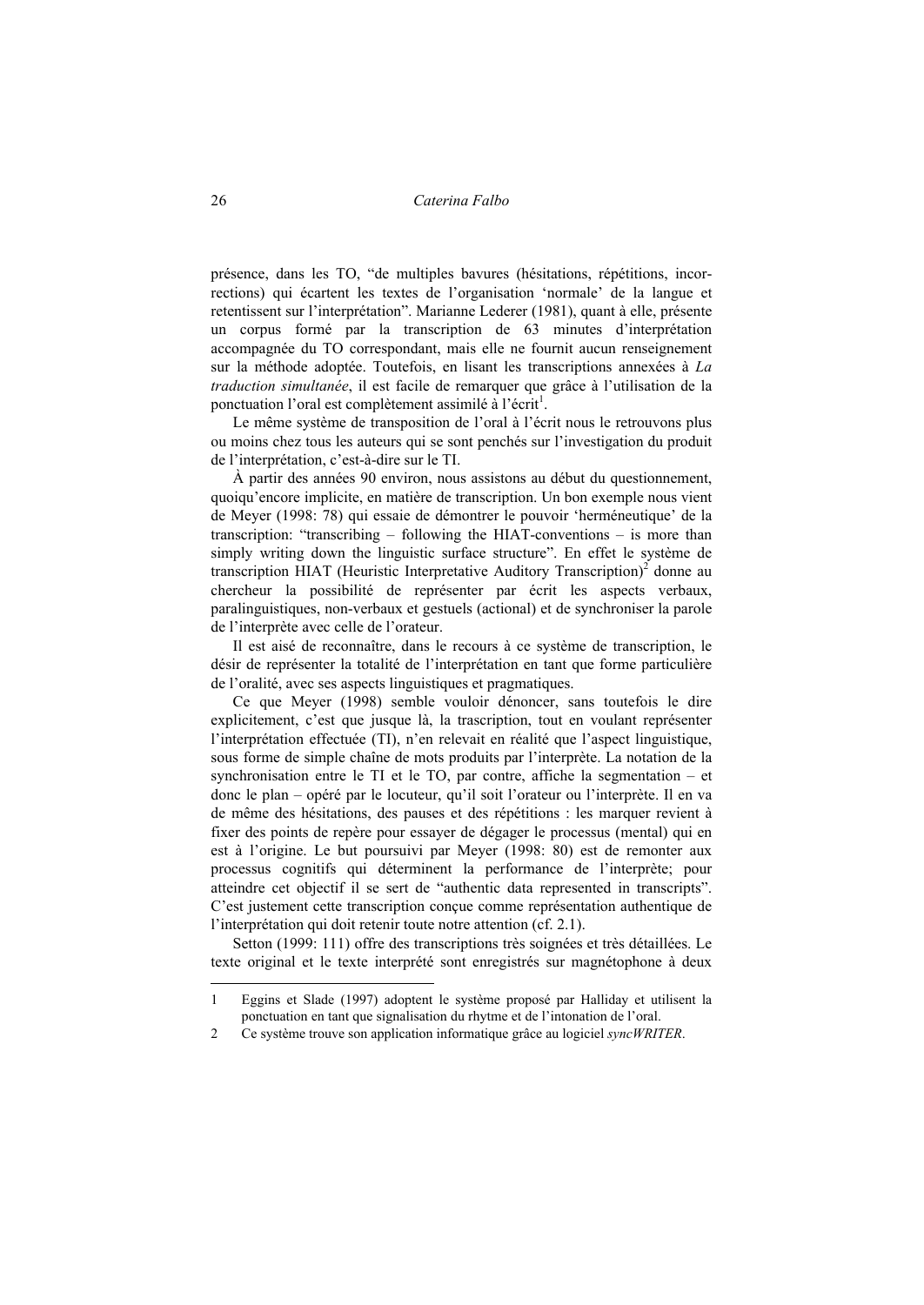présence, dans les TO, "de multiples bavures (hésitations, répétitions, incorrections) qui écartent les textes de l'organisation 'normale' de la langue et retentissent sur l'interprétation". Marianne Lederer (1981), quant à elle, présente un corpus formé par la transcription de 63 minutes d'interprétation accompagnée du TO correspondant, mais elle ne fournit aucun renseignement sur la méthode adoptée. Toutefois, en lisant les transcriptions annexées à *La traduction simultanée*, il est facile de remarquer que grâce à l'utilisation de la ponctuation l'oral est complètement assimilé à l'écrit[1].

Le même système de transposition de l'oral à l'écrit nous le retrouvons plus ou moins chez tous les auteurs qui se sont penchés sur l'investigation du produit de l'interprétation, c'est-à-dire sur le TI.

À partir des années 90 environ, nous assistons au début du questionnement, quoiqu'encore implicite, en matière de transcription. Un bon exemple nous vient de Meyer (1998: 78) qui essaie de démontrer le pouvoir 'herméneutique' de la transcription: "transcribing – following the HIAT-conventions – is more than simply writing down the linguistic surface structure". En effet le système de transcription HIAT (Heuristic Interpretative Auditory Transcription)[2] donne au chercheur la possibilité de représenter par écrit les aspects verbaux, paralinguistiques, non-verbaux et gestuels (actional) et de synchroniser la parole de l'interprète avec celle de l'orateur.

Il est aisé de reconnaître, dans le recours à ce système de transcription, le désir de représenter la totalité de l'interprétation en tant que forme particulière de l'oralité, avec ses aspects linguistiques et pragmatiques.

Ce que Meyer (1998) semble vouloir dénoncer, sans toutefois le dire explicitement, c'est que jusque là, la trascription, tout en voulant représenter l'interprétation effectuée (TI), n'en relevait en réalité que l'aspect linguistique, sous forme de simple chaîne de mots produits par l'interprète. La notation de la synchronisation entre le TI et le TO, par contre, affiche la segmentation – et donc le plan – opéré par le locuteur, qu'il soit l'orateur ou l'interprète. Il en va de même des hésitations, des pauses et des répétitions : les marquer revient à fixer des points de repère pour essayer de dégager le processus (mental) qui en est à l'origine. Le but poursuivi par Meyer (1998: 80) est de remonter aux processus cognitifs qui déterminent la performance de l'interprète; pour atteindre cet objectif il se sert de "authentic data represented in transcripts". C'est justement cette transcription conçue comme représentation authentique de l'interprétation qui doit retenir toute notre attention (cf. 2.1).

Setton (1999: 111) offre des transcriptions très soignées et très détaillées. Le texte original et le texte interprété sont enregistrés sur magnétophone à deux

---

1 Eggins et Slade (1997) adoptent le système proposé par Halliday et utilisent la ponctuation en tant que signalisation du rhytme et de l'intonation de l'oral.

2 Ce système trouve son application informatique grâce au logiciel *syncWRITER*.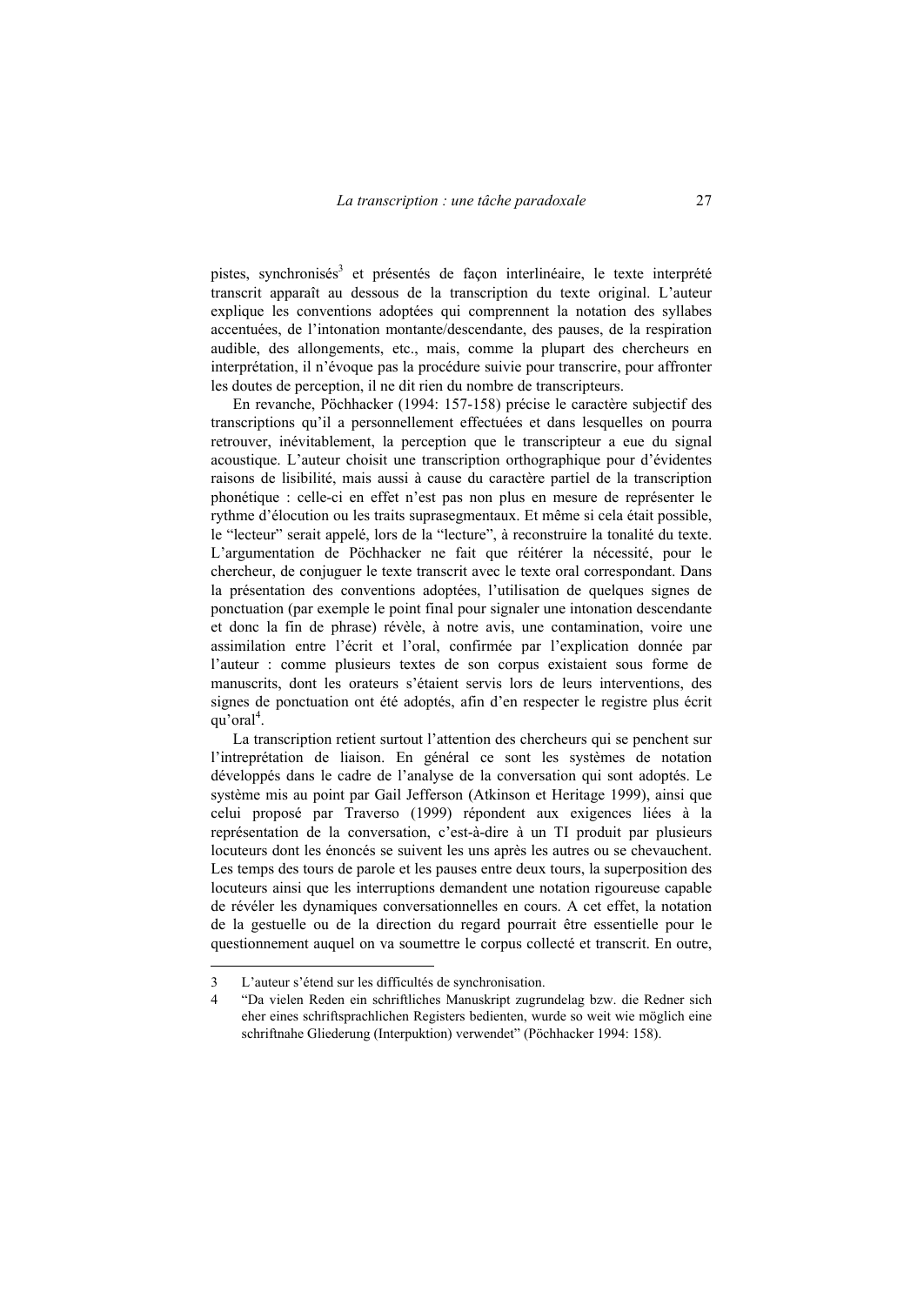pistes, synchronisés[3] et présentés de façon interlinéaire, le texte interprété transcrit apparaît au dessous de la transcription du texte original. L'auteur explique les conventions adoptées qui comprennent la notation des syllabes accentuées, de l'intonation montante/descendante, des pauses, de la respiration audible, des allongements, etc., mais, comme la plupart des chercheurs en interprétation, il n'évoque pas la procédure suivie pour transcrire, pour affronter les doutes de perception, il ne dit rien du nombre de transcripteurs.

En revanche, Pöchhacker (1994: 157-158) précise le caractère subjectif des transcriptions qu'il a personnellement effectuées et dans lesquelles on pourra retrouver, inévitablement, la perception que le transcripteur a eue du signal acoustique. L'auteur choisit une transcription orthographique pour d'évidentes raisons de lisibilité, mais aussi à cause du caractère partiel de la transcription phonétique : celle-ci en effet n'est pas non plus en mesure de représenter le rythme d'élocution ou les traits suprasegmentaux. Et même si cela était possible, le "lecteur" serait appelé, lors de la "lecture", à reconstruire la tonalité du texte. L'argumentation de Pöchhacker ne fait que réitérer la nécessité, pour le chercheur, de conjuguer le texte transcrit avec le texte oral correspondant. Dans la présentation des conventions adoptées, l'utilisation de quelques signes de ponctuation (par exemple le point final pour signaler une intonation descendante et donc la fin de phrase) révèle, à notre avis, une contamination, voire une assimilation entre l'écrit et l'oral, confirmée par l'explication donnée par l'auteur : comme plusieurs textes de son corpus existaient sous forme de manuscrits, dont les orateurs s'étaient servis lors de leurs interventions, des signes de ponctuation ont été adoptés, afin d'en respecter le registre plus écrit qu'oral[4].

La transcription retient surtout l'attention des chercheurs qui se penchent sur l'intreprétation de liaison. En général ce sont les systèmes de notation développés dans le cadre de l'analyse de la conversation qui sont adoptés. Le système mis au point par Gail Jefferson (Atkinson et Heritage 1999), ainsi que celui proposé par Traverso (1999) répondent aux exigences liées à la représentation de la conversation, c'est-à-dire à un TI produit par plusieurs locuteurs dont les énoncés se suivent les uns après les autres ou se chevauchent. Les temps des tours de parole et les pauses entre deux tours, la superposition des locuteurs ainsi que les interruptions demandent une notation rigoureuse capable de révéler les dynamiques conversationnelles en cours. A cet effet, la notation de la gestuelle ou de la direction du regard pourrait être essentielle pour le questionnement auquel on va soumettre le corpus collecté et transcrit. En outre,

---

3 L'auteur s'étend sur les difficultés de synchronisation.

4 "Da vielen Reden ein schriftliches Manuskript zugrundelag bzw. die Redner sich eher eines schriftsprachlichen Registers bedienten, wurde so weit wie möglich eine schriftnahe Gliederung (Interpuktion) verwendet" (Pöchhacker 1994: 158).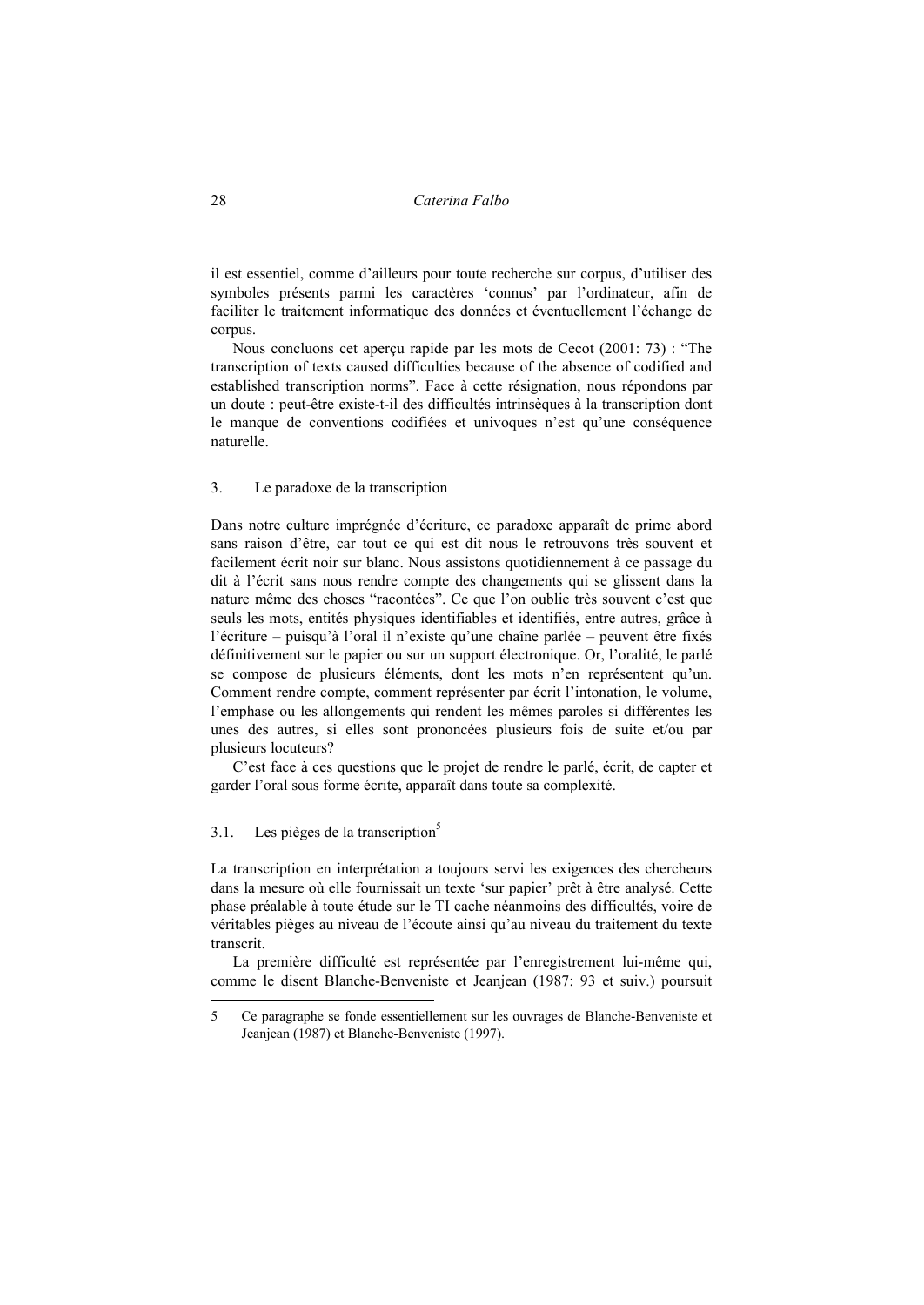il est essentiel, comme d'ailleurs pour toute recherche sur corpus, d'utiliser des symboles présents parmi les caractères 'connus' par l'ordinateur, afin de faciliter le traitement informatique des données et éventuellement l'échange de corpus.

Nous concluons cet aperçu rapide par les mots de Cecot (2001: 73) : "The transcription of texts caused difficulties because of the absence of codified and established transcription norms". Face à cette résignation, nous répondons par un doute : peut-être existe-t-il des difficultés intrinsèques à la transcription dont le manque de conventions codifiées et univoques n'est qu'une conséquence naturelle.

## 3. Le paradoxe de la transcription

Dans notre culture imprégnée d'écriture, ce paradoxe apparaît de prime abord sans raison d'être, car tout ce qui est dit nous le retrouvons très souvent et facilement écrit noir sur blanc. Nous assistons quotidiennement à ce passage du dit à l'écrit sans nous rendre compte des changements qui se glissent dans la nature même des choses "racontées". Ce que l'on oublie très souvent c'est que seuls les mots, entités physiques identifiables et identifiés, entre autres, grâce à l'écriture – puisqu'à l'oral il n'existe qu'une chaîne parlée – peuvent être fixés définitivement sur le papier ou sur un support électronique. Or, l'oralité, le parlé se compose de plusieurs éléments, dont les mots n'en représentent qu'un. Comment rendre compte, comment représenter par écrit l'intonation, le volume, l'emphase ou les allongements qui rendent les mêmes paroles si différentes les unes des autres, si elles sont prononcées plusieurs fois de suite et/ou par plusieurs locuteurs?

C'est face à ces questions que le projet de rendre le parlé, écrit, de capter et garder l'oral sous forme écrite, apparaît dans toute sa complexité.

### 3.1. Les pièges de la transcription[5]

La transcription en interprétation a toujours servi les exigences des chercheurs dans la mesure où elle fournissait un texte 'sur papier' prêt à être analysé. Cette phase préalable à toute étude sur le TI cache néanmoins des difficultés, voire de véritables pièges au niveau de l'écoute ainsi qu'au niveau du traitement du texte transcrit.

La première difficulté est représentée par l'enregistrement lui-même qui, comme le disent Blanche-Benveniste et Jeanjean (1987: 93 et suiv.) poursuit

---

5 Ce paragraphe se fonde essentiellement sur les ouvrages de Blanche-Benveniste et Jeanjean (1987) et Blanche-Benveniste (1997).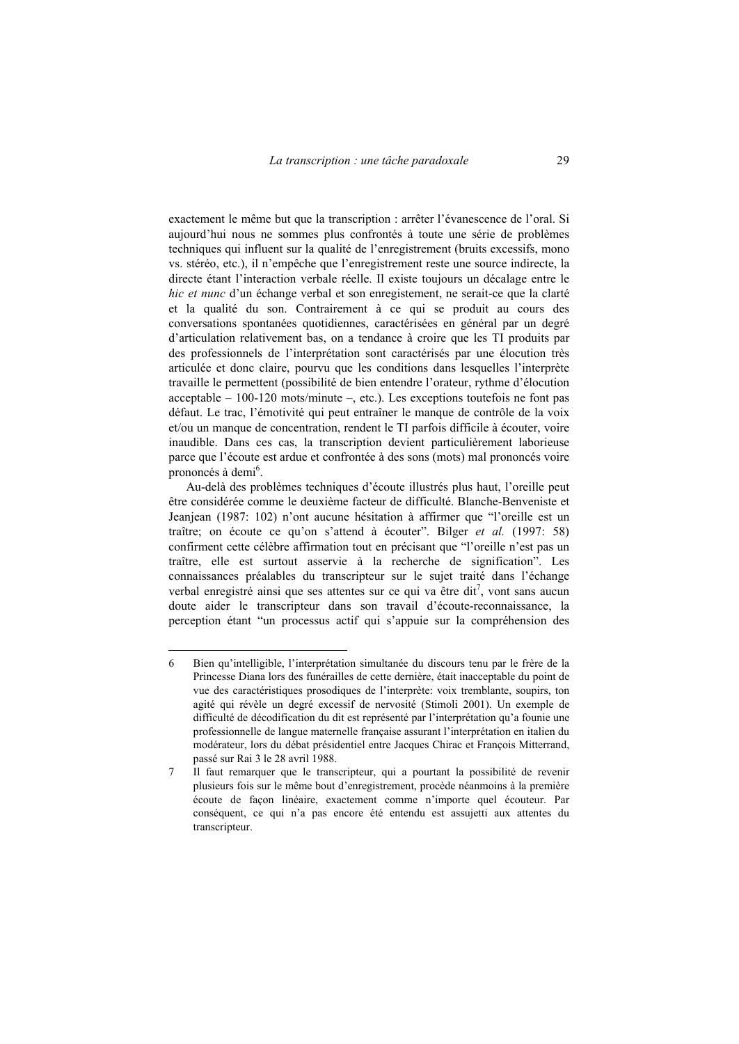exactement le même but que la transcription : arrêter l'évanescence de l'oral. Si aujourd'hui nous ne sommes plus confrontés à toute une série de problèmes techniques qui influent sur la qualité de l'enregistrement (bruits excessifs, mono vs. stéréo, etc.), il n'empêche que l'enregistrement reste une source indirecte, la directe étant l'interaction verbale réelle. Il existe toujours un décalage entre le *hic et nunc* d'un échange verbal et son enregistrement, ne serait-ce que la clarté et la qualité du son. Contrairement à ce qui se produit au cours des conversations spontanées quotidiennes, caractérisées en général par un degré d'articulation relativement bas, on a tendance à croire que les TI produits par des professionnels de l'interprétation sont caractérisés par une élocution très articulée et donc claire, pourvu que les conditions dans lesquelles l'interprète travaille le permettent (possibilité de bien entendre l'orateur, rythme d'élocution acceptable – 100-120 mots/minute –, etc.). Les exceptions toutefois ne font pas défaut. Le trac, l'émotivité qui peut entraîner le manque de contrôle de la voix et/ou un manque de concentration, rendent le TI parfois difficile à écouter, voire inaudible. Dans ces cas, la transcription devient particulièrement laborieuse parce que l'écoute est ardue et confrontée à des sons (mots) mal prononcés voire prononcés à demi[6].

Au-delà des problèmes techniques d'écoute illustrés plus haut, l'oreille peut être considérée comme le deuxième facteur de difficulté. Blanche-Benveniste et Jeanjean (1987: 102) n'ont aucune hésitation à affirmer que "l'oreille est un traître; on écoute ce qu'on s'attend à écouter". Bilger *et al.* (1997: 58) confirment cette célèbre affirmation tout en précisant que "l'oreille n'est pas un traître, elle est surtout asservie à la recherche de signification". Les connaissances préalables du transcripteur sur le sujet traité dans l'échange verbal enregistré ainsi que ses attentes sur ce qui va être dit[7], vont sans aucun doute aider le transcripteur dans son travail d'écoute-reconnaissance, la perception étant "un processus actif qui s'appuie sur la compréhension des

---

6 Bien qu'intelligible, l'interprétation simultanée du discours tenu par le frère de la Princesse Diana lors des funérailles de cette dernière, était inacceptable du point de vue des caractéristiques prosodiques de l'interprète: voix tremblante, soupirs, ton agité qui révèle un degré excessif de nervosité (Stimoli 2001). Un exemple de difficulté de décodification du dit est représenté par l'interprétation qu'a founie une professionnelle de langue maternelle française assurant l'interprétation en italien du modérateur, lors du débat présidentiel entre Jacques Chirac et François Mitterrand, passé sur Rai 3 le 28 avril 1988.

7 Il faut remarquer que le transcripteur, qui a pourtant la possibilité de revenir plusieurs fois sur le même bout d'enregistrement, procède néanmoins à la première écoute de façon linéaire, exactement comme n'importe quel écouteur. Par conséquent, ce qui n'a pas encore été entendu est assujetti aux attentes du transcripteur.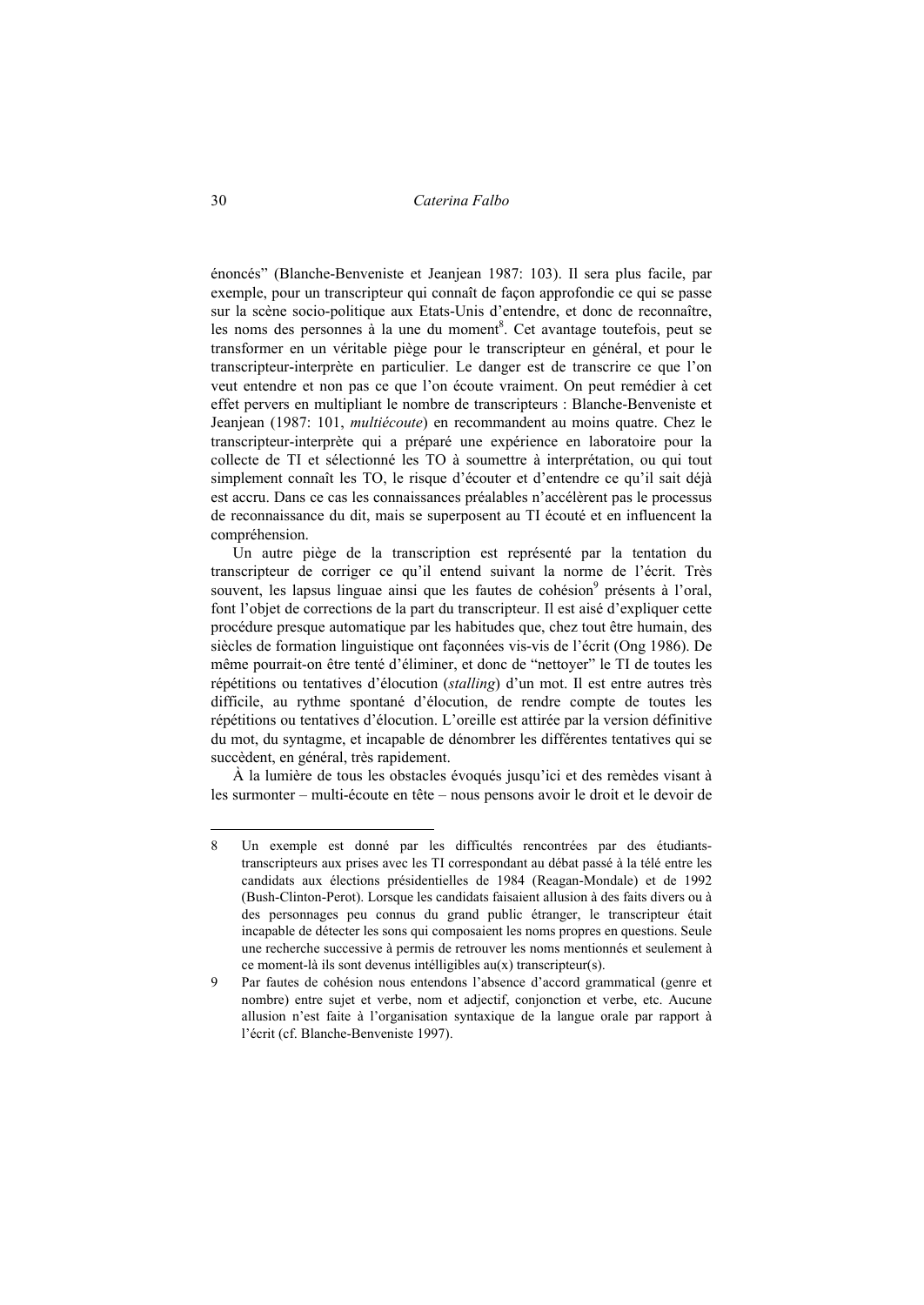énoncés" (Blanche-Benveniste et Jeanjean 1987: 103). Il sera plus facile, par exemple, pour un transcripteur qui connaît de façon approfondie ce qui se passe sur la scène socio-politique aux Etats-Unis d'entendre, et donc de reconnaître, les noms des personnes à la une du moment[8]. Cet avantage toutefois, peut se transformer en un véritable piège pour le transcripteur en général, et pour le transcripteur-interprète en particulier. Le danger est de transcrire ce que l'on veut entendre et non pas ce que l'on écoute vraiment. On peut remédier à cet effet pervers en multipliant le nombre de transcripteurs : Blanche-Benveniste et Jeanjean (1987: 101, *multiécoute*) en recommandent au moins quatre. Chez le transcripteur-interprète qui a préparé une expérience en laboratoire pour la collecte de TI et sélectionné les TO à soumettre à interprétation, ou qui tout simplement connaît les TO, le risque d'écouter et d'entendre ce qu'il sait déjà est accru. Dans ce cas les connaissances préalables n'accélèrent pas le processus de reconnaissance du dit, mais se superposent au TI écouté et en influencent la compréhension.

Un autre piège de la transcription est représenté par la tentation du transcripteur de corriger ce qu'il entend suivant la norme de l'écrit. Très souvent, les lapsus linguae ainsi que les fautes de cohésion[9] présents à l'oral, font l'objet de corrections de la part du transcripteur. Il est aisé d'expliquer cette procédure presque automatique par les habitudes que, chez tout être humain, des siècles de formation linguistique ont façonnées vis-vis de l'écrit (Ong 1986). De même pourrait-on être tenté d'éliminer, et donc de "nettoyer" le TI de toutes les répétitions ou tentatives d'élocution (*stalling*) d'un mot. Il est entre autres très difficile, au rythme spontané d'élocution, de rendre compte de toutes les répétitions ou tentatives d'élocution. L'oreille est attirée par la version définitive du mot, du syntagme, et incapable de dénombrer les différentes tentatives qui se succèdent, en général, très rapidement.

À la lumière de tous les obstacles évoqués jusqu'ici et des remèdes visant à les surmonter – multi-écoute en tête – nous pensons avoir le droit et le devoir de

---

8 Un exemple est donné par les difficultés rencontrées par des étudiants-transcripteurs aux prises avec les TI correspondant au débat passé à la télé entre les candidats aux élections présidentielles de 1984 (Reagan-Mondale) et de 1992 (Bush-Clinton-Perot). Lorsque les candidats faisaient allusion à des faits divers ou à des personnages peu connus du grand public étranger, le transcripteur était incapable de détecter les sons qui composaient les noms propres en questions. Seule une recherche successive à permis de retrouver les noms mentionnés et seulement à ce moment-là ils sont devenus intélligibles au(x) transcripteur(s).

9 Par fautes de cohésion nous entendons l'absence d'accord grammatical (genre et nombre) entre sujet et verbe, nom et adjectif, conjonction et verbe, etc. Aucune allusion n'est faite à l'organisation syntaxique de la langue orale par rapport à l'écrit (cf. Blanche-Benveniste 1997).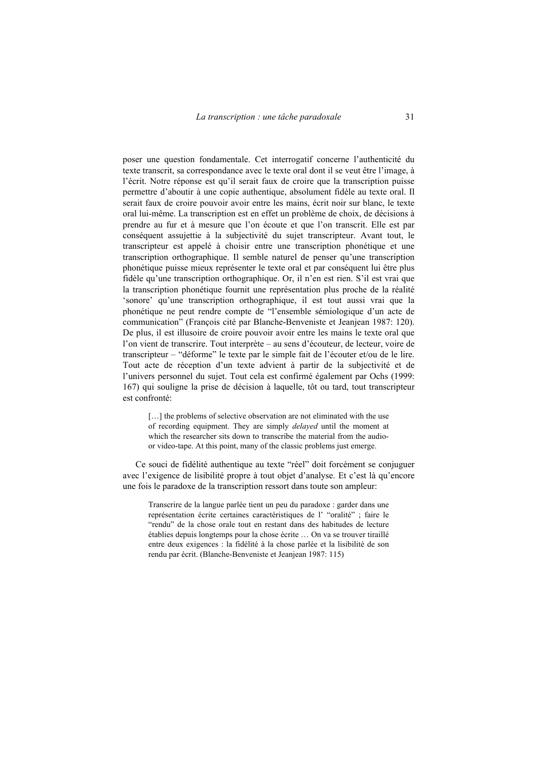poser une question fondamentale. Cet interrogatif concerne l'authenticité du texte transcrit, sa correspondance avec le texte oral dont il se veut être l'image, à l'écrit. Notre réponse est qu'il serait faux de croire que la transcription puisse permettre d'aboutir à une copie authentique, absolument fidèle au texte oral. Il serait faux de croire pouvoir avoir entre les mains, écrit noir sur blanc, le texte oral lui-même. La transcription est en effet un problème de choix, de décisions à prendre au fur et à mesure que l'on écoute et que l'on transcrit. Elle est par conséquent assujettie à la subjectivité du sujet transcripteur. Avant tout, le transcripteur est appelé à choisir entre une transcription phonétique et une transcription orthographique. Il semble naturel de penser qu'une transcription phonétique puisse mieux représenter le texte oral et par conséquent lui être plus fidèle qu'une transcription orthographique. Or, il n'en est rien. S'il est vrai que la transcription phonétique fournit une représentation plus proche de la réalité 'sonore' qu'une transcription orthographique, il est tout aussi vrai que la phonétique ne peut rendre compte de "l'ensemble sémiologique d'un acte de communication" (François cité par Blanche-Benveniste et Jeanjean 1987: 120). De plus, il est illusoire de croire pouvoir avoir entre les mains le texte oral que l'on vient de transcrire. Tout interprète – au sens d'écouteur, de lecteur, voire de transcripteur – "déforme" le texte par le simple fait de l'écouter et/ou de le lire. Tout acte de réception d'un texte advient à partir de la subjectivité et de l'univers personnel du sujet. Tout cela est confirmé également par Ochs (1999: 167) qui souligne la prise de décision à laquelle, tôt ou tard, tout transcripteur est confronté:

> […] the problems of selective observation are not eliminated with the use of recording equipment. They are simply *delayed* until the moment at which the researcher sits down to transcribe the material from the audio- or video-tape. At this point, many of the classic problems just emerge.

Ce souci de fidélité authentique au texte "réel" doit forcément se conjuguer avec l'exigence de lisibilité propre à tout objet d'analyse. Et c'est là qu'encore une fois le paradoxe de la transcription ressort dans toute son ampleur:

> Transcrire de la langue parlée tient un peu du paradoxe : garder dans une représentation écrite certaines caractéristiques de l' "oralité" ; faire le "rendu" de la chose orale tout en restant dans des habitudes de lecture établies depuis longtemps pour la chose écrite … On va se trouver tiraillé entre deux exigences : la fidélité à la chose parlée et la lisibilité de son rendu par écrit. (Blanche-Benveniste et Jeanjean 1987: 115)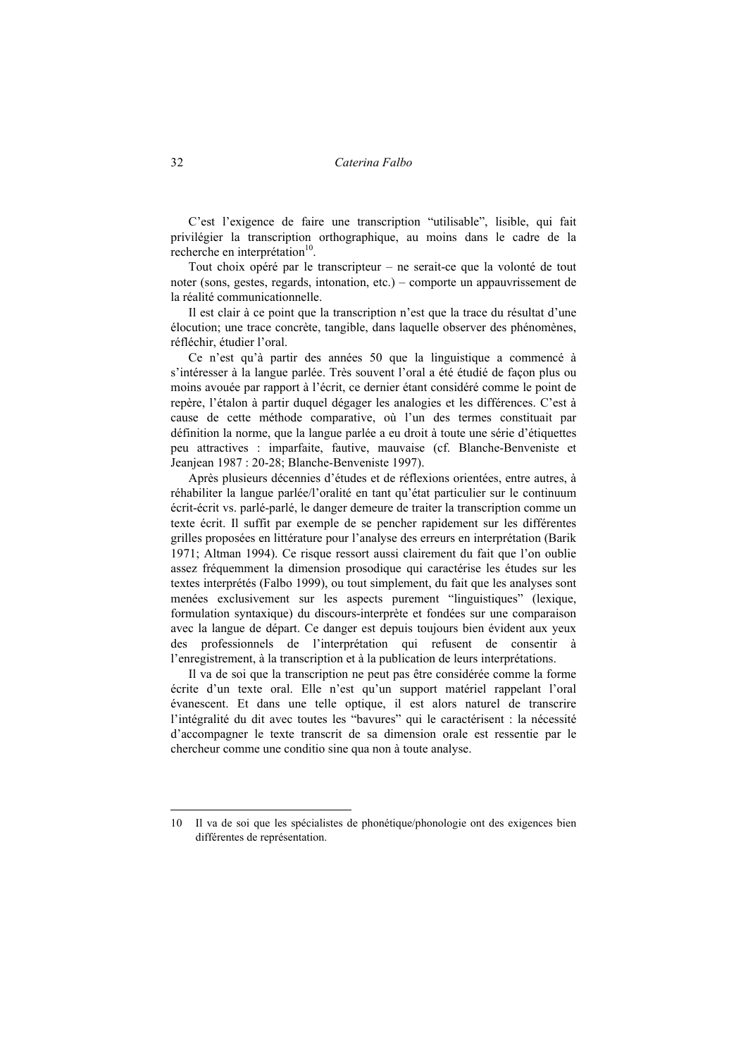C'est l'exigence de faire une transcription "utilisable", lisible, qui fait privilégier la transcription orthographique, au moins dans le cadre de la recherche en interprétation[10].

Tout choix opéré par le transcripteur – ne serait-ce que la volonté de tout noter (sons, gestes, regards, intonation, etc.) – comporte un appauvrissement de la réalité communicationnelle.

Il est clair à ce point que la transcription n'est que la trace du résultat d'une élocution; une trace concrète, tangible, dans laquelle observer des phénomènes, réfléchir, étudier l'oral.

Ce n'est qu'à partir des années 50 que la linguistique a commencé à s'intéresser à la langue parlée. Très souvent l'oral a été étudié de façon plus ou moins avouée par rapport à l'écrit, ce dernier étant considéré comme le point de repère, l'étalon à partir duquel dégager les analogies et les différences. C'est à cause de cette méthode comparative, où l'un des termes constituait par définition la norme, que la langue parlée a eu droit à toute une série d'étiquettes peu attractives : imparfaite, fautive, mauvaise (cf. Blanche-Benveniste et Jeanjean 1987 : 20-28; Blanche-Benveniste 1997).

Après plusieurs décennies d'études et de réflexions orientées, entre autres, à réhabiliter la langue parlée/l'oralité en tant qu'état particulier sur le continuum écrit-écrit vs. parlé-parlé, le danger demeure de traiter la transcription comme un texte écrit. Il suffit par exemple de se pencher rapidement sur les différentes grilles proposées en littérature pour l'analyse des erreurs en interprétation (Barik 1971; Altman 1994). Ce risque ressort aussi clairement du fait que l'on oublie assez fréquemment la dimension prosodique qui caractérise les études sur les textes interprétés (Falbo 1999), ou tout simplement, du fait que les analyses sont menées exclusivement sur les aspects purement "linguistiques" (lexique, formulation syntaxique) du discours-interprète et fondées sur une comparaison avec la langue de départ. Ce danger est depuis toujours bien évident aux yeux des professionnels de l'interprétation qui refusent de consentir à l'enregistrement, à la transcription et à la publication de leurs interprétations.

Il va de soi que la transcription ne peut pas être considérée comme la forme écrite d'un texte oral. Elle n'est qu'un support matériel rappelant l'oral évanescent. Et dans une telle optique, il est alors naturel de transcrire l'intégralité du dit avec toutes les "bavures" qui le caractérisent : la nécessité d'accompagner le texte transcrit de sa dimension orale est ressentie par le chercheur comme une conditio sine qua non à toute analyse.

---

10 Il va de soi que les spécialistes de phonétique/phonologie ont des exigences bien différentes de représentation.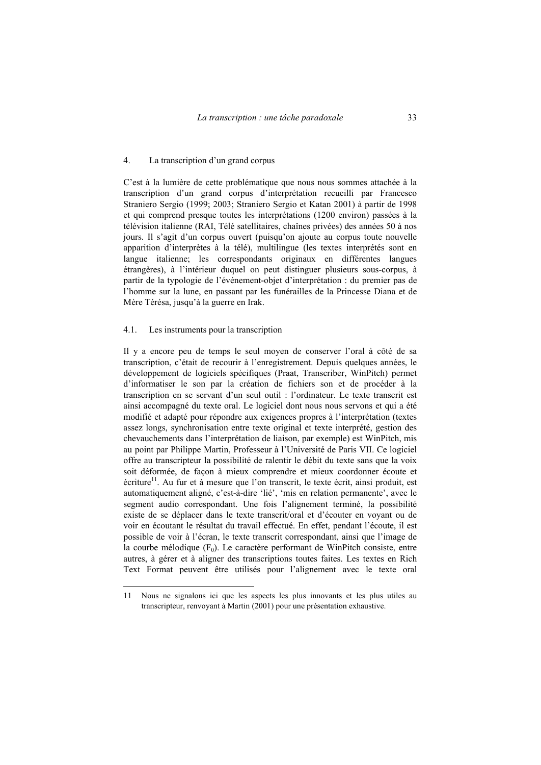## 4. La transcription d'un grand corpus

C'est à la lumière de cette problématique que nous nous sommes attachée à la transcription d'un grand corpus d'interprétation recueilli par Francesco Straniero Sergio (1999; 2003; Straniero Sergio et Katan 2001) à partir de 1998 et qui comprend presque toutes les interprétations (1200 environ) passées à la télévision italienne (RAI, Télé satellitaires, chaînes privées) des années 50 à nos jours. Il s'agit d'un corpus ouvert (puisqu'on ajoute au corpus toute nouvelle apparition d'interprètes à la télé), multilingue (les textes interprétés sont en langue italienne; les correspondants originaux en différentes langues étrangères), à l'intérieur duquel on peut distinguer plusieurs sous-corpus, à partir de la typologie de l'événement-objet d'interprétation : du premier pas de l'homme sur la lune, en passant par les funérailles de la Princesse Diana et de Mère Térésa, jusqu'à la guerre en Irak.

### 4.1. Les instruments pour la transcription

Il y a encore peu de temps le seul moyen de conserver l'oral à côté de sa transcription, c'était de recourir à l'enregistrement. Depuis quelques années, le développement de logiciels spécifiques (Praat, Transcriber, WinPitch) permet d'informatiser le son par la création de fichiers son et de procéder à la transcription en se servant d'un seul outil : l'ordinateur. Le texte transcrit est ainsi accompagné du texte oral. Le logiciel dont nous nous servons et qui a été modifié et adapté pour répondre aux exigences propres à l'interprétation (textes assez longs, synchronisation entre texte original et texte interprété, gestion des chevauchements dans l'interprétation de liaison, par exemple) est WinPitch, mis au point par Philippe Martin, Professeur à l'Université de Paris VII. Ce logiciel offre au transcripteur la possibilité de ralentir le débit du texte sans que la voix soit déformée, de façon à mieux comprendre et mieux coordonner écoute et écriture[11]. Au fur et à mesure que l'on transcrit, le texte écrit, ainsi produit, est automatiquement aligné, c'est-à-dire 'lié', 'mis en relation permanente', avec le segment audio correspondant. Une fois l'alignement terminé, la possibilité existe de se déplacer dans le texte transcrit/oral et d'écouter en voyant ou de voir en écoutant le résultat du travail effectué. En effet, pendant l'écoute, il est possible de voir à l'écran, le texte transcrit correspondant, ainsi que l'image de la courbe mélodique ($F_0$). Le caractère performant de WinPitch consiste, entre autres, à gérer et à aligner des transcriptions toutes faites. Les textes en Rich Text Format peuvent être utilisés pour l'alignement avec le texte oral

---

11 Nous ne signalons ici que les aspects les plus innovants et les plus utiles au transcripteur, renvoyant à Martin (2001) pour une présentation exhaustive.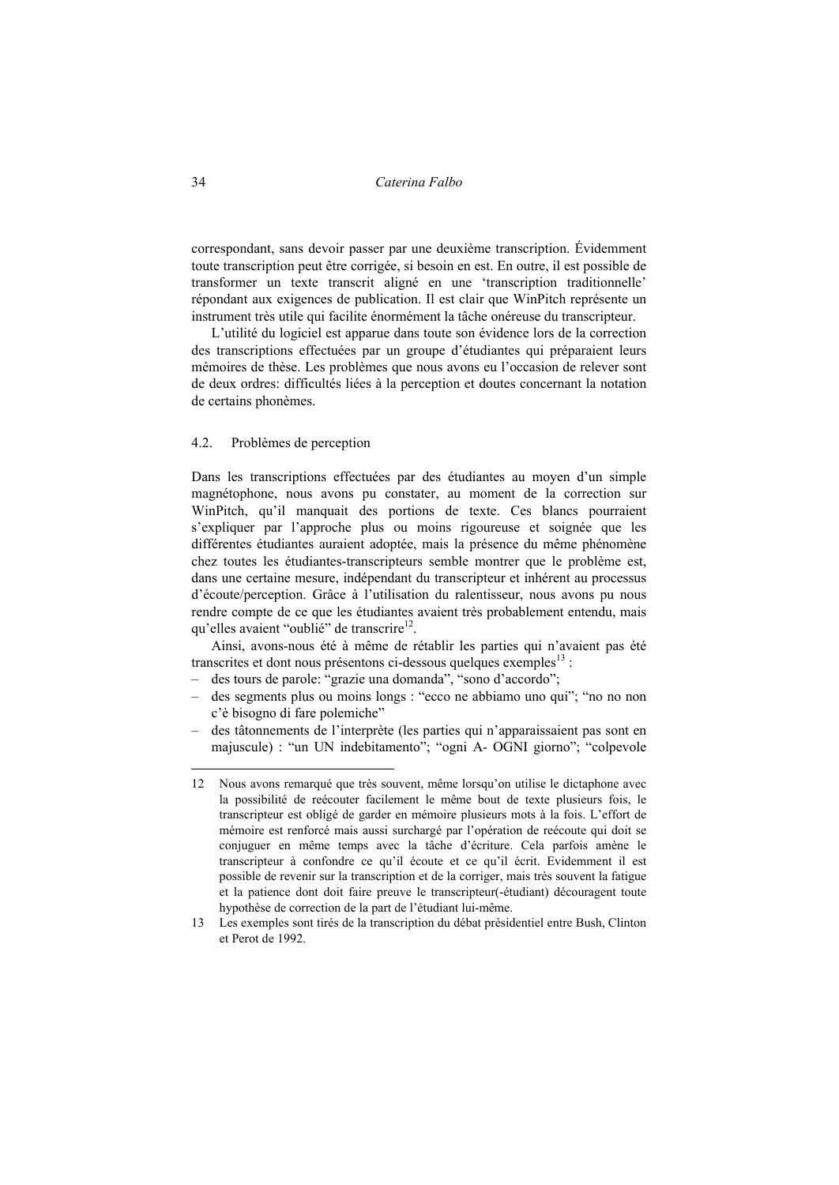correspondant, sans devoir passer par une deuxième transcription. Évidemment toute transcription peut être corrigée, si besoin en est. En outre, il est possible de transformer un texte transcrit aligné en une 'transcription traditionnelle' répondant aux exigences de publication. Il est clair que WinPitch représente un instrument très utile qui facilite énormément la tâche onéreuse du transcripteur.

L'utilité du logiciel est apparue dans toute son évidence lors de la correction des transcriptions effectuées par un groupe d'étudiantes qui préparaient leurs mémoires de thèse. Les problèmes que nous avons eu l'occasion de relever sont de deux ordres: difficultés liées à la perception et doutes concernant la notation de certains phonèmes.

### 4.2. Problèmes de perception

Dans les transcriptions effectuées par des étudiantes au moyen d'un simple magnétophone, nous avons pu constater, au moment de la correction sur WinPitch, qu'il manquait des portions de texte. Ces blancs pourraient s'expliquer par l'approche plus ou moins rigoureuse et soignée que les différentes étudiantes auraient adoptée, mais la présence du même phénomène chez toutes les étudiantes-transcripteurs semble montrer que le problème est, dans une certaine mesure, indépendant du transcripteur et inhérent au processus d'écoute/perception. Grâce à l'utilisation du ralentisseur, nous avons pu nous rendre compte de ce que les étudiantes avaient très probablement entendu, mais qu'elles avaient "oublié" de transcrire[12].

Ainsi, avons-nous été à même de rétablir les parties qui n'avaient pas été transcrites et dont nous présentons ci-dessous quelques exemples[13] :

- des tours de parole: "grazie una domanda", "sono d'accordo";
- des segments plus ou moins longs : "ecco ne abbiamo uno qui"; "no no non c'è bisogno di fare polemiche"
- des tâtonnements de l'interprète (les parties qui n'apparaissaient pas sont en majuscule) : "un UN indebitamento"; "ogni A- OGNI giorno"; "colpevole

---

12 Nous avons remarqué que très souvent, même lorsqu'on utilise le dictaphone avec la possibilité de reécouter facilement le même bout de texte plusieurs fois, le transcripteur est obligé de garder en mémoire plusieurs mots à la fois. L'effort de mémoire est renforcé mais aussi surchargé par l'opération de reécoute qui doit se conjuguer en même temps avec la tâche d'écriture. Cela parfois amène le transcripteur à confondre ce qu'il écoute et ce qu'il écrit. Evidemment il est possible de revenir sur la transcription et de la corriger, mais très souvent la fatigue et la patience dont doit faire preuve le transcripteur(-étudiant) découragent toute hypothèse de correction de la part de l'étudiant lui-même.

13 Les exemples sont tirés de la transcription du débat présidentiel entre Bush, Clinton et Perot de 1992.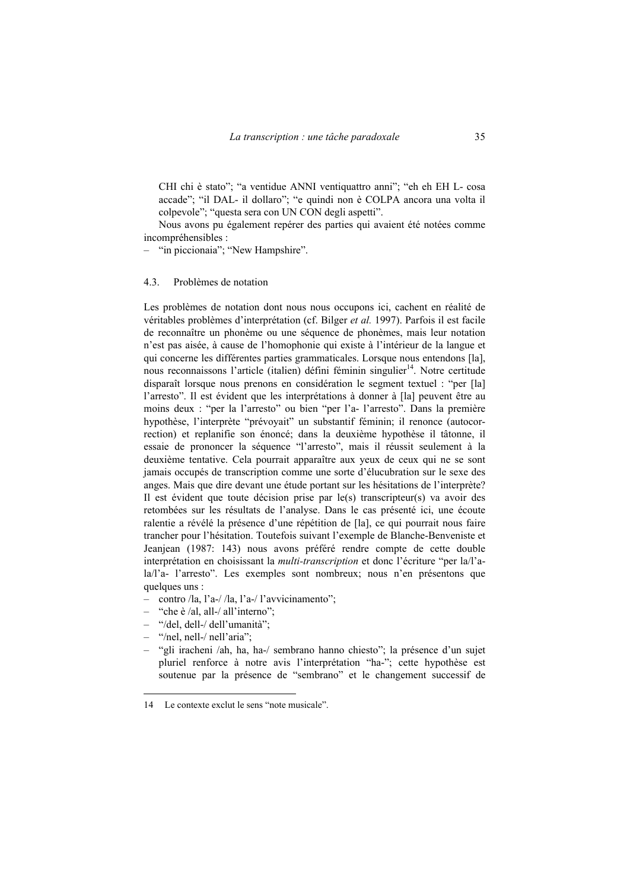CHI chi è stato"; "a ventidue ANNI ventiquattro anni"; "eh eh EH L- cosa accade"; "il DAL- il dollaro"; "e quindi non è COLPA ancora una volta il colpevole"; "questa sera con UN CON degli aspetti".

Nous avons pu également repérer des parties qui avaient été notées comme incompréhensibles :

– "in piccionaia"; "New Hampshire".

### 4.3. Problèmes de notation

Les problèmes de notation dont nous nous occupons ici, cachent en réalité de véritables problèmes d'interprétation (cf. Bilger *et al.* 1997). Parfois il est facile de reconnaître un phonème ou une séquence de phonèmes, mais leur notation n'est pas aisée, à cause de l'homophonie qui existe à l'intérieur de la langue et qui concerne les différentes parties grammaticales. Lorsque nous entendons [la], nous reconnaissons l'article (italien) défini féminin singulier[14]. Notre certitude disparaît lorsque nous prenons en considération le segment textuel : "per [la] l'arresto". Il est évident que les interprétations à donner à [la] peuvent être au moins deux : "per la l'arresto" ou bien "per l'a- l'arresto". Dans la première hypothèse, l'interprète "prévoyait" un substantif féminin; il renonce (autocorrection) et replanifie son énoncé; dans la deuxième hypothèse il tâtonne, il essaie de prononcer la séquence "l'arresto", mais il réussit seulement à la deuxième tentative. Cela pourrait apparaître aux yeux de ceux qui ne se sont jamais occupés de transcription comme une sorte d'élucubration sur le sexe des anges. Mais que dire devant une étude portant sur les hésitations de l'interprète? Il est évident que toute décision prise par le(s) transcripteur(s) va avoir des retombées sur les résultats de l'analyse. Dans le cas présenté ici, une écoute ralentie a révélé la présence d'une répétition de [la], ce qui pourrait nous faire trancher pour l'hésitation. Toutefois suivant l'exemple de Blanche-Benveniste et Jeanjean (1987: 143) nous avons préféré rendre compte de cette double interprétation en choisissant la *multi-transcription* et donc l'écriture "per la/l'a-la/l'a- l'arresto". Les exemples sont nombreux; nous n'en présentons que quelques uns :

– contro /la, l'a-/ /la, l'a-/ l'avvicinamento";
– "che è /al, all-/ all'interno";
– "/del, dell-/ dell'umanità";
– "/nel, nell-/ nell'aria";
– "gli iracheni /ah, ha, ha-/ sembrano hanno chiesto"; la présence d'un sujet pluriel renforce à notre avis l'interprétation "ha-"; cette hypothèse est soutenue par la présence de "sembrano" et le changement successif de

---

14 Le contexte exclut le sens "note musicale".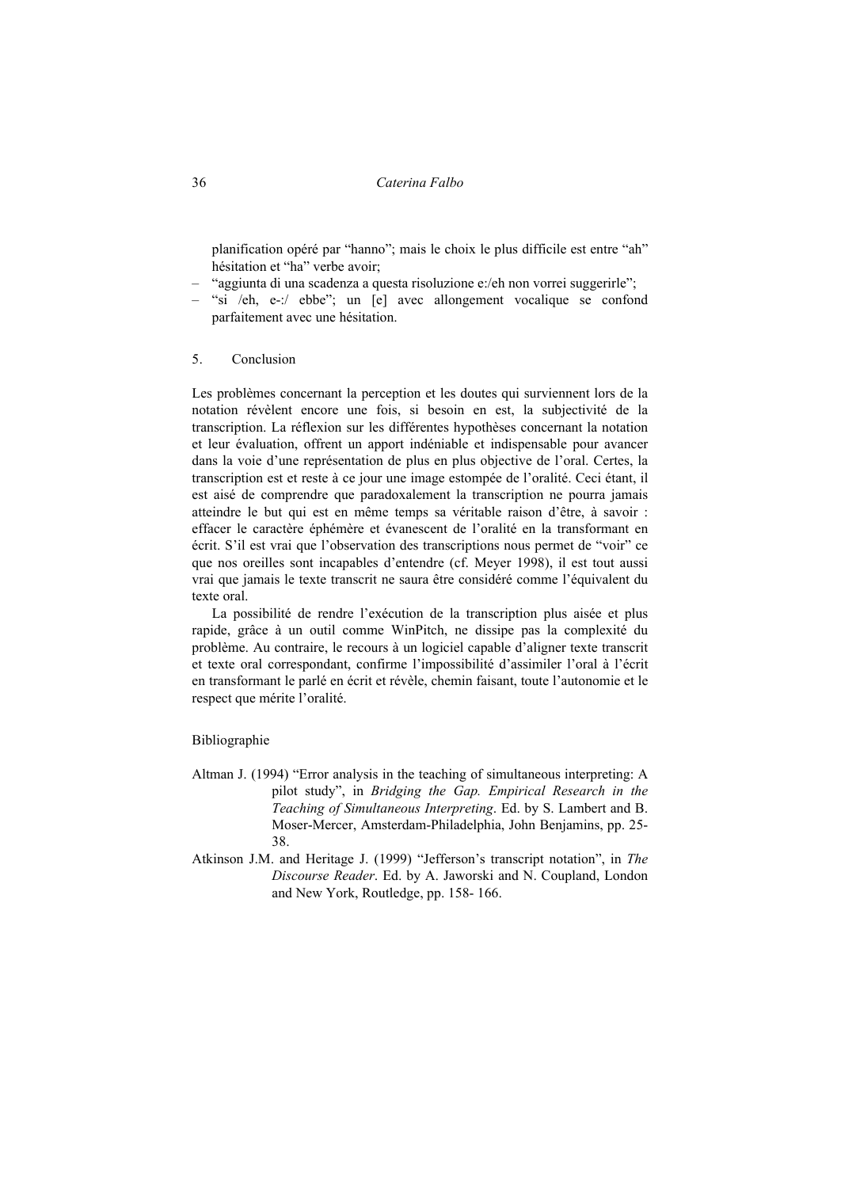planification opéré par "hanno"; mais le choix le plus difficile est entre "ah" hésitation et "ha" verbe avoir;

- "aggiunta di una scadenza a questa risoluzione e:/eh non vorrei suggerirle";
- "si /eh, e-:/ ebbe"; un [e] avec allongement vocalique se confond parfaitement avec une hésitation.

## 5. Conclusion

Les problèmes concernant la perception et les doutes qui surviennent lors de la notation révèlent encore une fois, si besoin en est, la subjectivité de la transcription. La réflexion sur les différentes hypothèses concernant la notation et leur évaluation, offrent un apport indéniable et indispensable pour avancer dans la voie d'une représentation de plus en plus objective de l'oral. Certes, la transcription est et reste à ce jour une image estompée de l'oralité. Ceci étant, il est aisé de comprendre que paradoxalement la transcription ne pourra jamais atteindre le but qui est en même temps sa véritable raison d'être, à savoir : effacer le caractère éphémère et évanescent de l'oralité en la transformant en écrit. S'il est vrai que l'observation des transcriptions nous permet de "voir" ce que nos oreilles sont incapables d'entendre (cf. Meyer 1998), il est tout aussi vrai que jamais le texte transcrit ne saura être considéré comme l'équivalent du texte oral.

La possibilité de rendre l'exécution de la transcription plus aisée et plus rapide, grâce à un outil comme WinPitch, ne dissipe pas la complexité du problème. Au contraire, le recours à un logiciel capable d'aligner texte transcrit et texte oral correspondant, confirme l'impossibilité d'assimiler l'oral à l'écrit en transformant le parlé en écrit et révèle, chemin faisant, toute l'autonomie et le respect que mérite l'oralité.

## Bibliographie

Altman J. (1994) "Error analysis in the teaching of simultaneous interpreting: A pilot study", in *Bridging the Gap. Empirical Research in the Teaching of Simultaneous Interpreting*. Ed. by S. Lambert and B. Moser-Mercer, Amsterdam-Philadelphia, John Benjamins, pp. 25-38.

Atkinson J.M. and Heritage J. (1999) "Jefferson's transcript notation", in *The Discourse Reader*. Ed. by A. Jaworski and N. Coupland, London and New York, Routledge, pp. 158- 166.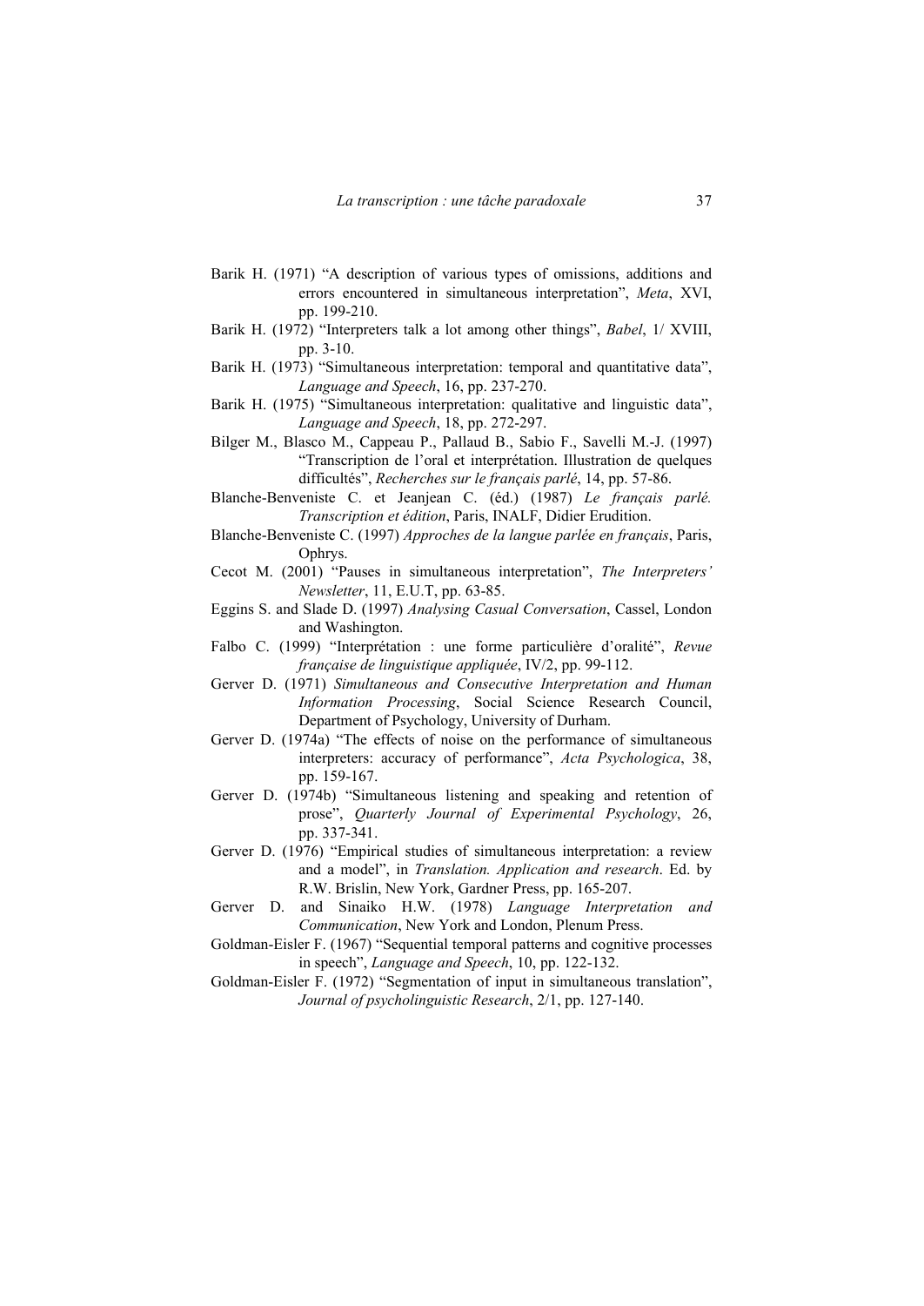Barik H. (1971) “A description of various types of omissions, additions and errors encountered in simultaneous interpretation”, *Meta*, XVI, pp. 199-210.

Barik H. (1972) “Interpreters talk a lot among other things”, *Babel*, 1/ XVIII, pp. 3-10.

Barik H. (1973) “Simultaneous interpretation: temporal and quantitative data”, *Language and Speech*, 16, pp. 237-270.

Barik H. (1975) “Simultaneous interpretation: qualitative and linguistic data”, *Language and Speech*, 18, pp. 272-297.

Bilger M., Blasco M., Cappeau P., Pallaud B., Sabio F., Savelli M.-J. (1997) “Transcription de l’oral et interprétation. Illustration de quelques difficultés”, *Recherches sur le français parlé*, 14, pp. 57-86.

Blanche-Benveniste C. et Jeanjean C. (éd.) (1987) *Le français parlé. Transcription et édition*, Paris, INALF, Didier Erudition.

Blanche-Benveniste C. (1997) *Approches de la langue parlée en français*, Paris, Ophrys.

Cecot M. (2001) “Pauses in simultaneous interpretation”, *The Interpreters’ Newsletter*, 11, E.U.T, pp. 63-85.

Eggins S. and Slade D. (1997) *Analysing Casual Conversation*, Cassel, London and Washington.

Falbo C. (1999) “Interprétation : une forme particulière d’oralité”, *Revue française de linguistique appliquée*, IV/2, pp. 99-112.

Gerver D. (1971) *Simultaneous and Consecutive Interpretation and Human Information Processing*, Social Science Research Council, Department of Psychology, University of Durham.

Gerver D. (1974a) “The effects of noise on the performance of simultaneous interpreters: accuracy of performance”, *Acta Psychologica*, 38, pp. 159-167.

Gerver D. (1974b) “Simultaneous listening and speaking and retention of prose”, *Quarterly Journal of Experimental Psychology*, 26, pp. 337-341.

Gerver D. (1976) “Empirical studies of simultaneous interpretation: a review and a model”, in *Translation. Application and research*. Ed. by R.W. Brislin, New York, Gardner Press, pp. 165-207.

Gerver D. and Sinaiko H.W. (1978) *Language Interpretation and Communication*, New York and London, Plenum Press.

Goldman-Eisler F. (1967) “Sequential temporal patterns and cognitive processes in speech”, *Language and Speech*, 10, pp. 122-132.

Goldman-Eisler F. (1972) “Segmentation of input in simultaneous translation”, *Journal of psycholinguistic Research*, 2/1, pp. 127-140.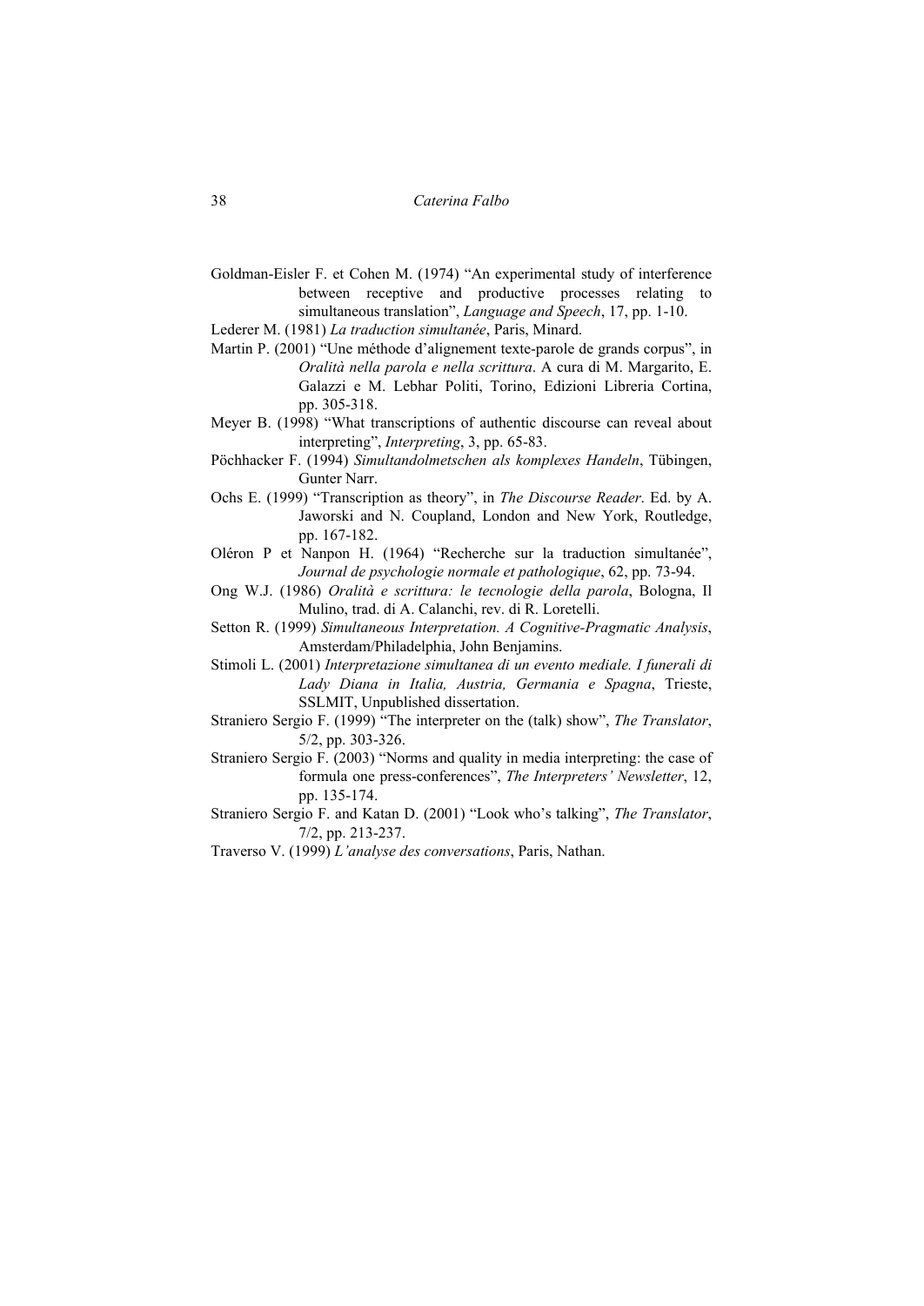Goldman-Eisler F. et Cohen M. (1974) "An experimental study of interference between receptive and productive processes relating to simultaneous translation", *Language and Speech*, 17, pp. 1-10.

Lederer M. (1981) *La traduction simultanée*, Paris, Minard.

Martin P. (2001) "Une méthode d'alignement texte-parole de grands corpus", in *Oralità nella parola e nella scrittura*. A cura di M. Margarito, E. Galazzi e M. Lebhar Politi, Torino, Edizioni Libreria Cortina, pp. 305-318.

Meyer B. (1998) "What transcriptions of authentic discourse can reveal about interpreting", *Interpreting*, 3, pp. 65-83.

Pöchhacker F. (1994) *Simultandolmetschen als komplexes Handeln*, Tübingen, Gunter Narr.

Ochs E. (1999) "Transcription as theory", in *The Discourse Reader*. Ed. by A. Jaworski and N. Coupland, London and New York, Routledge, pp. 167-182.

Oléron P et Nanpon H. (1964) "Recherche sur la traduction simultanée", *Journal de psychologie normale et pathologique*, 62, pp. 73-94.

Ong W.J. (1986) *Oralità e scrittura: le tecnologie della parola*, Bologna, Il Mulino, trad. di A. Calanchi, rev. di R. Loretelli.

Setton R. (1999) *Simultaneous Interpretation. A Cognitive-Pragmatic Analysis*, Amsterdam/Philadelphia, John Benjamins.

Stimoli L. (2001) *Interpretazione simultanea di un evento mediale. I funerali di Lady Diana in Italia, Austria, Germania e Spagna*, Trieste, SSLMIT, Unpublished dissertation.

Straniero Sergio F. (1999) "The interpreter on the (talk) show", *The Translator*, 5/2, pp. 303-326.

Straniero Sergio F. (2003) "Norms and quality in media interpreting: the case of formula one press-conferences", *The Interpreters' Newsletter*, 12, pp. 135-174.

Straniero Sergio F. and Katan D. (2001) "Look who's talking", *The Translator*, 7/2, pp. 213-237.

Traverso V. (1999) *L'analyse des conversations*, Paris, Nathan.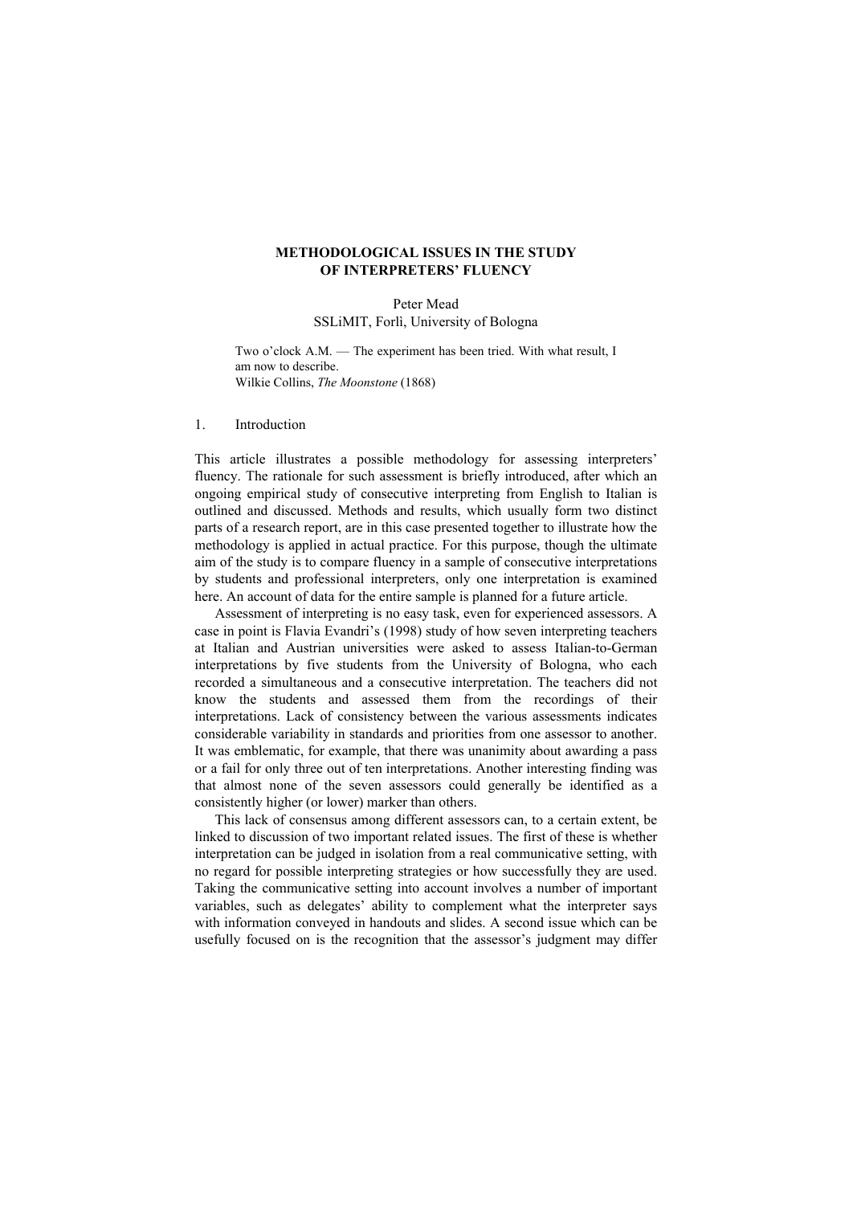# METHODOLOGICAL ISSUES IN THE STUDY OF INTERPRETERS' FLUENCY

Peter Mead
SSLiMIT, Forlì, University of Bologna

> Two o'clock A.M. — The experiment has been tried. With what result, I am now to describe.
> Wilkie Collins, *The Moonstone* (1868)

## 1. Introduction

This article illustrates a possible methodology for assessing interpreters' fluency. The rationale for such assessment is briefly introduced, after which an ongoing empirical study of consecutive interpreting from English to Italian is outlined and discussed. Methods and results, which usually form two distinct parts of a research report, are in this case presented together to illustrate how the methodology is applied in actual practice. For this purpose, though the ultimate aim of the study is to compare fluency in a sample of consecutive interpretations by students and professional interpreters, only one interpretation is examined here. An account of data for the entire sample is planned for a future article.

Assessment of interpreting is no easy task, even for experienced assessors. A case in point is Flavia Evandri's (1998) study of how seven interpreting teachers at Italian and Austrian universities were asked to assess Italian-to-German interpretations by five students from the University of Bologna, who each recorded a simultaneous and a consecutive interpretation. The teachers did not know the students and assessed them from the recordings of their interpretations. Lack of consistency between the various assessments indicates considerable variability in standards and priorities from one assessor to another. It was emblematic, for example, that there was unanimity about awarding a pass or a fail for only three out of ten interpretations. Another interesting finding was that almost none of the seven assessors could generally be identified as a consistently higher (or lower) marker than others.

This lack of consensus among different assessors can, to a certain extent, be linked to discussion of two important related issues. The first of these is whether interpretation can be judged in isolation from a real communicative setting, with no regard for possible interpreting strategies or how successfully they are used. Taking the communicative setting into account involves a number of important variables, such as delegates' ability to complement what the interpreter says with information conveyed in handouts and slides. A second issue which can be usefully focused on is the recognition that the assessor's judgment may differ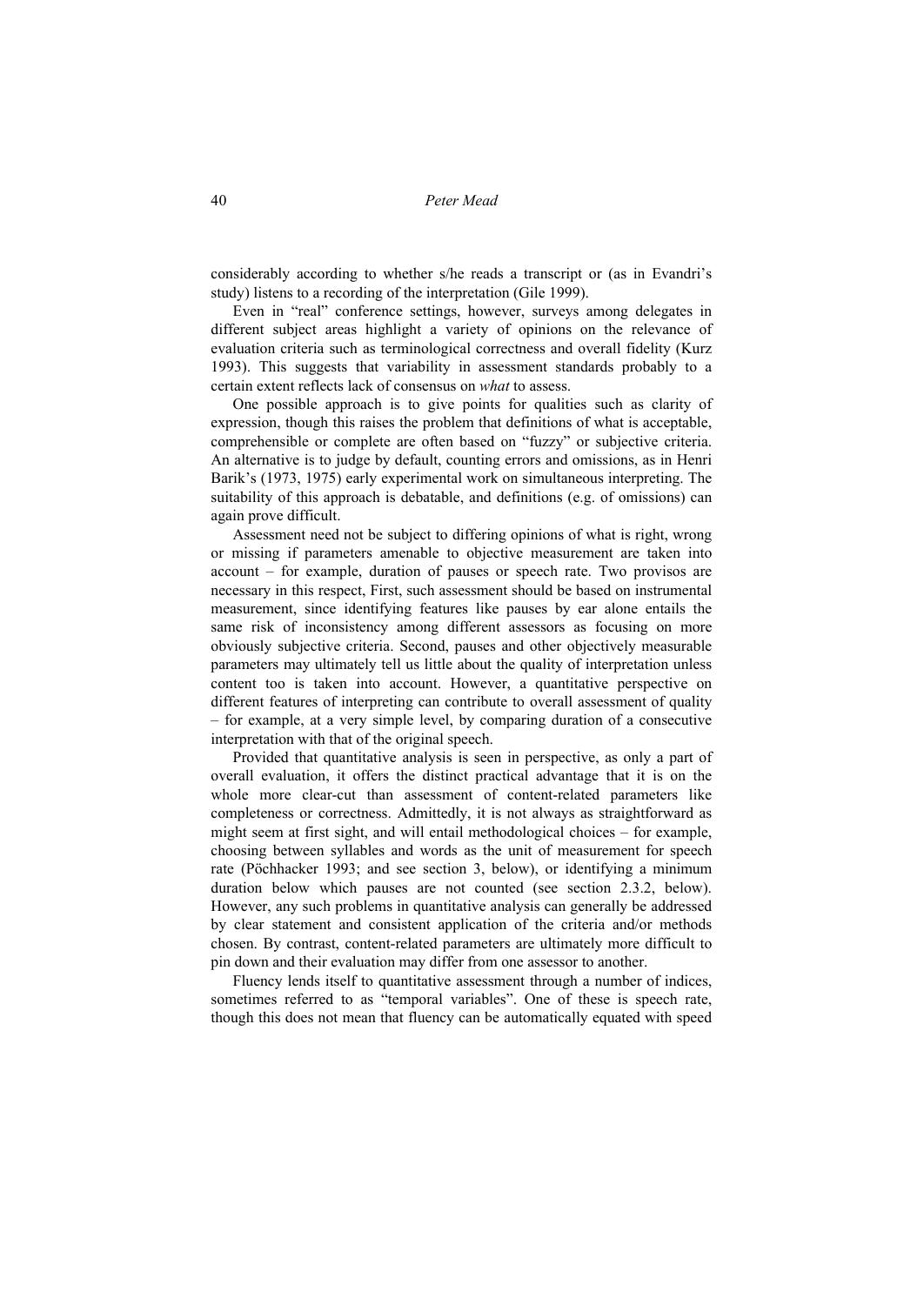considerably according to whether s/he reads a transcript or (as in Evandri's study) listens to a recording of the interpretation (Gile 1999).

Even in "real" conference settings, however, surveys among delegates in different subject areas highlight a variety of opinions on the relevance of evaluation criteria such as terminological correctness and overall fidelity (Kurz 1993). This suggests that variability in assessment standards probably to a certain extent reflects lack of consensus on *what* to assess.

One possible approach is to give points for qualities such as clarity of expression, though this raises the problem that definitions of what is acceptable, comprehensible or complete are often based on "fuzzy" or subjective criteria. An alternative is to judge by default, counting errors and omissions, as in Henri Barik's (1973, 1975) early experimental work on simultaneous interpreting. The suitability of this approach is debatable, and definitions (e.g. of omissions) can again prove difficult.

Assessment need not be subject to differing opinions of what is right, wrong or missing if parameters amenable to objective measurement are taken into account – for example, duration of pauses or speech rate. Two provisos are necessary in this respect, First, such assessment should be based on instrumental measurement, since identifying features like pauses by ear alone entails the same risk of inconsistency among different assessors as focusing on more obviously subjective criteria. Second, pauses and other objectively measurable parameters may ultimately tell us little about the quality of interpretation unless content too is taken into account. However, a quantitative perspective on different features of interpreting can contribute to overall assessment of quality – for example, at a very simple level, by comparing duration of a consecutive interpretation with that of the original speech.

Provided that quantitative analysis is seen in perspective, as only a part of overall evaluation, it offers the distinct practical advantage that it is on the whole more clear-cut than assessment of content-related parameters like completeness or correctness. Admittedly, it is not always as straightforward as might seem at first sight, and will entail methodological choices – for example, choosing between syllables and words as the unit of measurement for speech rate (Pöchhacker 1993; and see section 3, below), or identifying a minimum duration below which pauses are not counted (see section 2.3.2, below). However, any such problems in quantitative analysis can generally be addressed by clear statement and consistent application of the criteria and/or methods chosen. By contrast, content-related parameters are ultimately more difficult to pin down and their evaluation may differ from one assessor to another.

Fluency lends itself to quantitative assessment through a number of indices, sometimes referred to as "temporal variables". One of these is speech rate, though this does not mean that fluency can be automatically equated with speed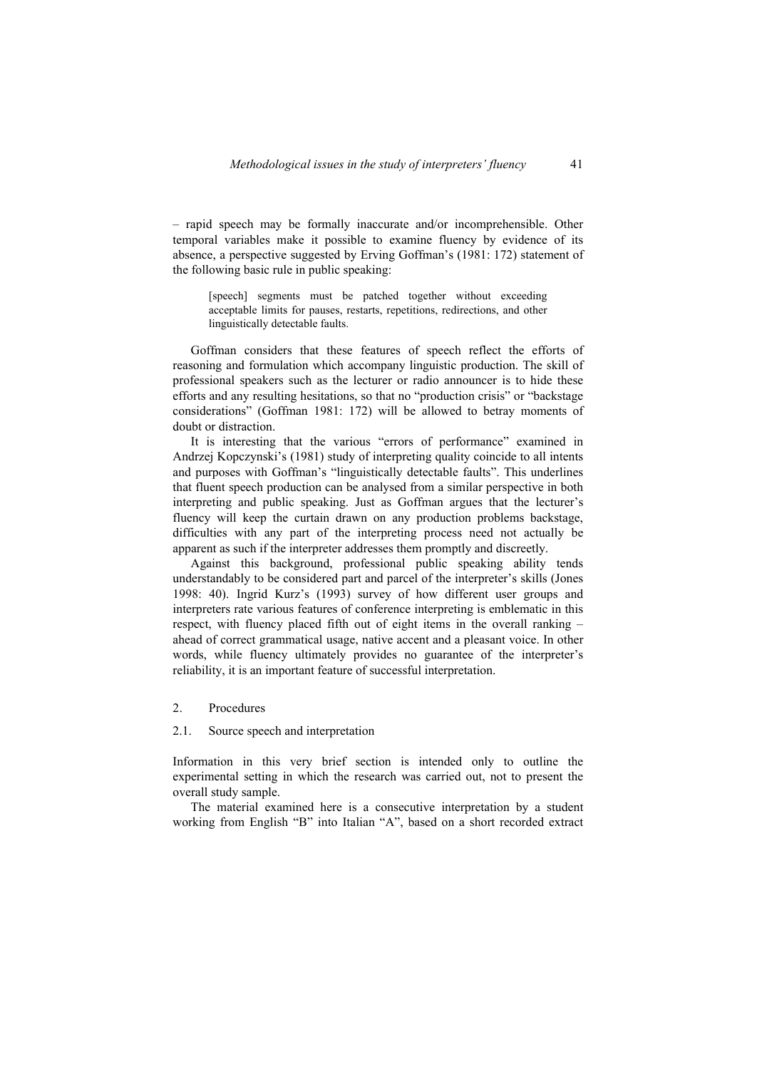– rapid speech may be formally inaccurate and/or incomprehensible. Other temporal variables make it possible to examine fluency by evidence of its absence, a perspective suggested by Erving Goffman's (1981: 172) statement of the following basic rule in public speaking:

> [speech] segments must be patched together without exceeding acceptable limits for pauses, restarts, repetitions, redirections, and other linguistically detectable faults.

Goffman considers that these features of speech reflect the efforts of reasoning and formulation which accompany linguistic production. The skill of professional speakers such as the lecturer or radio announcer is to hide these efforts and any resulting hesitations, so that no "production crisis" or "backstage considerations" (Goffman 1981: 172) will be allowed to betray moments of doubt or distraction.

It is interesting that the various "errors of performance" examined in Andrzej Kopczynski's (1981) study of interpreting quality coincide to all intents and purposes with Goffman's "linguistically detectable faults". This underlines that fluent speech production can be analysed from a similar perspective in both interpreting and public speaking. Just as Goffman argues that the lecturer's fluency will keep the curtain drawn on any production problems backstage, difficulties with any part of the interpreting process need not actually be apparent as such if the interpreter addresses them promptly and discreetly.

Against this background, professional public speaking ability tends understandably to be considered part and parcel of the interpreter's skills (Jones 1998: 40). Ingrid Kurz's (1993) survey of how different user groups and interpreters rate various features of conference interpreting is emblematic in this respect, with fluency placed fifth out of eight items in the overall ranking – ahead of correct grammatical usage, native accent and a pleasant voice. In other words, while fluency ultimately provides no guarantee of the interpreter's reliability, it is an important feature of successful interpretation.

## 2. Procedures

### 2.1. Source speech and interpretation

Information in this very brief section is intended only to outline the experimental setting in which the research was carried out, not to present the overall study sample.

The material examined here is a consecutive interpretation by a student working from English "B" into Italian "A", based on a short recorded extract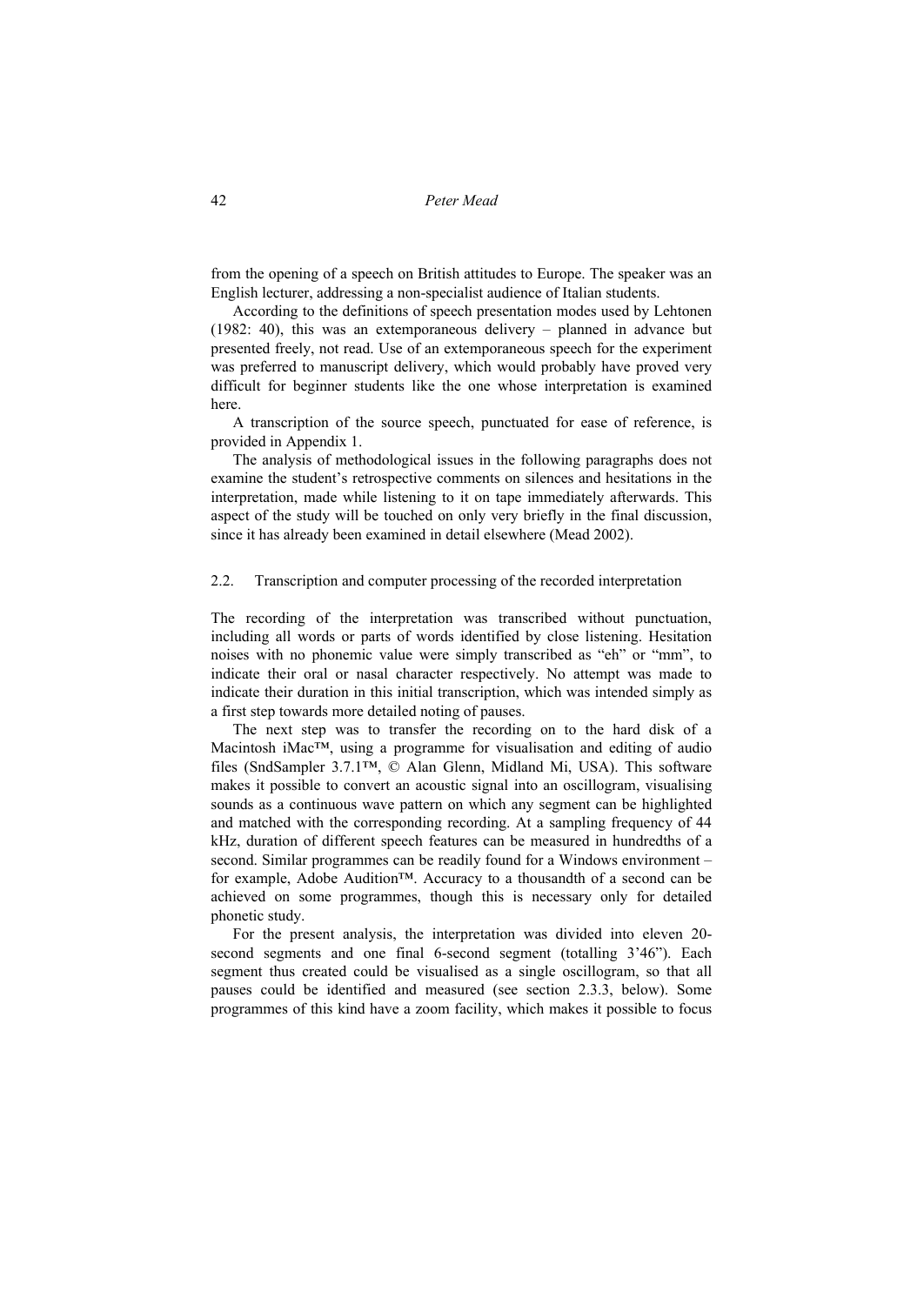from the opening of a speech on British attitudes to Europe. The speaker was an English lecturer, addressing a non-specialist audience of Italian students.

According to the definitions of speech presentation modes used by Lehtonen (1982: 40), this was an extemporaneous delivery – planned in advance but presented freely, not read. Use of an extemporaneous speech for the experiment was preferred to manuscript delivery, which would probably have proved very difficult for beginner students like the one whose interpretation is examined here.

A transcription of the source speech, punctuated for ease of reference, is provided in Appendix 1.

The analysis of methodological issues in the following paragraphs does not examine the student's retrospective comments on silences and hesitations in the interpretation, made while listening to it on tape immediately afterwards. This aspect of the study will be touched on only very briefly in the final discussion, since it has already been examined in detail elsewhere (Mead 2002).

### 2.2. Transcription and computer processing of the recorded interpretation

The recording of the interpretation was transcribed without punctuation, including all words or parts of words identified by close listening. Hesitation noises with no phonemic value were simply transcribed as "eh" or "mm", to indicate their oral or nasal character respectively. No attempt was made to indicate their duration in this initial transcription, which was intended simply as a first step towards more detailed noting of pauses.

The next step was to transfer the recording on to the hard disk of a Macintosh iMac™, using a programme for visualisation and editing of audio files (SndSampler 3.7.1™, © Alan Glenn, Midland Mi, USA). This software makes it possible to convert an acoustic signal into an oscillogram, visualising sounds as a continuous wave pattern on which any segment can be highlighted and matched with the corresponding recording. At a sampling frequency of 44 kHz, duration of different speech features can be measured in hundredths of a second. Similar programmes can be readily found for a Windows environment – for example, Adobe Audition™. Accuracy to a thousandth of a second can be achieved on some programmes, though this is necessary only for detailed phonetic study.

For the present analysis, the interpretation was divided into eleven 20-second segments and one final 6-second segment (totalling 3'46"). Each segment thus created could be visualised as a single oscillogram, so that all pauses could be identified and measured (see section 2.3.3, below). Some programmes of this kind have a zoom facility, which makes it possible to focus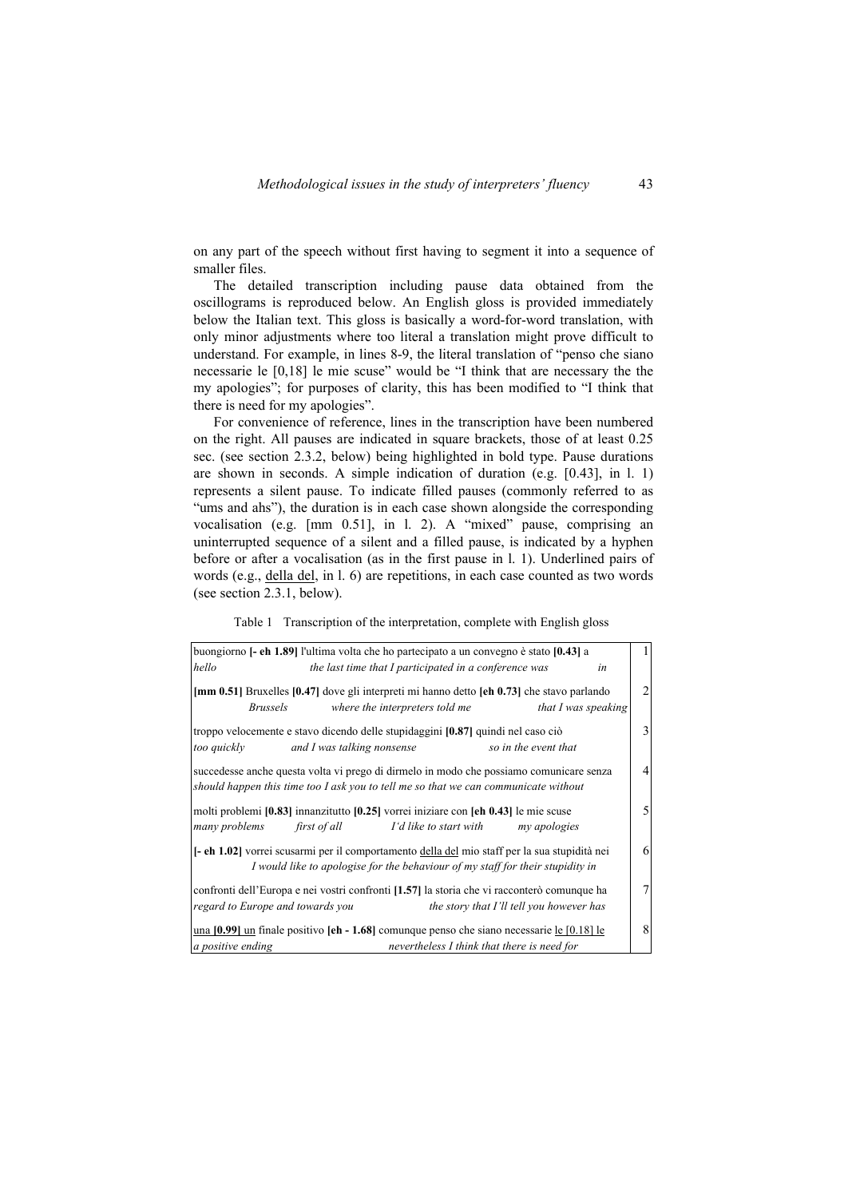on any part of the speech without first having to segment it into a sequence of smaller files.

The detailed transcription including pause data obtained from the oscillograms is reproduced below. An English gloss is provided immediately below the Italian text. This gloss is basically a word-for-word translation, with only minor adjustments where too literal a translation might prove difficult to understand. For example, in lines 8-9, the literal translation of "penso che siano necessarie le [0,18] le mie scuse" would be "I think that are necessary the the my apologies"; for purposes of clarity, this has been modified to "I think that there is need for my apologies".

For convenience of reference, lines in the transcription have been numbered on the right. All pauses are indicated in square brackets, those of at least 0.25 sec. (see section 2.3.2, below) being highlighted in bold type. Pause durations are shown in seconds. A simple indication of duration (e.g. [0.43], in l. 1) represents a silent pause. To indicate filled pauses (commonly referred to as "ums and ahs"), the duration is in each case shown alongside the corresponding vocalisation (e.g. [mm 0.51], in l. 2). A "mixed" pause, comprising an uninterrupted sequence of a silent and a filled pause, is indicated by a hyphen before or after a vocalisation (as in the first pause in l. 1). Underlined pairs of words (e.g., <u>della del</u>, in l. 6) are repetitions, in each case counted as two words (see section 2.3.1, below).

Table 1 Transcription of the interpretation, complete with English gloss

| Transcription | Line |
|---|---|
| buongiorno **[- eh 1.89]** l'ultima volta che ho partecipato a un convegno è stato **[0.43]** a<br>*hello the last time that I participated in a conference was in* | 1 |
| **[mm 0.51]** Bruxelles **[0.47]** dove gli interpreti mi hanno detto **[eh 0.73]** che stavo parlando<br>*Brussels where the interpreters told me that I was speaking* | 2 |
| troppo velocemente e stavo dicendo delle stupidaggini **[0.87]** quindi nel caso ciò<br>*too quickly and I was talking nonsense so in the event that* | 3 |
| succedesse anche questa volta vi prego di dirmelo in modo che possiamo comunicare senza<br>*should happen this time too I ask you to tell me so that we can communicate without* | 4 |
| molti problemi **[0.83]** innanzitutto **[0.25]** vorrei iniziare con **[eh 0.43]** le mie scuse<br>*many problems first of all I'd like to start with my apologies* | 5 |
| **[- eh 1.02]** vorrei scusarmi per il comportamento <u>della del</u> mio staff per la sua stupidità nei<br>*I would like to apologise for the behaviour of my staff for their stupidity in* | 6 |
| confronti dell'Europa e nei vostri confronti **[1.57]** la storia che vi racconterò comunque ha<br>*regard to Europe and towards you the story that I'll tell you however has* | 7 |
| <u>una</u> **[0.99]** <u>un</u> finale positivo **[eh - 1.68]** comunque penso che siano necessarie <u>le [0.18] le</u><br>*a positive ending nevertheless I think that there is need for* | 8 |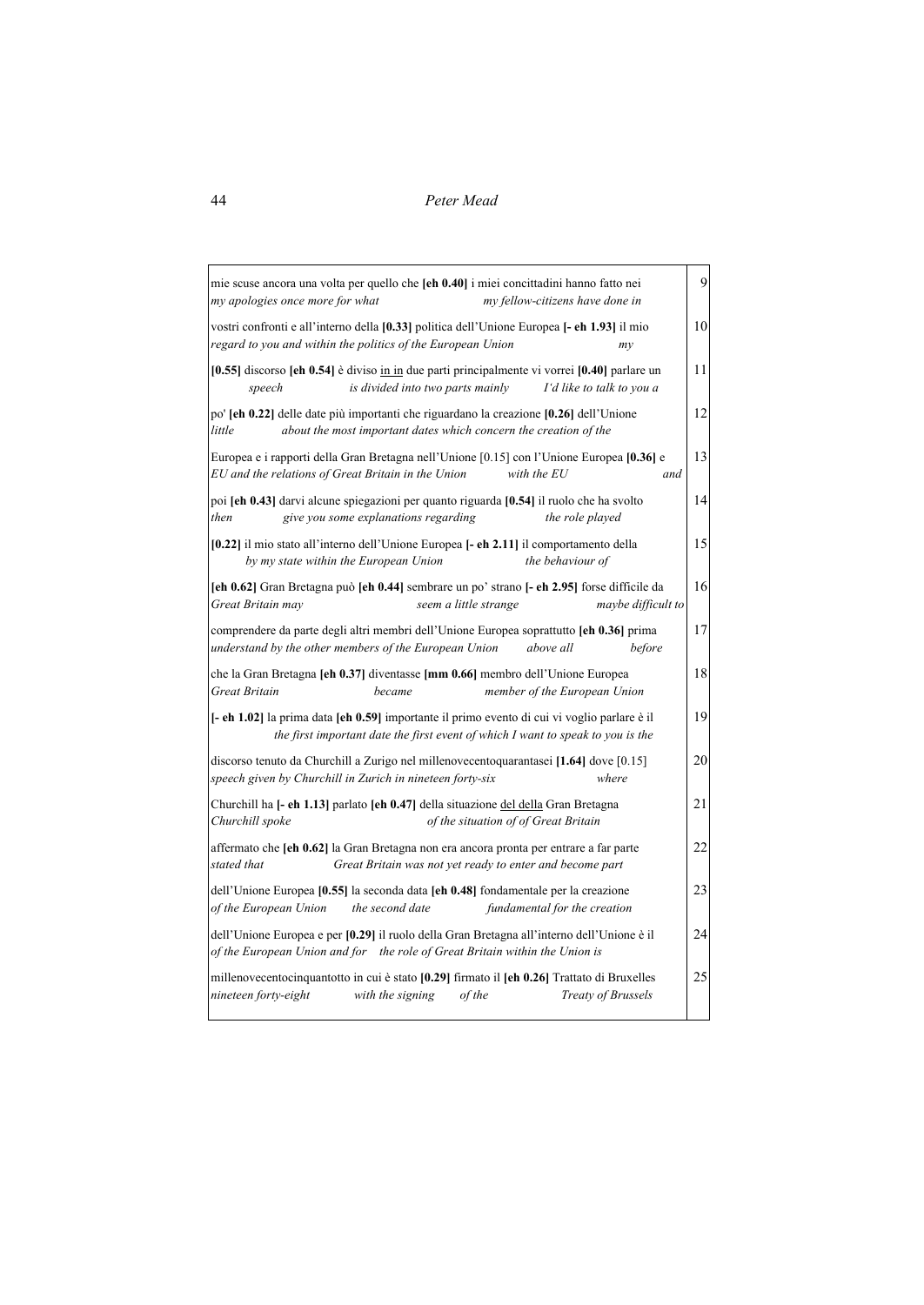| | |
|---|---|
| mie scuse ancora una volta per quello che **[eh 0.40]** i miei concittadini hanno fatto nei<br>*my apologies once more for what my fellow-citizens have done in* | 9 |
| vostri confronti e all'interno della **[0.33]** politica dell'Unione Europea **[- eh 1.93]** il mio<br>*regard to you and within the politics of the European Union my* | 10 |
| **[0.55]** discorso **[eh 0.54]** è diviso <u>in in</u> due parti principalmente vi vorrei **[0.40]** parlare un<br>*speech is divided into two parts mainly I'd like to talk to you a* | 11 |
| po' **[eh 0.22]** delle date più importanti che riguardano la creazione **[0.26]** dell'Unione<br>*little about the most important dates which concern the creation of the* | 12 |
| Europea e i rapporti della Gran Bretagna nell'Unione [0.15] con l'Unione Europea **[0.36]** e<br>*EU and the relations of Great Britain in the Union with the EU and* | 13 |
| poi **[eh 0.43]** darvi alcune spiegazioni per quanto riguarda **[0.54]** il ruolo che ha svolto<br>*then give you some explanations regarding the role played* | 14 |
| **[0.22]** il mio stato all'interno dell'Unione Europea **[- eh 2.11]** il comportamento della<br>*by my state within the European Union the behaviour of* | 15 |
| **[eh 0.62]** Gran Bretagna può **[eh 0.44]** sembrare un po' strano **[- eh 2.95]** forse difficile da<br>*Great Britain may seem a little strange maybe difficult to* | 16 |
| comprendere da parte degli altri membri dell'Unione Europea soprattutto **[eh 0.36]** prima<br>*understand by the other members of the European Union above all before* | 17 |
| che la Gran Bretagna **[eh 0.37]** diventasse **[mm 0.66]** membro dell'Unione Europea<br>*Great Britain became member of the European Union* | 18 |
| **[- eh 1.02]** la prima data **[eh 0.59]** importante il primo evento di cui vi voglio parlare è il<br>*the first important date the first event of which I want to speak to you is the* | 19 |
| discorso tenuto da Churchill a Zurigo nel millenovecentoquarantasei **[1.64]** dove [0.15]<br>*speech given by Churchill in Zurich in nineteen forty-six where* | 20 |
| Churchill ha **[- eh 1.13]** parlato **[eh 0.47]** della situazione <u>del della</u> Gran Bretagna<br>*Churchill spoke of the situation of of Great Britain* | 21 |
| affermato che **[eh 0.62]** la Gran Bretagna non era ancora pronta per entrare a far parte<br>*stated that Great Britain was not yet ready to enter and become part* | 22 |
| dell'Unione Europea **[0.55]** la seconda data **[eh 0.48]** fondamentale per la creazione<br>*of the European Union the second date fundamental for the creation* | 23 |
| dell'Unione Europea e per **[0.29]** il ruolo della Gran Bretagna all'interno dell'Unione è il<br>*of the European Union and for the role of Great Britain within the Union is* | 24 |
| millenovecentocinquantotto in cui è stato **[0.29]** firmato il **[eh 0.26]** Trattato di Bruxelles<br>*nineteen forty-eight with the signing of the Treaty of Brussels* | 25 |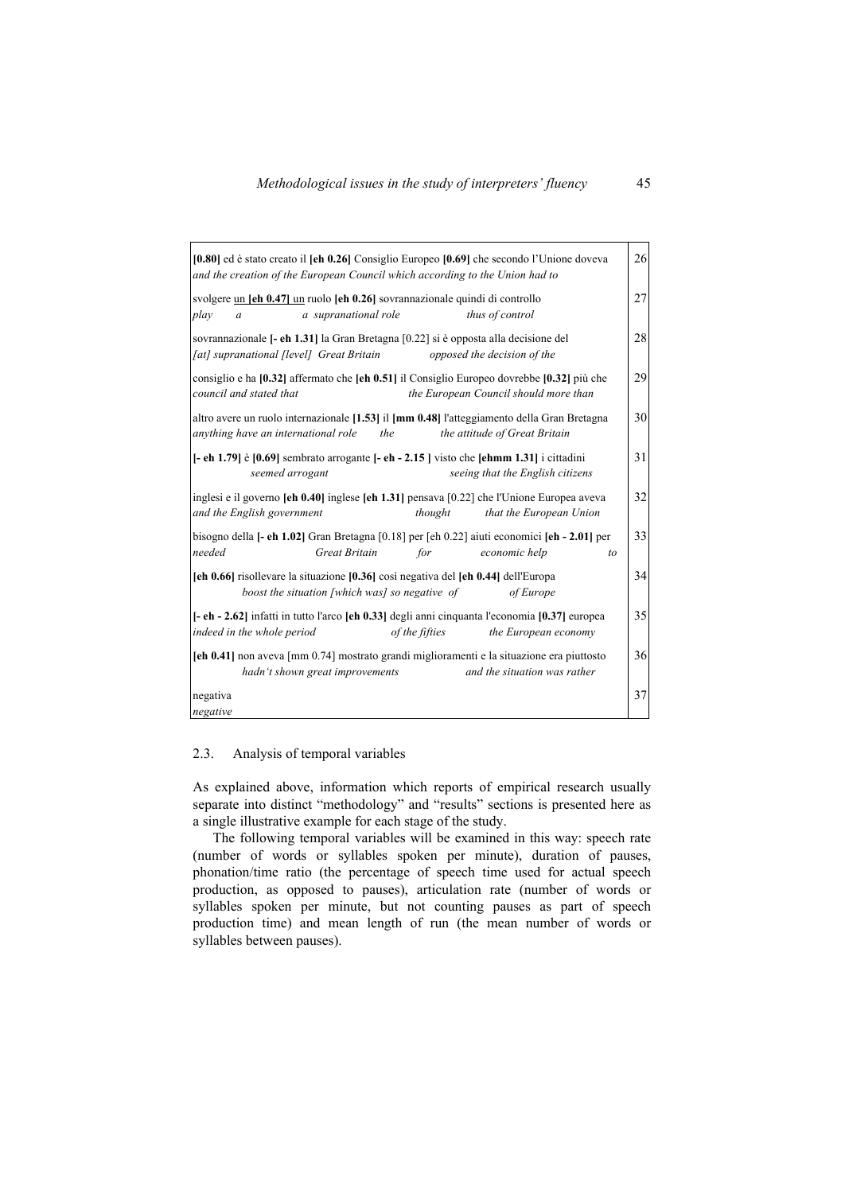| | |
|---|---|
| **[0.80]** ed è stato creato il **[eh 0.26]** Consiglio Europeo **[0.69]** che secondo l'Unione doveva<br>*and the creation of the European Council which according to the Union had to* | 26 |
| svolgere <u>un</u> <u>**[eh 0.47]**</u> <u>un</u> ruolo **[eh 0.26]** sovrannazionale quindi di controllo<br>*play a a supranational role thus of control* | 27 |
| sovrannazionale **[- eh 1.31]** la Gran Bretagna [0.22] si è opposta alla decisione del<br>*[at] supranational [level] Great Britain opposed the decision of the* | 28 |
| consiglio e ha **[0.32]** affermato che **[eh 0.51]** il Consiglio Europeo dovrebbe **[0.32]** più che<br>*council and stated that the European Council should more than* | 29 |
| altro avere un ruolo internazionale **[1.53]** il **[mm 0.48]** l'atteggiamento della Gran Bretagna<br>*anything have an international role the the attitude of Great Britain* | 30 |
| **[- eh 1.79]** è **[0.69]** sembrato arrogante **[- eh - 2.15 ]** visto che **[ehmm 1.31]** i cittadini<br>*seemed arrogant seeing that the English citizens* | 31 |
| inglesi e il governo **[eh 0.40]** inglese **[eh 1.31]** pensava [0.22] che l'Unione Europea aveva<br>*and the English government thought that the European Union* | 32 |
| bisogno della **[- eh 1.02]** Gran Bretagna [0.18] per [eh 0.22] aiuti economici **[eh - 2.01]** per<br>*needed Great Britain for economic help to* | 33 |
| **[eh 0.66]** risollevare la situazione **[0.36]** così negativa del **[eh 0.44]** dell'Europa<br>*boost the situation [which was] so negative of of Europe* | 34 |
| **[- eh - 2.62]** infatti in tutto l'arco **[eh 0.33]** degli anni cinquanta l'economia **[0.37]** europea<br>*indeed in the whole period of the fifties the European economy* | 35 |
| **[eh 0.41]** non aveva [mm 0.74] mostrato grandi miglioramenti e la situazione era piuttosto<br>*hadn't shown great improvements and the situation was rather* | 36 |
| negativa<br>*negative* | 37 |

## 2.3. Analysis of temporal variables

As explained above, information which reports of empirical research usually separate into distinct "methodology" and "results" sections is presented here as a single illustrative example for each stage of the study.

The following temporal variables will be examined in this way: speech rate (number of words or syllables spoken per minute), duration of pauses, phonation/time ratio (the percentage of speech time used for actual speech production, as opposed to pauses), articulation rate (number of words or syllables spoken per minute, but not counting pauses as part of speech production time) and mean length of run (the mean number of words or syllables between pauses).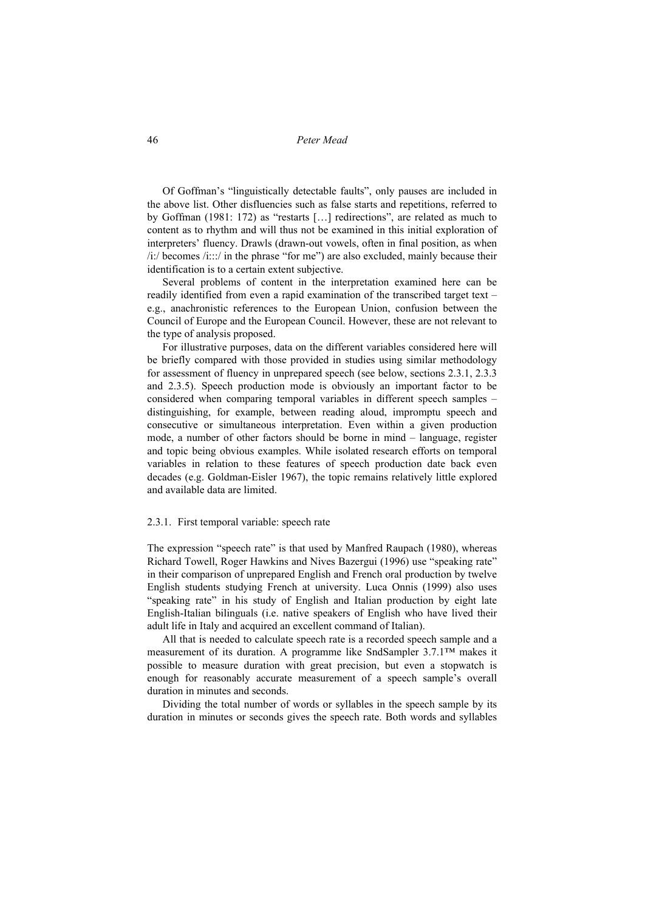Of Goffman's "linguistically detectable faults", only pauses are included in the above list. Other disfluencies such as false starts and repetitions, referred to by Goffman (1981: 172) as "restarts […] redirections", are related as much to content as to rhythm and will thus not be examined in this initial exploration of interpreters' fluency. Drawls (drawn-out vowels, often in final position, as when /i:/ becomes /i:::/ in the phrase "for me") are also excluded, mainly because their identification is to a certain extent subjective.

Several problems of content in the interpretation examined here can be readily identified from even a rapid examination of the transcribed target text – e.g., anachronistic references to the European Union, confusion between the Council of Europe and the European Council. However, these are not relevant to the type of analysis proposed.

For illustrative purposes, data on the different variables considered here will be briefly compared with those provided in studies using similar methodology for assessment of fluency in unprepared speech (see below, sections 2.3.1, 2.3.3 and 2.3.5). Speech production mode is obviously an important factor to be considered when comparing temporal variables in different speech samples – distinguishing, for example, between reading aloud, impromptu speech and consecutive or simultaneous interpretation. Even within a given production mode, a number of other factors should be borne in mind – language, register and topic being obvious examples. While isolated research efforts on temporal variables in relation to these features of speech production date back even decades (e.g. Goldman-Eisler 1967), the topic remains relatively little explored and available data are limited.

### 2.3.1. First temporal variable: speech rate

The expression "speech rate" is that used by Manfred Raupach (1980), whereas Richard Towell, Roger Hawkins and Nives Bazergui (1996) use "speaking rate" in their comparison of unprepared English and French oral production by twelve English students studying French at university. Luca Onnis (1999) also uses "speaking rate" in his study of English and Italian production by eight late English-Italian bilinguals (i.e. native speakers of English who have lived their adult life in Italy and acquired an excellent command of Italian).

All that is needed to calculate speech rate is a recorded speech sample and a measurement of its duration. A programme like SndSampler 3.7.1™ makes it possible to measure duration with great precision, but even a stopwatch is enough for reasonably accurate measurement of a speech sample's overall duration in minutes and seconds.

Dividing the total number of words or syllables in the speech sample by its duration in minutes or seconds gives the speech rate. Both words and syllables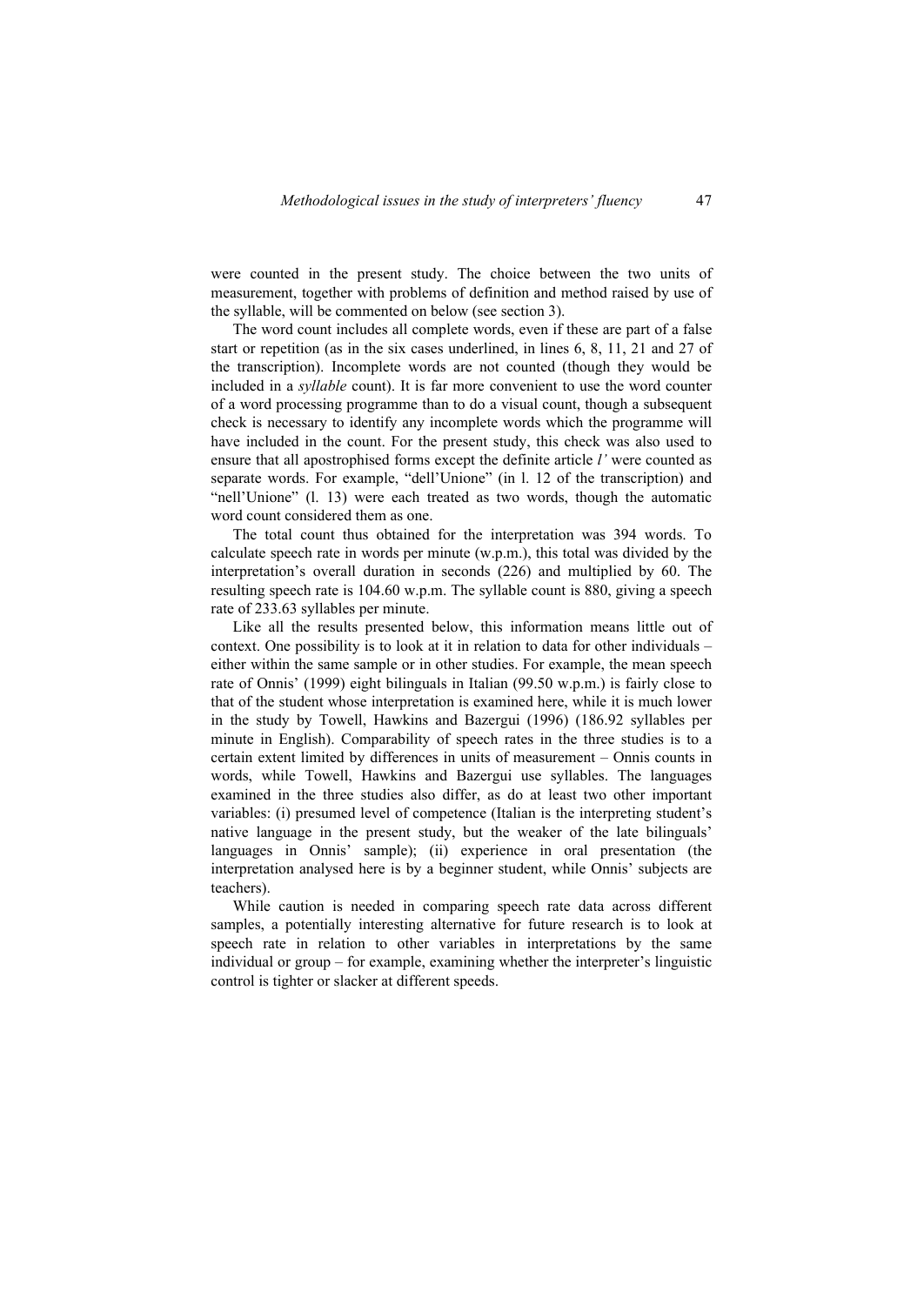were counted in the present study. The choice between the two units of measurement, together with problems of definition and method raised by use of the syllable, will be commented on below (see section 3).

The word count includes all complete words, even if these are part of a false start or repetition (as in the six cases underlined, in lines 6, 8, 11, 21 and 27 of the transcription). Incomplete words are not counted (though they would be included in a *syllable* count). It is far more convenient to use the word counter of a word processing programme than to do a visual count, though a subsequent check is necessary to identify any incomplete words which the programme will have included in the count. For the present study, this check was also used to ensure that all apostrophised forms except the definite article *l'* were counted as separate words. For example, "dell'Unione" (in l. 12 of the transcription) and "nell'Unione" (l. 13) were each treated as two words, though the automatic word count considered them as one.

The total count thus obtained for the interpretation was 394 words. To calculate speech rate in words per minute (w.p.m.), this total was divided by the interpretation's overall duration in seconds (226) and multiplied by 60. The resulting speech rate is 104.60 w.p.m. The syllable count is 880, giving a speech rate of 233.63 syllables per minute.

Like all the results presented below, this information means little out of context. One possibility is to look at it in relation to data for other individuals – either within the same sample or in other studies. For example, the mean speech rate of Onnis' (1999) eight bilinguals in Italian (99.50 w.p.m.) is fairly close to that of the student whose interpretation is examined here, while it is much lower in the study by Towell, Hawkins and Bazergui (1996) (186.92 syllables per minute in English). Comparability of speech rates in the three studies is to a certain extent limited by differences in units of measurement – Onnis counts in words, while Towell, Hawkins and Bazergui use syllables. The languages examined in the three studies also differ, as do at least two other important variables: (i) presumed level of competence (Italian is the interpreting student's native language in the present study, but the weaker of the late bilinguals' languages in Onnis' sample); (ii) experience in oral presentation (the interpretation analysed here is by a beginner student, while Onnis' subjects are teachers).

While caution is needed in comparing speech rate data across different samples, a potentially interesting alternative for future research is to look at speech rate in relation to other variables in interpretations by the same individual or group – for example, examining whether the interpreter's linguistic control is tighter or slacker at different speeds.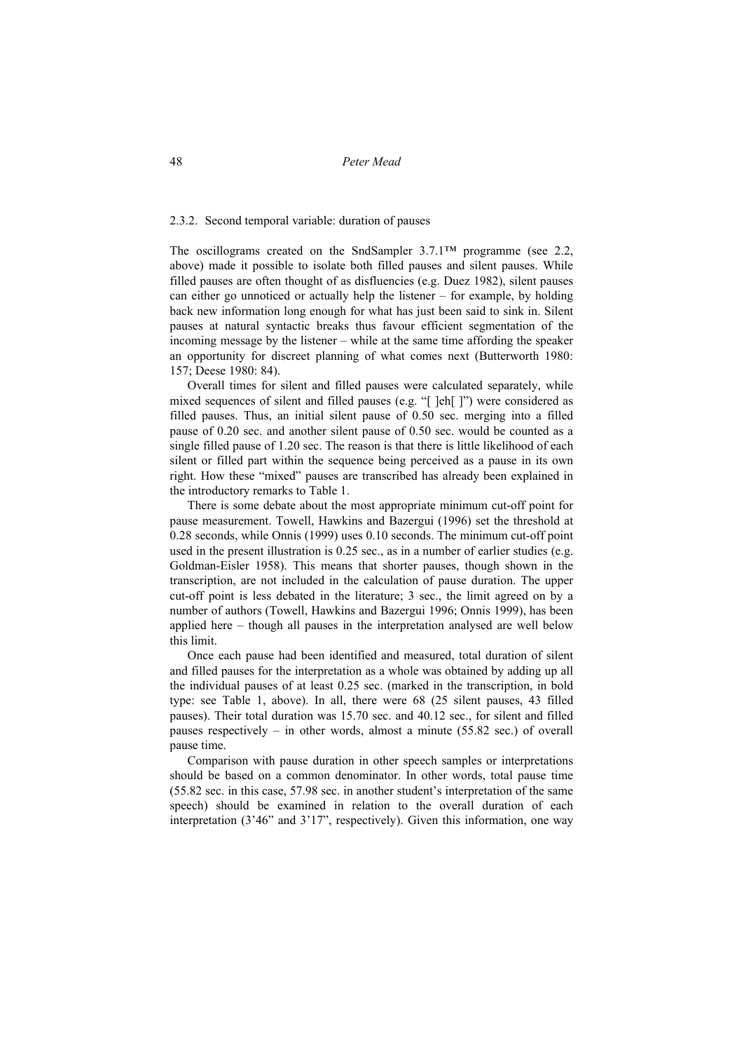### 2.3.2. Second temporal variable: duration of pauses

The oscillograms created on the SndSampler 3.7.1™ programme (see 2.2, above) made it possible to isolate both filled pauses and silent pauses. While filled pauses are often thought of as disfluencies (e.g. Duez 1982), silent pauses can either go unnoticed or actually help the listener – for example, by holding back new information long enough for what has just been said to sink in. Silent pauses at natural syntactic breaks thus favour efficient segmentation of the incoming message by the listener – while at the same time affording the speaker an opportunity for discreet planning of what comes next (Butterworth 1980: 157; Deese 1980: 84).

Overall times for silent and filled pauses were calculated separately, while mixed sequences of silent and filled pauses (e.g. "[ ]eh[ ]") were considered as filled pauses. Thus, an initial silent pause of 0.50 sec. merging into a filled pause of 0.20 sec. and another silent pause of 0.50 sec. would be counted as a single filled pause of 1.20 sec. The reason is that there is little likelihood of each silent or filled part within the sequence being perceived as a pause in its own right. How these "mixed" pauses are transcribed has already been explained in the introductory remarks to Table 1.

There is some debate about the most appropriate minimum cut-off point for pause measurement. Towell, Hawkins and Bazergui (1996) set the threshold at 0.28 seconds, while Onnis (1999) uses 0.10 seconds. The minimum cut-off point used in the present illustration is 0.25 sec., as in a number of earlier studies (e.g. Goldman-Eisler 1958). This means that shorter pauses, though shown in the transcription, are not included in the calculation of pause duration. The upper cut-off point is less debated in the literature; 3 sec., the limit agreed on by a number of authors (Towell, Hawkins and Bazergui 1996; Onnis 1999), has been applied here – though all pauses in the interpretation analysed are well below this limit.

Once each pause had been identified and measured, total duration of silent and filled pauses for the interpretation as a whole was obtained by adding up all the individual pauses of at least 0.25 sec. (marked in the transcription, in bold type: see Table 1, above). In all, there were 68 (25 silent pauses, 43 filled pauses). Their total duration was 15.70 sec. and 40.12 sec., for silent and filled pauses respectively – in other words, almost a minute (55.82 sec.) of overall pause time.

Comparison with pause duration in other speech samples or interpretations should be based on a common denominator. In other words, total pause time (55.82 sec. in this case, 57.98 sec. in another student's interpretation of the same speech) should be examined in relation to the overall duration of each interpretation (3'46" and 3'17", respectively). Given this information, one way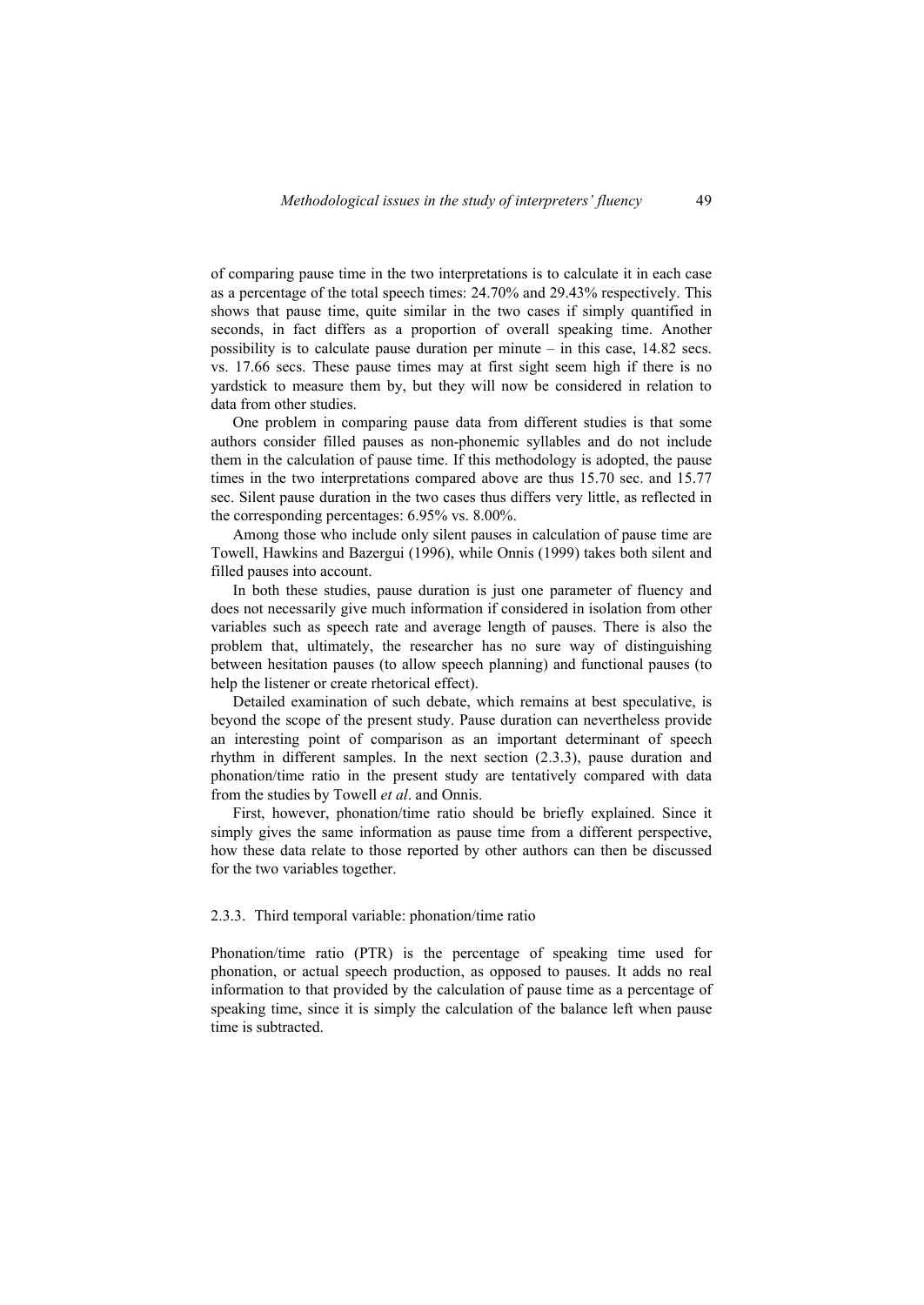of comparing pause time in the two interpretations is to calculate it in each case as a percentage of the total speech times: 24.70% and 29.43% respectively. This shows that pause time, quite similar in the two cases if simply quantified in seconds, in fact differs as a proportion of overall speaking time. Another possibility is to calculate pause duration per minute – in this case, 14.82 secs. vs. 17.66 secs. These pause times may at first sight seem high if there is no yardstick to measure them by, but they will now be considered in relation to data from other studies.

One problem in comparing pause data from different studies is that some authors consider filled pauses as non-phonemic syllables and do not include them in the calculation of pause time. If this methodology is adopted, the pause times in the two interpretations compared above are thus 15.70 sec. and 15.77 sec. Silent pause duration in the two cases thus differs very little, as reflected in the corresponding percentages: 6.95% vs. 8.00%.

Among those who include only silent pauses in calculation of pause time are Towell, Hawkins and Bazergui (1996), while Onnis (1999) takes both silent and filled pauses into account.

In both these studies, pause duration is just one parameter of fluency and does not necessarily give much information if considered in isolation from other variables such as speech rate and average length of pauses. There is also the problem that, ultimately, the researcher has no sure way of distinguishing between hesitation pauses (to allow speech planning) and functional pauses (to help the listener or create rhetorical effect).

Detailed examination of such debate, which remains at best speculative, is beyond the scope of the present study. Pause duration can nevertheless provide an interesting point of comparison as an important determinant of speech rhythm in different samples. In the next section (2.3.3), pause duration and phonation/time ratio in the present study are tentatively compared with data from the studies by Towell *et al*. and Onnis.

First, however, phonation/time ratio should be briefly explained. Since it simply gives the same information as pause time from a different perspective, how these data relate to those reported by other authors can then be discussed for the two variables together.

### 2.3.3. Third temporal variable: phonation/time ratio

Phonation/time ratio (PTR) is the percentage of speaking time used for phonation, or actual speech production, as opposed to pauses. It adds no real information to that provided by the calculation of pause time as a percentage of speaking time, since it is simply the calculation of the balance left when pause time is subtracted.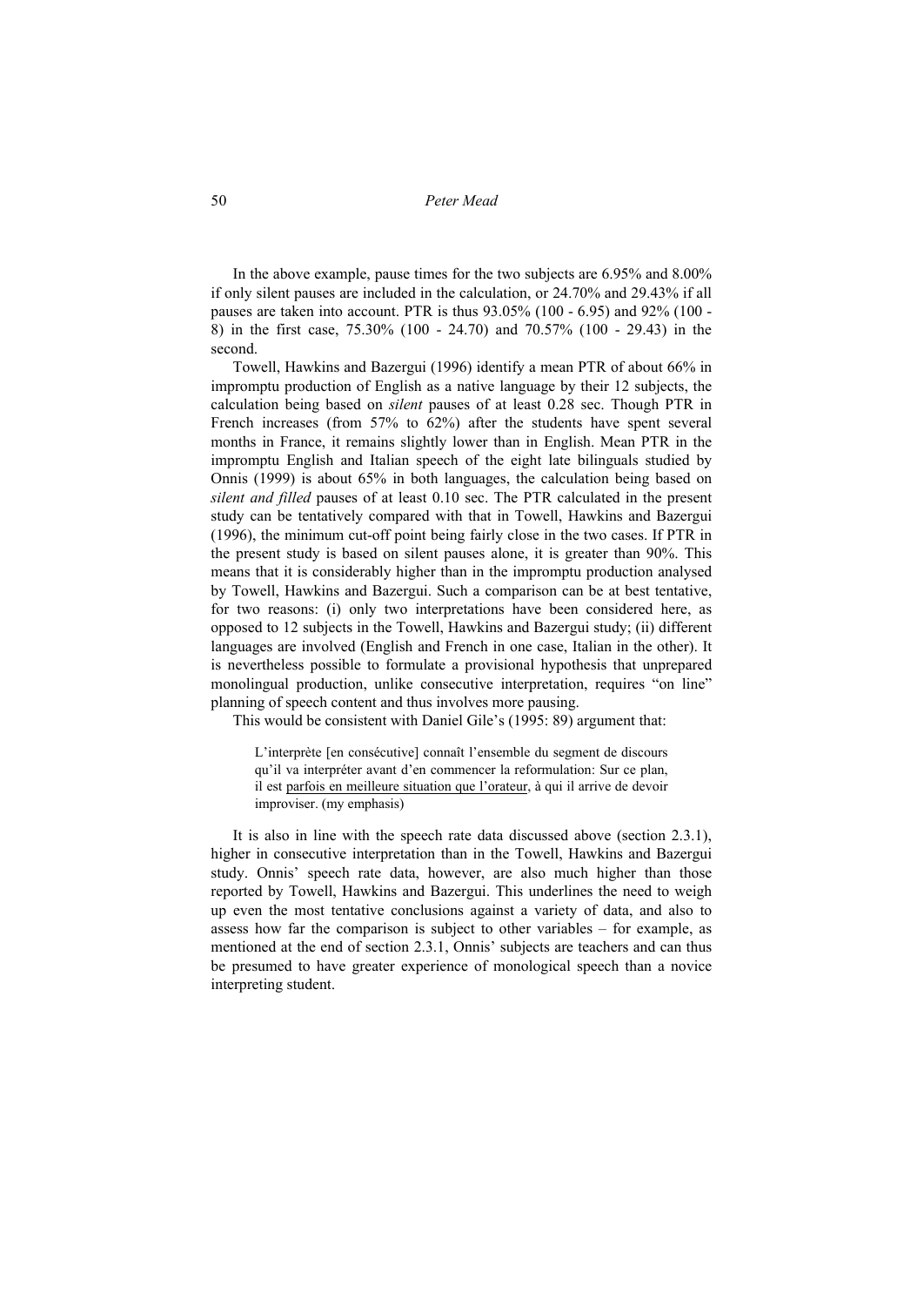In the above example, pause times for the two subjects are 6.95% and 8.00% if only silent pauses are included in the calculation, or 24.70% and 29.43% if all pauses are taken into account. PTR is thus 93.05% (100 - 6.95) and 92% (100 - 8) in the first case, 75.30% (100 - 24.70) and 70.57% (100 - 29.43) in the second.

Towell, Hawkins and Bazergui (1996) identify a mean PTR of about 66% in impromptu production of English as a native language by their 12 subjects, the calculation being based on *silent* pauses of at least 0.28 sec. Though PTR in French increases (from 57% to 62%) after the students have spent several months in France, it remains slightly lower than in English. Mean PTR in the impromptu English and Italian speech of the eight late bilinguals studied by Onnis (1999) is about 65% in both languages, the calculation being based on *silent and filled* pauses of at least 0.10 sec. The PTR calculated in the present study can be tentatively compared with that in Towell, Hawkins and Bazergui (1996), the minimum cut-off point being fairly close in the two cases. If PTR in the present study is based on silent pauses alone, it is greater than 90%. This means that it is considerably higher than in the impromptu production analysed by Towell, Hawkins and Bazergui. Such a comparison can be at best tentative, for two reasons: (i) only two interpretations have been considered here, as opposed to 12 subjects in the Towell, Hawkins and Bazergui study; (ii) different languages are involved (English and French in one case, Italian in the other). It is nevertheless possible to formulate a provisional hypothesis that unprepared monolingual production, unlike consecutive interpretation, requires "on line" planning of speech content and thus involves more pausing.

This would be consistent with Daniel Gile's (1995: 89) argument that:

> L'interprète [en consécutive] connaît l'ensemble du segment de discours qu'il va interpréter avant d'en commencer la reformulation: Sur ce plan, il est <u>parfois en meilleure situation que l'orateur</u>, à qui il arrive de devoir improviser. (my emphasis)

It is also in line with the speech rate data discussed above (section 2.3.1), higher in consecutive interpretation than in the Towell, Hawkins and Bazergui study. Onnis' speech rate data, however, are also much higher than those reported by Towell, Hawkins and Bazergui. This underlines the need to weigh up even the most tentative conclusions against a variety of data, and also to assess how far the comparison is subject to other variables – for example, as mentioned at the end of section 2.3.1, Onnis' subjects are teachers and can thus be presumed to have greater experience of monological speech than a novice interpreting student.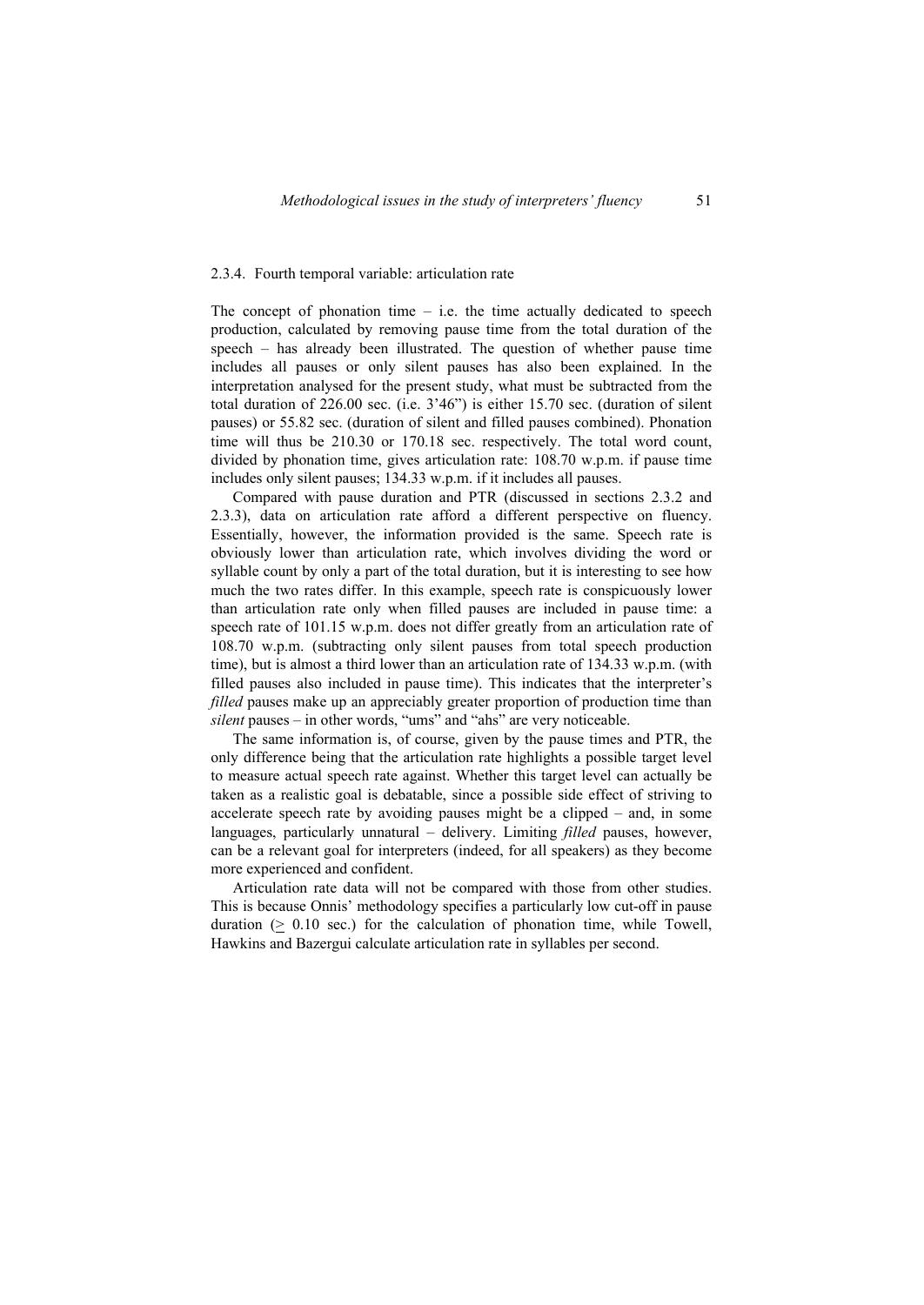### 2.3.4. Fourth temporal variable: articulation rate

The concept of phonation time – i.e. the time actually dedicated to speech production, calculated by removing pause time from the total duration of the speech – has already been illustrated. The question of whether pause time includes all pauses or only silent pauses has also been explained. In the interpretation analysed for the present study, what must be subtracted from the total duration of 226.00 sec. (i.e. 3'46") is either 15.70 sec. (duration of silent pauses) or 55.82 sec. (duration of silent and filled pauses combined). Phonation time will thus be 210.30 or 170.18 sec. respectively. The total word count, divided by phonation time, gives articulation rate: 108.70 w.p.m. if pause time includes only silent pauses; 134.33 w.p.m. if it includes all pauses.

Compared with pause duration and PTR (discussed in sections 2.3.2 and 2.3.3), data on articulation rate afford a different perspective on fluency. Essentially, however, the information provided is the same. Speech rate is obviously lower than articulation rate, which involves dividing the word or syllable count by only a part of the total duration, but it is interesting to see how much the two rates differ. In this example, speech rate is conspicuously lower than articulation rate only when filled pauses are included in pause time: a speech rate of 101.15 w.p.m. does not differ greatly from an articulation rate of 108.70 w.p.m. (subtracting only silent pauses from total speech production time), but is almost a third lower than an articulation rate of 134.33 w.p.m. (with filled pauses also included in pause time). This indicates that the interpreter's *filled* pauses make up an appreciably greater proportion of production time than *silent* pauses – in other words, "ums" and "ahs" are very noticeable.

The same information is, of course, given by the pause times and PTR, the only difference being that the articulation rate highlights a possible target level to measure actual speech rate against. Whether this target level can actually be taken as a realistic goal is debatable, since a possible side effect of striving to accelerate speech rate by avoiding pauses might be a clipped – and, in some languages, particularly unnatural – delivery. Limiting *filled* pauses, however, can be a relevant goal for interpreters (indeed, for all speakers) as they become more experienced and confident.

Articulation rate data will not be compared with those from other studies. This is because Onnis' methodology specifies a particularly low cut-off in pause duration ($\geq$ 0.10 sec.) for the calculation of phonation time, while Towell, Hawkins and Bazergui calculate articulation rate in syllables per second.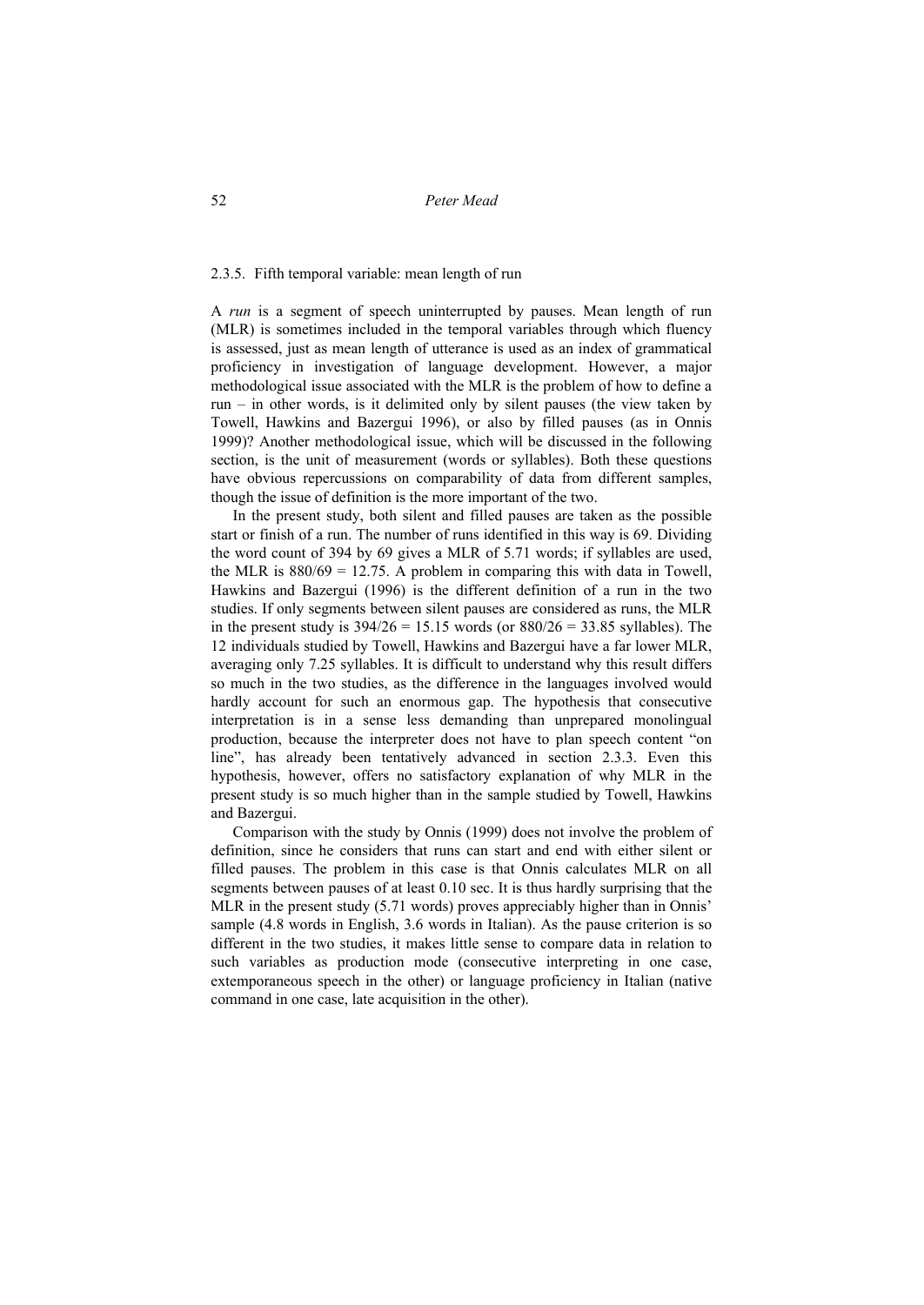### 2.3.5. Fifth temporal variable: mean length of run

A *run* is a segment of speech uninterrupted by pauses. Mean length of run (MLR) is sometimes included in the temporal variables through which fluency is assessed, just as mean length of utterance is used as an index of grammatical proficiency in investigation of language development. However, a major methodological issue associated with the MLR is the problem of how to define a run – in other words, is it delimited only by silent pauses (the view taken by Towell, Hawkins and Bazergui 1996), or also by filled pauses (as in Onnis 1999)? Another methodological issue, which will be discussed in the following section, is the unit of measurement (words or syllables). Both these questions have obvious repercussions on comparability of data from different samples, though the issue of definition is the more important of the two.

In the present study, both silent and filled pauses are taken as the possible start or finish of a run. The number of runs identified in this way is 69. Dividing the word count of 394 by 69 gives a MLR of 5.71 words; if syllables are used, the MLR is 880/69 = 12.75. A problem in comparing this with data in Towell, Hawkins and Bazergui (1996) is the different definition of a run in the two studies. If only segments between silent pauses are considered as runs, the MLR in the present study is 394/26 = 15.15 words (or 880/26 = 33.85 syllables). The 12 individuals studied by Towell, Hawkins and Bazergui have a far lower MLR, averaging only 7.25 syllables. It is difficult to understand why this result differs so much in the two studies, as the difference in the languages involved would hardly account for such an enormous gap. The hypothesis that consecutive interpretation is in a sense less demanding than unprepared monolingual production, because the interpreter does not have to plan speech content "on line", has already been tentatively advanced in section 2.3.3. Even this hypothesis, however, offers no satisfactory explanation of why MLR in the present study is so much higher than in the sample studied by Towell, Hawkins and Bazergui.

Comparison with the study by Onnis (1999) does not involve the problem of definition, since he considers that runs can start and end with either silent or filled pauses. The problem in this case is that Onnis calculates MLR on all segments between pauses of at least 0.10 sec. It is thus hardly surprising that the MLR in the present study (5.71 words) proves appreciably higher than in Onnis' sample (4.8 words in English, 3.6 words in Italian). As the pause criterion is so different in the two studies, it makes little sense to compare data in relation to such variables as production mode (consecutive interpreting in one case, extemporaneous speech in the other) or language proficiency in Italian (native command in one case, late acquisition in the other).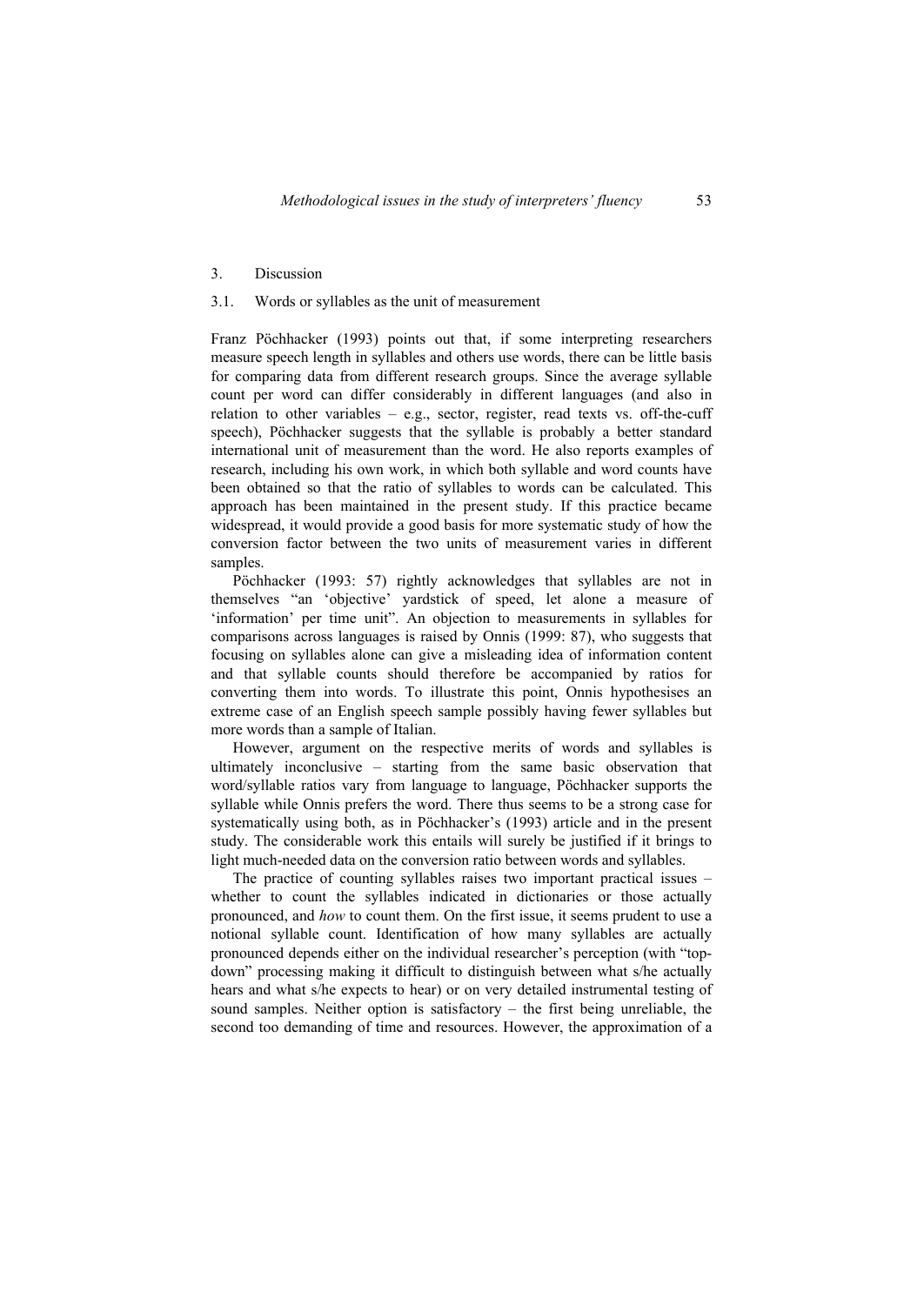## 3. Discussion

### 3.1. Words or syllables as the unit of measurement

Franz Pöchhacker (1993) points out that, if some interpreting researchers measure speech length in syllables and others use words, there can be little basis for comparing data from different research groups. Since the average syllable count per word can differ considerably in different languages (and also in relation to other variables – e.g., sector, register, read texts vs. off-the-cuff speech), Pöchhacker suggests that the syllable is probably a better standard international unit of measurement than the word. He also reports examples of research, including his own work, in which both syllable and word counts have been obtained so that the ratio of syllables to words can be calculated. This approach has been maintained in the present study. If this practice became widespread, it would provide a good basis for more systematic study of how the conversion factor between the two units of measurement varies in different samples.

Pöchhacker (1993: 57) rightly acknowledges that syllables are not in themselves "an 'objective' yardstick of speed, let alone a measure of 'information' per time unit". An objection to measurements in syllables for comparisons across languages is raised by Onnis (1999: 87), who suggests that focusing on syllables alone can give a misleading idea of information content and that syllable counts should therefore be accompanied by ratios for converting them into words. To illustrate this point, Onnis hypothesises an extreme case of an English speech sample possibly having fewer syllables but more words than a sample of Italian.

However, argument on the respective merits of words and syllables is ultimately inconclusive – starting from the same basic observation that word/syllable ratios vary from language to language, Pöchhacker supports the syllable while Onnis prefers the word. There thus seems to be a strong case for systematically using both, as in Pöchhacker's (1993) article and in the present study. The considerable work this entails will surely be justified if it brings to light much-needed data on the conversion ratio between words and syllables.

The practice of counting syllables raises two important practical issues – whether to count the syllables indicated in dictionaries or those actually pronounced, and *how* to count them. On the first issue, it seems prudent to use a notional syllable count. Identification of how many syllables are actually pronounced depends either on the individual researcher's perception (with "top-down" processing making it difficult to distinguish between what s/he actually hears and what s/he expects to hear) or on very detailed instrumental testing of sound samples. Neither option is satisfactory – the first being unreliable, the second too demanding of time and resources. However, the approximation of a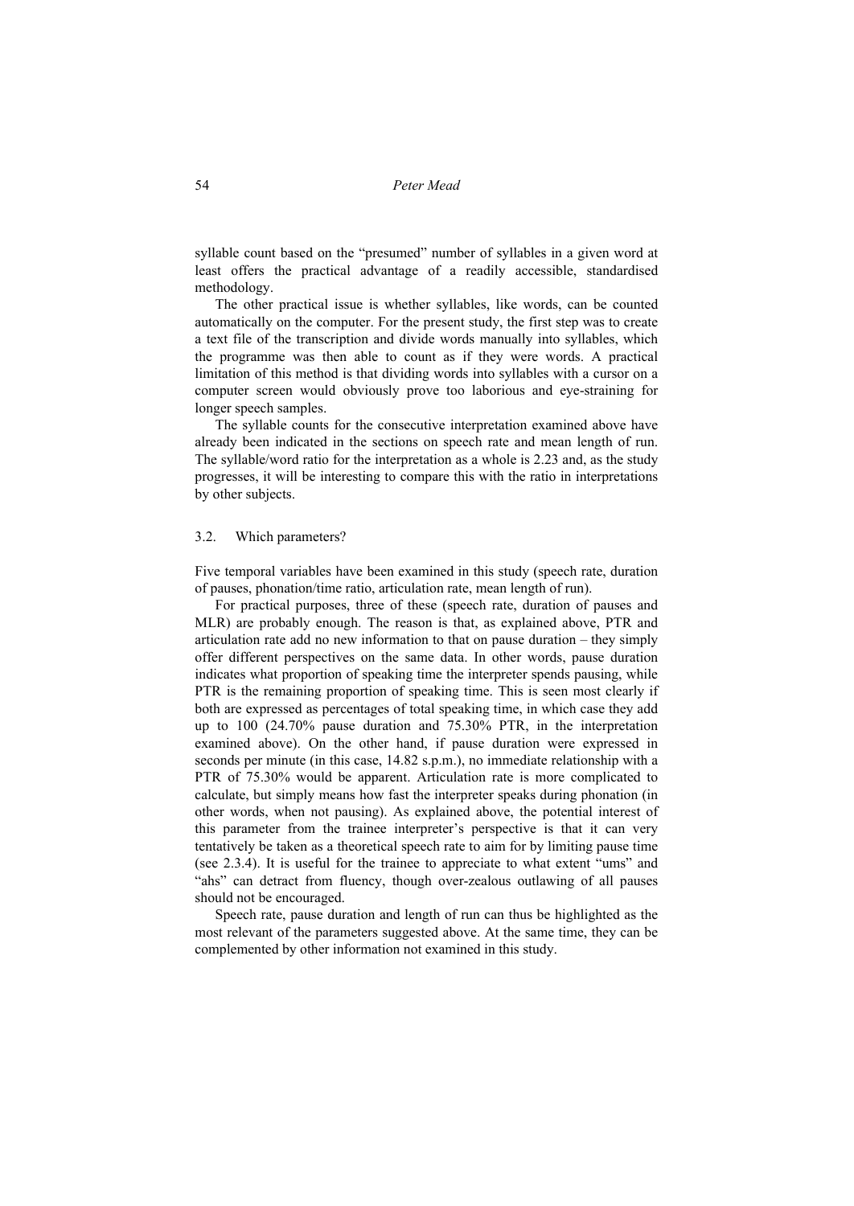syllable count based on the "presumed" number of syllables in a given word at least offers the practical advantage of a readily accessible, standardised methodology.

The other practical issue is whether syllables, like words, can be counted automatically on the computer. For the present study, the first step was to create a text file of the transcription and divide words manually into syllables, which the programme was then able to count as if they were words. A practical limitation of this method is that dividing words into syllables with a cursor on a computer screen would obviously prove too laborious and eye-straining for longer speech samples.

The syllable counts for the consecutive interpretation examined above have already been indicated in the sections on speech rate and mean length of run. The syllable/word ratio for the interpretation as a whole is 2.23 and, as the study progresses, it will be interesting to compare this with the ratio in interpretations by other subjects.

## 3.2. Which parameters?

Five temporal variables have been examined in this study (speech rate, duration of pauses, phonation/time ratio, articulation rate, mean length of run).

For practical purposes, three of these (speech rate, duration of pauses and MLR) are probably enough. The reason is that, as explained above, PTR and articulation rate add no new information to that on pause duration – they simply offer different perspectives on the same data. In other words, pause duration indicates what proportion of speaking time the interpreter spends pausing, while PTR is the remaining proportion of speaking time. This is seen most clearly if both are expressed as percentages of total speaking time, in which case they add up to 100 (24.70% pause duration and 75.30% PTR, in the interpretation examined above). On the other hand, if pause duration were expressed in seconds per minute (in this case, 14.82 s.p.m.), no immediate relationship with a PTR of 75.30% would be apparent. Articulation rate is more complicated to calculate, but simply means how fast the interpreter speaks during phonation (in other words, when not pausing). As explained above, the potential interest of this parameter from the trainee interpreter's perspective is that it can very tentatively be taken as a theoretical speech rate to aim for by limiting pause time (see 2.3.4). It is useful for the trainee to appreciate to what extent "ums" and "ahs" can detract from fluency, though over-zealous outlawing of all pauses should not be encouraged.

Speech rate, pause duration and length of run can thus be highlighted as the most relevant of the parameters suggested above. At the same time, they can be complemented by other information not examined in this study.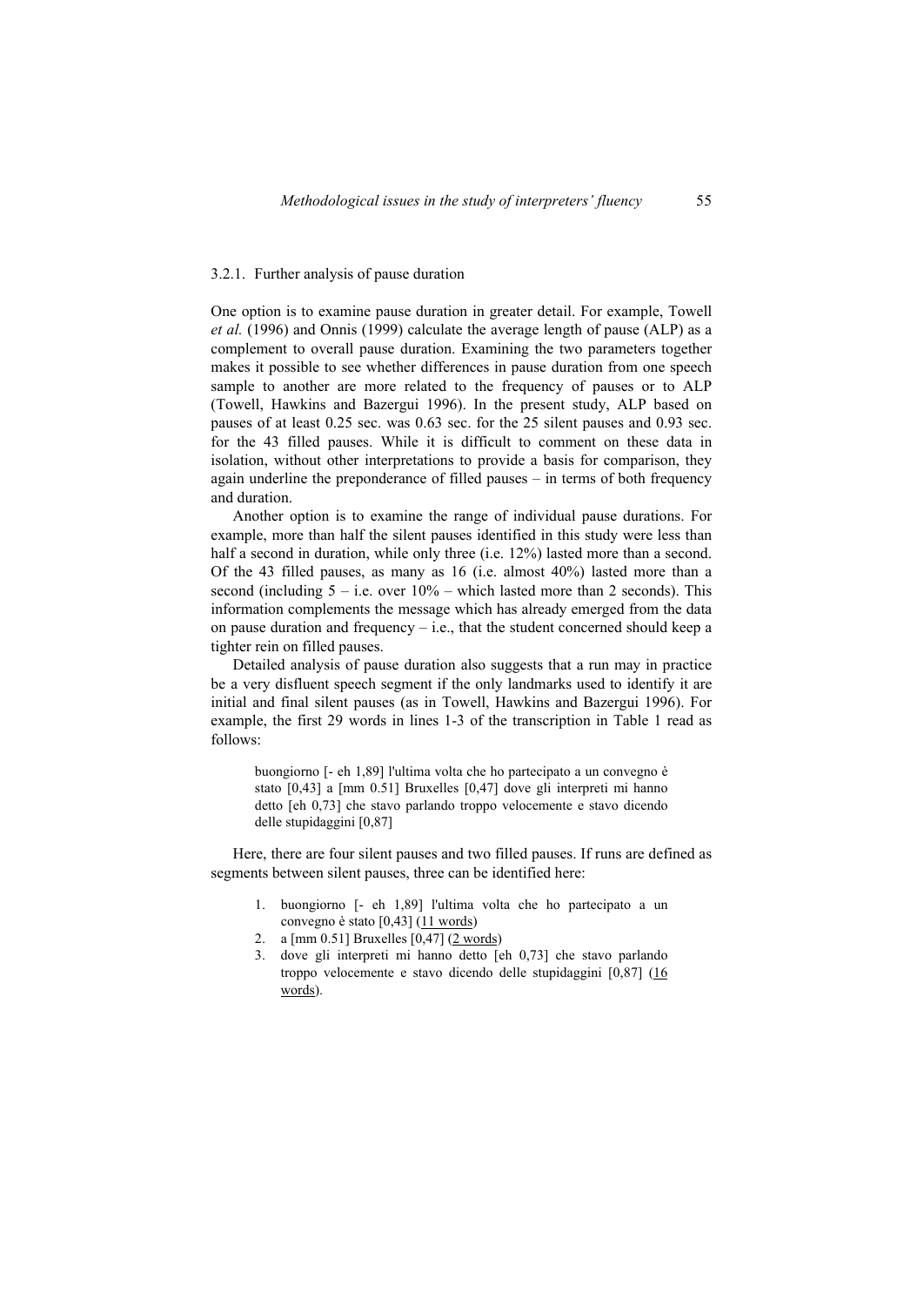### 3.2.1. Further analysis of pause duration

One option is to examine pause duration in greater detail. For example, Towell *et al.* (1996) and Onnis (1999) calculate the average length of pause (ALP) as a complement to overall pause duration. Examining the two parameters together makes it possible to see whether differences in pause duration from one speech sample to another are more related to the frequency of pauses or to ALP (Towell, Hawkins and Bazergui 1996). In the present study, ALP based on pauses of at least 0.25 sec. was 0.63 sec. for the 25 silent pauses and 0.93 sec. for the 43 filled pauses. While it is difficult to comment on these data in isolation, without other interpretations to provide a basis for comparison, they again underline the preponderance of filled pauses – in terms of both frequency and duration.

Another option is to examine the range of individual pause durations. For example, more than half the silent pauses identified in this study were less than half a second in duration, while only three (i.e. 12%) lasted more than a second. Of the 43 filled pauses, as many as 16 (i.e. almost 40%) lasted more than a second (including 5 – i.e. over 10% – which lasted more than 2 seconds). This information complements the message which has already emerged from the data on pause duration and frequency – i.e., that the student concerned should keep a tighter rein on filled pauses.

Detailed analysis of pause duration also suggests that a run may in practice be a very disfluent speech segment if the only landmarks used to identify it are initial and final silent pauses (as in Towell, Hawkins and Bazergui 1996). For example, the first 29 words in lines 1-3 of the transcription in Table 1 read as follows:

> buongiorno [- eh 1,89] l'ultima volta che ho partecipato a un convegno è stato [0,43] a [mm 0.51] Bruxelles [0,47] dove gli interpreti mi hanno detto [eh 0,73] che stavo parlando troppo velocemente e stavo dicendo delle stupidaggini [0,87]

Here, there are four silent pauses and two filled pauses. If runs are defined as segments between silent pauses, three can be identified here:

1. buongiorno [- eh 1,89] l'ultima volta che ho partecipato a un convegno è stato [0,43] (<u>11 words</u>)
2. a [mm 0.51] Bruxelles [0,47] (<u>2 words</u>)
3. dove gli interpreti mi hanno detto [eh 0,73] che stavo parlando troppo velocemente e stavo dicendo delle stupidaggini [0,87] (<u>16 words</u>).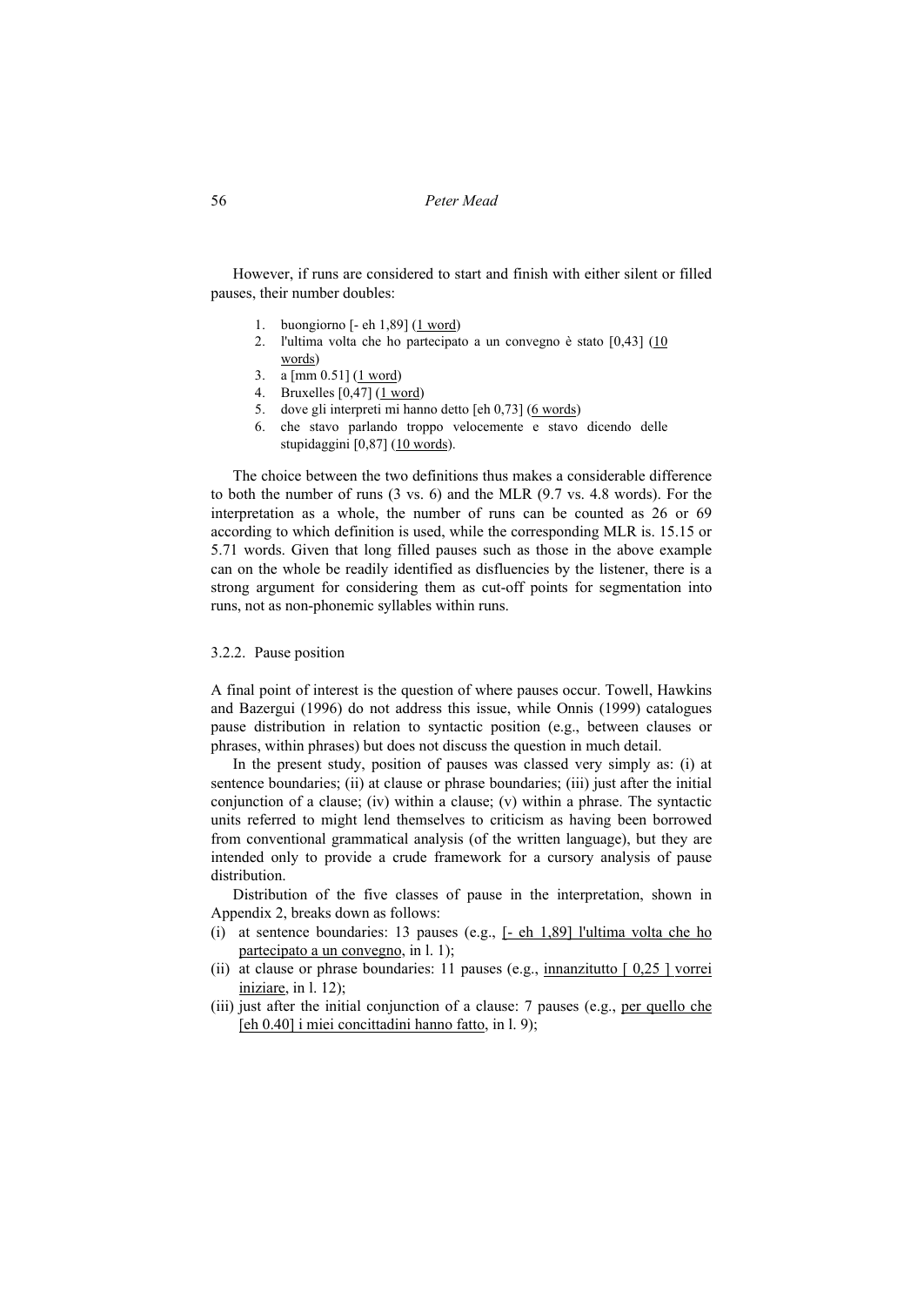However, if runs are considered to start and finish with either silent or filled pauses, their number doubles:

1. buongiorno [- eh 1,89] (<u>1 word</u>)
2. l'ultima volta che ho partecipato a un convegno è stato [0,43] (<u>10 words</u>)
3. a [mm 0.51] (<u>1 word</u>)
4. Bruxelles [0,47] (<u>1 word</u>)
5. dove gli interpreti mi hanno detto [eh 0,73] (<u>6 words</u>)
6. che stavo parlando troppo velocemente e stavo dicendo delle stupidaggini [0,87] (<u>10 words</u>).

The choice between the two definitions thus makes a considerable difference to both the number of runs (3 vs. 6) and the MLR (9.7 vs. 4.8 words). For the interpretation as a whole, the number of runs can be counted as 26 or 69 according to which definition is used, while the corresponding MLR is. 15.15 or 5.71 words. Given that long filled pauses such as those in the above example can on the whole be readily identified as disfluencies by the listener, there is a strong argument for considering them as cut-off points for segmentation into runs, not as non-phonemic syllables within runs.

### 3.2.2. Pause position

A final point of interest is the question of where pauses occur. Towell, Hawkins and Bazergui (1996) do not address this issue, while Onnis (1999) catalogues pause distribution in relation to syntactic position (e.g., between clauses or phrases, within phrases) but does not discuss the question in much detail.

In the present study, position of pauses was classed very simply as: (i) at sentence boundaries; (ii) at clause or phrase boundaries; (iii) just after the initial conjunction of a clause; (iv) within a clause; (v) within a phrase. The syntactic units referred to might lend themselves to criticism as having been borrowed from conventional grammatical analysis (of the written language), but they are intended only to provide a crude framework for a cursory analysis of pause distribution.

Distribution of the five classes of pause in the interpretation, shown in Appendix 2, breaks down as follows:

(i) at sentence boundaries: 13 pauses (e.g., <u>[- eh 1,89] l'ultima volta che ho partecipato a un convegno</u>, in l. 1);
(ii) at clause or phrase boundaries: 11 pauses (e.g., <u>innanzitutto [ 0,25 ] vorrei iniziare</u>, in l. 12);
(iii) just after the initial conjunction of a clause: 7 pauses (e.g., <u>per quello che [eh 0.40] i miei concittadini hanno fatto</u>, in l. 9);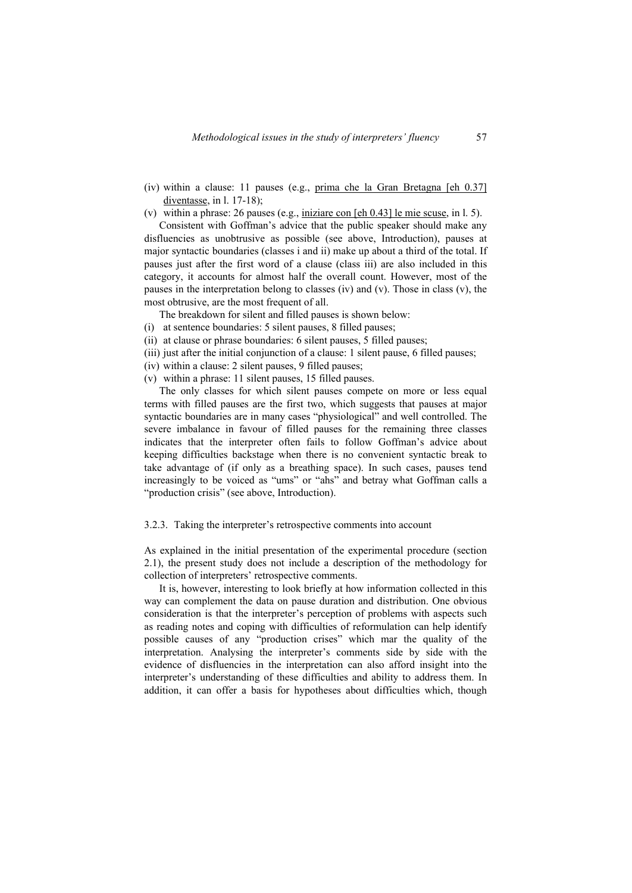(iv) within a clause: 11 pauses (e.g., prima che la Gran Bretagna [eh 0.37] diventasse, in l. 17-18);

(v) within a phrase: 26 pauses (e.g., iniziare con [eh 0.43] le mie scuse, in l. 5).

Consistent with Goffman's advice that the public speaker should make any disfluencies as unobtrusive as possible (see above, Introduction), pauses at major syntactic boundaries (classes i and ii) make up about a third of the total. If pauses just after the first word of a clause (class iii) are also included in this category, it accounts for almost half the overall count. However, most of the pauses in the interpretation belong to classes (iv) and (v). Those in class (v), the most obtrusive, are the most frequent of all.

The breakdown for silent and filled pauses is shown below:

(i) at sentence boundaries: 5 silent pauses, 8 filled pauses;

(ii) at clause or phrase boundaries: 6 silent pauses, 5 filled pauses;

(iii) just after the initial conjunction of a clause: 1 silent pause, 6 filled pauses;

(iv) within a clause: 2 silent pauses, 9 filled pauses;

(v) within a phrase: 11 silent pauses, 15 filled pauses.

The only classes for which silent pauses compete on more or less equal terms with filled pauses are the first two, which suggests that pauses at major syntactic boundaries are in many cases "physiological" and well controlled. The severe imbalance in favour of filled pauses for the remaining three classes indicates that the interpreter often fails to follow Goffman's advice about keeping difficulties backstage when there is no convenient syntactic break to take advantage of (if only as a breathing space). In such cases, pauses tend increasingly to be voiced as "ums" or "ahs" and betray what Goffman calls a "production crisis" (see above, Introduction).

### 3.2.3. Taking the interpreter's retrospective comments into account

As explained in the initial presentation of the experimental procedure (section 2.1), the present study does not include a description of the methodology for collection of interpreters' retrospective comments.

It is, however, interesting to look briefly at how information collected in this way can complement the data on pause duration and distribution. One obvious consideration is that the interpreter's perception of problems with aspects such as reading notes and coping with difficulties of reformulation can help identify possible causes of any "production crises" which mar the quality of the interpretation. Analysing the interpreter's comments side by side with the evidence of disfluencies in the interpretation can also afford insight into the interpreter's understanding of these difficulties and ability to address them. In addition, it can offer a basis for hypotheses about difficulties which, though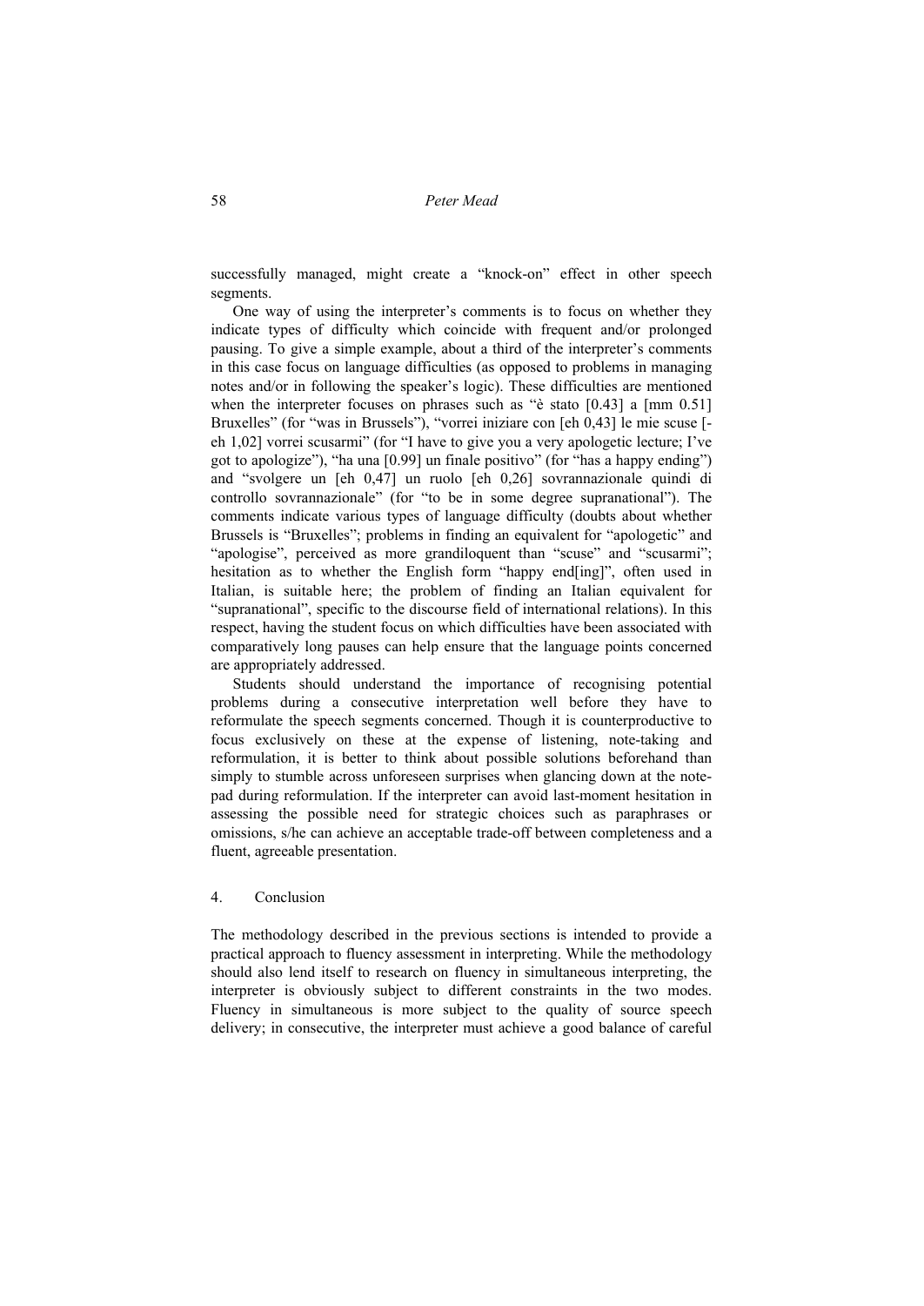successfully managed, might create a "knock-on" effect in other speech segments.

One way of using the interpreter's comments is to focus on whether they indicate types of difficulty which coincide with frequent and/or prolonged pausing. To give a simple example, about a third of the interpreter's comments in this case focus on language difficulties (as opposed to problems in managing notes and/or in following the speaker's logic). These difficulties are mentioned when the interpreter focuses on phrases such as "è stato [0.43] a [mm 0.51] Bruxelles" (for "was in Brussels"), "vorrei iniziare con [eh 0,43] le mie scuse [-eh 1,02] vorrei scusarmi" (for "I have to give you a very apologetic lecture; I've got to apologize"), "ha una [0.99] un finale positivo" (for "has a happy ending") and "svolgere un [eh 0,47] un ruolo [eh 0,26] sovrannazionale quindi di controllo sovrannazionale" (for "to be in some degree supranational"). The comments indicate various types of language difficulty (doubts about whether Brussels is "Bruxelles"; problems in finding an equivalent for "apologetic" and "apologise", perceived as more grandiloquent than "scuse" and "scusarmi"; hesitation as to whether the English form "happy end[ing]", often used in Italian, is suitable here; the problem of finding an Italian equivalent for "supranational", specific to the discourse field of international relations). In this respect, having the student focus on which difficulties have been associated with comparatively long pauses can help ensure that the language points concerned are appropriately addressed.

Students should understand the importance of recognising potential problems during a consecutive interpretation well before they have to reformulate the speech segments concerned. Though it is counterproductive to focus exclusively on these at the expense of listening, note-taking and reformulation, it is better to think about possible solutions beforehand than simply to stumble across unforeseen surprises when glancing down at the note-pad during reformulation. If the interpreter can avoid last-moment hesitation in assessing the possible need for strategic choices such as paraphrases or omissions, s/he can achieve an acceptable trade-off between completeness and a fluent, agreeable presentation.

## 4. Conclusion

The methodology described in the previous sections is intended to provide a practical approach to fluency assessment in interpreting. While the methodology should also lend itself to research on fluency in simultaneous interpreting, the interpreter is obviously subject to different constraints in the two modes. Fluency in simultaneous is more subject to the quality of source speech delivery; in consecutive, the interpreter must achieve a good balance of careful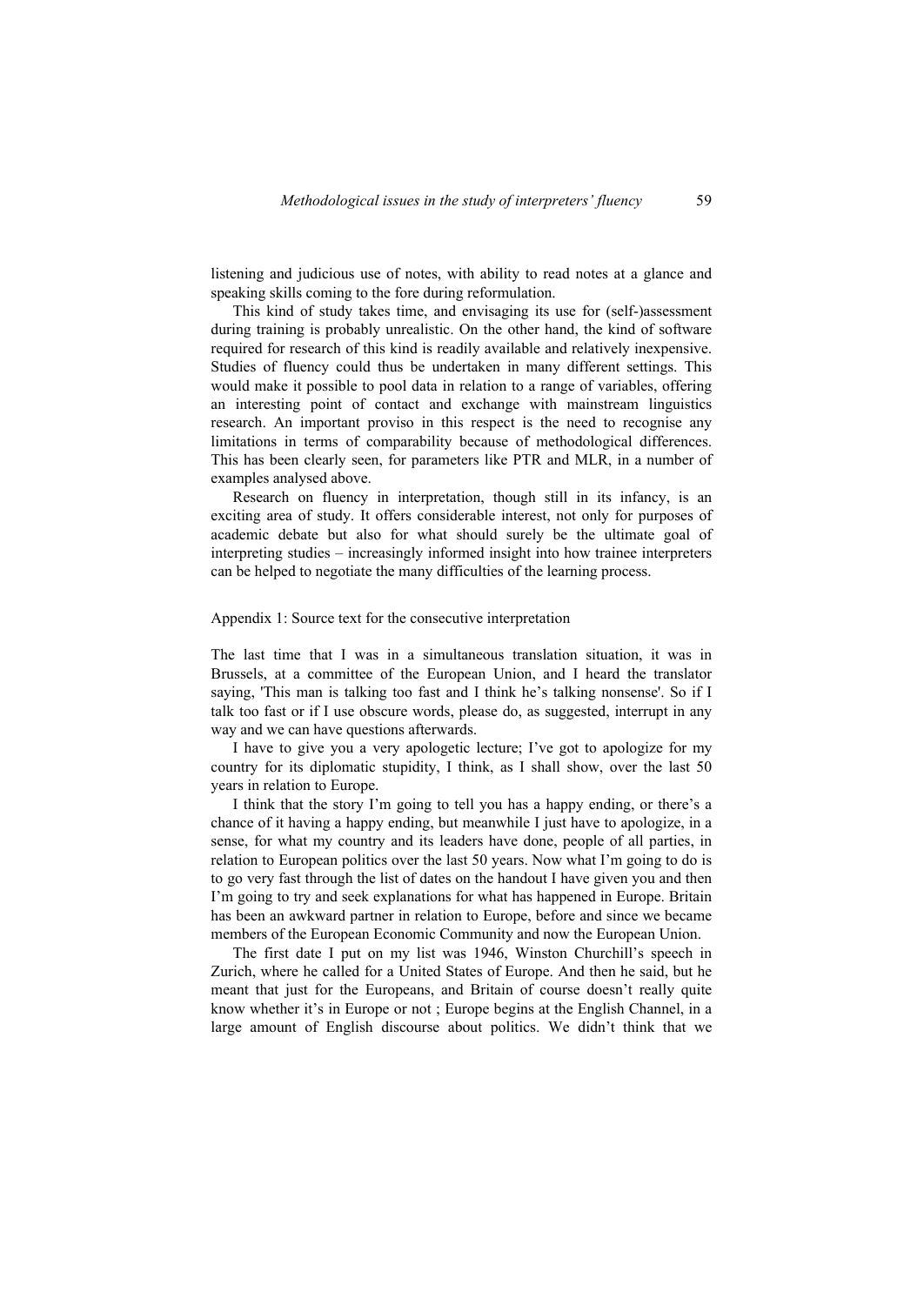listening and judicious use of notes, with ability to read notes at a glance and speaking skills coming to the fore during reformulation.

This kind of study takes time, and envisaging its use for (self-)assessment during training is probably unrealistic. On the other hand, the kind of software required for research of this kind is readily available and relatively inexpensive. Studies of fluency could thus be undertaken in many different settings. This would make it possible to pool data in relation to a range of variables, offering an interesting point of contact and exchange with mainstream linguistics research. An important proviso in this respect is the need to recognise any limitations in terms of comparability because of methodological differences. This has been clearly seen, for parameters like PTR and MLR, in a number of examples analysed above.

Research on fluency in interpretation, though still in its infancy, is an exciting area of study. It offers considerable interest, not only for purposes of academic debate but also for what should surely be the ultimate goal of interpreting studies – increasingly informed insight into how trainee interpreters can be helped to negotiate the many difficulties of the learning process.

## Appendix 1: Source text for the consecutive interpretation

The last time that I was in a simultaneous translation situation, it was in Brussels, at a committee of the European Union, and I heard the translator saying, 'This man is talking too fast and I think he's talking nonsense'. So if I talk too fast or if I use obscure words, please do, as suggested, interrupt in any way and we can have questions afterwards.

I have to give you a very apologetic lecture; I've got to apologize for my country for its diplomatic stupidity, I think, as I shall show, over the last 50 years in relation to Europe.

I think that the story I'm going to tell you has a happy ending, or there's a chance of it having a happy ending, but meanwhile I just have to apologize, in a sense, for what my country and its leaders have done, people of all parties, in relation to European politics over the last 50 years. Now what I'm going to do is to go very fast through the list of dates on the handout I have given you and then I'm going to try and seek explanations for what has happened in Europe. Britain has been an awkward partner in relation to Europe, before and since we became members of the European Economic Community and now the European Union.

The first date I put on my list was 1946, Winston Churchill's speech in Zurich, where he called for a United States of Europe. And then he said, but he meant that just for the Europeans, and Britain of course doesn't really quite know whether it's in Europe or not ; Europe begins at the English Channel, in a large amount of English discourse about politics. We didn't think that we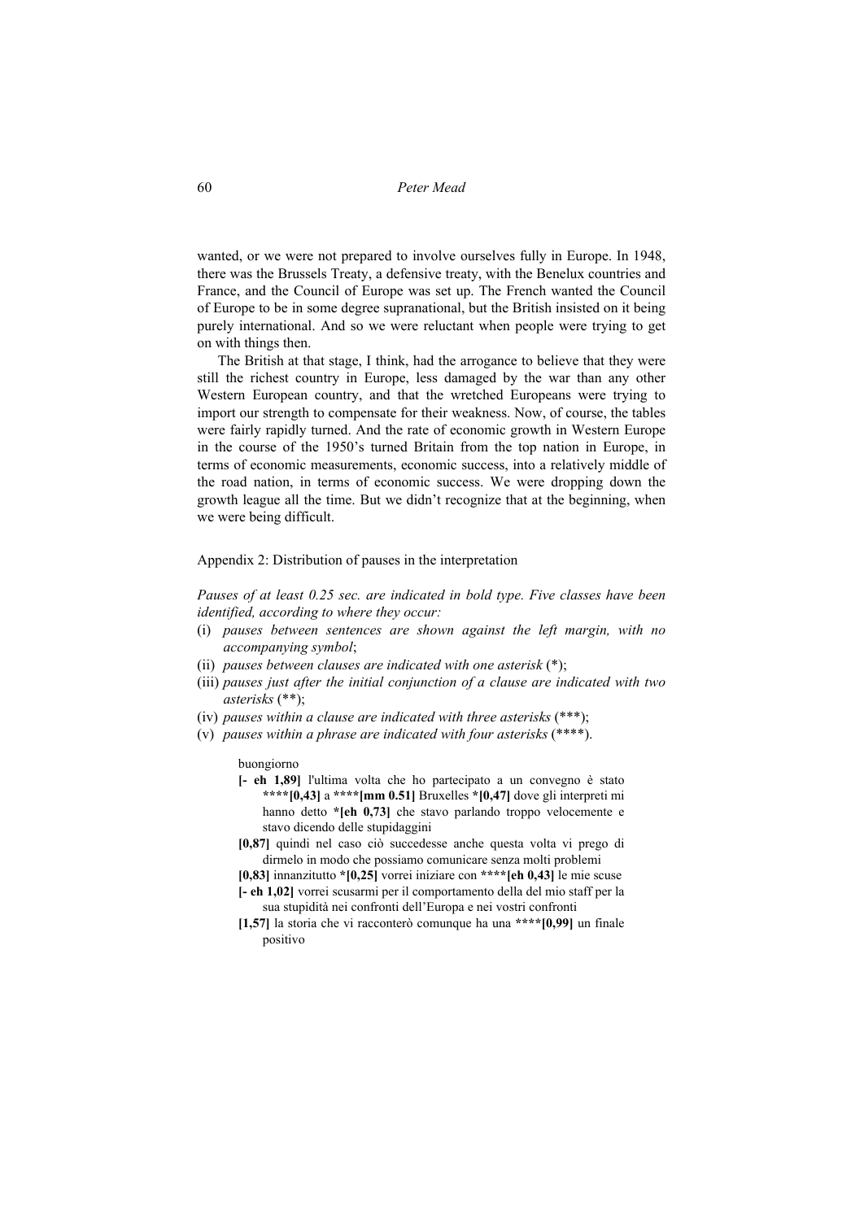wanted, or we were not prepared to involve ourselves fully in Europe. In 1948, there was the Brussels Treaty, a defensive treaty, with the Benelux countries and France, and the Council of Europe was set up. The French wanted the Council of Europe to be in some degree supranational, but the British insisted on it being purely international. And so we were reluctant when people were trying to get on with things then.

The British at that stage, I think, had the arrogance to believe that they were still the richest country in Europe, less damaged by the war than any other Western European country, and that the wretched Europeans were trying to import our strength to compensate for their weakness. Now, of course, the tables were fairly rapidly turned. And the rate of economic growth in Western Europe in the course of the 1950's turned Britain from the top nation in Europe, in terms of economic measurements, economic success, into a relatively middle of the road nation, in terms of economic success. We were dropping down the growth league all the time. But we didn't recognize that at the beginning, when we were being difficult.

Appendix 2: Distribution of pauses in the interpretation

*Pauses of at least 0.25 sec. are indicated in bold type. Five classes have been identified, according to where they occur:*

(i) *pauses between sentences are shown against the left margin, with no accompanying symbol*;
(ii) *pauses between clauses are indicated with one asterisk* (*);
(iii) *pauses just after the initial conjunction of a clause are indicated with two asterisks* (**);
(iv) *pauses within a clause are indicated with three asterisks* (***);
(v) *pauses within a phrase are indicated with four asterisks* (****).

buongiorno

**[- eh 1,89]** l'ultima volta che ho partecipato a un convegno è stato **\*\*\*\*[0,43]** a **\*\*\*\*[mm 0.51]** Bruxelles **\*[0,47]** dove gli interpreti mi hanno detto **\*[eh 0,73]** che stavo parlando troppo velocemente e stavo dicendo delle stupidaggini

**[0,87]** quindi nel caso ciò succedesse anche questa volta vi prego di dirmelo in modo che possiamo comunicare senza molti problemi

**[0,83]** innanzitutto **\*[0,25]** vorrei iniziare con **\*\*\*\*[eh 0,43]** le mie scuse

**[- eh 1,02]** vorrei scusarmi per il comportamento della del mio staff per la sua stupidità nei confronti dell'Europa e nei vostri confronti

**[1,57]** la storia che vi racconterò comunque ha una **\*\*\*\*[0,99]** un finale positivo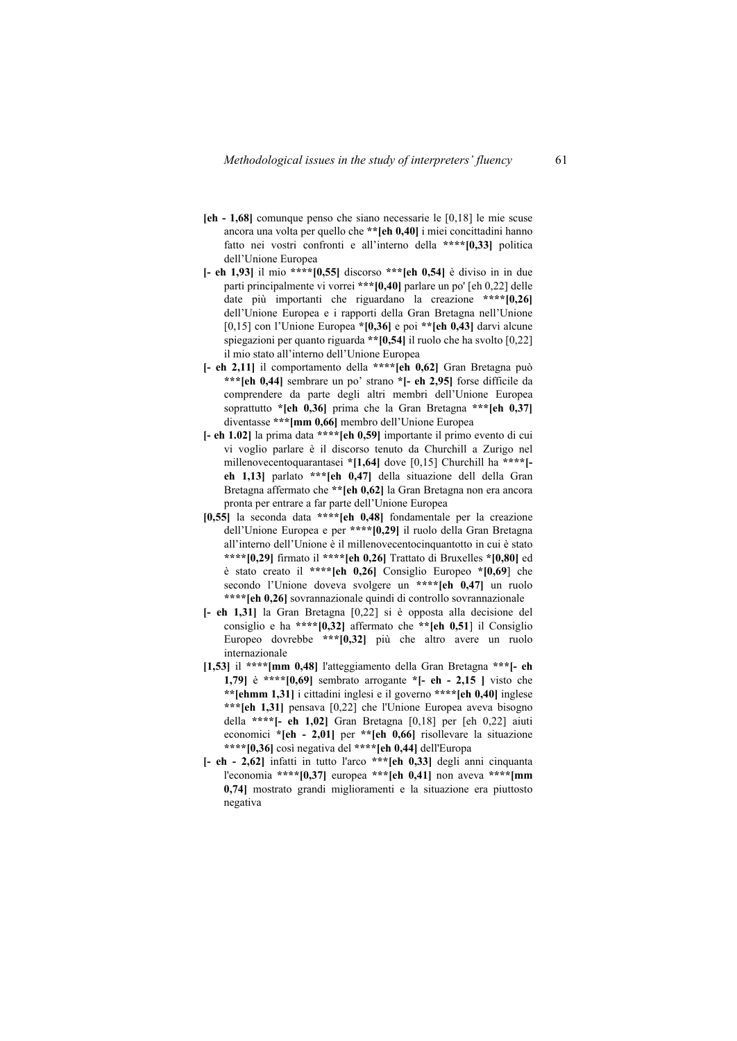**[eh - 1,68]** comunque penso che siano necessarie le [0,18] le mie scuse ancora una volta per quello che **\*\*[eh 0,40]** i miei concittadini hanno fatto nei vostri confronti e all'interno della **\*\*\*\*[0,33]** politica dell'Unione Europea

**[- eh 1,93]** il mio **\*\*\*\*[0,55]** discorso **\*\*\*[eh 0,54]** è diviso in in due parti principalmente vi vorrei **\*\*\*[0,40]** parlare un po' [eh 0,22] delle date più importanti che riguardano la creazione **\*\*\*\*[0,26]** dell'Unione Europea e i rapporti della Gran Bretagna nell'Unione [0,15] con l'Unione Europea **\*[0,36]** e poi **\*\*[eh 0,43]** darvi alcune spiegazioni per quanto riguarda **\*\*[0,54]** il ruolo che ha svolto [0,22] il mio stato all'interno dell'Unione Europea

**[- eh 2,11]** il comportamento della **\*\*\*\*[eh 0,62]** Gran Bretagna può **\*\*\*[eh 0,44]** sembrare un po' strano **\*[- eh 2,95]** forse difficile da comprendere da parte degli altri membri dell'Unione Europea soprattutto **\*[eh 0,36]** prima che la Gran Bretagna **\*\*\*[eh 0,37]** diventasse **\*\*\*[mm 0,66]** membro dell'Unione Europea

**[- eh 1.02]** la prima data **\*\*\*\*[eh 0,59]** importante il primo evento di cui vi voglio parlare è il discorso tenuto da Churchill a Zurigo nel millenovecentoquarantasei **\*[1,64]** dove [0,15] Churchill ha **\*\*\*\*[- eh 1,13]** parlato **\*\*\*[eh 0,47]** della situazione dell della Gran Bretagna affermato che **\*\*[eh 0,62]** la Gran Bretagna non era ancora pronta per entrare a far parte dell'Unione Europea

**[0,55]** la seconda data **\*\*\*\*[eh 0,48]** fondamentale per la creazione dell'Unione Europea e per **\*\*\*\*[0,29]** il ruolo della Gran Bretagna all'interno dell'Unione è il millenovecentocinquantotto in cui è stato **\*\*\*\*[0,29]** firmato il **\*\*\*\*[eh 0,26]** Trattato di Bruxelles **\*[0,80]** ed è stato creato il **\*\*\*\*[eh 0,26]** Consiglio Europeo **\*[0,69]** che secondo l'Unione doveva svolgere un **\*\*\*\*[eh 0,47]** un ruolo **\*\*\*\*[eh 0,26]** sovrannazionale quindi di controllo sovrannazionale

**[- eh 1,31]** la Gran Bretagna [0,22] si è opposta alla decisione del consiglio e ha **\*\*\*\*[0,32]** affermato che **\*\*[eh 0,51]** il Consiglio Europeo dovrebbe **\*\*\*[0,32]** più che altro avere un ruolo internazionale

**[1,53]** il **\*\*\*\*[mm 0,48]** l'atteggiamento della Gran Bretagna **\*\*\*[- eh 1,79]** è **\*\*\*\*[0,69]** sembrato arrogante **\*[- eh - 2,15 ]** visto che **\*\*[ehmm 1,31]** i cittadini inglesi e il governo **\*\*\*\*[eh 0,40]** inglese **\*\*\*[eh 1,31]** pensava [0,22] che l'Unione Europea aveva bisogno della **\*\*\*\*[- eh 1,02]** Gran Bretagna [0,18] per [eh 0,22] aiuti economici **\*[eh - 2,01]** per **\*\*[eh 0,66]** risollevare la situazione **\*\*\*\*[0,36]** così negativa del **\*\*\*\*[eh 0,44]** dell'Europa

**[- eh - 2,62]** infatti in tutto l'arco **\*\*\*[eh 0,33]** degli anni cinquanta l'economia **\*\*\*\*[0,37]** europea **\*\*\*[eh 0,41]** non aveva **\*\*\*\*[mm 0,74]** mostrato grandi miglioramenti e la situazione era piuttosto negativa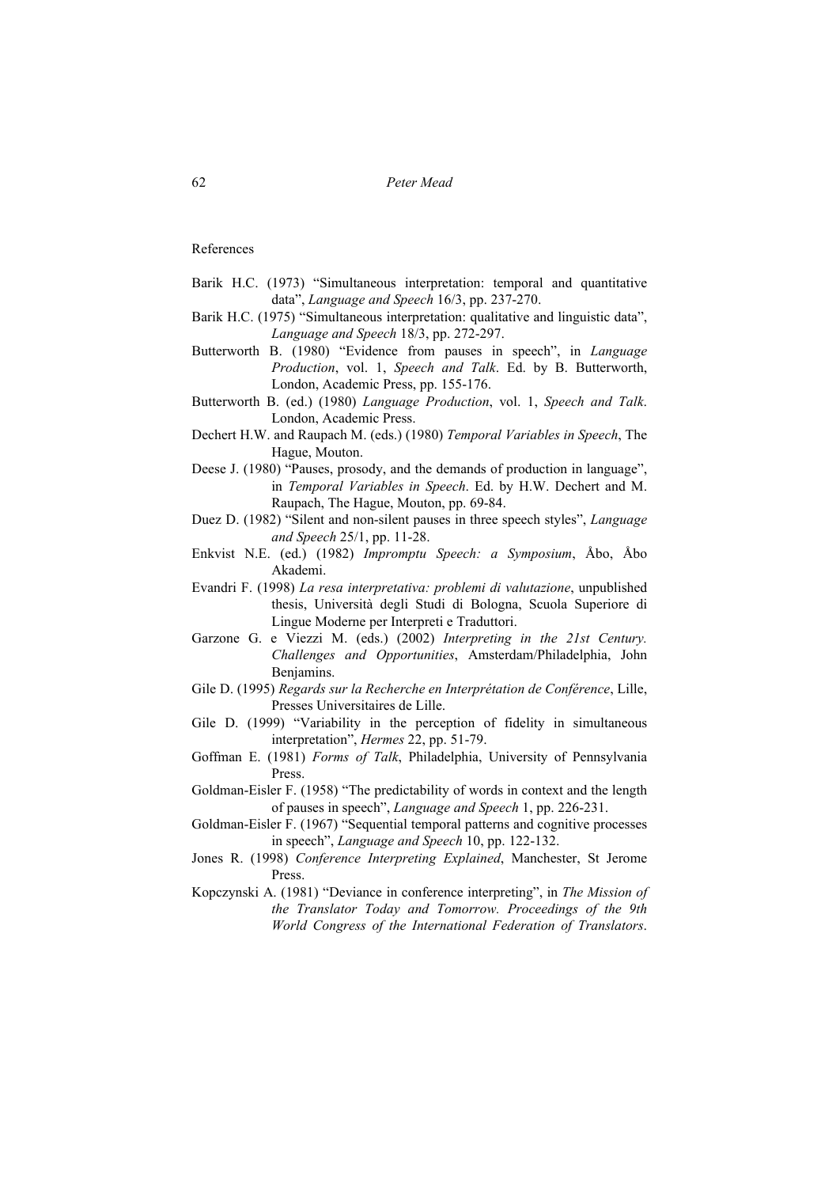References

Barik H.C. (1973) "Simultaneous interpretation: temporal and quantitative data", *Language and Speech* 16/3, pp. 237-270.

Barik H.C. (1975) "Simultaneous interpretation: qualitative and linguistic data", *Language and Speech* 18/3, pp. 272-297.

Butterworth B. (1980) "Evidence from pauses in speech", in *Language Production*, vol. 1, *Speech and Talk*. Ed. by B. Butterworth, London, Academic Press, pp. 155-176.

Butterworth B. (ed.) (1980) *Language Production*, vol. 1, *Speech and Talk*. London, Academic Press.

Dechert H.W. and Raupach M. (eds.) (1980) *Temporal Variables in Speech*, The Hague, Mouton.

Deese J. (1980) "Pauses, prosody, and the demands of production in language", in *Temporal Variables in Speech*. Ed. by H.W. Dechert and M. Raupach, The Hague, Mouton, pp. 69-84.

Duez D. (1982) "Silent and non-silent pauses in three speech styles", *Language and Speech* 25/1, pp. 11-28.

Enkvist N.E. (ed.) (1982) *Impromptu Speech: a Symposium*, Åbo, Åbo Akademi.

Evandri F. (1998) *La resa interpretativa: problemi di valutazione*, unpublished thesis, Università degli Studi di Bologna, Scuola Superiore di Lingue Moderne per Interpreti e Traduttori.

Garzone G. e Viezzi M. (eds.) (2002) *Interpreting in the 21st Century. Challenges and Opportunities*, Amsterdam/Philadelphia, John Benjamins.

Gile D. (1995) *Regards sur la Recherche en Interprétation de Conférence*, Lille, Presses Universitaires de Lille.

Gile D. (1999) "Variability in the perception of fidelity in simultaneous interpretation", *Hermes* 22, pp. 51-79.

Goffman E. (1981) *Forms of Talk*, Philadelphia, University of Pennsylvania Press.

Goldman-Eisler F. (1958) "The predictability of words in context and the length of pauses in speech", *Language and Speech* 1, pp. 226-231.

Goldman-Eisler F. (1967) "Sequential temporal patterns and cognitive processes in speech", *Language and Speech* 10, pp. 122-132.

Jones R. (1998) *Conference Interpreting Explained*, Manchester, St Jerome Press.

Kopczynski A. (1981) "Deviance in conference interpreting", in *The Mission of the Translator Today and Tomorrow. Proceedings of the 9th World Congress of the International Federation of Translators*.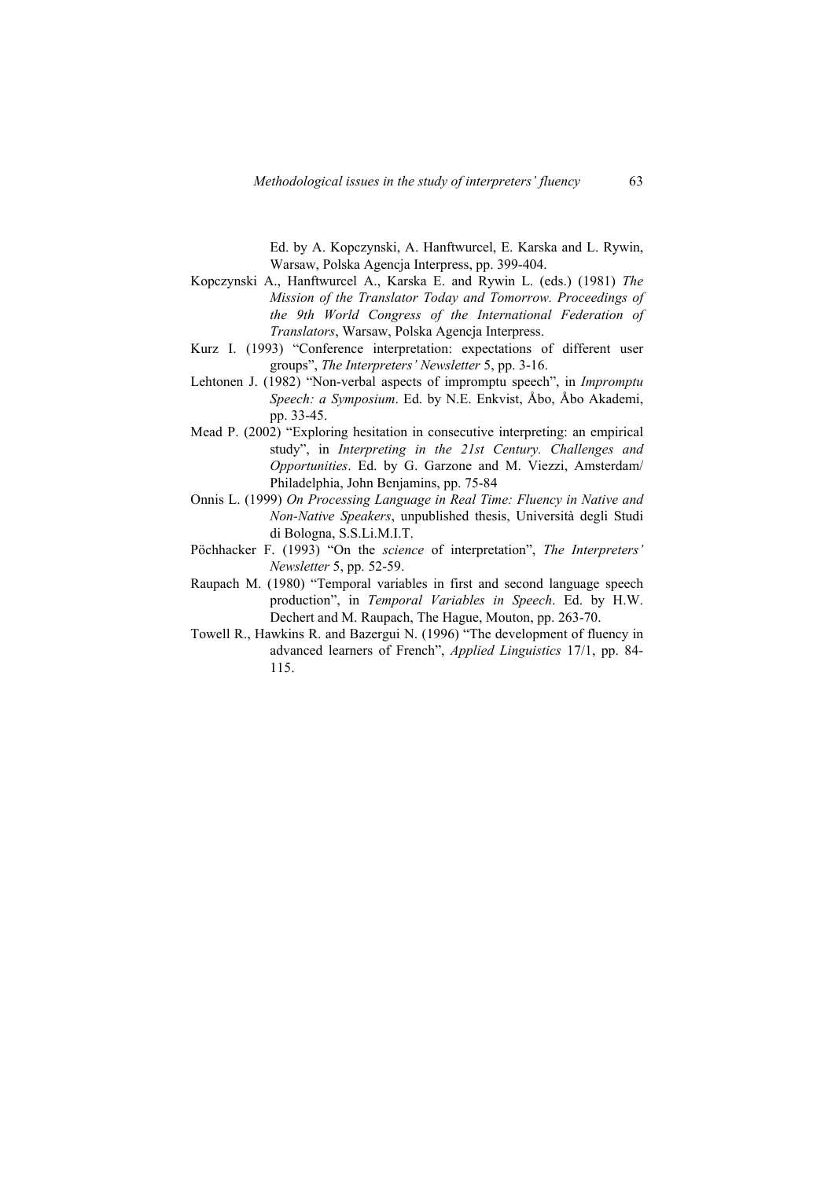Ed. by A. Kopczynski, A. Hanftwurcel, E. Karska and L. Rywin, Warsaw, Polska Agencja Interpress, pp. 399-404.

Kopczynski A., Hanftwurcel A., Karska E. and Rywin L. (eds.) (1981) *The Mission of the Translator Today and Tomorrow. Proceedings of the 9th World Congress of the International Federation of Translators*, Warsaw, Polska Agencja Interpress.

Kurz I. (1993) "Conference interpretation: expectations of different user groups", *The Interpreters' Newsletter* 5, pp. 3-16.

Lehtonen J. (1982) "Non-verbal aspects of impromptu speech", in *Impromptu Speech: a Symposium*. Ed. by N.E. Enkvist, Åbo, Åbo Akademi, pp. 33-45.

Mead P. (2002) "Exploring hesitation in consecutive interpreting: an empirical study", in *Interpreting in the 21st Century. Challenges and Opportunities*. Ed. by G. Garzone and M. Viezzi, Amsterdam/ Philadelphia, John Benjamins, pp. 75-84

Onnis L. (1999) *On Processing Language in Real Time: Fluency in Native and Non-Native Speakers*, unpublished thesis, Università degli Studi di Bologna, S.S.Li.M.I.T.

Pöchhacker F. (1993) "On the *science* of interpretation", *The Interpreters' Newsletter* 5, pp. 52-59.

Raupach M. (1980) "Temporal variables in first and second language speech production", in *Temporal Variables in Speech*. Ed. by H.W. Dechert and M. Raupach, The Hague, Mouton, pp. 263-70.

Towell R., Hawkins R. and Bazergui N. (1996) "The development of fluency in advanced learners of French", *Applied Linguistics* 17/1, pp. 84-115.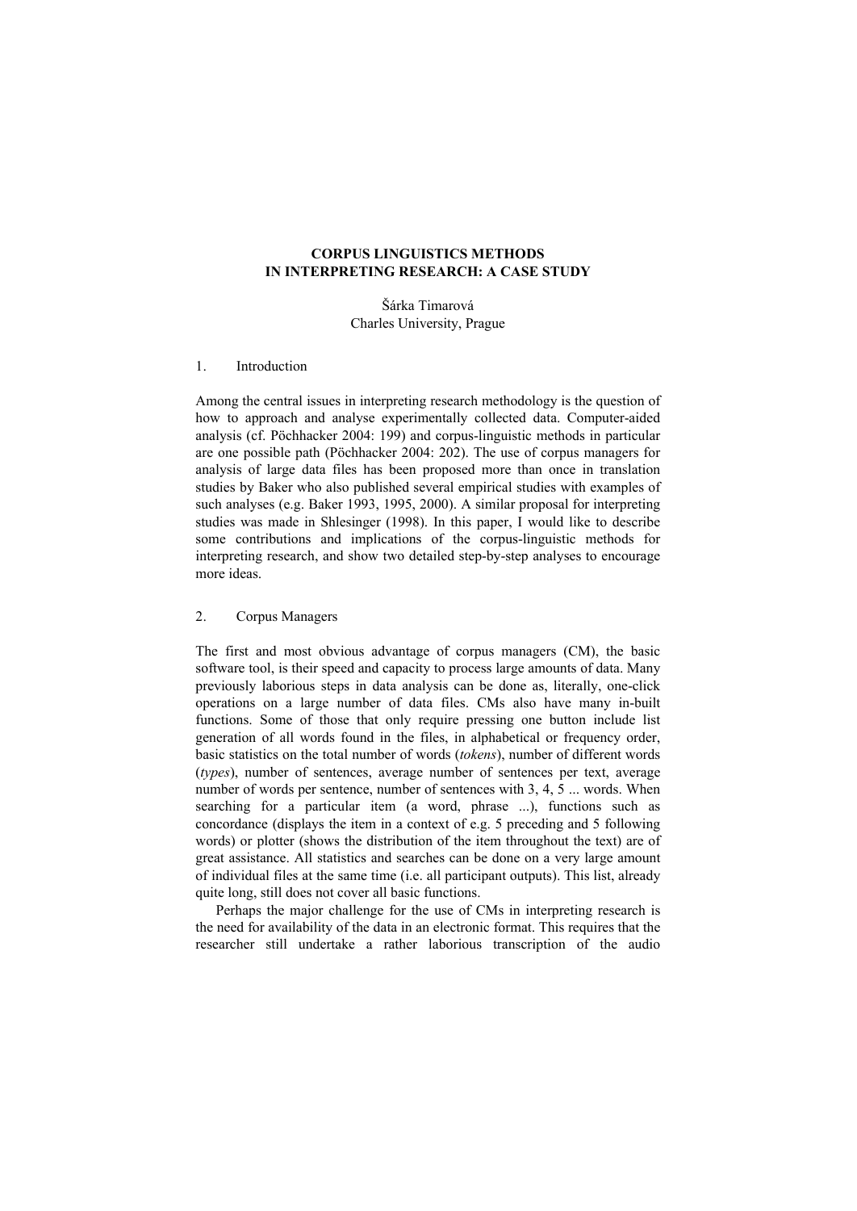# CORPUS LINGUISTICS METHODS IN INTERPRETING RESEARCH: A CASE STUDY

Šárka Timarová
Charles University, Prague

## 1. Introduction

Among the central issues in interpreting research methodology is the question of how to approach and analyse experimentally collected data. Computer-aided analysis (cf. Pöchhacker 2004: 199) and corpus-linguistic methods in particular are one possible path (Pöchhacker 2004: 202). The use of corpus managers for analysis of large data files has been proposed more than once in translation studies by Baker who also published several empirical studies with examples of such analyses (e.g. Baker 1993, 1995, 2000). A similar proposal for interpreting studies was made in Shlesinger (1998). In this paper, I would like to describe some contributions and implications of the corpus-linguistic methods for interpreting research, and show two detailed step-by-step analyses to encourage more ideas.

## 2. Corpus Managers

The first and most obvious advantage of corpus managers (CM), the basic software tool, is their speed and capacity to process large amounts of data. Many previously laborious steps in data analysis can be done as, literally, one-click operations on a large number of data files. CMs also have many in-built functions. Some of those that only require pressing one button include list generation of all words found in the files, in alphabetical or frequency order, basic statistics on the total number of words (*tokens*), number of different words (*types*), number of sentences, average number of sentences per text, average number of words per sentence, number of sentences with 3, 4, 5 ... words. When searching for a particular item (a word, phrase ...), functions such as concordance (displays the item in a context of e.g. 5 preceding and 5 following words) or plotter (shows the distribution of the item throughout the text) are of great assistance. All statistics and searches can be done on a very large amount of individual files at the same time (i.e. all participant outputs). This list, already quite long, still does not cover all basic functions.

Perhaps the major challenge for the use of CMs in interpreting research is the need for availability of the data in an electronic format. This requires that the researcher still undertake a rather laborious transcription of the audio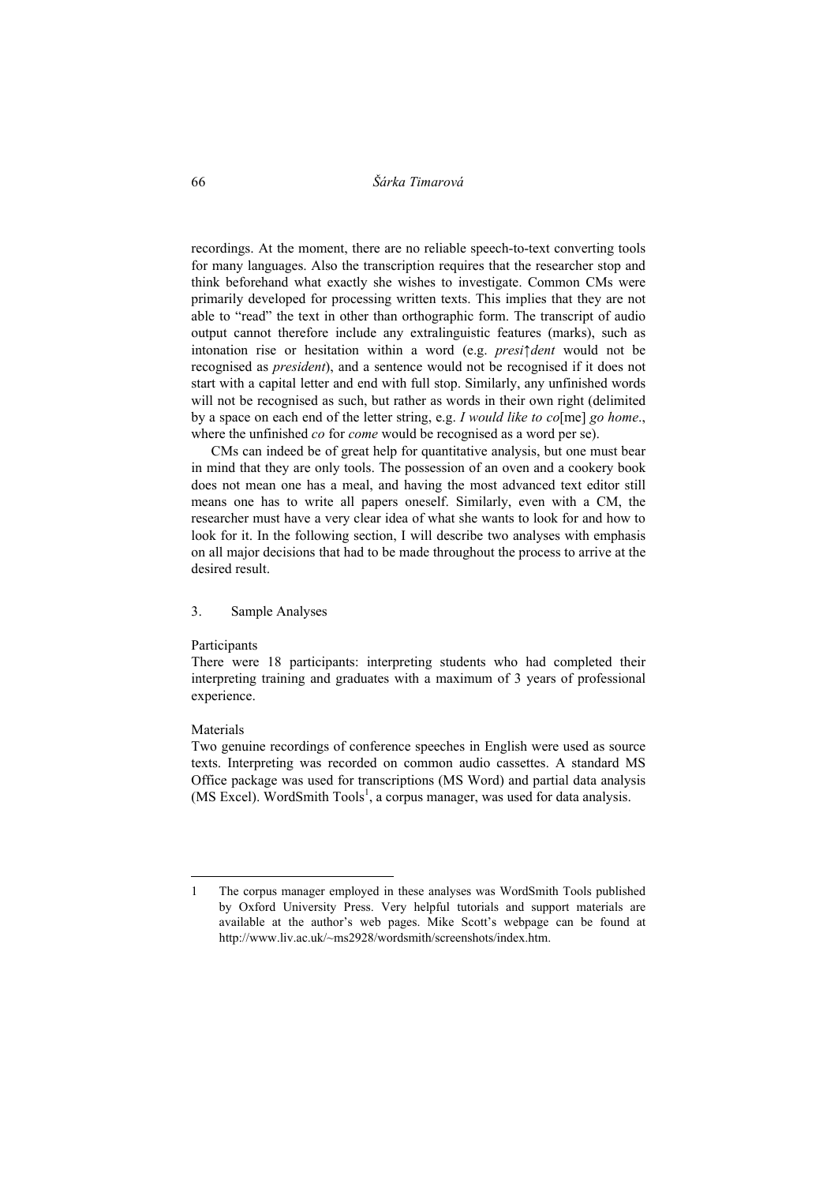recordings. At the moment, there are no reliable speech-to-text converting tools for many languages. Also the transcription requires that the researcher stop and think beforehand what exactly she wishes to investigate. Common CMs were primarily developed for processing written texts. This implies that they are not able to "read" the text in other than orthographic form. The transcript of audio output cannot therefore include any extralinguistic features (marks), such as intonation rise or hesitation within a word (e.g. *presi↑dent* would not be recognised as *president*), and a sentence would not be recognised if it does not start with a capital letter and end with full stop. Similarly, any unfinished words will not be recognised as such, but rather as words in their own right (delimited by a space on each end of the letter string, e.g. *I would like to co*[me] *go home*., where the unfinished *co* for *come* would be recognised as a word per se).

CMs can indeed be of great help for quantitative analysis, but one must bear in mind that they are only tools. The possession of an oven and a cookery book does not mean one has a meal, and having the most advanced text editor still means one has to write all papers oneself. Similarly, even with a CM, the researcher must have a very clear idea of what she wants to look for and how to look for it. In the following section, I will describe two analyses with emphasis on all major decisions that had to be made throughout the process to arrive at the desired result.

## 3. Sample Analyses

Participants

There were 18 participants: interpreting students who had completed their interpreting training and graduates with a maximum of 3 years of professional experience.

Materials

Two genuine recordings of conference speeches in English were used as source texts. Interpreting was recorded on common audio cassettes. A standard MS Office package was used for transcriptions (MS Word) and partial data analysis (MS Excel). WordSmith Tools[1], a corpus manager, was used for data analysis.

---

1 The corpus manager employed in these analyses was WordSmith Tools published by Oxford University Press. Very helpful tutorials and support materials are available at the author's web pages. Mike Scott's webpage can be found at http://www.liv.ac.uk/~ms2928/wordsmith/screenshots/index.htm.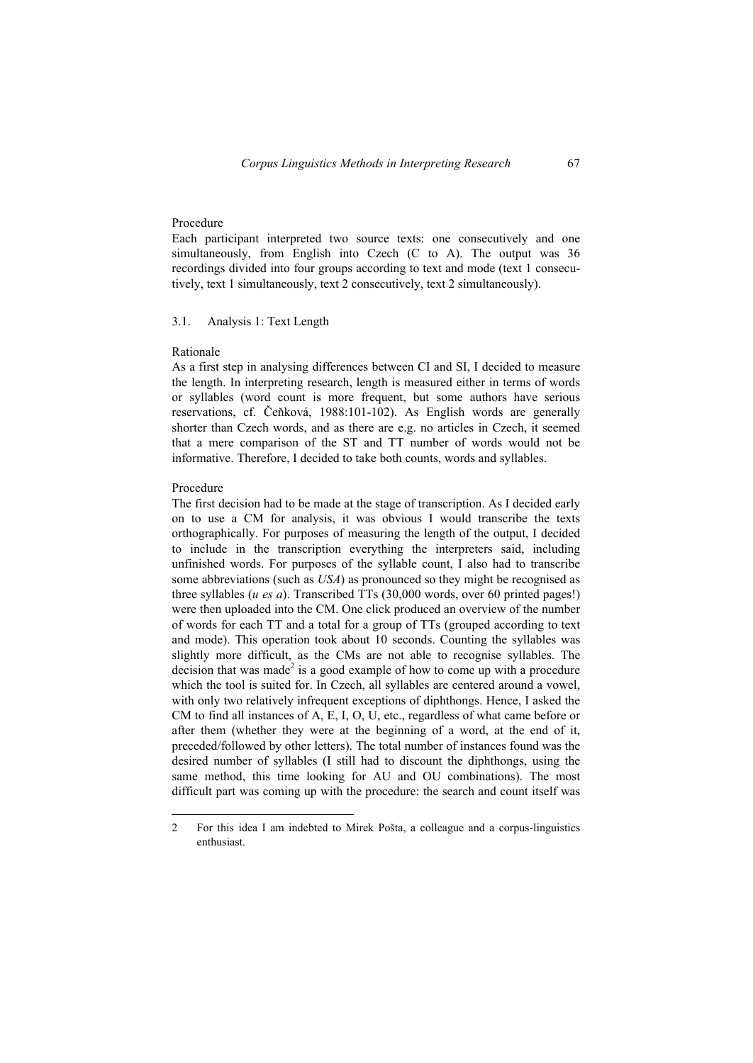Procedure

Each participant interpreted two source texts: one consecutively and one simultaneously, from English into Czech (C to A). The output was 36 recordings divided into four groups according to text and mode (text 1 consecutively, text 1 simultaneously, text 2 consecutively, text 2 simultaneously).

### 3.1. Analysis 1: Text Length

Rationale

As a first step in analysing differences between CI and SI, I decided to measure the length. In interpreting research, length is measured either in terms of words or syllables (word count is more frequent, but some authors have serious reservations, cf. Čeňková, 1988:101-102). As English words are generally shorter than Czech words, and as there are e.g. no articles in Czech, it seemed that a mere comparison of the ST and TT number of words would not be informative. Therefore, I decided to take both counts, words and syllables.

Procedure

The first decision had to be made at the stage of transcription. As I decided early on to use a CM for analysis, it was obvious I would transcribe the texts orthographically. For purposes of measuring the length of the output, I decided to include in the transcription everything the interpreters said, including unfinished words. For purposes of the syllable count, I also had to transcribe some abbreviations (such as *USA*) as pronounced so they might be recognised as three syllables (*u es a*). Transcribed TTs (30,000 words, over 60 printed pages!) were then uploaded into the CM. One click produced an overview of the number of words for each TT and a total for a group of TTs (grouped according to text and mode). This operation took about 10 seconds. Counting the syllables was slightly more difficult, as the CMs are not able to recognise syllables. The decision that was made[2] is a good example of how to come up with a procedure which the tool is suited for. In Czech, all syllables are centered around a vowel, with only two relatively infrequent exceptions of diphthongs. Hence, I asked the CM to find all instances of A, E, I, O, U, etc., regardless of what came before or after them (whether they were at the beginning of a word, at the end of it, preceded/followed by other letters). The total number of instances found was the desired number of syllables (I still had to discount the diphthongs, using the same method, this time looking for AU and OU combinations). The most difficult part was coming up with the procedure: the search and count itself was

---

2 For this idea I am indebted to Mirek Pošta, a colleague and a corpus-linguistics enthusiast.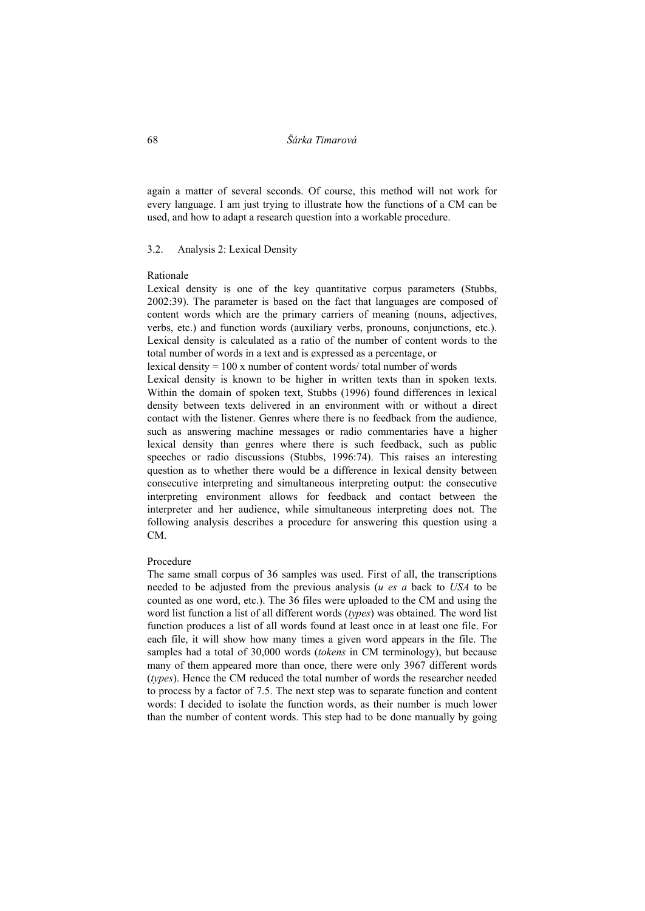again a matter of several seconds. Of course, this method will not work for every language. I am just trying to illustrate how the functions of a CM can be used, and how to adapt a research question into a workable procedure.

### 3.2. Analysis 2: Lexical Density

Rationale

Lexical density is one of the key quantitative corpus parameters (Stubbs, 2002:39). The parameter is based on the fact that languages are composed of content words which are the primary carriers of meaning (nouns, adjectives, verbs, etc.) and function words (auxiliary verbs, pronouns, conjunctions, etc.). Lexical density is calculated as a ratio of the number of content words to the total number of words in a text and is expressed as a percentage, or

lexical density = 100 x number of content words/ total number of words

Lexical density is known to be higher in written texts than in spoken texts. Within the domain of spoken text, Stubbs (1996) found differences in lexical density between texts delivered in an environment with or without a direct contact with the listener. Genres where there is no feedback from the audience, such as answering machine messages or radio commentaries have a higher lexical density than genres where there is such feedback, such as public speeches or radio discussions (Stubbs, 1996:74). This raises an interesting question as to whether there would be a difference in lexical density between consecutive interpreting and simultaneous interpreting output: the consecutive interpreting environment allows for feedback and contact between the interpreter and her audience, while simultaneous interpreting does not. The following analysis describes a procedure for answering this question using a CM.

Procedure

The same small corpus of 36 samples was used. First of all, the transcriptions needed to be adjusted from the previous analysis (*u es a* back to *USA* to be counted as one word, etc.). The 36 files were uploaded to the CM and using the word list function a list of all different words (*types*) was obtained. The word list function produces a list of all words found at least once in at least one file. For each file, it will show how many times a given word appears in the file. The samples had a total of 30,000 words (*tokens* in CM terminology), but because many of them appeared more than once, there were only 3967 different words (*types*). Hence the CM reduced the total number of words the researcher needed to process by a factor of 7.5. The next step was to separate function and content words: I decided to isolate the function words, as their number is much lower than the number of content words. This step had to be done manually by going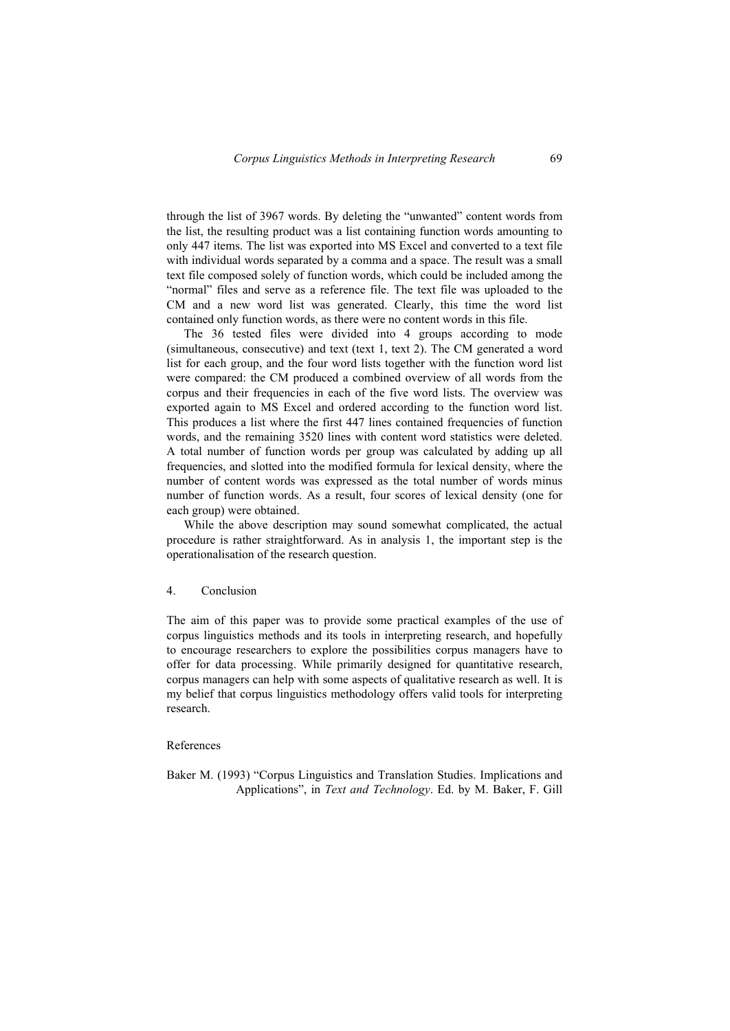through the list of 3967 words. By deleting the "unwanted" content words from the list, the resulting product was a list containing function words amounting to only 447 items. The list was exported into MS Excel and converted to a text file with individual words separated by a comma and a space. The result was a small text file composed solely of function words, which could be included among the "normal" files and serve as a reference file. The text file was uploaded to the CM and a new word list was generated. Clearly, this time the word list contained only function words, as there were no content words in this file.

The 36 tested files were divided into 4 groups according to mode (simultaneous, consecutive) and text (text 1, text 2). The CM generated a word list for each group, and the four word lists together with the function word list were compared: the CM produced a combined overview of all words from the corpus and their frequencies in each of the five word lists. The overview was exported again to MS Excel and ordered according to the function word list. This produces a list where the first 447 lines contained frequencies of function words, and the remaining 3520 lines with content word statistics were deleted. A total number of function words per group was calculated by adding up all frequencies, and slotted into the modified formula for lexical density, where the number of content words was expressed as the total number of words minus number of function words. As a result, four scores of lexical density (one for each group) were obtained.

While the above description may sound somewhat complicated, the actual procedure is rather straightforward. As in analysis 1, the important step is the operationalisation of the research question.

## 4. Conclusion

The aim of this paper was to provide some practical examples of the use of corpus linguistics methods and its tools in interpreting research, and hopefully to encourage researchers to explore the possibilities corpus managers have to offer for data processing. While primarily designed for quantitative research, corpus managers can help with some aspects of qualitative research as well. It is my belief that corpus linguistics methodology offers valid tools for interpreting research.

## References

Baker M. (1993) "Corpus Linguistics and Translation Studies. Implications and Applications", in *Text and Technology*. Ed. by M. Baker, F. Gill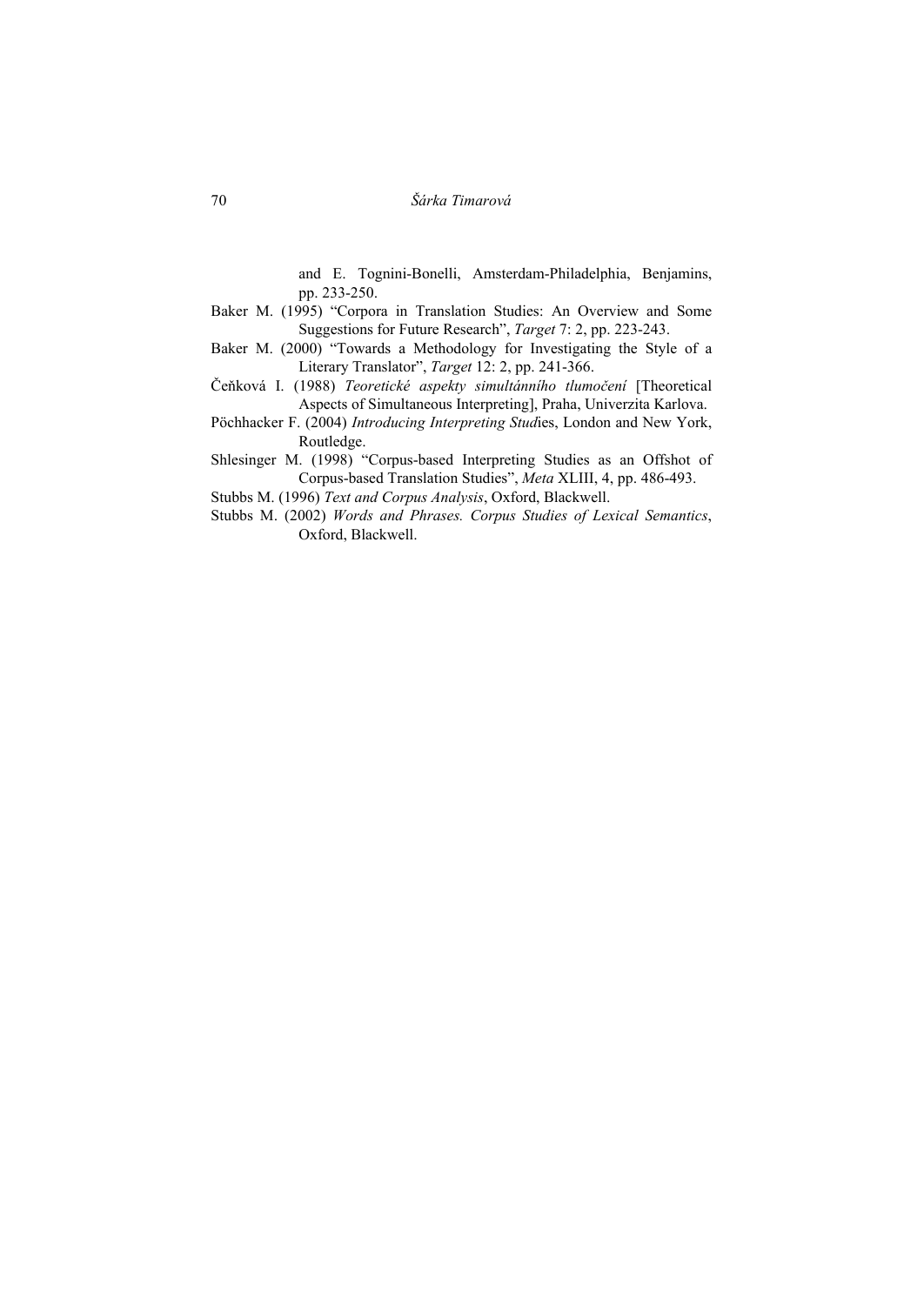and E. Tognini-Bonelli, Amsterdam-Philadelphia, Benjamins, pp. 233-250.

Baker M. (1995) "Corpora in Translation Studies: An Overview and Some Suggestions for Future Research", *Target* 7: 2, pp. 223-243.

Baker M. (2000) "Towards a Methodology for Investigating the Style of a Literary Translator", *Target* 12: 2, pp. 241-366.

Čeňková I. (1988) *Teoretické aspekty simultánního tlumočení* [Theoretical Aspects of Simultaneous Interpreting], Praha, Univerzita Karlova.

Pöchhacker F. (2004) *Introducing Interpreting Stud*ies, London and New York, Routledge.

Shlesinger M. (1998) "Corpus-based Interpreting Studies as an Offshot of Corpus-based Translation Studies", *Meta* XLIII, 4, pp. 486-493.

Stubbs M. (1996) *Text and Corpus Analysis*, Oxford, Blackwell.

Stubbs M. (2002) *Words and Phrases. Corpus Studies of Lexical Semantics*, Oxford, Blackwell.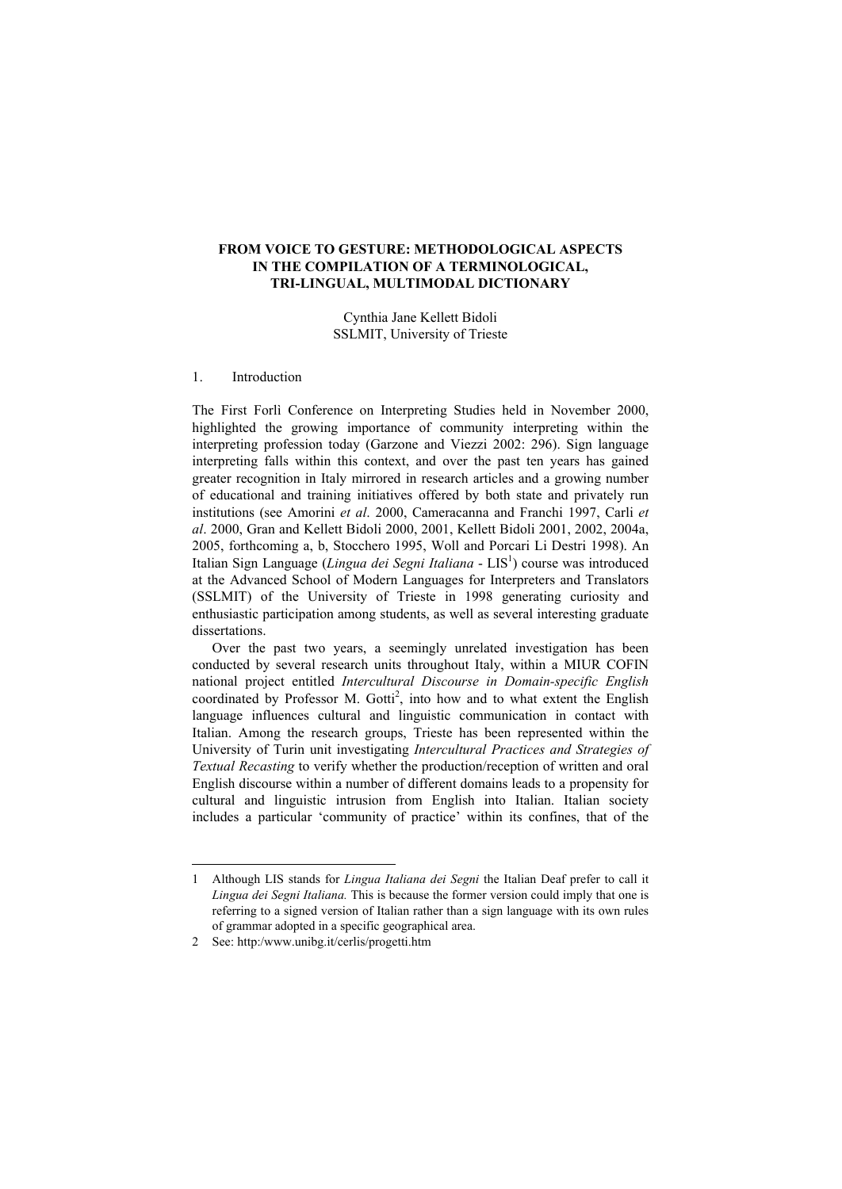# FROM VOICE TO GESTURE: METHODOLOGICAL ASPECTS IN THE COMPILATION OF A TERMINOLOGICAL, TRI-LINGUAL, MULTIMODAL DICTIONARY

Cynthia Jane Kellett Bidoli
SSLMIT, University of Trieste

## 1. Introduction

The First Forlì Conference on Interpreting Studies held in November 2000, highlighted the growing importance of community interpreting within the interpreting profession today (Garzone and Viezzi 2002: 296). Sign language interpreting falls within this context, and over the past ten years has gained greater recognition in Italy mirrored in research articles and a growing number of educational and training initiatives offered by both state and privately run institutions (see Amorini *et al*. 2000, Cameracanna and Franchi 1997, Carli *et al*. 2000, Gran and Kellett Bidoli 2000, 2001, Kellett Bidoli 2001, 2002, 2004a, 2005, forthcoming a, b, Stocchero 1995, Woll and Porcari Li Destri 1998). An Italian Sign Language (*Lingua dei Segni Italiana* - LIS[1]) course was introduced at the Advanced School of Modern Languages for Interpreters and Translators (SSLMIT) of the University of Trieste in 1998 generating curiosity and enthusiastic participation among students, as well as several interesting graduate dissertations.

Over the past two years, a seemingly unrelated investigation has been conducted by several research units throughout Italy, within a MIUR COFIN national project entitled *Intercultural Discourse in Domain-specific English* coordinated by Professor M. Gotti[2], into how and to what extent the English language influences cultural and linguistic communication in contact with Italian. Among the research groups, Trieste has been represented within the University of Turin unit investigating *Intercultural Practices and Strategies of Textual Recasting* to verify whether the production/reception of written and oral English discourse within a number of different domains leads to a propensity for cultural and linguistic intrusion from English into Italian. Italian society includes a particular 'community of practice' within its confines, that of the

---

1 Although LIS stands for *Lingua Italiana dei Segni* the Italian Deaf prefer to call it *Lingua dei Segni Italiana.* This is because the former version could imply that one is referring to a signed version of Italian rather than a sign language with its own rules of grammar adopted in a specific geographical area.

2 See: http:/www.unibg.it/cerlis/progetti.htm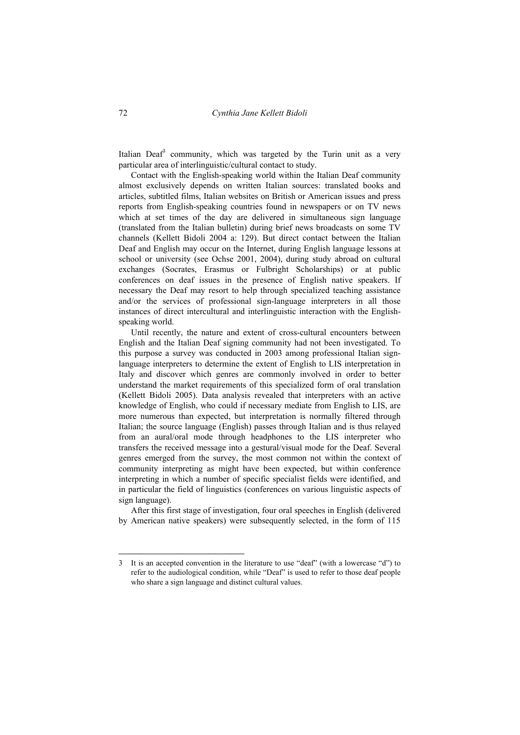Italian Deaf[3] community, which was targeted by the Turin unit as a very particular area of interlinguistic/cultural contact to study.

Contact with the English-speaking world within the Italian Deaf community almost exclusively depends on written Italian sources: translated books and articles, subtitled films, Italian websites on British or American issues and press reports from English-speaking countries found in newspapers or on TV news which at set times of the day are delivered in simultaneous sign language (translated from the Italian bulletin) during brief news broadcasts on some TV channels (Kellett Bidoli 2004 a: 129). But direct contact between the Italian Deaf and English may occur on the Internet, during English language lessons at school or university (see Ochse 2001, 2004), during study abroad on cultural exchanges (Socrates, Erasmus or Fulbright Scholarships) or at public conferences on deaf issues in the presence of English native speakers. If necessary the Deaf may resort to help through specialized teaching assistance and/or the services of professional sign-language interpreters in all those instances of direct intercultural and interlinguistic interaction with the English-speaking world.

Until recently, the nature and extent of cross-cultural encounters between English and the Italian Deaf signing community had not been investigated. To this purpose a survey was conducted in 2003 among professional Italian sign-language interpreters to determine the extent of English to LIS interpretation in Italy and discover which genres are commonly involved in order to better understand the market requirements of this specialized form of oral translation (Kellett Bidoli 2005). Data analysis revealed that interpreters with an active knowledge of English, who could if necessary mediate from English to LIS, are more numerous than expected, but interpretation is normally filtered through Italian; the source language (English) passes through Italian and is thus relayed from an aural/oral mode through headphones to the LIS interpreter who transfers the received message into a gestural/visual mode for the Deaf. Several genres emerged from the survey, the most common not within the context of community interpreting as might have been expected, but within conference interpreting in which a number of specific specialist fields were identified, and in particular the field of linguistics (conferences on various linguistic aspects of sign language).

After this first stage of investigation, four oral speeches in English (delivered by American native speakers) were subsequently selected, in the form of 115

---

3 It is an accepted convention in the literature to use "deaf" (with a lowercase "d") to refer to the audiological condition, while "Deaf" is used to refer to those deaf people who share a sign language and distinct cultural values.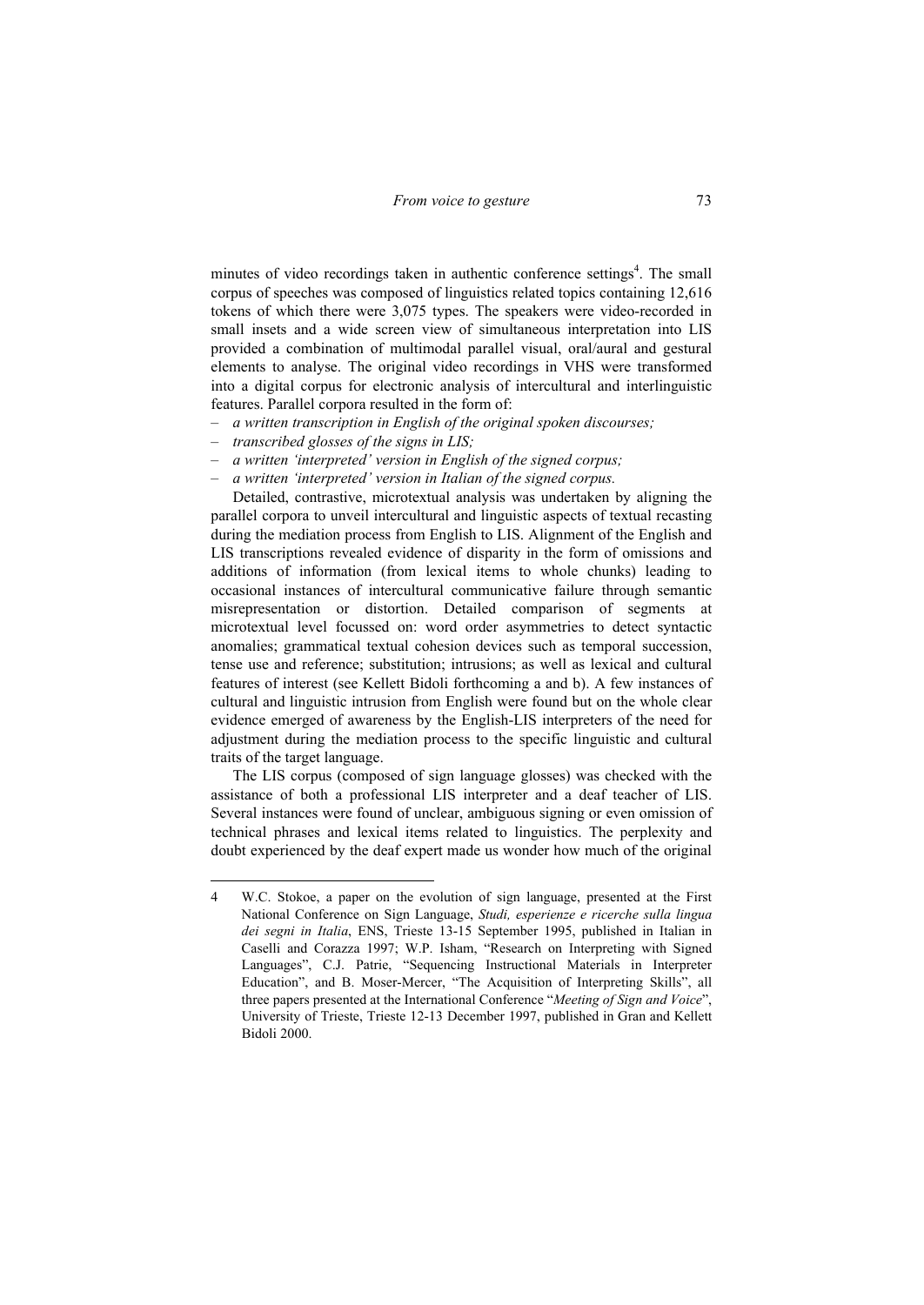minutes of video recordings taken in authentic conference settings[4]. The small corpus of speeches was composed of linguistics related topics containing 12,616 tokens of which there were 3,075 types. The speakers were video-recorded in small insets and a wide screen view of simultaneous interpretation into LIS provided a combination of multimodal parallel visual, oral/aural and gestural elements to analyse. The original video recordings in VHS were transformed into a digital corpus for electronic analysis of intercultural and interlinguistic features. Parallel corpora resulted in the form of:

– *a written transcription in English of the original spoken discourses;*
– *transcribed glosses of the signs in LIS;*
– *a written 'interpreted' version in English of the signed corpus;*
– *a written 'interpreted' version in Italian of the signed corpus.*

Detailed, contrastive, microtextual analysis was undertaken by aligning the parallel corpora to unveil intercultural and linguistic aspects of textual recasting during the mediation process from English to LIS. Alignment of the English and LIS transcriptions revealed evidence of disparity in the form of omissions and additions of information (from lexical items to whole chunks) leading to occasional instances of intercultural communicative failure through semantic misrepresentation or distortion. Detailed comparison of segments at microtextual level focussed on: word order asymmetries to detect syntactic anomalies; grammatical textual cohesion devices such as temporal succession, tense use and reference; substitution; intrusions; as well as lexical and cultural features of interest (see Kellett Bidoli forthcoming a and b). A few instances of cultural and linguistic intrusion from English were found but on the whole clear evidence emerged of awareness by the English-LIS interpreters of the need for adjustment during the mediation process to the specific linguistic and cultural traits of the target language.

The LIS corpus (composed of sign language glosses) was checked with the assistance of both a professional LIS interpreter and a deaf teacher of LIS. Several instances were found of unclear, ambiguous signing or even omission of technical phrases and lexical items related to linguistics. The perplexity and doubt experienced by the deaf expert made us wonder how much of the original

---

4 W.C. Stokoe, a paper on the evolution of sign language, presented at the First National Conference on Sign Language, *Studi, esperienze e ricerche sulla lingua dei segni in Italia*, ENS, Trieste 13-15 September 1995, published in Italian in Caselli and Corazza 1997; W.P. Isham, "Research on Interpreting with Signed Languages", C.J. Patrie, "Sequencing Instructional Materials in Interpreter Education", and B. Moser-Mercer, "The Acquisition of Interpreting Skills", all three papers presented at the International Conference "*Meeting of Sign and Voice*", University of Trieste, Trieste 12-13 December 1997, published in Gran and Kellett Bidoli 2000.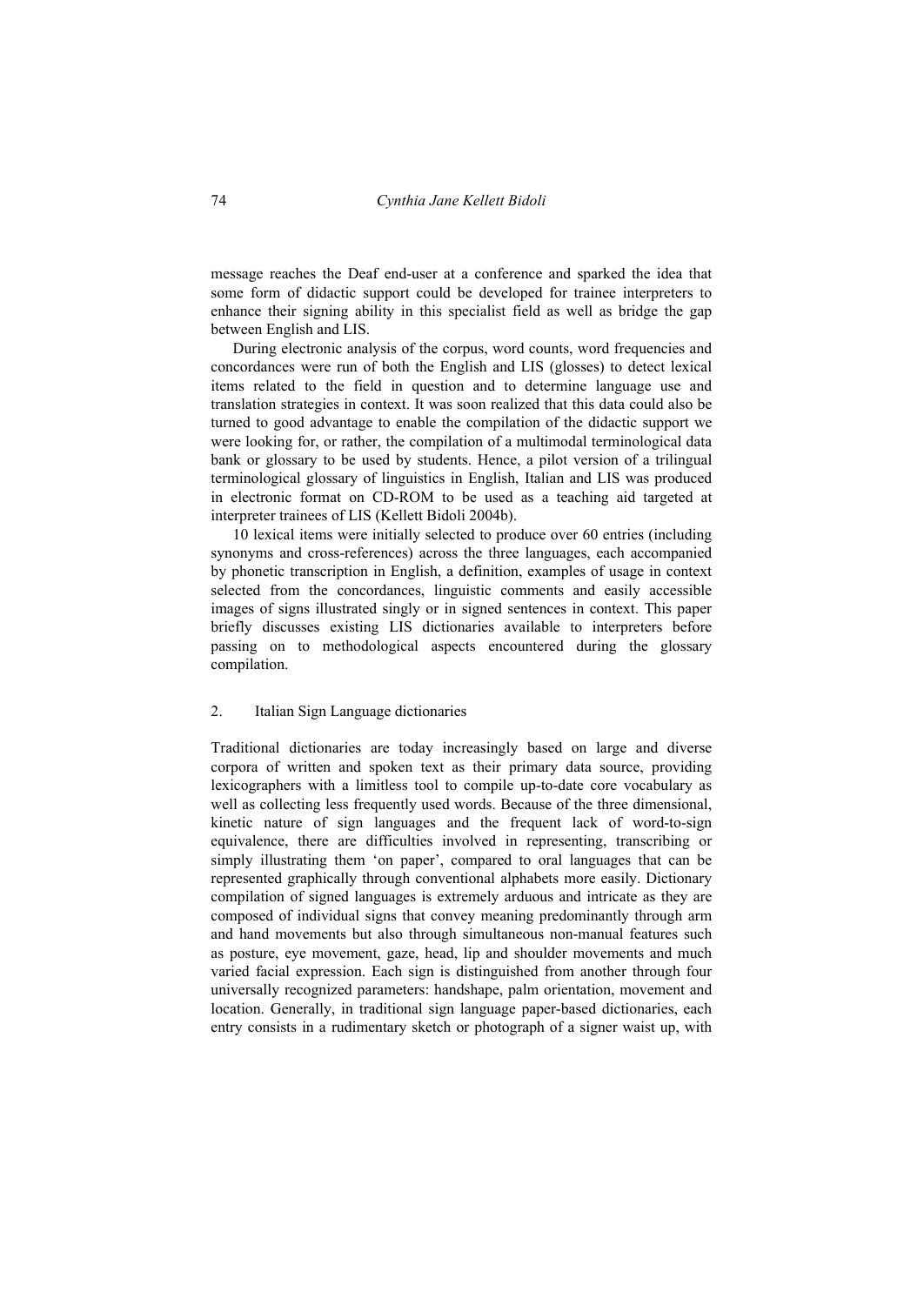message reaches the Deaf end-user at a conference and sparked the idea that some form of didactic support could be developed for trainee interpreters to enhance their signing ability in this specialist field as well as bridge the gap between English and LIS.

During electronic analysis of the corpus, word counts, word frequencies and concordances were run of both the English and LIS (glosses) to detect lexical items related to the field in question and to determine language use and translation strategies in context. It was soon realized that this data could also be turned to good advantage to enable the compilation of the didactic support we were looking for, or rather, the compilation of a multimodal terminological data bank or glossary to be used by students. Hence, a pilot version of a trilingual terminological glossary of linguistics in English, Italian and LIS was produced in electronic format on CD-ROM to be used as a teaching aid targeted at interpreter trainees of LIS (Kellett Bidoli 2004b).

10 lexical items were initially selected to produce over 60 entries (including synonyms and cross-references) across the three languages, each accompanied by phonetic transcription in English, a definition, examples of usage in context selected from the concordances, linguistic comments and easily accessible images of signs illustrated singly or in signed sentences in context. This paper briefly discusses existing LIS dictionaries available to interpreters before passing on to methodological aspects encountered during the glossary compilation.

## 2. Italian Sign Language dictionaries

Traditional dictionaries are today increasingly based on large and diverse corpora of written and spoken text as their primary data source, providing lexicographers with a limitless tool to compile up-to-date core vocabulary as well as collecting less frequently used words. Because of the three dimensional, kinetic nature of sign languages and the frequent lack of word-to-sign equivalence, there are difficulties involved in representing, transcribing or simply illustrating them 'on paper', compared to oral languages that can be represented graphically through conventional alphabets more easily. Dictionary compilation of signed languages is extremely arduous and intricate as they are composed of individual signs that convey meaning predominantly through arm and hand movements but also through simultaneous non-manual features such as posture, eye movement, gaze, head, lip and shoulder movements and much varied facial expression. Each sign is distinguished from another through four universally recognized parameters: handshape, palm orientation, movement and location. Generally, in traditional sign language paper-based dictionaries, each entry consists in a rudimentary sketch or photograph of a signer waist up, with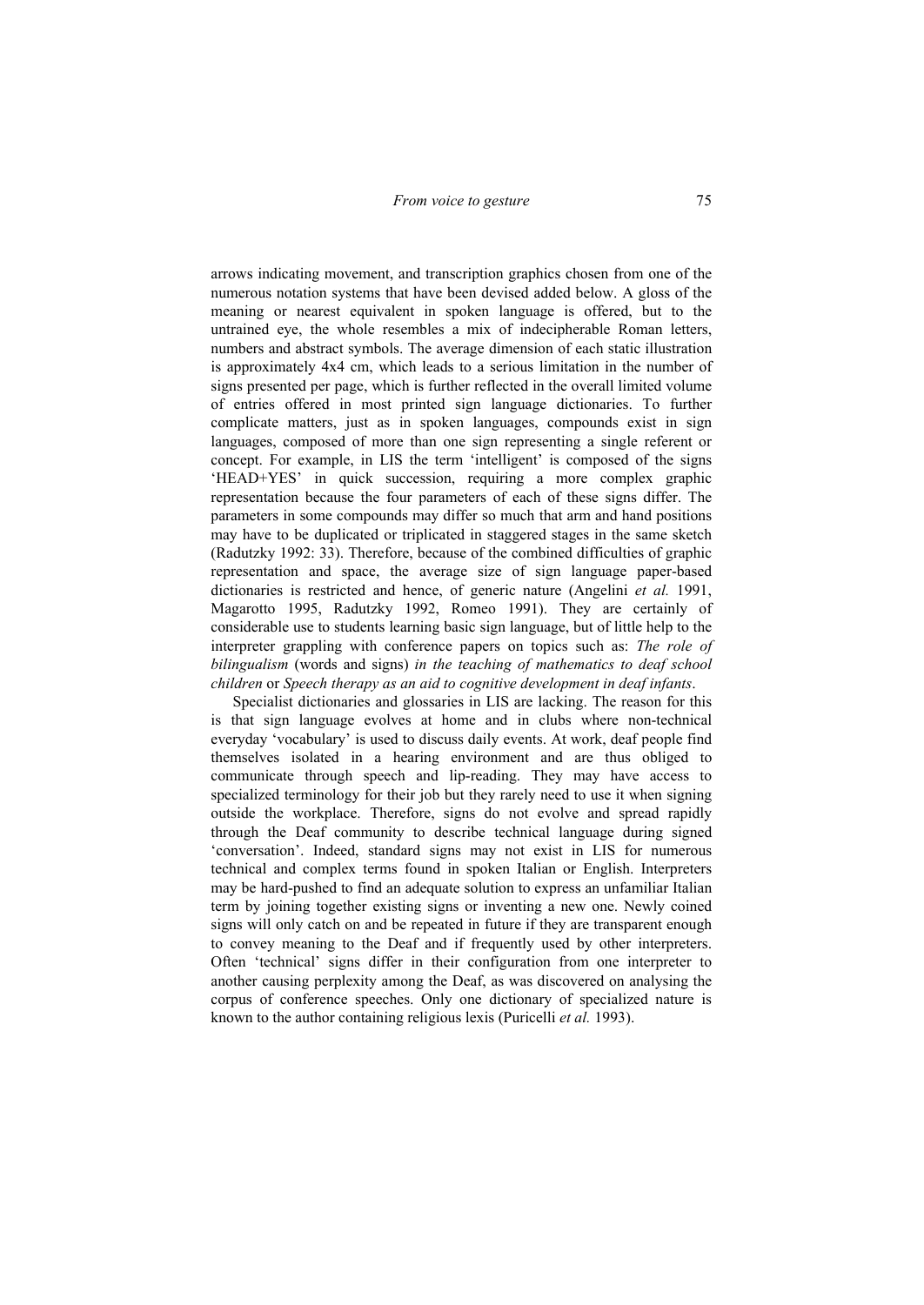arrows indicating movement, and transcription graphics chosen from one of the numerous notation systems that have been devised added below. A gloss of the meaning or nearest equivalent in spoken language is offered, but to the untrained eye, the whole resembles a mix of indecipherable Roman letters, numbers and abstract symbols. The average dimension of each static illustration is approximately 4x4 cm, which leads to a serious limitation in the number of signs presented per page, which is further reflected in the overall limited volume of entries offered in most printed sign language dictionaries. To further complicate matters, just as in spoken languages, compounds exist in sign languages, composed of more than one sign representing a single referent or concept. For example, in LIS the term 'intelligent' is composed of the signs 'HEAD+YES' in quick succession, requiring a more complex graphic representation because the four parameters of each of these signs differ. The parameters in some compounds may differ so much that arm and hand positions may have to be duplicated or triplicated in staggered stages in the same sketch (Radutzky 1992: 33). Therefore, because of the combined difficulties of graphic representation and space, the average size of sign language paper-based dictionaries is restricted and hence, of generic nature (Angelini *et al.* 1991, Magarotto 1995, Radutzky 1992, Romeo 1991). They are certainly of considerable use to students learning basic sign language, but of little help to the interpreter grappling with conference papers on topics such as: *The role of bilingualism* (words and signs) *in the teaching of mathematics to deaf school children* or *Speech therapy as an aid to cognitive development in deaf infants*.

Specialist dictionaries and glossaries in LIS are lacking. The reason for this is that sign language evolves at home and in clubs where non-technical everyday 'vocabulary' is used to discuss daily events. At work, deaf people find themselves isolated in a hearing environment and are thus obliged to communicate through speech and lip-reading. They may have access to specialized terminology for their job but they rarely need to use it when signing outside the workplace. Therefore, signs do not evolve and spread rapidly through the Deaf community to describe technical language during signed 'conversation'. Indeed, standard signs may not exist in LIS for numerous technical and complex terms found in spoken Italian or English. Interpreters may be hard-pushed to find an adequate solution to express an unfamiliar Italian term by joining together existing signs or inventing a new one. Newly coined signs will only catch on and be repeated in future if they are transparent enough to convey meaning to the Deaf and if frequently used by other interpreters. Often 'technical' signs differ in their configuration from one interpreter to another causing perplexity among the Deaf, as was discovered on analysing the corpus of conference speeches. Only one dictionary of specialized nature is known to the author containing religious lexis (Puricelli *et al.* 1993).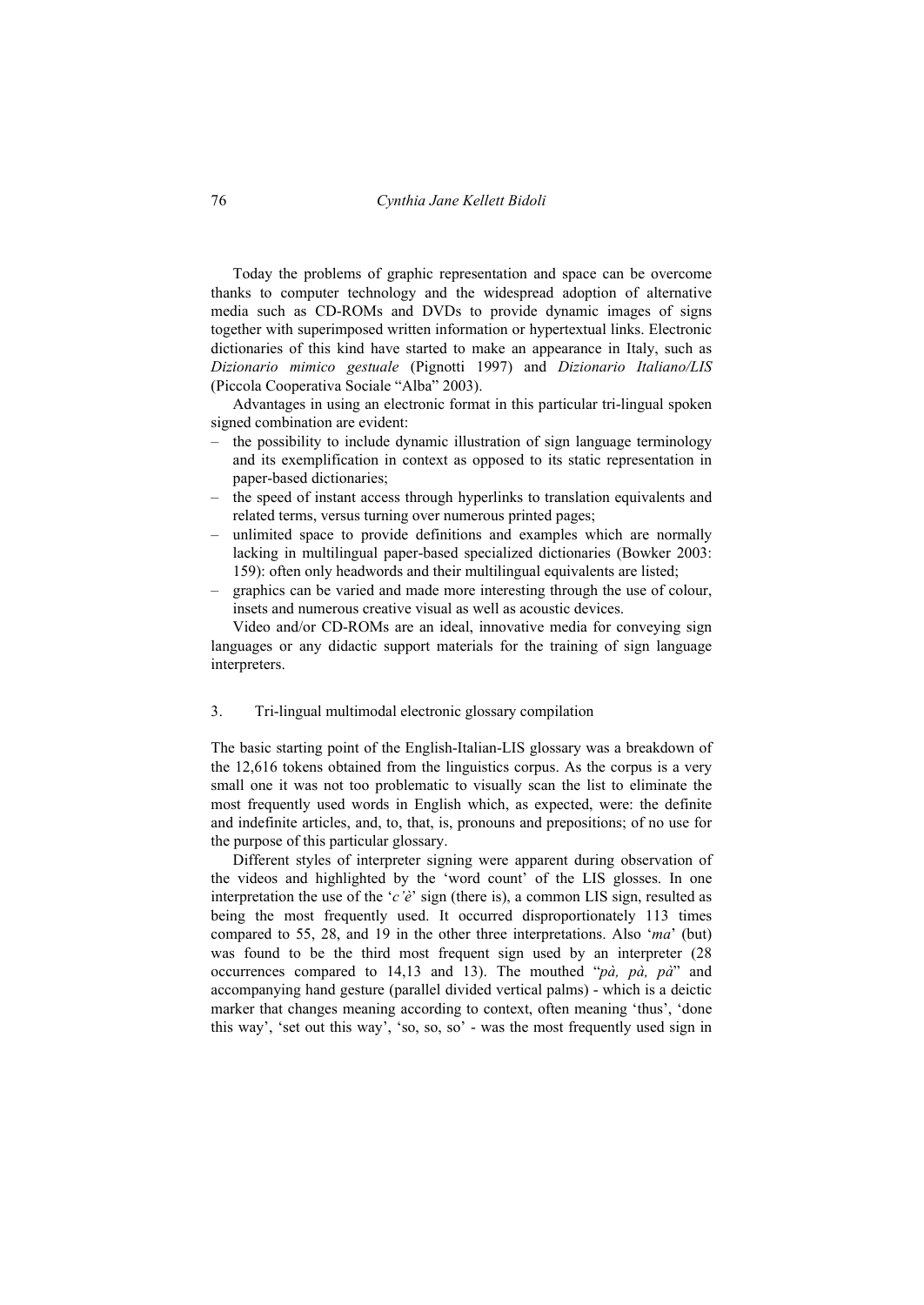Today the problems of graphic representation and space can be overcome thanks to computer technology and the widespread adoption of alternative media such as CD-ROMs and DVDs to provide dynamic images of signs together with superimposed written information or hypertextual links. Electronic dictionaries of this kind have started to make an appearance in Italy, such as *Dizionario mimico gestuale* (Pignotti 1997) and *Dizionario Italiano/LIS* (Piccola Cooperativa Sociale "Alba" 2003).

Advantages in using an electronic format in this particular tri-lingual spoken signed combination are evident:

– the possibility to include dynamic illustration of sign language terminology and its exemplification in context as opposed to its static representation in paper-based dictionaries;
– the speed of instant access through hyperlinks to translation equivalents and related terms, versus turning over numerous printed pages;
– unlimited space to provide definitions and examples which are normally lacking in multilingual paper-based specialized dictionaries (Bowker 2003: 159): often only headwords and their multilingual equivalents are listed;
– graphics can be varied and made more interesting through the use of colour, insets and numerous creative visual as well as acoustic devices.

Video and/or CD-ROMs are an ideal, innovative media for conveying sign languages or any didactic support materials for the training of sign language interpreters.

## 3. Tri-lingual multimodal electronic glossary compilation

The basic starting point of the English-Italian-LIS glossary was a breakdown of the 12,616 tokens obtained from the linguistics corpus. As the corpus is a very small one it was not too problematic to visually scan the list to eliminate the most frequently used words in English which, as expected, were: the definite and indefinite articles, and, to, that, is, pronouns and prepositions; of no use for the purpose of this particular glossary.

Different styles of interpreter signing were apparent during observation of the videos and highlighted by the 'word count' of the LIS glosses. In one interpretation the use of the '*c'è*' sign (there is), a common LIS sign, resulted as being the most frequently used. It occurred disproportionately 113 times compared to 55, 28, and 19 in the other three interpretations. Also '*ma*' (but) was found to be the third most frequent sign used by an interpreter (28 occurrences compared to 14,13 and 13). The mouthed "*pà, pà, pà*" and accompanying hand gesture (parallel divided vertical palms) - which is a deictic marker that changes meaning according to context, often meaning 'thus', 'done this way', 'set out this way', 'so, so, so' - was the most frequently used sign in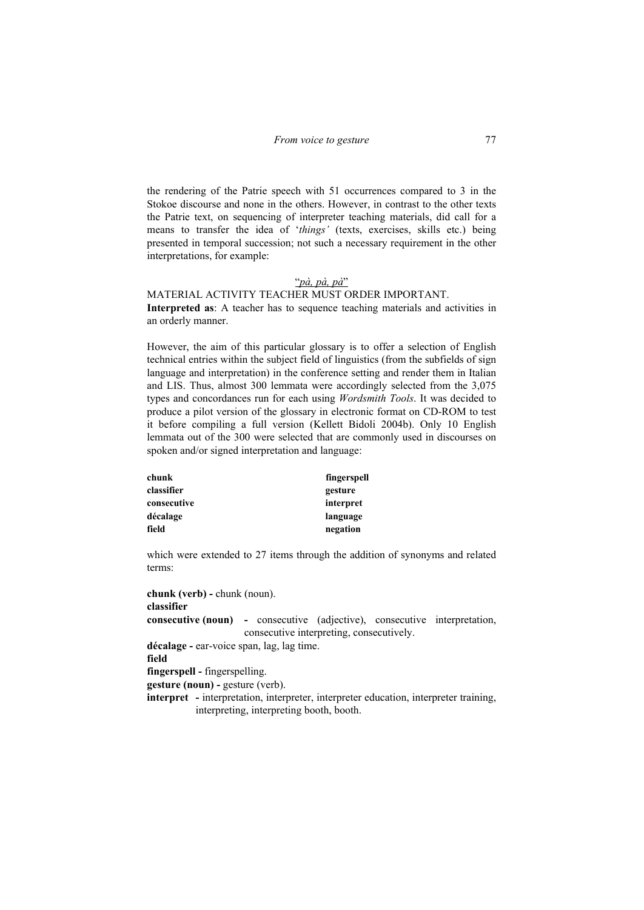the rendering of the Patrie speech with 51 occurrences compared to 3 in the Stokoe discourse and none in the others. However, in contrast to the other texts the Patrie text, on sequencing of interpreter teaching materials, did call for a means to transfer the idea of '*things'* (texts, exercises, skills etc.) being presented in temporal succession; not such a necessary requirement in the other interpretations, for example:

"*pà, pà, pà*"
MATERIAL ACTIVITY TEACHER MUST ORDER IMPORTANT.
**Interpreted as**: A teacher has to sequence teaching materials and activities in an orderly manner.

However, the aim of this particular glossary is to offer a selection of English technical entries within the subject field of linguistics (from the subfields of sign language and interpretation) in the conference setting and render them in Italian and LIS. Thus, almost 300 lemmata were accordingly selected from the 3,075 types and concordances run for each using *Wordsmith Tools*. It was decided to produce a pilot version of the glossary in electronic format on CD-ROM to test it before compiling a full version (Kellett Bidoli 2004b). Only 10 English lemmata out of the 300 were selected that are commonly used in discourses on spoken and/or signed interpretation and language:

| | |
|---|---|
| **chunk** | **fingerspell** |
| **classifier** | **gesture** |
| **consecutive** | **interpret** |
| **décalage** | **language** |
| **field** | **negation** |

which were extended to 27 items through the addition of synonyms and related terms:

**chunk (verb) -** chunk (noun).
**classifier**
**consecutive (noun) -** consecutive (adjective), consecutive interpretation, consecutive interpreting, consecutively.
**décalage -** ear-voice span, lag, lag time.
**field**
**fingerspell -** fingerspelling.
**gesture (noun) -** gesture (verb).
**interpret -** interpretation, interpreter, interpreter education, interpreter training, interpreting, interpreting booth, booth.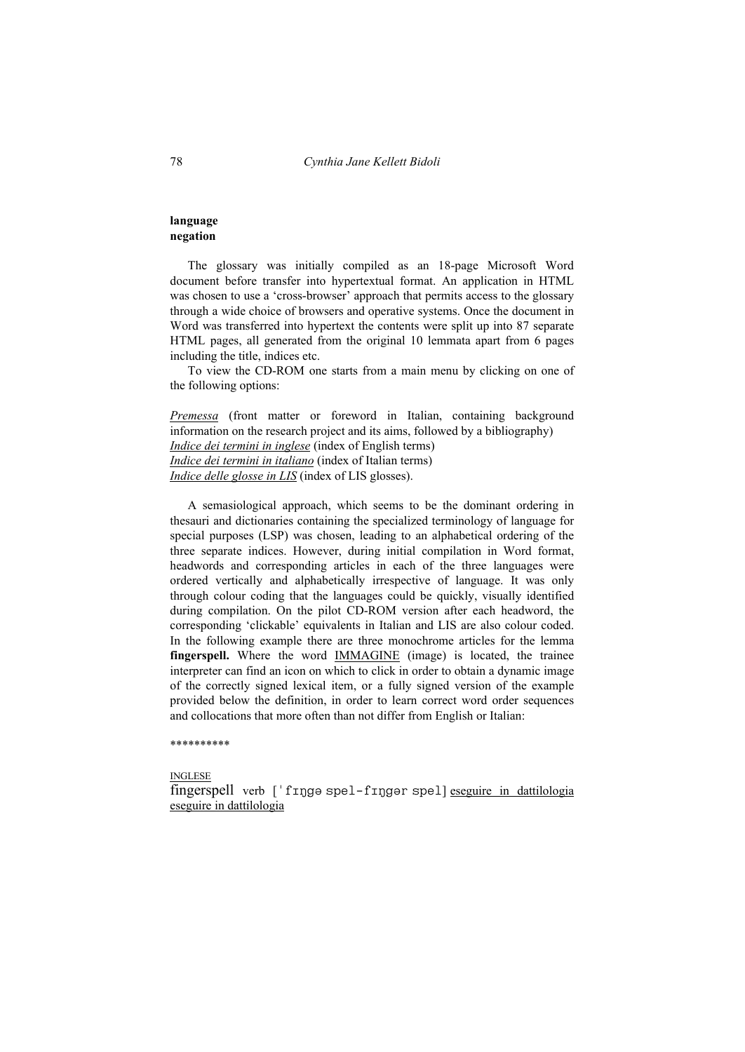**language**
**negation**

The glossary was initially compiled as an 18-page Microsoft Word document before transfer into hypertextual format. An application in HTML was chosen to use a 'cross-browser' approach that permits access to the glossary through a wide choice of browsers and operative systems. Once the document in Word was transferred into hypertext the contents were split up into 87 separate HTML pages, all generated from the original 10 lemmata apart from 6 pages including the title, indices etc.

To view the CD-ROM one starts from a main menu by clicking on one of the following options:

*Premessa* (front matter or foreword in Italian, containing background information on the research project and its aims, followed by a bibliography)
*Indice dei termini in inglese* (index of English terms)
*Indice dei termini in italiano* (index of Italian terms)
*Indice delle glosse in LIS* (index of LIS glosses).

A semasiological approach, which seems to be the dominant ordering in thesauri and dictionaries containing the specialized terminology of language for special purposes (LSP) was chosen, leading to an alphabetical ordering of the three separate indices. However, during initial compilation in Word format, headwords and corresponding articles in each of the three languages were ordered vertically and alphabetically irrespective of language. It was only through colour coding that the languages could be quickly, visually identified during compilation. On the pilot CD-ROM version after each headword, the corresponding 'clickable' equivalents in Italian and LIS are also colour coded. In the following example there are three monochrome articles for the lemma **fingerspell.** Where the word IMMAGINE (image) is located, the trainee interpreter can find an icon on which to click in order to obtain a dynamic image of the correctly signed lexical item, or a fully signed version of the example provided below the definition, in order to learn correct word order sequences and collocations that more often than not differ from English or Italian:

**********

INGLESE
fingerspell verb [ˈfɪŋgə spel-fɪŋgər spel] eseguire in dattilologia
eseguire in dattilologia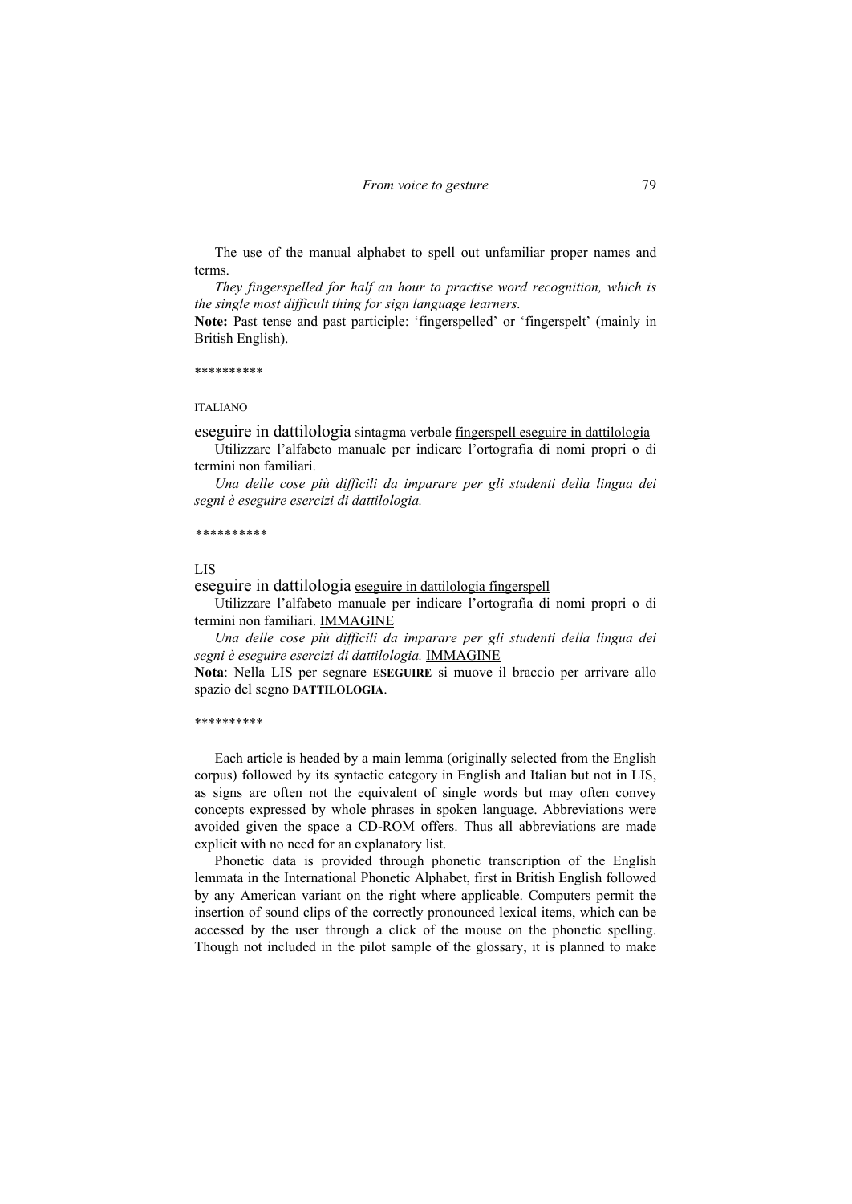The use of the manual alphabet to spell out unfamiliar proper names and terms.

*They fingerspelled for half an hour to practise word recognition, which is the single most difficult thing for sign language learners.*

**Note:** Past tense and past participle: 'fingerspelled' or 'fingerspelt' (mainly in British English).

**********

ITALIANO

eseguire in dattilologia sintagma verbale fingerspell eseguire in dattilologia

Utilizzare l'alfabeto manuale per indicare l'ortografia di nomi propri o di termini non familiari.

*Una delle cose più difficili da imparare per gli studenti della lingua dei segni è eseguire esercizi di dattilologia.*

**********

LIS

eseguire in dattilologia eseguire in dattilologia fingerspell

Utilizzare l'alfabeto manuale per indicare l'ortografia di nomi propri o di termini non familiari. IMMAGINE

*Una delle cose più difficili da imparare per gli studenti della lingua dei segni è eseguire esercizi di dattilologia.* IMMAGINE

**Nota**: Nella LIS per segnare **ESEGUIRE** si muove il braccio per arrivare allo spazio del segno **DATTILOLOGIA**.

**********

Each article is headed by a main lemma (originally selected from the English corpus) followed by its syntactic category in English and Italian but not in LIS, as signs are often not the equivalent of single words but may often convey concepts expressed by whole phrases in spoken language. Abbreviations were avoided given the space a CD-ROM offers. Thus all abbreviations are made explicit with no need for an explanatory list.

Phonetic data is provided through phonetic transcription of the English lemmata in the International Phonetic Alphabet, first in British English followed by any American variant on the right where applicable. Computers permit the insertion of sound clips of the correctly pronounced lexical items, which can be accessed by the user through a click of the mouse on the phonetic spelling. Though not included in the pilot sample of the glossary, it is planned to make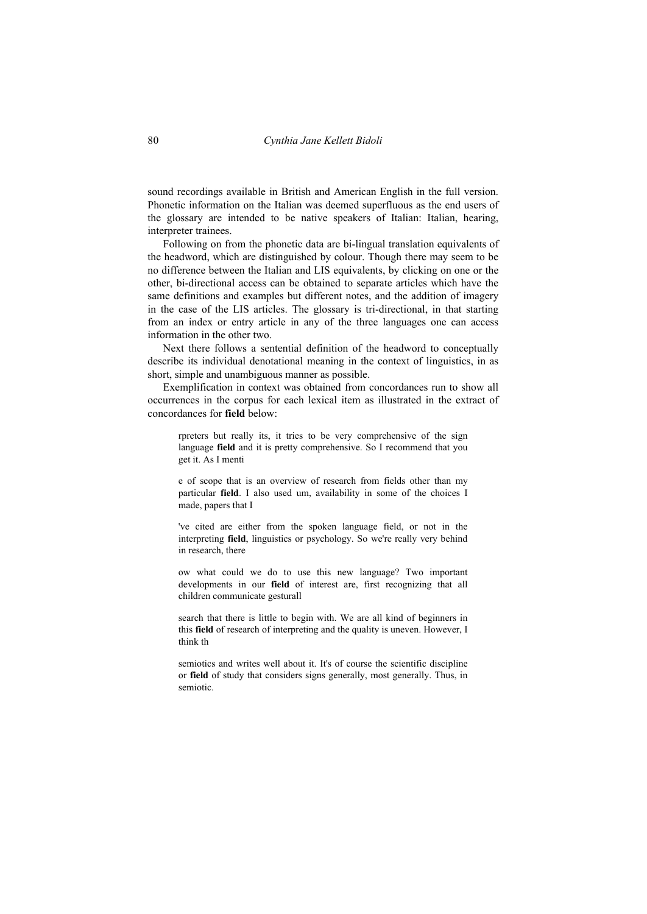sound recordings available in British and American English in the full version. Phonetic information on the Italian was deemed superfluous as the end users of the glossary are intended to be native speakers of Italian: Italian, hearing, interpreter trainees.

Following on from the phonetic data are bi-lingual translation equivalents of the headword, which are distinguished by colour. Though there may seem to be no difference between the Italian and LIS equivalents, by clicking on one or the other, bi-directional access can be obtained to separate articles which have the same definitions and examples but different notes, and the addition of imagery in the case of the LIS articles. The glossary is tri-directional, in that starting from an index or entry article in any of the three languages one can access information in the other two.

Next there follows a sentential definition of the headword to conceptually describe its individual denotational meaning in the context of linguistics, in as short, simple and unambiguous manner as possible.

Exemplification in context was obtained from concordances run to show all occurrences in the corpus for each lexical item as illustrated in the extract of concordances for **field** below:

> rpreters but really its, it tries to be very comprehensive of the sign language **field** and it is pretty comprehensive. So I recommend that you get it. As I menti
>
> e of scope that is an overview of research from fields other than my particular **field**. I also used um, availability in some of the choices I made, papers that I
>
> 've cited are either from the spoken language field, or not in the interpreting **field**, linguistics or psychology. So we're really very behind in research, there
>
> ow what could we do to use this new language? Two important developments in our **field** of interest are, first recognizing that all children communicate gesturall
>
> search that there is little to begin with. We are all kind of beginners in this **field** of research of interpreting and the quality is uneven. However, I think th
>
> semiotics and writes well about it. It's of course the scientific discipline or **field** of study that considers signs generally, most generally. Thus, in semiotic.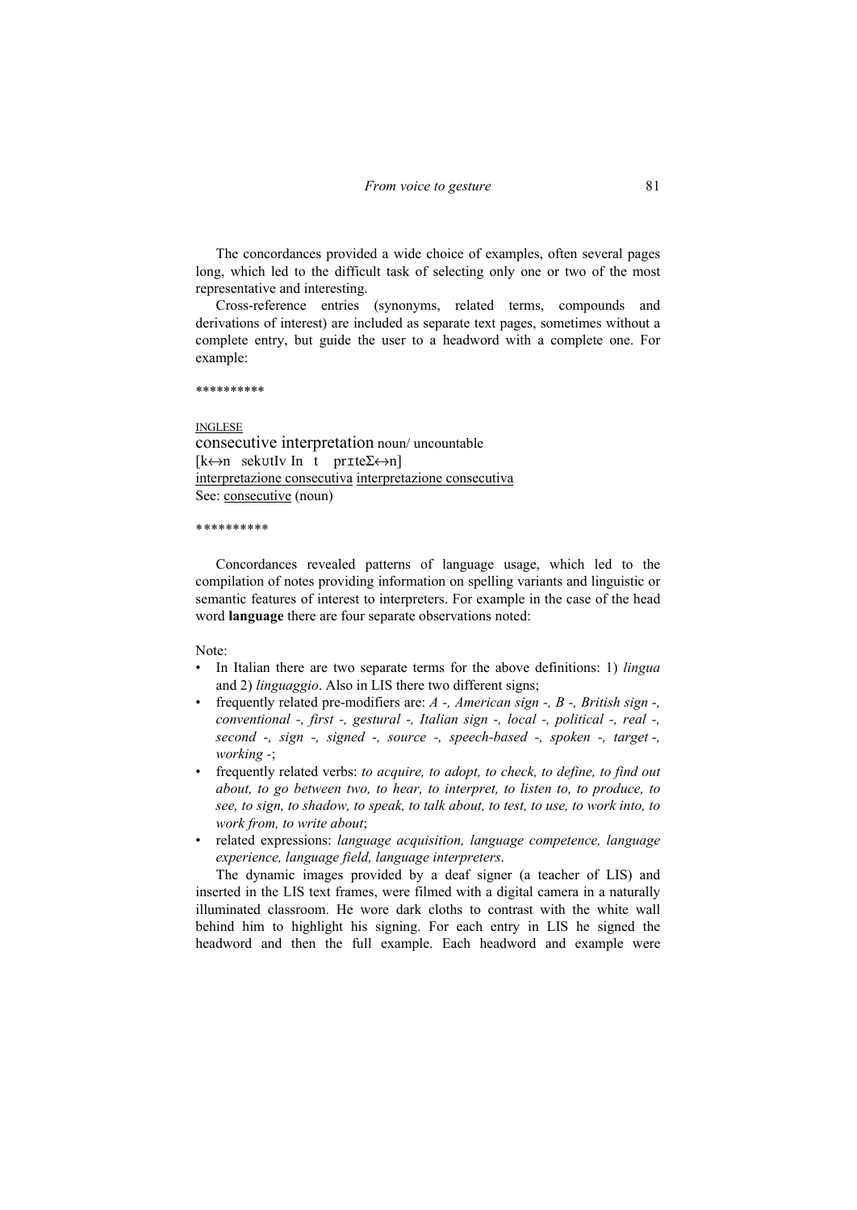The concordances provided a wide choice of examples, often several pages long, which led to the difficult task of selecting only one or two of the most representative and interesting.

Cross-reference entries (synonyms, related terms, compounds and derivations of interest) are included as separate text pages, sometimes without a complete entry, but guide the user to a headword with a complete one. For example:

**********

<u>INGLESE</u>
consecutive interpretation noun/ uncountable
[k↔n sekʊtIv In t prɪteΣ↔n]
<u>interpretazione consecutiva</u> <u>interpretazione consecutiva</u>
See: <u>consecutive</u> (noun)

**********

Concordances revealed patterns of language usage, which led to the compilation of notes providing information on spelling variants and linguistic or semantic features of interest to interpreters. For example in the case of the head word **language** there are four separate observations noted:

Note:

- In Italian there are two separate terms for the above definitions: 1) *lingua* and 2) *linguaggio*. Also in LIS there two different signs;
- frequently related pre-modifiers are: *A -, American sign -, B -, British sign -, conventional -, first -, gestural -, Italian sign -, local -, political -, real -, second -, sign -, signed -, source -, speech-based -, spoken -, target -, working* -;
- frequently related verbs: *to acquire, to adopt, to check, to define, to find out about, to go between two, to hear, to interpret, to listen to, to produce, to see, to sign, to shadow, to speak, to talk about, to test, to use, to work into, to work from, to write about*;
- related expressions: *language acquisition, language competence, language experience, language field, language interpreters*.

The dynamic images provided by a deaf signer (a teacher of LIS) and inserted in the LIS text frames, were filmed with a digital camera in a naturally illuminated classroom. He wore dark cloths to contrast with the white wall behind him to highlight his signing. For each entry in LIS he signed the headword and then the full example. Each headword and example were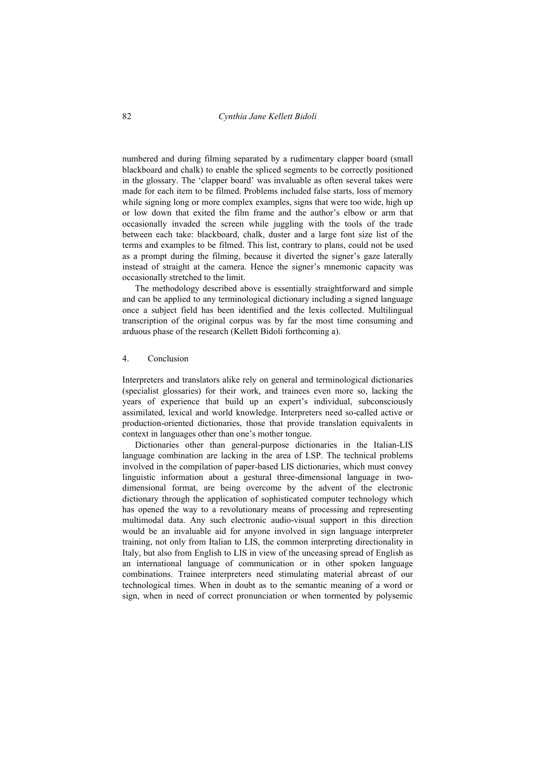numbered and during filming separated by a rudimentary clapper board (small blackboard and chalk) to enable the spliced segments to be correctly positioned in the glossary. The 'clapper board' was invaluable as often several takes were made for each item to be filmed. Problems included false starts, loss of memory while signing long or more complex examples, signs that were too wide, high up or low down that exited the film frame and the author's elbow or arm that occasionally invaded the screen while juggling with the tools of the trade between each take: blackboard, chalk, duster and a large font size list of the terms and examples to be filmed. This list, contrary to plans, could not be used as a prompt during the filming, because it diverted the signer's gaze laterally instead of straight at the camera. Hence the signer's mnemonic capacity was occasionally stretched to the limit.

The methodology described above is essentially straightforward and simple and can be applied to any terminological dictionary including a signed language once a subject field has been identified and the lexis collected. Multilingual transcription of the original corpus was by far the most time consuming and arduous phase of the research (Kellett Bidoli forthcoming a).

## 4. Conclusion

Interpreters and translators alike rely on general and terminological dictionaries (specialist glossaries) for their work, and trainees even more so, lacking the years of experience that build up an expert's individual, subconsciously assimilated, lexical and world knowledge. Interpreters need so-called active or production-oriented dictionaries, those that provide translation equivalents in context in languages other than one's mother tongue.

Dictionaries other than general-purpose dictionaries in the Italian-LIS language combination are lacking in the area of LSP. The technical problems involved in the compilation of paper-based LIS dictionaries, which must convey linguistic information about a gestural three-dimensional language in two-dimensional format, are being overcome by the advent of the electronic dictionary through the application of sophisticated computer technology which has opened the way to a revolutionary means of processing and representing multimodal data. Any such electronic audio-visual support in this direction would be an invaluable aid for anyone involved in sign language interpreter training, not only from Italian to LIS, the common interpreting directionality in Italy, but also from English to LIS in view of the unceasing spread of English as an international language of communication or in other spoken language combinations. Trainee interpreters need stimulating material abreast of our technological times. When in doubt as to the semantic meaning of a word or sign, when in need of correct pronunciation or when tormented by polysemic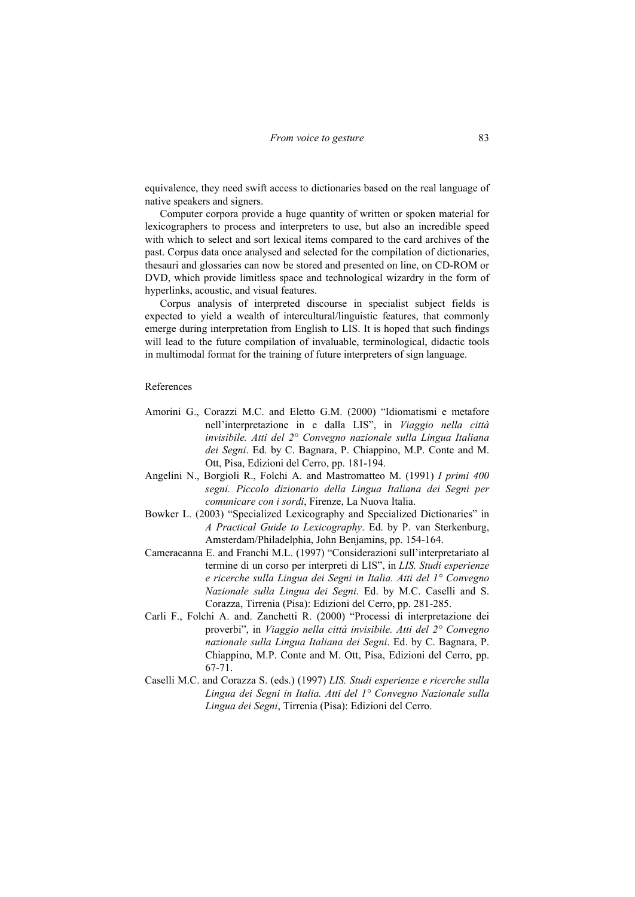equivalence, they need swift access to dictionaries based on the real language of native speakers and signers.

Computer corpora provide a huge quantity of written or spoken material for lexicographers to process and interpreters to use, but also an incredible speed with which to select and sort lexical items compared to the card archives of the past. Corpus data once analysed and selected for the compilation of dictionaries, thesauri and glossaries can now be stored and presented on line, on CD-ROM or DVD, which provide limitless space and technological wizardry in the form of hyperlinks, acoustic, and visual features.

Corpus analysis of interpreted discourse in specialist subject fields is expected to yield a wealth of intercultural/linguistic features, that commonly emerge during interpretation from English to LIS. It is hoped that such findings will lead to the future compilation of invaluable, terminological, didactic tools in multimodal format for the training of future interpreters of sign language.

References

Amorini G., Corazzi M.C. and Eletto G.M. (2000) "Idiomatismi e metafore nell'interpretazione in e dalla LIS", in *Viaggio nella città invisibile. Atti del 2° Convegno nazionale sulla Lingua Italiana dei Segni*. Ed. by C. Bagnara, P. Chiappino, M.P. Conte and M. Ott, Pisa, Edizioni del Cerro, pp. 181-194.

Angelini N., Borgioli R., Folchi A. and Mastromatteo M. (1991) *I primi 400 segni. Piccolo dizionario della Lingua Italiana dei Segni per comunicare con i sordi*, Firenze, La Nuova Italia.

Bowker L. (2003) "Specialized Lexicography and Specialized Dictionaries" in *A Practical Guide to Lexicography*. Ed. by P. van Sterkenburg, Amsterdam/Philadelphia, John Benjamins, pp. 154-164.

Cameracanna E. and Franchi M.L. (1997) "Considerazioni sull'interpretariato al termine di un corso per interpreti di LIS", in *LIS. Studi esperienze e ricerche sulla Lingua dei Segni in Italia. Atti del 1° Convegno Nazionale sulla Lingua dei Segni*. Ed. by M.C. Caselli and S. Corazza, Tirrenia (Pisa): Edizioni del Cerro, pp. 281-285.

Carli F., Folchi A. and. Zanchetti R. (2000) "Processi di interpretazione dei proverbi", in *Viaggio nella città invisibile. Atti del 2° Convegno nazionale sulla Lingua Italiana dei Segni*. Ed. by C. Bagnara, P. Chiappino, M.P. Conte and M. Ott, Pisa, Edizioni del Cerro, pp. 67-71.

Caselli M.C. and Corazza S. (eds.) (1997) *LIS. Studi esperienze e ricerche sulla Lingua dei Segni in Italia. Atti del 1° Convegno Nazionale sulla Lingua dei Segni*, Tirrenia (Pisa): Edizioni del Cerro.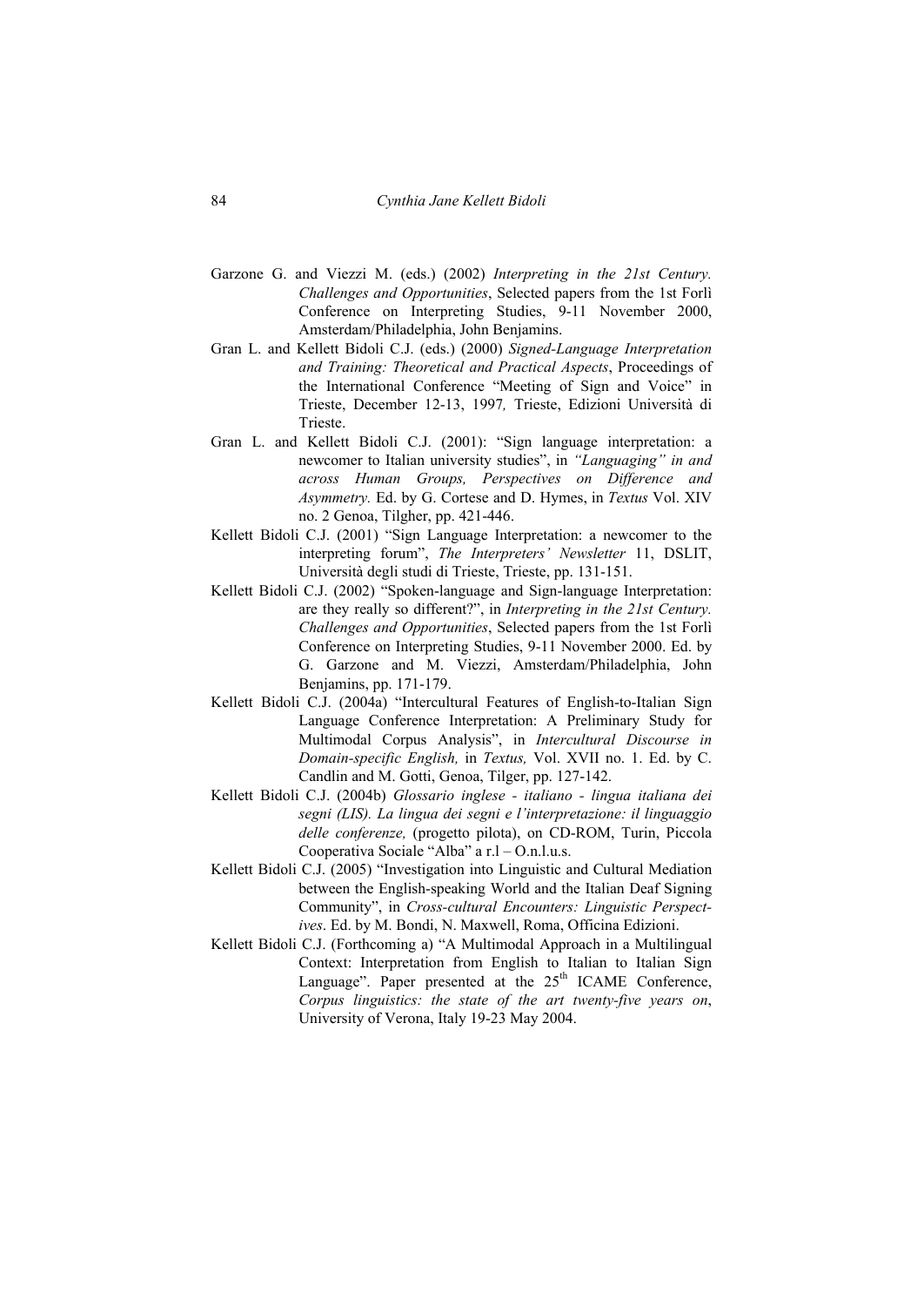Garzone G. and Viezzi M. (eds.) (2002) *Interpreting in the 21st Century. Challenges and Opportunities*, Selected papers from the 1st Forlì Conference on Interpreting Studies, 9-11 November 2000, Amsterdam/Philadelphia, John Benjamins.

Gran L. and Kellett Bidoli C.J. (eds.) (2000) *Signed-Language Interpretation and Training: Theoretical and Practical Aspects*, Proceedings of the International Conference "Meeting of Sign and Voice" in Trieste, December 12-13, 1997*,* Trieste, Edizioni Università di Trieste.

Gran L. and Kellett Bidoli C.J. (2001): "Sign language interpretation: a newcomer to Italian university studies", in *"Languaging" in and across Human Groups, Perspectives on Difference and Asymmetry.* Ed. by G. Cortese and D. Hymes, in *Textus* Vol. XIV no. 2 Genoa, Tilgher, pp. 421-446.

Kellett Bidoli C.J. (2001) "Sign Language Interpretation: a newcomer to the interpreting forum", *The Interpreters' Newsletter* 11, DSLIT, Università degli studi di Trieste, Trieste, pp. 131-151.

Kellett Bidoli C.J. (2002) "Spoken-language and Sign-language Interpretation: are they really so different?", in *Interpreting in the 21st Century. Challenges and Opportunities*, Selected papers from the 1st Forlì Conference on Interpreting Studies, 9-11 November 2000. Ed. by G. Garzone and M. Viezzi, Amsterdam/Philadelphia, John Benjamins, pp. 171-179.

Kellett Bidoli C.J. (2004a) "Intercultural Features of English-to-Italian Sign Language Conference Interpretation: A Preliminary Study for Multimodal Corpus Analysis", in *Intercultural Discourse in Domain-specific English,* in *Textus,* Vol. XVII no. 1. Ed. by C. Candlin and M. Gotti, Genoa, Tilger, pp. 127-142.

Kellett Bidoli C.J. (2004b) *Glossario inglese - italiano - lingua italiana dei segni (LIS). La lingua dei segni e l'interpretazione: il linguaggio delle conferenze,* (progetto pilota), on CD-ROM, Turin, Piccola Cooperativa Sociale "Alba" a r.l – O.n.l.u.s.

Kellett Bidoli C.J. (2005) "Investigation into Linguistic and Cultural Mediation between the English-speaking World and the Italian Deaf Signing Community", in *Cross-cultural Encounters: Linguistic Perspectives*. Ed. by M. Bondi, N. Maxwell, Roma, Officina Edizioni.

Kellett Bidoli C.J. (Forthcoming a) "A Multimodal Approach in a Multilingual Context: Interpretation from English to Italian to Italian Sign Language". Paper presented at the 25th ICAME Conference, *Corpus linguistics: the state of the art twenty-five years on*, University of Verona, Italy 19-23 May 2004.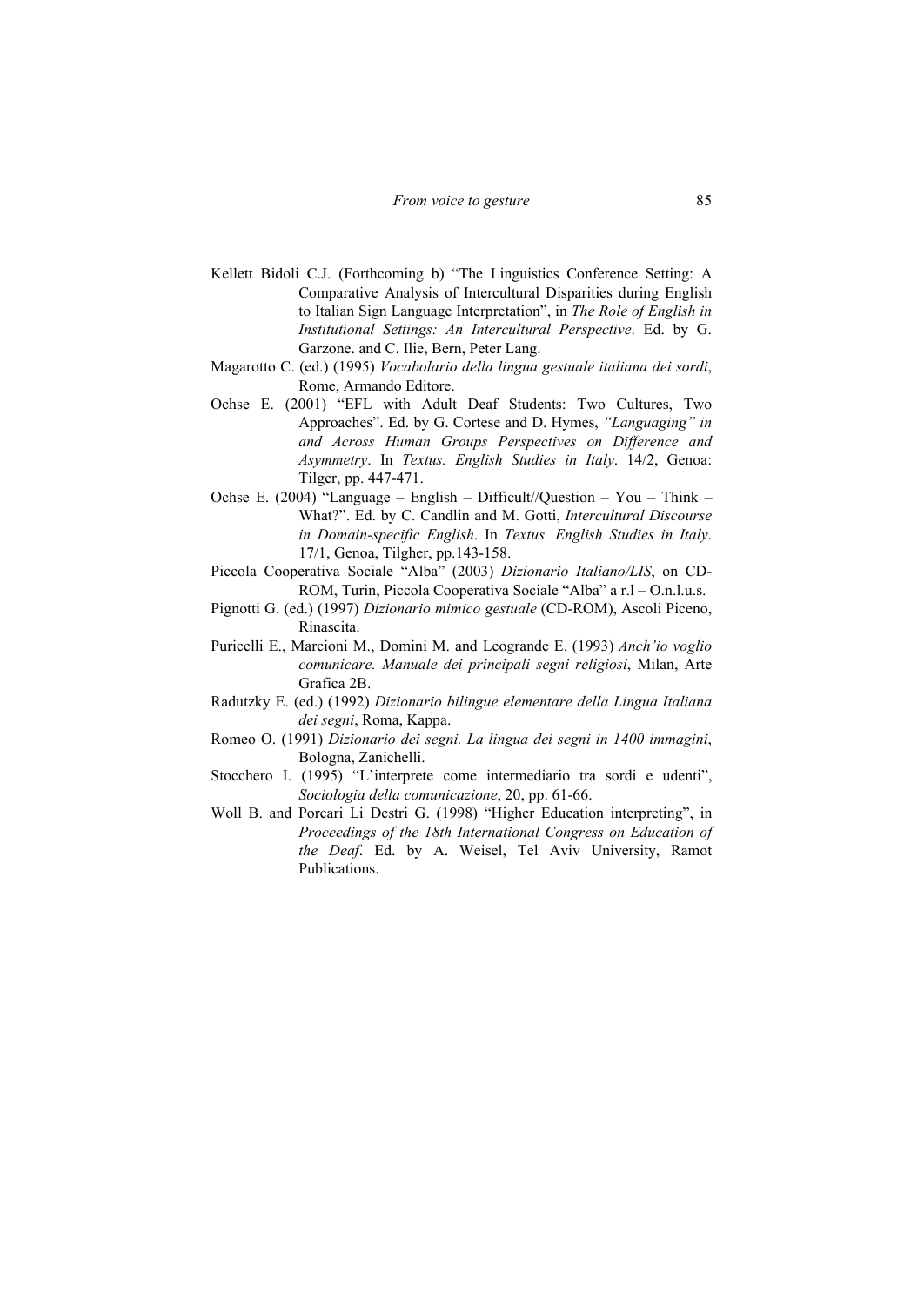Kellett Bidoli C.J. (Forthcoming b) "The Linguistics Conference Setting: A Comparative Analysis of Intercultural Disparities during English to Italian Sign Language Interpretation", in *The Role of English in Institutional Settings: An Intercultural Perspective*. Ed. by G. Garzone. and C. Ilie, Bern, Peter Lang.

Magarotto C. (ed.) (1995) *Vocabolario della lingua gestuale italiana dei sordi*, Rome, Armando Editore.

Ochse E. (2001) "EFL with Adult Deaf Students: Two Cultures, Two Approaches". Ed. by G. Cortese and D. Hymes, *"Languaging" in and Across Human Groups Perspectives on Difference and Asymmetry*. In *Textus. English Studies in Italy*. 14/2, Genoa: Tilger, pp. 447-471.

Ochse E. (2004) "Language – English – Difficult//Question – You – Think – What?". Ed. by C. Candlin and M. Gotti, *Intercultural Discourse in Domain-specific English*. In *Textus. English Studies in Italy*. 17/1, Genoa, Tilgher, pp.143-158.

Piccola Cooperativa Sociale "Alba" (2003) *Dizionario Italiano/LIS*, on CD-ROM, Turin, Piccola Cooperativa Sociale "Alba" a r.l – O.n.l.u.s.

Pignotti G. (ed.) (1997) *Dizionario mimico gestuale* (CD-ROM), Ascoli Piceno, Rinascita.

Puricelli E., Marcioni M., Domini M. and Leogrande E. (1993) *Anch'io voglio comunicare. Manuale dei principali segni religiosi*, Milan, Arte Grafica 2B.

Radutzky E. (ed.) (1992) *Dizionario bilingue elementare della Lingua Italiana dei segni*, Roma, Kappa.

Romeo O. (1991) *Dizionario dei segni. La lingua dei segni in 1400 immagini*, Bologna, Zanichelli.

Stocchero I. (1995) "L'interprete come intermediario tra sordi e udenti", *Sociologia della comunicazione*, 20, pp. 61-66.

Woll B. and Porcari Li Destri G. (1998) "Higher Education interpreting", in *Proceedings of the 18th International Congress on Education of the Deaf*. Ed. by A. Weisel, Tel Aviv University, Ramot Publications.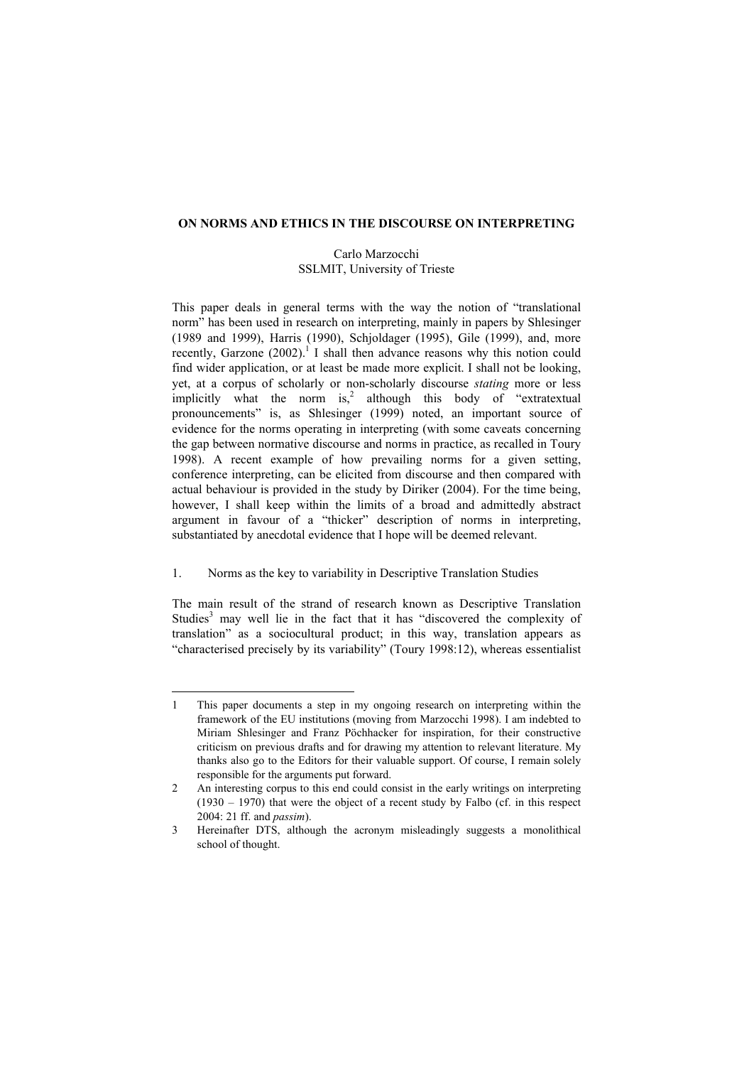# ON NORMS AND ETHICS IN THE DISCOURSE ON INTERPRETING

Carlo Marzocchi
SSLMIT, University of Trieste

This paper deals in general terms with the way the notion of "translational norm" has been used in research on interpreting, mainly in papers by Shlesinger (1989 and 1999), Harris (1990), Schjoldager (1995), Gile (1999), and, more recently, Garzone (2002).[1] I shall then advance reasons why this notion could find wider application, or at least be made more explicit. I shall not be looking, yet, at a corpus of scholarly or non-scholarly discourse *stating* more or less implicitly what the norm is,[2] although this body of "extratextual pronouncements" is, as Shlesinger (1999) noted, an important source of evidence for the norms operating in interpreting (with some caveats concerning the gap between normative discourse and norms in practice, as recalled in Toury 1998). A recent example of how prevailing norms for a given setting, conference interpreting, can be elicited from discourse and then compared with actual behaviour is provided in the study by Diriker (2004). For the time being, however, I shall keep within the limits of a broad and admittedly abstract argument in favour of a "thicker" description of norms in interpreting, substantiated by anecdotal evidence that I hope will be deemed relevant.

## 1. Norms as the key to variability in Descriptive Translation Studies

The main result of the strand of research known as Descriptive Translation Studies[3] may well lie in the fact that it has "discovered the complexity of translation" as a sociocultural product; in this way, translation appears as "characterised precisely by its variability" (Toury 1998:12), whereas essentialist

---

1 This paper documents a step in my ongoing research on interpreting within the framework of the EU institutions (moving from Marzocchi 1998). I am indebted to Miriam Shlesinger and Franz Pöchhacker for inspiration, for their constructive criticism on previous drafts and for drawing my attention to relevant literature. My thanks also go to the Editors for their valuable support. Of course, I remain solely responsible for the arguments put forward.

2 An interesting corpus to this end could consist in the early writings on interpreting (1930 – 1970) that were the object of a recent study by Falbo (cf. in this respect 2004: 21 ff. and *passim*).

3 Hereinafter DTS, although the acronym misleadingly suggests a monolithical school of thought.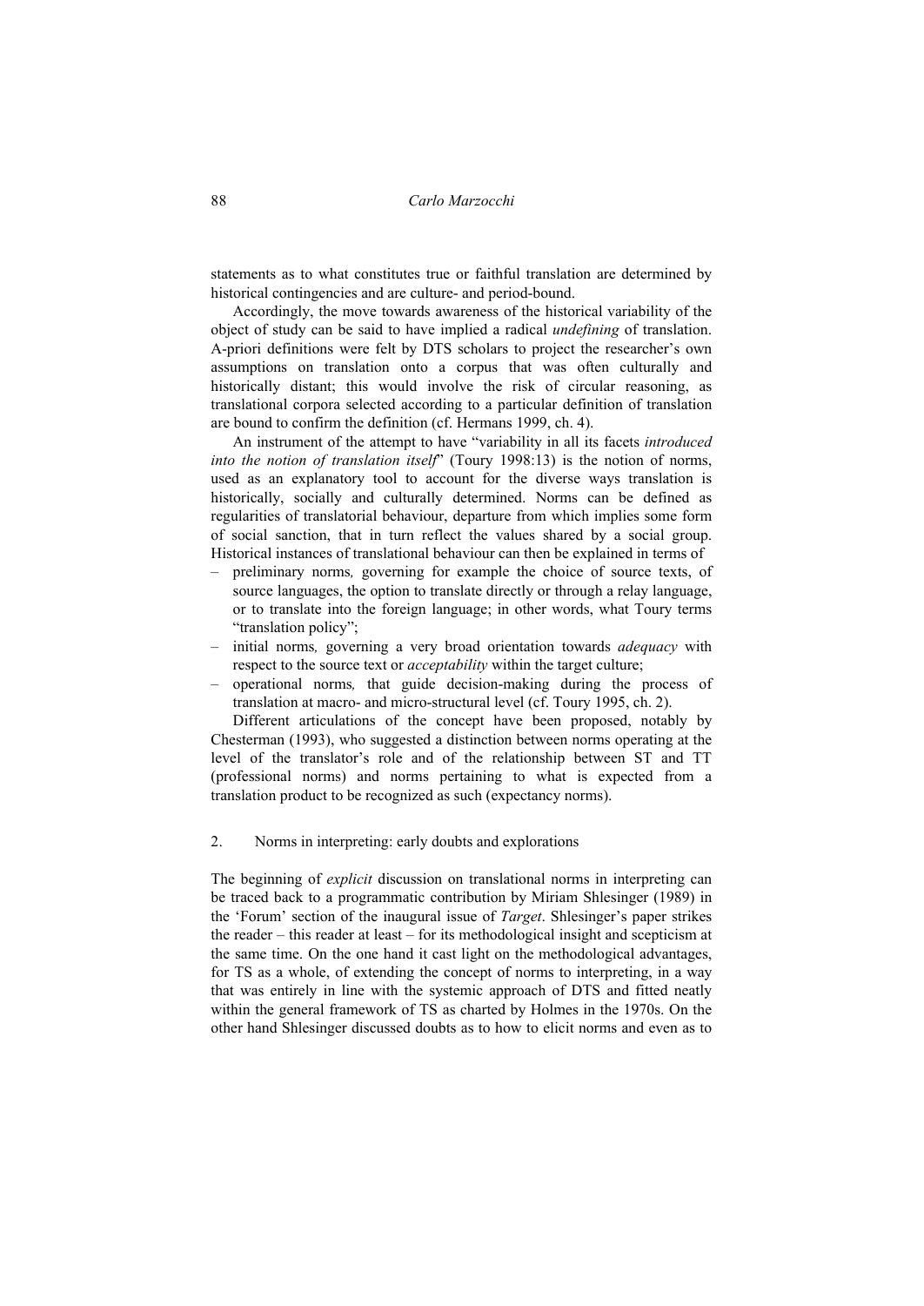statements as to what constitutes true or faithful translation are determined by historical contingencies and are culture- and period-bound.

Accordingly, the move towards awareness of the historical variability of the object of study can be said to have implied a radical *undefining* of translation. A-priori definitions were felt by DTS scholars to project the researcher's own assumptions on translation onto a corpus that was often culturally and historically distant; this would involve the risk of circular reasoning, as translational corpora selected according to a particular definition of translation are bound to confirm the definition (cf. Hermans 1999, ch. 4).

An instrument of the attempt to have "variability in all its facets *introduced into the notion of translation itself*" (Toury 1998:13) is the notion of norms, used as an explanatory tool to account for the diverse ways translation is historically, socially and culturally determined. Norms can be defined as regularities of translatorial behaviour, departure from which implies some form of social sanction, that in turn reflect the values shared by a social group. Historical instances of translational behaviour can then be explained in terms of

- preliminary norms*,* governing for example the choice of source texts, of source languages, the option to translate directly or through a relay language, or to translate into the foreign language; in other words, what Toury terms "translation policy";
- initial norms*,* governing a very broad orientation towards *adequacy* with respect to the source text or *acceptability* within the target culture;
- operational norms*,* that guide decision-making during the process of translation at macro- and micro-structural level (cf. Toury 1995, ch. 2).

Different articulations of the concept have been proposed, notably by Chesterman (1993), who suggested a distinction between norms operating at the level of the translator's role and of the relationship between ST and TT (professional norms) and norms pertaining to what is expected from a translation product to be recognized as such (expectancy norms).

## 2. Norms in interpreting: early doubts and explorations

The beginning of *explicit* discussion on translational norms in interpreting can be traced back to a programmatic contribution by Miriam Shlesinger (1989) in the 'Forum' section of the inaugural issue of *Target*. Shlesinger's paper strikes the reader – this reader at least – for its methodological insight and scepticism at the same time. On the one hand it cast light on the methodological advantages, for TS as a whole, of extending the concept of norms to interpreting, in a way that was entirely in line with the systemic approach of DTS and fitted neatly within the general framework of TS as charted by Holmes in the 1970s. On the other hand Shlesinger discussed doubts as to how to elicit norms and even as to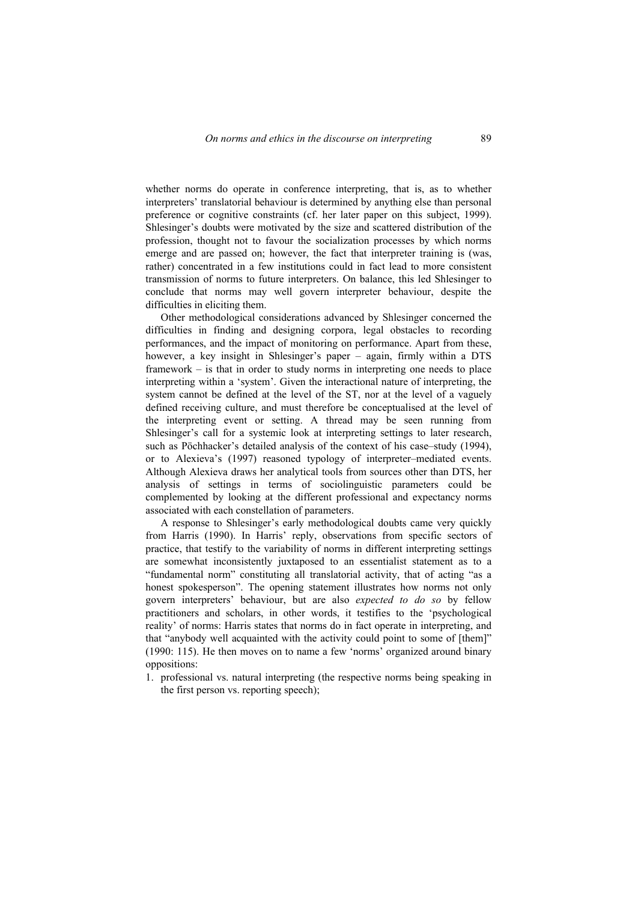whether norms do operate in conference interpreting, that is, as to whether interpreters' translatorial behaviour is determined by anything else than personal preference or cognitive constraints (cf. her later paper on this subject, 1999). Shlesinger's doubts were motivated by the size and scattered distribution of the profession, thought not to favour the socialization processes by which norms emerge and are passed on; however, the fact that interpreter training is (was, rather) concentrated in a few institutions could in fact lead to more consistent transmission of norms to future interpreters. On balance, this led Shlesinger to conclude that norms may well govern interpreter behaviour, despite the difficulties in eliciting them.

Other methodological considerations advanced by Shlesinger concerned the difficulties in finding and designing corpora, legal obstacles to recording performances, and the impact of monitoring on performance. Apart from these, however, a key insight in Shlesinger's paper – again, firmly within a DTS framework – is that in order to study norms in interpreting one needs to place interpreting within a 'system'. Given the interactional nature of interpreting, the system cannot be defined at the level of the ST, nor at the level of a vaguely defined receiving culture, and must therefore be conceptualised at the level of the interpreting event or setting. A thread may be seen running from Shlesinger's call for a systemic look at interpreting settings to later research, such as Pöchhacker's detailed analysis of the context of his case–study (1994), or to Alexieva's (1997) reasoned typology of interpreter–mediated events. Although Alexieva draws her analytical tools from sources other than DTS, her analysis of settings in terms of sociolinguistic parameters could be complemented by looking at the different professional and expectancy norms associated with each constellation of parameters.

A response to Shlesinger's early methodological doubts came very quickly from Harris (1990). In Harris' reply, observations from specific sectors of practice, that testify to the variability of norms in different interpreting settings are somewhat inconsistently juxtaposed to an essentialist statement as to a "fundamental norm" constituting all translatorial activity, that of acting "as a honest spokesperson". The opening statement illustrates how norms not only govern interpreters' behaviour, but are also *expected to do so* by fellow practitioners and scholars, in other words, it testifies to the 'psychological reality' of norms: Harris states that norms do in fact operate in interpreting, and that "anybody well acquainted with the activity could point to some of [them]" (1990: 115). He then moves on to name a few 'norms' organized around binary oppositions:

1. professional vs. natural interpreting (the respective norms being speaking in the first person vs. reporting speech);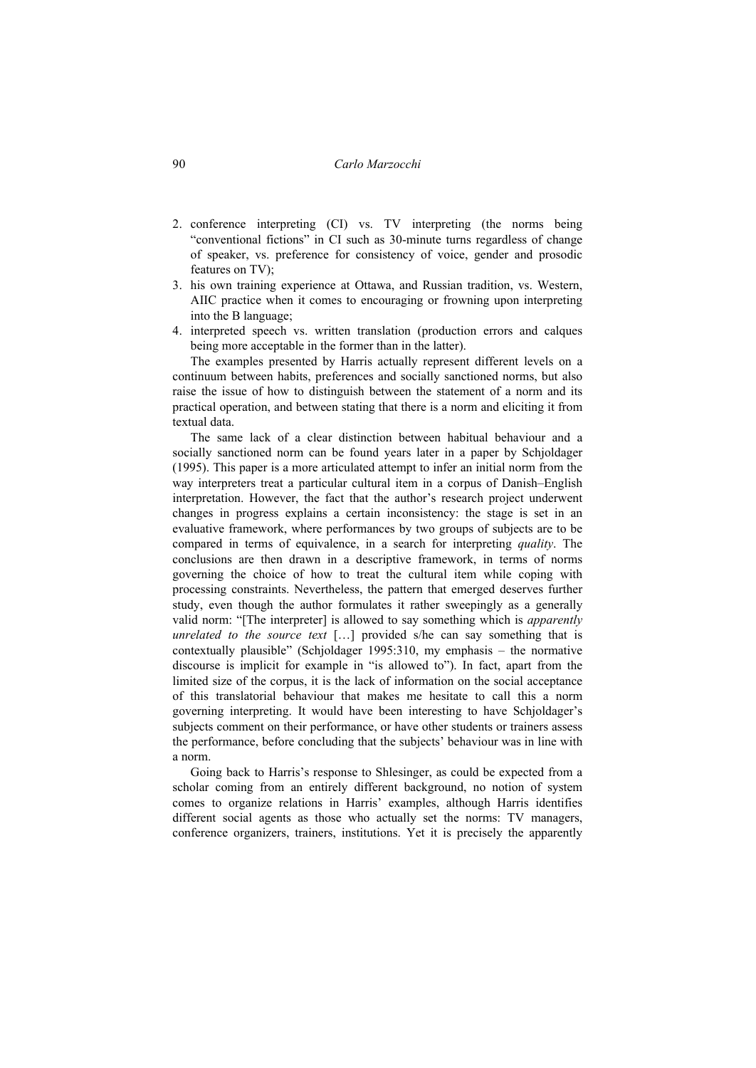2. conference interpreting (CI) vs. TV interpreting (the norms being "conventional fictions" in CI such as 30-minute turns regardless of change of speaker, vs. preference for consistency of voice, gender and prosodic features on TV);
3. his own training experience at Ottawa, and Russian tradition, vs. Western, AIIC practice when it comes to encouraging or frowning upon interpreting into the B language;
4. interpreted speech vs. written translation (production errors and calques being more acceptable in the former than in the latter).

The examples presented by Harris actually represent different levels on a continuum between habits, preferences and socially sanctioned norms, but also raise the issue of how to distinguish between the statement of a norm and its practical operation, and between stating that there is a norm and eliciting it from textual data.

The same lack of a clear distinction between habitual behaviour and a socially sanctioned norm can be found years later in a paper by Schjoldager (1995). This paper is a more articulated attempt to infer an initial norm from the way interpreters treat a particular cultural item in a corpus of Danish–English interpretation. However, the fact that the author's research project underwent changes in progress explains a certain inconsistency: the stage is set in an evaluative framework, where performances by two groups of subjects are to be compared in terms of equivalence, in a search for interpreting *quality*. The conclusions are then drawn in a descriptive framework, in terms of norms governing the choice of how to treat the cultural item while coping with processing constraints. Nevertheless, the pattern that emerged deserves further study, even though the author formulates it rather sweepingly as a generally valid norm: "[The interpreter] is allowed to say something which is *apparently unrelated to the source text* […] provided s/he can say something that is contextually plausible" (Schjoldager 1995:310, my emphasis – the normative discourse is implicit for example in "is allowed to"). In fact, apart from the limited size of the corpus, it is the lack of information on the social acceptance of this translatorial behaviour that makes me hesitate to call this a norm governing interpreting. It would have been interesting to have Schjoldager's subjects comment on their performance, or have other students or trainers assess the performance, before concluding that the subjects' behaviour was in line with a norm.

Going back to Harris's response to Shlesinger, as could be expected from a scholar coming from an entirely different background, no notion of system comes to organize relations in Harris' examples, although Harris identifies different social agents as those who actually set the norms: TV managers, conference organizers, trainers, institutions. Yet it is precisely the apparently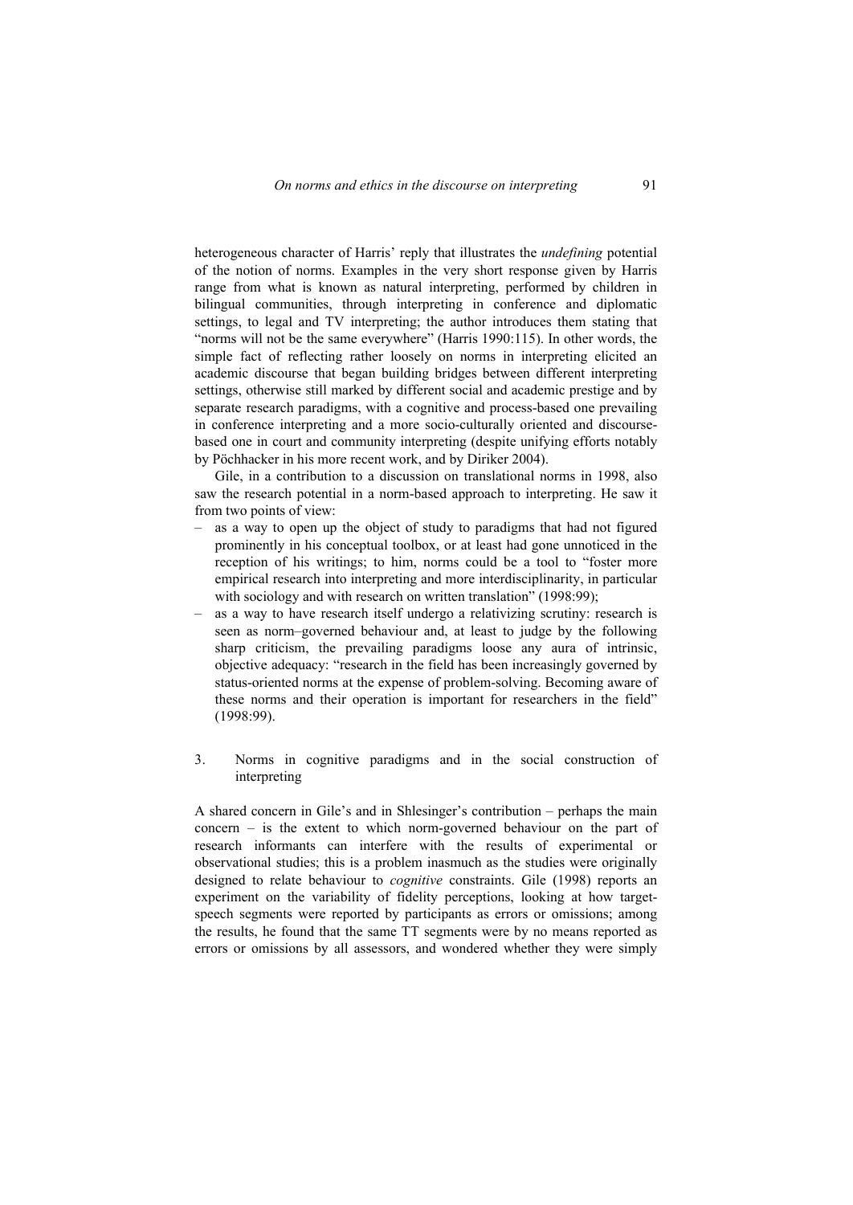heterogeneous character of Harris' reply that illustrates the *undefining* potential of the notion of norms. Examples in the very short response given by Harris range from what is known as natural interpreting, performed by children in bilingual communities, through interpreting in conference and diplomatic settings, to legal and TV interpreting; the author introduces them stating that "norms will not be the same everywhere" (Harris 1990:115). In other words, the simple fact of reflecting rather loosely on norms in interpreting elicited an academic discourse that began building bridges between different interpreting settings, otherwise still marked by different social and academic prestige and by separate research paradigms, with a cognitive and process-based one prevailing in conference interpreting and a more socio-culturally oriented and discourse-based one in court and community interpreting (despite unifying efforts notably by Pöchhacker in his more recent work, and by Diriker 2004).

Gile, in a contribution to a discussion on translational norms in 1998, also saw the research potential in a norm-based approach to interpreting. He saw it from two points of view:

– as a way to open up the object of study to paradigms that had not figured prominently in his conceptual toolbox, or at least had gone unnoticed in the reception of his writings; to him, norms could be a tool to "foster more empirical research into interpreting and more interdisciplinarity, in particular with sociology and with research on written translation" (1998:99);
– as a way to have research itself undergo a relativizing scrutiny: research is seen as norm–governed behaviour and, at least to judge by the following sharp criticism, the prevailing paradigms loose any aura of intrinsic, objective adequacy: "research in the field has been increasingly governed by status-oriented norms at the expense of problem-solving. Becoming aware of these norms and their operation is important for researchers in the field" (1998:99).

## 3. Norms in cognitive paradigms and in the social construction of interpreting

A shared concern in Gile's and in Shlesinger's contribution – perhaps the main concern – is the extent to which norm-governed behaviour on the part of research informants can interfere with the results of experimental or observational studies; this is a problem inasmuch as the studies were originally designed to relate behaviour to *cognitive* constraints. Gile (1998) reports an experiment on the variability of fidelity perceptions, looking at how target-speech segments were reported by participants as errors or omissions; among the results, he found that the same TT segments were by no means reported as errors or omissions by all assessors, and wondered whether they were simply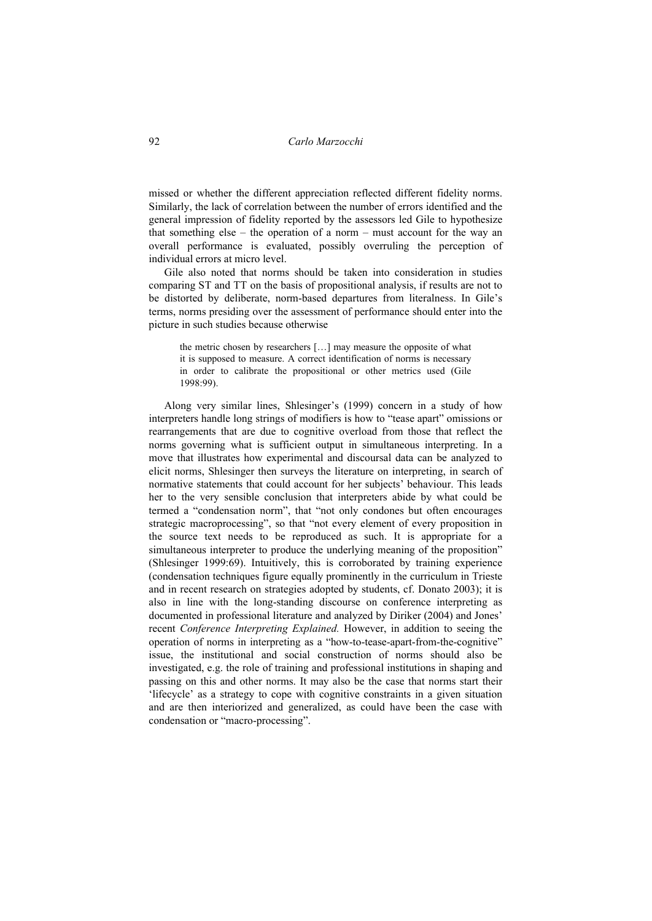missed or whether the different appreciation reflected different fidelity norms. Similarly, the lack of correlation between the number of errors identified and the general impression of fidelity reported by the assessors led Gile to hypothesize that something else – the operation of a norm – must account for the way an overall performance is evaluated, possibly overruling the perception of individual errors at micro level.

Gile also noted that norms should be taken into consideration in studies comparing ST and TT on the basis of propositional analysis, if results are not to be distorted by deliberate, norm-based departures from literalness. In Gile's terms, norms presiding over the assessment of performance should enter into the picture in such studies because otherwise

> the metric chosen by researchers […] may measure the opposite of what it is supposed to measure. A correct identification of norms is necessary in order to calibrate the propositional or other metrics used (Gile 1998:99).

Along very similar lines, Shlesinger's (1999) concern in a study of how interpreters handle long strings of modifiers is how to "tease apart" omissions or rearrangements that are due to cognitive overload from those that reflect the norms governing what is sufficient output in simultaneous interpreting. In a move that illustrates how experimental and discoursal data can be analyzed to elicit norms, Shlesinger then surveys the literature on interpreting, in search of normative statements that could account for her subjects' behaviour. This leads her to the very sensible conclusion that interpreters abide by what could be termed a "condensation norm", that "not only condones but often encourages strategic macroprocessing", so that "not every element of every proposition in the source text needs to be reproduced as such. It is appropriate for a simultaneous interpreter to produce the underlying meaning of the proposition" (Shlesinger 1999:69). Intuitively, this is corroborated by training experience (condensation techniques figure equally prominently in the curriculum in Trieste and in recent research on strategies adopted by students, cf. Donato 2003); it is also in line with the long-standing discourse on conference interpreting as documented in professional literature and analyzed by Diriker (2004) and Jones' recent *Conference Interpreting Explained.* However, in addition to seeing the operation of norms in interpreting as a "how-to-tease-apart-from-the-cognitive" issue, the institutional and social construction of norms should also be investigated, e.g. the role of training and professional institutions in shaping and passing on this and other norms. It may also be the case that norms start their 'lifecycle' as a strategy to cope with cognitive constraints in a given situation and are then interiorized and generalized, as could have been the case with condensation or "macro-processing".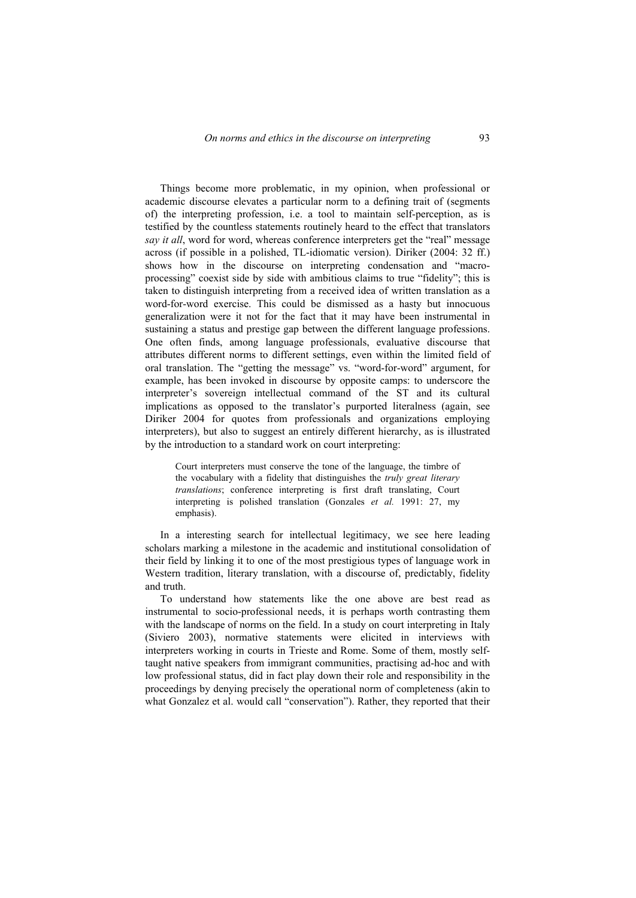Things become more problematic, in my opinion, when professional or academic discourse elevates a particular norm to a defining trait of (segments of) the interpreting profession, i.e. a tool to maintain self-perception, as is testified by the countless statements routinely heard to the effect that translators *say it all*, word for word, whereas conference interpreters get the "real" message across (if possible in a polished, TL-idiomatic version). Diriker (2004: 32 ff.) shows how in the discourse on interpreting condensation and "macro-processing" coexist side by side with ambitious claims to true "fidelity"; this is taken to distinguish interpreting from a received idea of written translation as a word-for-word exercise. This could be dismissed as a hasty but innocuous generalization were it not for the fact that it may have been instrumental in sustaining a status and prestige gap between the different language professions. One often finds, among language professionals, evaluative discourse that attributes different norms to different settings, even within the limited field of oral translation. The "getting the message" vs. "word-for-word" argument, for example, has been invoked in discourse by opposite camps: to underscore the interpreter's sovereign intellectual command of the ST and its cultural implications as opposed to the translator's purported literalness (again, see Diriker 2004 for quotes from professionals and organizations employing interpreters), but also to suggest an entirely different hierarchy, as is illustrated by the introduction to a standard work on court interpreting:

> Court interpreters must conserve the tone of the language, the timbre of the vocabulary with a fidelity that distinguishes the *truly great literary translations*; conference interpreting is first draft translating, Court interpreting is polished translation (Gonzales *et al.* 1991: 27, my emphasis).

In a interesting search for intellectual legitimacy, we see here leading scholars marking a milestone in the academic and institutional consolidation of their field by linking it to one of the most prestigious types of language work in Western tradition, literary translation, with a discourse of, predictably, fidelity and truth.

To understand how statements like the one above are best read as instrumental to socio-professional needs, it is perhaps worth contrasting them with the landscape of norms on the field. In a study on court interpreting in Italy (Siviero 2003), normative statements were elicited in interviews with interpreters working in courts in Trieste and Rome. Some of them, mostly self-taught native speakers from immigrant communities, practising ad-hoc and with low professional status, did in fact play down their role and responsibility in the proceedings by denying precisely the operational norm of completeness (akin to what Gonzalez et al. would call "conservation"). Rather, they reported that their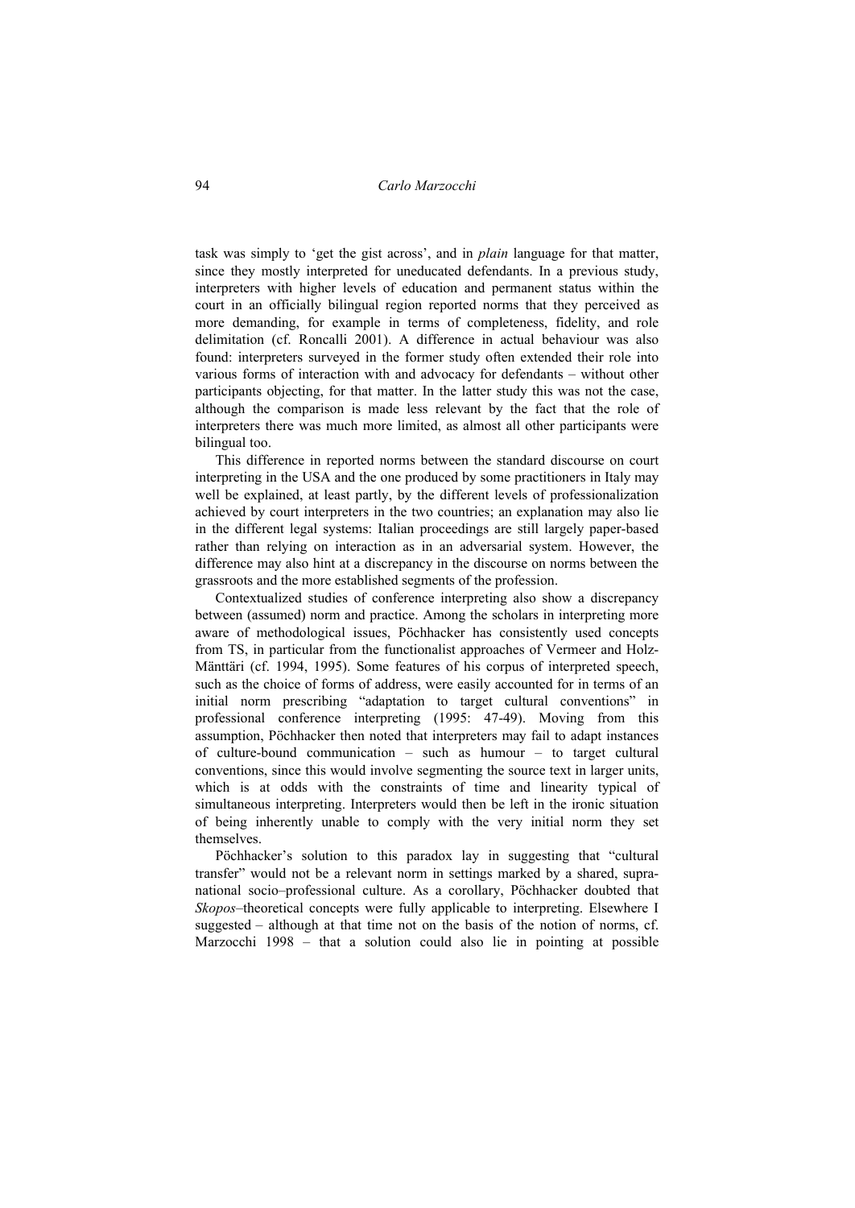task was simply to 'get the gist across', and in *plain* language for that matter, since they mostly interpreted for uneducated defendants. In a previous study, interpreters with higher levels of education and permanent status within the court in an officially bilingual region reported norms that they perceived as more demanding, for example in terms of completeness, fidelity, and role delimitation (cf. Roncalli 2001). A difference in actual behaviour was also found: interpreters surveyed in the former study often extended their role into various forms of interaction with and advocacy for defendants – without other participants objecting, for that matter. In the latter study this was not the case, although the comparison is made less relevant by the fact that the role of interpreters there was much more limited, as almost all other participants were bilingual too.

This difference in reported norms between the standard discourse on court interpreting in the USA and the one produced by some practitioners in Italy may well be explained, at least partly, by the different levels of professionalization achieved by court interpreters in the two countries; an explanation may also lie in the different legal systems: Italian proceedings are still largely paper-based rather than relying on interaction as in an adversarial system. However, the difference may also hint at a discrepancy in the discourse on norms between the grassroots and the more established segments of the profession.

Contextualized studies of conference interpreting also show a discrepancy between (assumed) norm and practice. Among the scholars in interpreting more aware of methodological issues, Pöchhacker has consistently used concepts from TS, in particular from the functionalist approaches of Vermeer and Holz-Mänttäri (cf. 1994, 1995). Some features of his corpus of interpreted speech, such as the choice of forms of address, were easily accounted for in terms of an initial norm prescribing "adaptation to target cultural conventions" in professional conference interpreting (1995: 47-49). Moving from this assumption, Pöchhacker then noted that interpreters may fail to adapt instances of culture-bound communication – such as humour – to target cultural conventions, since this would involve segmenting the source text in larger units, which is at odds with the constraints of time and linearity typical of simultaneous interpreting. Interpreters would then be left in the ironic situation of being inherently unable to comply with the very initial norm they set themselves.

Pöchhacker's solution to this paradox lay in suggesting that "cultural transfer" would not be a relevant norm in settings marked by a shared, supra-national socio–professional culture. As a corollary, Pöchhacker doubted that *Skopos*–theoretical concepts were fully applicable to interpreting. Elsewhere I suggested – although at that time not on the basis of the notion of norms, cf. Marzocchi 1998 – that a solution could also lie in pointing at possible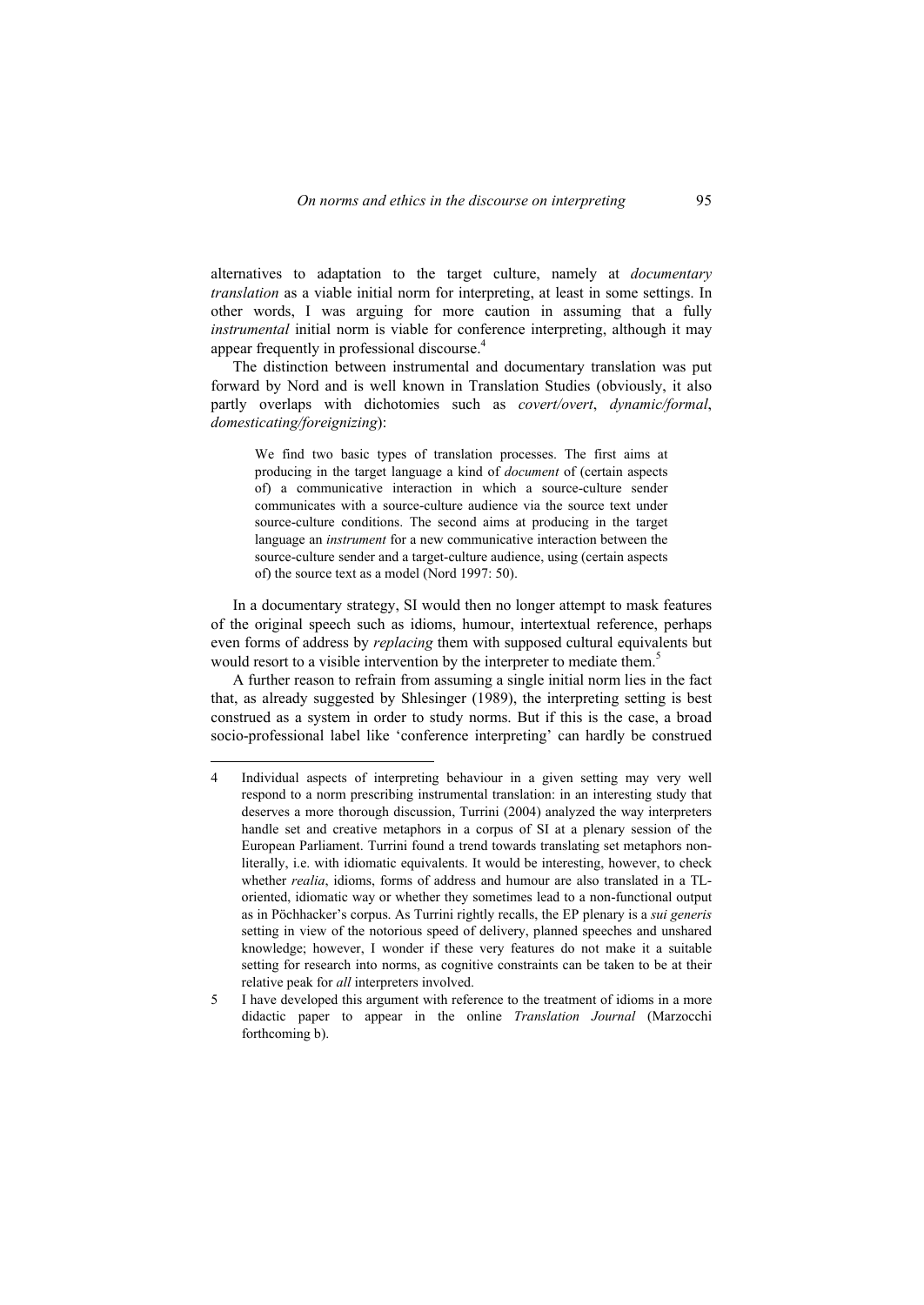alternatives to adaptation to the target culture, namely at *documentary translation* as a viable initial norm for interpreting, at least in some settings. In other words, I was arguing for more caution in assuming that a fully *instrumental* initial norm is viable for conference interpreting, although it may appear frequently in professional discourse.[4]

The distinction between instrumental and documentary translation was put forward by Nord and is well known in Translation Studies (obviously, it also partly overlaps with dichotomies such as *covert/overt*, *dynamic/formal*, *domesticating/foreignizing*):

> We find two basic types of translation processes. The first aims at producing in the target language a kind of *document* of (certain aspects of) a communicative interaction in which a source-culture sender communicates with a source-culture audience via the source text under source-culture conditions. The second aims at producing in the target language an *instrument* for a new communicative interaction between the source-culture sender and a target-culture audience, using (certain aspects of) the source text as a model (Nord 1997: 50).

In a documentary strategy, SI would then no longer attempt to mask features of the original speech such as idioms, humour, intertextual reference, perhaps even forms of address by *replacing* them with supposed cultural equivalents but would resort to a visible intervention by the interpreter to mediate them.[5]

A further reason to refrain from assuming a single initial norm lies in the fact that, as already suggested by Shlesinger (1989), the interpreting setting is best construed as a system in order to study norms. But if this is the case, a broad socio-professional label like 'conference interpreting' can hardly be construed

---

4 Individual aspects of interpreting behaviour in a given setting may very well respond to a norm prescribing instrumental translation: in an interesting study that deserves a more thorough discussion, Turrini (2004) analyzed the way interpreters handle set and creative metaphors in a corpus of SI at a plenary session of the European Parliament. Turrini found a trend towards translating set metaphors non-literally, i.e. with idiomatic equivalents. It would be interesting, however, to check whether *realia*, idioms, forms of address and humour are also translated in a TL-oriented, idiomatic way or whether they sometimes lead to a non-functional output as in Pöchhacker's corpus. As Turrini rightly recalls, the EP plenary is a *sui generis* setting in view of the notorious speed of delivery, planned speeches and unshared knowledge; however, I wonder if these very features do not make it a suitable setting for research into norms, as cognitive constraints can be taken to be at their relative peak for *all* interpreters involved.

5 I have developed this argument with reference to the treatment of idioms in a more didactic paper to appear in the online *Translation Journal* (Marzocchi forthcoming b).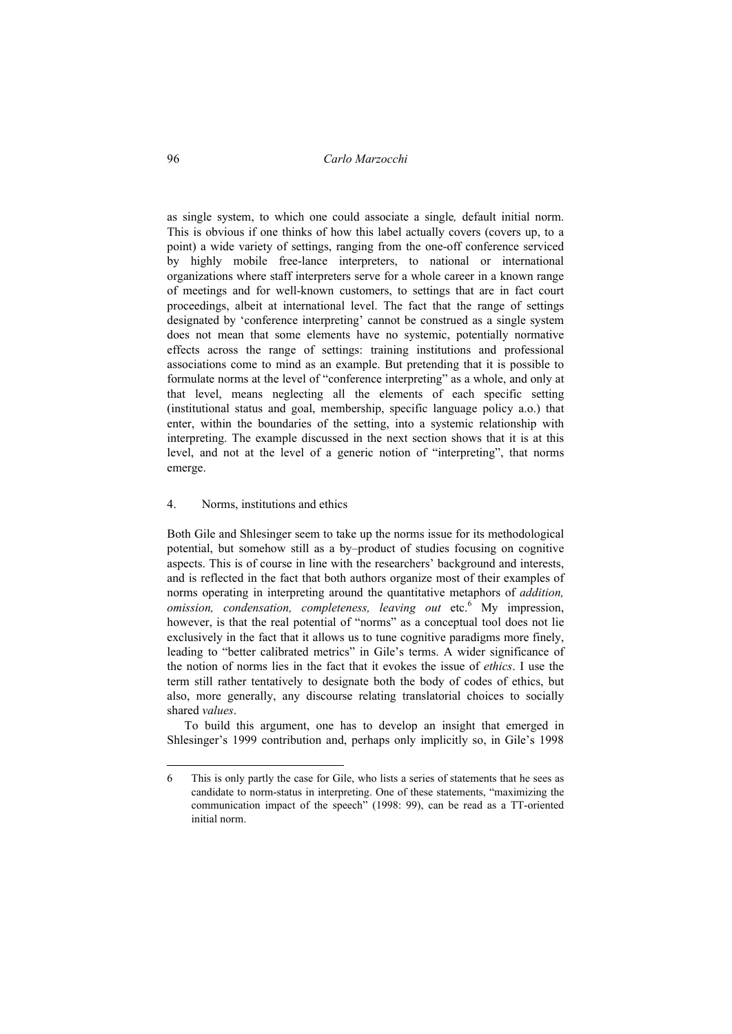as single system, to which one could associate a single*,* default initial norm. This is obvious if one thinks of how this label actually covers (covers up, to a point) a wide variety of settings, ranging from the one-off conference serviced by highly mobile free-lance interpreters, to national or international organizations where staff interpreters serve for a whole career in a known range of meetings and for well-known customers, to settings that are in fact court proceedings, albeit at international level. The fact that the range of settings designated by 'conference interpreting' cannot be construed as a single system does not mean that some elements have no systemic, potentially normative effects across the range of settings: training institutions and professional associations come to mind as an example. But pretending that it is possible to formulate norms at the level of "conference interpreting" as a whole, and only at that level, means neglecting all the elements of each specific setting (institutional status and goal, membership, specific language policy a.o.) that enter, within the boundaries of the setting, into a systemic relationship with interpreting. The example discussed in the next section shows that it is at this level, and not at the level of a generic notion of "interpreting", that norms emerge.

## 4. Norms, institutions and ethics

Both Gile and Shlesinger seem to take up the norms issue for its methodological potential, but somehow still as a by–product of studies focusing on cognitive aspects. This is of course in line with the researchers' background and interests, and is reflected in the fact that both authors organize most of their examples of norms operating in interpreting around the quantitative metaphors of *addition, omission, condensation, completeness, leaving out* etc.[6] My impression, however, is that the real potential of "norms" as a conceptual tool does not lie exclusively in the fact that it allows us to tune cognitive paradigms more finely, leading to "better calibrated metrics" in Gile's terms. A wider significance of the notion of norms lies in the fact that it evokes the issue of *ethics*. I use the term still rather tentatively to designate both the body of codes of ethics, but also, more generally, any discourse relating translatorial choices to socially shared *values*.

To build this argument, one has to develop an insight that emerged in Shlesinger's 1999 contribution and, perhaps only implicitly so, in Gile's 1998

---

6 This is only partly the case for Gile, who lists a series of statements that he sees as candidate to norm-status in interpreting. One of these statements, "maximizing the communication impact of the speech" (1998: 99), can be read as a TT-oriented initial norm.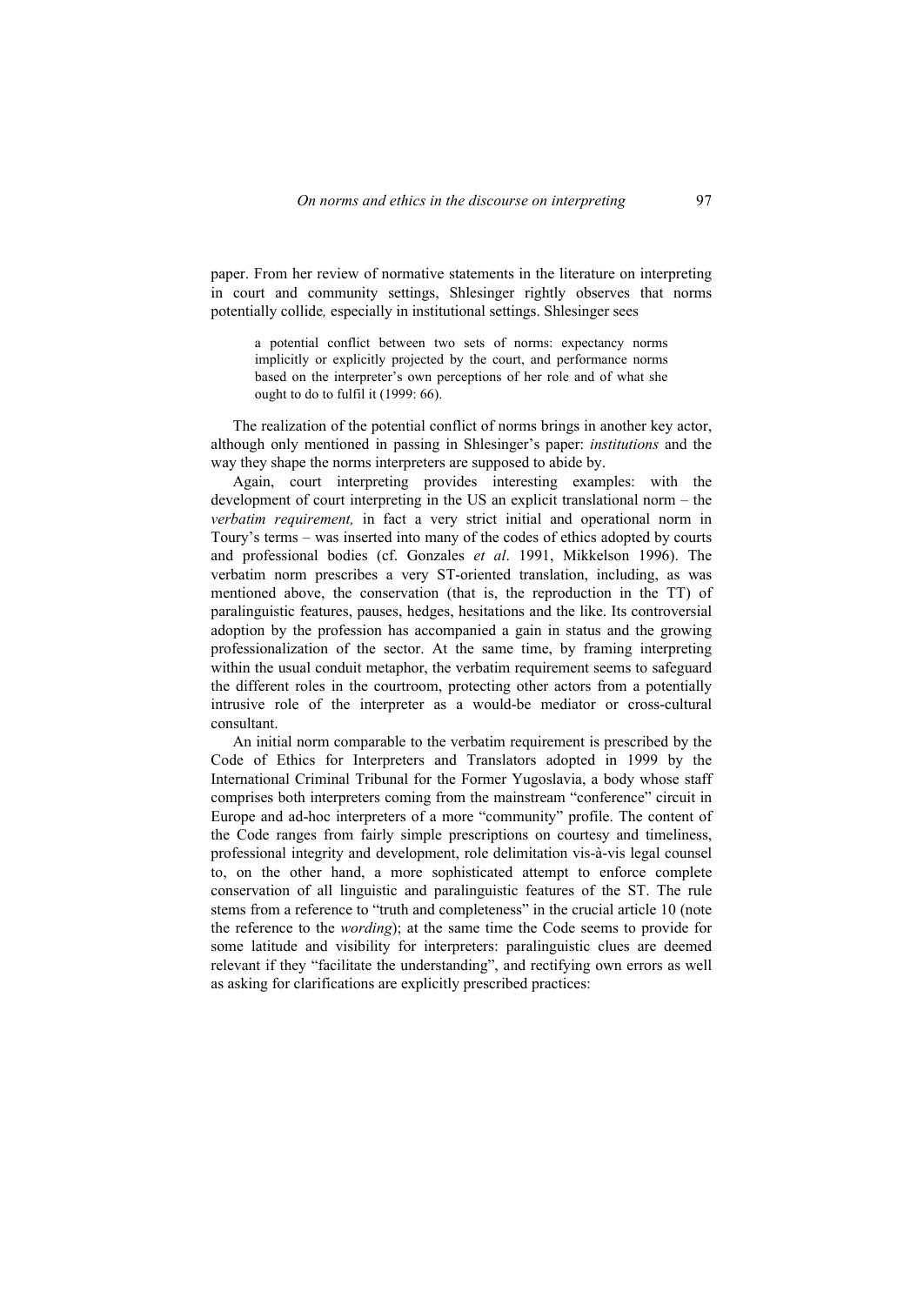paper. From her review of normative statements in the literature on interpreting in court and community settings, Shlesinger rightly observes that norms potentially collide*,* especially in institutional settings. Shlesinger sees

> a potential conflict between two sets of norms: expectancy norms implicitly or explicitly projected by the court, and performance norms based on the interpreter's own perceptions of her role and of what she ought to do to fulfil it (1999: 66).

The realization of the potential conflict of norms brings in another key actor, although only mentioned in passing in Shlesinger's paper: *institutions* and the way they shape the norms interpreters are supposed to abide by.

Again, court interpreting provides interesting examples: with the development of court interpreting in the US an explicit translational norm – the *verbatim requirement,* in fact a very strict initial and operational norm in Toury's terms – was inserted into many of the codes of ethics adopted by courts and professional bodies (cf. Gonzales *et al*. 1991, Mikkelson 1996). The verbatim norm prescribes a very ST-oriented translation, including, as was mentioned above, the conservation (that is, the reproduction in the TT) of paralinguistic features, pauses, hedges, hesitations and the like. Its controversial adoption by the profession has accompanied a gain in status and the growing professionalization of the sector. At the same time, by framing interpreting within the usual conduit metaphor, the verbatim requirement seems to safeguard the different roles in the courtroom, protecting other actors from a potentially intrusive role of the interpreter as a would-be mediator or cross-cultural consultant.

An initial norm comparable to the verbatim requirement is prescribed by the Code of Ethics for Interpreters and Translators adopted in 1999 by the International Criminal Tribunal for the Former Yugoslavia, a body whose staff comprises both interpreters coming from the mainstream "conference" circuit in Europe and ad-hoc interpreters of a more "community" profile. The content of the Code ranges from fairly simple prescriptions on courtesy and timeliness, professional integrity and development, role delimitation vis-à-vis legal counsel to, on the other hand, a more sophisticated attempt to enforce complete conservation of all linguistic and paralinguistic features of the ST. The rule stems from a reference to "truth and completeness" in the crucial article 10 (note the reference to the *wording*); at the same time the Code seems to provide for some latitude and visibility for interpreters: paralinguistic clues are deemed relevant if they "facilitate the understanding", and rectifying own errors as well as asking for clarifications are explicitly prescribed practices: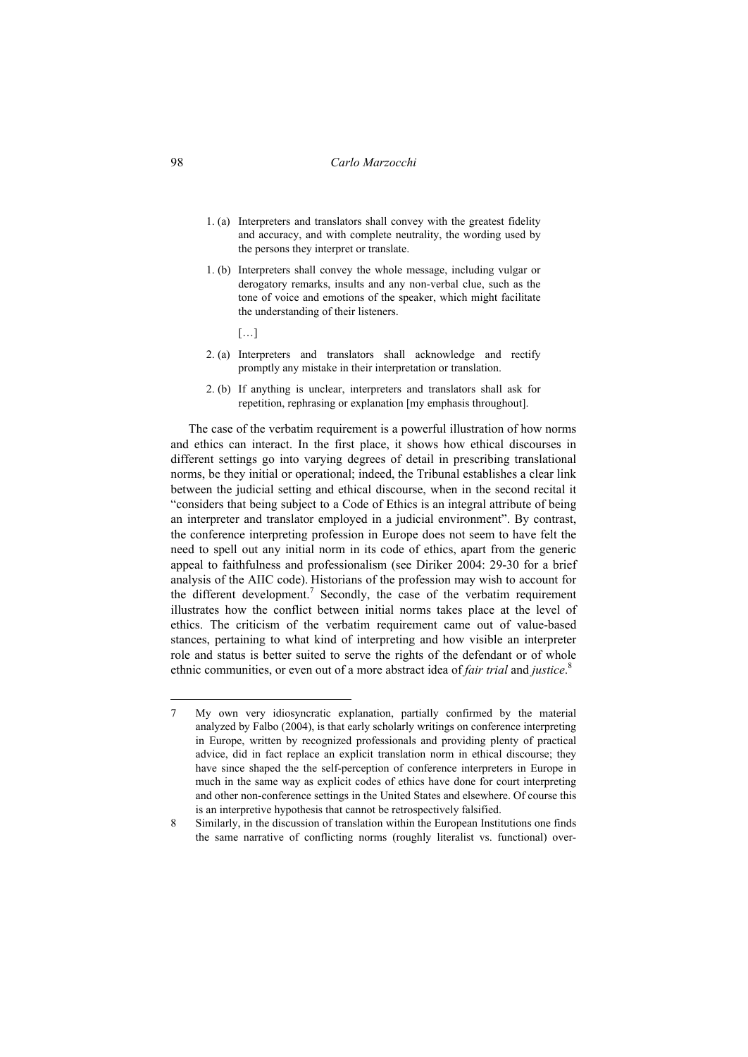1. (a) Interpreters and translators shall convey with the greatest fidelity and accuracy, and with complete neutrality, the wording used by the persons they interpret or translate.

1. (b) Interpreters shall convey the whole message, including vulgar or derogatory remarks, insults and any non-verbal clue, such as the tone of voice and emotions of the speaker, which might facilitate the understanding of their listeners.

[…]

2. (a) Interpreters and translators shall acknowledge and rectify promptly any mistake in their interpretation or translation.

2. (b) If anything is unclear, interpreters and translators shall ask for repetition, rephrasing or explanation [my emphasis throughout].

The case of the verbatim requirement is a powerful illustration of how norms and ethics can interact. In the first place, it shows how ethical discourses in different settings go into varying degrees of detail in prescribing translational norms, be they initial or operational; indeed, the Tribunal establishes a clear link between the judicial setting and ethical discourse, when in the second recital it "considers that being subject to a Code of Ethics is an integral attribute of being an interpreter and translator employed in a judicial environment". By contrast, the conference interpreting profession in Europe does not seem to have felt the need to spell out any initial norm in its code of ethics, apart from the generic appeal to faithfulness and professionalism (see Diriker 2004: 29-30 for a brief analysis of the AIIC code). Historians of the profession may wish to account for the different development.[7] Secondly, the case of the verbatim requirement illustrates how the conflict between initial norms takes place at the level of ethics. The criticism of the verbatim requirement came out of value-based stances, pertaining to what kind of interpreting and how visible an interpreter role and status is better suited to serve the rights of the defendant or of whole ethnic communities, or even out of a more abstract idea of *fair trial* and *justice*.[8]

---

7 My own very idiosyncratic explanation, partially confirmed by the material analyzed by Falbo (2004), is that early scholarly writings on conference interpreting in Europe, written by recognized professionals and providing plenty of practical advice, did in fact replace an explicit translation norm in ethical discourse; they have since shaped the the self-perception of conference interpreters in Europe in much in the same way as explicit codes of ethics have done for court interpreting and other non-conference settings in the United States and elsewhere. Of course this is an interpretive hypothesis that cannot be retrospectively falsified.

8 Similarly, in the discussion of translation within the European Institutions one finds the same narrative of conflicting norms (roughly literalist vs. functional) over-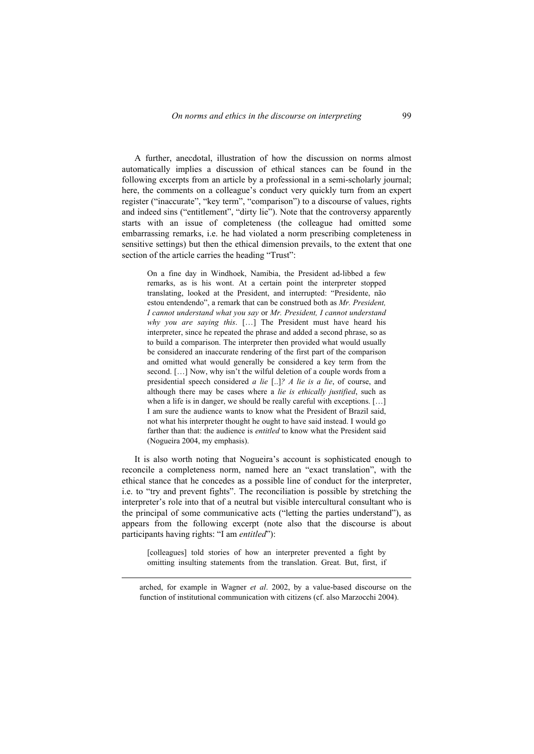A further, anecdotal, illustration of how the discussion on norms almost automatically implies a discussion of ethical stances can be found in the following excerpts from an article by a professional in a semi-scholarly journal; here, the comments on a colleague's conduct very quickly turn from an expert register ("inaccurate", "key term", "comparison") to a discourse of values, rights and indeed sins ("entitlement", "dirty lie"). Note that the controversy apparently starts with an issue of completeness (the colleague had omitted some embarrassing remarks, i.e. he had violated a norm prescribing completeness in sensitive settings) but then the ethical dimension prevails, to the extent that one section of the article carries the heading "Trust":

> On a fine day in Windhoek, Namibia, the President ad-libbed a few remarks, as is his wont. At a certain point the interpreter stopped translating, looked at the President, and interrupted: "Presidente, não estou entendendo", a remark that can be construed both as *Mr. President, I cannot understand what you say* or *Mr. President, I cannot understand why you are saying this*. […] The President must have heard his interpreter, since he repeated the phrase and added a second phrase, so as to build a comparison. The interpreter then provided what would usually be considered an inaccurate rendering of the first part of the comparison and omitted what would generally be considered a key term from the second. […] Now, why isn't the wilful deletion of a couple words from a presidential speech considered *a lie* [..]*? A lie is a lie*, of course, and although there may be cases where a *lie is ethically justified*, such as when a life is in danger, we should be really careful with exceptions. […] I am sure the audience wants to know what the President of Brazil said, not what his interpreter thought he ought to have said instead. I would go farther than that: the audience is *entitled* to know what the President said (Nogueira 2004, my emphasis).

It is also worth noting that Nogueira's account is sophisticated enough to reconcile a completeness norm, named here an "exact translation", with the ethical stance that he concedes as a possible line of conduct for the interpreter, i.e. to "try and prevent fights". The reconciliation is possible by stretching the interpreter's role into that of a neutral but visible intercultural consultant who is the principal of some communicative acts ("letting the parties understand"), as appears from the following excerpt (note also that the discourse is about participants having rights: "I am *entitled*"):

> [colleagues] told stories of how an interpreter prevented a fight by omitting insulting statements from the translation. Great. But, first, if

arched, for example in Wagner *et al*. 2002, by a value-based discourse on the function of institutional communication with citizens (cf. also Marzocchi 2004).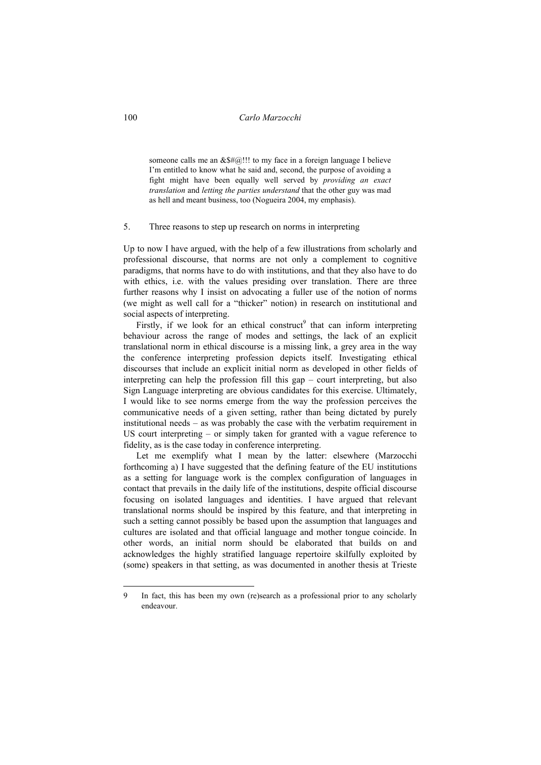> someone calls me an &$#@!!! to my face in a foreign language I believe I'm entitled to know what he said and, second, the purpose of avoiding a fight might have been equally well served by *providing an exact translation* and *letting the parties understand* that the other guy was mad as hell and meant business, too (Nogueira 2004, my emphasis).

## 5. Three reasons to step up research on norms in interpreting

Up to now I have argued, with the help of a few illustrations from scholarly and professional discourse, that norms are not only a complement to cognitive paradigms, that norms have to do with institutions, and that they also have to do with ethics, i.e. with the values presiding over translation. There are three further reasons why I insist on advocating a fuller use of the notion of norms (we might as well call for a "thicker" notion) in research on institutional and social aspects of interpreting.

Firstly, if we look for an ethical construct[9] that can inform interpreting behaviour across the range of modes and settings, the lack of an explicit translational norm in ethical discourse is a missing link, a grey area in the way the conference interpreting profession depicts itself. Investigating ethical discourses that include an explicit initial norm as developed in other fields of interpreting can help the profession fill this gap – court interpreting, but also Sign Language interpreting are obvious candidates for this exercise. Ultimately, I would like to see norms emerge from the way the profession perceives the communicative needs of a given setting, rather than being dictated by purely institutional needs – as was probably the case with the verbatim requirement in US court interpreting – or simply taken for granted with a vague reference to fidelity, as is the case today in conference interpreting.

Let me exemplify what I mean by the latter: elsewhere (Marzocchi forthcoming a) I have suggested that the defining feature of the EU institutions as a setting for language work is the complex configuration of languages in contact that prevails in the daily life of the institutions, despite official discourse focusing on isolated languages and identities. I have argued that relevant translational norms should be inspired by this feature, and that interpreting in such a setting cannot possibly be based upon the assumption that languages and cultures are isolated and that official language and mother tongue coincide. In other words, an initial norm should be elaborated that builds on and acknowledges the highly stratified language repertoire skilfully exploited by (some) speakers in that setting, as was documented in another thesis at Trieste

---

9 In fact, this has been my own (re)search as a professional prior to any scholarly endeavour.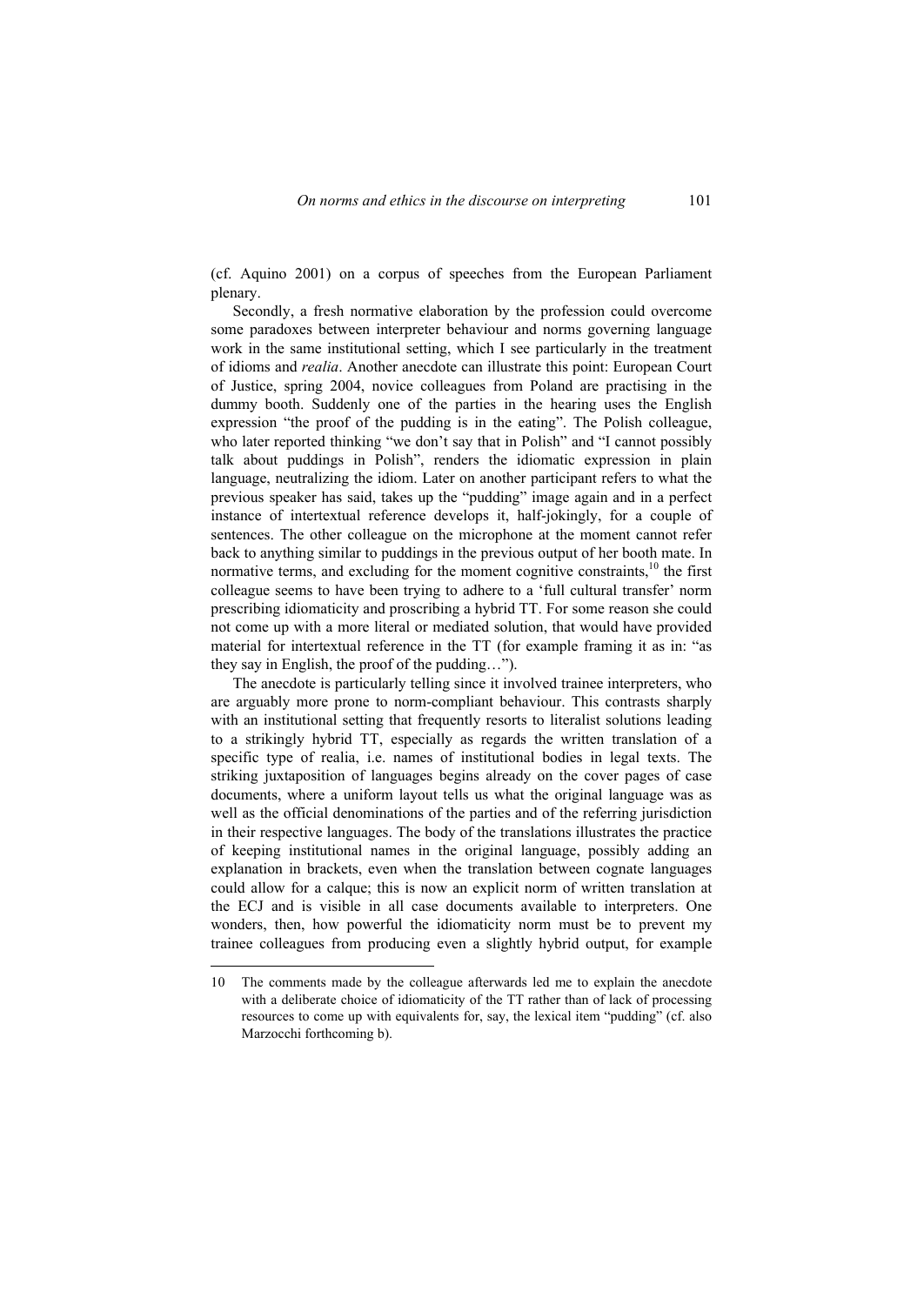(cf. Aquino 2001) on a corpus of speeches from the European Parliament plenary.

Secondly, a fresh normative elaboration by the profession could overcome some paradoxes between interpreter behaviour and norms governing language work in the same institutional setting, which I see particularly in the treatment of idioms and *realia*. Another anecdote can illustrate this point: European Court of Justice, spring 2004, novice colleagues from Poland are practising in the dummy booth. Suddenly one of the parties in the hearing uses the English expression "the proof of the pudding is in the eating". The Polish colleague, who later reported thinking "we don't say that in Polish" and "I cannot possibly talk about puddings in Polish", renders the idiomatic expression in plain language, neutralizing the idiom. Later on another participant refers to what the previous speaker has said, takes up the "pudding" image again and in a perfect instance of intertextual reference develops it, half-jokingly, for a couple of sentences. The other colleague on the microphone at the moment cannot refer back to anything similar to puddings in the previous output of her booth mate. In normative terms, and excluding for the moment cognitive constraints,[10] the first colleague seems to have been trying to adhere to a 'full cultural transfer' norm prescribing idiomaticity and proscribing a hybrid TT. For some reason she could not come up with a more literal or mediated solution, that would have provided material for intertextual reference in the TT (for example framing it as in: "as they say in English, the proof of the pudding…").

The anecdote is particularly telling since it involved trainee interpreters, who are arguably more prone to norm-compliant behaviour. This contrasts sharply with an institutional setting that frequently resorts to literalist solutions leading to a strikingly hybrid TT, especially as regards the written translation of a specific type of realia, i.e. names of institutional bodies in legal texts. The striking juxtaposition of languages begins already on the cover pages of case documents, where a uniform layout tells us what the original language was as well as the official denominations of the parties and of the referring jurisdiction in their respective languages. The body of the translations illustrates the practice of keeping institutional names in the original language, possibly adding an explanation in brackets, even when the translation between cognate languages could allow for a calque; this is now an explicit norm of written translation at the ECJ and is visible in all case documents available to interpreters. One wonders, then, how powerful the idiomaticity norm must be to prevent my trainee colleagues from producing even a slightly hybrid output, for example

---

10 The comments made by the colleague afterwards led me to explain the anecdote with a deliberate choice of idiomaticity of the TT rather than of lack of processing resources to come up with equivalents for, say, the lexical item "pudding" (cf. also Marzocchi forthcoming b).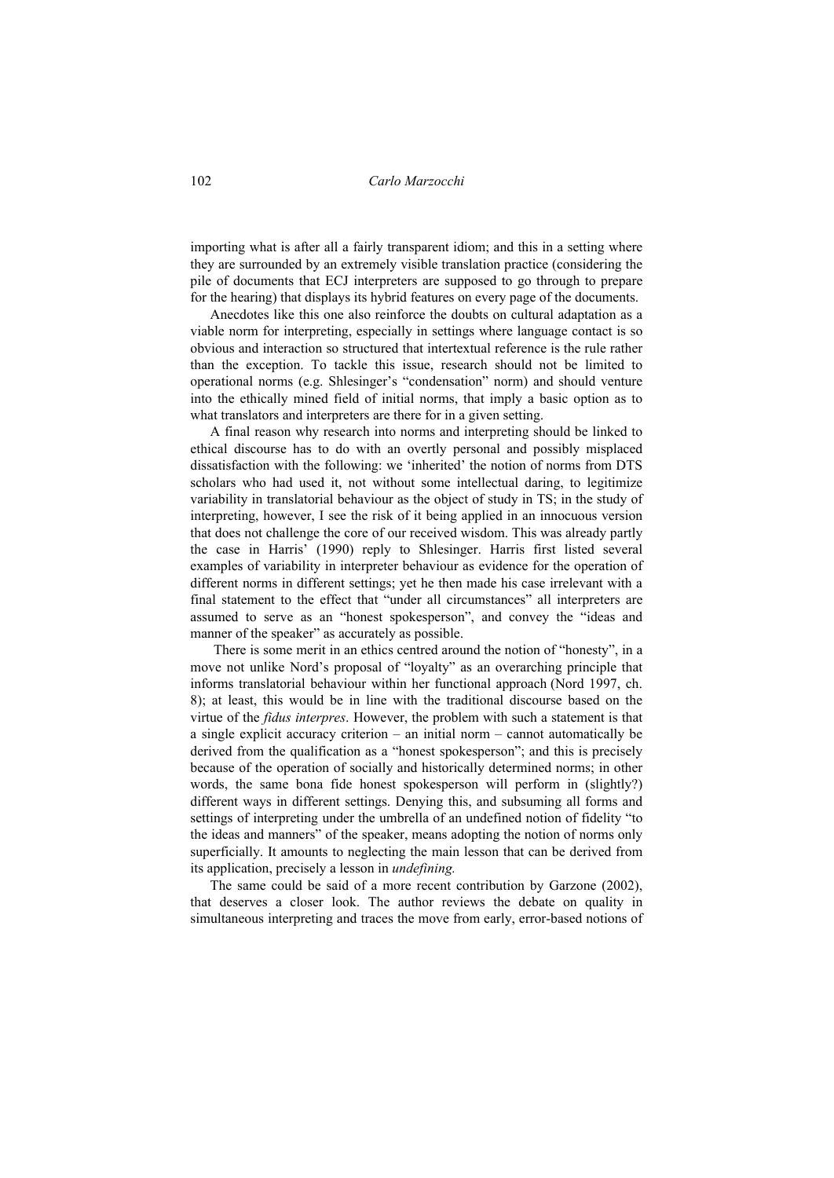importing what is after all a fairly transparent idiom; and this in a setting where they are surrounded by an extremely visible translation practice (considering the pile of documents that ECJ interpreters are supposed to go through to prepare for the hearing) that displays its hybrid features on every page of the documents.

Anecdotes like this one also reinforce the doubts on cultural adaptation as a viable norm for interpreting, especially in settings where language contact is so obvious and interaction so structured that intertextual reference is the rule rather than the exception. To tackle this issue, research should not be limited to operational norms (e.g. Shlesinger's "condensation" norm) and should venture into the ethically mined field of initial norms, that imply a basic option as to what translators and interpreters are there for in a given setting.

A final reason why research into norms and interpreting should be linked to ethical discourse has to do with an overtly personal and possibly misplaced dissatisfaction with the following: we 'inherited' the notion of norms from DTS scholars who had used it, not without some intellectual daring, to legitimize variability in translatorial behaviour as the object of study in TS; in the study of interpreting, however, I see the risk of it being applied in an innocuous version that does not challenge the core of our received wisdom. This was already partly the case in Harris' (1990) reply to Shlesinger. Harris first listed several examples of variability in interpreter behaviour as evidence for the operation of different norms in different settings; yet he then made his case irrelevant with a final statement to the effect that "under all circumstances" all interpreters are assumed to serve as an "honest spokesperson", and convey the "ideas and manner of the speaker" as accurately as possible.

There is some merit in an ethics centred around the notion of "honesty", in a move not unlike Nord's proposal of "loyalty" as an overarching principle that informs translatorial behaviour within her functional approach (Nord 1997, ch. 8); at least, this would be in line with the traditional discourse based on the virtue of the *fidus interpres*. However, the problem with such a statement is that a single explicit accuracy criterion – an initial norm – cannot automatically be derived from the qualification as a "honest spokesperson"; and this is precisely because of the operation of socially and historically determined norms; in other words, the same bona fide honest spokesperson will perform in (slightly?) different ways in different settings. Denying this, and subsuming all forms and settings of interpreting under the umbrella of an undefined notion of fidelity "to the ideas and manners" of the speaker, means adopting the notion of norms only superficially. It amounts to neglecting the main lesson that can be derived from its application, precisely a lesson in *undefining.*

The same could be said of a more recent contribution by Garzone (2002), that deserves a closer look. The author reviews the debate on quality in simultaneous interpreting and traces the move from early, error-based notions of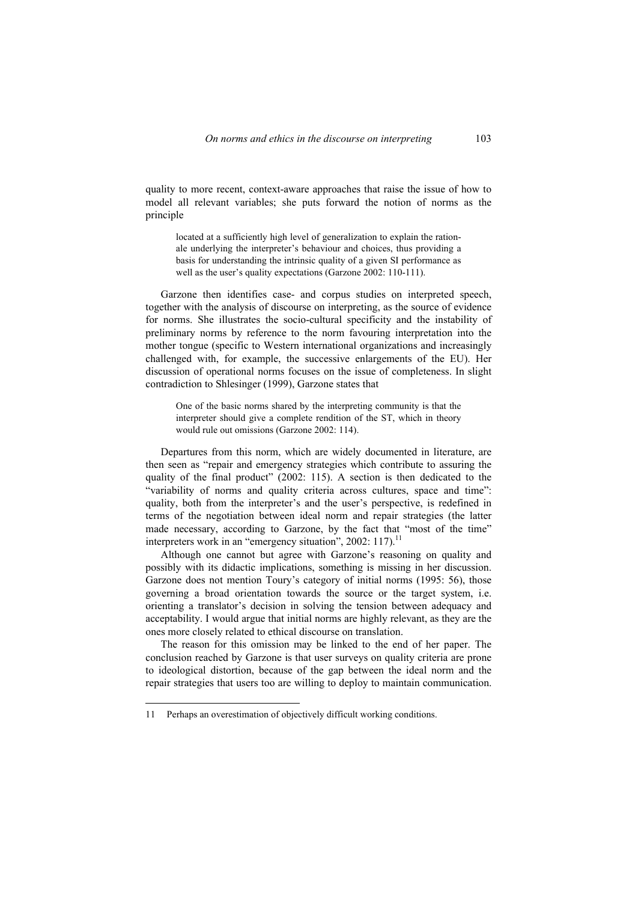quality to more recent, context-aware approaches that raise the issue of how to model all relevant variables; she puts forward the notion of norms as the principle

> located at a sufficiently high level of generalization to explain the rationale underlying the interpreter's behaviour and choices, thus providing a basis for understanding the intrinsic quality of a given SI performance as well as the user's quality expectations (Garzone 2002: 110-111).

Garzone then identifies case- and corpus studies on interpreted speech, together with the analysis of discourse on interpreting, as the source of evidence for norms. She illustrates the socio-cultural specificity and the instability of preliminary norms by reference to the norm favouring interpretation into the mother tongue (specific to Western international organizations and increasingly challenged with, for example, the successive enlargements of the EU). Her discussion of operational norms focuses on the issue of completeness. In slight contradiction to Shlesinger (1999), Garzone states that

> One of the basic norms shared by the interpreting community is that the interpreter should give a complete rendition of the ST, which in theory would rule out omissions (Garzone 2002: 114).

Departures from this norm, which are widely documented in literature, are then seen as "repair and emergency strategies which contribute to assuring the quality of the final product" (2002: 115). A section is then dedicated to the "variability of norms and quality criteria across cultures, space and time": quality, both from the interpreter's and the user's perspective, is redefined in terms of the negotiation between ideal norm and repair strategies (the latter made necessary, according to Garzone, by the fact that "most of the time" interpreters work in an "emergency situation", 2002: 117).[11]

Although one cannot but agree with Garzone's reasoning on quality and possibly with its didactic implications, something is missing in her discussion. Garzone does not mention Toury's category of initial norms (1995: 56), those governing a broad orientation towards the source or the target system, i.e. orienting a translator's decision in solving the tension between adequacy and acceptability. I would argue that initial norms are highly relevant, as they are the ones more closely related to ethical discourse on translation.

The reason for this omission may be linked to the end of her paper. The conclusion reached by Garzone is that user surveys on quality criteria are prone to ideological distortion, because of the gap between the ideal norm and the repair strategies that users too are willing to deploy to maintain communication.

---

11 Perhaps an overestimation of objectively difficult working conditions.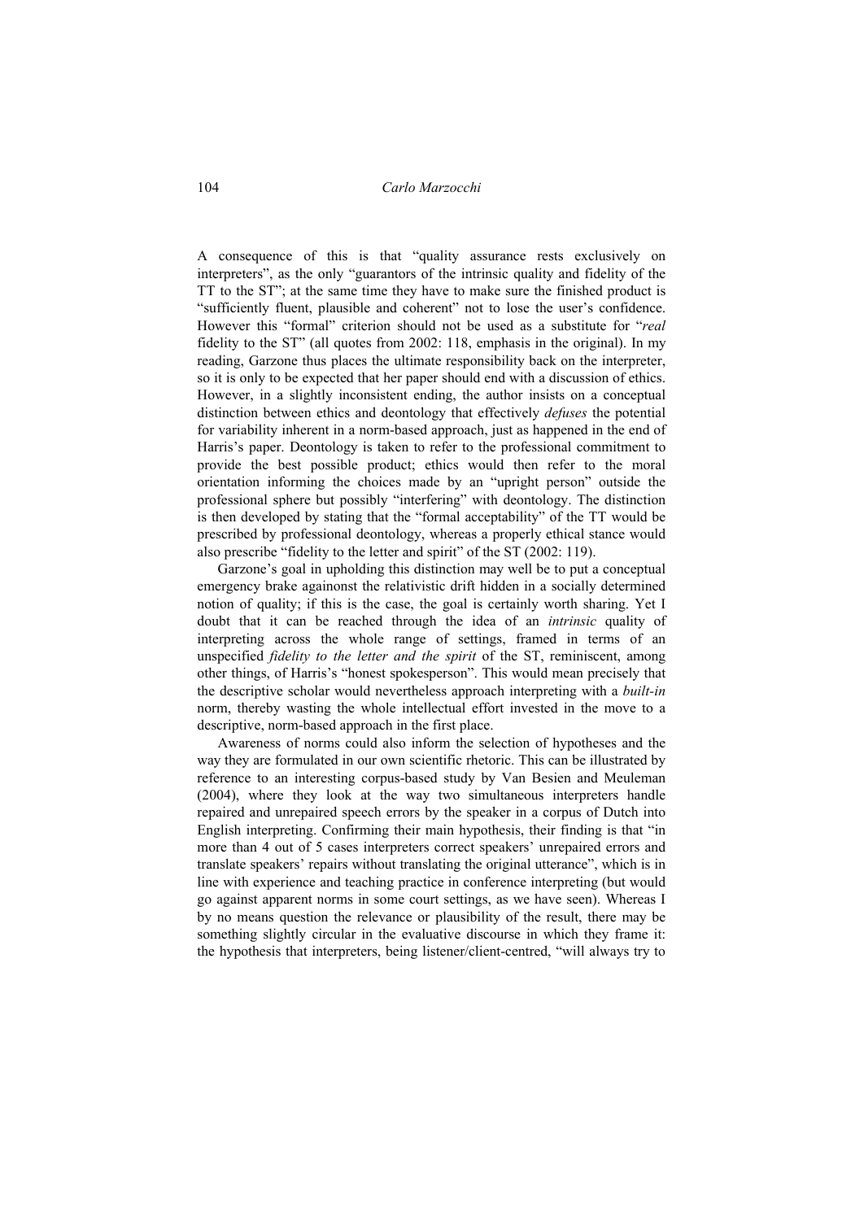A consequence of this is that "quality assurance rests exclusively on interpreters", as the only "guarantors of the intrinsic quality and fidelity of the TT to the ST"; at the same time they have to make sure the finished product is "sufficiently fluent, plausible and coherent" not to lose the user's confidence. However this "formal" criterion should not be used as a substitute for "*real* fidelity to the ST" (all quotes from 2002: 118, emphasis in the original). In my reading, Garzone thus places the ultimate responsibility back on the interpreter, so it is only to be expected that her paper should end with a discussion of ethics. However, in a slightly inconsistent ending, the author insists on a conceptual distinction between ethics and deontology that effectively *defuses* the potential for variability inherent in a norm-based approach, just as happened in the end of Harris's paper. Deontology is taken to refer to the professional commitment to provide the best possible product; ethics would then refer to the moral orientation informing the choices made by an "upright person" outside the professional sphere but possibly "interfering" with deontology. The distinction is then developed by stating that the "formal acceptability" of the TT would be prescribed by professional deontology, whereas a properly ethical stance would also prescribe "fidelity to the letter and spirit" of the ST (2002: 119).

Garzone's goal in upholding this distinction may well be to put a conceptual emergency brake againonst the relativistic drift hidden in a socially determined notion of quality; if this is the case, the goal is certainly worth sharing. Yet I doubt that it can be reached through the idea of an *intrinsic* quality of interpreting across the whole range of settings, framed in terms of an unspecified *fidelity to the letter and the spirit* of the ST, reminiscent, among other things, of Harris's "honest spokesperson". This would mean precisely that the descriptive scholar would nevertheless approach interpreting with a *built-in* norm, thereby wasting the whole intellectual effort invested in the move to a descriptive, norm-based approach in the first place.

Awareness of norms could also inform the selection of hypotheses and the way they are formulated in our own scientific rhetoric. This can be illustrated by reference to an interesting corpus-based study by Van Besien and Meuleman (2004), where they look at the way two simultaneous interpreters handle repaired and unrepaired speech errors by the speaker in a corpus of Dutch into English interpreting. Confirming their main hypothesis, their finding is that "in more than 4 out of 5 cases interpreters correct speakers' unrepaired errors and translate speakers' repairs without translating the original utterance", which is in line with experience and teaching practice in conference interpreting (but would go against apparent norms in some court settings, as we have seen). Whereas I by no means question the relevance or plausibility of the result, there may be something slightly circular in the evaluative discourse in which they frame it: the hypothesis that interpreters, being listener/client-centred, "will always try to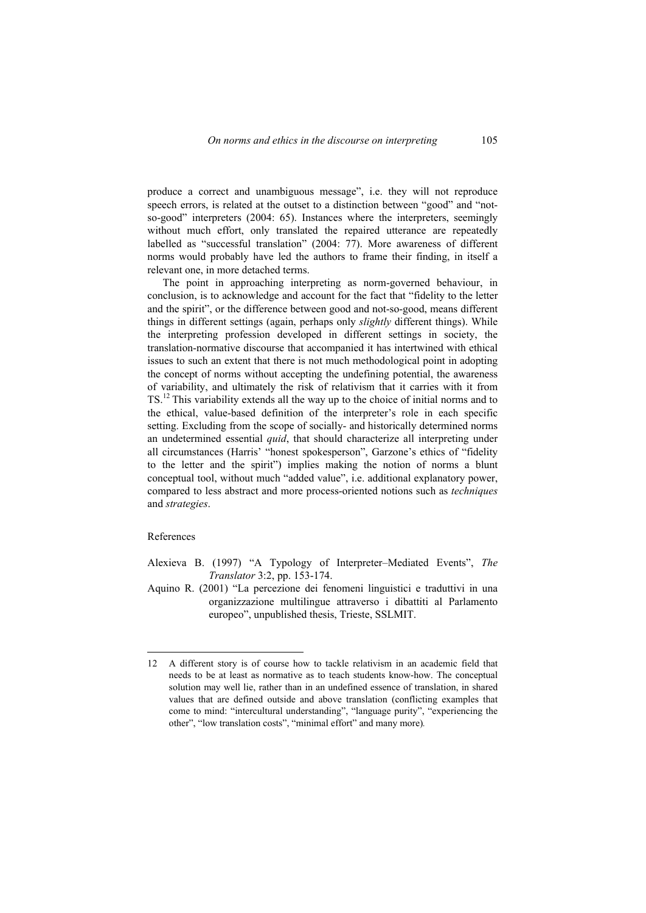produce a correct and unambiguous message", i.e. they will not reproduce speech errors, is related at the outset to a distinction between "good" and "not-so-good" interpreters (2004: 65). Instances where the interpreters, seemingly without much effort, only translated the repaired utterance are repeatedly labelled as "successful translation" (2004: 77). More awareness of different norms would probably have led the authors to frame their finding, in itself a relevant one, in more detached terms.

The point in approaching interpreting as norm-governed behaviour, in conclusion, is to acknowledge and account for the fact that "fidelity to the letter and the spirit", or the difference between good and not-so-good, means different things in different settings (again, perhaps only *slightly* different things). While the interpreting profession developed in different settings in society, the translation-normative discourse that accompanied it has intertwined with ethical issues to such an extent that there is not much methodological point in adopting the concept of norms without accepting the undefining potential, the awareness of variability, and ultimately the risk of relativism that it carries with it from TS.[12] This variability extends all the way up to the choice of initial norms and to the ethical, value-based definition of the interpreter's role in each specific setting. Excluding from the scope of socially- and historically determined norms an undetermined essential *quid*, that should characterize all interpreting under all circumstances (Harris' "honest spokesperson", Garzone's ethics of "fidelity to the letter and the spirit") implies making the notion of norms a blunt conceptual tool, without much "added value", i.e. additional explanatory power, compared to less abstract and more process-oriented notions such as *techniques* and *strategies*.

References

Alexieva B. (1997) "A Typology of Interpreter–Mediated Events", *The Translator* 3:2, pp. 153-174.

Aquino R. (2001) "La percezione dei fenomeni linguistici e traduttivi in una organizzazione multilingue attraverso i dibattiti al Parlamento europeo", unpublished thesis, Trieste, SSLMIT.

---

12 A different story is of course how to tackle relativism in an academic field that needs to be at least as normative as to teach students know-how. The conceptual solution may well lie, rather than in an undefined essence of translation, in shared values that are defined outside and above translation (conflicting examples that come to mind: "intercultural understanding", "language purity", "experiencing the other", "low translation costs", "minimal effort" and many more).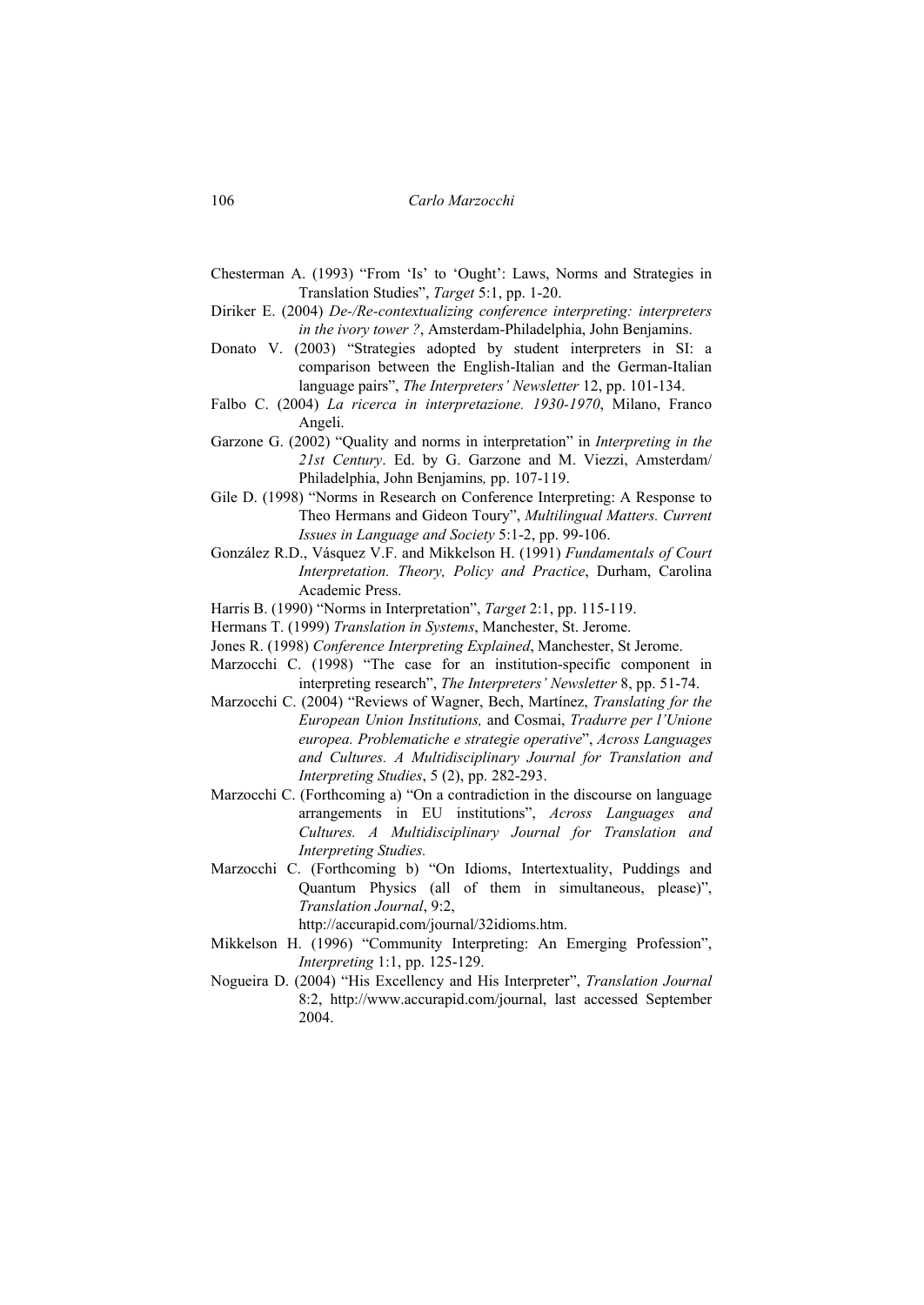Chesterman A. (1993) "From 'Is' to 'Ought': Laws, Norms and Strategies in Translation Studies", *Target* 5:1, pp. 1-20.

Diriker E. (2004) *De-/Re-contextualizing conference interpreting: interpreters in the ivory tower ?*, Amsterdam-Philadelphia, John Benjamins.

Donato V. (2003) "Strategies adopted by student interpreters in SI: a comparison between the English-Italian and the German-Italian language pairs", *The Interpreters' Newsletter* 12, pp. 101-134.

Falbo C. (2004) *La ricerca in interpretazione. 1930-1970*, Milano, Franco Angeli.

Garzone G. (2002) "Quality and norms in interpretation" in *Interpreting in the 21st Century*. Ed. by G. Garzone and M. Viezzi, Amsterdam/ Philadelphia, John Benjamins*,* pp. 107-119.

Gile D. (1998) "Norms in Research on Conference Interpreting: A Response to Theo Hermans and Gideon Toury", *Multilingual Matters. Current Issues in Language and Society* 5:1-2, pp. 99-106.

González R.D., Vásquez V.F. and Mikkelson H. (1991) *Fundamentals of Court Interpretation. Theory, Policy and Practice*, Durham, Carolina Academic Press.

Harris B. (1990) "Norms in Interpretation", *Target* 2:1, pp. 115-119.

Hermans T. (1999) *Translation in Systems*, Manchester, St. Jerome.

Jones R. (1998) *Conference Interpreting Explained*, Manchester, St Jerome.

Marzocchi C. (1998) "The case for an institution-specific component in interpreting research", *The Interpreters' Newsletter* 8, pp. 51-74.

Marzocchi C. (2004) "Reviews of Wagner, Bech, Martínez, *Translating for the European Union Institutions,* and Cosmai, *Tradurre per l'Unione europea. Problematiche e strategie operative*", *Across Languages and Cultures. A Multidisciplinary Journal for Translation and Interpreting Studies*, 5 (2), pp. 282-293.

Marzocchi C. (Forthcoming a) "On a contradiction in the discourse on language arrangements in EU institutions", *Across Languages and Cultures. A Multidisciplinary Journal for Translation and Interpreting Studies.*

Marzocchi C. (Forthcoming b) "On Idioms, Intertextuality, Puddings and Quantum Physics (all of them in simultaneous, please)", *Translation Journal*, 9:2, http://accurapid.com/journal/32idioms.htm.

Mikkelson H. (1996) "Community Interpreting: An Emerging Profession", *Interpreting* 1:1, pp. 125-129.

Nogueira D. (2004) "His Excellency and His Interpreter", *Translation Journal* 8:2, http://www.accurapid.com/journal, last accessed September 2004.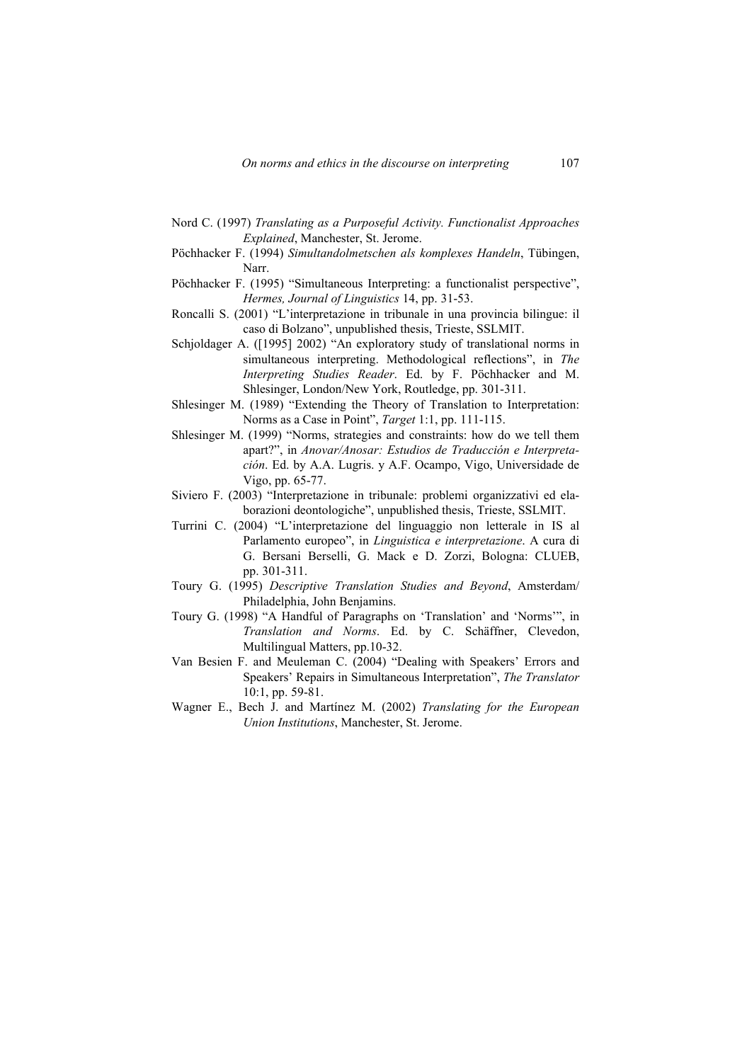Nord C. (1997) *Translating as a Purposeful Activity. Functionalist Approaches Explained*, Manchester, St. Jerome.

Pöchhacker F. (1994) *Simultandolmetschen als komplexes Handeln*, Tübingen, Narr.

Pöchhacker F. (1995) "Simultaneous Interpreting: a functionalist perspective", *Hermes, Journal of Linguistics* 14, pp. 31-53.

Roncalli S. (2001) "L'interpretazione in tribunale in una provincia bilingue: il caso di Bolzano", unpublished thesis, Trieste, SSLMIT.

Schjoldager A. ([1995] 2002) "An exploratory study of translational norms in simultaneous interpreting. Methodological reflections", in *The Interpreting Studies Reader*. Ed. by F. Pöchhacker and M. Shlesinger, London/New York, Routledge, pp. 301-311.

Shlesinger M. (1989) "Extending the Theory of Translation to Interpretation: Norms as a Case in Point", *Target* 1:1, pp. 111-115.

Shlesinger M. (1999) "Norms, strategies and constraints: how do we tell them apart?", in *Anovar/Anosar: Estudios de Traducción e Interpretación*. Ed. by A.A. Lugris. y A.F. Ocampo, Vigo, Universidade de Vigo, pp. 65-77.

Siviero F. (2003) "Interpretazione in tribunale: problemi organizzativi ed elaborazioni deontologiche", unpublished thesis, Trieste, SSLMIT.

Turrini C. (2004) "L'interpretazione del linguaggio non letterale in IS al Parlamento europeo", in *Linguistica e interpretazione*. A cura di G. Bersani Berselli, G. Mack e D. Zorzi, Bologna: CLUEB, pp. 301-311.

Toury G. (1995) *Descriptive Translation Studies and Beyond*, Amsterdam/ Philadelphia, John Benjamins.

Toury G. (1998) "A Handful of Paragraphs on 'Translation' and 'Norms'", in *Translation and Norms*. Ed. by C. Schäffner, Clevedon, Multilingual Matters, pp.10-32.

Van Besien F. and Meuleman C. (2004) "Dealing with Speakers' Errors and Speakers' Repairs in Simultaneous Interpretation", *The Translator* 10:1, pp. 59-81.

Wagner E., Bech J. and Martínez M. (2002) *Translating for the European Union Institutions*, Manchester, St. Jerome.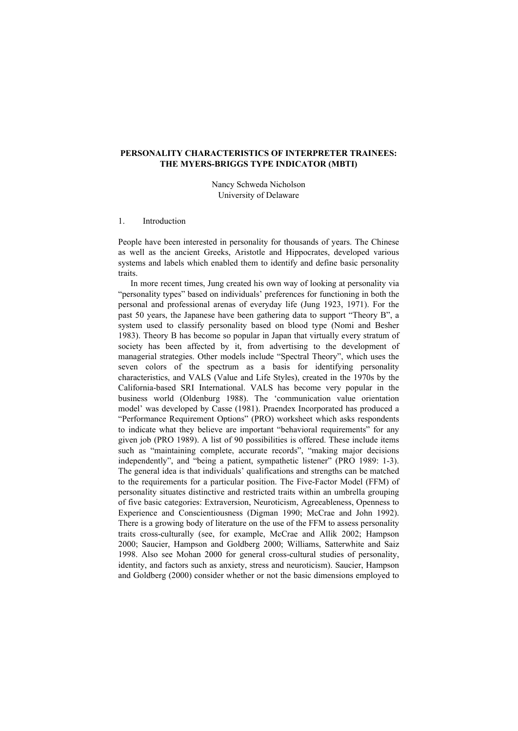**PERSONALITY CHARACTERISTICS OF INTERPRETER TRAINEES: THE MYERS-BRIGGS TYPE INDICATOR (MBTI)**

Nancy Schweda Nicholson
University of Delaware

## 1. Introduction

People have been interested in personality for thousands of years. The Chinese as well as the ancient Greeks, Aristotle and Hippocrates, developed various systems and labels which enabled them to identify and define basic personality traits.

In more recent times, Jung created his own way of looking at personality via "personality types" based on individuals' preferences for functioning in both the personal and professional arenas of everyday life (Jung 1923, 1971). For the past 50 years, the Japanese have been gathering data to support "Theory B", a system used to classify personality based on blood type (Nomi and Besher 1983). Theory B has become so popular in Japan that virtually every stratum of society has been affected by it, from advertising to the development of managerial strategies. Other models include "Spectral Theory", which uses the seven colors of the spectrum as a basis for identifying personality characteristics, and VALS (Value and Life Styles), created in the 1970s by the California-based SRI International. VALS has become very popular in the business world (Oldenburg 1988). The 'communication value orientation model' was developed by Casse (1981). Praendex Incorporated has produced a "Performance Requirement Options" (PRO) worksheet which asks respondents to indicate what they believe are important "behavioral requirements" for any given job (PRO 1989). A list of 90 possibilities is offered. These include items such as "maintaining complete, accurate records", "making major decisions independently", and "being a patient, sympathetic listener" (PRO 1989: 1-3). The general idea is that individuals' qualifications and strengths can be matched to the requirements for a particular position. The Five-Factor Model (FFM) of personality situates distinctive and restricted traits within an umbrella grouping of five basic categories: Extraversion, Neuroticism, Agreeableness, Openness to Experience and Conscientiousness (Digman 1990; McCrae and John 1992). There is a growing body of literature on the use of the FFM to assess personality traits cross-culturally (see, for example, McCrae and Allik 2002; Hampson 2000; Saucier, Hampson and Goldberg 2000; Williams, Satterwhite and Saiz 1998. Also see Mohan 2000 for general cross-cultural studies of personality, identity, and factors such as anxiety, stress and neuroticism). Saucier, Hampson and Goldberg (2000) consider whether or not the basic dimensions employed to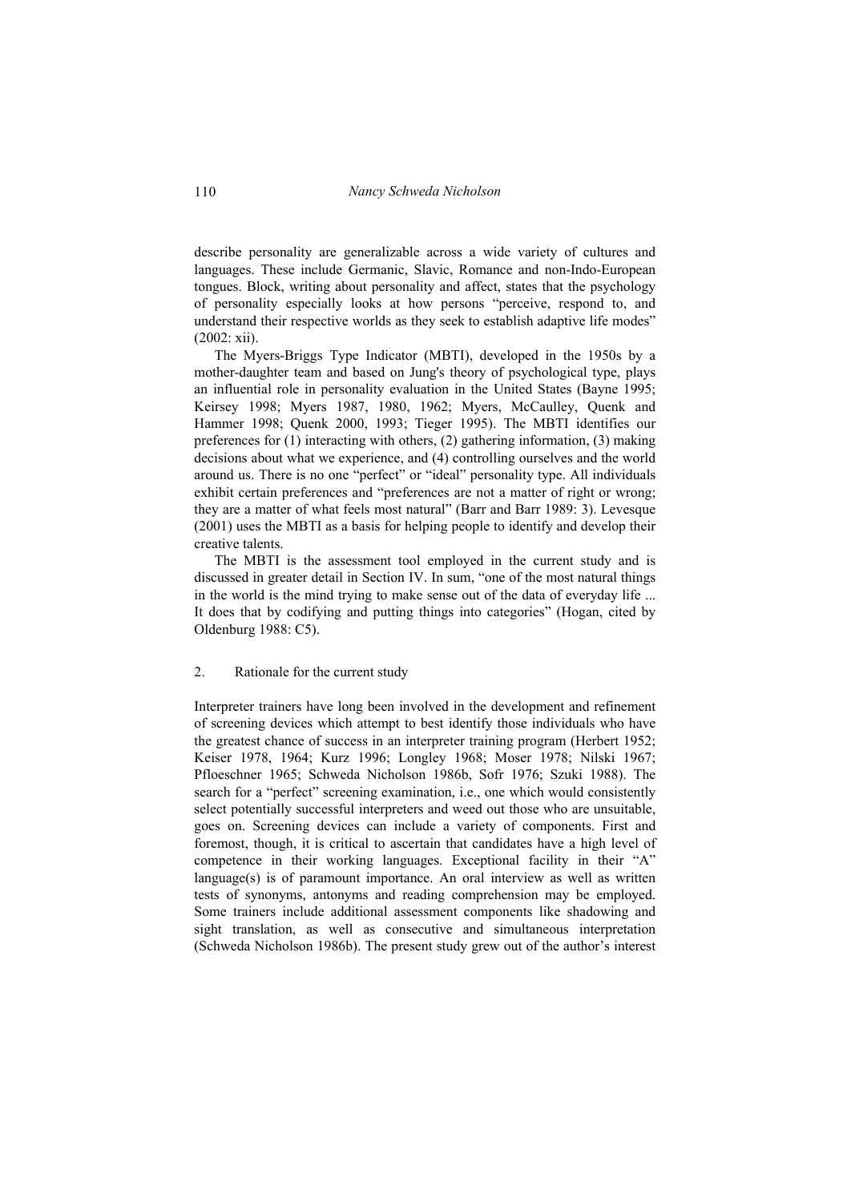describe personality are generalizable across a wide variety of cultures and languages. These include Germanic, Slavic, Romance and non-Indo-European tongues. Block, writing about personality and affect, states that the psychology of personality especially looks at how persons "perceive, respond to, and understand their respective worlds as they seek to establish adaptive life modes" (2002: xii).

The Myers-Briggs Type Indicator (MBTI), developed in the 1950s by a mother-daughter team and based on Jung's theory of psychological type, plays an influential role in personality evaluation in the United States (Bayne 1995; Keirsey 1998; Myers 1987, 1980, 1962; Myers, McCaulley, Quenk and Hammer 1998; Quenk 2000, 1993; Tieger 1995). The MBTI identifies our preferences for (1) interacting with others, (2) gathering information, (3) making decisions about what we experience, and (4) controlling ourselves and the world around us. There is no one "perfect" or "ideal" personality type. All individuals exhibit certain preferences and "preferences are not a matter of right or wrong; they are a matter of what feels most natural" (Barr and Barr 1989: 3). Levesque (2001) uses the MBTI as a basis for helping people to identify and develop their creative talents.

The MBTI is the assessment tool employed in the current study and is discussed in greater detail in Section IV. In sum, "one of the most natural things in the world is the mind trying to make sense out of the data of everyday life ... It does that by codifying and putting things into categories" (Hogan, cited by Oldenburg 1988: C5).

## 2. Rationale for the current study

Interpreter trainers have long been involved in the development and refinement of screening devices which attempt to best identify those individuals who have the greatest chance of success in an interpreter training program (Herbert 1952; Keiser 1978, 1964; Kurz 1996; Longley 1968; Moser 1978; Nilski 1967; Pfloeschner 1965; Schweda Nicholson 1986b, Sofr 1976; Szuki 1988). The search for a "perfect" screening examination, i.e., one which would consistently select potentially successful interpreters and weed out those who are unsuitable, goes on. Screening devices can include a variety of components. First and foremost, though, it is critical to ascertain that candidates have a high level of competence in their working languages. Exceptional facility in their "A" language(s) is of paramount importance. An oral interview as well as written tests of synonyms, antonyms and reading comprehension may be employed. Some trainers include additional assessment components like shadowing and sight translation, as well as consecutive and simultaneous interpretation (Schweda Nicholson 1986b). The present study grew out of the author's interest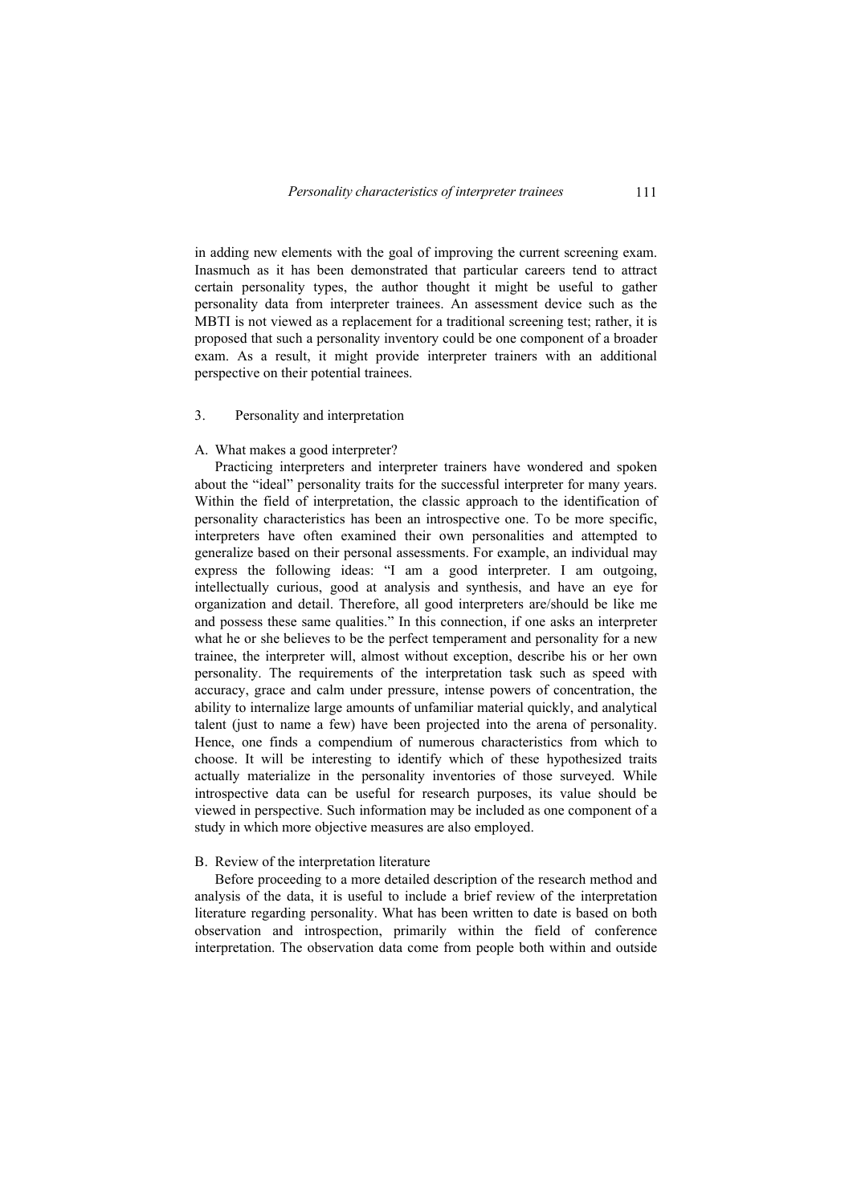in adding new elements with the goal of improving the current screening exam. Inasmuch as it has been demonstrated that particular careers tend to attract certain personality types, the author thought it might be useful to gather personality data from interpreter trainees. An assessment device such as the MBTI is not viewed as a replacement for a traditional screening test; rather, it is proposed that such a personality inventory could be one component of a broader exam. As a result, it might provide interpreter trainers with an additional perspective on their potential trainees.

## 3. Personality and interpretation

### A. What makes a good interpreter?

Practicing interpreters and interpreter trainers have wondered and spoken about the "ideal" personality traits for the successful interpreter for many years. Within the field of interpretation, the classic approach to the identification of personality characteristics has been an introspective one. To be more specific, interpreters have often examined their own personalities and attempted to generalize based on their personal assessments. For example, an individual may express the following ideas: "I am a good interpreter. I am outgoing, intellectually curious, good at analysis and synthesis, and have an eye for organization and detail. Therefore, all good interpreters are/should be like me and possess these same qualities." In this connection, if one asks an interpreter what he or she believes to be the perfect temperament and personality for a new trainee, the interpreter will, almost without exception, describe his or her own personality. The requirements of the interpretation task such as speed with accuracy, grace and calm under pressure, intense powers of concentration, the ability to internalize large amounts of unfamiliar material quickly, and analytical talent (just to name a few) have been projected into the arena of personality. Hence, one finds a compendium of numerous characteristics from which to choose. It will be interesting to identify which of these hypothesized traits actually materialize in the personality inventories of those surveyed. While introspective data can be useful for research purposes, its value should be viewed in perspective. Such information may be included as one component of a study in which more objective measures are also employed.

### B. Review of the interpretation literature

Before proceeding to a more detailed description of the research method and analysis of the data, it is useful to include a brief review of the interpretation literature regarding personality. What has been written to date is based on both observation and introspection, primarily within the field of conference interpretation. The observation data come from people both within and outside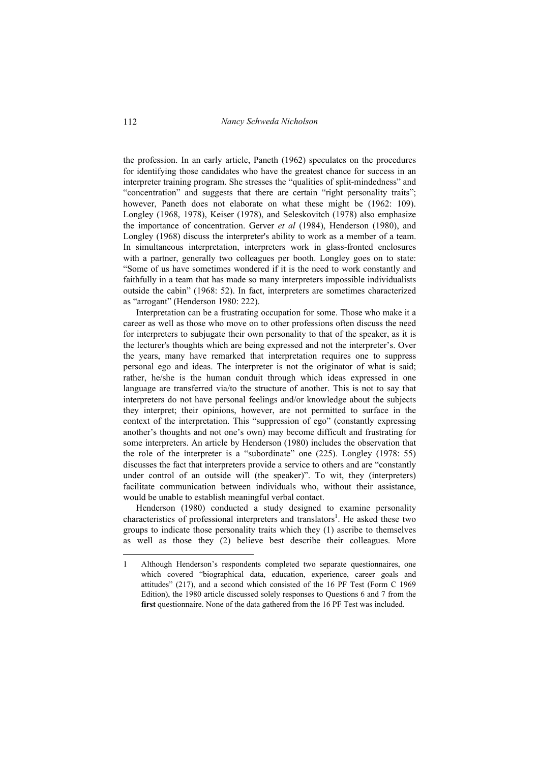the profession. In an early article, Paneth (1962) speculates on the procedures for identifying those candidates who have the greatest chance for success in an interpreter training program. She stresses the "qualities of split-mindedness" and "concentration" and suggests that there are certain "right personality traits"; however, Paneth does not elaborate on what these might be (1962: 109). Longley (1968, 1978), Keiser (1978), and Seleskovitch (1978) also emphasize the importance of concentration. Gerver *et al* (1984), Henderson (1980), and Longley (1968) discuss the interpreter's ability to work as a member of a team. In simultaneous interpretation, interpreters work in glass-fronted enclosures with a partner, generally two colleagues per booth. Longley goes on to state: "Some of us have sometimes wondered if it is the need to work constantly and faithfully in a team that has made so many interpreters impossible individualists outside the cabin" (1968: 52). In fact, interpreters are sometimes characterized as "arrogant" (Henderson 1980: 222).

Interpretation can be a frustrating occupation for some. Those who make it a career as well as those who move on to other professions often discuss the need for interpreters to subjugate their own personality to that of the speaker, as it is the lecturer's thoughts which are being expressed and not the interpreter's. Over the years, many have remarked that interpretation requires one to suppress personal ego and ideas. The interpreter is not the originator of what is said; rather, he/she is the human conduit through which ideas expressed in one language are transferred via/to the structure of another. This is not to say that interpreters do not have personal feelings and/or knowledge about the subjects they interpret; their opinions, however, are not permitted to surface in the context of the interpretation. This "suppression of ego" (constantly expressing another's thoughts and not one's own) may become difficult and frustrating for some interpreters. An article by Henderson (1980) includes the observation that the role of the interpreter is a "subordinate" one (225). Longley (1978: 55) discusses the fact that interpreters provide a service to others and are "constantly under control of an outside will (the speaker)". To wit, they (interpreters) facilitate communication between individuals who, without their assistance, would be unable to establish meaningful verbal contact.

Henderson (1980) conducted a study designed to examine personality characteristics of professional interpreters and translators[1]. He asked these two groups to indicate those personality traits which they (1) ascribe to themselves as well as those they (2) believe best describe their colleagues. More

---

1 Although Henderson's respondents completed two separate questionnaires, one which covered "biographical data, education, experience, career goals and attitudes" (217), and a second which consisted of the 16 PF Test (Form C 1969 Edition), the 1980 article discussed solely responses to Questions 6 and 7 from the **first** questionnaire. None of the data gathered from the 16 PF Test was included.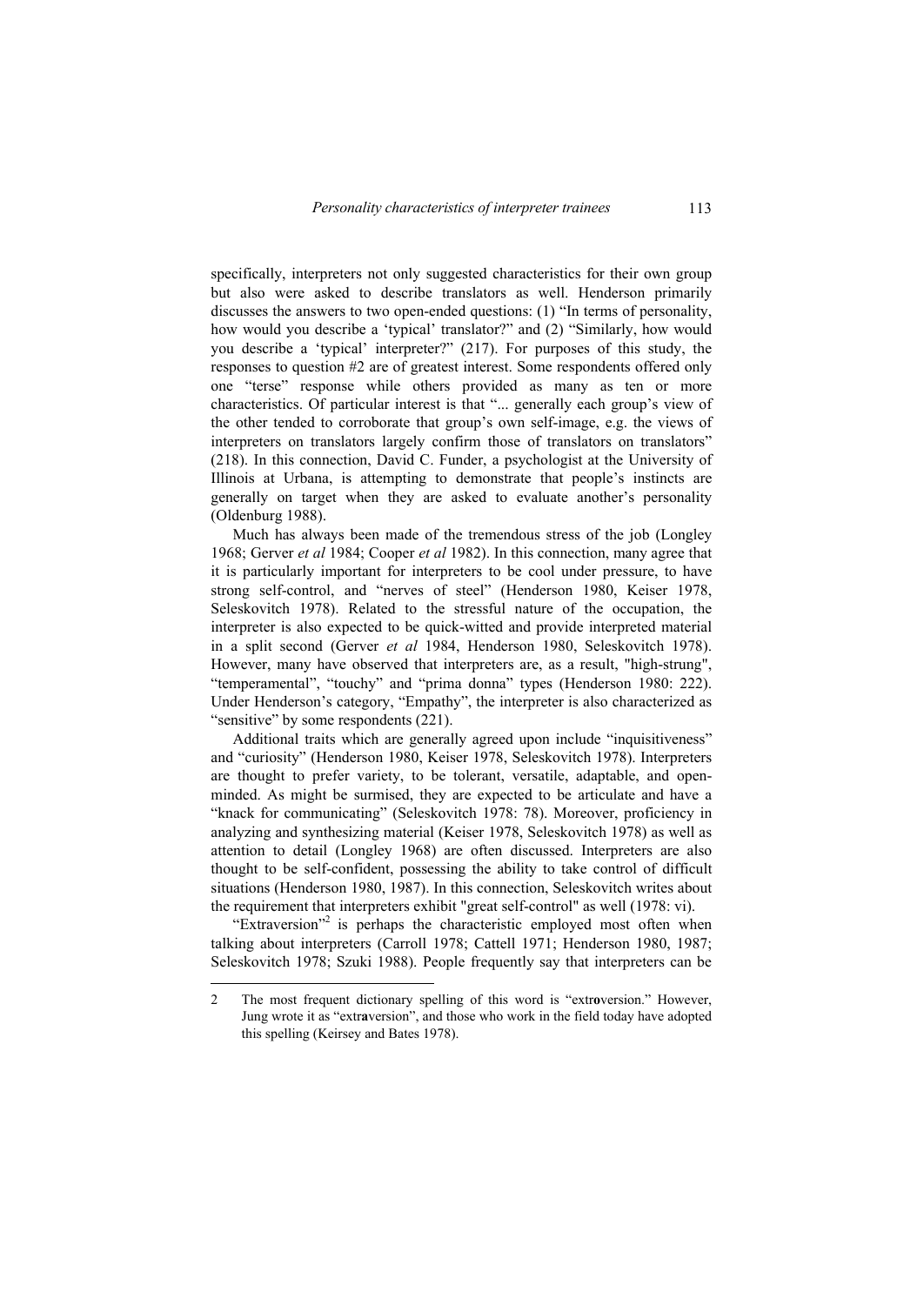specifically, interpreters not only suggested characteristics for their own group but also were asked to describe translators as well. Henderson primarily discusses the answers to two open-ended questions: (1) "In terms of personality, how would you describe a 'typical' translator?" and (2) "Similarly, how would you describe a 'typical' interpreter?" (217). For purposes of this study, the responses to question #2 are of greatest interest. Some respondents offered only one "terse" response while others provided as many as ten or more characteristics. Of particular interest is that "... generally each group's view of the other tended to corroborate that group's own self-image, e.g. the views of interpreters on translators largely confirm those of translators on translators" (218). In this connection, David C. Funder, a psychologist at the University of Illinois at Urbana, is attempting to demonstrate that people's instincts are generally on target when they are asked to evaluate another's personality (Oldenburg 1988).

Much has always been made of the tremendous stress of the job (Longley 1968; Gerver *et al* 1984; Cooper *et al* 1982). In this connection, many agree that it is particularly important for interpreters to be cool under pressure, to have strong self-control, and "nerves of steel" (Henderson 1980, Keiser 1978, Seleskovitch 1978). Related to the stressful nature of the occupation, the interpreter is also expected to be quick-witted and provide interpreted material in a split second (Gerver *et al* 1984, Henderson 1980, Seleskovitch 1978). However, many have observed that interpreters are, as a result, "high-strung", "temperamental", "touchy" and "prima donna" types (Henderson 1980: 222). Under Henderson's category, "Empathy", the interpreter is also characterized as "sensitive" by some respondents (221).

Additional traits which are generally agreed upon include "inquisitiveness" and "curiosity" (Henderson 1980, Keiser 1978, Seleskovitch 1978). Interpreters are thought to prefer variety, to be tolerant, versatile, adaptable, and open-minded. As might be surmised, they are expected to be articulate and have a "knack for communicating" (Seleskovitch 1978: 78). Moreover, proficiency in analyzing and synthesizing material (Keiser 1978, Seleskovitch 1978) as well as attention to detail (Longley 1968) are often discussed. Interpreters are also thought to be self-confident, possessing the ability to take control of difficult situations (Henderson 1980, 1987). In this connection, Seleskovitch writes about the requirement that interpreters exhibit "great self-control" as well (1978: vi).

"Extraversion"[2] is perhaps the characteristic employed most often when talking about interpreters (Carroll 1978; Cattell 1971; Henderson 1980, 1987; Seleskovitch 1978; Szuki 1988). People frequently say that interpreters can be

2 The most frequent dictionary spelling of this word is "extr**o**version." However, Jung wrote it as "extr**a**version", and those who work in the field today have adopted this spelling (Keirsey and Bates 1978).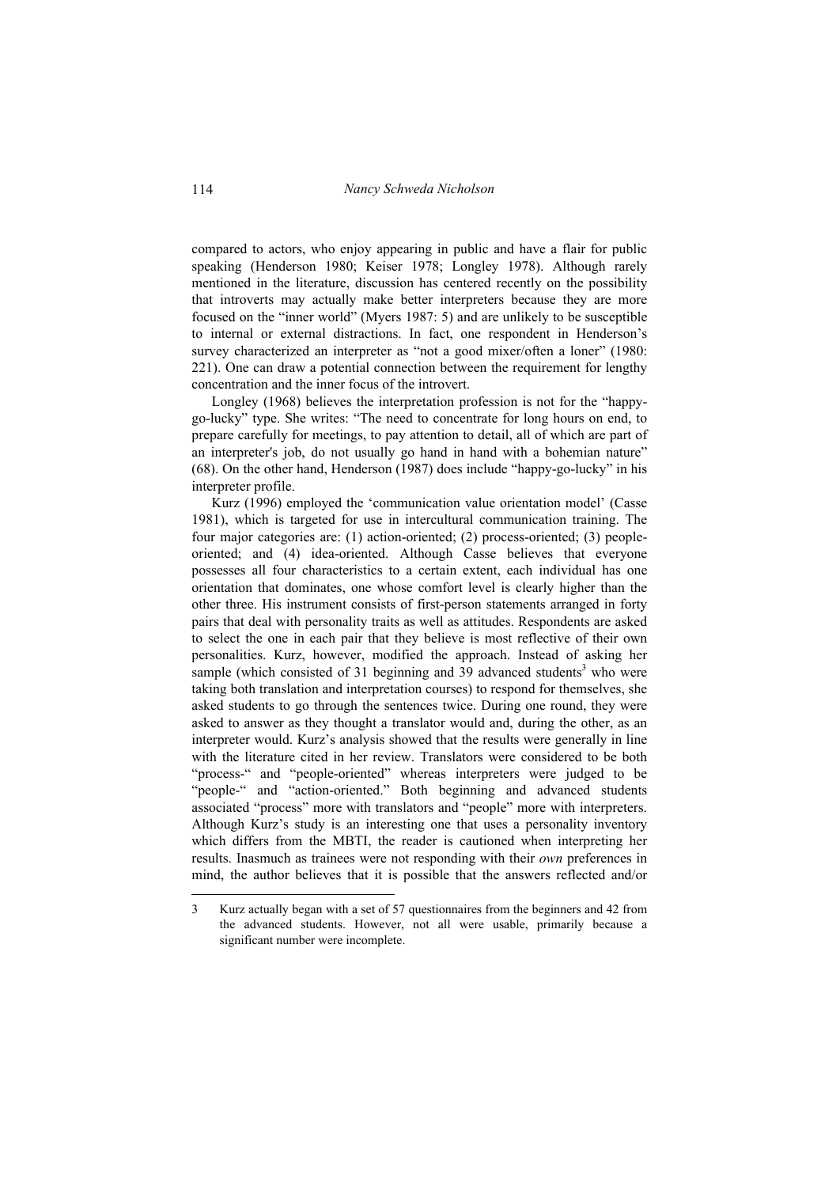compared to actors, who enjoy appearing in public and have a flair for public speaking (Henderson 1980; Keiser 1978; Longley 1978). Although rarely mentioned in the literature, discussion has centered recently on the possibility that introverts may actually make better interpreters because they are more focused on the "inner world" (Myers 1987: 5) and are unlikely to be susceptible to internal or external distractions. In fact, one respondent in Henderson's survey characterized an interpreter as "not a good mixer/often a loner" (1980: 221). One can draw a potential connection between the requirement for lengthy concentration and the inner focus of the introvert.

Longley (1968) believes the interpretation profession is not for the "happy-go-lucky" type. She writes: "The need to concentrate for long hours on end, to prepare carefully for meetings, to pay attention to detail, all of which are part of an interpreter's job, do not usually go hand in hand with a bohemian nature" (68). On the other hand, Henderson (1987) does include "happy-go-lucky" in his interpreter profile.

Kurz (1996) employed the 'communication value orientation model' (Casse 1981), which is targeted for use in intercultural communication training. The four major categories are: (1) action-oriented; (2) process-oriented; (3) people-oriented; and (4) idea-oriented. Although Casse believes that everyone possesses all four characteristics to a certain extent, each individual has one orientation that dominates, one whose comfort level is clearly higher than the other three. His instrument consists of first-person statements arranged in forty pairs that deal with personality traits as well as attitudes. Respondents are asked to select the one in each pair that they believe is most reflective of their own personalities. Kurz, however, modified the approach. Instead of asking her sample (which consisted of 31 beginning and 39 advanced students[3] who were taking both translation and interpretation courses) to respond for themselves, she asked students to go through the sentences twice. During one round, they were asked to answer as they thought a translator would and, during the other, as an interpreter would. Kurz's analysis showed that the results were generally in line with the literature cited in her review. Translators were considered to be both "process-" and "people-oriented" whereas interpreters were judged to be "people-" and "action-oriented." Both beginning and advanced students associated "process" more with translators and "people" more with interpreters. Although Kurz's study is an interesting one that uses a personality inventory which differs from the MBTI, the reader is cautioned when interpreting her results. Inasmuch as trainees were not responding with their *own* preferences in mind, the author believes that it is possible that the answers reflected and/or

3 Kurz actually began with a set of 57 questionnaires from the beginners and 42 from the advanced students. However, not all were usable, primarily because a significant number were incomplete.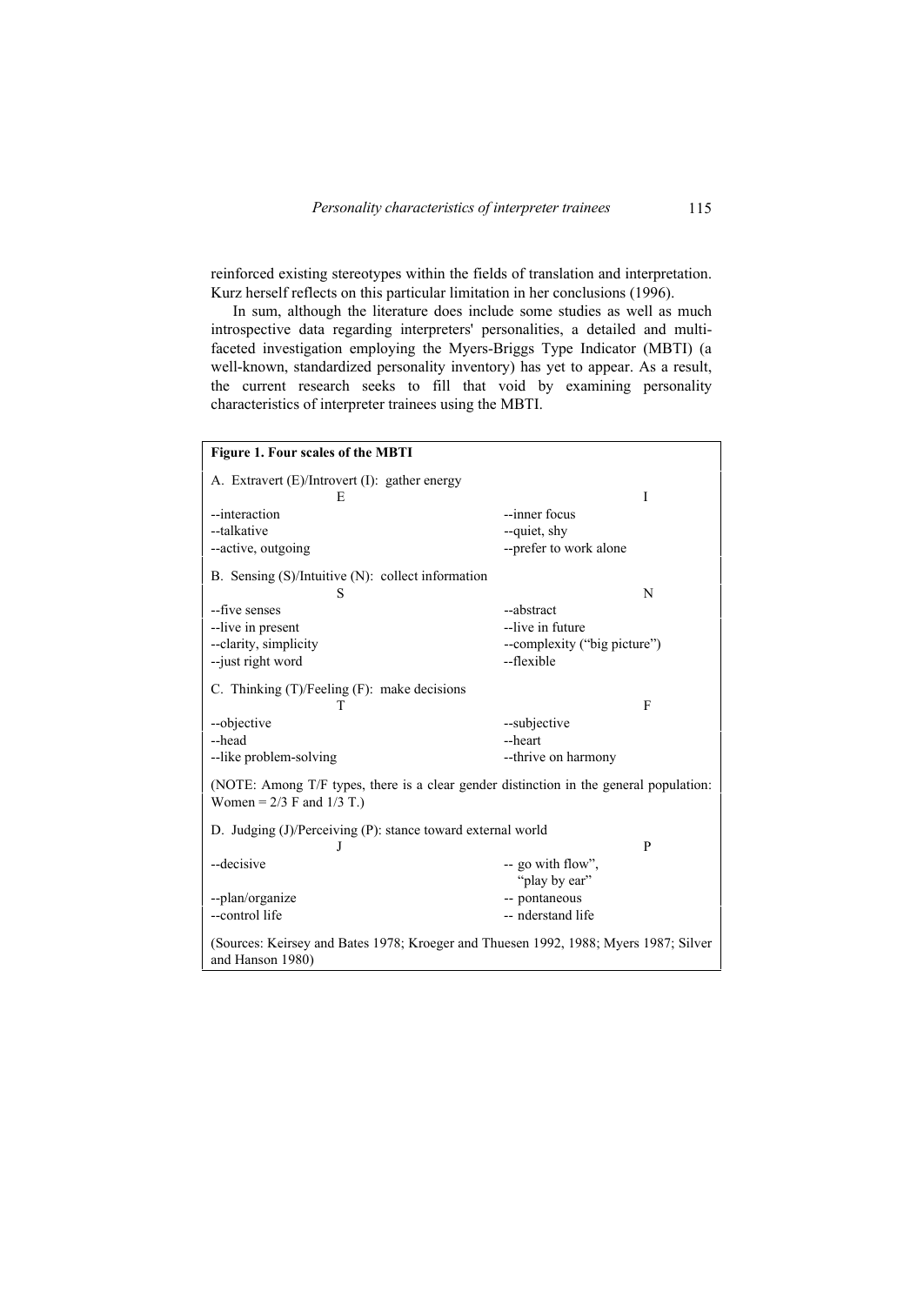reinforced existing stereotypes within the fields of translation and interpretation. Kurz herself reflects on this particular limitation in her conclusions (1996).

In sum, although the literature does include some studies as well as much introspective data regarding interpreters' personalities, a detailed and multi-faceted investigation employing the Myers-Briggs Type Indicator (MBTI) (a well-known, standardized personality inventory) has yet to appear. As a result, the current research seeks to fill that void by examining personality characteristics of interpreter trainees using the MBTI.

**Figure 1. Four scales of the MBTI**

A. Extravert (E)/Introvert (I): gather energy

| E | I |
|---|---|
| --interaction | --inner focus |
| --talkative | --quiet, shy |
| --active, outgoing | --prefer to work alone |

B. Sensing (S)/Intuitive (N): collect information

| S | N |
|---|---|
| --five senses | --abstract |
| --live in present | --live in future |
| --clarity, simplicity | --complexity ("big picture") |
| --just right word | --flexible |

C. Thinking (T)/Feeling (F): make decisions

| T | F |
|---|---|
| --objective | --subjective |
| --head | --heart |
| --like problem-solving | --thrive on harmony |

(NOTE: Among T/F types, there is a clear gender distinction in the general population: Women = 2/3 F and 1/3 T.)

D. Judging (J)/Perceiving (P): stance toward external world

| J | P |
|---|---|
| --decisive | -- go with flow", "play by ear" |
| --plan/organize | -- pontaneous |
| --control life | -- nderstand life |

(Sources: Keirsey and Bates 1978; Kroeger and Thuesen 1992, 1988; Myers 1987; Silver and Hanson 1980)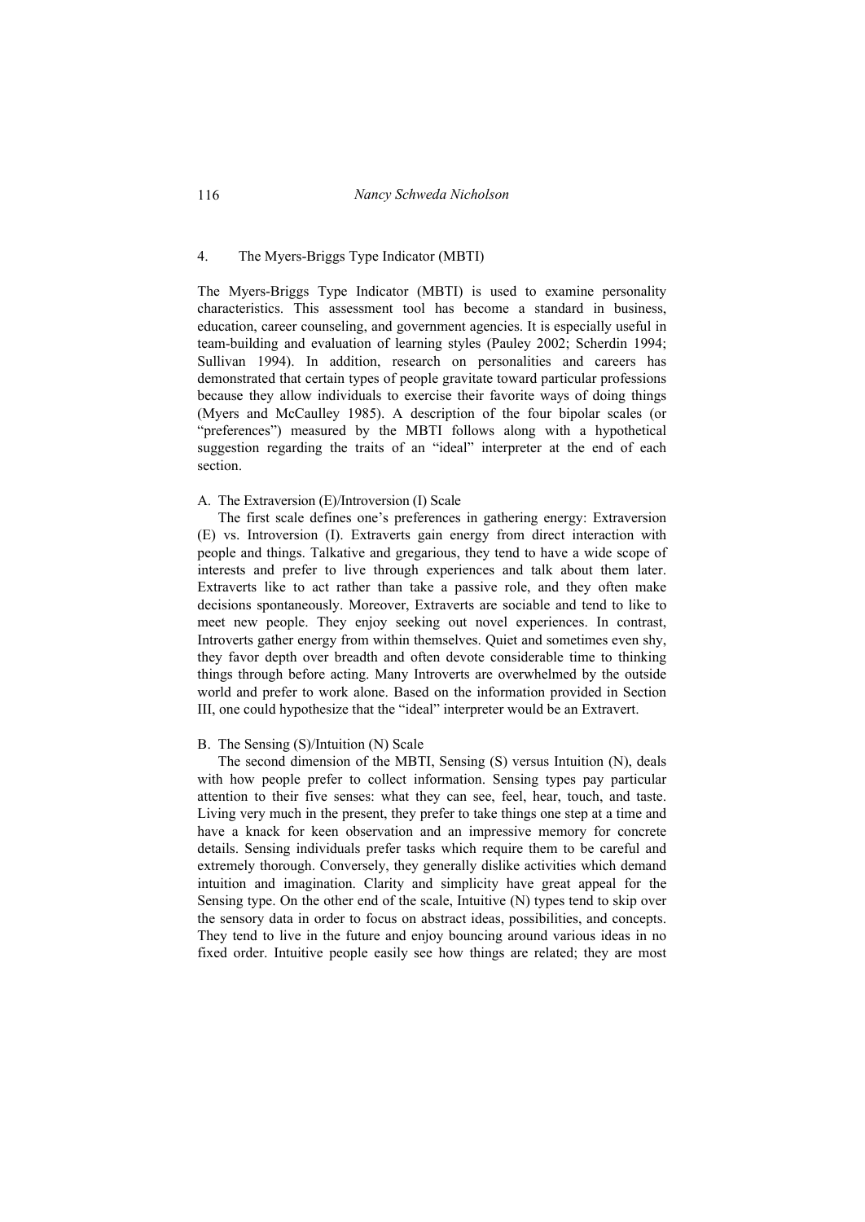## 4. The Myers-Briggs Type Indicator (MBTI)

The Myers-Briggs Type Indicator (MBTI) is used to examine personality characteristics. This assessment tool has become a standard in business, education, career counseling, and government agencies. It is especially useful in team-building and evaluation of learning styles (Pauley 2002; Scherdin 1994; Sullivan 1994). In addition, research on personalities and careers has demonstrated that certain types of people gravitate toward particular professions because they allow individuals to exercise their favorite ways of doing things (Myers and McCaulley 1985). A description of the four bipolar scales (or "preferences") measured by the MBTI follows along with a hypothetical suggestion regarding the traits of an "ideal" interpreter at the end of each section.

### A. The Extraversion (E)/Introversion (I) Scale

The first scale defines one's preferences in gathering energy: Extraversion (E) vs. Introversion (I). Extraverts gain energy from direct interaction with people and things. Talkative and gregarious, they tend to have a wide scope of interests and prefer to live through experiences and talk about them later. Extraverts like to act rather than take a passive role, and they often make decisions spontaneously. Moreover, Extraverts are sociable and tend to like to meet new people. They enjoy seeking out novel experiences. In contrast, Introverts gather energy from within themselves. Quiet and sometimes even shy, they favor depth over breadth and often devote considerable time to thinking things through before acting. Many Introverts are overwhelmed by the outside world and prefer to work alone. Based on the information provided in Section III, one could hypothesize that the "ideal" interpreter would be an Extravert.

### B. The Sensing (S)/Intuition (N) Scale

The second dimension of the MBTI, Sensing (S) versus Intuition (N), deals with how people prefer to collect information. Sensing types pay particular attention to their five senses: what they can see, feel, hear, touch, and taste. Living very much in the present, they prefer to take things one step at a time and have a knack for keen observation and an impressive memory for concrete details. Sensing individuals prefer tasks which require them to be careful and extremely thorough. Conversely, they generally dislike activities which demand intuition and imagination. Clarity and simplicity have great appeal for the Sensing type. On the other end of the scale, Intuitive (N) types tend to skip over the sensory data in order to focus on abstract ideas, possibilities, and concepts. They tend to live in the future and enjoy bouncing around various ideas in no fixed order. Intuitive people easily see how things are related; they are most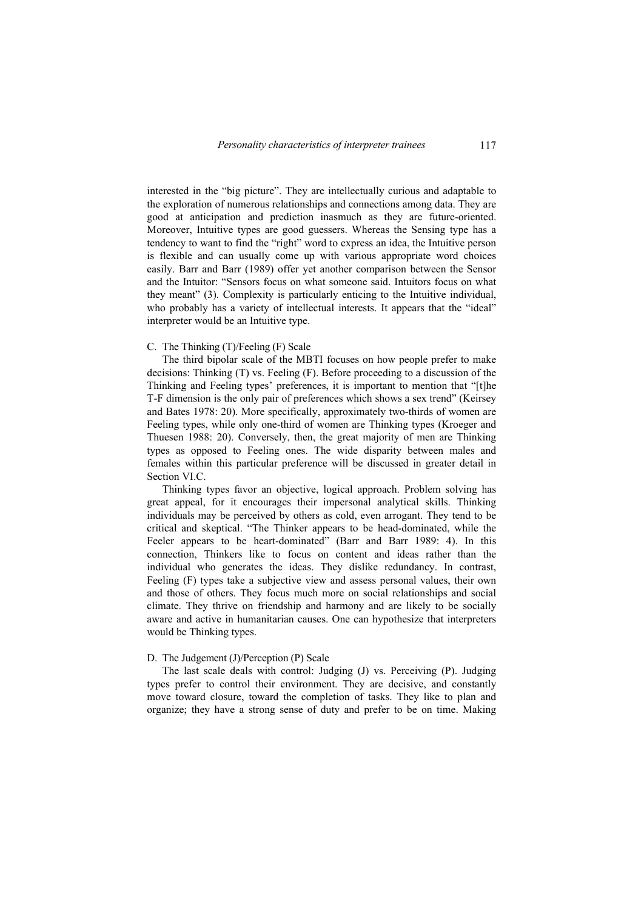interested in the "big picture". They are intellectually curious and adaptable to the exploration of numerous relationships and connections among data. They are good at anticipation and prediction inasmuch as they are future-oriented. Moreover, Intuitive types are good guessers. Whereas the Sensing type has a tendency to want to find the "right" word to express an idea, the Intuitive person is flexible and can usually come up with various appropriate word choices easily. Barr and Barr (1989) offer yet another comparison between the Sensor and the Intuitor: "Sensors focus on what someone said. Intuitors focus on what they meant" (3). Complexity is particularly enticing to the Intuitive individual, who probably has a variety of intellectual interests. It appears that the "ideal" interpreter would be an Intuitive type.

C. The Thinking (T)/Feeling (F) Scale

The third bipolar scale of the MBTI focuses on how people prefer to make decisions: Thinking (T) vs. Feeling (F). Before proceeding to a discussion of the Thinking and Feeling types' preferences, it is important to mention that "[t]he T-F dimension is the only pair of preferences which shows a sex trend" (Keirsey and Bates 1978: 20). More specifically, approximately two-thirds of women are Feeling types, while only one-third of women are Thinking types (Kroeger and Thuesen 1988: 20). Conversely, then, the great majority of men are Thinking types as opposed to Feeling ones. The wide disparity between males and females within this particular preference will be discussed in greater detail in Section VI.C.

Thinking types favor an objective, logical approach. Problem solving has great appeal, for it encourages their impersonal analytical skills. Thinking individuals may be perceived by others as cold, even arrogant. They tend to be critical and skeptical. "The Thinker appears to be head-dominated, while the Feeler appears to be heart-dominated" (Barr and Barr 1989: 4). In this connection, Thinkers like to focus on content and ideas rather than the individual who generates the ideas. They dislike redundancy. In contrast, Feeling (F) types take a subjective view and assess personal values, their own and those of others. They focus much more on social relationships and social climate. They thrive on friendship and harmony and are likely to be socially aware and active in humanitarian causes. One can hypothesize that interpreters would be Thinking types.

D. The Judgement (J)/Perception (P) Scale

The last scale deals with control: Judging (J) vs. Perceiving (P). Judging types prefer to control their environment. They are decisive, and constantly move toward closure, toward the completion of tasks. They like to plan and organize; they have a strong sense of duty and prefer to be on time. Making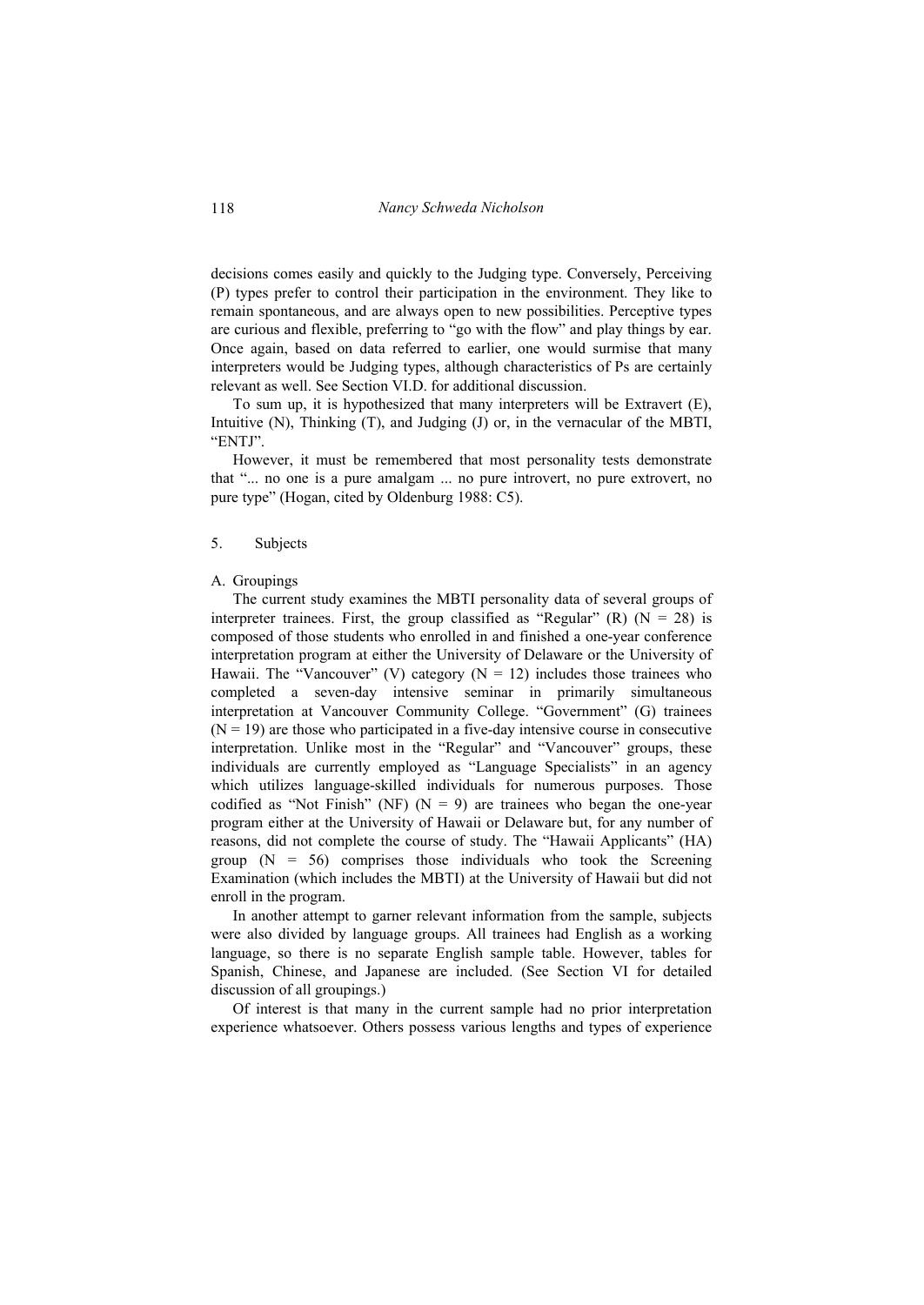decisions comes easily and quickly to the Judging type. Conversely, Perceiving (P) types prefer to control their participation in the environment. They like to remain spontaneous, and are always open to new possibilities. Perceptive types are curious and flexible, preferring to "go with the flow" and play things by ear. Once again, based on data referred to earlier, one would surmise that many interpreters would be Judging types, although characteristics of Ps are certainly relevant as well. See Section VI.D. for additional discussion.

To sum up, it is hypothesized that many interpreters will be Extravert (E), Intuitive (N), Thinking (T), and Judging (J) or, in the vernacular of the MBTI, "ENTJ".

However, it must be remembered that most personality tests demonstrate that "... no one is a pure amalgam ... no pure introvert, no pure extrovert, no pure type" (Hogan, cited by Oldenburg 1988: C5).

## 5. Subjects

### A. Groupings

The current study examines the MBTI personality data of several groups of interpreter trainees. First, the group classified as "Regular" (R) (N = 28) is composed of those students who enrolled in and finished a one-year conference interpretation program at either the University of Delaware or the University of Hawaii. The "Vancouver" (V) category (N = 12) includes those trainees who completed a seven-day intensive seminar in primarily simultaneous interpretation at Vancouver Community College. "Government" (G) trainees (N = 19) are those who participated in a five-day intensive course in consecutive interpretation. Unlike most in the "Regular" and "Vancouver" groups, these individuals are currently employed as "Language Specialists" in an agency which utilizes language-skilled individuals for numerous purposes. Those codified as "Not Finish" (NF) (N = 9) are trainees who began the one-year program either at the University of Hawaii or Delaware but, for any number of reasons, did not complete the course of study. The "Hawaii Applicants" (HA) group (N = 56) comprises those individuals who took the Screening Examination (which includes the MBTI) at the University of Hawaii but did not enroll in the program.

In another attempt to garner relevant information from the sample, subjects were also divided by language groups. All trainees had English as a working language, so there is no separate English sample table. However, tables for Spanish, Chinese, and Japanese are included. (See Section VI for detailed discussion of all groupings.)

Of interest is that many in the current sample had no prior interpretation experience whatsoever. Others possess various lengths and types of experience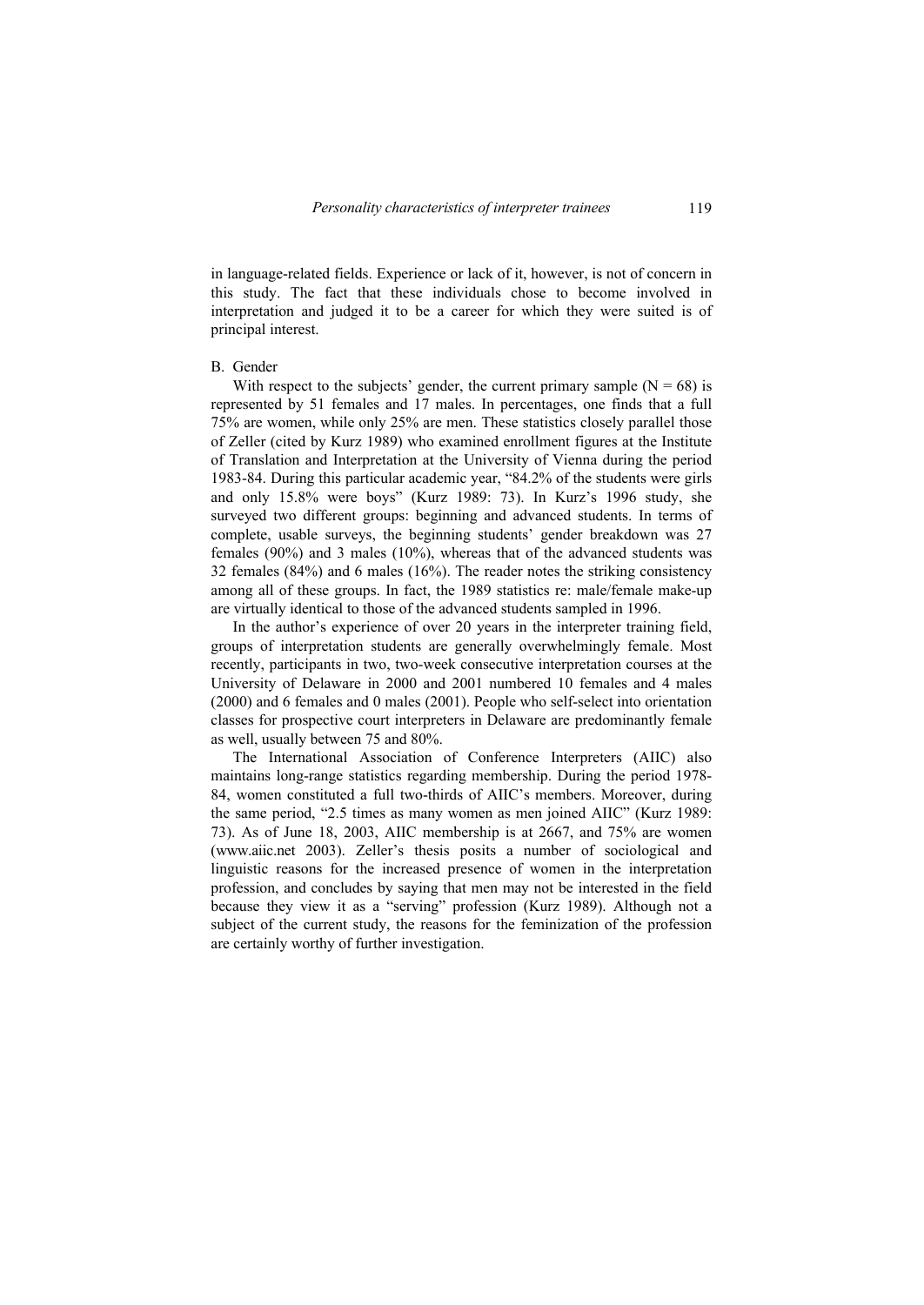in language-related fields. Experience or lack of it, however, is not of concern in this study. The fact that these individuals chose to become involved in interpretation and judged it to be a career for which they were suited is of principal interest.

B. Gender

With respect to the subjects' gender, the current primary sample (N = 68) is represented by 51 females and 17 males. In percentages, one finds that a full 75% are women, while only 25% are men. These statistics closely parallel those of Zeller (cited by Kurz 1989) who examined enrollment figures at the Institute of Translation and Interpretation at the University of Vienna during the period 1983-84. During this particular academic year, "84.2% of the students were girls and only 15.8% were boys" (Kurz 1989: 73). In Kurz's 1996 study, she surveyed two different groups: beginning and advanced students. In terms of complete, usable surveys, the beginning students' gender breakdown was 27 females (90%) and 3 males (10%), whereas that of the advanced students was 32 females (84%) and 6 males (16%). The reader notes the striking consistency among all of these groups. In fact, the 1989 statistics re: male/female make-up are virtually identical to those of the advanced students sampled in 1996.

In the author's experience of over 20 years in the interpreter training field, groups of interpretation students are generally overwhelmingly female. Most recently, participants in two, two-week consecutive interpretation courses at the University of Delaware in 2000 and 2001 numbered 10 females and 4 males (2000) and 6 females and 0 males (2001). People who self-select into orientation classes for prospective court interpreters in Delaware are predominantly female as well, usually between 75 and 80%.

The International Association of Conference Interpreters (AIIC) also maintains long-range statistics regarding membership. During the period 1978-84, women constituted a full two-thirds of AIIC's members. Moreover, during the same period, "2.5 times as many women as men joined AIIC" (Kurz 1989: 73). As of June 18, 2003, AIIC membership is at 2667, and 75% are women (www.aiic.net 2003). Zeller's thesis posits a number of sociological and linguistic reasons for the increased presence of women in the interpretation profession, and concludes by saying that men may not be interested in the field because they view it as a "serving" profession (Kurz 1989). Although not a subject of the current study, the reasons for the feminization of the profession are certainly worthy of further investigation.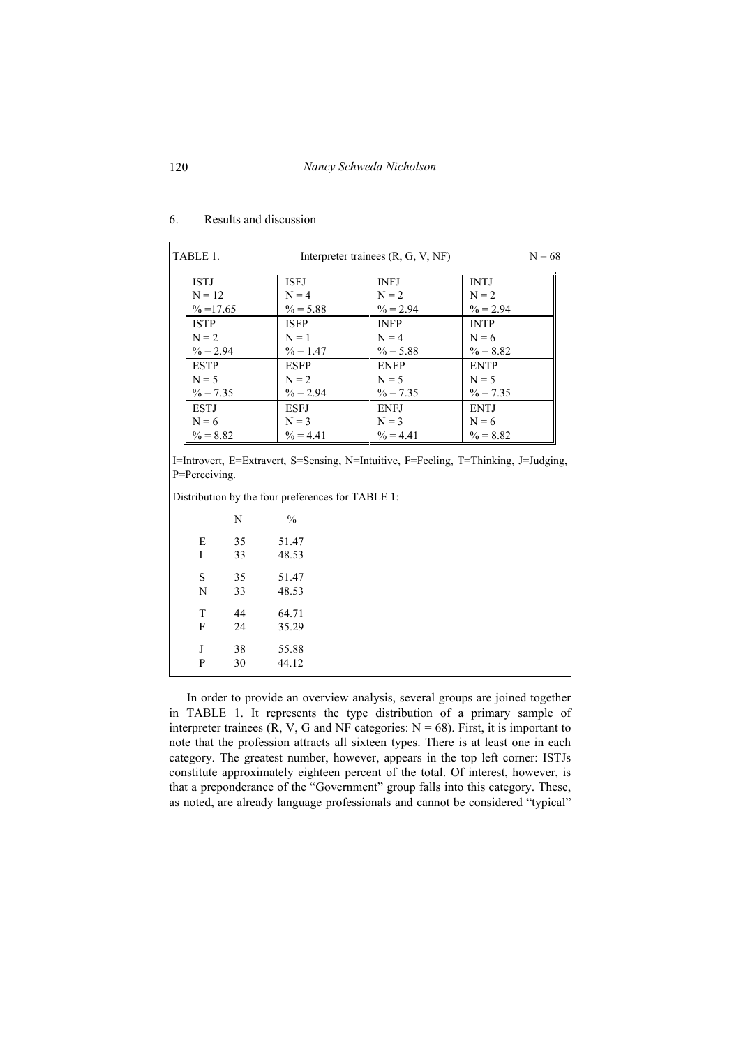## 6. Results and discussion

TABLE 1. Interpreter trainees (R, G, V, NF) N = 68

| | | | |
|---|---|---|---|
| ISTJ<br>N = 12<br>% =17.65 | ISFJ<br>N = 4<br>% = 5.88 | INFJ<br>N = 2<br>% = 2.94 | INTJ<br>N = 2<br>% = 2.94 |
| ISTP<br>N = 2<br>% = 2.94 | ISFP<br>N = 1<br>% = 1.47 | INFP<br>N = 4<br>% = 5.88 | INTP<br>N = 6<br>% = 8.82 |
| ESTP<br>N = 5<br>% = 7.35 | ESFP<br>N = 2<br>% = 2.94 | ENFP<br>N = 5<br>% = 7.35 | ENTP<br>N = 5<br>% = 7.35 |
| ESTJ<br>N = 6<br>% = 8.82 | ESFJ<br>N = 3<br>% = 4.41 | ENFJ<br>N = 3<br>% = 4.41 | ENTJ<br>N = 6<br>% = 8.82 |

I=Introvert, E=Extravert, S=Sensing, N=Intuitive, F=Feeling, T=Thinking, J=Judging, P=Perceiving.

Distribution by the four preferences for TABLE 1:

| | N | % |
|---|---|---|
| E | 35 | 51.47 |
| I | 33 | 48.53 |
| S | 35 | 51.47 |
| N | 33 | 48.53 |
| T | 44 | 64.71 |
| F | 24 | 35.29 |
| J | 38 | 55.88 |
| P | 30 | 44.12 |

In order to provide an overview analysis, several groups are joined together in TABLE 1. It represents the type distribution of a primary sample of interpreter trainees (R, V, G and NF categories: N = 68). First, it is important to note that the profession attracts all sixteen types. There is at least one in each category. The greatest number, however, appears in the top left corner: ISTJs constitute approximately eighteen percent of the total. Of interest, however, is that a preponderance of the "Government" group falls into this category. These, as noted, are already language professionals and cannot be considered "typical"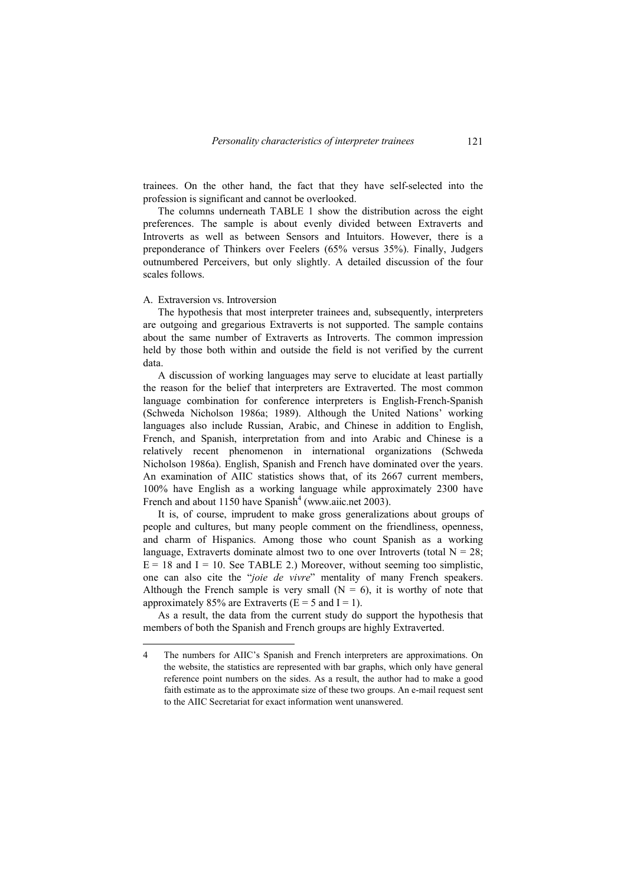trainees. On the other hand, the fact that they have self-selected into the profession is significant and cannot be overlooked.

The columns underneath TABLE 1 show the distribution across the eight preferences. The sample is about evenly divided between Extraverts and Introverts as well as between Sensors and Intuitors. However, there is a preponderance of Thinkers over Feelers (65% versus 35%). Finally, Judgers outnumbered Perceivers, but only slightly. A detailed discussion of the four scales follows.

A. Extraversion vs. Introversion

The hypothesis that most interpreter trainees and, subsequently, interpreters are outgoing and gregarious Extraverts is not supported. The sample contains about the same number of Extraverts as Introverts. The common impression held by those both within and outside the field is not verified by the current data.

A discussion of working languages may serve to elucidate at least partially the reason for the belief that interpreters are Extraverted. The most common language combination for conference interpreters is English-French-Spanish (Schweda Nicholson 1986a; 1989). Although the United Nations' working languages also include Russian, Arabic, and Chinese in addition to English, French, and Spanish, interpretation from and into Arabic and Chinese is a relatively recent phenomenon in international organizations (Schweda Nicholson 1986a). English, Spanish and French have dominated over the years. An examination of AIIC statistics shows that, of its 2667 current members, 100% have English as a working language while approximately 2300 have French and about 1150 have Spanish[4] (www.aiic.net 2003).

It is, of course, imprudent to make gross generalizations about groups of people and cultures, but many people comment on the friendliness, openness, and charm of Hispanics. Among those who count Spanish as a working language, Extraverts dominate almost two to one over Introverts (total N = 28; E = 18 and I = 10. See TABLE 2.) Moreover, without seeming too simplistic, one can also cite the "*joie de vivre*" mentality of many French speakers. Although the French sample is very small (N = 6), it is worthy of note that approximately 85% are Extraverts (E = 5 and I = 1).

As a result, the data from the current study do support the hypothesis that members of both the Spanish and French groups are highly Extraverted.

---

4 The numbers for AIIC's Spanish and French interpreters are approximations. On the website, the statistics are represented with bar graphs, which only have general reference point numbers on the sides. As a result, the author had to make a good faith estimate as to the approximate size of these two groups. An e-mail request sent to the AIIC Secretariat for exact information went unanswered.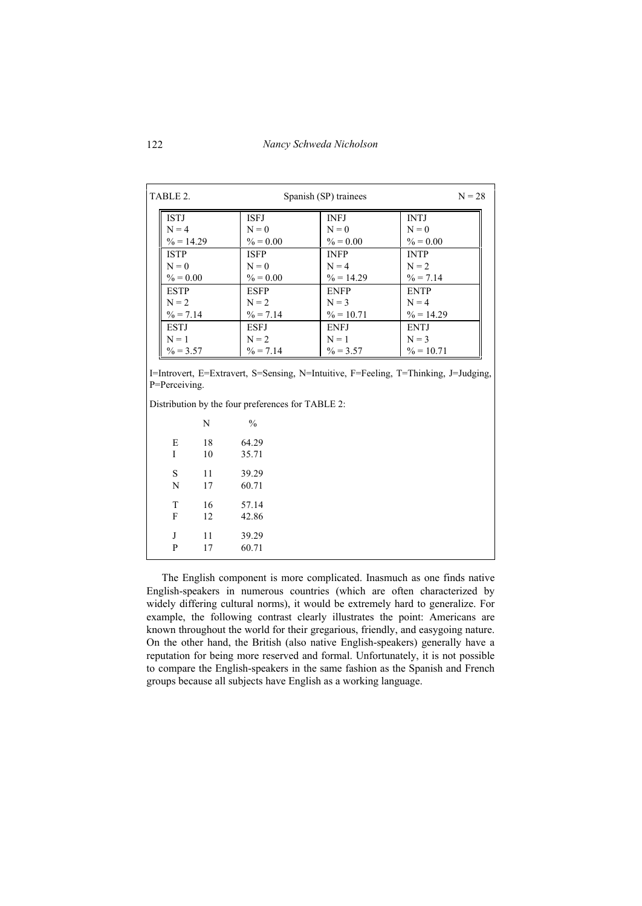TABLE 2. Spanish (SP) trainees N = 28

| | | | |
|---|---|---|---|
| ISTJ<br>N = 4<br>% = 14.29 | ISFJ<br>N = 0<br>% = 0.00 | INFJ<br>N = 0<br>% = 0.00 | INTJ<br>N = 0<br>% = 0.00 |
| ISTP<br>N = 0<br>% = 0.00 | ISFP<br>N = 0<br>% = 0.00 | INFP<br>N = 4<br>% = 14.29 | INTP<br>N = 2<br>% = 7.14 |
| ESTP<br>N = 2<br>% = 7.14 | ESFP<br>N = 2<br>% = 7.14 | ENFP<br>N = 3<br>% = 10.71 | ENTP<br>N = 4<br>% = 14.29 |
| ESTJ<br>N = 1<br>% = 3.57 | ESFJ<br>N = 2<br>% = 7.14 | ENFJ<br>N = 1<br>% = 3.57 | ENTJ<br>N = 3<br>% = 10.71 |

I=Introvert, E=Extravert, S=Sensing, N=Intuitive, F=Feeling, T=Thinking, J=Judging, P=Perceiving.

Distribution by the four preferences for TABLE 2:

| | N | % |
|---|---|---|
| E | 18 | 64.29 |
| I | 10 | 35.71 |
| S | 11 | 39.29 |
| N | 17 | 60.71 |
| T | 16 | 57.14 |
| F | 12 | 42.86 |
| J | 11 | 39.29 |
| P | 17 | 60.71 |

The English component is more complicated. Inasmuch as one finds native English-speakers in numerous countries (which are often characterized by widely differing cultural norms), it would be extremely hard to generalize. For example, the following contrast clearly illustrates the point: Americans are known throughout the world for their gregarious, friendly, and easygoing nature. On the other hand, the British (also native English-speakers) generally have a reputation for being more reserved and formal. Unfortunately, it is not possible to compare the English-speakers in the same fashion as the Spanish and French groups because all subjects have English as a working language.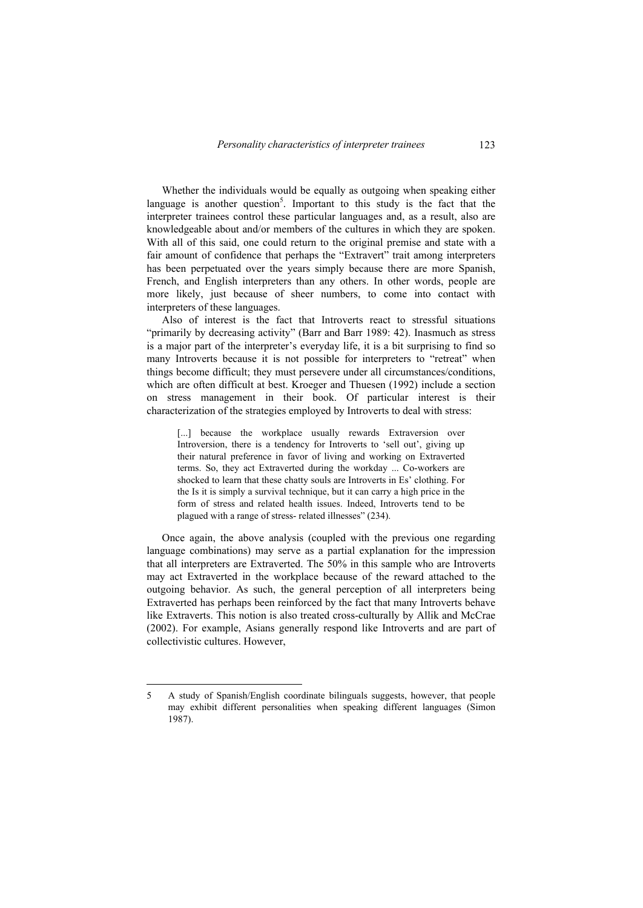Whether the individuals would be equally as outgoing when speaking either language is another question[5]. Important to this study is the fact that the interpreter trainees control these particular languages and, as a result, also are knowledgeable about and/or members of the cultures in which they are spoken. With all of this said, one could return to the original premise and state with a fair amount of confidence that perhaps the "Extravert" trait among interpreters has been perpetuated over the years simply because there are more Spanish, French, and English interpreters than any others. In other words, people are more likely, just because of sheer numbers, to come into contact with interpreters of these languages.

Also of interest is the fact that Introverts react to stressful situations "primarily by decreasing activity" (Barr and Barr 1989: 42). Inasmuch as stress is a major part of the interpreter's everyday life, it is a bit surprising to find so many Introverts because it is not possible for interpreters to "retreat" when things become difficult; they must persevere under all circumstances/conditions, which are often difficult at best. Kroeger and Thuesen (1992) include a section on stress management in their book. Of particular interest is their characterization of the strategies employed by Introverts to deal with stress:

> [...] because the workplace usually rewards Extraversion over Introversion, there is a tendency for Introverts to 'sell out', giving up their natural preference in favor of living and working on Extraverted terms. So, they act Extraverted during the workday ... Co-workers are shocked to learn that these chatty souls are Introverts in Es' clothing. For the Is it is simply a survival technique, but it can carry a high price in the form of stress and related health issues. Indeed, Introverts tend to be plagued with a range of stress- related illnesses" (234).

Once again, the above analysis (coupled with the previous one regarding language combinations) may serve as a partial explanation for the impression that all interpreters are Extraverted. The 50% in this sample who are Introverts may act Extraverted in the workplace because of the reward attached to the outgoing behavior. As such, the general perception of all interpreters being Extraverted has perhaps been reinforced by the fact that many Introverts behave like Extraverts. This notion is also treated cross-culturally by Allik and McCrae (2002). For example, Asians generally respond like Introverts and are part of collectivistic cultures. However,

---

5 A study of Spanish/English coordinate bilinguals suggests, however, that people may exhibit different personalities when speaking different languages (Simon 1987).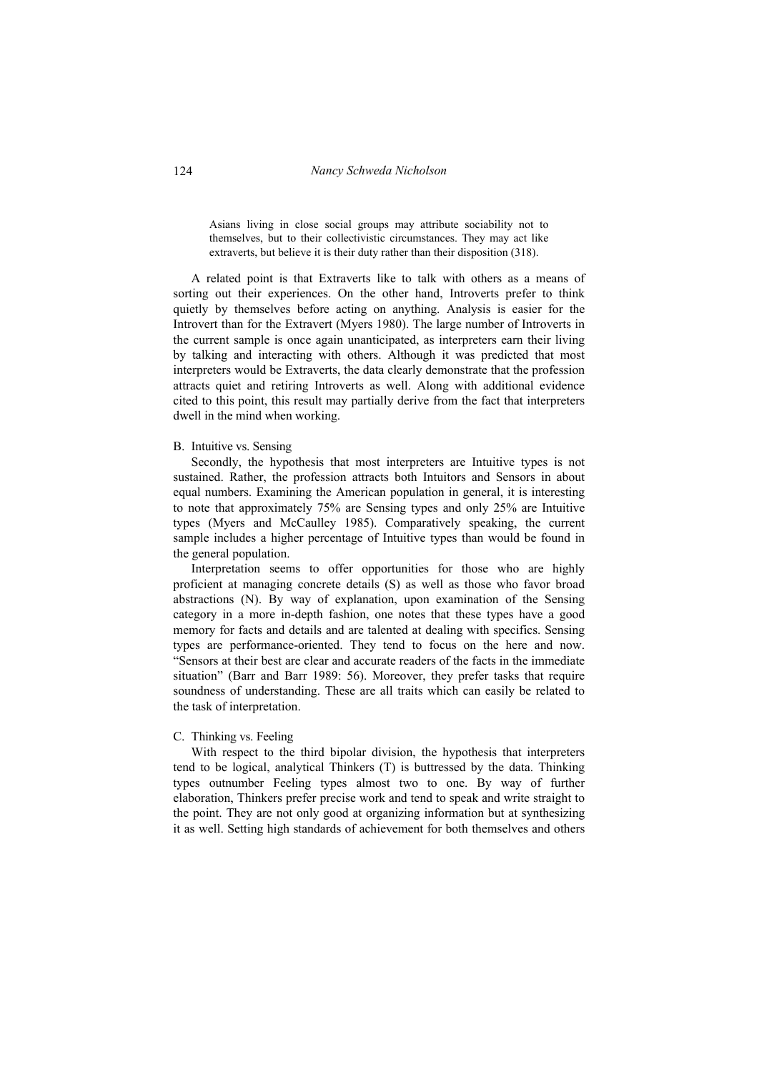> Asians living in close social groups may attribute sociability not to themselves, but to their collectivistic circumstances. They may act like extraverts, but believe it is their duty rather than their disposition (318).

A related point is that Extraverts like to talk with others as a means of sorting out their experiences. On the other hand, Introverts prefer to think quietly by themselves before acting on anything. Analysis is easier for the Introvert than for the Extravert (Myers 1980). The large number of Introverts in the current sample is once again unanticipated, as interpreters earn their living by talking and interacting with others. Although it was predicted that most interpreters would be Extraverts, the data clearly demonstrate that the profession attracts quiet and retiring Introverts as well. Along with additional evidence cited to this point, this result may partially derive from the fact that interpreters dwell in the mind when working.

B. Intuitive vs. Sensing

Secondly, the hypothesis that most interpreters are Intuitive types is not sustained. Rather, the profession attracts both Intuitors and Sensors in about equal numbers. Examining the American population in general, it is interesting to note that approximately 75% are Sensing types and only 25% are Intuitive types (Myers and McCaulley 1985). Comparatively speaking, the current sample includes a higher percentage of Intuitive types than would be found in the general population.

Interpretation seems to offer opportunities for those who are highly proficient at managing concrete details (S) as well as those who favor broad abstractions (N). By way of explanation, upon examination of the Sensing category in a more in-depth fashion, one notes that these types have a good memory for facts and details and are talented at dealing with specifics. Sensing types are performance-oriented. They tend to focus on the here and now. "Sensors at their best are clear and accurate readers of the facts in the immediate situation" (Barr and Barr 1989: 56). Moreover, they prefer tasks that require soundness of understanding. These are all traits which can easily be related to the task of interpretation.

C. Thinking vs. Feeling

With respect to the third bipolar division, the hypothesis that interpreters tend to be logical, analytical Thinkers (T) is buttressed by the data. Thinking types outnumber Feeling types almost two to one. By way of further elaboration, Thinkers prefer precise work and tend to speak and write straight to the point. They are not only good at organizing information but at synthesizing it as well. Setting high standards of achievement for both themselves and others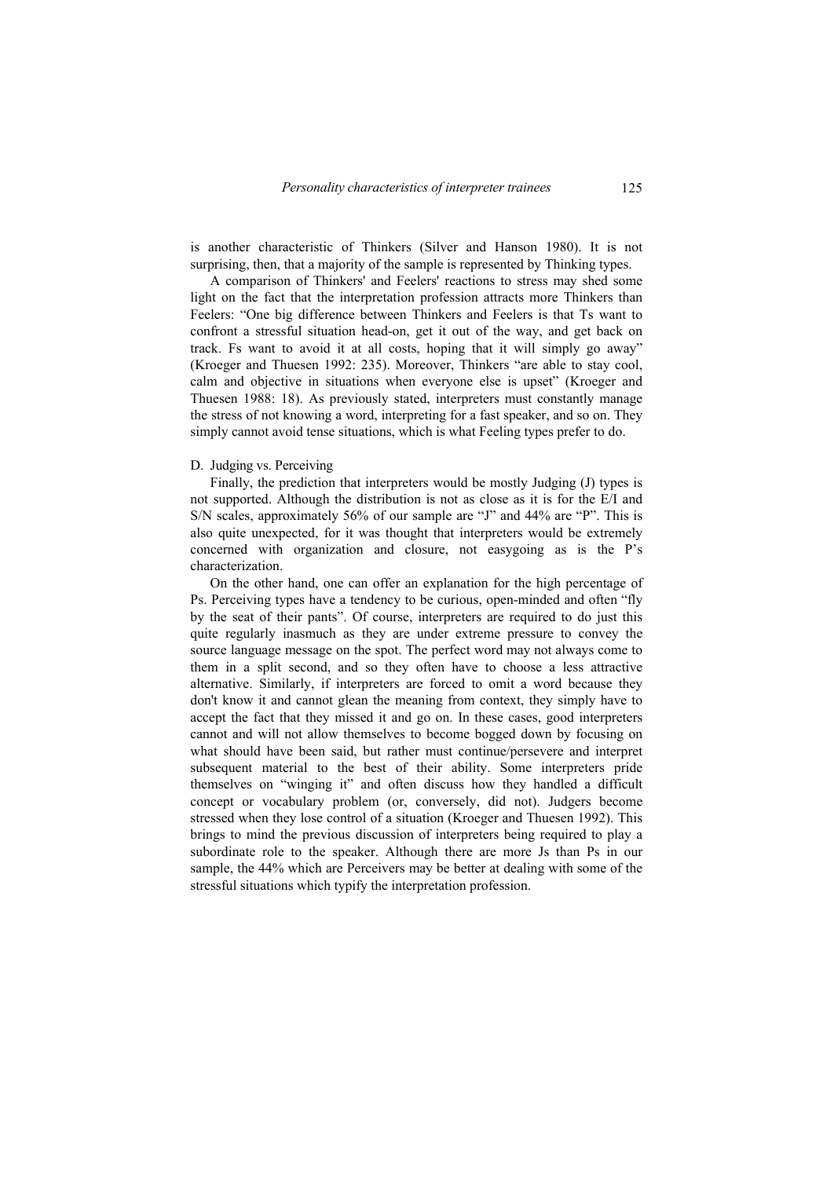is another characteristic of Thinkers (Silver and Hanson 1980). It is not surprising, then, that a majority of the sample is represented by Thinking types.

A comparison of Thinkers' and Feelers' reactions to stress may shed some light on the fact that the interpretation profession attracts more Thinkers than Feelers: “One big difference between Thinkers and Feelers is that Ts want to confront a stressful situation head-on, get it out of the way, and get back on track. Fs want to avoid it at all costs, hoping that it will simply go away” (Kroeger and Thuesen 1992: 235). Moreover, Thinkers “are able to stay cool, calm and objective in situations when everyone else is upset” (Kroeger and Thuesen 1988: 18). As previously stated, interpreters must constantly manage the stress of not knowing a word, interpreting for a fast speaker, and so on. They simply cannot avoid tense situations, which is what Feeling types prefer to do.

D. Judging vs. Perceiving

Finally, the prediction that interpreters would be mostly Judging (J) types is not supported. Although the distribution is not as close as it is for the E/I and S/N scales, approximately 56% of our sample are “J” and 44% are “P”. This is also quite unexpected, for it was thought that interpreters would be extremely concerned with organization and closure, not easygoing as is the P’s characterization.

On the other hand, one can offer an explanation for the high percentage of Ps. Perceiving types have a tendency to be curious, open-minded and often “fly by the seat of their pants”. Of course, interpreters are required to do just this quite regularly inasmuch as they are under extreme pressure to convey the source language message on the spot. The perfect word may not always come to them in a split second, and so they often have to choose a less attractive alternative. Similarly, if interpreters are forced to omit a word because they don't know it and cannot glean the meaning from context, they simply have to accept the fact that they missed it and go on. In these cases, good interpreters cannot and will not allow themselves to become bogged down by focusing on what should have been said, but rather must continue/persevere and interpret subsequent material to the best of their ability. Some interpreters pride themselves on “winging it” and often discuss how they handled a difficult concept or vocabulary problem (or, conversely, did not). Judgers become stressed when they lose control of a situation (Kroeger and Thuesen 1992). This brings to mind the previous discussion of interpreters being required to play a subordinate role to the speaker. Although there are more Js than Ps in our sample, the 44% which are Perceivers may be better at dealing with some of the stressful situations which typify the interpretation profession.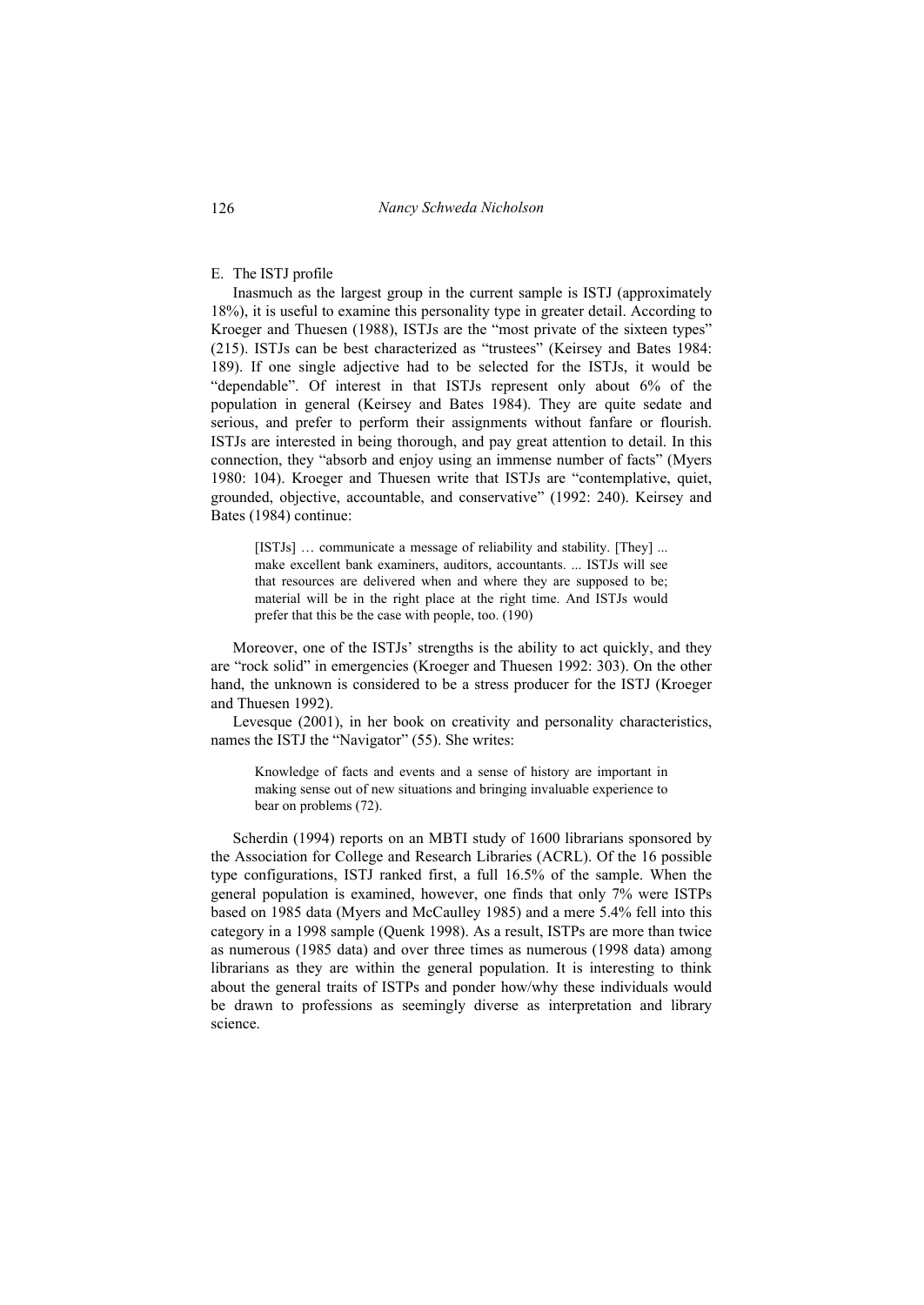E. The ISTJ profile

Inasmuch as the largest group in the current sample is ISTJ (approximately 18%), it is useful to examine this personality type in greater detail. According to Kroeger and Thuesen (1988), ISTJs are the "most private of the sixteen types" (215). ISTJs can be best characterized as "trustees" (Keirsey and Bates 1984: 189). If one single adjective had to be selected for the ISTJs, it would be "dependable". Of interest in that ISTJs represent only about 6% of the population in general (Keirsey and Bates 1984). They are quite sedate and serious, and prefer to perform their assignments without fanfare or flourish. ISTJs are interested in being thorough, and pay great attention to detail. In this connection, they "absorb and enjoy using an immense number of facts" (Myers 1980: 104). Kroeger and Thuesen write that ISTJs are "contemplative, quiet, grounded, objective, accountable, and conservative" (1992: 240). Keirsey and Bates (1984) continue:

> [ISTJs] … communicate a message of reliability and stability. [They] ... make excellent bank examiners, auditors, accountants. ... ISTJs will see that resources are delivered when and where they are supposed to be; material will be in the right place at the right time. And ISTJs would prefer that this be the case with people, too. (190)

Moreover, one of the ISTJs' strengths is the ability to act quickly, and they are "rock solid" in emergencies (Kroeger and Thuesen 1992: 303). On the other hand, the unknown is considered to be a stress producer for the ISTJ (Kroeger and Thuesen 1992).

Levesque (2001), in her book on creativity and personality characteristics, names the ISTJ the "Navigator" (55). She writes:

> Knowledge of facts and events and a sense of history are important in making sense out of new situations and bringing invaluable experience to bear on problems (72).

Scherdin (1994) reports on an MBTI study of 1600 librarians sponsored by the Association for College and Research Libraries (ACRL). Of the 16 possible type configurations, ISTJ ranked first, a full 16.5% of the sample. When the general population is examined, however, one finds that only 7% were ISTPs based on 1985 data (Myers and McCaulley 1985) and a mere 5.4% fell into this category in a 1998 sample (Quenk 1998). As a result, ISTPs are more than twice as numerous (1985 data) and over three times as numerous (1998 data) among librarians as they are within the general population. It is interesting to think about the general traits of ISTPs and ponder how/why these individuals would be drawn to professions as seemingly diverse as interpretation and library science.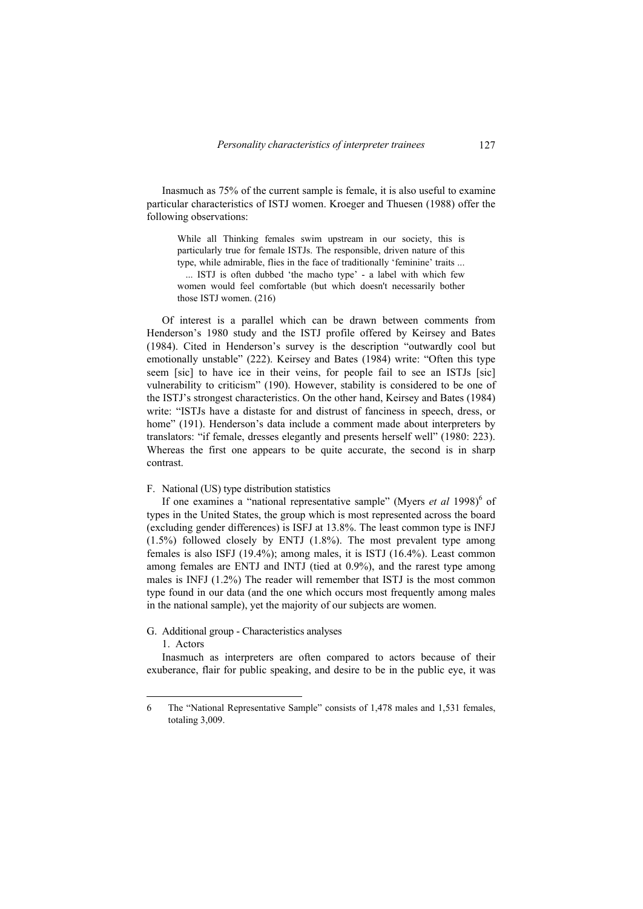Inasmuch as 75% of the current sample is female, it is also useful to examine particular characteristics of ISTJ women. Kroeger and Thuesen (1988) offer the following observations:

> While all Thinking females swim upstream in our society, this is particularly true for female ISTJs. The responsible, driven nature of this type, while admirable, flies in the face of traditionally 'feminine' traits ...
> ... ISTJ is often dubbed 'the macho type' - a label with which few women would feel comfortable (but which doesn't necessarily bother those ISTJ women. (216)

Of interest is a parallel which can be drawn between comments from Henderson's 1980 study and the ISTJ profile offered by Keirsey and Bates (1984). Cited in Henderson's survey is the description "outwardly cool but emotionally unstable" (222). Keirsey and Bates (1984) write: "Often this type seem [sic] to have ice in their veins, for people fail to see an ISTJs [sic] vulnerability to criticism" (190). However, stability is considered to be one of the ISTJ's strongest characteristics. On the other hand, Keirsey and Bates (1984) write: "ISTJs have a distaste for and distrust of fanciness in speech, dress, or home" (191). Henderson's data include a comment made about interpreters by translators: "if female, dresses elegantly and presents herself well" (1980: 223). Whereas the first one appears to be quite accurate, the second is in sharp contrast.

F. National (US) type distribution statistics

If one examines a "national representative sample" (Myers *et al* 1998)[6] of types in the United States, the group which is most represented across the board (excluding gender differences) is ISFJ at 13.8%. The least common type is INFJ (1.5%) followed closely by ENTJ (1.8%). The most prevalent type among females is also ISFJ (19.4%); among males, it is ISTJ (16.4%). Least common among females are ENTJ and INTJ (tied at 0.9%), and the rarest type among males is INFJ (1.2%) The reader will remember that ISTJ is the most common type found in our data (and the one which occurs most frequently among males in the national sample), yet the majority of our subjects are women.

G. Additional group - Characteristics analyses

1. Actors

Inasmuch as interpreters are often compared to actors because of their exuberance, flair for public speaking, and desire to be in the public eye, it was

---

6 The "National Representative Sample" consists of 1,478 males and 1,531 females, totaling 3,009.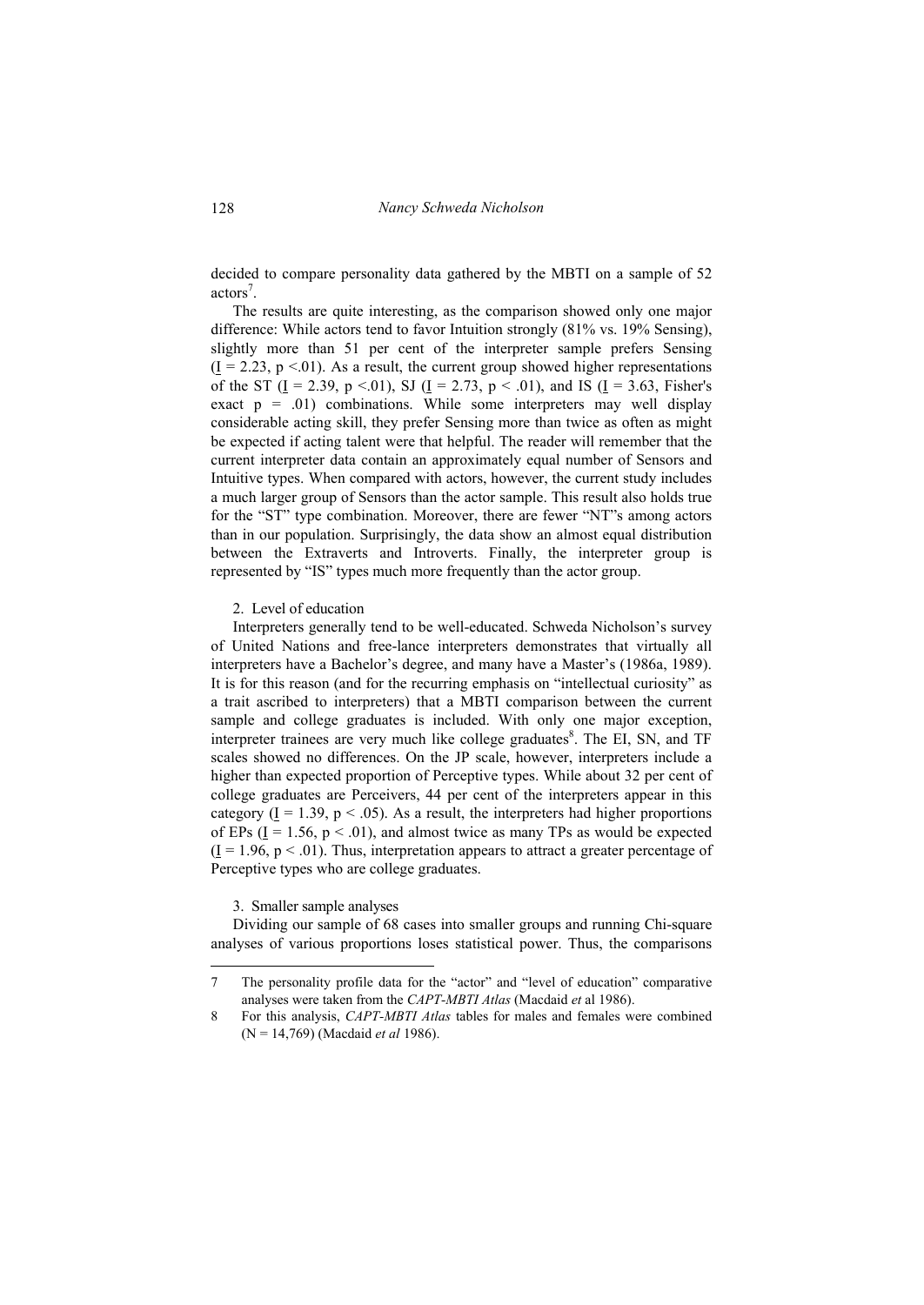decided to compare personality data gathered by the MBTI on a sample of 52 actors[7].

The results are quite interesting, as the comparison showed only one major difference: While actors tend to favor Intuition strongly (81% vs. 19% Sensing), slightly more than 51 per cent of the interpreter sample prefers Sensing ($\underline{I} = 2.23$, $p < .01$). As a result, the current group showed higher representations of the ST ($\underline{I} = 2.39$, $p < .01$), SJ ($\underline{I} = 2.73$, $p < .01$), and IS ($\underline{I} = 3.63$, Fisher's exact $p = .01$) combinations. While some interpreters may well display considerable acting skill, they prefer Sensing more than twice as often as might be expected if acting talent were that helpful. The reader will remember that the current interpreter data contain an approximately equal number of Sensors and Intuitive types. When compared with actors, however, the current study includes a much larger group of Sensors than the actor sample. This result also holds true for the "ST" type combination. Moreover, there are fewer "NT"'s among actors than in our population. Surprisingly, the data show an almost equal distribution between the Extraverts and Introverts. Finally, the interpreter group is represented by "IS" types much more frequently than the actor group.

2. Level of education

Interpreters generally tend to be well-educated. Schweda Nicholson's survey of United Nations and free-lance interpreters demonstrates that virtually all interpreters have a Bachelor's degree, and many have a Master's (1986a, 1989). It is for this reason (and for the recurring emphasis on "intellectual curiosity" as a trait ascribed to interpreters) that a MBTI comparison between the current sample and college graduates is included. With only one major exception, interpreter trainees are very much like college graduates[8]. The EI, SN, and TF scales showed no differences. On the JP scale, however, interpreters include a higher than expected proportion of Perceptive types. While about 32 per cent of college graduates are Perceivers, 44 per cent of the interpreters appear in this category ($\underline{I} = 1.39$, $p < .05$). As a result, the interpreters had higher proportions of EPs ($\underline{I} = 1.56$, $p < .01$), and almost twice as many TPs as would be expected ($\underline{I} = 1.96$, $p < .01$). Thus, interpretation appears to attract a greater percentage of Perceptive types who are college graduates.

3. Smaller sample analyses

Dividing our sample of 68 cases into smaller groups and running Chi-square analyses of various proportions loses statistical power. Thus, the comparisons

---

7 The personality profile data for the "actor" and "level of education" comparative analyses were taken from the *CAPT-MBTI Atlas* (Macdaid *et* al 1986).

8 For this analysis, *CAPT-MBTI Atlas* tables for males and females were combined (N = 14,769) (Macdaid *et al* 1986).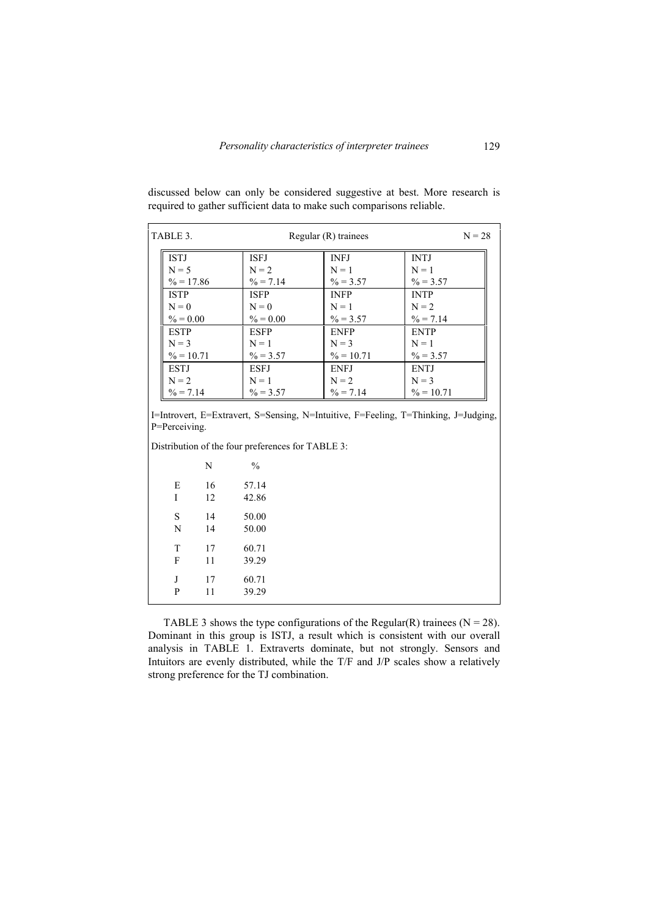discussed below can only be considered suggestive at best. More research is required to gather sufficient data to make such comparisons reliable.

TABLE 3. Regular (R) trainees N = 28

| | | | |
|---|---|---|---|
| ISTJ<br>N = 5<br>% = 17.86 | ISFJ<br>N = 2<br>% = 7.14 | INFJ<br>N = 1<br>% = 3.57 | INTJ<br>N = 1<br>% = 3.57 |
| ISTP<br>N = 0<br>% = 0.00 | ISFP<br>N = 0<br>% = 0.00 | INFP<br>N = 1<br>% = 3.57 | INTP<br>N = 2<br>% = 7.14 |
| ESTP<br>N = 3<br>% = 10.71 | ESFP<br>N = 1<br>% = 3.57 | ENFP<br>N = 3<br>% = 10.71 | ENTP<br>N = 1<br>% = 3.57 |
| ESTJ<br>N = 2<br>% = 7.14 | ESFJ<br>N = 1<br>% = 3.57 | ENFJ<br>N = 2<br>% = 7.14 | ENTJ<br>N = 3<br>% = 10.71 |

I=Introvert, E=Extravert, S=Sensing, N=Intuitive, F=Feeling, T=Thinking, J=Judging, P=Perceiving.

Distribution of the four preferences for TABLE 3:

| | N | % |
|---|---|---|
| E | 16 | 57.14 |
| I | 12 | 42.86 |
| S | 14 | 50.00 |
| N | 14 | 50.00 |
| T | 17 | 60.71 |
| F | 11 | 39.29 |
| J | 17 | 60.71 |
| P | 11 | 39.29 |

TABLE 3 shows the type configurations of the Regular(R) trainees (N = 28). Dominant in this group is ISTJ, a result which is consistent with our overall analysis in TABLE 1. Extraverts dominate, but not strongly. Sensors and Intuitors are evenly distributed, while the T/F and J/P scales show a relatively strong preference for the TJ combination.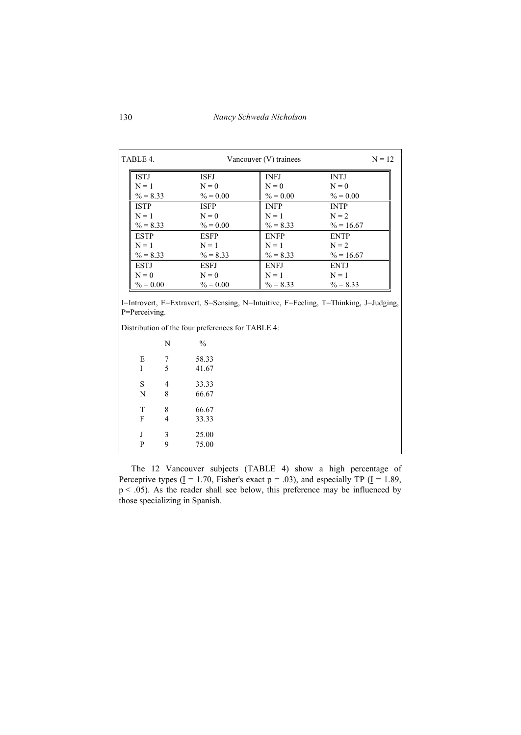TABLE 4. Vancouver (V) trainees N = 12

| ISTJ<br>N = 1<br>% = 8.33 | ISFJ<br>N = 0<br>% = 0.00 | INFJ<br>N = 0<br>% = 0.00 | INTJ<br>N = 0<br>% = 0.00 |
|---|---|---|---|
| ISTP<br>N = 1<br>% = 8.33 | ISFP<br>N = 0<br>% = 0.00 | INFP<br>N = 1<br>% = 8.33 | INTP<br>N = 2<br>% = 16.67 |
| ESTP<br>N = 1<br>% = 8.33 | ESFP<br>N = 1<br>% = 8.33 | ENFP<br>N = 1<br>% = 8.33 | ENTP<br>N = 2<br>% = 16.67 |
| ESTJ<br>N = 0<br>% = 0.00 | ESFJ<br>N = 0<br>% = 0.00 | ENFJ<br>N = 1<br>% = 8.33 | ENTJ<br>N = 1<br>% = 8.33 |

I=Introvert, E=Extravert, S=Sensing, N=Intuitive, F=Feeling, T=Thinking, J=Judging, P=Perceiving.

Distribution of the four preferences for TABLE 4:

| | N | % |
|---|---|---|
| E | 7 | 58.33 |
| I | 5 | 41.67 |
| S | 4 | 33.33 |
| N | 8 | 66.67 |
| T | 8 | 66.67 |
| F | 4 | 33.33 |
| J | 3 | 25.00 |
| P | 9 | 75.00 |

The 12 Vancouver subjects (TABLE 4) show a high percentage of Perceptive types ($\underline{I} = 1.70$, Fisher's exact $p = .03$), and especially TP ($\underline{I} = 1.89$, $p < .05$). As the reader shall see below, this preference may be influenced by those specializing in Spanish.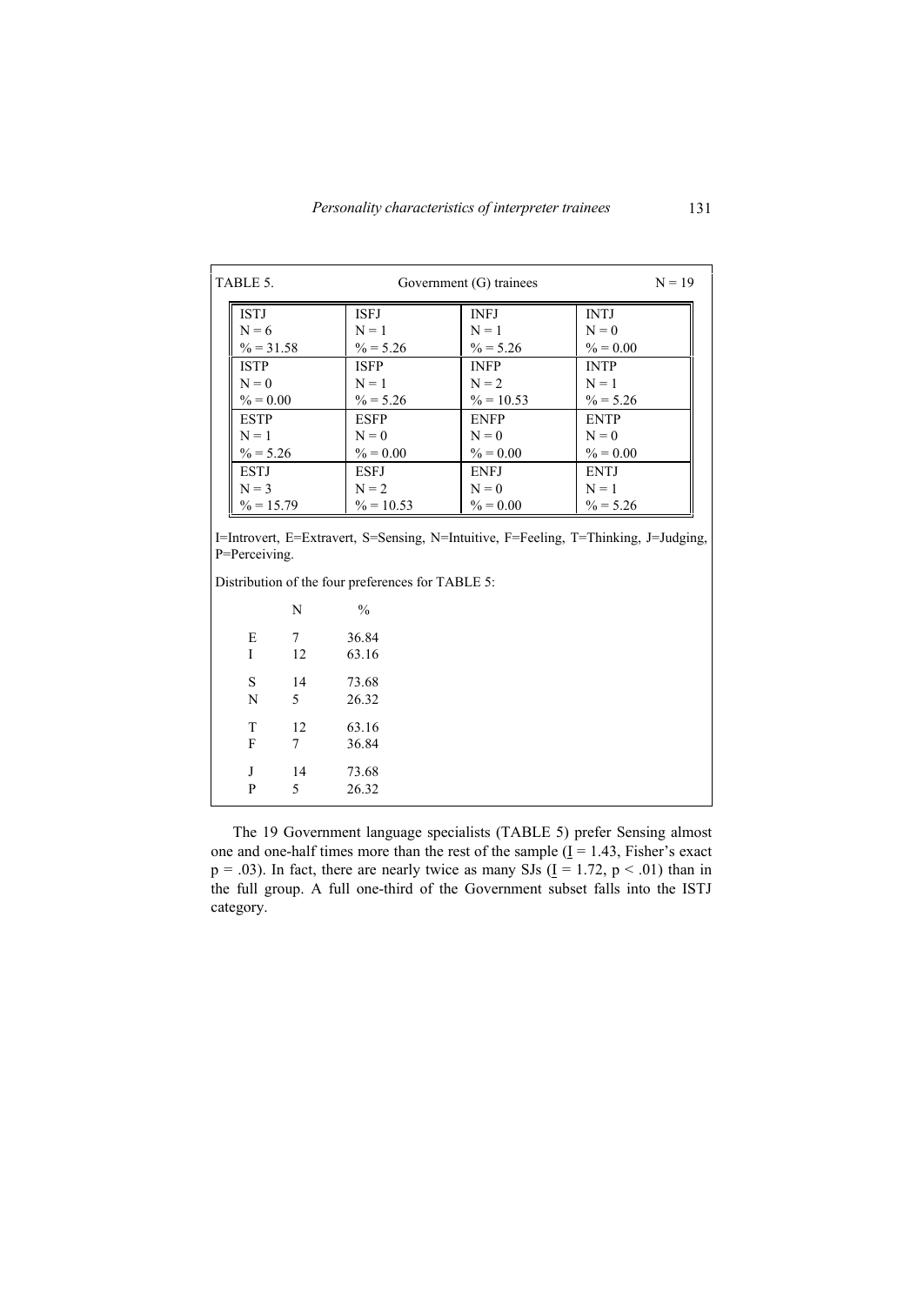TABLE 5. Government (G) trainees N = 19

| | | | |
|---|---|---|---|
| ISTJ<br>N = 6<br>% = 31.58 | ISFJ<br>N = 1<br>% = 5.26 | INFJ<br>N = 1<br>% = 5.26 | INTJ<br>N = 0<br>% = 0.00 |
| ISTP<br>N = 0<br>% = 0.00 | ISFP<br>N = 1<br>% = 5.26 | INFP<br>N = 2<br>% = 10.53 | INTP<br>N = 1<br>% = 5.26 |
| ESTP<br>N = 1<br>% = 5.26 | ESFP<br>N = 0<br>% = 0.00 | ENFP<br>N = 0<br>% = 0.00 | ENTP<br>N = 0<br>% = 0.00 |
| ESTJ<br>N = 3<br>% = 15.79 | ESFJ<br>N = 2<br>% = 10.53 | ENFJ<br>N = 0<br>% = 0.00 | ENTJ<br>N = 1<br>% = 5.26 |

I=Introvert, E=Extravert, S=Sensing, N=Intuitive, F=Feeling, T=Thinking, J=Judging, P=Perceiving.

Distribution of the four preferences for TABLE 5:

| | N | % |
|---|---|---|
| E | 7 | 36.84 |
| I | 12 | 63.16 |
| S | 14 | 73.68 |
| N | 5 | 26.32 |
| T | 12 | 63.16 |
| F | 7 | 36.84 |
| J | 14 | 73.68 |
| P | 5 | 26.32 |

The 19 Government language specialists (TABLE 5) prefer Sensing almost one and one-half times more than the rest of the sample ($\underline{I} = 1.43$, Fisher's exact $p = .03$). In fact, there are nearly twice as many SJs ($\underline{I} = 1.72$, $p < .01$) than in the full group. A full one-third of the Government subset falls into the ISTJ category.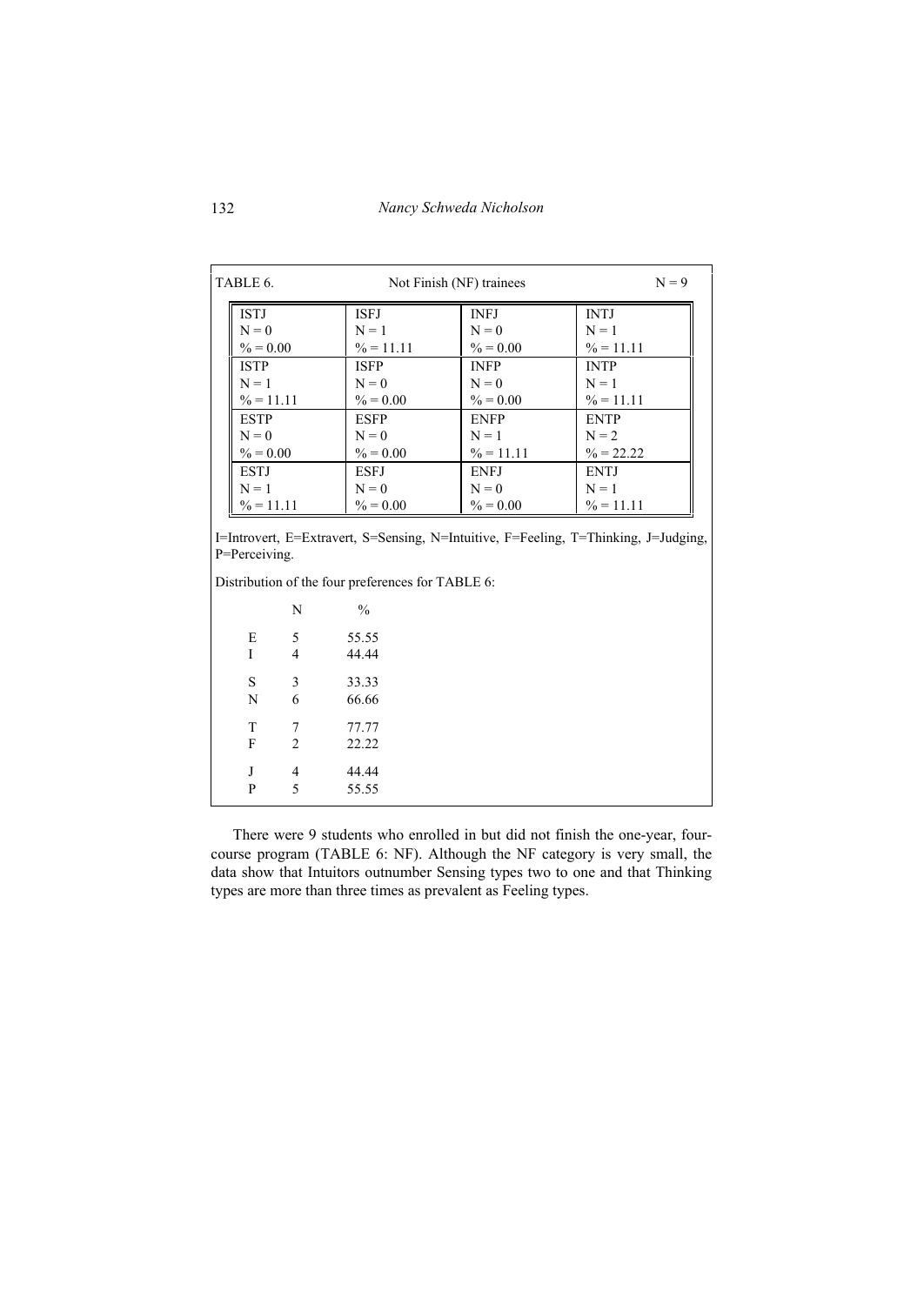TABLE 6. Not Finish (NF) trainees N = 9

| | | | |
|---|---|---|---|
| ISTJ<br>N = 0<br>% = 0.00 | ISFJ<br>N = 1<br>% = 11.11 | INFJ<br>N = 0<br>% = 0.00 | INTJ<br>N = 1<br>% = 11.11 |
| ISTP<br>N = 1<br>% = 11.11 | ISFP<br>N = 0<br>% = 0.00 | INFP<br>N = 0<br>% = 0.00 | INTP<br>N = 1<br>% = 11.11 |
| ESTP<br>N = 0<br>% = 0.00 | ESFP<br>N = 0<br>% = 0.00 | ENFP<br>N = 1<br>% = 11.11 | ENTP<br>N = 2<br>% = 22.22 |
| ESTJ<br>N = 1<br>% = 11.11 | ESFJ<br>N = 0<br>% = 0.00 | ENFJ<br>N = 0<br>% = 0.00 | ENTJ<br>N = 1<br>% = 11.11 |

I=Introvert, E=Extravert, S=Sensing, N=Intuitive, F=Feeling, T=Thinking, J=Judging, P=Perceiving.

Distribution of the four preferences for TABLE 6:

| | N | % |
|---|---|---|
| E | 5 | 55.55 |
| I | 4 | 44.44 |
| S | 3 | 33.33 |
| N | 6 | 66.66 |
| T | 7 | 77.77 |
| F | 2 | 22.22 |
| J | 4 | 44.44 |
| P | 5 | 55.55 |

There were 9 students who enrolled in but did not finish the one-year, four-course program (TABLE 6: NF). Although the NF category is very small, the data show that Intuitors outnumber Sensing types two to one and that Thinking types are more than three times as prevalent as Feeling types.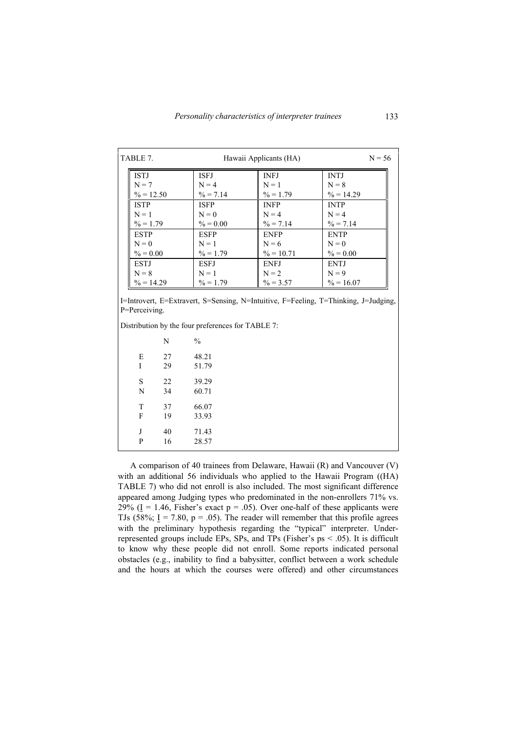TABLE 7. Hawaii Applicants (HA) N = 56

| ISTJ | ISFJ | INFJ | INTJ |
|---|---|---|---|
| N = 7<br>% = 12.50 | N = 4<br>% = 7.14 | N = 1<br>% = 1.79 | N = 8<br>% = 14.29 |
| **ISTP**<br>N = 1<br>% = 1.79 | **ISFP**<br>N = 0<br>% = 0.00 | **INFP**<br>N = 4<br>% = 7.14 | **INTP**<br>N = 4<br>% = 7.14 |
| **ESTP**<br>N = 0<br>% = 0.00 | **ESFP**<br>N = 1<br>% = 1.79 | **ENFP**<br>N = 6<br>% = 10.71 | **ENTP**<br>N = 0<br>% = 0.00 |
| **ESTJ**<br>N = 8<br>% = 14.29 | **ESFJ**<br>N = 1<br>% = 1.79 | **ENFJ**<br>N = 2<br>% = 3.57 | **ENTJ**<br>N = 9<br>% = 16.07 |

I=Introvert, E=Extravert, S=Sensing, N=Intuitive, F=Feeling, T=Thinking, J=Judging, P=Perceiving.

Distribution by the four preferences for TABLE 7:

| | N | % |
|---|---|---|
| E | 27 | 48.21 |
| I | 29 | 51.79 |
| S | 22 | 39.29 |
| N | 34 | 60.71 |
| T | 37 | 66.07 |
| F | 19 | 33.93 |
| J | 40 | 71.43 |
| P | 16 | 28.57 |

A comparison of 40 trainees from Delaware, Hawaii (R) and Vancouver (V) with an additional 56 individuals who applied to the Hawaii Program ((HA) TABLE 7) who did not enroll is also included. The most significant difference appeared among Judging types who predominated in the non-enrollers 71% vs. 29% ($\underline{I}$ = 1.46, Fisher's exact $p = .05$). Over one-half of these applicants were TJs (58%; $\underline{I}$ = 7.80, $p = .05$). The reader will remember that this profile agrees with the preliminary hypothesis regarding the "typical" interpreter. Under-represented groups include EPs, SPs, and TPs (Fisher's ps $< .05$). It is difficult to know why these people did not enroll. Some reports indicated personal obstacles (e.g., inability to find a babysitter, conflict between a work schedule and the hours at which the courses were offered) and other circumstances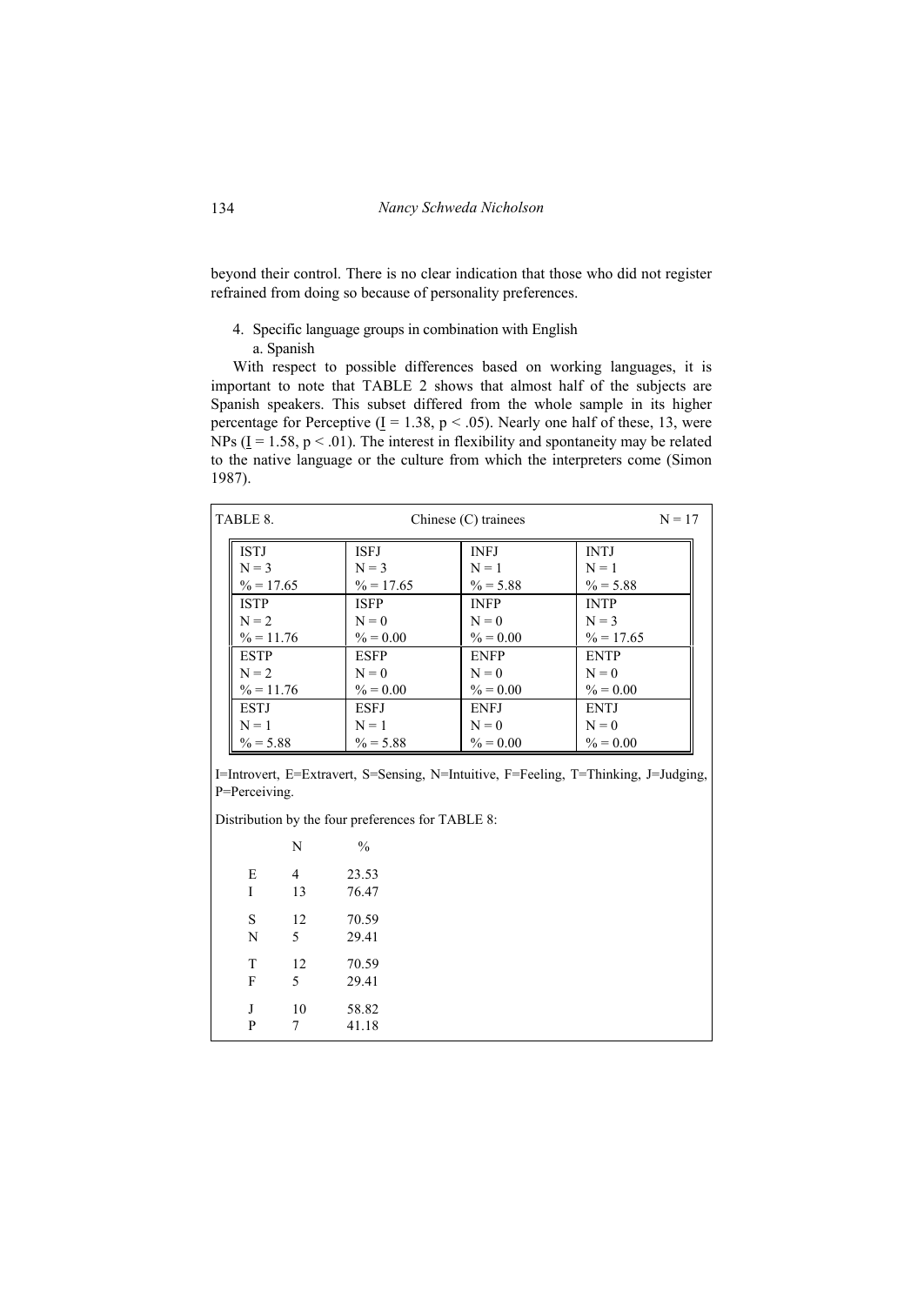beyond their control. There is no clear indication that those who did not register refrained from doing so because of personality preferences.

4. Specific language groups in combination with English

   a. Spanish

With respect to possible differences based on working languages, it is important to note that TABLE 2 shows that almost half of the subjects are Spanish speakers. This subset differed from the whole sample in its higher percentage for Perceptive (I = 1.38, $p < .05$). Nearly one half of these, 13, were NPs (I = 1.58, $p < .01$). The interest in flexibility and spontaneity may be related to the native language or the culture from which the interpreters come (Simon 1987).

TABLE 8. Chinese (C) trainees N = 17

| | | | |
|---|---|---|---|
| ISTJ<br>N = 3<br>% = 17.65 | ISFJ<br>N = 3<br>% = 17.65 | INFJ<br>N = 1<br>% = 5.88 | INTJ<br>N = 1<br>% = 5.88 |
| ISTP<br>N = 2<br>% = 11.76 | ISFP<br>N = 0<br>% = 0.00 | INFP<br>N = 0<br>% = 0.00 | INTP<br>N = 3<br>% = 17.65 |
| ESTP<br>N = 2<br>% = 11.76 | ESFP<br>N = 0<br>% = 0.00 | ENFP<br>N = 0<br>% = 0.00 | ENTP<br>N = 0<br>% = 0.00 |
| ESTJ<br>N = 1<br>% = 5.88 | ESFJ<br>N = 1<br>% = 5.88 | ENFJ<br>N = 0<br>% = 0.00 | ENTJ<br>N = 0<br>% = 0.00 |

I=Introvert, E=Extravert, S=Sensing, N=Intuitive, F=Feeling, T=Thinking, J=Judging, P=Perceiving.

Distribution by the four preferences for TABLE 8:

| | N | % |
|---|---|---|
| E | 4 | 23.53 |
| I | 13 | 76.47 |
| S | 12 | 70.59 |
| N | 5 | 29.41 |
| T | 12 | 70.59 |
| F | 5 | 29.41 |
| J | 10 | 58.82 |
| P | 7 | 41.18 |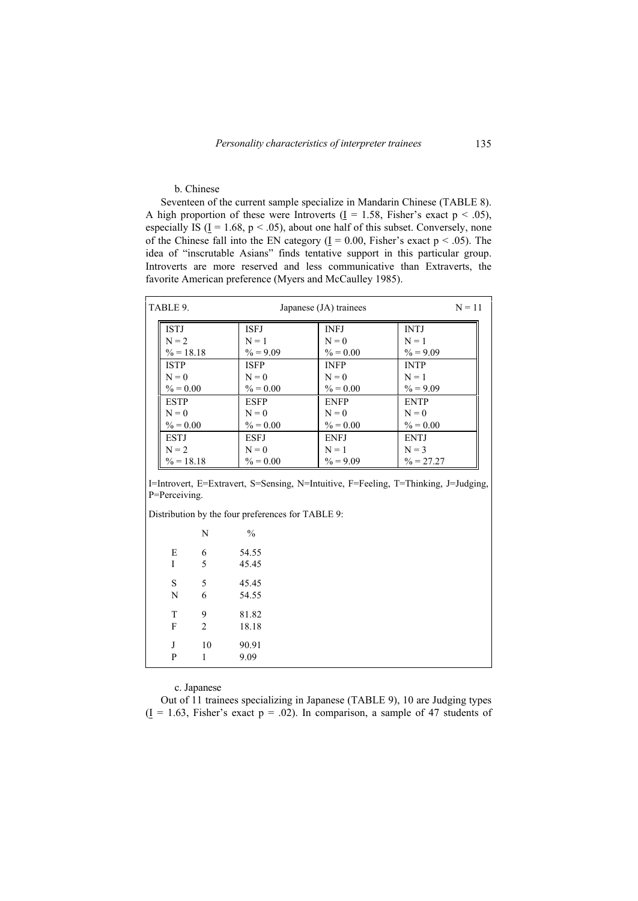b. Chinese

Seventeen of the current sample specialize in Mandarin Chinese (TABLE 8). A high proportion of these were Introverts ($\underline{I}$ = 1.58, Fisher's exact $p < .05$), especially IS ($\underline{I}$ = 1.68, $p < .05$), about one half of this subset. Conversely, none of the Chinese fall into the EN category ($\underline{I}$ = 0.00, Fisher's exact $p < .05$). The idea of "inscrutable Asians" finds tentative support in this particular group. Introverts are more reserved and less communicative than Extraverts, the favorite American preference (Myers and McCaulley 1985).

TABLE 9. Japanese (JA) trainees N = 11

| ISTJ | ISFJ | INFJ | INTJ |
|---|---|---|---|
| N = 2<br>% = 18.18 | N = 1<br>% = 9.09 | N = 0<br>% = 0.00 | N = 1<br>% = 9.09 |
| **ISTP** | **ISFP** | **INFP** | **INTP** |
| N = 0<br>% = 0.00 | N = 0<br>% = 0.00 | N = 0<br>% = 0.00 | N = 1<br>% = 9.09 |
| **ESTP** | **ESFP** | **ENFP** | **ENTP** |
| N = 0<br>% = 0.00 | N = 0<br>% = 0.00 | N = 0<br>% = 0.00 | N = 0<br>% = 0.00 |
| **ESTJ** | **ESFJ** | **ENFJ** | **ENTJ** |
| N = 2<br>% = 18.18 | N = 0<br>% = 0.00 | N = 1<br>% = 9.09 | N = 3<br>% = 27.27 |

I=Introvert, E=Extravert, S=Sensing, N=Intuitive, F=Feeling, T=Thinking, J=Judging, P=Perceiving.

Distribution by the four preferences for TABLE 9:

| | N | % |
|---|---|---|
| E | 6 | 54.55 |
| I | 5 | 45.45 |
| S | 5 | 45.45 |
| N | 6 | 54.55 |
| T | 9 | 81.82 |
| F | 2 | 18.18 |
| J | 10 | 90.91 |
| P | 1 | 9.09 |

c. Japanese

Out of 11 trainees specializing in Japanese (TABLE 9), 10 are Judging types ($\underline{I}$ = 1.63, Fisher's exact $p = .02$). In comparison, a sample of 47 students of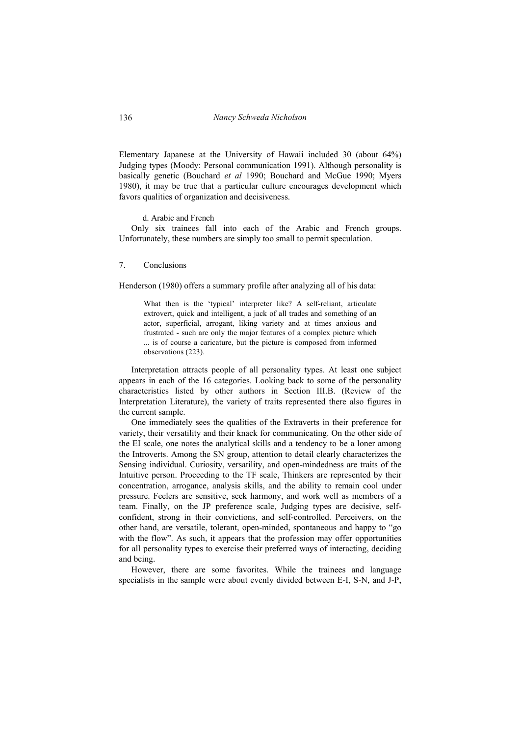Elementary Japanese at the University of Hawaii included 30 (about 64%) Judging types (Moody: Personal communication 1991). Although personality is basically genetic (Bouchard *et al* 1990; Bouchard and McGue 1990; Myers 1980), it may be true that a particular culture encourages development which favors qualities of organization and decisiveness.

d. Arabic and French

Only six trainees fall into each of the Arabic and French groups. Unfortunately, these numbers are simply too small to permit speculation.

## 7. Conclusions

Henderson (1980) offers a summary profile after analyzing all of his data:

> What then is the 'typical' interpreter like? A self-reliant, articulate extrovert, quick and intelligent, a jack of all trades and something of an actor, superficial, arrogant, liking variety and at times anxious and frustrated - such are only the major features of a complex picture which ... is of course a caricature, but the picture is composed from informed observations (223).

Interpretation attracts people of all personality types. At least one subject appears in each of the 16 categories. Looking back to some of the personality characteristics listed by other authors in Section III.B. (Review of the Interpretation Literature), the variety of traits represented there also figures in the current sample.

One immediately sees the qualities of the Extraverts in their preference for variety, their versatility and their knack for communicating. On the other side of the EI scale, one notes the analytical skills and a tendency to be a loner among the Introverts. Among the SN group, attention to detail clearly characterizes the Sensing individual. Curiosity, versatility, and open-mindedness are traits of the Intuitive person. Proceeding to the TF scale, Thinkers are represented by their concentration, arrogance, analysis skills, and the ability to remain cool under pressure. Feelers are sensitive, seek harmony, and work well as members of a team. Finally, on the JP preference scale, Judging types are decisive, self-confident, strong in their convictions, and self-controlled. Perceivers, on the other hand, are versatile, tolerant, open-minded, spontaneous and happy to "go with the flow". As such, it appears that the profession may offer opportunities for all personality types to exercise their preferred ways of interacting, deciding and being.

However, there are some favorites. While the trainees and language specialists in the sample were about evenly divided between E-I, S-N, and J-P,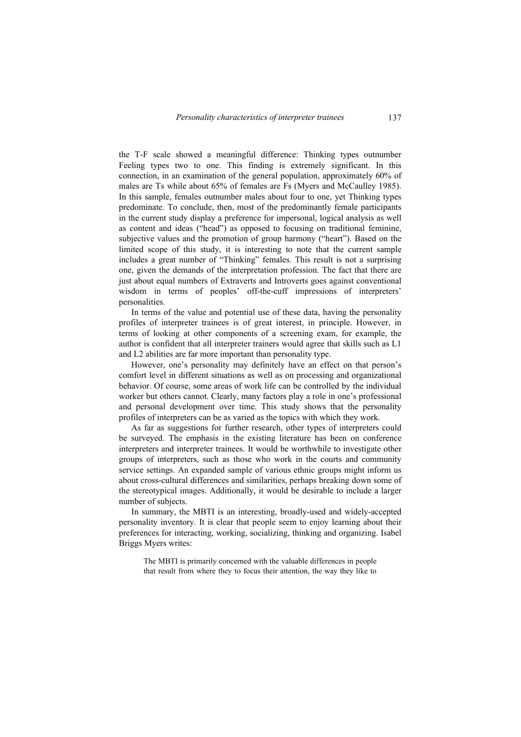the T-F scale showed a meaningful difference: Thinking types outnumber Feeling types two to one. This finding is extremely significant. In this connection, in an examination of the general population, approximately 60% of males are Ts while about 65% of females are Fs (Myers and McCaulley 1985). In this sample, females outnumber males about four to one, yet Thinking types predominate. To conclude, then, most of the predominantly female participants in the current study display a preference for impersonal, logical analysis as well as content and ideas ("head") as opposed to focusing on traditional feminine, subjective values and the promotion of group harmony ("heart"). Based on the limited scope of this study, it is interesting to note that the current sample includes a great number of "Thinking" females. This result is not a surprising one, given the demands of the interpretation profession. The fact that there are just about equal numbers of Extraverts and Introverts goes against conventional wisdom in terms of peoples' off-the-cuff impressions of interpreters' personalities.

In terms of the value and potential use of these data, having the personality profiles of interpreter trainees is of great interest, in principle. However, in terms of looking at other components of a screening exam, for example, the author is confident that all interpreter trainers would agree that skills such as L1 and L2 abilities are far more important than personality type.

However, one's personality may definitely have an effect on that person's comfort level in different situations as well as on processing and organizational behavior. Of course, some areas of work life can be controlled by the individual worker but others cannot. Clearly, many factors play a role in one's professional and personal development over time. This study shows that the personality profiles of interpreters can be as varied as the topics with which they work.

As far as suggestions for further research, other types of interpreters could be surveyed. The emphasis in the existing literature has been on conference interpreters and interpreter trainees. It would be worthwhile to investigate other groups of interpreters, such as those who work in the courts and community service settings. An expanded sample of various ethnic groups might inform us about cross-cultural differences and similarities, perhaps breaking down some of the stereotypical images. Additionally, it would be desirable to include a larger number of subjects.

In summary, the MBTI is an interesting, broadly-used and widely-accepted personality inventory. It is clear that people seem to enjoy learning about their preferences for interacting, working, socializing, thinking and organizing. Isabel Briggs Myers writes:

> The MBTI is primarily concerned with the valuable differences in people that result from where they to focus their attention, the way they like to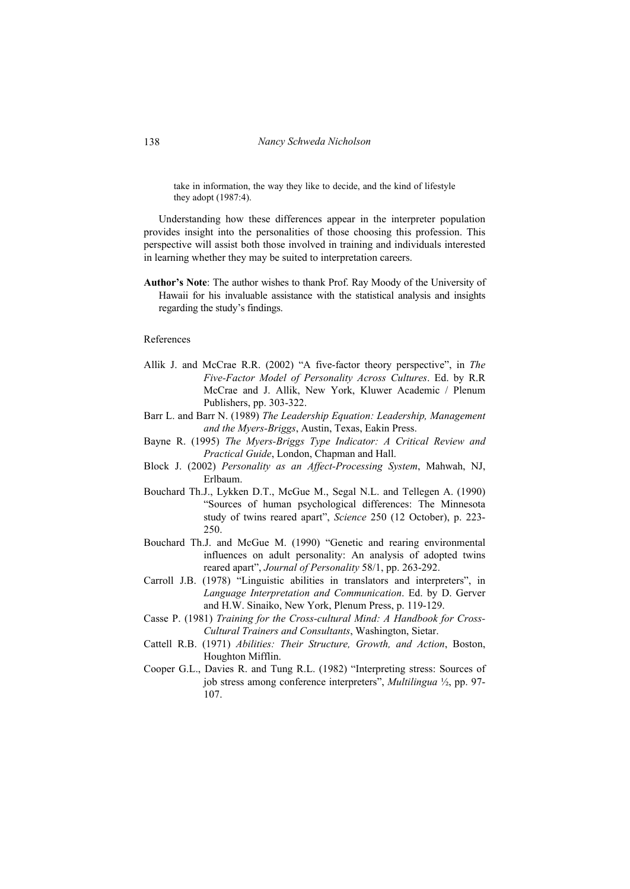take in information, the way they like to decide, and the kind of lifestyle they adopt (1987:4).

Understanding how these differences appear in the interpreter population provides insight into the personalities of those choosing this profession. This perspective will assist both those involved in training and individuals interested in learning whether they may be suited to interpretation careers.

**Author's Note**: The author wishes to thank Prof. Ray Moody of the University of Hawaii for his invaluable assistance with the statistical analysis and insights regarding the study's findings.

References

Allik J. and McCrae R.R. (2002) "A five-factor theory perspective", in *The Five-Factor Model of Personality Across Cultures*. Ed. by R.R McCrae and J. Allik, New York, Kluwer Academic / Plenum Publishers, pp. 303-322.

Barr L. and Barr N. (1989) *The Leadership Equation: Leadership, Management and the Myers-Briggs*, Austin, Texas, Eakin Press.

Bayne R. (1995) *The Myers-Briggs Type Indicator: A Critical Review and Practical Guide*, London, Chapman and Hall.

Block J. (2002) *Personality as an Affect-Processing System*, Mahwah, NJ, Erlbaum.

Bouchard Th.J., Lykken D.T., McGue M., Segal N.L. and Tellegen A. (1990) "Sources of human psychological differences: The Minnesota study of twins reared apart", *Science* 250 (12 October), p. 223-250.

Bouchard Th.J. and McGue M. (1990) "Genetic and rearing environmental influences on adult personality: An analysis of adopted twins reared apart", *Journal of Personality* 58/1, pp. 263-292.

Carroll J.B. (1978) "Linguistic abilities in translators and interpreters", in *Language Interpretation and Communication*. Ed. by D. Gerver and H.W. Sinaiko, New York, Plenum Press, p. 119-129.

Casse P. (1981) *Training for the Cross-cultural Mind: A Handbook for Cross-Cultural Trainers and Consultants*, Washington, Sietar.

Cattell R.B. (1971) *Abilities: Their Structure, Growth, and Action*, Boston, Houghton Mifflin.

Cooper G.L., Davies R. and Tung R.L. (1982) "Interpreting stress: Sources of job stress among conference interpreters", *Multilingua ½*, pp. 97-107.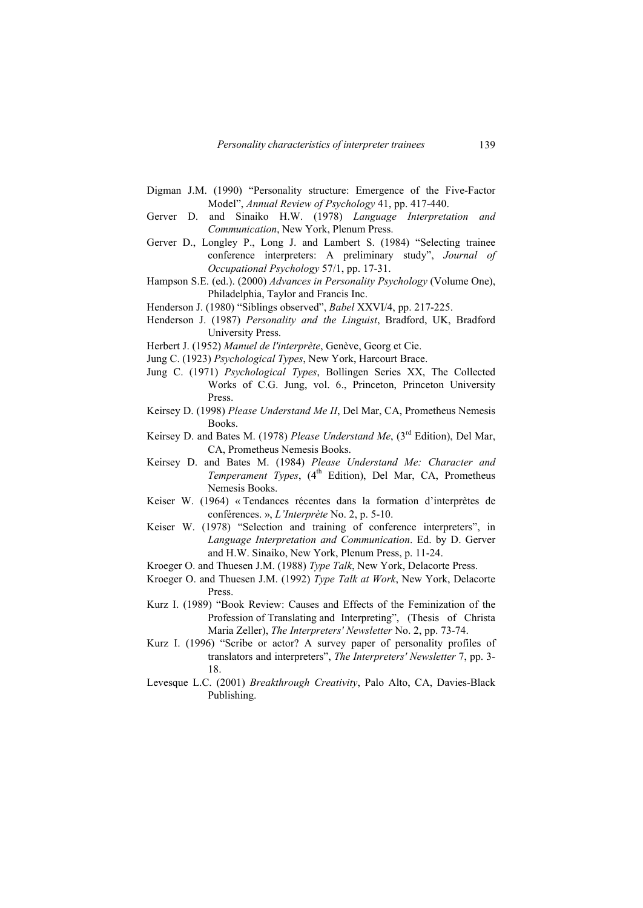Digman J.M. (1990) "Personality structure: Emergence of the Five-Factor Model", *Annual Review of Psychology* 41, pp. 417-440.

Gerver D. and Sinaiko H.W. (1978) *Language Interpretation and Communication*, New York, Plenum Press.

Gerver D., Longley P., Long J. and Lambert S. (1984) "Selecting trainee conference interpreters: A preliminary study", *Journal of Occupational Psychology* 57/1, pp. 17-31.

Hampson S.E. (ed.). (2000) *Advances in Personality Psychology* (Volume One), Philadelphia, Taylor and Francis Inc.

Henderson J. (1980) "Siblings observed", *Babel* XXVI/4, pp. 217-225.

Henderson J. (1987) *Personality and the Linguist*, Bradford, UK, Bradford University Press.

Herbert J. (1952) *Manuel de l'interprète*, Genève, Georg et Cie.

Jung C. (1923) *Psychological Types*, New York, Harcourt Brace.

Jung C. (1971) *Psychological Types*, Bollingen Series XX, The Collected Works of C.G. Jung, vol. 6., Princeton, Princeton University Press.

Keirsey D. (1998) *Please Understand Me II*, Del Mar, CA, Prometheus Nemesis Books.

Keirsey D. and Bates M. (1978) *Please Understand Me*, (3rd Edition), Del Mar, CA, Prometheus Nemesis Books.

Keirsey D. and Bates M. (1984) *Please Understand Me: Character and Temperament Types*, (4th Edition), Del Mar, CA, Prometheus Nemesis Books.

Keiser W. (1964) « Tendances récentes dans la formation d'interprètes de conférences. », *L'Interprète* No. 2, p. 5-10.

Keiser W. (1978) "Selection and training of conference interpreters", in *Language Interpretation and Communication*. Ed. by D. Gerver and H.W. Sinaiko, New York, Plenum Press, p. 11-24.

Kroeger O. and Thuesen J.M. (1988) *Type Talk*, New York, Delacorte Press.

Kroeger O. and Thuesen J.M. (1992) *Type Talk at Work*, New York, Delacorte Press.

Kurz I. (1989) "Book Review: Causes and Effects of the Feminization of the Profession of Translating and Interpreting", (Thesis of Christa Maria Zeller), *The Interpreters' Newsletter* No. 2, pp. 73-74.

Kurz I. (1996) "Scribe or actor? A survey paper of personality profiles of translators and interpreters", *The Interpreters' Newsletter* 7, pp. 3-18.

Levesque L.C. (2001) *Breakthrough Creativity*, Palo Alto, CA, Davies-Black Publishing.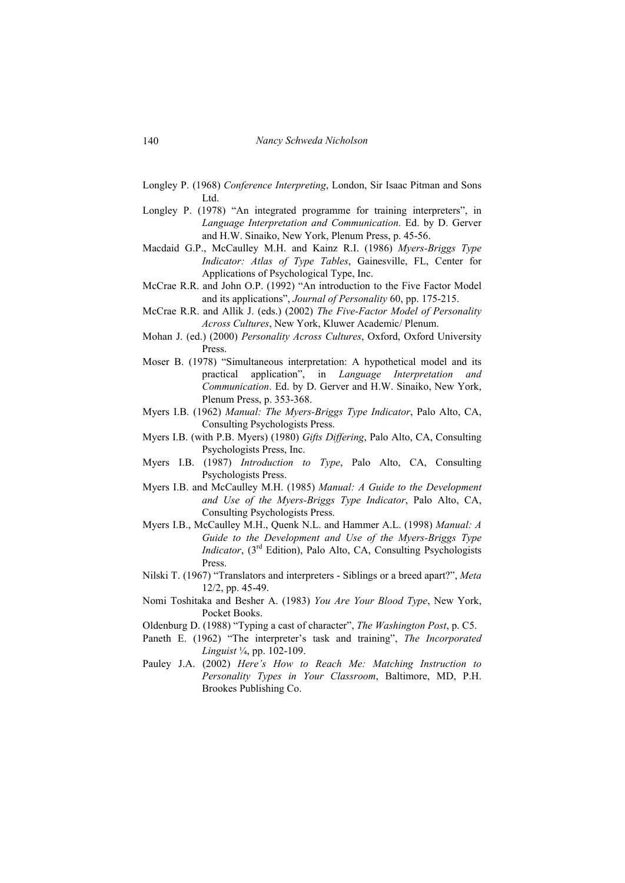Longley P. (1968) *Conference Interpreting*, London, Sir Isaac Pitman and Sons Ltd.

Longley P. (1978) "An integrated programme for training interpreters", in *Language Interpretation and Communication*. Ed. by D. Gerver and H.W. Sinaiko, New York, Plenum Press, p. 45-56.

Macdaid G.P., McCaulley M.H. and Kainz R.I. (1986) *Myers-Briggs Type Indicator: Atlas of Type Tables*, Gainesville, FL, Center for Applications of Psychological Type, Inc.

McCrae R.R. and John O.P. (1992) "An introduction to the Five Factor Model and its applications", *Journal of Personality* 60, pp. 175-215.

McCrae R.R. and Allik J. (eds.) (2002) *The Five-Factor Model of Personality Across Cultures*, New York, Kluwer Academic/ Plenum.

Mohan J. (ed.) (2000) *Personality Across Cultures*, Oxford, Oxford University Press.

Moser B. (1978) "Simultaneous interpretation: A hypothetical model and its practical application", in *Language Interpretation and Communication*. Ed. by D. Gerver and H.W. Sinaiko, New York, Plenum Press, p. 353-368.

Myers I.B. (1962) *Manual: The Myers-Briggs Type Indicator*, Palo Alto, CA, Consulting Psychologists Press.

Myers I.B. (with P.B. Myers) (1980) *Gifts Differing*, Palo Alto, CA, Consulting Psychologists Press, Inc.

Myers I.B. (1987) *Introduction to Type*, Palo Alto, CA, Consulting Psychologists Press.

Myers I.B. and McCaulley M.H. (1985) *Manual: A Guide to the Development and Use of the Myers-Briggs Type Indicator*, Palo Alto, CA, Consulting Psychologists Press.

Myers I.B., McCaulley M.H., Quenk N.L. and Hammer A.L. (1998) *Manual: A Guide to the Development and Use of the Myers-Briggs Type Indicator*, (3rd Edition), Palo Alto, CA, Consulting Psychologists Press.

Nilski T. (1967) "Translators and interpreters - Siblings or a breed apart?", *Meta* 12/2, pp. 45-49.

Nomi Toshitaka and Besher A. (1983) *You Are Your Blood Type*, New York, Pocket Books.

Oldenburg D. (1988) "Typing a cast of character", *The Washington Post*, p. C5.

Paneth E. (1962) "The interpreter's task and training", *The Incorporated Linguist* ¼, pp. 102-109.

Pauley J.A. (2002) *Here's How to Reach Me: Matching Instruction to Personality Types in Your Classroom*, Baltimore, MD, P.H. Brookes Publishing Co.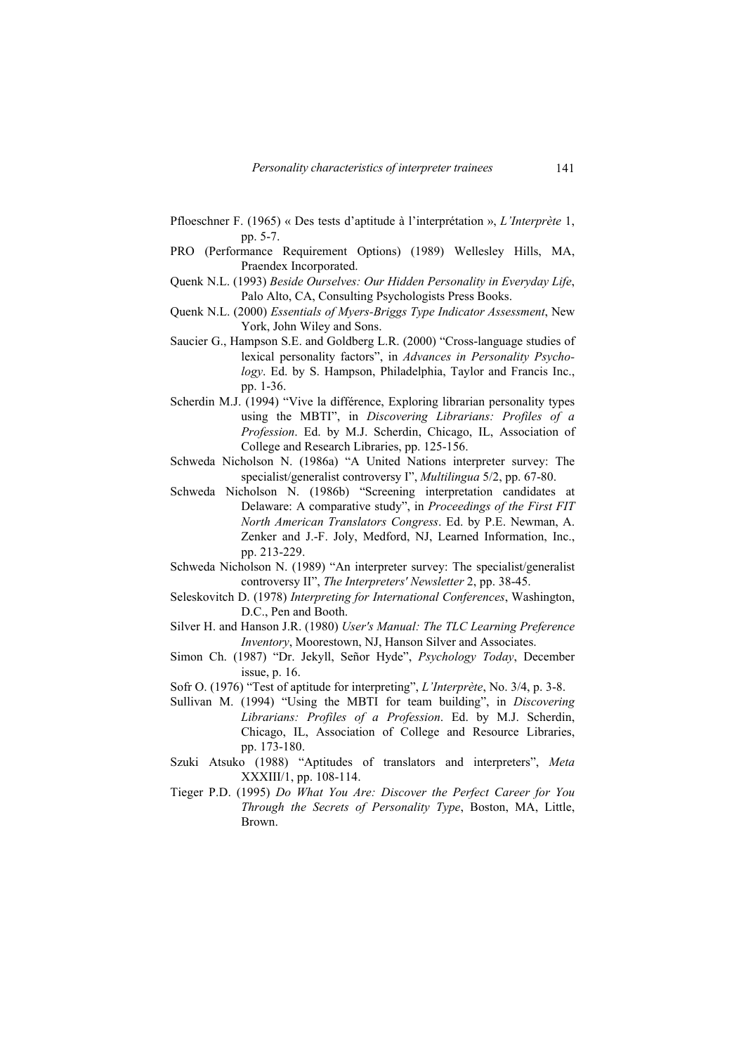Pfloeschner F. (1965) « Des tests d'aptitude à l'interprétation », *L'Interprète* 1, pp. 5-7.

PRO (Performance Requirement Options) (1989) Wellesley Hills, MA, Praendex Incorporated.

Quenk N.L. (1993) *Beside Ourselves: Our Hidden Personality in Everyday Life*, Palo Alto, CA, Consulting Psychologists Press Books.

Quenk N.L. (2000) *Essentials of Myers-Briggs Type Indicator Assessment*, New York, John Wiley and Sons.

Saucier G., Hampson S.E. and Goldberg L.R. (2000) "Cross-language studies of lexical personality factors", in *Advances in Personality Psychology*. Ed. by S. Hampson, Philadelphia, Taylor and Francis Inc., pp. 1-36.

Scherdin M.J. (1994) "Vive la différence, Exploring librarian personality types using the MBTI", in *Discovering Librarians: Profiles of a Profession*. Ed. by M.J. Scherdin, Chicago, IL, Association of College and Research Libraries, pp. 125-156.

Schweda Nicholson N. (1986a) "A United Nations interpreter survey: The specialist/generalist controversy I", *Multilingua* 5/2, pp. 67-80.

Schweda Nicholson N. (1986b) "Screening interpretation candidates at Delaware: A comparative study", in *Proceedings of the First FIT North American Translators Congress*. Ed. by P.E. Newman, A. Zenker and J.-F. Joly, Medford, NJ, Learned Information, Inc., pp. 213-229.

Schweda Nicholson N. (1989) "An interpreter survey: The specialist/generalist controversy II", *The Interpreters' Newsletter* 2, pp. 38-45.

Seleskovitch D. (1978) *Interpreting for International Conferences*, Washington, D.C., Pen and Booth.

Silver H. and Hanson J.R. (1980) *User's Manual: The TLC Learning Preference Inventory*, Moorestown, NJ, Hanson Silver and Associates.

Simon Ch. (1987) "Dr. Jekyll, Señor Hyde", *Psychology Today*, December issue, p. 16.

Sofr O. (1976) "Test of aptitude for interpreting", *L'Interprète*, No. 3/4, p. 3-8.

Sullivan M. (1994) "Using the MBTI for team building", in *Discovering Librarians: Profiles of a Profession*. Ed. by M.J. Scherdin, Chicago, IL, Association of College and Resource Libraries, pp. 173-180.

Szuki Atsuko (1988) "Aptitudes of translators and interpreters", *Meta* XXXIII/1, pp. 108-114.

Tieger P.D. (1995) *Do What You Are: Discover the Perfect Career for You Through the Secrets of Personality Type*, Boston, MA, Little, Brown.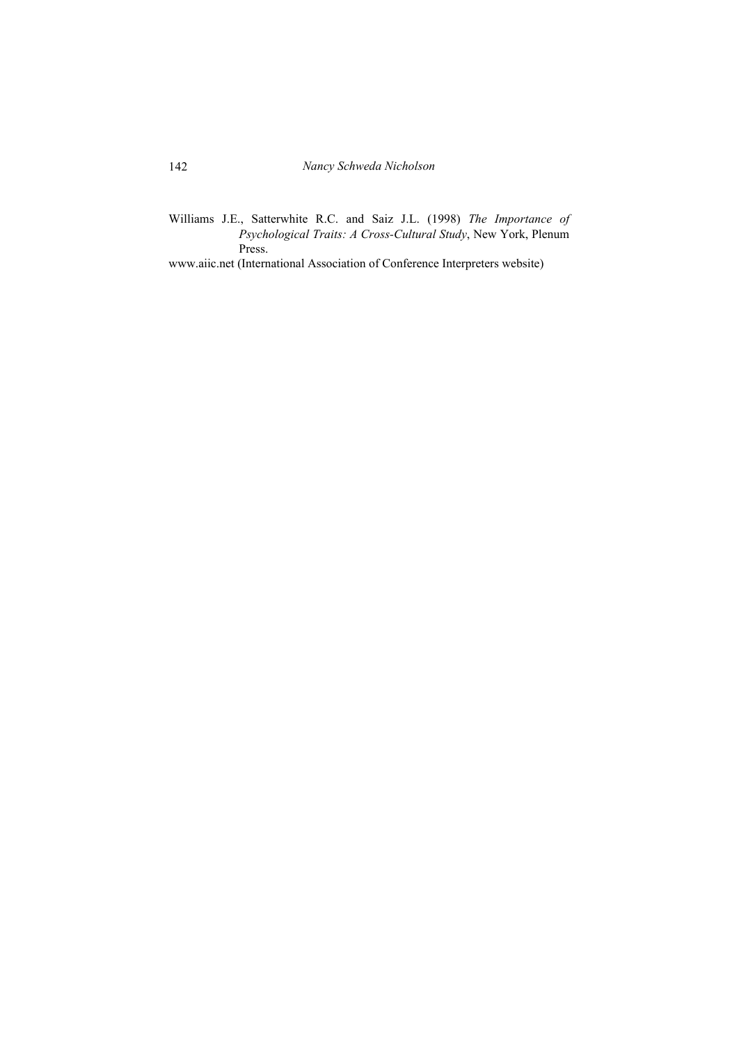Williams J.E., Satterwhite R.C. and Saiz J.L. (1998) *The Importance of Psychological Traits: A Cross-Cultural Study*, New York, Plenum Press.

www.aiic.net (International Association of Conference Interpreters website)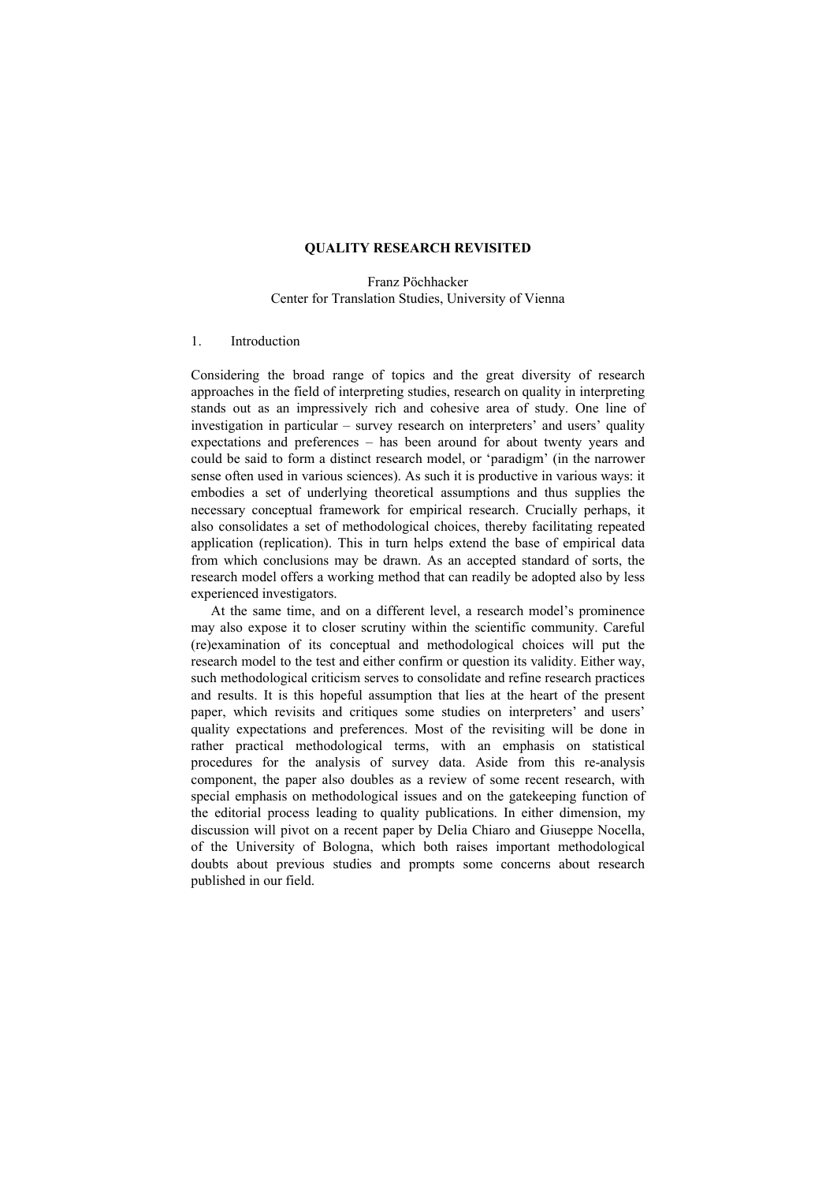# QUALITY RESEARCH REVISITED

Franz Pöchhacker
Center for Translation Studies, University of Vienna

## 1. Introduction

Considering the broad range of topics and the great diversity of research approaches in the field of interpreting studies, research on quality in interpreting stands out as an impressively rich and cohesive area of study. One line of investigation in particular – survey research on interpreters' and users' quality expectations and preferences – has been around for about twenty years and could be said to form a distinct research model, or 'paradigm' (in the narrower sense often used in various sciences). As such it is productive in various ways: it embodies a set of underlying theoretical assumptions and thus supplies the necessary conceptual framework for empirical research. Crucially perhaps, it also consolidates a set of methodological choices, thereby facilitating repeated application (replication). This in turn helps extend the base of empirical data from which conclusions may be drawn. As an accepted standard of sorts, the research model offers a working method that can readily be adopted also by less experienced investigators.

At the same time, and on a different level, a research model's prominence may also expose it to closer scrutiny within the scientific community. Careful (re)examination of its conceptual and methodological choices will put the research model to the test and either confirm or question its validity. Either way, such methodological criticism serves to consolidate and refine research practices and results. It is this hopeful assumption that lies at the heart of the present paper, which revisits and critiques some studies on interpreters' and users' quality expectations and preferences. Most of the revisiting will be done in rather practical methodological terms, with an emphasis on statistical procedures for the analysis of survey data. Aside from this re-analysis component, the paper also doubles as a review of some recent research, with special emphasis on methodological issues and on the gatekeeping function of the editorial process leading to quality publications. In either dimension, my discussion will pivot on a recent paper by Delia Chiaro and Giuseppe Nocella, of the University of Bologna, which both raises important methodological doubts about previous studies and prompts some concerns about research published in our field.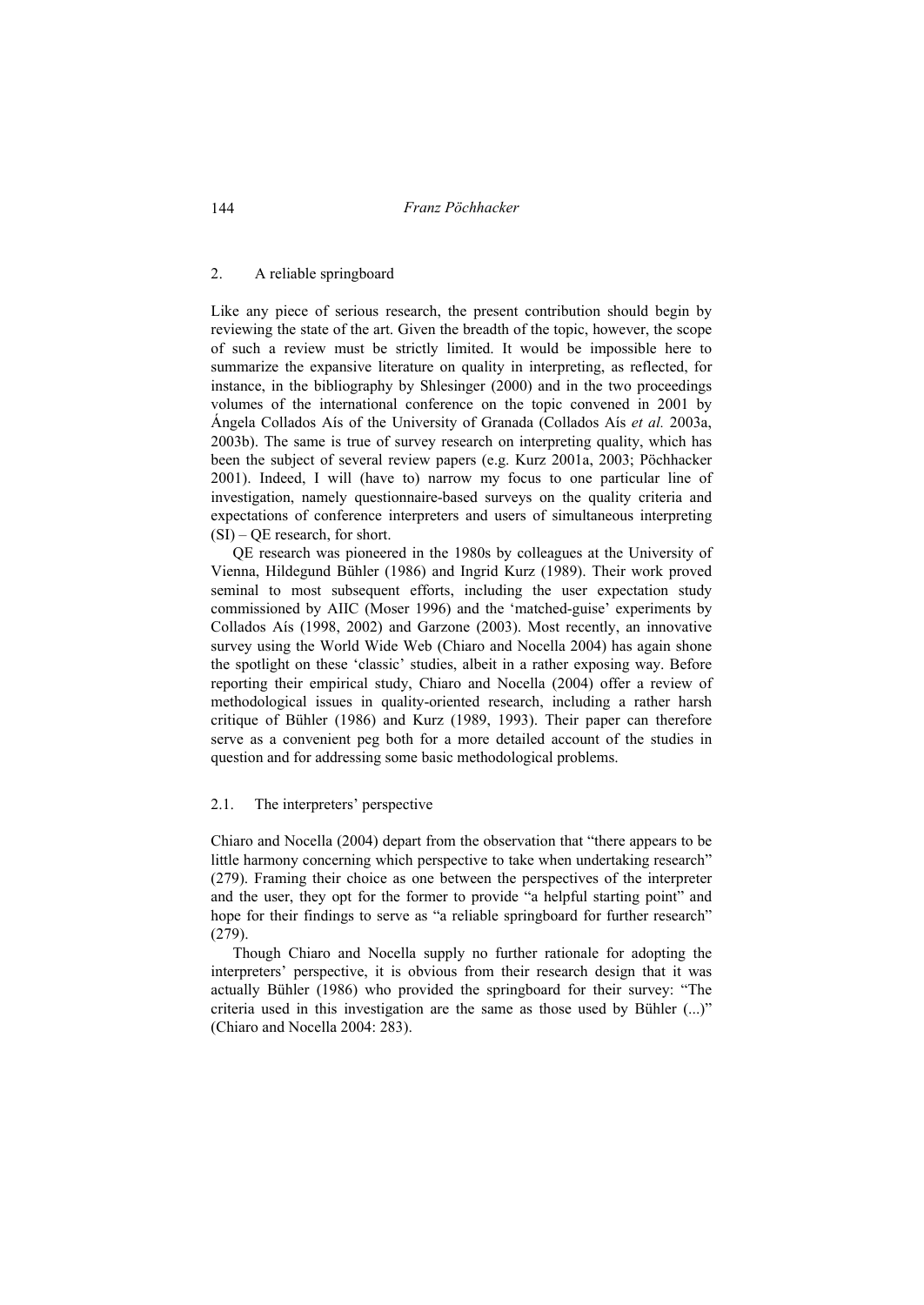## 2. A reliable springboard

Like any piece of serious research, the present contribution should begin by reviewing the state of the art. Given the breadth of the topic, however, the scope of such a review must be strictly limited. It would be impossible here to summarize the expansive literature on quality in interpreting, as reflected, for instance, in the bibliography by Shlesinger (2000) and in the two proceedings volumes of the international conference on the topic convened in 2001 by Ángela Collados Aís of the University of Granada (Collados Aís *et al.* 2003a, 2003b). The same is true of survey research on interpreting quality, which has been the subject of several review papers (e.g. Kurz 2001a, 2003; Pöchhacker 2001). Indeed, I will (have to) narrow my focus to one particular line of investigation, namely questionnaire-based surveys on the quality criteria and expectations of conference interpreters and users of simultaneous interpreting (SI) – QE research, for short.

QE research was pioneered in the 1980s by colleagues at the University of Vienna, Hildegund Bühler (1986) and Ingrid Kurz (1989). Their work proved seminal to most subsequent efforts, including the user expectation study commissioned by AIIC (Moser 1996) and the 'matched-guise' experiments by Collados Aís (1998, 2002) and Garzone (2003). Most recently, an innovative survey using the World Wide Web (Chiaro and Nocella 2004) has again shone the spotlight on these 'classic' studies, albeit in a rather exposing way. Before reporting their empirical study, Chiaro and Nocella (2004) offer a review of methodological issues in quality-oriented research, including a rather harsh critique of Bühler (1986) and Kurz (1989, 1993). Their paper can therefore serve as a convenient peg both for a more detailed account of the studies in question and for addressing some basic methodological problems.

### 2.1. The interpreters' perspective

Chiaro and Nocella (2004) depart from the observation that "there appears to be little harmony concerning which perspective to take when undertaking research" (279). Framing their choice as one between the perspectives of the interpreter and the user, they opt for the former to provide "a helpful starting point" and hope for their findings to serve as "a reliable springboard for further research" (279).

Though Chiaro and Nocella supply no further rationale for adopting the interpreters' perspective, it is obvious from their research design that it was actually Bühler (1986) who provided the springboard for their survey: "The criteria used in this investigation are the same as those used by Bühler (...)" (Chiaro and Nocella 2004: 283).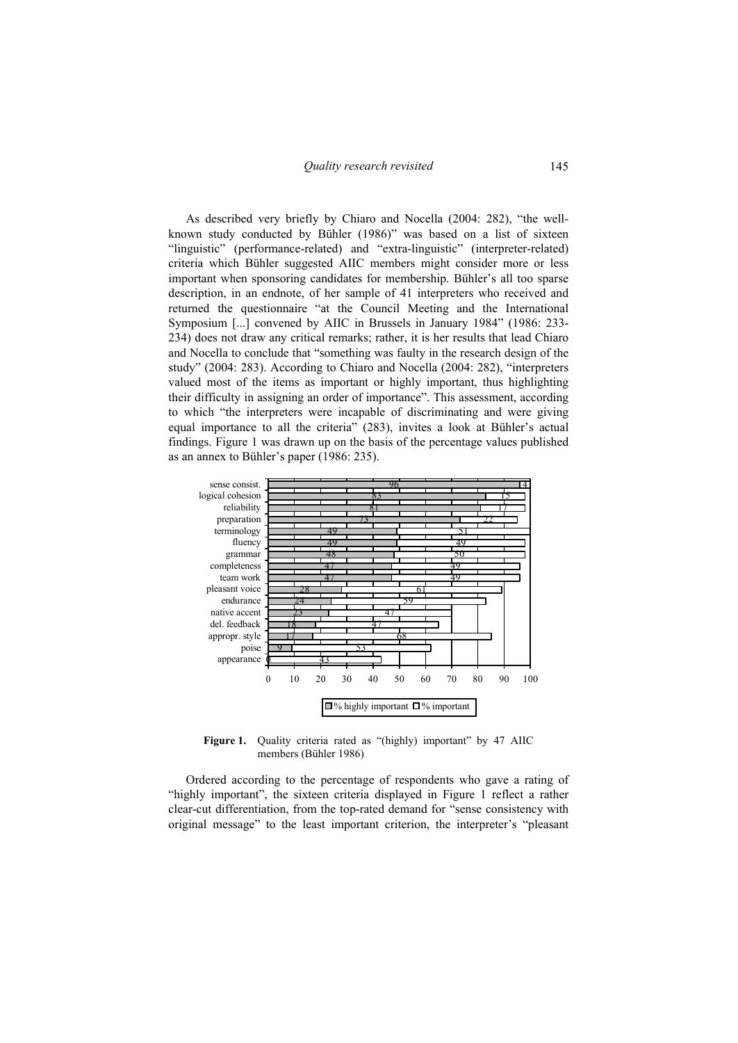As described very briefly by Chiaro and Nocella (2004: 282), "the well-known study conducted by Bühler (1986)" was based on a list of sixteen "linguistic" (performance-related) and "extra-linguistic" (interpreter-related) criteria which Bühler suggested AIIC members might consider more or less important when sponsoring candidates for membership. Bühler's all too sparse description, in an endnote, of her sample of 41 interpreters who received and returned the questionnaire "at the Council Meeting and the International Symposium [...] convened by AIIC in Brussels in January 1984" (1986: 233-234) does not draw any critical remarks; rather, it is her results that lead Chiaro and Nocella to conclude that "something was faulty in the research design of the study" (2004: 283). According to Chiaro and Nocella (2004: 282), "interpreters valued most of the items as important or highly important, thus highlighting their difficulty in assigning an order of importance". This assessment, according to which "the interpreters were incapable of discriminating and were giving equal importance to all the criteria" (283), invites a look at Bühler's actual findings. Figure 1 was drawn up on the basis of the percentage values published as an annex to Bühler's paper (1986: 235).

| Criterion | % highly important | % important |
|---|---|---|
| sense consist. | 96 | 4 |
| logical cohesion | 83 | 15 |
| reliability | 81 | 17 |
| preparation | 73 | 22 |
| terminology | 49 | 51 |
| fluency | 49 | 49 |
| grammar | 48 | 50 |
| completeness | 47 | 49 |
| team work | 47 | 49 |
| pleasant voice | 28 | 61 |
| endurance | 24 | 59 |
| native accent | 23 | 47 |
| del. feedback | 18 | 47 |
| appropr. style | 17 | 68 |
| poise | 9 | 53 |
| appearance | 0 | 43 |

**Figure 1.** Quality criteria rated as "(highly) important" by 47 AIIC members (Bühler 1986)

Ordered according to the percentage of respondents who gave a rating of "highly important", the sixteen criteria displayed in Figure 1 reflect a rather clear-cut differentiation, from the top-rated demand for "sense consistency with original message" to the least important criterion, the interpreter's "pleasant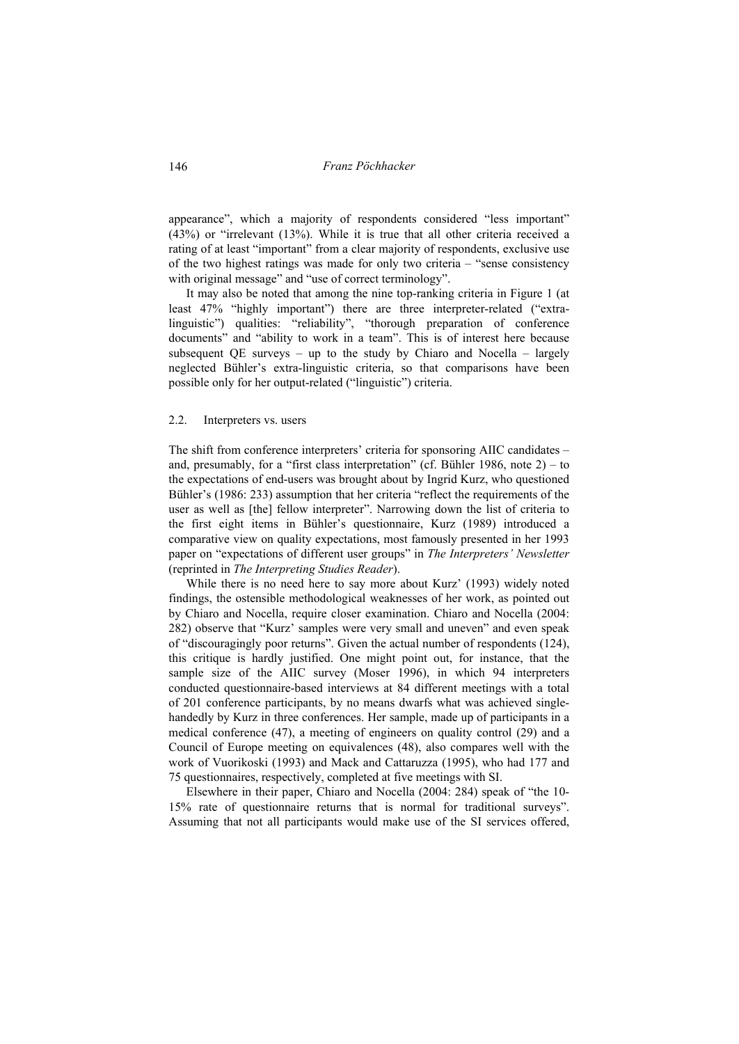appearance", which a majority of respondents considered "less important" (43%) or "irrelevant (13%). While it is true that all other criteria received a rating of at least "important" from a clear majority of respondents, exclusive use of the two highest ratings was made for only two criteria – "sense consistency with original message" and "use of correct terminology".

It may also be noted that among the nine top-ranking criteria in Figure 1 (at least 47% "highly important") there are three interpreter-related ("extra-linguistic") qualities: "reliability", "thorough preparation of conference documents" and "ability to work in a team". This is of interest here because subsequent QE surveys – up to the study by Chiaro and Nocella – largely neglected Bühler's extra-linguistic criteria, so that comparisons have been possible only for her output-related ("linguistic") criteria.

## 2.2. Interpreters vs. users

The shift from conference interpreters' criteria for sponsoring AIIC candidates – and, presumably, for a "first class interpretation" (cf. Bühler 1986, note 2) – to the expectations of end-users was brought about by Ingrid Kurz, who questioned Bühler's (1986: 233) assumption that her criteria "reflect the requirements of the user as well as [the] fellow interpreter". Narrowing down the list of criteria to the first eight items in Bühler's questionnaire, Kurz (1989) introduced a comparative view on quality expectations, most famously presented in her 1993 paper on "expectations of different user groups" in *The Interpreters' Newsletter* (reprinted in *The Interpreting Studies Reader*).

While there is no need here to say more about Kurz' (1993) widely noted findings, the ostensible methodological weaknesses of her work, as pointed out by Chiaro and Nocella, require closer examination. Chiaro and Nocella (2004: 282) observe that "Kurz' samples were very small and uneven" and even speak of "discouragingly poor returns". Given the actual number of respondents (124), this critique is hardly justified. One might point out, for instance, that the sample size of the AIIC survey (Moser 1996), in which 94 interpreters conducted questionnaire-based interviews at 84 different meetings with a total of 201 conference participants, by no means dwarfs what was achieved single-handedly by Kurz in three conferences. Her sample, made up of participants in a medical conference (47), a meeting of engineers on quality control (29) and a Council of Europe meeting on equivalences (48), also compares well with the work of Vuorikoski (1993) and Mack and Cattaruzza (1995), who had 177 and 75 questionnaires, respectively, completed at five meetings with SI.

Elsewhere in their paper, Chiaro and Nocella (2004: 284) speak of "the 10-15% rate of questionnaire returns that is normal for traditional surveys". Assuming that not all participants would make use of the SI services offered,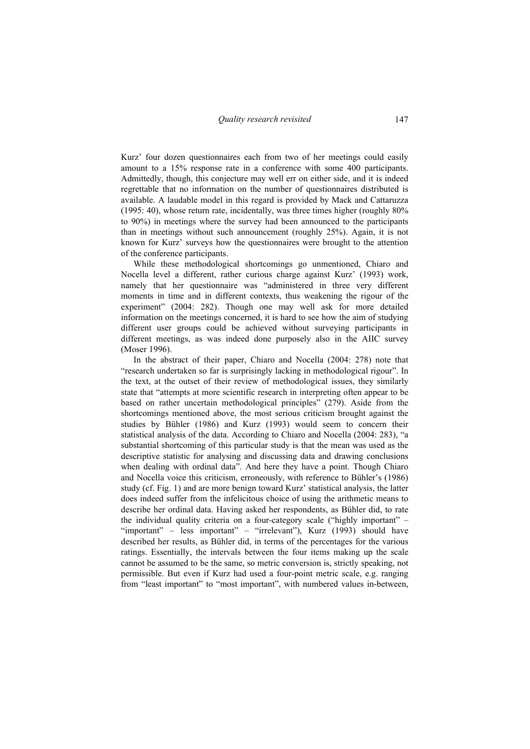Kurz' four dozen questionnaires each from two of her meetings could easily amount to a 15% response rate in a conference with some 400 participants. Admittedly, though, this conjecture may well err on either side, and it is indeed regrettable that no information on the number of questionnaires distributed is available. A laudable model in this regard is provided by Mack and Cattaruzza (1995: 40), whose return rate, incidentally, was three times higher (roughly 80% to 90%) in meetings where the survey had been announced to the participants than in meetings without such announcement (roughly 25%). Again, it is not known for Kurz' surveys how the questionnaires were brought to the attention of the conference participants.

While these methodological shortcomings go unmentioned, Chiaro and Nocella level a different, rather curious charge against Kurz' (1993) work, namely that her questionnaire was "administered in three very different moments in time and in different contexts, thus weakening the rigour of the experiment" (2004: 282). Though one may well ask for more detailed information on the meetings concerned, it is hard to see how the aim of studying different user groups could be achieved without surveying participants in different meetings, as was indeed done purposely also in the AIIC survey (Moser 1996).

In the abstract of their paper, Chiaro and Nocella (2004: 278) note that "research undertaken so far is surprisingly lacking in methodological rigour". In the text, at the outset of their review of methodological issues, they similarly state that "attempts at more scientific research in interpreting often appear to be based on rather uncertain methodological principles" (279). Aside from the shortcomings mentioned above, the most serious criticism brought against the studies by Bühler (1986) and Kurz (1993) would seem to concern their statistical analysis of the data. According to Chiaro and Nocella (2004: 283), "a substantial shortcoming of this particular study is that the mean was used as the descriptive statistic for analysing and discussing data and drawing conclusions when dealing with ordinal data". And here they have a point. Though Chiaro and Nocella voice this criticism, erroneously, with reference to Bühler's (1986) study (cf. Fig. 1) and are more benign toward Kurz' statistical analysis, the latter does indeed suffer from the infelicitous choice of using the arithmetic means to describe her ordinal data. Having asked her respondents, as Bühler did, to rate the individual quality criteria on a four-category scale ("highly important" – "important" – less important" – "irrelevant"), Kurz (1993) should have described her results, as Bühler did, in terms of the percentages for the various ratings. Essentially, the intervals between the four items making up the scale cannot be assumed to be the same, so metric conversion is, strictly speaking, not permissible. But even if Kurz had used a four-point metric scale, e.g. ranging from "least important" to "most important", with numbered values in-between,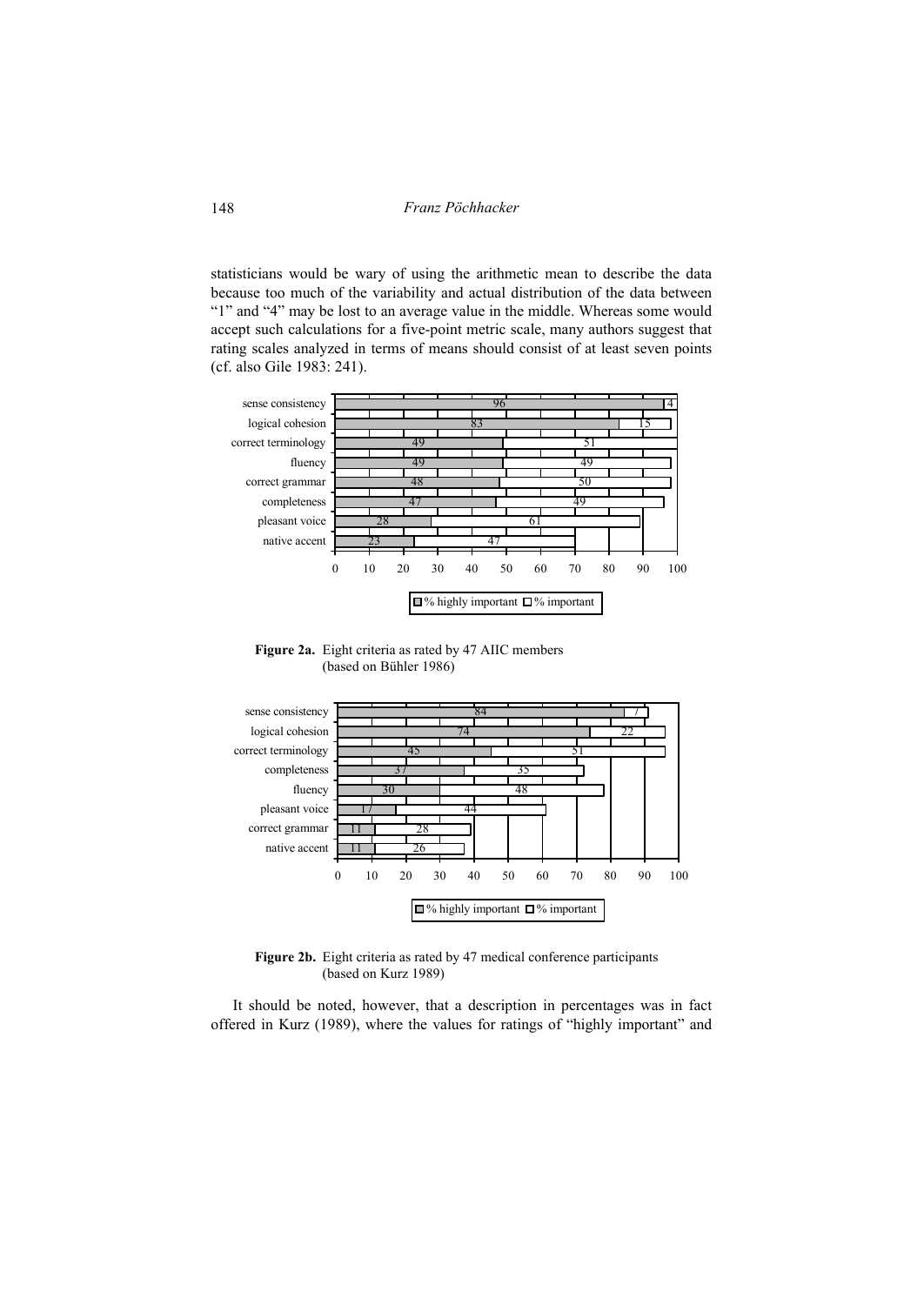statisticians would be wary of using the arithmetic mean to describe the data because too much of the variability and actual distribution of the data between "1" and "4" may be lost to an average value in the middle. Whereas some would accept such calculations for a five-point metric scale, many authors suggest that rating scales analyzed in terms of means should consist of at least seven points (cf. also Gile 1983: 241).

| Criterion | % highly important | % important |
|---|---|---|
| sense consistency | 96 | 4 |
| logical cohesion | 83 | 15 |
| correct terminology | 49 | 51 |
| fluency | 49 | 49 |
| correct grammar | 48 | 50 |
| completeness | 47 | 49 |
| pleasant voice | 28 | 61 |
| native accent | 23 | 47 |

**Figure 2a.** Eight criteria as rated by 47 AIIC members (based on Bühler 1986)

| Criterion | % highly important | % important |
|---|---|---|
| sense consistency | 84 | 7 |
| logical cohesion | 74 | 22 |
| correct terminology | 45 | 51 |
| completeness | 37 | 35 |
| fluency | 30 | 48 |
| pleasant voice | 17 | 44 |
| correct grammar | 11 | 28 |
| native accent | 11 | 26 |

**Figure 2b.** Eight criteria as rated by 47 medical conference participants (based on Kurz 1989)

It should be noted, however, that a description in percentages was in fact offered in Kurz (1989), where the values for ratings of "highly important" and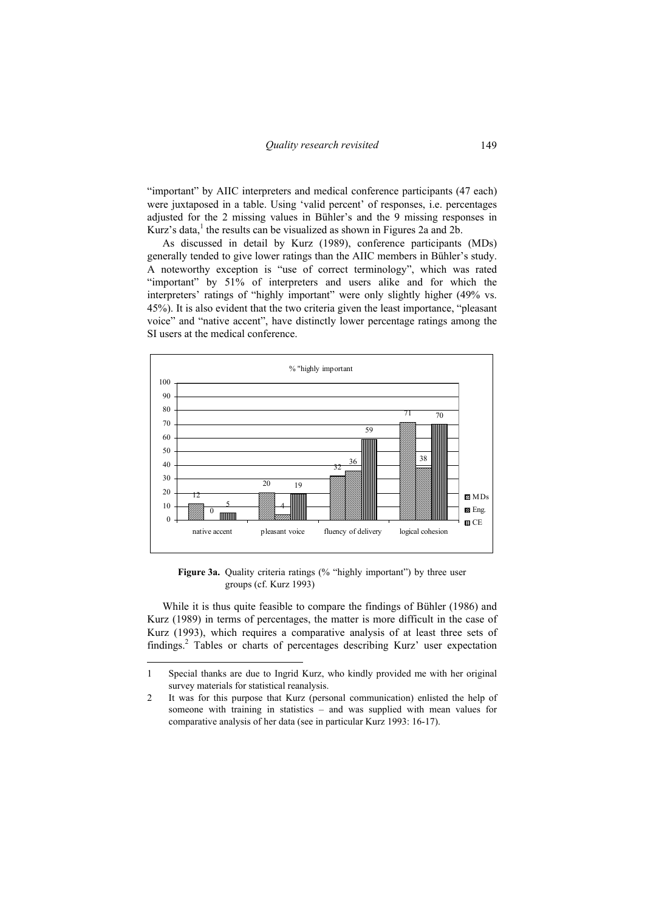"important" by AIIC interpreters and medical conference participants (47 each) were juxtaposed in a table. Using 'valid percent' of responses, i.e. percentages adjusted for the 2 missing values in Bühler's and the 9 missing responses in Kurz's data,[1] the results can be visualized as shown in Figures 2a and 2b.

As discussed in detail by Kurz (1989), conference participants (MDs) generally tended to give lower ratings than the AIIC members in Bühler's study. A noteworthy exception is "use of correct terminology", which was rated "important" by 51% of interpreters and users alike and for which the interpreters' ratings of "highly important" were only slightly higher (49% vs. 45%). It is also evident that the two criteria given the least importance, "pleasant voice" and "native accent", have distinctly lower percentage ratings among the SI users at the medical conference.

% "highly important"

| | MDs | Eng. | CE |
|---|---|---|---|
| native accent | 12 | 0 | 5 |
| pleasant voice | 20 | 4 | 19 |
| fluency of delivery | 32 | 36 | 59 |
| logical cohesion | 71 | 38 | 70 |

**Figure 3a.** Quality criteria ratings (% "highly important") by three user groups (cf. Kurz 1993)

While it is thus quite feasible to compare the findings of Bühler (1986) and Kurz (1989) in terms of percentages, the matter is more difficult in the case of Kurz (1993), which requires a comparative analysis of at least three sets of findings.[2] Tables or charts of percentages describing Kurz' user expectation

---

1 Special thanks are due to Ingrid Kurz, who kindly provided me with her original survey materials for statistical reanalysis.

2 It was for this purpose that Kurz (personal communication) enlisted the help of someone with training in statistics – and was supplied with mean values for comparative analysis of her data (see in particular Kurz 1993: 16-17).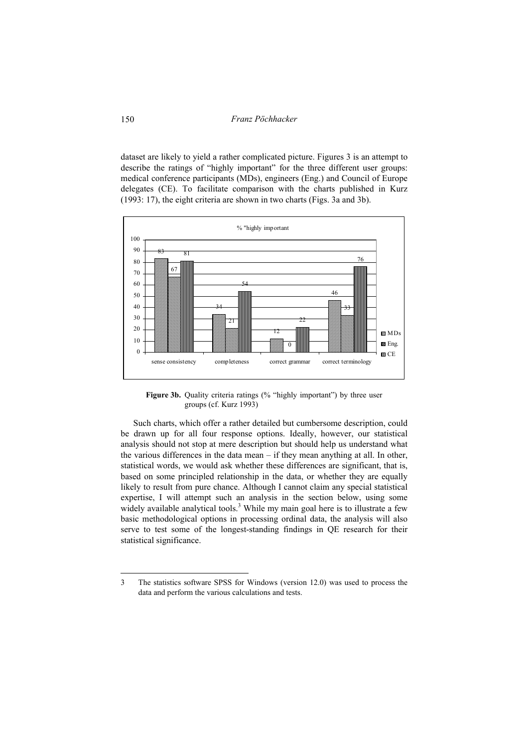dataset are likely to yield a rather complicated picture. Figures 3 is an attempt to describe the ratings of "highly important" for the three different user groups: medical conference participants (MDs), engineers (Eng.) and Council of Europe delegates (CE). To facilitate comparison with the charts published in Kurz (1993: 17), the eight criteria are shown in two charts (Figs. 3a and 3b).

% "highly important

| | MDs | Eng. | CE |
|---|---|---|---|
| sense consistency | 83 | 67 | 81 |
| completeness | 34 | 21 | 54 |
| correct grammar | 12 | 0 | 22 |
| correct terminology | 46 | 33 | 76 |

**Figure 3b.** Quality criteria ratings (% "highly important") by three user groups (cf. Kurz 1993)

Such charts, which offer a rather detailed but cumbersome description, could be drawn up for all four response options. Ideally, however, our statistical analysis should not stop at mere description but should help us understand what the various differences in the data mean – if they mean anything at all. In other, statistical words, we would ask whether these differences are significant, that is, based on some principled relationship in the data, or whether they are equally likely to result from pure chance. Although I cannot claim any special statistical expertise, I will attempt such an analysis in the section below, using some widely available analytical tools.[3] While my main goal here is to illustrate a few basic methodological options in processing ordinal data, the analysis will also serve to test some of the longest-standing findings in QE research for their statistical significance.

---

3 The statistics software SPSS for Windows (version 12.0) was used to process the data and perform the various calculations and tests.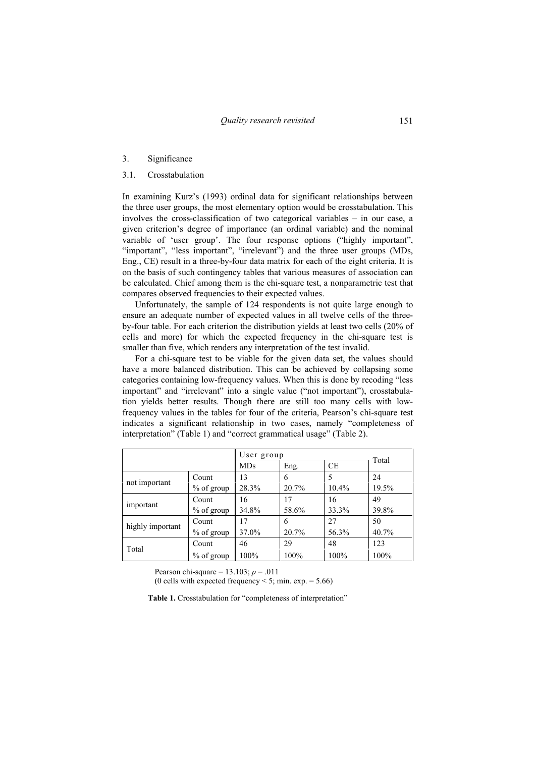## 3. Significance

### 3.1. Crosstabulation

In examining Kurz's (1993) ordinal data for significant relationships between the three user groups, the most elementary option would be crosstabulation. This involves the cross-classification of two categorical variables – in our case, a given criterion's degree of importance (an ordinal variable) and the nominal variable of 'user group'. The four response options ("highly important", "important", "less important", "irrelevant") and the three user groups (MDs, Eng., CE) result in a three-by-four data matrix for each of the eight criteria. It is on the basis of such contingency tables that various measures of association can be calculated. Chief among them is the chi-square test, a nonparametric test that compares observed frequencies to their expected values.

Unfortunately, the sample of 124 respondents is not quite large enough to ensure an adequate number of expected values in all twelve cells of the three-by-four table. For each criterion the distribution yields at least two cells (20% of cells and more) for which the expected frequency in the chi-square test is smaller than five, which renders any interpretation of the test invalid.

For a chi-square test to be viable for the given data set, the values should have a more balanced distribution. This can be achieved by collapsing some categories containing low-frequency values. When this is done by recoding "less important" and "irrelevant" into a single value ("not important"), crosstabulation yields better results. Though there are still too many cells with low-frequency values in the tables for four of the criteria, Pearson's chi-square test indicates a significant relationship in two cases, namely "completeness of interpretation" (Table 1) and "correct grammatical usage" (Table 2).

| | | User group | | | Total |
|---|---|---|---|---|---|
| | | MDs | Eng. | CE | |
| not important | Count | 13 | 6 | 5 | 24 |
| | % of group | 28.3% | 20.7% | 10.4% | 19.5% |
| important | Count | 16 | 17 | 16 | 49 |
| | % of group | 34.8% | 58.6% | 33.3% | 39.8% |
| highly important | Count | 17 | 6 | 27 | 50 |
| | % of group | 37.0% | 20.7% | 56.3% | 40.7% |
| Total | Count | 46 | 29 | 48 | 123 |
| | % of group | 100% | 100% | 100% | 100% |

Pearson chi-square = 13.103; $p = .011$
(0 cells with expected frequency < 5; min. exp. = 5.66)

**Table 1.** Crosstabulation for "completeness of interpretation"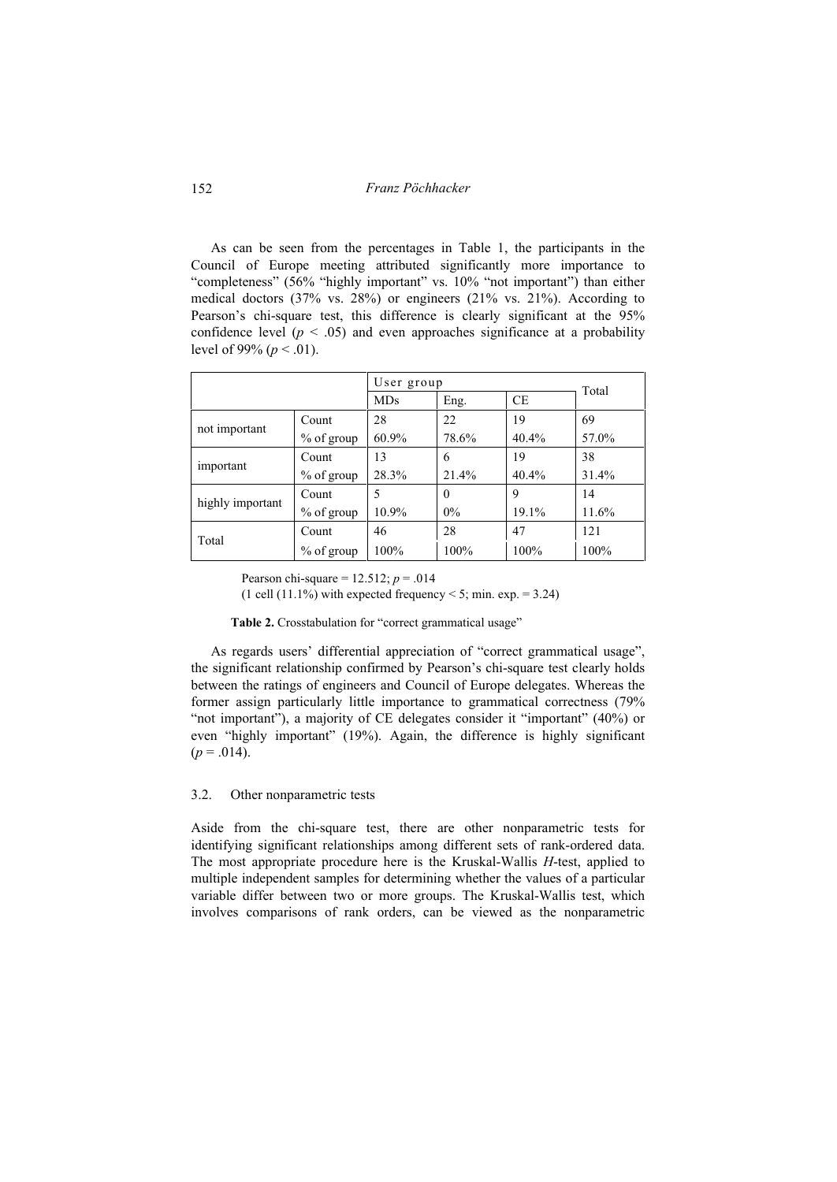As can be seen from the percentages in Table 1, the participants in the Council of Europe meeting attributed significantly more importance to "completeness" (56% "highly important" vs. 10% "not important") than either medical doctors (37% vs. 28%) or engineers (21% vs. 21%). According to Pearson's chi-square test, this difference is clearly significant at the 95% confidence level ($p < .05$) and even approaches significance at a probability level of 99% ($p < .01$).

| | | User group | | | Total |
|---|---|---|---|---|---|
| | | MDs | Eng. | CE | |
| not important | Count | 28 | 22 | 19 | 69 |
| | % of group | 60.9% | 78.6% | 40.4% | 57.0% |
| important | Count | 13 | 6 | 19 | 38 |
| | % of group | 28.3% | 21.4% | 40.4% | 31.4% |
| highly important | Count | 5 | 0 | 9 | 14 |
| | % of group | 10.9% | 0% | 19.1% | 11.6% |
| Total | Count | 46 | 28 | 47 | 121 |
| | % of group | 100% | 100% | 100% | 100% |

Pearson chi-square = 12.512; $p = .014$
(1 cell (11.1%) with expected frequency < 5; min. exp. = 3.24)

**Table 2.** Crosstabulation for "correct grammatical usage"

As regards users' differential appreciation of "correct grammatical usage", the significant relationship confirmed by Pearson's chi-square test clearly holds between the ratings of engineers and Council of Europe delegates. Whereas the former assign particularly little importance to grammatical correctness (79% "not important"), a majority of CE delegates consider it "important" (40%) or even "highly important" (19%). Again, the difference is highly significant ($p = .014$).

### 3.2. Other nonparametric tests

Aside from the chi-square test, there are other nonparametric tests for identifying significant relationships among different sets of rank-ordered data. The most appropriate procedure here is the Kruskal-Wallis *H*-test, applied to multiple independent samples for determining whether the values of a particular variable differ between two or more groups. The Kruskal-Wallis test, which involves comparisons of rank orders, can be viewed as the nonparametric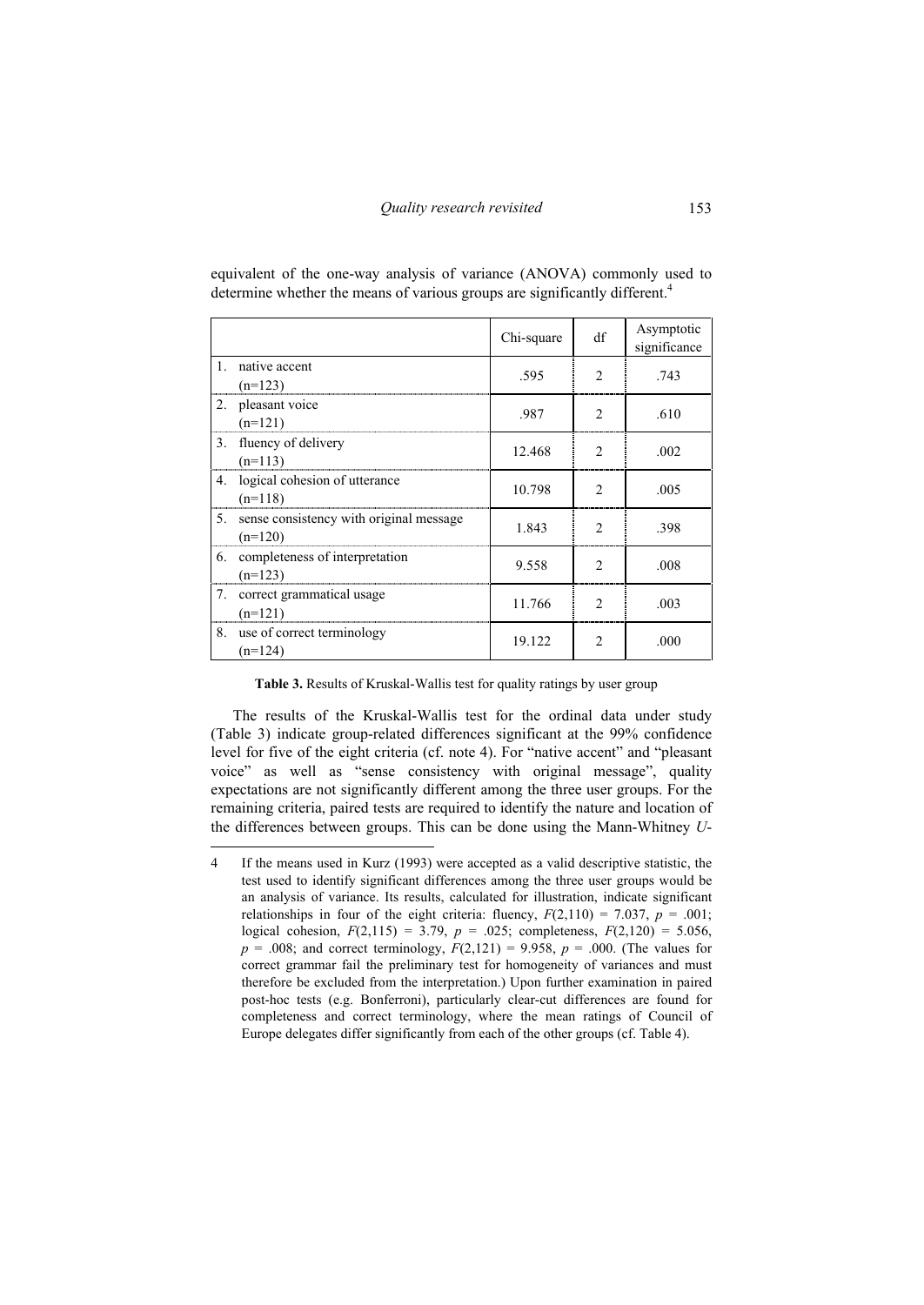equivalent of the one-way analysis of variance (ANOVA) commonly used to determine whether the means of various groups are significantly different.[4]

| | Chi-square | df | Asymptotic significance |
|---|---|---|---|
| 1. native accent (n=123) | .595 | 2 | .743 |
| 2. pleasant voice (n=121) | .987 | 2 | .610 |
| 3. fluency of delivery (n=113) | 12.468 | 2 | .002 |
| 4. logical cohesion of utterance (n=118) | 10.798 | 2 | .005 |
| 5. sense consistency with original message (n=120) | 1.843 | 2 | .398 |
| 6. completeness of interpretation (n=123) | 9.558 | 2 | .008 |
| 7. correct grammatical usage (n=121) | 11.766 | 2 | .003 |
| 8. use of correct terminology (n=124) | 19.122 | 2 | .000 |

**Table 3.** Results of Kruskal-Wallis test for quality ratings by user group

The results of the Kruskal-Wallis test for the ordinal data under study (Table 3) indicate group-related differences significant at the 99% confidence level for five of the eight criteria (cf. note 4). For "native accent" and "pleasant voice" as well as "sense consistency with original message", quality expectations are not significantly different among the three user groups. For the remaining criteria, paired tests are required to identify the nature and location of the differences between groups. This can be done using the Mann-Whitney *U*-

4 If the means used in Kurz (1993) were accepted as a valid descriptive statistic, the test used to identify significant differences among the three user groups would be an analysis of variance. Its results, calculated for illustration, indicate significant relationships in four of the eight criteria: fluency, $F(2,110) = 7.037$, $p = .001$; logical cohesion, $F(2,115) = 3.79$, $p = .025$; completeness, $F(2,120) = 5.056$, $p = .008$; and correct terminology, $F(2,121) = 9.958$, $p = .000$. (The values for correct grammar fail the preliminary test for homogeneity of variances and must therefore be excluded from the interpretation.) Upon further examination in paired post-hoc tests (e.g. Bonferroni), particularly clear-cut differences are found for completeness and correct terminology, where the mean ratings of Council of Europe delegates differ significantly from each of the other groups (cf. Table 4).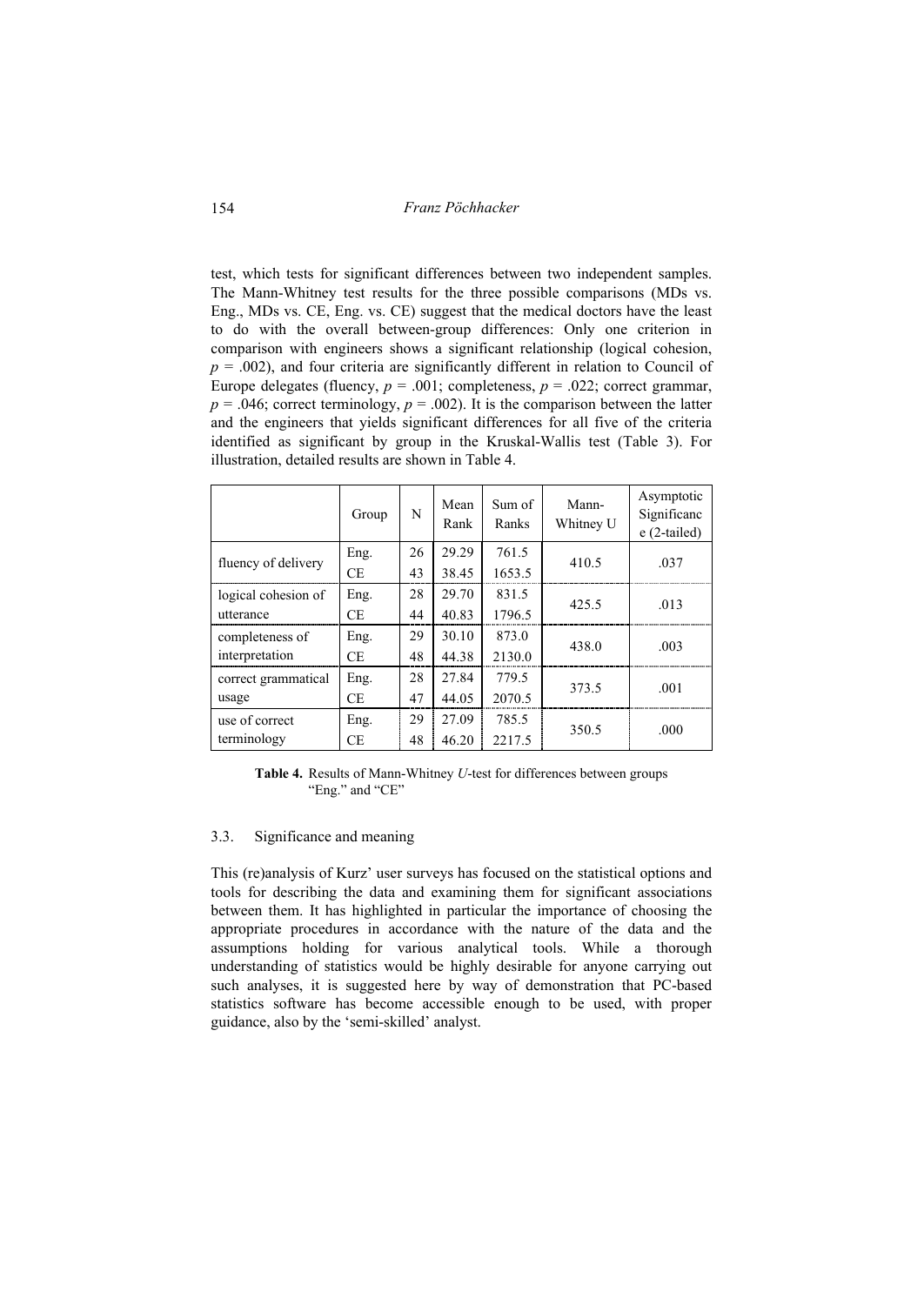test, which tests for significant differences between two independent samples. The Mann-Whitney test results for the three possible comparisons (MDs vs. Eng., MDs vs. CE, Eng. vs. CE) suggest that the medical doctors have the least to do with the overall between-group differences: Only one criterion in comparison with engineers shows a significant relationship (logical cohesion, $p = .002$), and four criteria are significantly different in relation to Council of Europe delegates (fluency, $p = .001$; completeness, $p = .022$; correct grammar, $p = .046$; correct terminology, $p = .002$). It is the comparison between the latter and the engineers that yields significant differences for all five of the criteria identified as significant by group in the Kruskal-Wallis test (Table 3). For illustration, detailed results are shown in Table 4.

| | Group | N | Mean Rank | Sum of Ranks | Mann-Whitney U | Asymptotic Significance (2-tailed) |
|---|---|---|---|---|---|---|
| fluency of delivery | Eng. | 26 | 29.29 | 761.5 | 410.5 | .037 |
| | CE | 43 | 38.45 | 1653.5 | | |
| logical cohesion of utterance | Eng. | 28 | 29.70 | 831.5 | 425.5 | .013 |
| | CE | 44 | 40.83 | 1796.5 | | |
| completeness of interpretation | Eng. | 29 | 30.10 | 873.0 | 438.0 | .003 |
| | CE | 48 | 44.38 | 2130.0 | | |
| correct grammatical usage | Eng. | 28 | 27.84 | 779.5 | 373.5 | .001 |
| | CE | 47 | 44.05 | 2070.5 | | |
| use of correct terminology | Eng. | 29 | 27.09 | 785.5 | 350.5 | .000 |
| | CE | 48 | 46.20 | 2217.5 | | |

**Table 4.** Results of Mann-Whitney *U*-test for differences between groups "Eng." and "CE"

### 3.3. Significance and meaning

This (re)analysis of Kurz' user surveys has focused on the statistical options and tools for describing the data and examining them for significant associations between them. It has highlighted in particular the importance of choosing the appropriate procedures in accordance with the nature of the data and the assumptions holding for various analytical tools. While a thorough understanding of statistics would be highly desirable for anyone carrying out such analyses, it is suggested here by way of demonstration that PC-based statistics software has become accessible enough to be used, with proper guidance, also by the 'semi-skilled' analyst.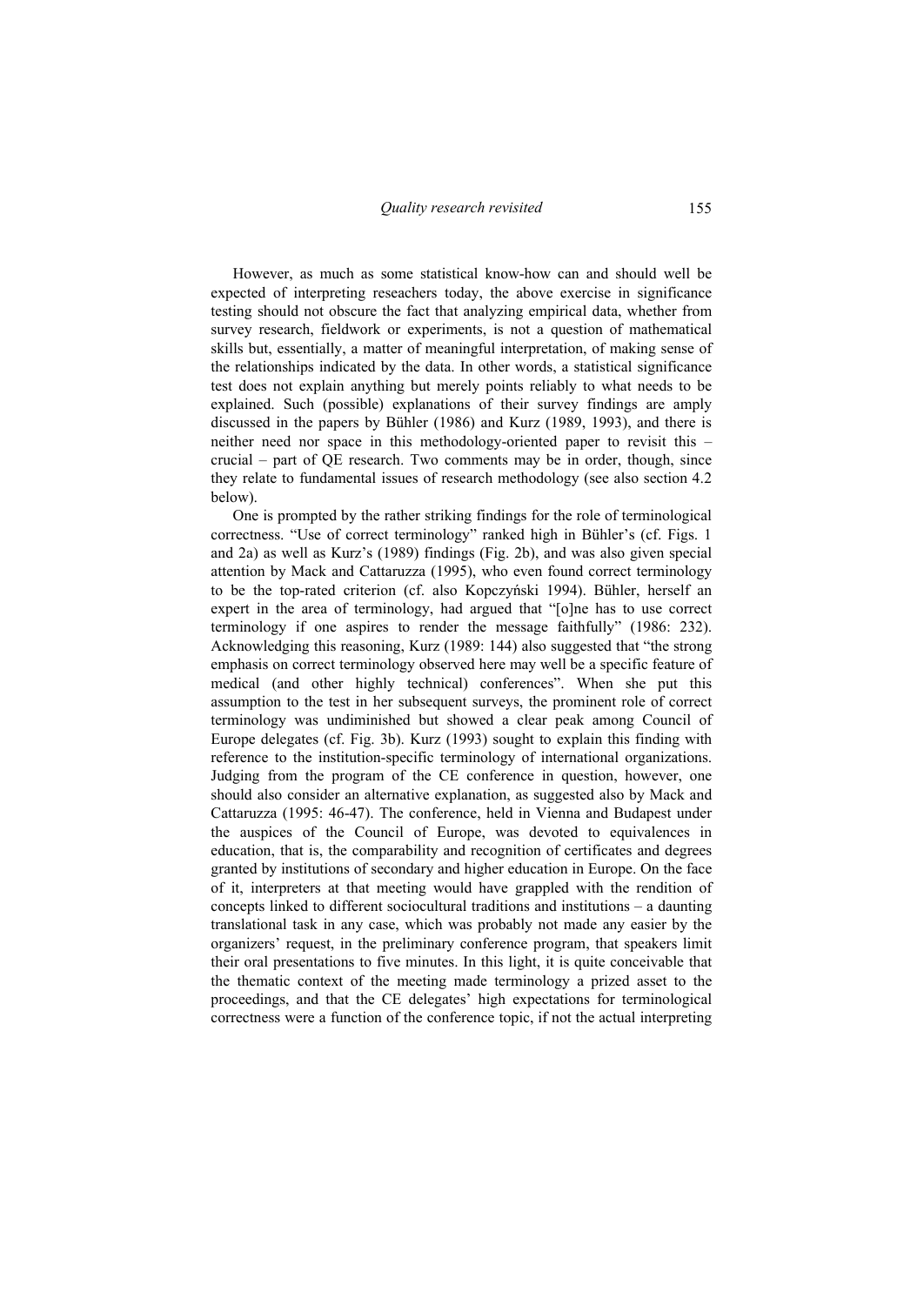However, as much as some statistical know-how can and should well be expected of interpreting reseachers today, the above exercise in significance testing should not obscure the fact that analyzing empirical data, whether from survey research, fieldwork or experiments, is not a question of mathematical skills but, essentially, a matter of meaningful interpretation, of making sense of the relationships indicated by the data. In other words, a statistical significance test does not explain anything but merely points reliably to what needs to be explained. Such (possible) explanations of their survey findings are amply discussed in the papers by Bühler (1986) and Kurz (1989, 1993), and there is neither need nor space in this methodology-oriented paper to revisit this – crucial – part of QE research. Two comments may be in order, though, since they relate to fundamental issues of research methodology (see also section 4.2 below).

One is prompted by the rather striking findings for the role of terminological correctness. "Use of correct terminology" ranked high in Bühler's (cf. Figs. 1 and 2a) as well as Kurz's (1989) findings (Fig. 2b), and was also given special attention by Mack and Cattaruzza (1995), who even found correct terminology to be the top-rated criterion (cf. also Kopczyński 1994). Bühler, herself an expert in the area of terminology, had argued that "[o]ne has to use correct terminology if one aspires to render the message faithfully" (1986: 232). Acknowledging this reasoning, Kurz (1989: 144) also suggested that "the strong emphasis on correct terminology observed here may well be a specific feature of medical (and other highly technical) conferences". When she put this assumption to the test in her subsequent surveys, the prominent role of correct terminology was undiminished but showed a clear peak among Council of Europe delegates (cf. Fig. 3b). Kurz (1993) sought to explain this finding with reference to the institution-specific terminology of international organizations. Judging from the program of the CE conference in question, however, one should also consider an alternative explanation, as suggested also by Mack and Cattaruzza (1995: 46-47). The conference, held in Vienna and Budapest under the auspices of the Council of Europe, was devoted to equivalences in education, that is, the comparability and recognition of certificates and degrees granted by institutions of secondary and higher education in Europe. On the face of it, interpreters at that meeting would have grappled with the rendition of concepts linked to different sociocultural traditions and institutions – a daunting translational task in any case, which was probably not made any easier by the organizers' request, in the preliminary conference program, that speakers limit their oral presentations to five minutes. In this light, it is quite conceivable that the thematic context of the meeting made terminology a prized asset to the proceedings, and that the CE delegates' high expectations for terminological correctness were a function of the conference topic, if not the actual interpreting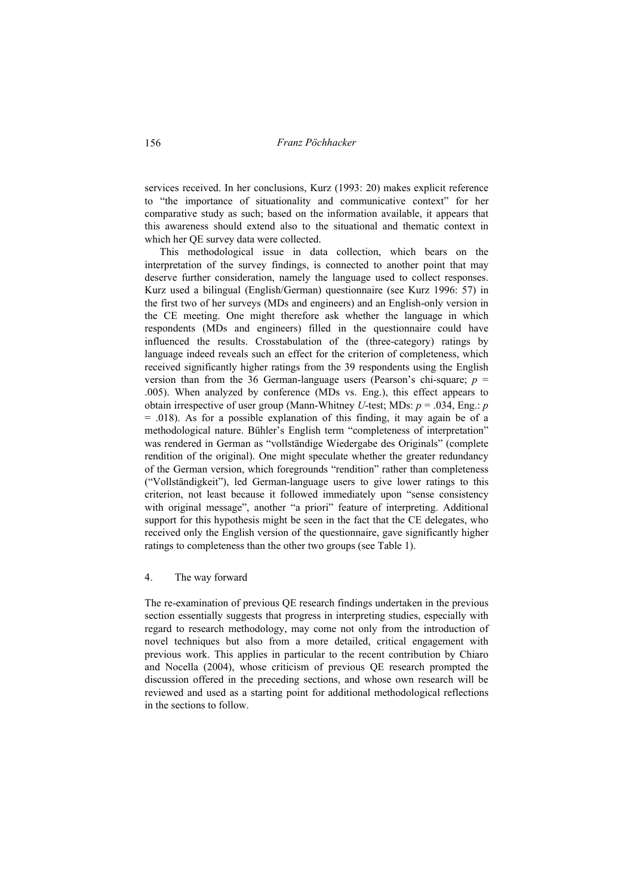services received. In her conclusions, Kurz (1993: 20) makes explicit reference to "the importance of situationality and communicative context" for her comparative study as such; based on the information available, it appears that this awareness should extend also to the situational and thematic context in which her QE survey data were collected.

This methodological issue in data collection, which bears on the interpretation of the survey findings, is connected to another point that may deserve further consideration, namely the language used to collect responses. Kurz used a bilingual (English/German) questionnaire (see Kurz 1996: 57) in the first two of her surveys (MDs and engineers) and an English-only version in the CE meeting. One might therefore ask whether the language in which respondents (MDs and engineers) filled in the questionnaire could have influenced the results. Crosstabulation of the (three-category) ratings by language indeed reveals such an effect for the criterion of completeness, which received significantly higher ratings from the 39 respondents using the English version than from the 36 German-language users (Pearson's chi-square; $p = .005$). When analyzed by conference (MDs vs. Eng.), this effect appears to obtain irrespective of user group (Mann-Whitney *U*-test; MDs: $p = .034$, Eng.: $p = .018$). As for a possible explanation of this finding, it may again be of a methodological nature. Bühler's English term "completeness of interpretation" was rendered in German as "vollständige Wiedergabe des Originals" (complete rendition of the original). One might speculate whether the greater redundancy of the German version, which foregrounds "rendition" rather than completeness ("Vollständigkeit"), led German-language users to give lower ratings to this criterion, not least because it followed immediately upon "sense consistency with original message", another "a priori" feature of interpreting. Additional support for this hypothesis might be seen in the fact that the CE delegates, who received only the English version of the questionnaire, gave significantly higher ratings to completeness than the other two groups (see Table 1).

## 4. The way forward

The re-examination of previous QE research findings undertaken in the previous section essentially suggests that progress in interpreting studies, especially with regard to research methodology, may come not only from the introduction of novel techniques but also from a more detailed, critical engagement with previous work. This applies in particular to the recent contribution by Chiaro and Nocella (2004), whose criticism of previous QE research prompted the discussion offered in the preceding sections, and whose own research will be reviewed and used as a starting point for additional methodological reflections in the sections to follow.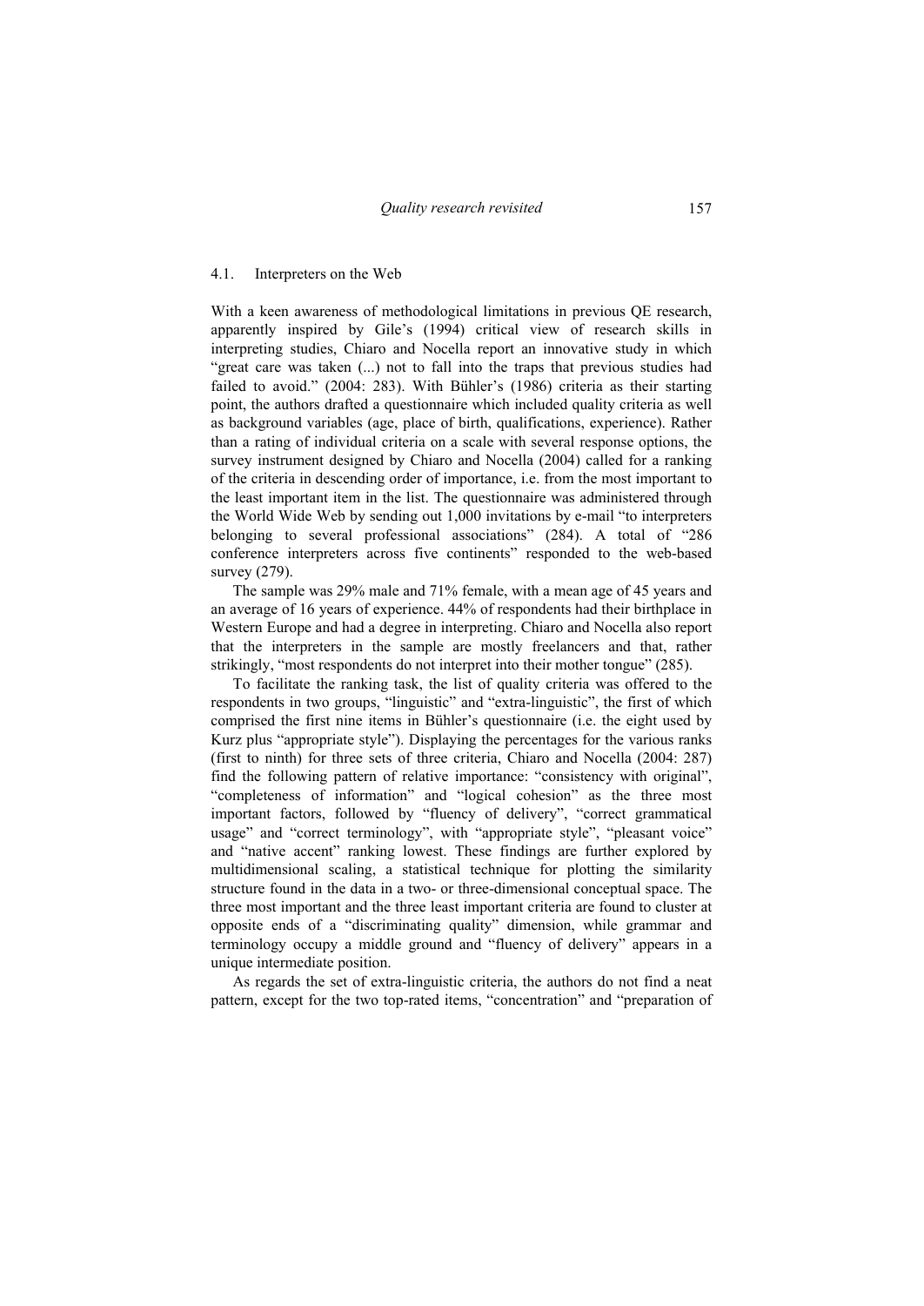### 4.1. Interpreters on the Web

With a keen awareness of methodological limitations in previous QE research, apparently inspired by Gile's (1994) critical view of research skills in interpreting studies, Chiaro and Nocella report an innovative study in which "great care was taken (...) not to fall into the traps that previous studies had failed to avoid." (2004: 283). With Bühler's (1986) criteria as their starting point, the authors drafted a questionnaire which included quality criteria as well as background variables (age, place of birth, qualifications, experience). Rather than a rating of individual criteria on a scale with several response options, the survey instrument designed by Chiaro and Nocella (2004) called for a ranking of the criteria in descending order of importance, i.e. from the most important to the least important item in the list. The questionnaire was administered through the World Wide Web by sending out 1,000 invitations by e-mail "to interpreters belonging to several professional associations" (284). A total of "286 conference interpreters across five continents" responded to the web-based survey (279).

The sample was 29% male and 71% female, with a mean age of 45 years and an average of 16 years of experience. 44% of respondents had their birthplace in Western Europe and had a degree in interpreting. Chiaro and Nocella also report that the interpreters in the sample are mostly freelancers and that, rather strikingly, "most respondents do not interpret into their mother tongue" (285).

To facilitate the ranking task, the list of quality criteria was offered to the respondents in two groups, "linguistic" and "extra-linguistic", the first of which comprised the first nine items in Bühler's questionnaire (i.e. the eight used by Kurz plus "appropriate style"). Displaying the percentages for the various ranks (first to ninth) for three sets of three criteria, Chiaro and Nocella (2004: 287) find the following pattern of relative importance: "consistency with original", "completeness of information" and "logical cohesion" as the three most important factors, followed by "fluency of delivery", "correct grammatical usage" and "correct terminology", with "appropriate style", "pleasant voice" and "native accent" ranking lowest. These findings are further explored by multidimensional scaling, a statistical technique for plotting the similarity structure found in the data in a two- or three-dimensional conceptual space. The three most important and the three least important criteria are found to cluster at opposite ends of a "discriminating quality" dimension, while grammar and terminology occupy a middle ground and "fluency of delivery" appears in a unique intermediate position.

As regards the set of extra-linguistic criteria, the authors do not find a neat pattern, except for the two top-rated items, "concentration" and "preparation of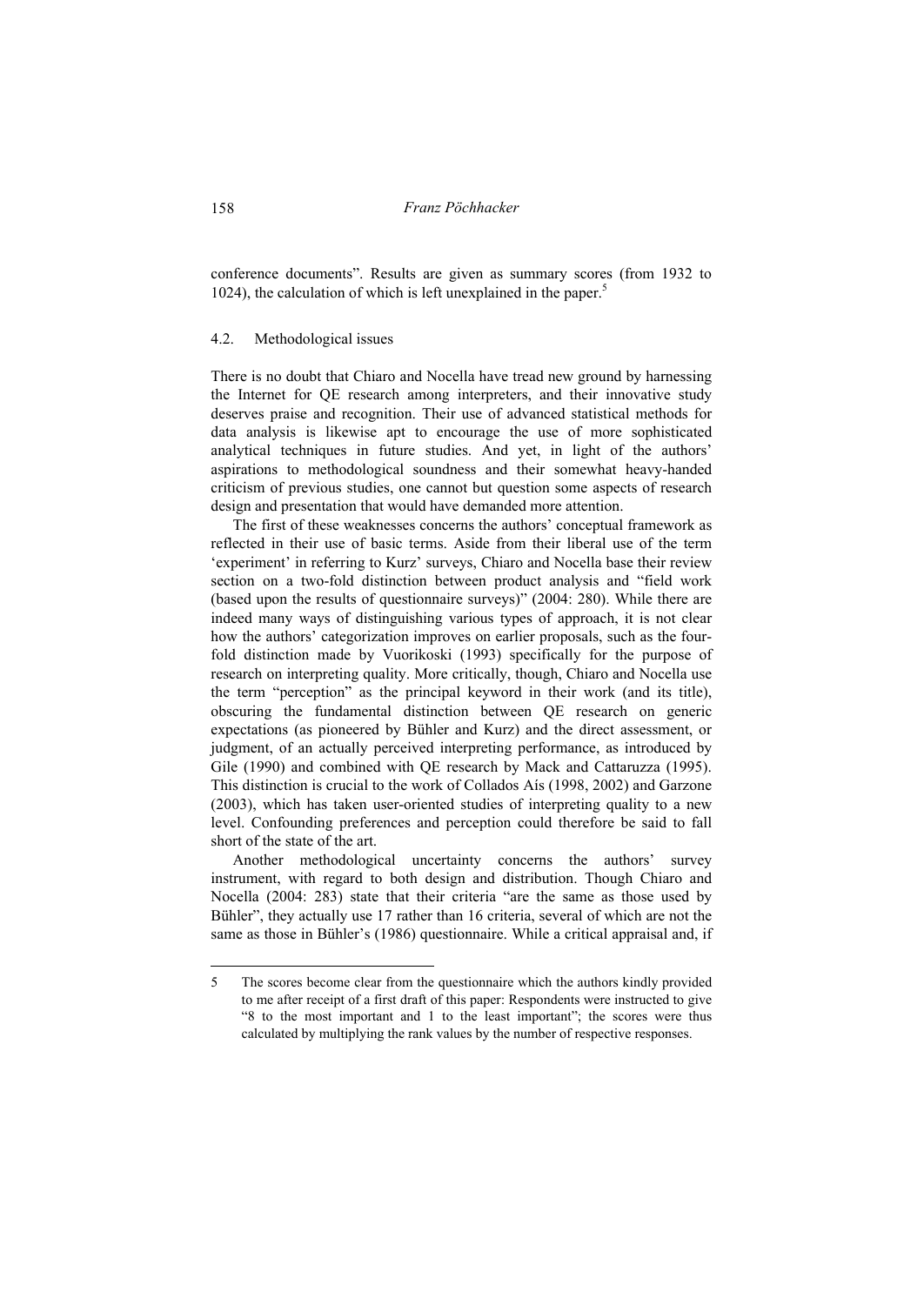conference documents". Results are given as summary scores (from 1932 to 1024), the calculation of which is left unexplained in the paper.[5]

### 4.2. Methodological issues

There is no doubt that Chiaro and Nocella have tread new ground by harnessing the Internet for QE research among interpreters, and their innovative study deserves praise and recognition. Their use of advanced statistical methods for data analysis is likewise apt to encourage the use of more sophisticated analytical techniques in future studies. And yet, in light of the authors' aspirations to methodological soundness and their somewhat heavy-handed criticism of previous studies, one cannot but question some aspects of research design and presentation that would have demanded more attention.

The first of these weaknesses concerns the authors' conceptual framework as reflected in their use of basic terms. Aside from their liberal use of the term 'experiment' in referring to Kurz' surveys, Chiaro and Nocella base their review section on a two-fold distinction between product analysis and "field work (based upon the results of questionnaire surveys)" (2004: 280). While there are indeed many ways of distinguishing various types of approach, it is not clear how the authors' categorization improves on earlier proposals, such as the four-fold distinction made by Vuorikoski (1993) specifically for the purpose of research on interpreting quality. More critically, though, Chiaro and Nocella use the term "perception" as the principal keyword in their work (and its title), obscuring the fundamental distinction between QE research on generic expectations (as pioneered by Bühler and Kurz) and the direct assessment, or judgment, of an actually perceived interpreting performance, as introduced by Gile (1990) and combined with QE research by Mack and Cattaruzza (1995). This distinction is crucial to the work of Collados Aís (1998, 2002) and Garzone (2003), which has taken user-oriented studies of interpreting quality to a new level. Confounding preferences and perception could therefore be said to fall short of the state of the art.

Another methodological uncertainty concerns the authors' survey instrument, with regard to both design and distribution. Though Chiaro and Nocella (2004: 283) state that their criteria "are the same as those used by Bühler", they actually use 17 rather than 16 criteria, several of which are not the same as those in Bühler's (1986) questionnaire. While a critical appraisal and, if

---

5 The scores become clear from the questionnaire which the authors kindly provided to me after receipt of a first draft of this paper: Respondents were instructed to give "8 to the most important and 1 to the least important"; the scores were thus calculated by multiplying the rank values by the number of respective responses.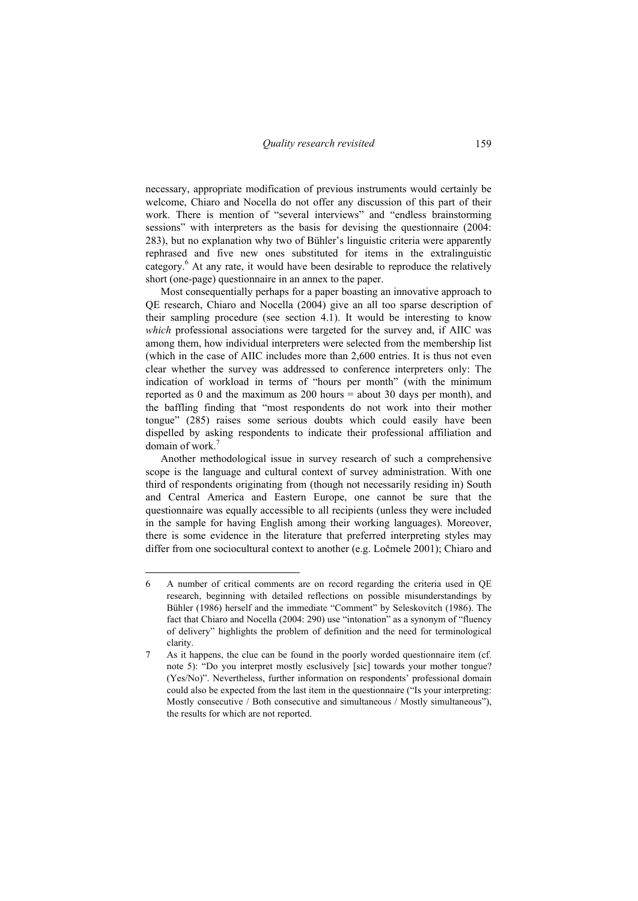necessary, appropriate modification of previous instruments would certainly be welcome, Chiaro and Nocella do not offer any discussion of this part of their work. There is mention of "several interviews" and "endless brainstorming sessions" with interpreters as the basis for devising the questionnaire (2004: 283), but no explanation why two of Bühler's linguistic criteria were apparently rephrased and five new ones substituted for items in the extralinguistic category.[6] At any rate, it would have been desirable to reproduce the relatively short (one-page) questionnaire in an annex to the paper.

Most consequentially perhaps for a paper boasting an innovative approach to QE research, Chiaro and Nocella (2004) give an all too sparse description of their sampling procedure (see section 4.1). It would be interesting to know *which* professional associations were targeted for the survey and, if AIIC was among them, how individual interpreters were selected from the membership list (which in the case of AIIC includes more than 2,600 entries. It is thus not even clear whether the survey was addressed to conference interpreters only: The indication of workload in terms of "hours per month" (with the minimum reported as 0 and the maximum as 200 hours = about 30 days per month), and the baffling finding that "most respondents do not work into their mother tongue" (285) raises some serious doubts which could easily have been dispelled by asking respondents to indicate their professional affiliation and domain of work.[7]

Another methodological issue in survey research of such a comprehensive scope is the language and cultural context of survey administration. With one third of respondents originating from (though not necessarily residing in) South and Central America and Eastern Europe, one cannot be sure that the questionnaire was equally accessible to all recipients (unless they were included in the sample for having English among their working languages). Moreover, there is some evidence in the literature that preferred interpreting styles may differ from one sociocultural context to another (e.g. Ločmele 2001); Chiaro and

---

6 A number of critical comments are on record regarding the criteria used in QE research, beginning with detailed reflections on possible misunderstandings by Bühler (1986) herself and the immediate "Comment" by Seleskovitch (1986). The fact that Chiaro and Nocella (2004: 290) use "intonation" as a synonym of "fluency of delivery" highlights the problem of definition and the need for terminological clarity.

7 As it happens, the clue can be found in the poorly worded questionnaire item (cf. note 5): "Do you interpret mostly esclusively [sic] towards your mother tongue? (Yes/No)". Nevertheless, further information on respondents' professional domain could also be expected from the last item in the questionnaire ("Is your interpreting: Mostly consecutive / Both consecutive and simultaneous / Mostly simultaneous"), the results for which are not reported.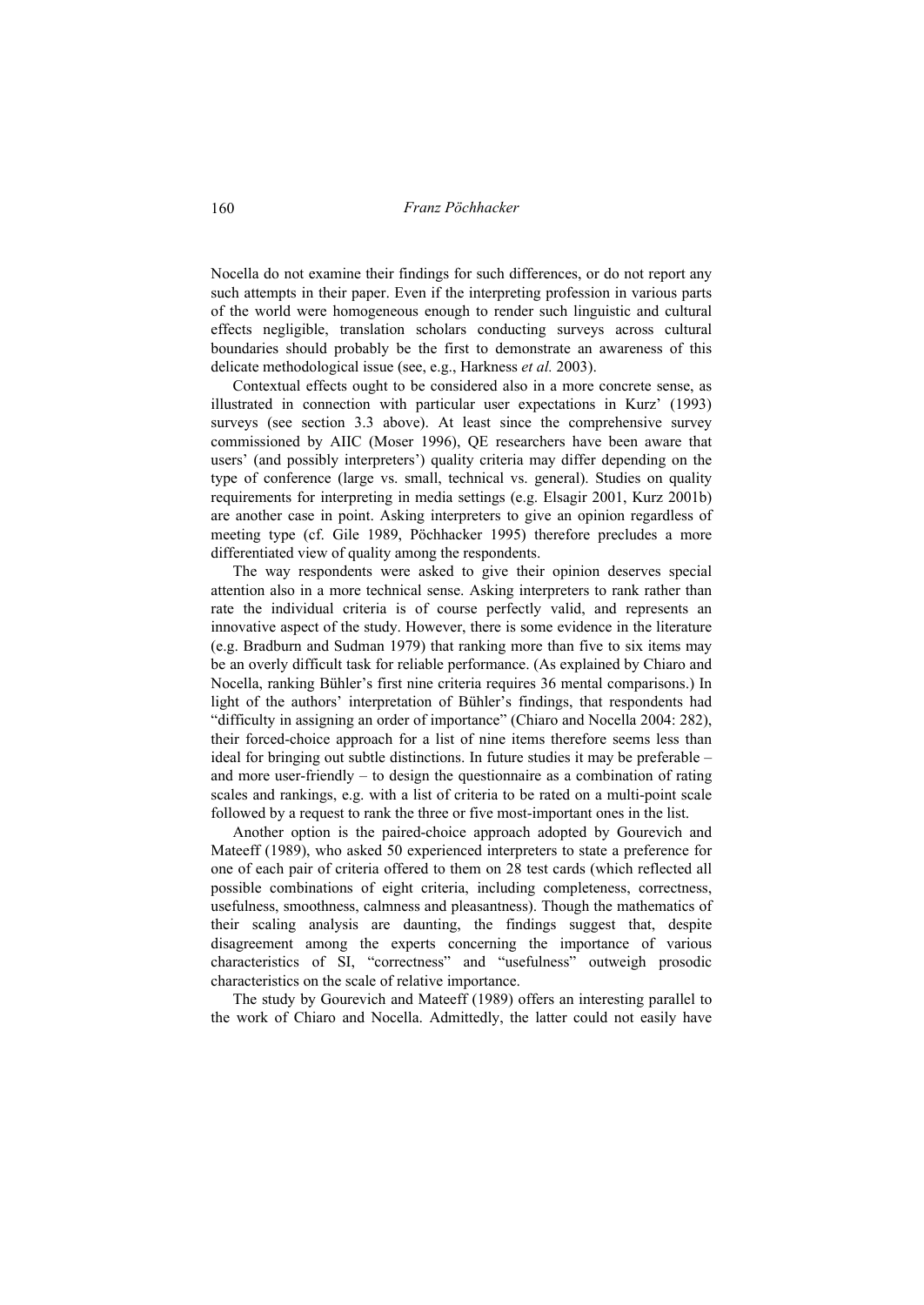Nocella do not examine their findings for such differences, or do not report any such attempts in their paper. Even if the interpreting profession in various parts of the world were homogeneous enough to render such linguistic and cultural effects negligible, translation scholars conducting surveys across cultural boundaries should probably be the first to demonstrate an awareness of this delicate methodological issue (see, e.g., Harkness *et al.* 2003).

Contextual effects ought to be considered also in a more concrete sense, as illustrated in connection with particular user expectations in Kurz' (1993) surveys (see section 3.3 above). At least since the comprehensive survey commissioned by AIIC (Moser 1996), QE researchers have been aware that users' (and possibly interpreters') quality criteria may differ depending on the type of conference (large vs. small, technical vs. general). Studies on quality requirements for interpreting in media settings (e.g. Elsagir 2001, Kurz 2001b) are another case in point. Asking interpreters to give an opinion regardless of meeting type (cf. Gile 1989, Pöchhacker 1995) therefore precludes a more differentiated view of quality among the respondents.

The way respondents were asked to give their opinion deserves special attention also in a more technical sense. Asking interpreters to rank rather than rate the individual criteria is of course perfectly valid, and represents an innovative aspect of the study. However, there is some evidence in the literature (e.g. Bradburn and Sudman 1979) that ranking more than five to six items may be an overly difficult task for reliable performance. (As explained by Chiaro and Nocella, ranking Bühler's first nine criteria requires 36 mental comparisons.) In light of the authors' interpretation of Bühler's findings, that respondents had "difficulty in assigning an order of importance" (Chiaro and Nocella 2004: 282), their forced-choice approach for a list of nine items therefore seems less than ideal for bringing out subtle distinctions. In future studies it may be preferable – and more user-friendly – to design the questionnaire as a combination of rating scales and rankings, e.g. with a list of criteria to be rated on a multi-point scale followed by a request to rank the three or five most-important ones in the list.

Another option is the paired-choice approach adopted by Gourevich and Mateeff (1989), who asked 50 experienced interpreters to state a preference for one of each pair of criteria offered to them on 28 test cards (which reflected all possible combinations of eight criteria, including completeness, correctness, usefulness, smoothness, calmness and pleasantness). Though the mathematics of their scaling analysis are daunting, the findings suggest that, despite disagreement among the experts concerning the importance of various characteristics of SI, "correctness" and "usefulness" outweigh prosodic characteristics on the scale of relative importance.

The study by Gourevich and Mateeff (1989) offers an interesting parallel to the work of Chiaro and Nocella. Admittedly, the latter could not easily have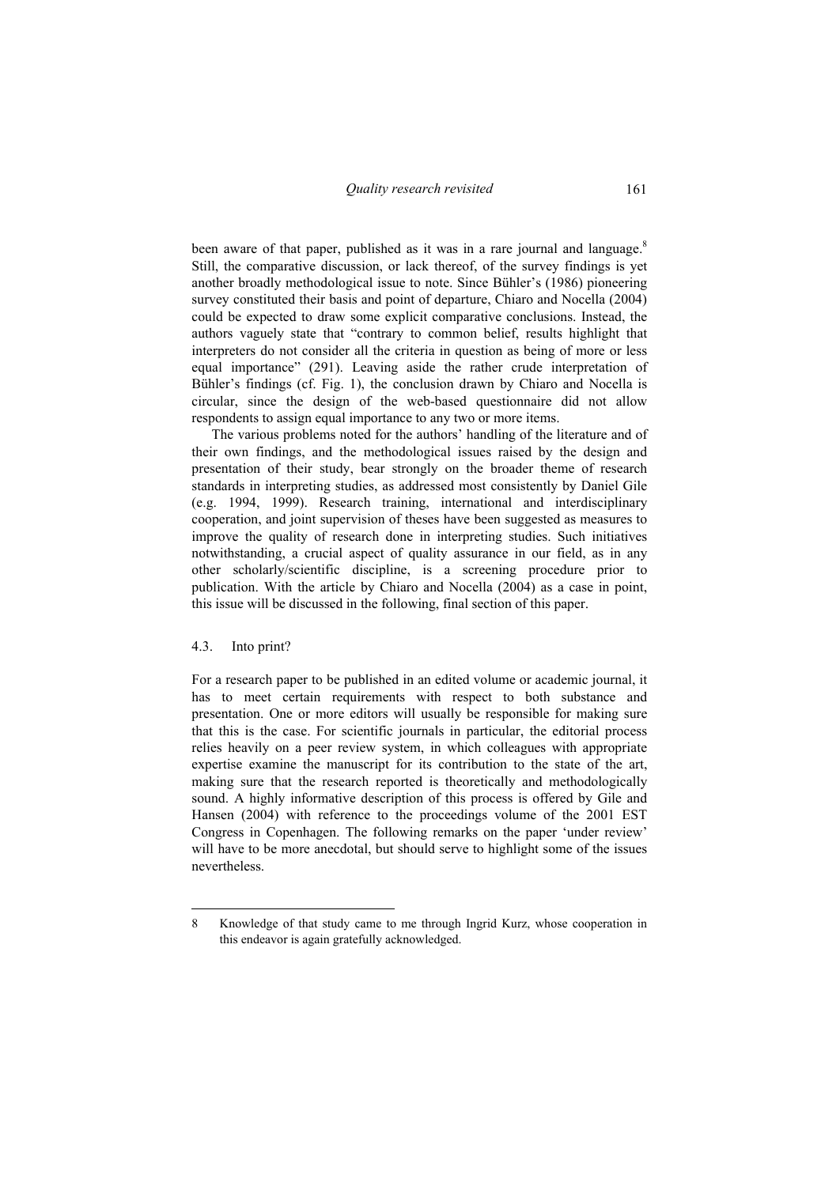been aware of that paper, published as it was in a rare journal and language.[8] Still, the comparative discussion, or lack thereof, of the survey findings is yet another broadly methodological issue to note. Since Bühler's (1986) pioneering survey constituted their basis and point of departure, Chiaro and Nocella (2004) could be expected to draw some explicit comparative conclusions. Instead, the authors vaguely state that "contrary to common belief, results highlight that interpreters do not consider all the criteria in question as being of more or less equal importance" (291). Leaving aside the rather crude interpretation of Bühler's findings (cf. Fig. 1), the conclusion drawn by Chiaro and Nocella is circular, since the design of the web-based questionnaire did not allow respondents to assign equal importance to any two or more items.

The various problems noted for the authors' handling of the literature and of their own findings, and the methodological issues raised by the design and presentation of their study, bear strongly on the broader theme of research standards in interpreting studies, as addressed most consistently by Daniel Gile (e.g. 1994, 1999). Research training, international and interdisciplinary cooperation, and joint supervision of theses have been suggested as measures to improve the quality of research done in interpreting studies. Such initiatives notwithstanding, a crucial aspect of quality assurance in our field, as in any other scholarly/scientific discipline, is a screening procedure prior to publication. With the article by Chiaro and Nocella (2004) as a case in point, this issue will be discussed in the following, final section of this paper.

### 4.3. Into print?

For a research paper to be published in an edited volume or academic journal, it has to meet certain requirements with respect to both substance and presentation. One or more editors will usually be responsible for making sure that this is the case. For scientific journals in particular, the editorial process relies heavily on a peer review system, in which colleagues with appropriate expertise examine the manuscript for its contribution to the state of the art, making sure that the research reported is theoretically and methodologically sound. A highly informative description of this process is offered by Gile and Hansen (2004) with reference to the proceedings volume of the 2001 EST Congress in Copenhagen. The following remarks on the paper 'under review' will have to be more anecdotal, but should serve to highlight some of the issues nevertheless.

---

8 Knowledge of that study came to me through Ingrid Kurz, whose cooperation in this endeavor is again gratefully acknowledged.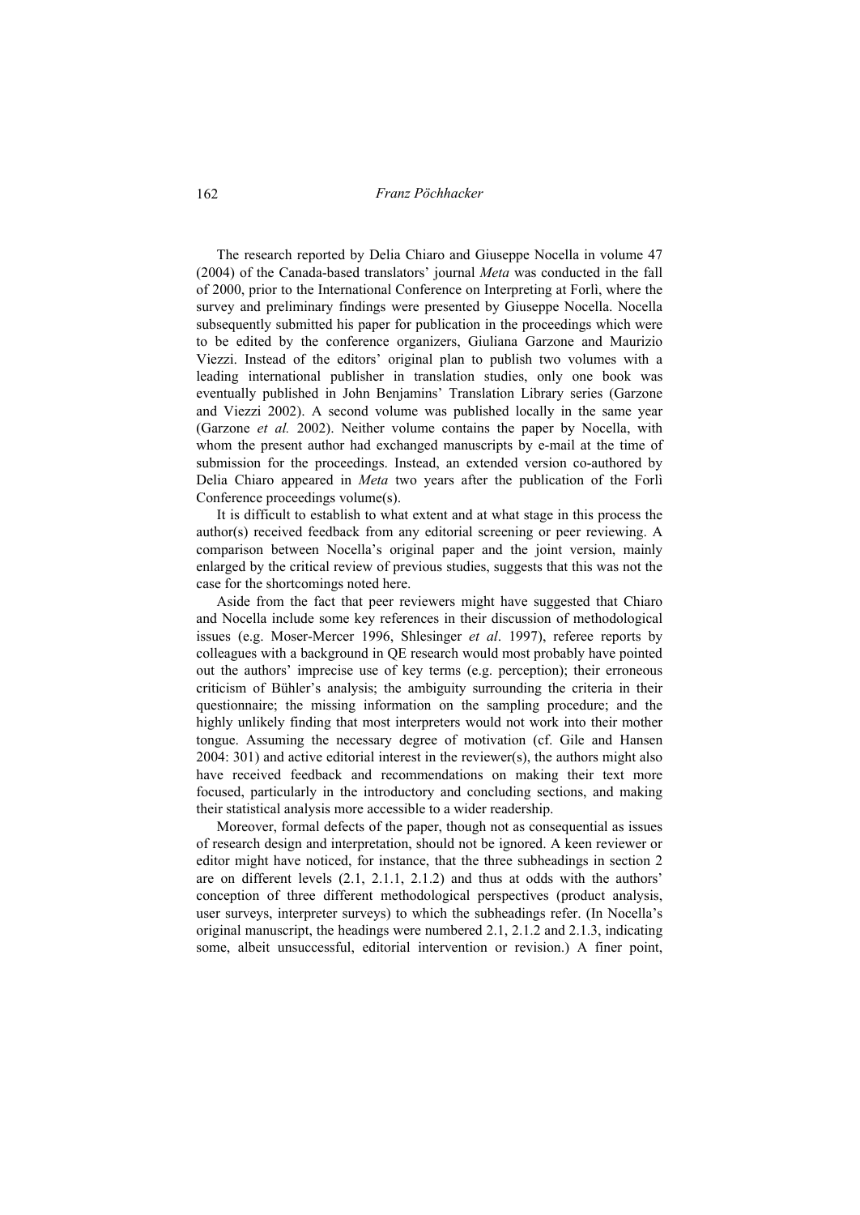The research reported by Delia Chiaro and Giuseppe Nocella in volume 47 (2004) of the Canada-based translators' journal *Meta* was conducted in the fall of 2000, prior to the International Conference on Interpreting at Forlì, where the survey and preliminary findings were presented by Giuseppe Nocella. Nocella subsequently submitted his paper for publication in the proceedings which were to be edited by the conference organizers, Giuliana Garzone and Maurizio Viezzi. Instead of the editors' original plan to publish two volumes with a leading international publisher in translation studies, only one book was eventually published in John Benjamins' Translation Library series (Garzone and Viezzi 2002). A second volume was published locally in the same year (Garzone *et al.* 2002). Neither volume contains the paper by Nocella, with whom the present author had exchanged manuscripts by e-mail at the time of submission for the proceedings. Instead, an extended version co-authored by Delia Chiaro appeared in *Meta* two years after the publication of the Forlì Conference proceedings volume(s).

It is difficult to establish to what extent and at what stage in this process the author(s) received feedback from any editorial screening or peer reviewing. A comparison between Nocella's original paper and the joint version, mainly enlarged by the critical review of previous studies, suggests that this was not the case for the shortcomings noted here.

Aside from the fact that peer reviewers might have suggested that Chiaro and Nocella include some key references in their discussion of methodological issues (e.g. Moser-Mercer 1996, Shlesinger *et al*. 1997), referee reports by colleagues with a background in QE research would most probably have pointed out the authors' imprecise use of key terms (e.g. perception); their erroneous criticism of Bühler's analysis; the ambiguity surrounding the criteria in their questionnaire; the missing information on the sampling procedure; and the highly unlikely finding that most interpreters would not work into their mother tongue. Assuming the necessary degree of motivation (cf. Gile and Hansen 2004: 301) and active editorial interest in the reviewer(s), the authors might also have received feedback and recommendations on making their text more focused, particularly in the introductory and concluding sections, and making their statistical analysis more accessible to a wider readership.

Moreover, formal defects of the paper, though not as consequential as issues of research design and interpretation, should not be ignored. A keen reviewer or editor might have noticed, for instance, that the three subheadings in section 2 are on different levels (2.1, 2.1.1, 2.1.2) and thus at odds with the authors' conception of three different methodological perspectives (product analysis, user surveys, interpreter surveys) to which the subheadings refer. (In Nocella's original manuscript, the headings were numbered 2.1, 2.1.2 and 2.1.3, indicating some, albeit unsuccessful, editorial intervention or revision.) A finer point,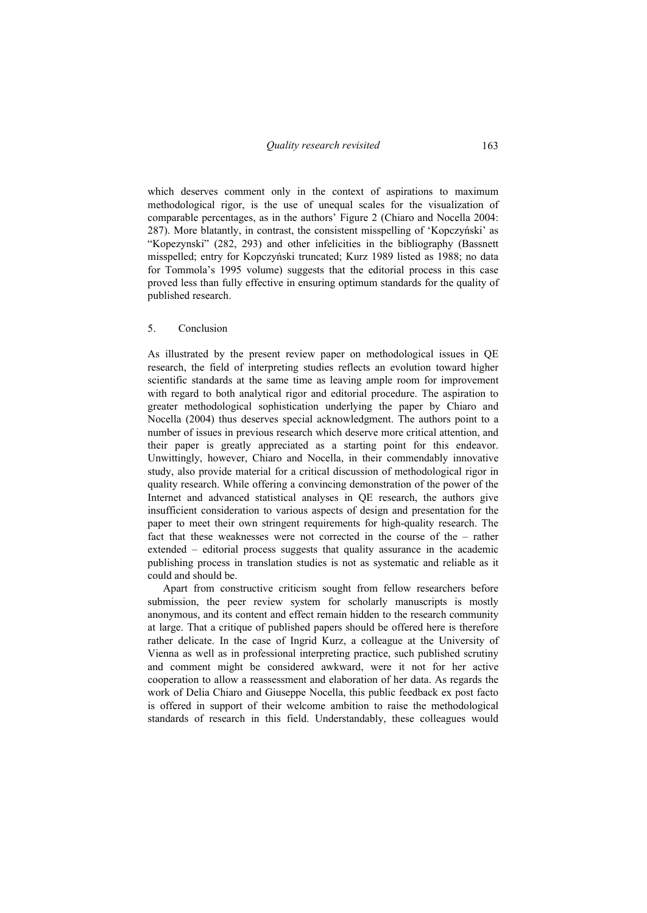which deserves comment only in the context of aspirations to maximum methodological rigor, is the use of unequal scales for the visualization of comparable percentages, as in the authors' Figure 2 (Chiaro and Nocella 2004: 287). More blatantly, in contrast, the consistent misspelling of 'Kopczyński' as "Kopezynski" (282, 293) and other infelicities in the bibliography (Bassnett misspelled; entry for Kopczyński truncated; Kurz 1989 listed as 1988; no data for Tommola's 1995 volume) suggests that the editorial process in this case proved less than fully effective in ensuring optimum standards for the quality of published research.

## 5. Conclusion

As illustrated by the present review paper on methodological issues in QE research, the field of interpreting studies reflects an evolution toward higher scientific standards at the same time as leaving ample room for improvement with regard to both analytical rigor and editorial procedure. The aspiration to greater methodological sophistication underlying the paper by Chiaro and Nocella (2004) thus deserves special acknowledgment. The authors point to a number of issues in previous research which deserve more critical attention, and their paper is greatly appreciated as a starting point for this endeavor. Unwittingly, however, Chiaro and Nocella, in their commendably innovative study, also provide material for a critical discussion of methodological rigor in quality research. While offering a convincing demonstration of the power of the Internet and advanced statistical analyses in QE research, the authors give insufficient consideration to various aspects of design and presentation for the paper to meet their own stringent requirements for high-quality research. The fact that these weaknesses were not corrected in the course of the – rather extended – editorial process suggests that quality assurance in the academic publishing process in translation studies is not as systematic and reliable as it could and should be.

Apart from constructive criticism sought from fellow researchers before submission, the peer review system for scholarly manuscripts is mostly anonymous, and its content and effect remain hidden to the research community at large. That a critique of published papers should be offered here is therefore rather delicate. In the case of Ingrid Kurz, a colleague at the University of Vienna as well as in professional interpreting practice, such published scrutiny and comment might be considered awkward, were it not for her active cooperation to allow a reassessment and elaboration of her data. As regards the work of Delia Chiaro and Giuseppe Nocella, this public feedback ex post facto is offered in support of their welcome ambition to raise the methodological standards of research in this field. Understandably, these colleagues would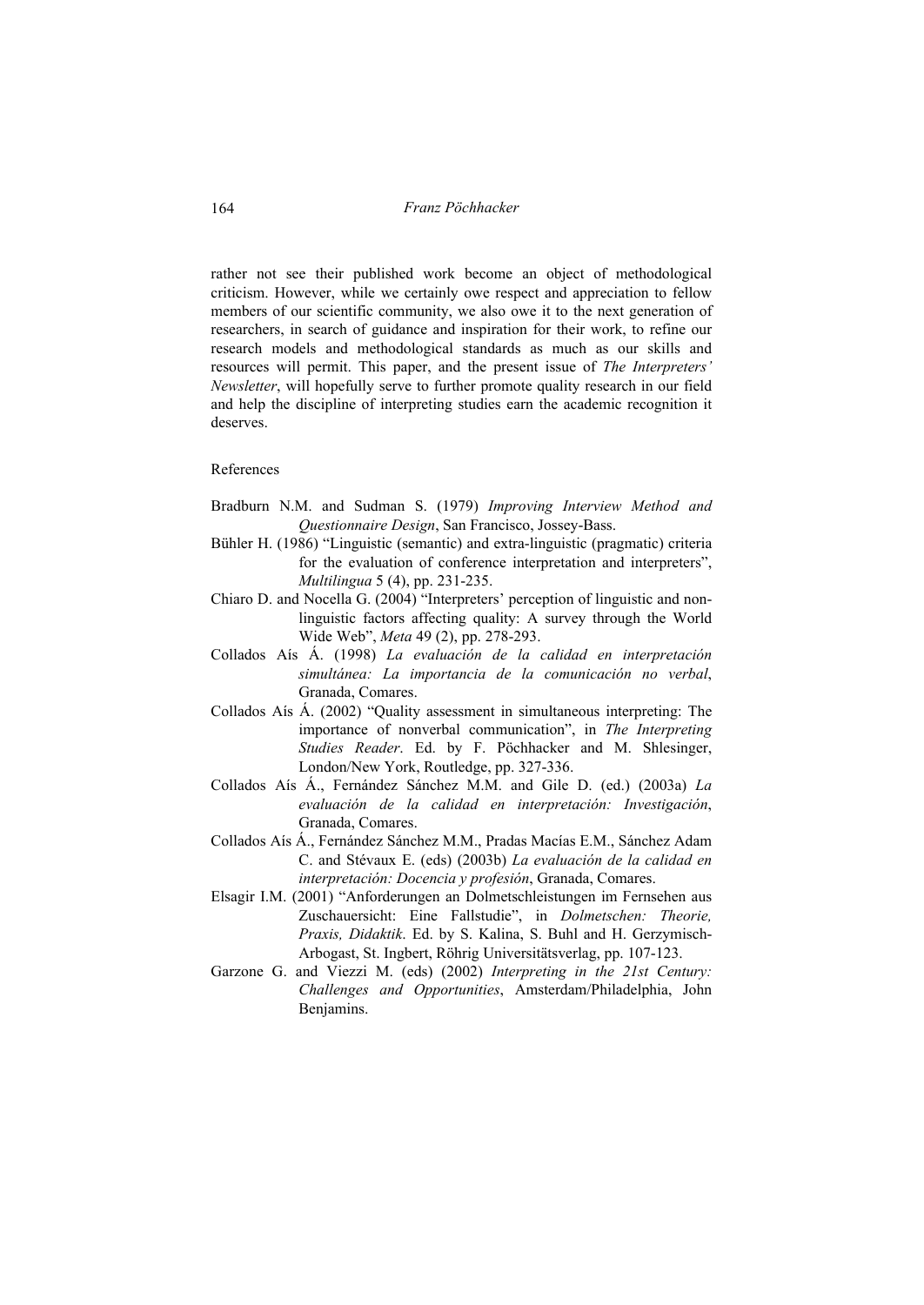rather not see their published work become an object of methodological criticism. However, while we certainly owe respect and appreciation to fellow members of our scientific community, we also owe it to the next generation of researchers, in search of guidance and inspiration for their work, to refine our research models and methodological standards as much as our skills and resources will permit. This paper, and the present issue of *The Interpreters' Newsletter*, will hopefully serve to further promote quality research in our field and help the discipline of interpreting studies earn the academic recognition it deserves.

## References

Bradburn N.M. and Sudman S. (1979) *Improving Interview Method and Questionnaire Design*, San Francisco, Jossey-Bass.

Bühler H. (1986) "Linguistic (semantic) and extra-linguistic (pragmatic) criteria for the evaluation of conference interpretation and interpreters", *Multilingua* 5 (4), pp. 231-235.

Chiaro D. and Nocella G. (2004) "Interpreters' perception of linguistic and non-linguistic factors affecting quality: A survey through the World Wide Web", *Meta* 49 (2), pp. 278-293.

Collados Aís Á. (1998) *La evaluación de la calidad en interpretación simultánea: La importancia de la comunicación no verbal*, Granada, Comares.

Collados Aís Á. (2002) "Quality assessment in simultaneous interpreting: The importance of nonverbal communication", in *The Interpreting Studies Reader*. Ed. by F. Pöchhacker and M. Shlesinger, London/New York, Routledge, pp. 327-336.

Collados Aís Á., Fernández Sánchez M.M. and Gile D. (ed.) (2003a) *La evaluación de la calidad en interpretación: Investigación*, Granada, Comares.

Collados Aís Á., Fernández Sánchez M.M., Pradas Macías E.M., Sánchez Adam C. and Stévaux E. (eds) (2003b) *La evaluación de la calidad en interpretación: Docencia y profesión*, Granada, Comares.

Elsagir I.M. (2001) "Anforderungen an Dolmetschleistungen im Fernsehen aus Zuschauersicht: Eine Fallstudie", in *Dolmetschen: Theorie, Praxis, Didaktik*. Ed. by S. Kalina, S. Buhl and H. Gerzymisch-Arbogast, St. Ingbert, Röhrig Universitätsverlag, pp. 107-123.

Garzone G. and Viezzi M. (eds) (2002) *Interpreting in the 21st Century: Challenges and Opportunities*, Amsterdam/Philadelphia, John Benjamins.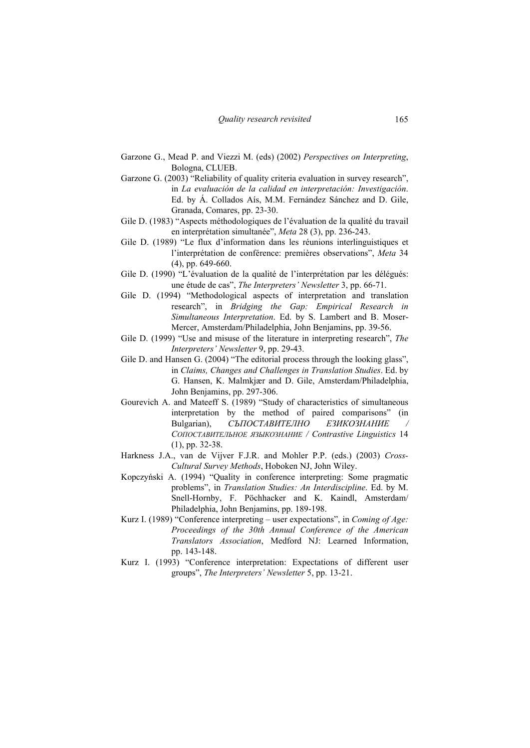Garzone G., Mead P. and Viezzi M. (eds) (2002) *Perspectives on Interpreting*, Bologna, CLUEB.

Garzone G. (2003) "Reliability of quality criteria evaluation in survey research", in *La evaluación de la calidad en interpretación: Investigación*. Ed. by Á. Collados Aís, M.M. Fernández Sánchez and D. Gile, Granada, Comares, pp. 23-30.

Gile D. (1983) "Aspects méthodologiques de l'évaluation de la qualité du travail en interprétation simultanée", *Meta* 28 (3), pp. 236-243.

Gile D. (1989) "Le flux d'information dans les réunions interlinguistiques et l'interprétation de conférence: premières observations", *Meta* 34 (4), pp. 649-660.

Gile D. (1990) "L'évaluation de la qualité de l'interprétation par les délégués: une étude de cas", *The Interpreters' Newsletter* 3, pp. 66-71.

Gile D. (1994) "Methodological aspects of interpretation and translation research", in *Bridging the Gap: Empirical Research in Simultaneous Interpretation*. Ed. by S. Lambert and B. Moser-Mercer, Amsterdam/Philadelphia, John Benjamins, pp. 39-56.

Gile D. (1999) "Use and misuse of the literature in interpreting research", *The Interpreters' Newsletter* 9, pp. 29-43.

Gile D. and Hansen G. (2004) "The editorial process through the looking glass", in *Claims, Changes and Challenges in Translation Studies*. Ed. by G. Hansen, K. Malmkjær and D. Gile, Amsterdam/Philadelphia, John Benjamins, pp. 297-306.

Gourevich A. and Mateeff S. (1989) "Study of characteristics of simultaneous interpretation by the method of paired comparisons" (in Bulgarian), *СЪПОСТАВИТЕЛНО ЕЗИКОЗНАНИЕ / СОПОСТАВИТЕЛЬНОЕ ЯЗЫКОЗНАНИЕ / Contrastive Linguistics* 14 (1), pp. 32-38.

Harkness J.A., van de Vijver F.J.R. and Mohler P.P. (eds.) (2003) *Cross-Cultural Survey Methods*, Hoboken NJ, John Wiley.

Kopczyński A. (1994) "Quality in conference interpreting: Some pragmatic problems", in *Translation Studies: An Interdiscipline*. Ed. by M. Snell-Hornby, F. Pöchhacker and K. Kaindl, Amsterdam/ Philadelphia, John Benjamins, pp. 189-198.

Kurz I. (1989) "Conference interpreting – user expectations", in *Coming of Age: Proceedings of the 30th Annual Conference of the American Translators Association*, Medford NJ: Learned Information, pp. 143-148.

Kurz I. (1993) "Conference interpretation: Expectations of different user groups", *The Interpreters' Newsletter* 5, pp. 13-21.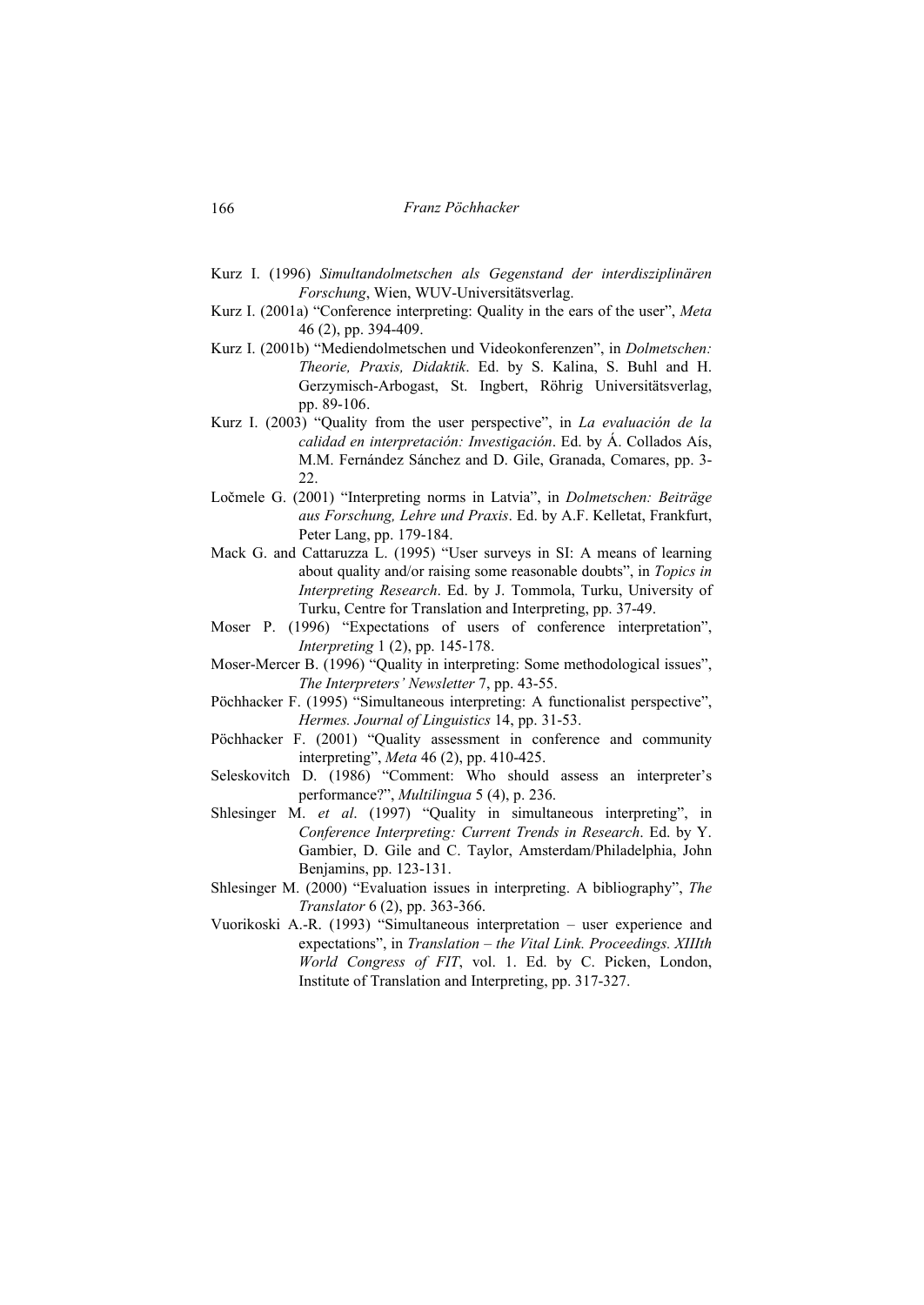Kurz I. (1996) *Simultandolmetschen als Gegenstand der interdisziplinären Forschung*, Wien, WUV-Universitätsverlag.

Kurz I. (2001a) "Conference interpreting: Quality in the ears of the user", *Meta* 46 (2), pp. 394-409.

Kurz I. (2001b) "Mediendolmetschen und Videokonferenzen", in *Dolmetschen: Theorie, Praxis, Didaktik*. Ed. by S. Kalina, S. Buhl and H. Gerzymisch-Arbogast, St. Ingbert, Röhrig Universitätsverlag, pp. 89-106.

Kurz I. (2003) "Quality from the user perspective", in *La evaluación de la calidad en interpretación: Investigación*. Ed. by Á. Collados Aís, M.M. Fernández Sánchez and D. Gile, Granada, Comares, pp. 3-22.

Ločmele G. (2001) "Interpreting norms in Latvia", in *Dolmetschen: Beiträge aus Forschung, Lehre und Praxis*. Ed. by A.F. Kelletat, Frankfurt, Peter Lang, pp. 179-184.

Mack G. and Cattaruzza L. (1995) "User surveys in SI: A means of learning about quality and/or raising some reasonable doubts", in *Topics in Interpreting Research*. Ed. by J. Tommola, Turku, University of Turku, Centre for Translation and Interpreting, pp. 37-49.

Moser P. (1996) "Expectations of users of conference interpretation", *Interpreting* 1 (2), pp. 145-178.

Moser-Mercer B. (1996) "Quality in interpreting: Some methodological issues", *The Interpreters' Newsletter* 7, pp. 43-55.

Pöchhacker F. (1995) "Simultaneous interpreting: A functionalist perspective", *Hermes. Journal of Linguistics* 14, pp. 31-53.

Pöchhacker F. (2001) "Quality assessment in conference and community interpreting", *Meta* 46 (2), pp. 410-425.

Seleskovitch D. (1986) "Comment: Who should assess an interpreter's performance?", *Multilingua* 5 (4), p. 236.

Shlesinger M. *et al*. (1997) "Quality in simultaneous interpreting", in *Conference Interpreting: Current Trends in Research*. Ed. by Y. Gambier, D. Gile and C. Taylor, Amsterdam/Philadelphia, John Benjamins, pp. 123-131.

Shlesinger M. (2000) "Evaluation issues in interpreting. A bibliography", *The Translator* 6 (2), pp. 363-366.

Vuorikoski A.-R. (1993) "Simultaneous interpretation – user experience and expectations", in *Translation – the Vital Link. Proceedings. XIIIth World Congress of FIT*, vol. 1. Ed. by C. Picken, London, Institute of Translation and Interpreting, pp. 317-327.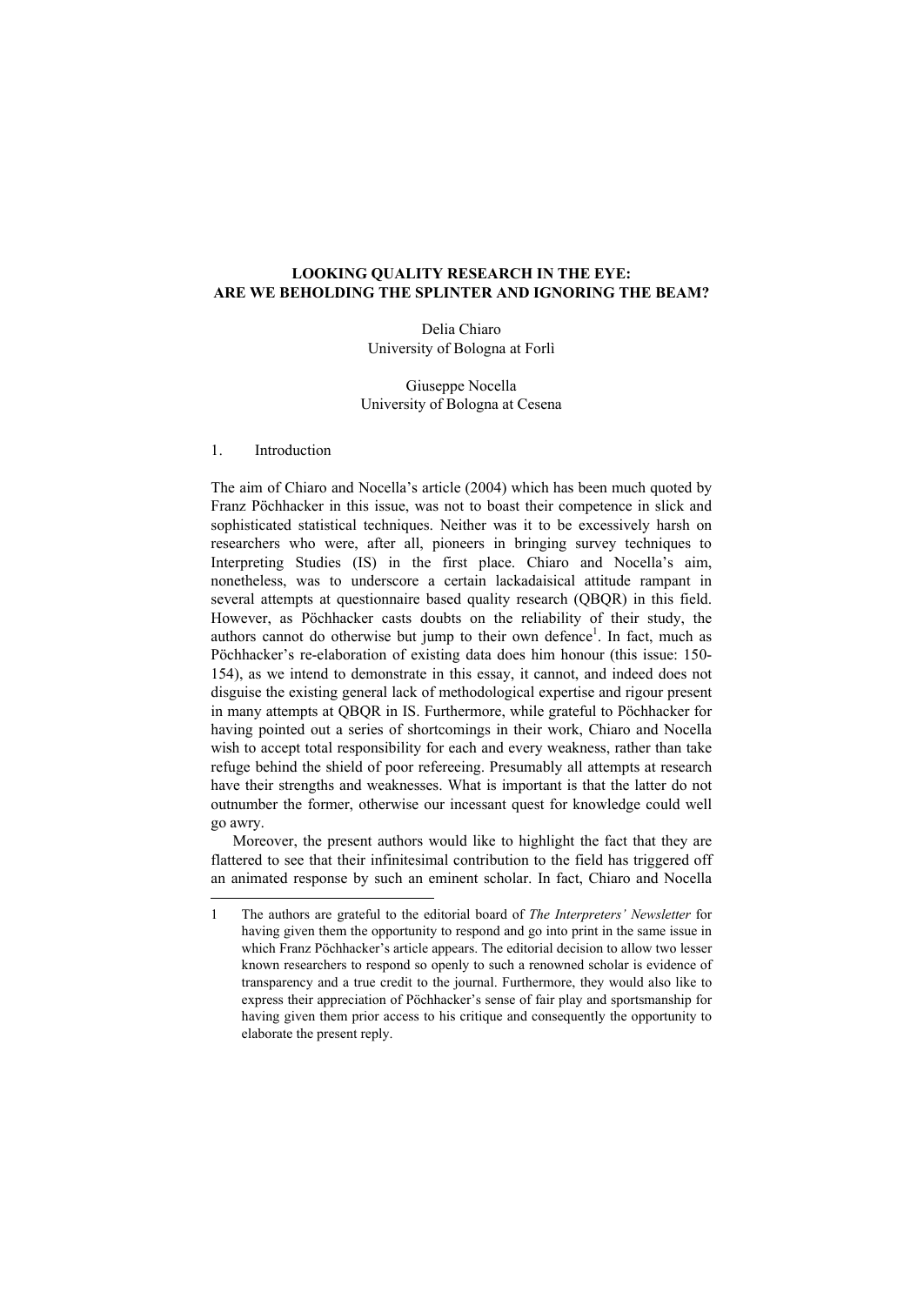# LOOKING QUALITY RESEARCH IN THE EYE: ARE WE BEHOLDING THE SPLINTER AND IGNORING THE BEAM?

Delia Chiaro
University of Bologna at Forlì

Giuseppe Nocella
University of Bologna at Cesena

## 1. Introduction

The aim of Chiaro and Nocella's article (2004) which has been much quoted by Franz Pöchhacker in this issue, was not to boast their competence in slick and sophisticated statistical techniques. Neither was it to be excessively harsh on researchers who were, after all, pioneers in bringing survey techniques to Interpreting Studies (IS) in the first place. Chiaro and Nocella's aim, nonetheless, was to underscore a certain lackadaisical attitude rampant in several attempts at questionnaire based quality research (QBQR) in this field. However, as Pöchhacker casts doubts on the reliability of their study, the authors cannot do otherwise but jump to their own defence[1]. In fact, much as Pöchhacker's re-elaboration of existing data does him honour (this issue: 150-154), as we intend to demonstrate in this essay, it cannot, and indeed does not disguise the existing general lack of methodological expertise and rigour present in many attempts at QBQR in IS. Furthermore, while grateful to Pöchhacker for having pointed out a series of shortcomings in their work, Chiaro and Nocella wish to accept total responsibility for each and every weakness, rather than take refuge behind the shield of poor refereeing. Presumably all attempts at research have their strengths and weaknesses. What is important is that the latter do not outnumber the former, otherwise our incessant quest for knowledge could well go awry.

Moreover, the present authors would like to highlight the fact that they are flattered to see that their infinitesimal contribution to the field has triggered off an animated response by such an eminent scholar. In fact, Chiaro and Nocella

---

1 The authors are grateful to the editorial board of *The Interpreters' Newsletter* for having given them the opportunity to respond and go into print in the same issue in which Franz Pöchhacker's article appears. The editorial decision to allow two lesser known researchers to respond so openly to such a renowned scholar is evidence of transparency and a true credit to the journal. Furthermore, they would also like to express their appreciation of Pöchhacker's sense of fair play and sportsmanship for having given them prior access to his critique and consequently the opportunity to elaborate the present reply.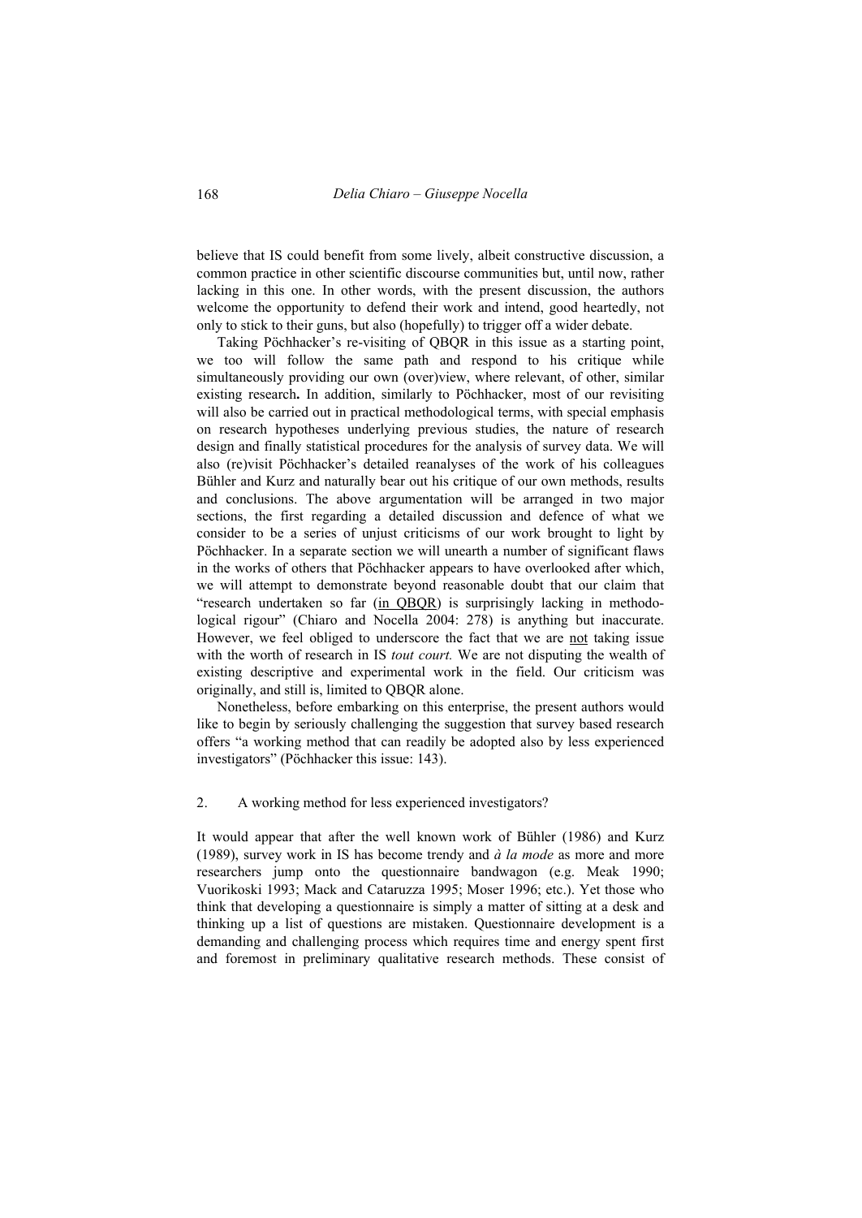believe that IS could benefit from some lively, albeit constructive discussion, a common practice in other scientific discourse communities but, until now, rather lacking in this one. In other words, with the present discussion, the authors welcome the opportunity to defend their work and intend, good heartedly, not only to stick to their guns, but also (hopefully) to trigger off a wider debate.

Taking Pöchhacker's re-visiting of QBQR in this issue as a starting point, we too will follow the same path and respond to his critique while simultaneously providing our own (over)view, where relevant, of other, similar existing research**.** In addition, similarly to Pöchhacker, most of our revisiting will also be carried out in practical methodological terms, with special emphasis on research hypotheses underlying previous studies, the nature of research design and finally statistical procedures for the analysis of survey data. We will also (re)visit Pöchhacker's detailed reanalyses of the work of his colleagues Bühler and Kurz and naturally bear out his critique of our own methods, results and conclusions. The above argumentation will be arranged in two major sections, the first regarding a detailed discussion and defence of what we consider to be a series of unjust criticisms of our work brought to light by Pöchhacker. In a separate section we will unearth a number of significant flaws in the works of others that Pöchhacker appears to have overlooked after which, we will attempt to demonstrate beyond reasonable doubt that our claim that "research undertaken so far (<u>in QBQR</u>) is surprisingly lacking in methodological rigour" (Chiaro and Nocella 2004: 278) is anything but inaccurate. However, we feel obliged to underscore the fact that we are <u>not</u> taking issue with the worth of research in IS *tout court.* We are not disputing the wealth of existing descriptive and experimental work in the field. Our criticism was originally, and still is, limited to QBQR alone.

Nonetheless, before embarking on this enterprise, the present authors would like to begin by seriously challenging the suggestion that survey based research offers "a working method that can readily be adopted also by less experienced investigators" (Pöchhacker this issue: 143).

## 2. A working method for less experienced investigators?

It would appear that after the well known work of Bühler (1986) and Kurz (1989), survey work in IS has become trendy and *à la mode* as more and more researchers jump onto the questionnaire bandwagon (e.g. Meak 1990; Vuorikoski 1993; Mack and Cataruzza 1995; Moser 1996; etc.). Yet those who think that developing a questionnaire is simply a matter of sitting at a desk and thinking up a list of questions are mistaken. Questionnaire development is a demanding and challenging process which requires time and energy spent first and foremost in preliminary qualitative research methods. These consist of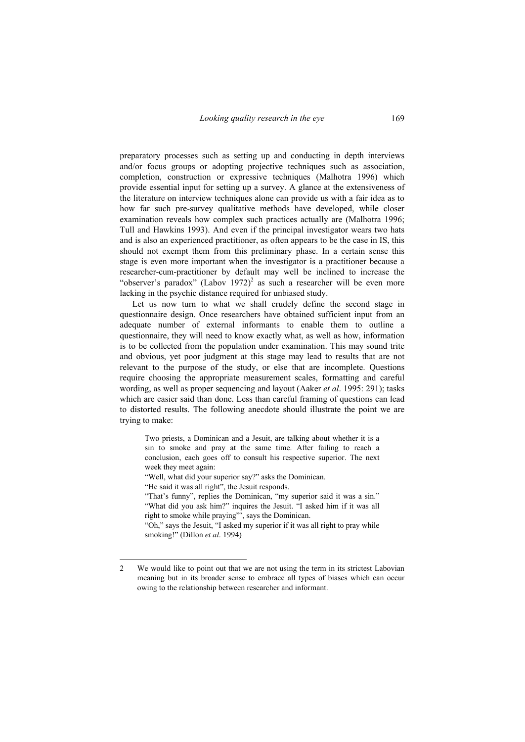preparatory processes such as setting up and conducting in depth interviews and/or focus groups or adopting projective techniques such as association, completion, construction or expressive techniques (Malhotra 1996) which provide essential input for setting up a survey. A glance at the extensiveness of the literature on interview techniques alone can provide us with a fair idea as to how far such pre-survey qualitative methods have developed, while closer examination reveals how complex such practices actually are (Malhotra 1996; Tull and Hawkins 1993). And even if the principal investigator wears two hats and is also an experienced practitioner, as often appears to be the case in IS, this should not exempt them from this preliminary phase. In a certain sense this stage is even more important when the investigator is a practitioner because a researcher-cum-practitioner by default may well be inclined to increase the "observer's paradox" (Labov 1972)[2] as such a researcher will be even more lacking in the psychic distance required for unbiased study.

Let us now turn to what we shall crudely define the second stage in questionnaire design. Once researchers have obtained sufficient input from an adequate number of external informants to enable them to outline a questionnaire, they will need to know exactly what, as well as how, information is to be collected from the population under examination. This may sound trite and obvious, yet poor judgment at this stage may lead to results that are not relevant to the purpose of the study, or else that are incomplete. Questions require choosing the appropriate measurement scales, formatting and careful wording, as well as proper sequencing and layout (Aaker *et al*. 1995: 291); tasks which are easier said than done. Less than careful framing of questions can lead to distorted results. The following anecdote should illustrate the point we are trying to make:

> Two priests, a Dominican and a Jesuit, are talking about whether it is a sin to smoke and pray at the same time. After failing to reach a conclusion, each goes off to consult his respective superior. The next week they meet again:
>
> "Well, what did your superior say?" asks the Dominican.
>
> "He said it was all right", the Jesuit responds.
>
> "That's funny", replies the Dominican, "my superior said it was a sin." "What did you ask him?" inquires the Jesuit. "I asked him if it was all right to smoke while praying"', says the Dominican.
>
> "Oh," says the Jesuit, "I asked my superior if it was all right to pray while smoking!" (Dillon *et al*. 1994)

---

2 We would like to point out that we are not using the term in its strictest Labovian meaning but in its broader sense to embrace all types of biases which can occur owing to the relationship between researcher and informant.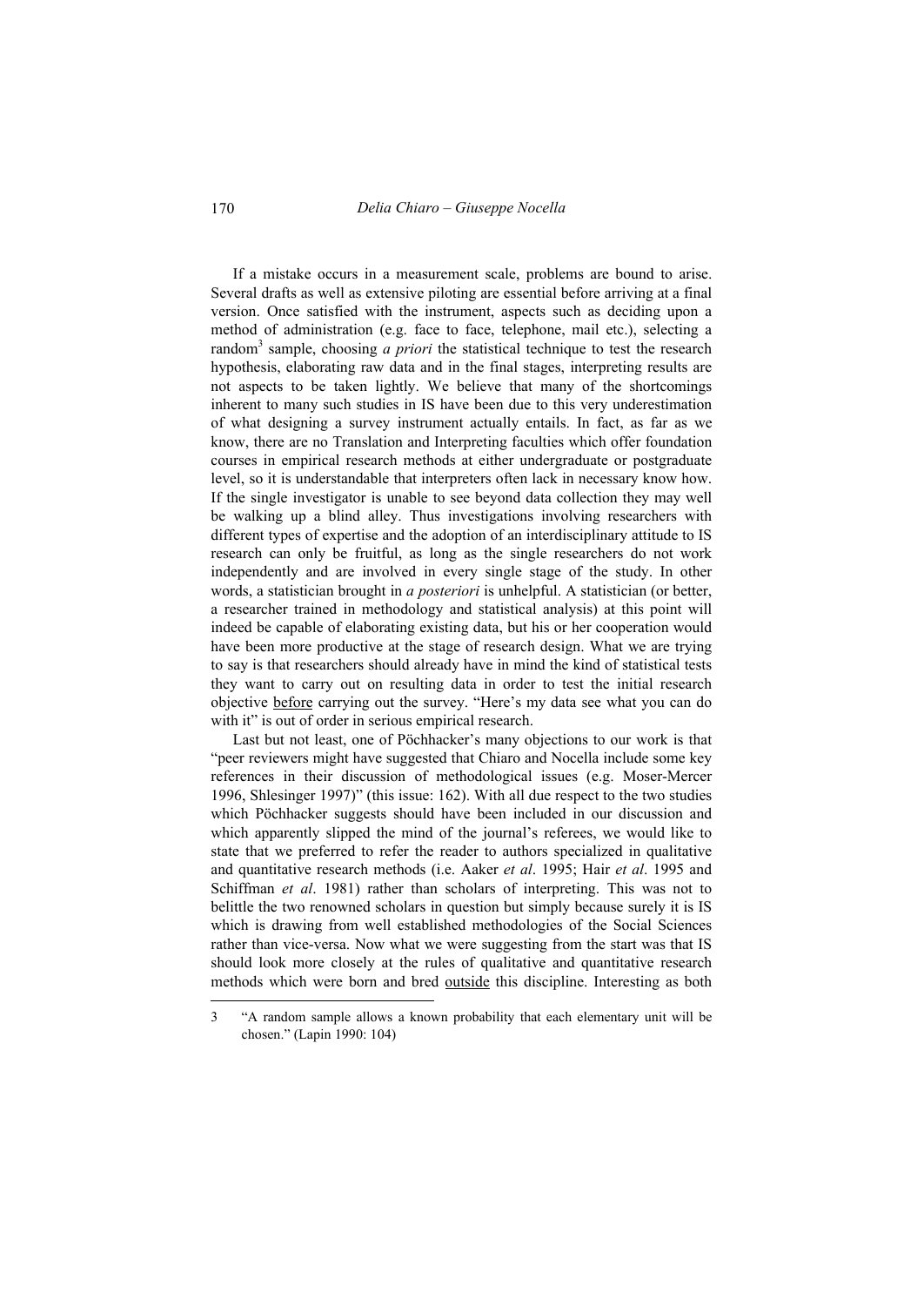If a mistake occurs in a measurement scale, problems are bound to arise. Several drafts as well as extensive piloting are essential before arriving at a final version. Once satisfied with the instrument, aspects such as deciding upon a method of administration (e.g. face to face, telephone, mail etc.), selecting a random[3] sample, choosing *a priori* the statistical technique to test the research hypothesis, elaborating raw data and in the final stages, interpreting results are not aspects to be taken lightly. We believe that many of the shortcomings inherent to many such studies in IS have been due to this very underestimation of what designing a survey instrument actually entails. In fact, as far as we know, there are no Translation and Interpreting faculties which offer foundation courses in empirical research methods at either undergraduate or postgraduate level, so it is understandable that interpreters often lack in necessary know how. If the single investigator is unable to see beyond data collection they may well be walking up a blind alley. Thus investigations involving researchers with different types of expertise and the adoption of an interdisciplinary attitude to IS research can only be fruitful, as long as the single researchers do not work independently and are involved in every single stage of the study. In other words, a statistician brought in *a posteriori* is unhelpful. A statistician (or better, a researcher trained in methodology and statistical analysis) at this point will indeed be capable of elaborating existing data, but his or her cooperation would have been more productive at the stage of research design. What we are trying to say is that researchers should already have in mind the kind of statistical tests they want to carry out on resulting data in order to test the initial research objective <u>before</u> carrying out the survey. "Here's my data see what you can do with it" is out of order in serious empirical research.

Last but not least, one of Pöchhacker's many objections to our work is that "peer reviewers might have suggested that Chiaro and Nocella include some key references in their discussion of methodological issues (e.g. Moser-Mercer 1996, Shlesinger 1997)" (this issue: 162). With all due respect to the two studies which Pöchhacker suggests should have been included in our discussion and which apparently slipped the mind of the journal's referees, we would like to state that we preferred to refer the reader to authors specialized in qualitative and quantitative research methods (i.e. Aaker *et al*. 1995; Hair *et al*. 1995 and Schiffman *et al*. 1981) rather than scholars of interpreting. This was not to belittle the two renowned scholars in question but simply because surely it is IS which is drawing from well established methodologies of the Social Sciences rather than vice-versa. Now what we were suggesting from the start was that IS should look more closely at the rules of qualitative and quantitative research methods which were born and bred <u>outside</u> this discipline. Interesting as both

---

3 "A random sample allows a known probability that each elementary unit will be chosen." (Lapin 1990: 104)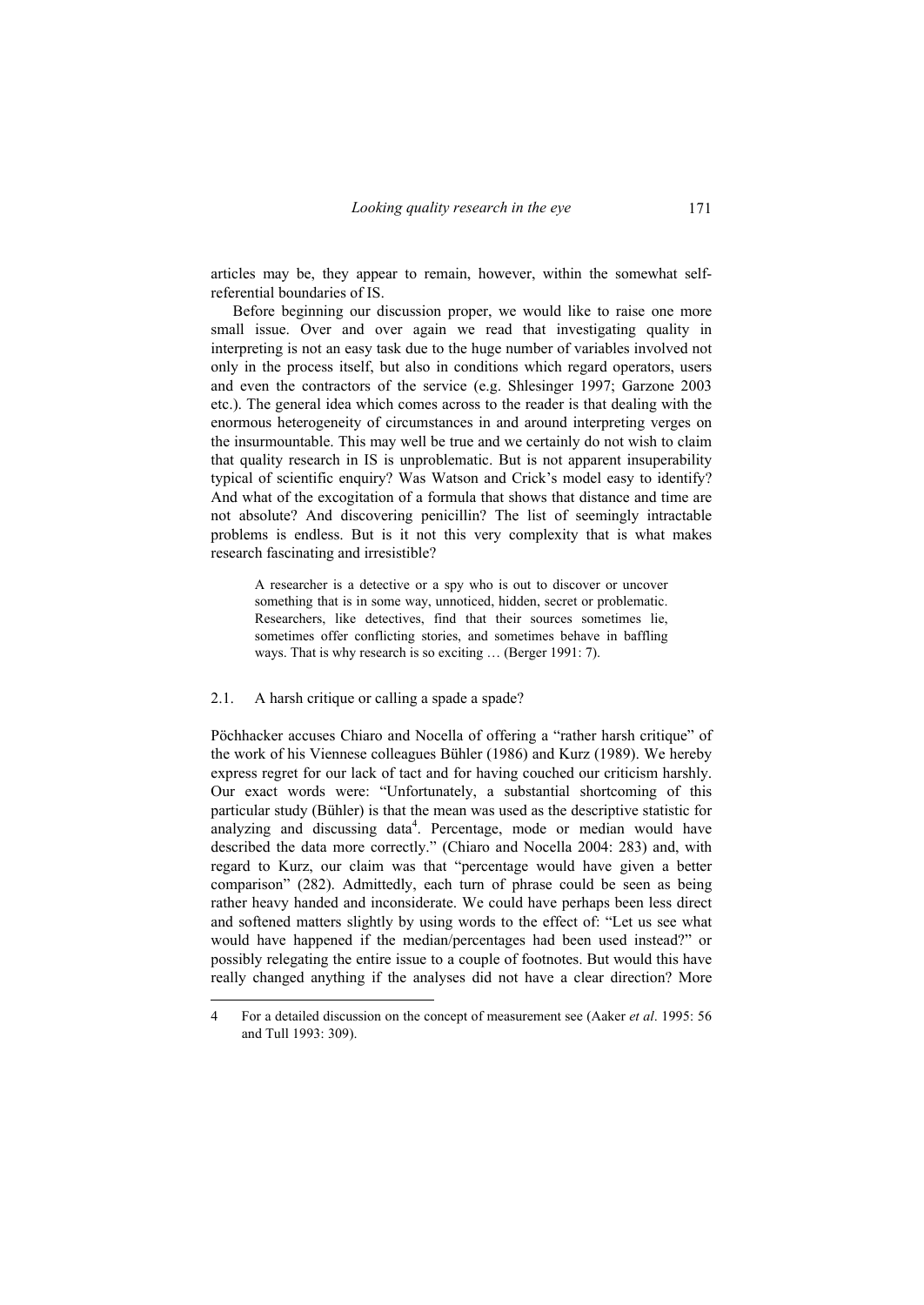articles may be, they appear to remain, however, within the somewhat self-referential boundaries of IS.

Before beginning our discussion proper, we would like to raise one more small issue. Over and over again we read that investigating quality in interpreting is not an easy task due to the huge number of variables involved not only in the process itself, but also in conditions which regard operators, users and even the contractors of the service (e.g. Shlesinger 1997; Garzone 2003 etc.). The general idea which comes across to the reader is that dealing with the enormous heterogeneity of circumstances in and around interpreting verges on the insurmountable. This may well be true and we certainly do not wish to claim that quality research in IS is unproblematic. But is not apparent insuperability typical of scientific enquiry? Was Watson and Crick's model easy to identify? And what of the excogitation of a formula that shows that distance and time are not absolute? And discovering penicillin? The list of seemingly intractable problems is endless. But is it not this very complexity that is what makes research fascinating and irresistible?

> A researcher is a detective or a spy who is out to discover or uncover something that is in some way, unnoticed, hidden, secret or problematic. Researchers, like detectives, find that their sources sometimes lie, sometimes offer conflicting stories, and sometimes behave in baffling ways. That is why research is so exciting … (Berger 1991: 7).

### 2.1. A harsh critique or calling a spade a spade?

Pöchhacker accuses Chiaro and Nocella of offering a "rather harsh critique" of the work of his Viennese colleagues Bühler (1986) and Kurz (1989). We hereby express regret for our lack of tact and for having couched our criticism harshly. Our exact words were: "Unfortunately, a substantial shortcoming of this particular study (Bühler) is that the mean was used as the descriptive statistic for analyzing and discussing data[4]. Percentage, mode or median would have described the data more correctly." (Chiaro and Nocella 2004: 283) and, with regard to Kurz, our claim was that "percentage would have given a better comparison" (282). Admittedly, each turn of phrase could be seen as being rather heavy handed and inconsiderate. We could have perhaps been less direct and softened matters slightly by using words to the effect of: "Let us see what would have happened if the median/percentages had been used instead?" or possibly relegating the entire issue to a couple of footnotes. But would this have really changed anything if the analyses did not have a clear direction? More

4 For a detailed discussion on the concept of measurement see (Aaker *et al*. 1995: 56 and Tull 1993: 309).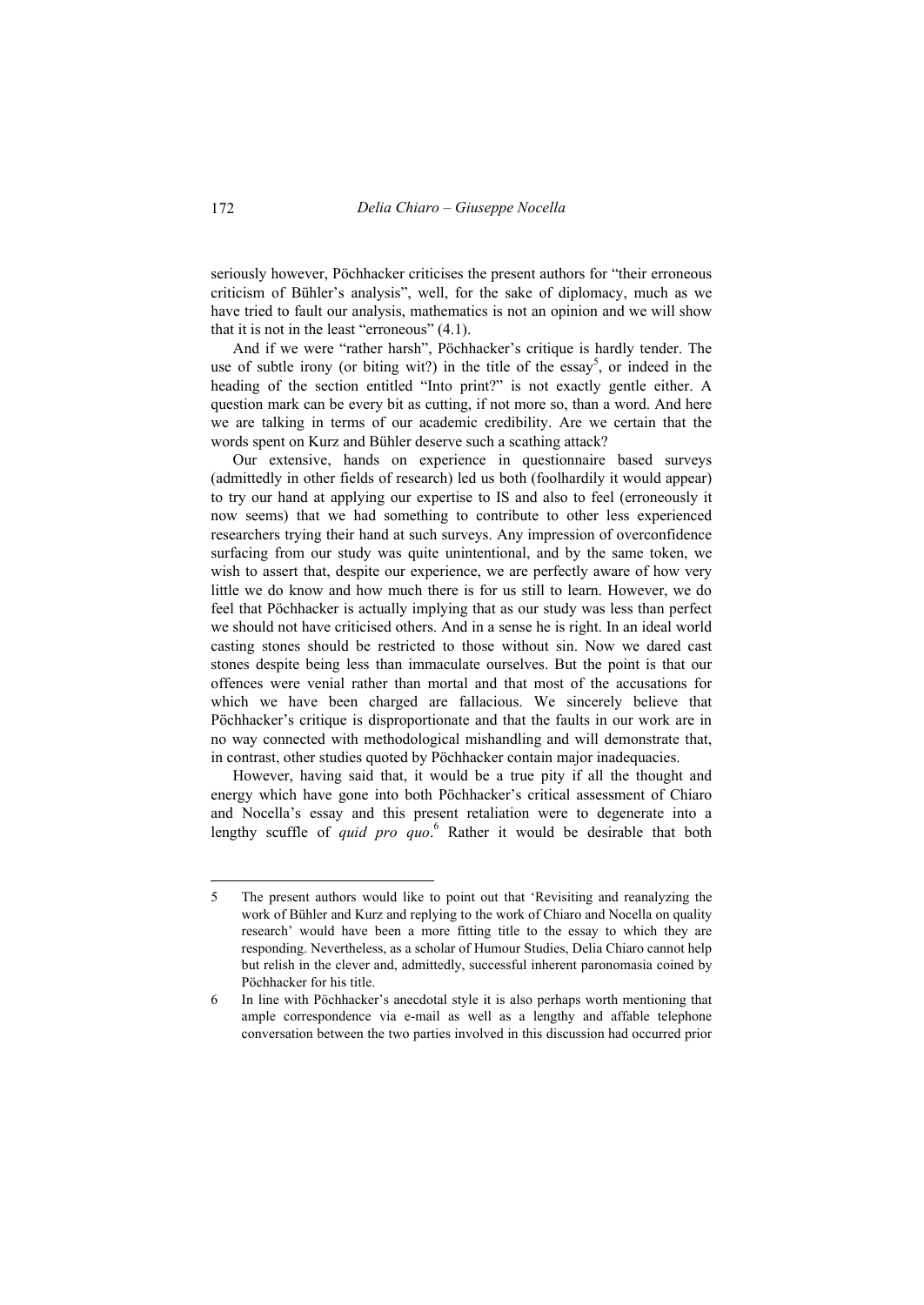seriously however, Pöchhacker criticises the present authors for "their erroneous criticism of Bühler's analysis", well, for the sake of diplomacy, much as we have tried to fault our analysis, mathematics is not an opinion and we will show that it is not in the least "erroneous" (4.1).

And if we were "rather harsh", Pöchhacker's critique is hardly tender. The use of subtle irony (or biting wit?) in the title of the essay[5], or indeed in the heading of the section entitled "Into print?" is not exactly gentle either. A question mark can be every bit as cutting, if not more so, than a word. And here we are talking in terms of our academic credibility. Are we certain that the words spent on Kurz and Bühler deserve such a scathing attack?

Our extensive, hands on experience in questionnaire based surveys (admittedly in other fields of research) led us both (foolhardily it would appear) to try our hand at applying our expertise to IS and also to feel (erroneously it now seems) that we had something to contribute to other less experienced researchers trying their hand at such surveys. Any impression of overconfidence surfacing from our study was quite unintentional, and by the same token, we wish to assert that, despite our experience, we are perfectly aware of how very little we do know and how much there is for us still to learn. However, we do feel that Pöchhacker is actually implying that as our study was less than perfect we should not have criticised others. And in a sense he is right. In an ideal world casting stones should be restricted to those without sin. Now we dared cast stones despite being less than immaculate ourselves. But the point is that our offences were venial rather than mortal and that most of the accusations for which we have been charged are fallacious. We sincerely believe that Pöchhacker's critique is disproportionate and that the faults in our work are in no way connected with methodological mishandling and will demonstrate that, in contrast, other studies quoted by Pöchhacker contain major inadequacies.

However, having said that, it would be a true pity if all the thought and energy which have gone into both Pöchhacker's critical assessment of Chiaro and Nocella's essay and this present retaliation were to degenerate into a lengthy scuffle of *quid pro quo*.[6] Rather it would be desirable that both

---

5 The present authors would like to point out that 'Revisiting and reanalyzing the work of Bühler and Kurz and replying to the work of Chiaro and Nocella on quality research' would have been a more fitting title to the essay to which they are responding. Nevertheless, as a scholar of Humour Studies, Delia Chiaro cannot help but relish in the clever and, admittedly, successful inherent paronomasia coined by Pöchhacker for his title.

6 In line with Pöchhacker's anecdotal style it is also perhaps worth mentioning that ample correspondence via e-mail as well as a lengthy and affable telephone conversation between the two parties involved in this discussion had occurred prior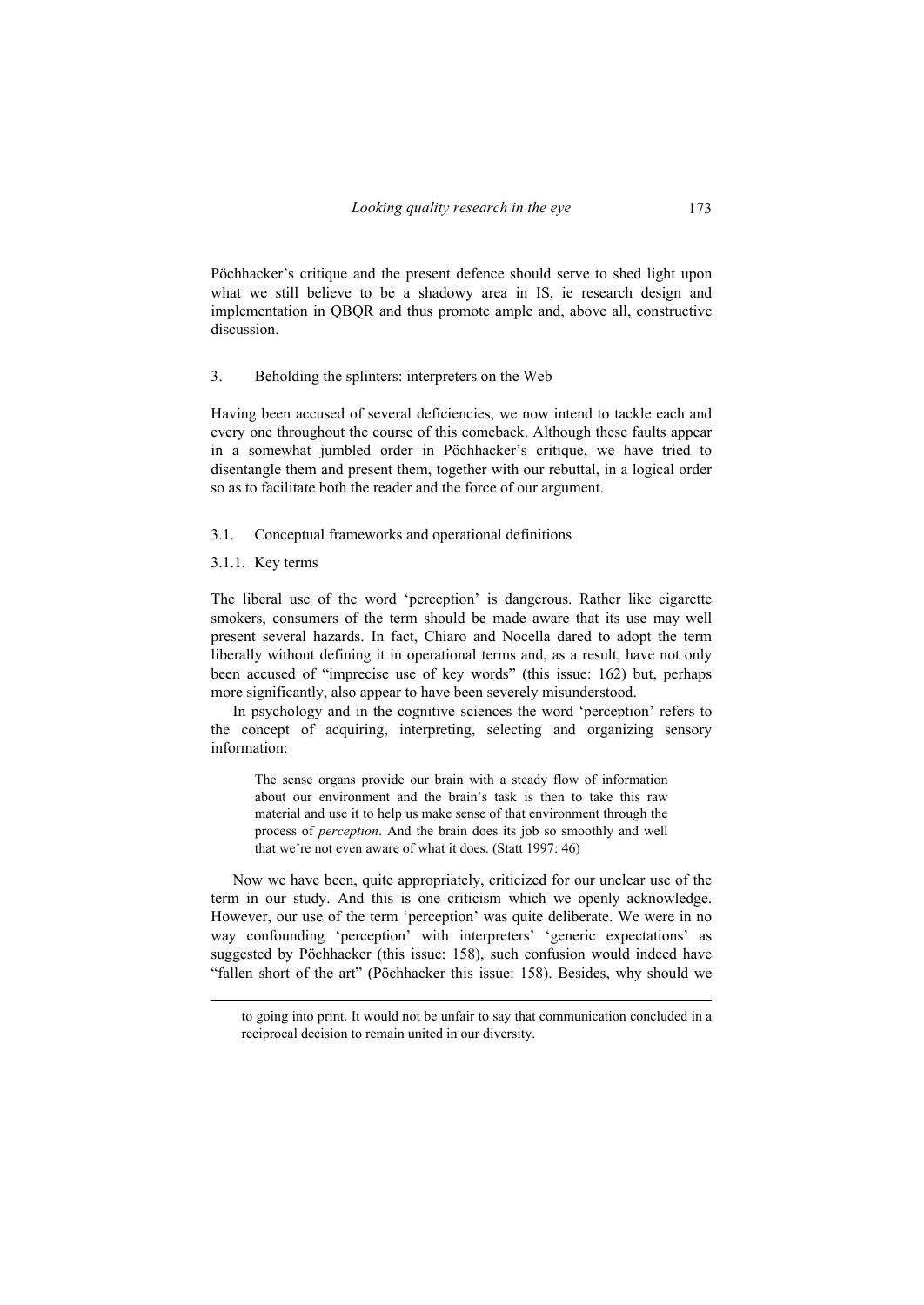Pöchhacker's critique and the present defence should serve to shed light upon what we still believe to be a shadowy area in IS, ie research design and implementation in QBQR and thus promote ample and, above all, <u>constructive</u> discussion.

## 3. Beholding the splinters: interpreters on the Web

Having been accused of several deficiencies, we now intend to tackle each and every one throughout the course of this comeback. Although these faults appear in a somewhat jumbled order in Pöchhacker's critique, we have tried to disentangle them and present them, together with our rebuttal, in a logical order so as to facilitate both the reader and the force of our argument.

### 3.1. Conceptual frameworks and operational definitions

#### 3.1.1. Key terms

The liberal use of the word 'perception' is dangerous. Rather like cigarette smokers, consumers of the term should be made aware that its use may well present several hazards. In fact, Chiaro and Nocella dared to adopt the term liberally without defining it in operational terms and, as a result, have not only been accused of "imprecise use of key words" (this issue: 162) but, perhaps more significantly, also appear to have been severely misunderstood.

In psychology and in the cognitive sciences the word 'perception' refers to the concept of acquiring, interpreting, selecting and organizing sensory information:

> The sense organs provide our brain with a steady flow of information about our environment and the brain's task is then to take this raw material and use it to help us make sense of that environment through the process of *perception*. And the brain does its job so smoothly and well that we're not even aware of what it does. (Statt 1997: 46)

Now we have been, quite appropriately, criticized for our unclear use of the term in our study. And this is one criticism which we openly acknowledge. However, our use of the term 'perception' was quite deliberate. We were in no way confounding 'perception' with interpreters' 'generic expectations' as suggested by Pöchhacker (this issue: 158), such confusion would indeed have "fallen short of the art" (Pöchhacker this issue: 158). Besides, why should we

---

to going into print. It would not be unfair to say that communication concluded in a reciprocal decision to remain united in our diversity.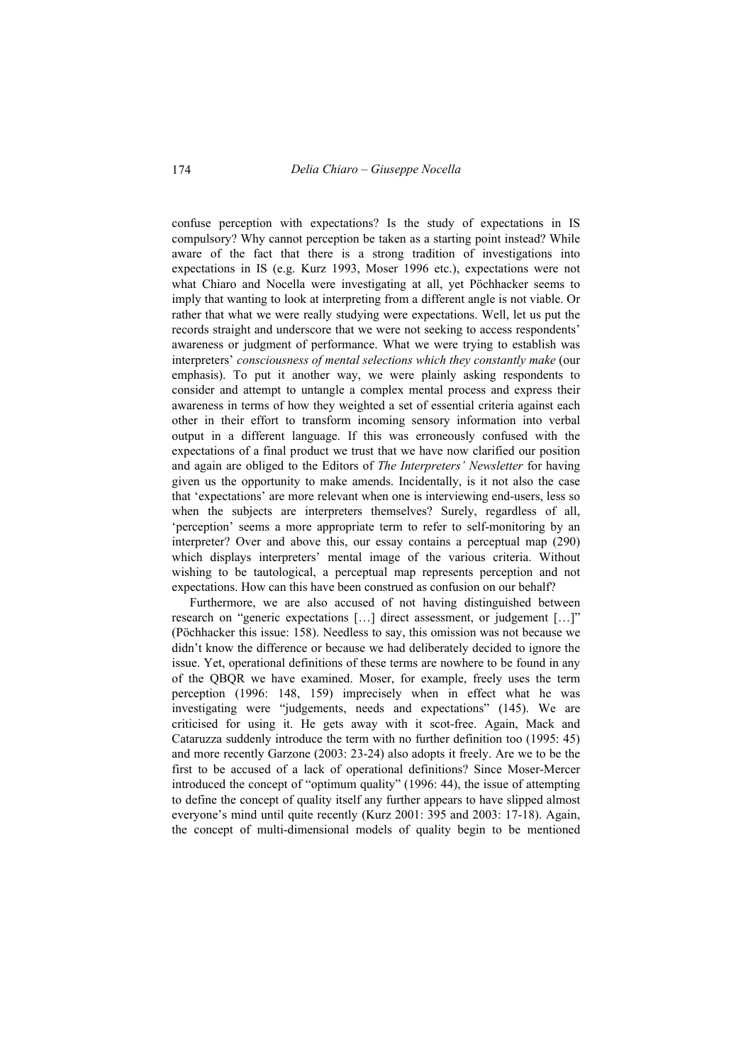confuse perception with expectations? Is the study of expectations in IS compulsory? Why cannot perception be taken as a starting point instead? While aware of the fact that there is a strong tradition of investigations into expectations in IS (e.g. Kurz 1993, Moser 1996 etc.), expectations were not what Chiaro and Nocella were investigating at all, yet Pöchhacker seems to imply that wanting to look at interpreting from a different angle is not viable. Or rather that what we were really studying were expectations. Well, let us put the records straight and underscore that we were not seeking to access respondents' awareness or judgment of performance. What we were trying to establish was interpreters' *consciousness of mental selections which they constantly make* (our emphasis). To put it another way, we were plainly asking respondents to consider and attempt to untangle a complex mental process and express their awareness in terms of how they weighted a set of essential criteria against each other in their effort to transform incoming sensory information into verbal output in a different language. If this was erroneously confused with the expectations of a final product we trust that we have now clarified our position and again are obliged to the Editors of *The Interpreters' Newsletter* for having given us the opportunity to make amends. Incidentally, is it not also the case that 'expectations' are more relevant when one is interviewing end-users, less so when the subjects are interpreters themselves? Surely, regardless of all, 'perception' seems a more appropriate term to refer to self-monitoring by an interpreter? Over and above this, our essay contains a perceptual map (290) which displays interpreters' mental image of the various criteria. Without wishing to be tautological, a perceptual map represents perception and not expectations. How can this have been construed as confusion on our behalf?

Furthermore, we are also accused of not having distinguished between research on "generic expectations […] direct assessment, or judgement […]" (Pöchhacker this issue: 158). Needless to say, this omission was not because we didn't know the difference or because we had deliberately decided to ignore the issue. Yet, operational definitions of these terms are nowhere to be found in any of the QBQR we have examined. Moser, for example, freely uses the term perception (1996: 148, 159) imprecisely when in effect what he was investigating were "judgements, needs and expectations" (145). We are criticised for using it. He gets away with it scot-free. Again, Mack and Cataruzza suddenly introduce the term with no further definition too (1995: 45) and more recently Garzone (2003: 23-24) also adopts it freely. Are we to be the first to be accused of a lack of operational definitions? Since Moser-Mercer introduced the concept of "optimum quality" (1996: 44), the issue of attempting to define the concept of quality itself any further appears to have slipped almost everyone's mind until quite recently (Kurz 2001: 395 and 2003: 17-18). Again, the concept of multi-dimensional models of quality begin to be mentioned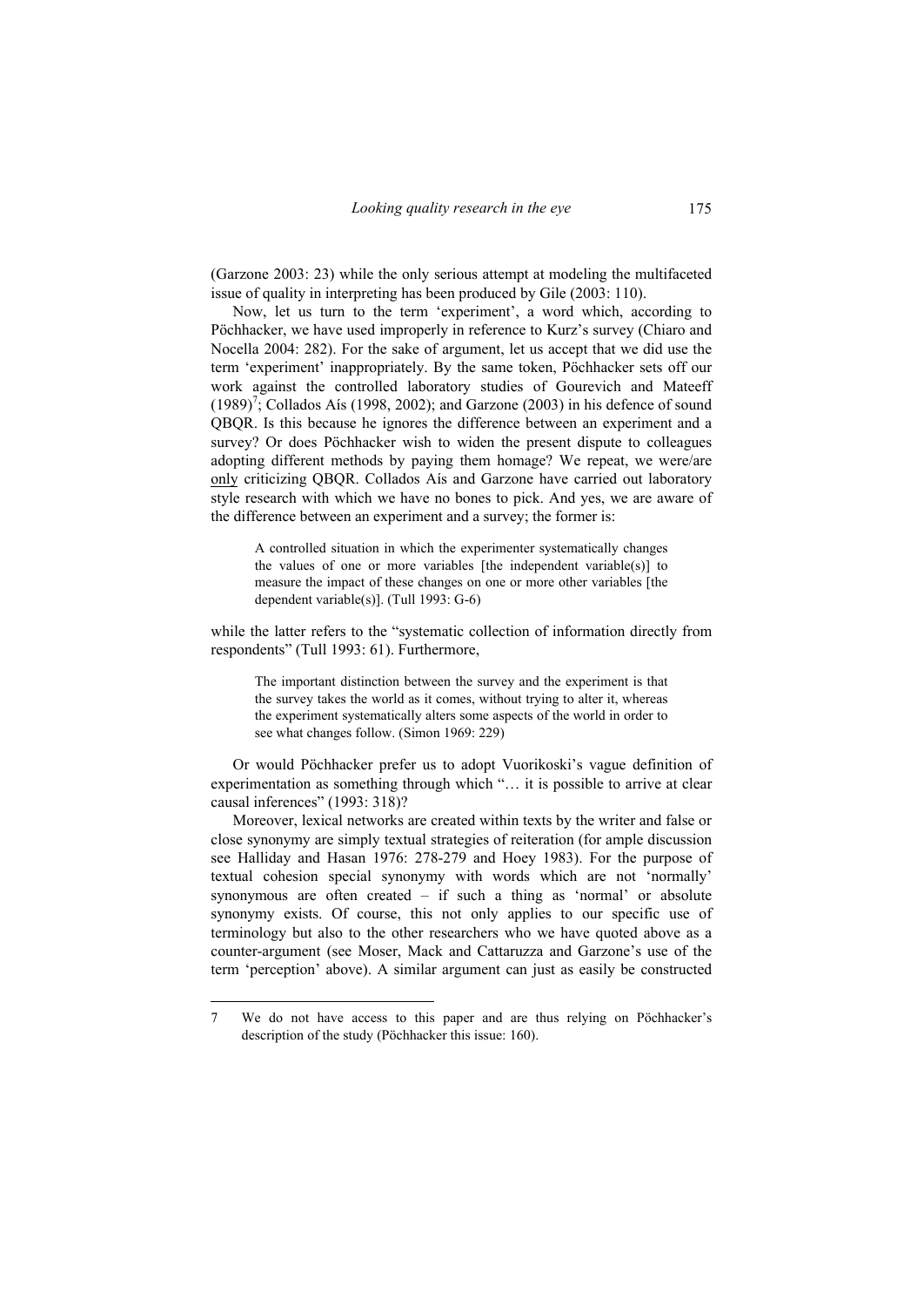(Garzone 2003: 23) while the only serious attempt at modeling the multifaceted issue of quality in interpreting has been produced by Gile (2003: 110).

Now, let us turn to the term 'experiment', a word which, according to Pöchhacker, we have used improperly in reference to Kurz's survey (Chiaro and Nocella 2004: 282). For the sake of argument, let us accept that we did use the term 'experiment' inappropriately. By the same token, Pöchhacker sets off our work against the controlled laboratory studies of Gourevich and Mateeff (1989)[7]; Collados Aís (1998, 2002); and Garzone (2003) in his defence of sound QBQR. Is this because he ignores the difference between an experiment and a survey? Or does Pöchhacker wish to widen the present dispute to colleagues adopting different methods by paying them homage? We repeat, we were/are <u>only</u> criticizing QBQR. Collados Aís and Garzone have carried out laboratory style research with which we have no bones to pick. And yes, we are aware of the difference between an experiment and a survey; the former is:

> A controlled situation in which the experimenter systematically changes the values of one or more variables [the independent variable(s)] to measure the impact of these changes on one or more other variables [the dependent variable(s)]. (Tull 1993: G-6)

while the latter refers to the "systematic collection of information directly from respondents" (Tull 1993: 61). Furthermore,

> The important distinction between the survey and the experiment is that the survey takes the world as it comes, without trying to alter it, whereas the experiment systematically alters some aspects of the world in order to see what changes follow. (Simon 1969: 229)

Or would Pöchhacker prefer us to adopt Vuorikoski's vague definition of experimentation as something through which "… it is possible to arrive at clear causal inferences" (1993: 318)?

Moreover, lexical networks are created within texts by the writer and false or close synonymy are simply textual strategies of reiteration (for ample discussion see Halliday and Hasan 1976: 278-279 and Hoey 1983). For the purpose of textual cohesion special synonymy with words which are not 'normally' synonymous are often created – if such a thing as 'normal' or absolute synonymy exists. Of course, this not only applies to our specific use of terminology but also to the other researchers who we have quoted above as a counter-argument (see Moser, Mack and Cattaruzza and Garzone's use of the term 'perception' above). A similar argument can just as easily be constructed

---

7 We do not have access to this paper and are thus relying on Pöchhacker's description of the study (Pöchhacker this issue: 160).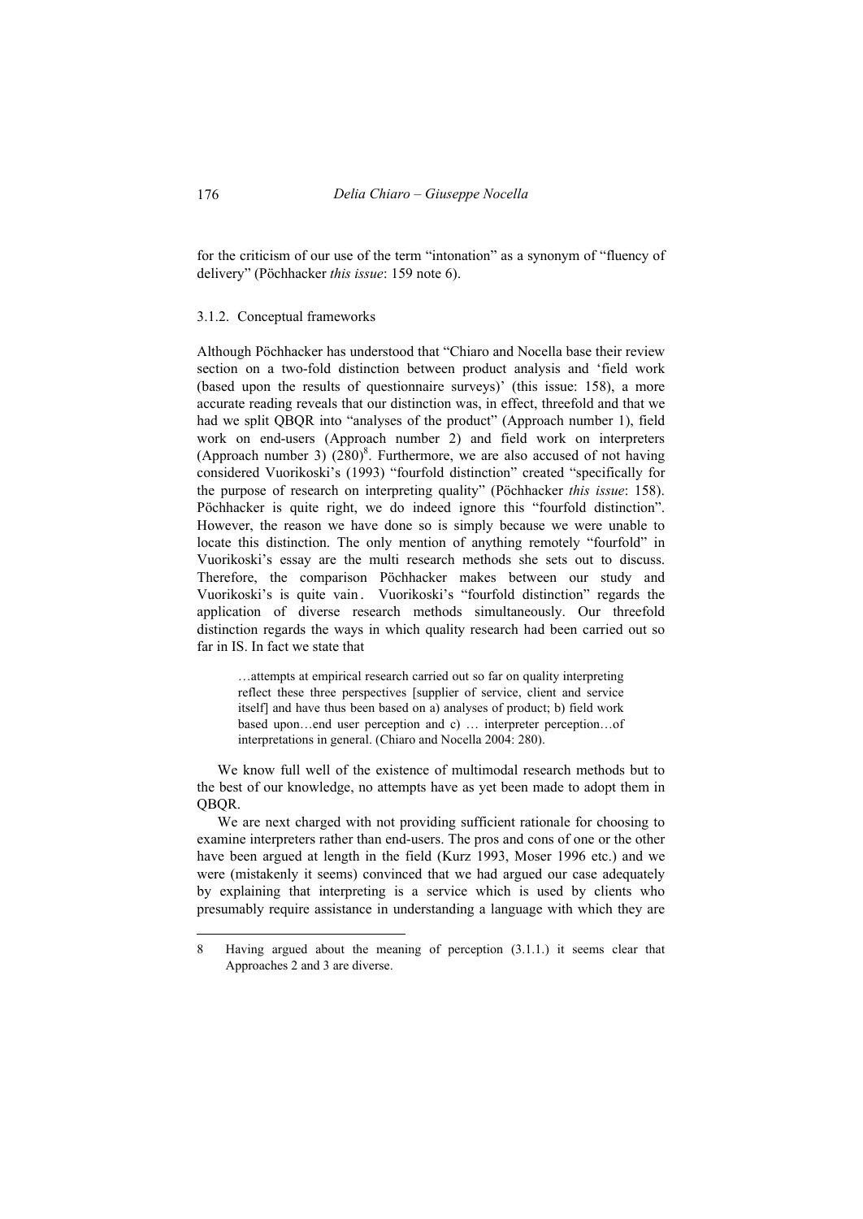for the criticism of our use of the term "intonation" as a synonym of "fluency of delivery" (Pöchhacker *this issue*: 159 note 6).

### 3.1.2. Conceptual frameworks

Although Pöchhacker has understood that "Chiaro and Nocella base their review section on a two-fold distinction between product analysis and 'field work (based upon the results of questionnaire surveys)' (this issue: 158), a more accurate reading reveals that our distinction was, in effect, threefold and that we had we split QBQR into "analyses of the product" (Approach number 1), field work on end-users (Approach number 2) and field work on interpreters (Approach number 3) (280)[8]. Furthermore, we are also accused of not having considered Vuorikoski's (1993) "fourfold distinction" created "specifically for the purpose of research on interpreting quality" (Pöchhacker *this issue*: 158). Pöchhacker is quite right, we do indeed ignore this "fourfold distinction". However, the reason we have done so is simply because we were unable to locate this distinction. The only mention of anything remotely "fourfold" in Vuorikoski's essay are the multi research methods she sets out to discuss. Therefore, the comparison Pöchhacker makes between our study and Vuorikoski's is quite vain. Vuorikoski's "fourfold distinction" regards the application of diverse research methods simultaneously. Our threefold distinction regards the ways in which quality research had been carried out so far in IS. In fact we state that

> …attempts at empirical research carried out so far on quality interpreting reflect these three perspectives [supplier of service, client and service itself] and have thus been based on a) analyses of product; b) field work based upon…end user perception and c) … interpreter perception…of interpretations in general. (Chiaro and Nocella 2004: 280).

We know full well of the existence of multimodal research methods but to the best of our knowledge, no attempts have as yet been made to adopt them in QBQR.

We are next charged with not providing sufficient rationale for choosing to examine interpreters rather than end-users. The pros and cons of one or the other have been argued at length in the field (Kurz 1993, Moser 1996 etc.) and we were (mistakenly it seems) convinced that we had argued our case adequately by explaining that interpreting is a service which is used by clients who presumably require assistance in understanding a language with which they are

---

8 Having argued about the meaning of perception (3.1.1.) it seems clear that Approaches 2 and 3 are diverse.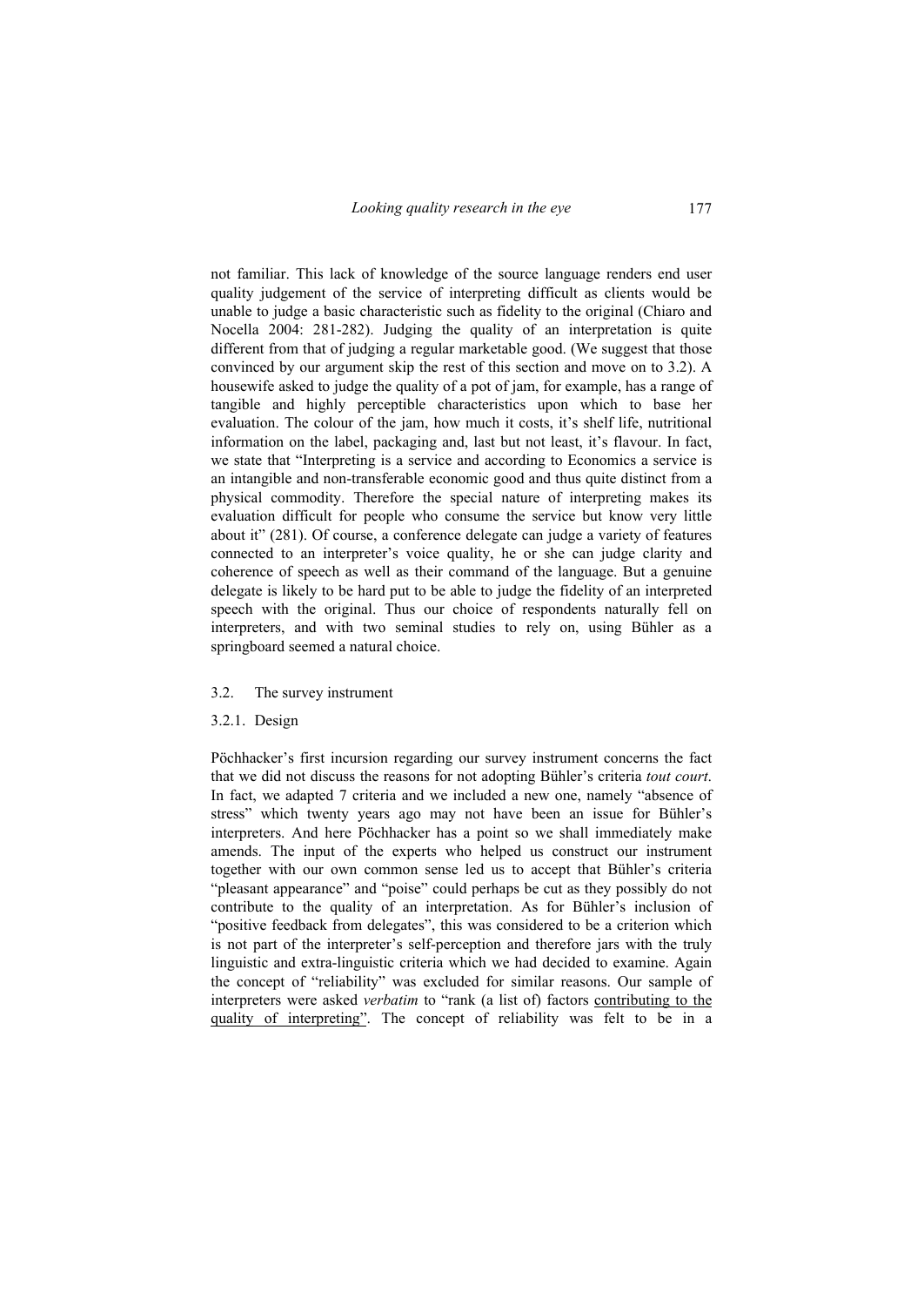not familiar. This lack of knowledge of the source language renders end user quality judgement of the service of interpreting difficult as clients would be unable to judge a basic characteristic such as fidelity to the original (Chiaro and Nocella 2004: 281-282). Judging the quality of an interpretation is quite different from that of judging a regular marketable good. (We suggest that those convinced by our argument skip the rest of this section and move on to 3.2). A housewife asked to judge the quality of a pot of jam, for example, has a range of tangible and highly perceptible characteristics upon which to base her evaluation. The colour of the jam, how much it costs, it's shelf life, nutritional information on the label, packaging and, last but not least, it's flavour. In fact, we state that "Interpreting is a service and according to Economics a service is an intangible and non-transferable economic good and thus quite distinct from a physical commodity. Therefore the special nature of interpreting makes its evaluation difficult for people who consume the service but know very little about it" (281). Of course, a conference delegate can judge a variety of features connected to an interpreter's voice quality, he or she can judge clarity and coherence of speech as well as their command of the language. But a genuine delegate is likely to be hard put to be able to judge the fidelity of an interpreted speech with the original. Thus our choice of respondents naturally fell on interpreters, and with two seminal studies to rely on, using Bühler as a springboard seemed a natural choice.

### 3.2. The survey instrument

#### 3.2.1. Design

Pöchhacker's first incursion regarding our survey instrument concerns the fact that we did not discuss the reasons for not adopting Bühler's criteria *tout court*. In fact, we adapted 7 criteria and we included a new one, namely "absence of stress" which twenty years ago may not have been an issue for Bühler's interpreters. And here Pöchhacker has a point so we shall immediately make amends. The input of the experts who helped us construct our instrument together with our own common sense led us to accept that Bühler's criteria "pleasant appearance" and "poise" could perhaps be cut as they possibly do not contribute to the quality of an interpretation. As for Bühler's inclusion of "positive feedback from delegates", this was considered to be a criterion which is not part of the interpreter's self-perception and therefore jars with the truly linguistic and extra-linguistic criteria which we had decided to examine. Again the concept of "reliability" was excluded for similar reasons. Our sample of interpreters were asked *verbatim* to "rank (a list of) factors <u>contributing to the quality of interpreting</u>". The concept of reliability was felt to be in a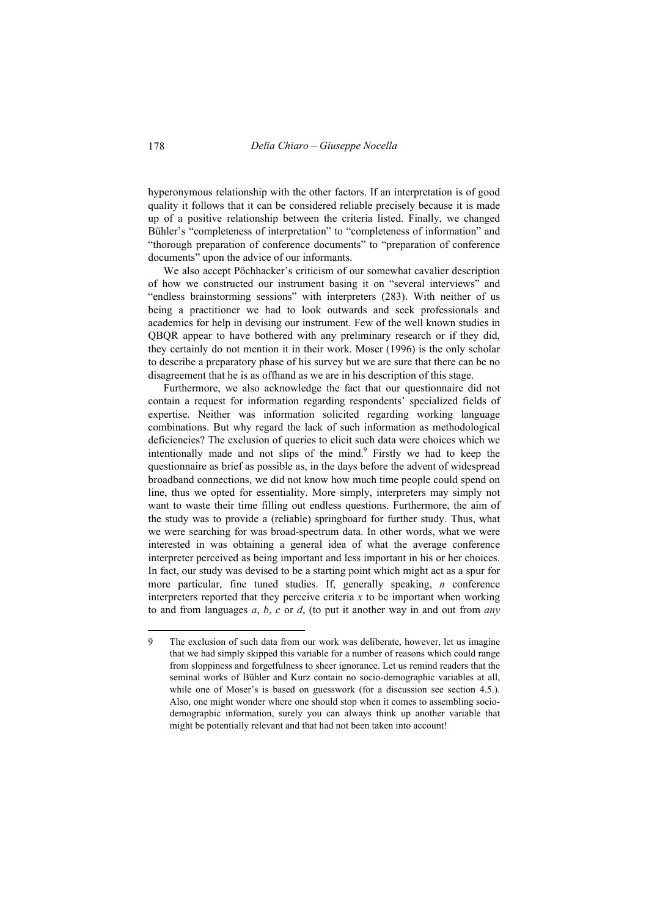hyperonymous relationship with the other factors. If an interpretation is of good quality it follows that it can be considered reliable precisely because it is made up of a positive relationship between the criteria listed. Finally, we changed Bühler's "completeness of interpretation" to "completeness of information" and "thorough preparation of conference documents" to "preparation of conference documents" upon the advice of our informants.

We also accept Pöchhacker's criticism of our somewhat cavalier description of how we constructed our instrument basing it on "several interviews" and "endless brainstorming sessions" with interpreters (283). With neither of us being a practitioner we had to look outwards and seek professionals and academics for help in devising our instrument. Few of the well known studies in QBQR appear to have bothered with any preliminary research or if they did, they certainly do not mention it in their work. Moser (1996) is the only scholar to describe a preparatory phase of his survey but we are sure that there can be no disagreement that he is as offhand as we are in his description of this stage.

Furthermore, we also acknowledge the fact that our questionnaire did not contain a request for information regarding respondents' specialized fields of expertise. Neither was information solicited regarding working language combinations. But why regard the lack of such information as methodological deficiencies? The exclusion of queries to elicit such data were choices which we intentionally made and not slips of the mind.[9] Firstly we had to keep the questionnaire as brief as possible as, in the days before the advent of widespread broadband connections, we did not know how much time people could spend on line, thus we opted for essentiality. More simply, interpreters may simply not want to waste their time filling out endless questions. Furthermore, the aim of the study was to provide a (reliable) springboard for further study. Thus, what we were searching for was broad-spectrum data. In other words, what we were interested in was obtaining a general idea of what the average conference interpreter perceived as being important and less important in his or her choices. In fact, our study was devised to be a starting point which might act as a spur for more particular, fine tuned studies. If, generally speaking, *n* conference interpreters reported that they perceive criteria *x* to be important when working to and from languages *a*, *b*, *c* or *d*, (to put it another way in and out from *any*

---

9 The exclusion of such data from our work was deliberate, however, let us imagine that we had simply skipped this variable for a number of reasons which could range from sloppiness and forgetfulness to sheer ignorance. Let us remind readers that the seminal works of Bühler and Kurz contain no socio-demographic variables at all, while one of Moser's is based on guesswork (for a discussion see section 4.5.). Also, one might wonder where one should stop when it comes to assembling socio-demographic information, surely you can always think up another variable that might be potentially relevant and that had not been taken into account!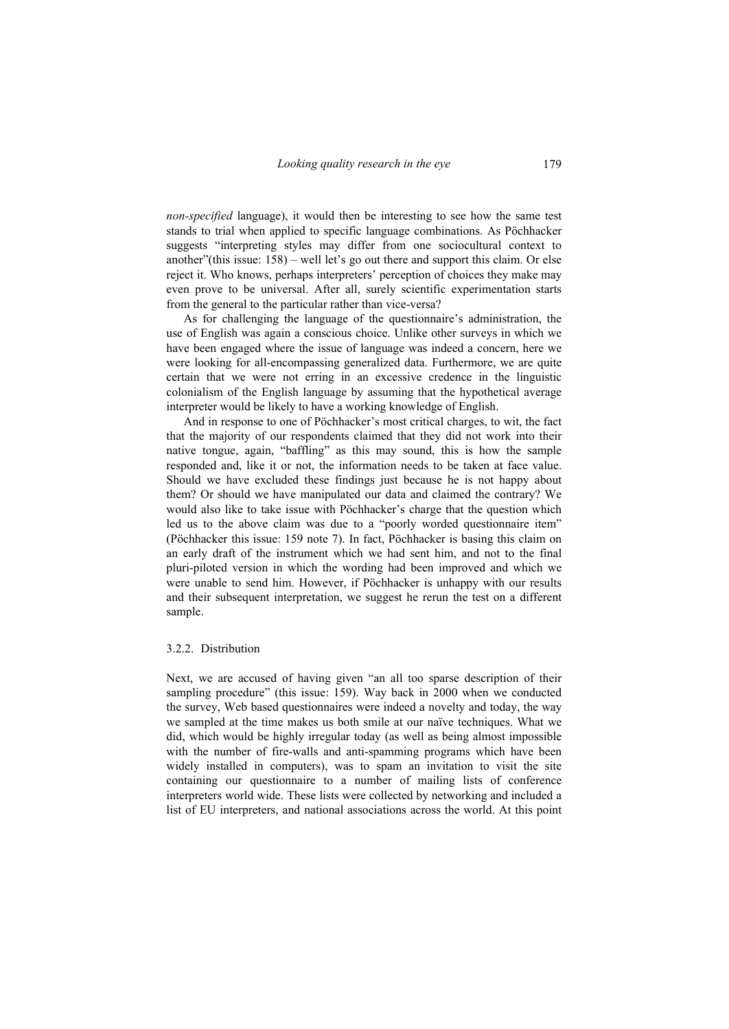*non-specified* language), it would then be interesting to see how the same test stands to trial when applied to specific language combinations. As Pöchhacker suggests "interpreting styles may differ from one sociocultural context to another"(this issue: 158) – well let's go out there and support this claim. Or else reject it. Who knows, perhaps interpreters' perception of choices they make may even prove to be universal. After all, surely scientific experimentation starts from the general to the particular rather than vice-versa?

As for challenging the language of the questionnaire's administration, the use of English was again a conscious choice. Unlike other surveys in which we have been engaged where the issue of language was indeed a concern, here we were looking for all-encompassing generalized data. Furthermore, we are quite certain that we were not erring in an excessive credence in the linguistic colonialism of the English language by assuming that the hypothetical average interpreter would be likely to have a working knowledge of English.

And in response to one of Pöchhacker's most critical charges, to wit, the fact that the majority of our respondents claimed that they did not work into their native tongue, again, "baffling" as this may sound, this is how the sample responded and, like it or not, the information needs to be taken at face value. Should we have excluded these findings just because he is not happy about them? Or should we have manipulated our data and claimed the contrary? We would also like to take issue with Pöchhacker's charge that the question which led us to the above claim was due to a "poorly worded questionnaire item" (Pöchhacker this issue: 159 note 7). In fact, Pöchhacker is basing this claim on an early draft of the instrument which we had sent him, and not to the final pluri-piloted version in which the wording had been improved and which we were unable to send him. However, if Pöchhacker is unhappy with our results and their subsequent interpretation, we suggest he rerun the test on a different sample.

### 3.2.2. Distribution

Next, we are accused of having given "an all too sparse description of their sampling procedure" (this issue: 159). Way back in 2000 when we conducted the survey, Web based questionnaires were indeed a novelty and today, the way we sampled at the time makes us both smile at our naïve techniques. What we did, which would be highly irregular today (as well as being almost impossible with the number of fire-walls and anti-spamming programs which have been widely installed in computers), was to spam an invitation to visit the site containing our questionnaire to a number of mailing lists of conference interpreters world wide. These lists were collected by networking and included a list of EU interpreters, and national associations across the world. At this point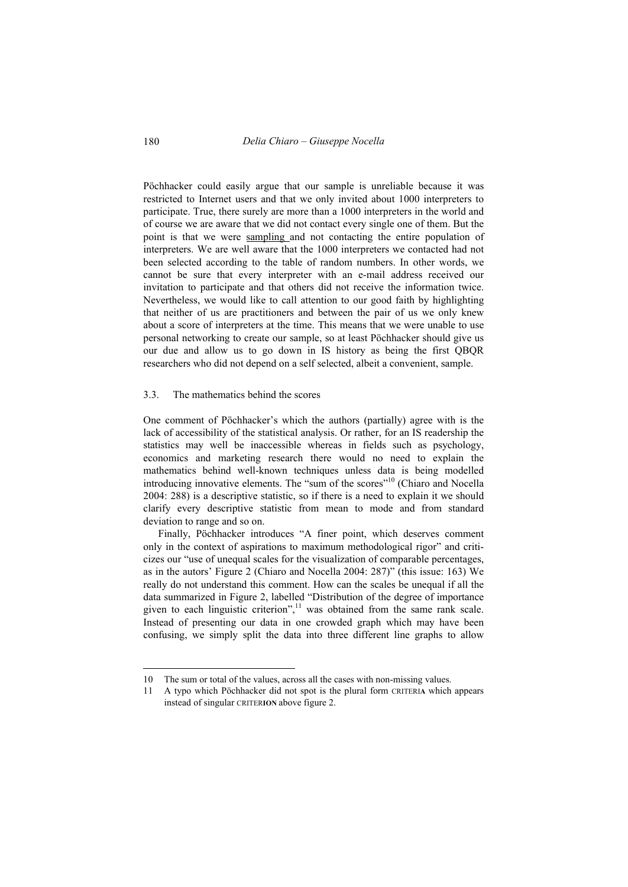Pöchhacker could easily argue that our sample is unreliable because it was restricted to Internet users and that we only invited about 1000 interpreters to participate. True, there surely are more than a 1000 interpreters in the world and of course we are aware that we did not contact every single one of them. But the point is that we were sampling and not contacting the entire population of interpreters. We are well aware that the 1000 interpreters we contacted had not been selected according to the table of random numbers. In other words, we cannot be sure that every interpreter with an e-mail address received our invitation to participate and that others did not receive the information twice. Nevertheless, we would like to call attention to our good faith by highlighting that neither of us are practitioners and between the pair of us we only knew about a score of interpreters at the time. This means that we were unable to use personal networking to create our sample, so at least Pöchhacker should give us our due and allow us to go down in IS history as being the first QBQR researchers who did not depend on a self selected, albeit a convenient, sample.

### 3.3. The mathematics behind the scores

One comment of Pöchhacker's which the authors (partially) agree with is the lack of accessibility of the statistical analysis. Or rather, for an IS readership the statistics may well be inaccessible whereas in fields such as psychology, economics and marketing research there would no need to explain the mathematics behind well-known techniques unless data is being modelled introducing innovative elements. The "sum of the scores"[10] (Chiaro and Nocella 2004: 288) is a descriptive statistic, so if there is a need to explain it we should clarify every descriptive statistic from mean to mode and from standard deviation to range and so on.

Finally, Pöchhacker introduces "A finer point, which deserves comment only in the context of aspirations to maximum methodological rigor" and criticizes our "use of unequal scales for the visualization of comparable percentages, as in the autors' Figure 2 (Chiaro and Nocella 2004: 287)" (this issue: 163) We really do not understand this comment. How can the scales be unequal if all the data summarized in Figure 2, labelled "Distribution of the degree of importance given to each linguistic criterion",[11] was obtained from the same rank scale. Instead of presenting our data in one crowded graph which may have been confusing, we simply split the data into three different line graphs to allow

---

10 The sum or total of the values, across all the cases with non-missing values.

11 A typo which Pöchhacker did not spot is the plural form CRITERI**A** which appears instead of singular CRITER**ION** above figure 2.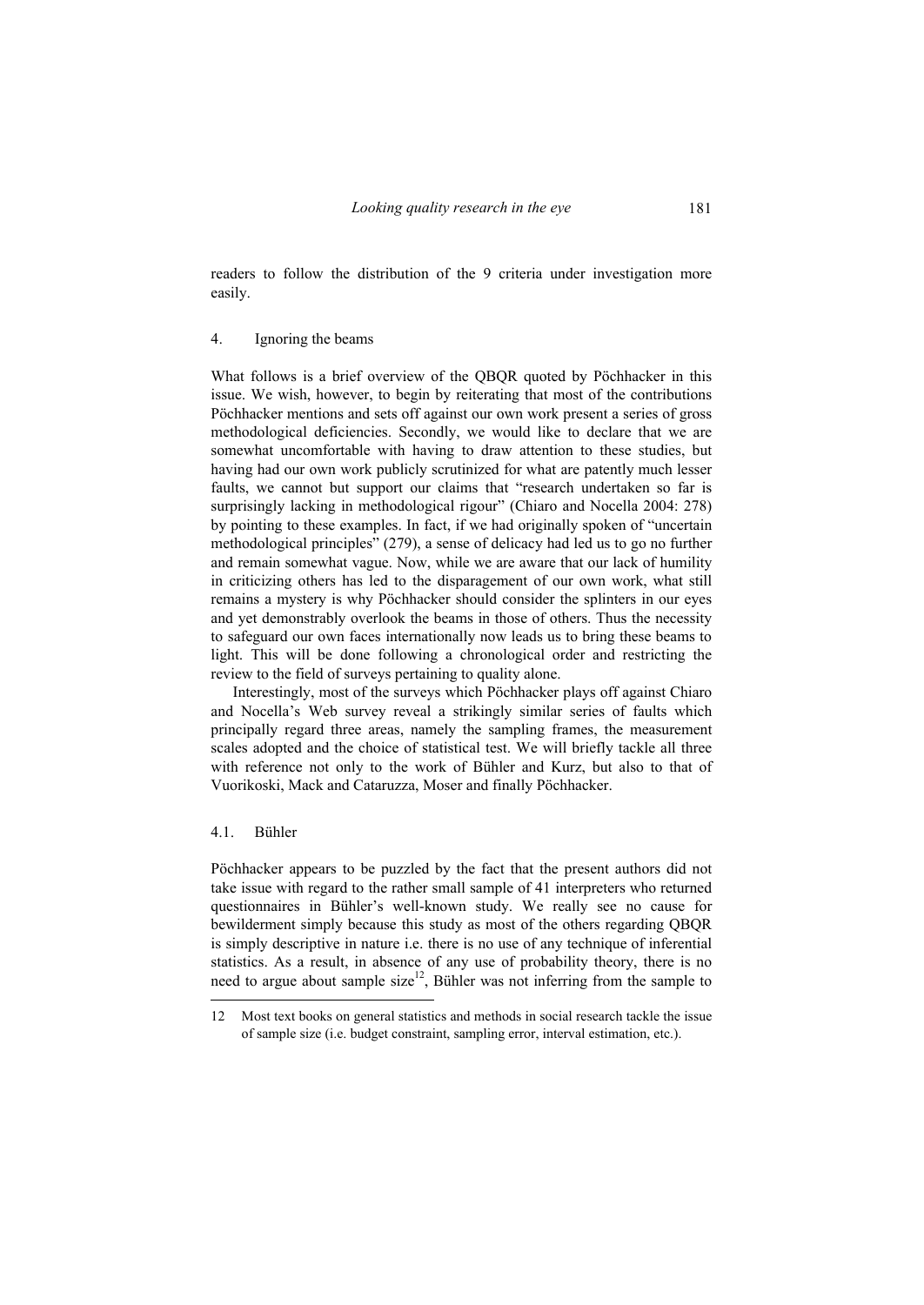readers to follow the distribution of the 9 criteria under investigation more easily.

## 4. Ignoring the beams

What follows is a brief overview of the QBQR quoted by Pöchhacker in this issue. We wish, however, to begin by reiterating that most of the contributions Pöchhacker mentions and sets off against our own work present a series of gross methodological deficiencies. Secondly, we would like to declare that we are somewhat uncomfortable with having to draw attention to these studies, but having had our own work publicly scrutinized for what are patently much lesser faults, we cannot but support our claims that "research undertaken so far is surprisingly lacking in methodological rigour" (Chiaro and Nocella 2004: 278) by pointing to these examples. In fact, if we had originally spoken of "uncertain methodological principles" (279), a sense of delicacy had led us to go no further and remain somewhat vague. Now, while we are aware that our lack of humility in criticizing others has led to the disparagement of our own work, what still remains a mystery is why Pöchhacker should consider the splinters in our eyes and yet demonstrably overlook the beams in those of others. Thus the necessity to safeguard our own faces internationally now leads us to bring these beams to light. This will be done following a chronological order and restricting the review to the field of surveys pertaining to quality alone.

Interestingly, most of the surveys which Pöchhacker plays off against Chiaro and Nocella's Web survey reveal a strikingly similar series of faults which principally regard three areas, namely the sampling frames, the measurement scales adopted and the choice of statistical test. We will briefly tackle all three with reference not only to the work of Bühler and Kurz, but also to that of Vuorikoski, Mack and Cataruzza, Moser and finally Pöchhacker.

### 4.1. Bühler

Pöchhacker appears to be puzzled by the fact that the present authors did not take issue with regard to the rather small sample of 41 interpreters who returned questionnaires in Bühler's well-known study. We really see no cause for bewilderment simply because this study as most of the others regarding QBQR is simply descriptive in nature i.e. there is no use of any technique of inferential statistics. As a result, in absence of any use of probability theory, there is no need to argue about sample size[12], Bühler was not inferring from the sample to

---

12 Most text books on general statistics and methods in social research tackle the issue of sample size (i.e. budget constraint, sampling error, interval estimation, etc.).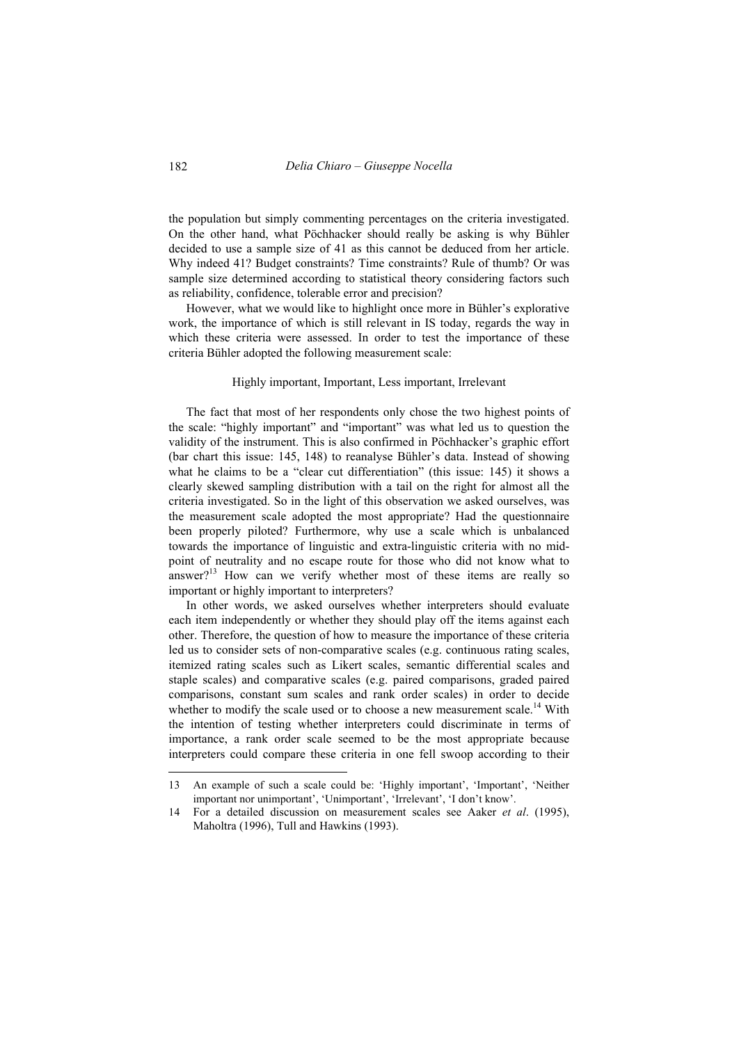the population but simply commenting percentages on the criteria investigated. On the other hand, what Pöchhacker should really be asking is why Bühler decided to use a sample size of 41 as this cannot be deduced from her article. Why indeed 41? Budget constraints? Time constraints? Rule of thumb? Or was sample size determined according to statistical theory considering factors such as reliability, confidence, tolerable error and precision?

However, what we would like to highlight once more in Bühler's explorative work, the importance of which is still relevant in IS today, regards the way in which these criteria were assessed. In order to test the importance of these criteria Bühler adopted the following measurement scale:

Highly important, Important, Less important, Irrelevant

The fact that most of her respondents only chose the two highest points of the scale: "highly important" and "important" was what led us to question the validity of the instrument. This is also confirmed in Pöchhacker's graphic effort (bar chart this issue: 145, 148) to reanalyse Bühler's data. Instead of showing what he claims to be a "clear cut differentiation" (this issue: 145) it shows a clearly skewed sampling distribution with a tail on the right for almost all the criteria investigated. So in the light of this observation we asked ourselves, was the measurement scale adopted the most appropriate? Had the questionnaire been properly piloted? Furthermore, why use a scale which is unbalanced towards the importance of linguistic and extra-linguistic criteria with no mid-point of neutrality and no escape route for those who did not know what to answer?[13] How can we verify whether most of these items are really so important or highly important to interpreters?

In other words, we asked ourselves whether interpreters should evaluate each item independently or whether they should play off the items against each other. Therefore, the question of how to measure the importance of these criteria led us to consider sets of non-comparative scales (e.g. continuous rating scales, itemized rating scales such as Likert scales, semantic differential scales and staple scales) and comparative scales (e.g. paired comparisons, graded paired comparisons, constant sum scales and rank order scales) in order to decide whether to modify the scale used or to choose a new measurement scale.[14] With the intention of testing whether interpreters could discriminate in terms of importance, a rank order scale seemed to be the most appropriate because interpreters could compare these criteria in one fell swoop according to their

---

13 An example of such a scale could be: 'Highly important', 'Important', 'Neither important nor unimportant', 'Unimportant', 'Irrelevant', 'I don't know'.

14 For a detailed discussion on measurement scales see Aaker *et al*. (1995), Maholtra (1996), Tull and Hawkins (1993).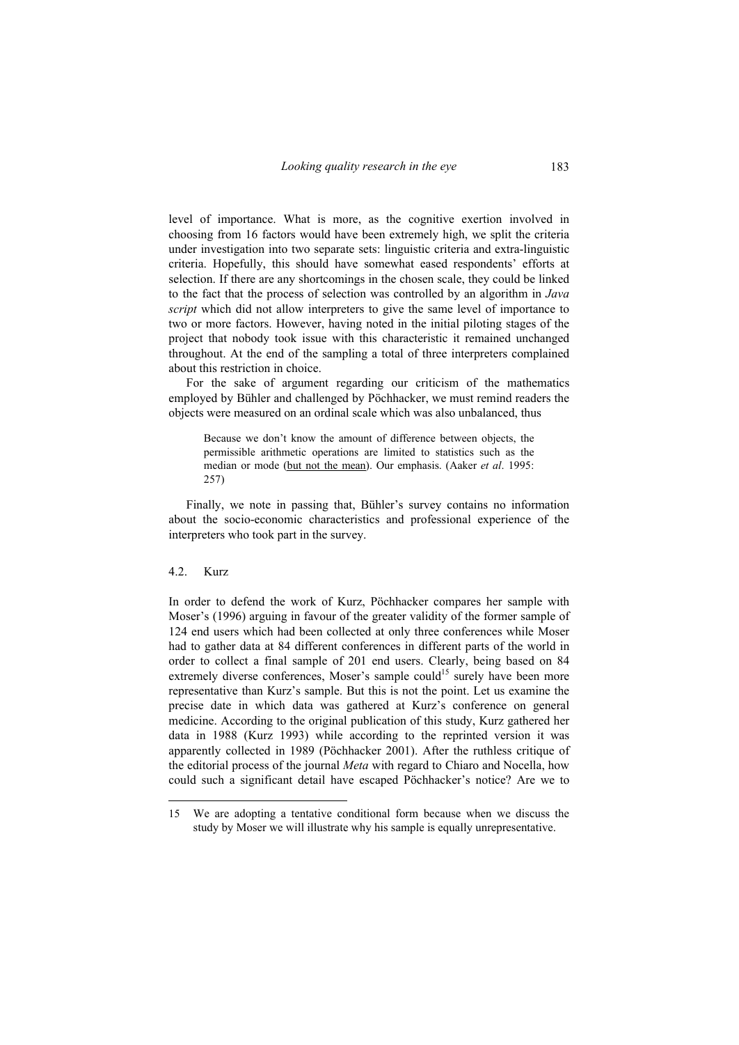level of importance. What is more, as the cognitive exertion involved in choosing from 16 factors would have been extremely high, we split the criteria under investigation into two separate sets: linguistic criteria and extra-linguistic criteria. Hopefully, this should have somewhat eased respondents' efforts at selection. If there are any shortcomings in the chosen scale, they could be linked to the fact that the process of selection was controlled by an algorithm in *Java script* which did not allow interpreters to give the same level of importance to two or more factors. However, having noted in the initial piloting stages of the project that nobody took issue with this characteristic it remained unchanged throughout. At the end of the sampling a total of three interpreters complained about this restriction in choice.

For the sake of argument regarding our criticism of the mathematics employed by Bühler and challenged by Pöchhacker, we must remind readers the objects were measured on an ordinal scale which was also unbalanced, thus

> Because we don't know the amount of difference between objects, the permissible arithmetic operations are limited to statistics such as the median or mode (<u>but not the mean</u>). Our emphasis. (Aaker *et al*. 1995: 257)

Finally, we note in passing that, Bühler's survey contains no information about the socio-economic characteristics and professional experience of the interpreters who took part in the survey.

### 4.2. Kurz

In order to defend the work of Kurz, Pöchhacker compares her sample with Moser's (1996) arguing in favour of the greater validity of the former sample of 124 end users which had been collected at only three conferences while Moser had to gather data at 84 different conferences in different parts of the world in order to collect a final sample of 201 end users. Clearly, being based on 84 extremely diverse conferences, Moser's sample could[15] surely have been more representative than Kurz's sample. But this is not the point. Let us examine the precise date in which data was gathered at Kurz's conference on general medicine. According to the original publication of this study, Kurz gathered her data in 1988 (Kurz 1993) while according to the reprinted version it was apparently collected in 1989 (Pöchhacker 2001). After the ruthless critique of the editorial process of the journal *Meta* with regard to Chiaro and Nocella, how could such a significant detail have escaped Pöchhacker's notice? Are we to

---

15 We are adopting a tentative conditional form because when we discuss the study by Moser we will illustrate why his sample is equally unrepresentative.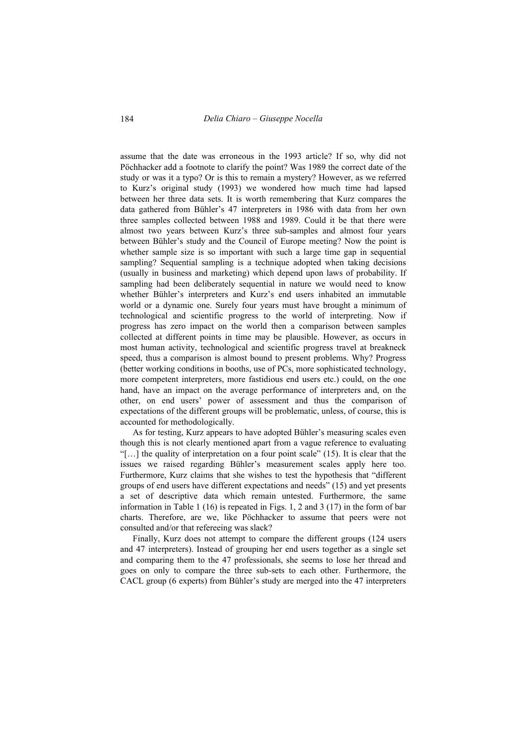assume that the date was erroneous in the 1993 article? If so, why did not Pöchhacker add a footnote to clarify the point? Was 1989 the correct date of the study or was it a typo? Or is this to remain a mystery? However, as we referred to Kurz's original study (1993) we wondered how much time had lapsed between her three data sets. It is worth remembering that Kurz compares the data gathered from Bühler's 47 interpreters in 1986 with data from her own three samples collected between 1988 and 1989. Could it be that there were almost two years between Kurz's three sub-samples and almost four years between Bühler's study and the Council of Europe meeting? Now the point is whether sample size is so important with such a large time gap in sequential sampling? Sequential sampling is a technique adopted when taking decisions (usually in business and marketing) which depend upon laws of probability. If sampling had been deliberately sequential in nature we would need to know whether Bühler's interpreters and Kurz's end users inhabited an immutable world or a dynamic one. Surely four years must have brought a minimum of technological and scientific progress to the world of interpreting. Now if progress has zero impact on the world then a comparison between samples collected at different points in time may be plausible. However, as occurs in most human activity, technological and scientific progress travel at breakneck speed, thus a comparison is almost bound to present problems. Why? Progress (better working conditions in booths, use of PCs, more sophisticated technology, more competent interpreters, more fastidious end users etc.) could, on the one hand, have an impact on the average performance of interpreters and, on the other, on end users' power of assessment and thus the comparison of expectations of the different groups will be problematic, unless, of course, this is accounted for methodologically.

As for testing, Kurz appears to have adopted Bühler's measuring scales even though this is not clearly mentioned apart from a vague reference to evaluating "[…] the quality of interpretation on a four point scale" (15). It is clear that the issues we raised regarding Bühler's measurement scales apply here too. Furthermore, Kurz claims that she wishes to test the hypothesis that "different groups of end users have different expectations and needs" (15) and yet presents a set of descriptive data which remain untested. Furthermore, the same information in Table 1 (16) is repeated in Figs. 1, 2 and 3 (17) in the form of bar charts. Therefore, are we, like Pöchhacker to assume that peers were not consulted and/or that refereeing was slack?

Finally, Kurz does not attempt to compare the different groups (124 users and 47 interpreters). Instead of grouping her end users together as a single set and comparing them to the 47 professionals, she seems to lose her thread and goes on only to compare the three sub-sets to each other. Furthermore, the CACL group (6 experts) from Bühler's study are merged into the 47 interpreters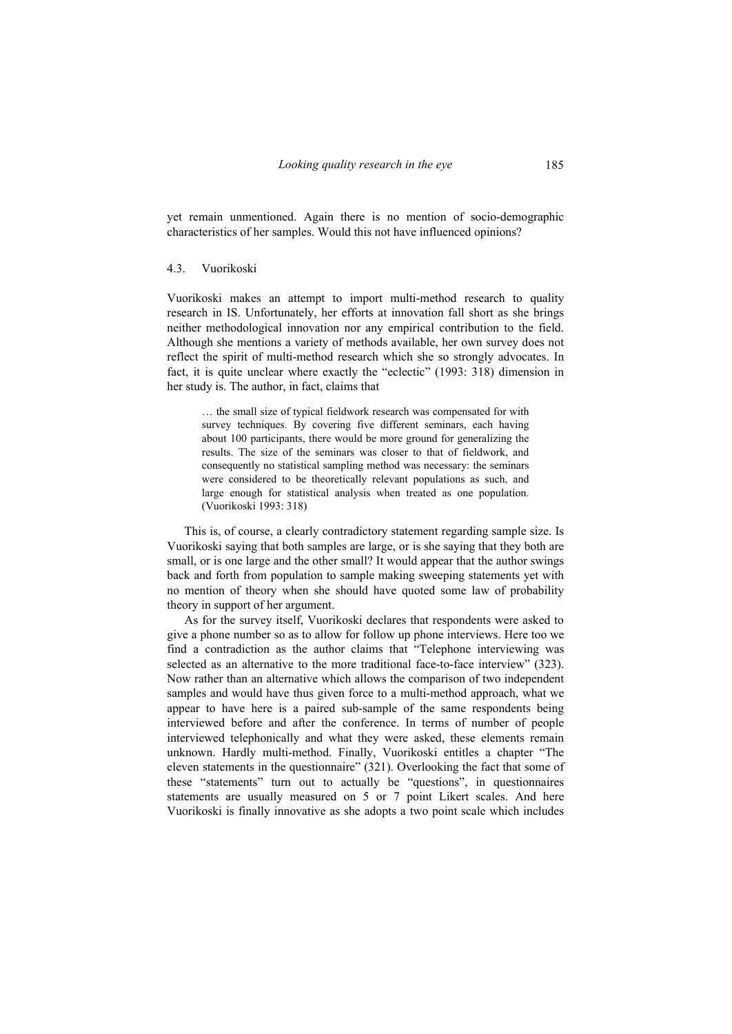yet remain unmentioned. Again there is no mention of socio-demographic characteristics of her samples. Would this not have influenced opinions?

### 4.3. Vuorikoski

Vuorikoski makes an attempt to import multi-method research to quality research in IS. Unfortunately, her efforts at innovation fall short as she brings neither methodological innovation nor any empirical contribution to the field. Although she mentions a variety of methods available, her own survey does not reflect the spirit of multi-method research which she so strongly advocates. In fact, it is quite unclear where exactly the "eclectic" (1993: 318) dimension in her study is. The author, in fact, claims that

> … the small size of typical fieldwork research was compensated for with survey techniques. By covering five different seminars, each having about 100 participants, there would be more ground for generalizing the results. The size of the seminars was closer to that of fieldwork, and consequently no statistical sampling method was necessary: the seminars were considered to be theoretically relevant populations as such, and large enough for statistical analysis when treated as one population. (Vuorikoski 1993: 318)

This is, of course, a clearly contradictory statement regarding sample size. Is Vuorikoski saying that both samples are large, or is she saying that they both are small, or is one large and the other small? It would appear that the author swings back and forth from population to sample making sweeping statements yet with no mention of theory when she should have quoted some law of probability theory in support of her argument.

As for the survey itself, Vuorikoski declares that respondents were asked to give a phone number so as to allow for follow up phone interviews. Here too we find a contradiction as the author claims that "Telephone interviewing was selected as an alternative to the more traditional face-to-face interview" (323). Now rather than an alternative which allows the comparison of two independent samples and would have thus given force to a multi-method approach, what we appear to have here is a paired sub-sample of the same respondents being interviewed before and after the conference. In terms of number of people interviewed telephonically and what they were asked, these elements remain unknown. Hardly multi-method. Finally, Vuorikoski entitles a chapter "The eleven statements in the questionnaire" (321). Overlooking the fact that some of these "statements" turn out to actually be "questions", in questionnaires statements are usually measured on 5 or 7 point Likert scales. And here Vuorikoski is finally innovative as she adopts a two point scale which includes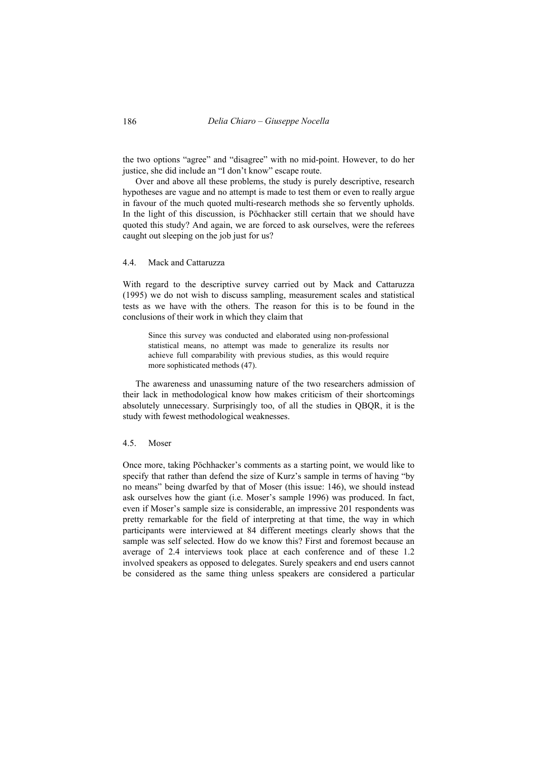the two options “agree” and “disagree” with no mid-point. However, to do her justice, she did include an “I don’t know” escape route.

Over and above all these problems, the study is purely descriptive, research hypotheses are vague and no attempt is made to test them or even to really argue in favour of the much quoted multi-research methods she so fervently upholds. In the light of this discussion, is Pöchhacker still certain that we should have quoted this study? And again, we are forced to ask ourselves, were the referees caught out sleeping on the job just for us?

### 4.4. Mack and Cattaruzza

With regard to the descriptive survey carried out by Mack and Cattaruzza (1995) we do not wish to discuss sampling, measurement scales and statistical tests as we have with the others. The reason for this is to be found in the conclusions of their work in which they claim that

> Since this survey was conducted and elaborated using non-professional statistical means, no attempt was made to generalize its results nor achieve full comparability with previous studies, as this would require more sophisticated methods (47).

The awareness and unassuming nature of the two researchers admission of their lack in methodological know how makes criticism of their shortcomings absolutely unnecessary. Surprisingly too, of all the studies in QBQR, it is the study with fewest methodological weaknesses.

### 4.5. Moser

Once more, taking Pöchhacker’s comments as a starting point, we would like to specify that rather than defend the size of Kurz’s sample in terms of having “by no means” being dwarfed by that of Moser (this issue: 146), we should instead ask ourselves how the giant (i.e. Moser’s sample 1996) was produced. In fact, even if Moser’s sample size is considerable, an impressive 201 respondents was pretty remarkable for the field of interpreting at that time, the way in which participants were interviewed at 84 different meetings clearly shows that the sample was self selected. How do we know this? First and foremost because an average of 2.4 interviews took place at each conference and of these 1.2 involved speakers as opposed to delegates. Surely speakers and end users cannot be considered as the same thing unless speakers are considered a particular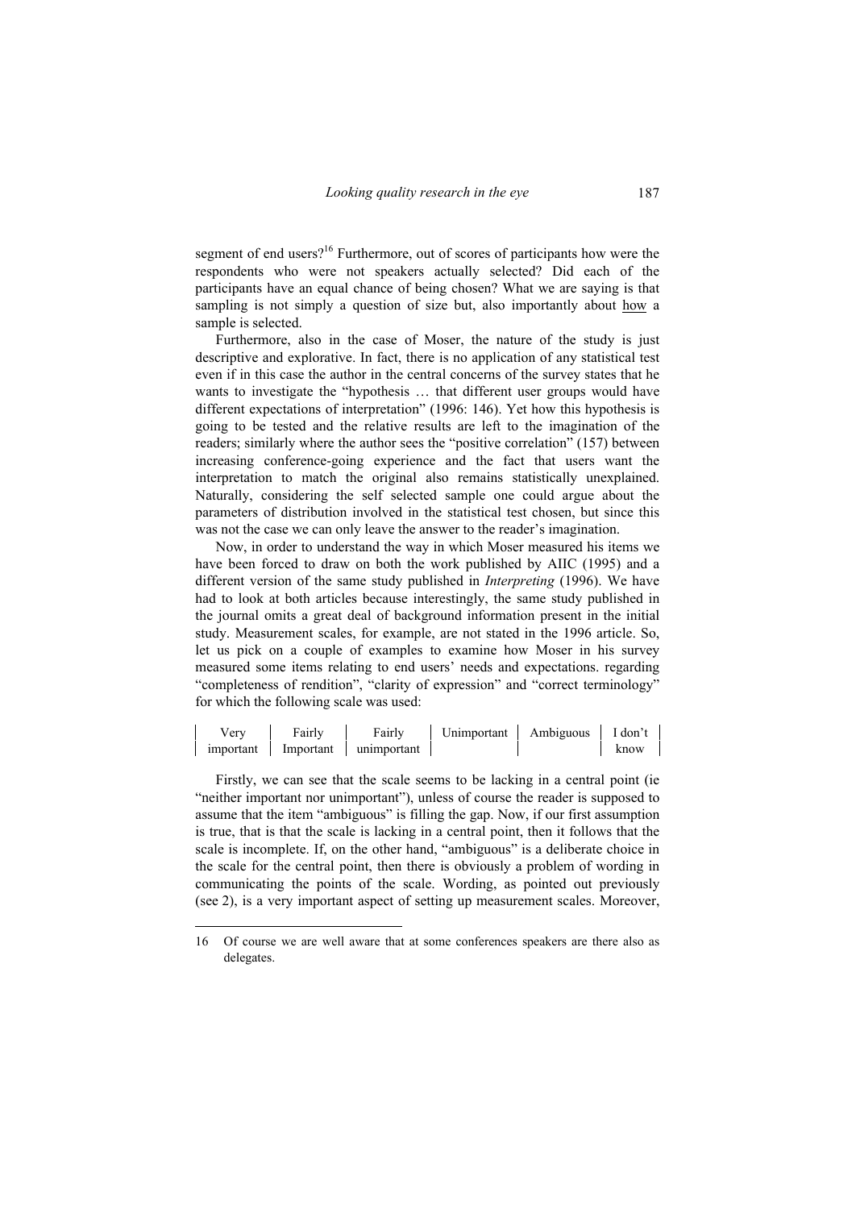segment of end users?[16] Furthermore, out of scores of participants how were the respondents who were not speakers actually selected? Did each of the participants have an equal chance of being chosen? What we are saying is that sampling is not simply a question of size but, also importantly about how a sample is selected.

Furthermore, also in the case of Moser, the nature of the study is just descriptive and explorative. In fact, there is no application of any statistical test even if in this case the author in the central concerns of the survey states that he wants to investigate the "hypothesis … that different user groups would have different expectations of interpretation" (1996: 146). Yet how this hypothesis is going to be tested and the relative results are left to the imagination of the readers; similarly where the author sees the "positive correlation" (157) between increasing conference-going experience and the fact that users want the interpretation to match the original also remains statistically unexplained. Naturally, considering the self selected sample one could argue about the parameters of distribution involved in the statistical test chosen, but since this was not the case we can only leave the answer to the reader's imagination.

Now, in order to understand the way in which Moser measured his items we have been forced to draw on both the work published by AIIC (1995) and a different version of the same study published in *Interpreting* (1996). We have had to look at both articles because interestingly, the same study published in the journal omits a great deal of background information present in the initial study. Measurement scales, for example, are not stated in the 1996 article. So, let us pick on a couple of examples to examine how Moser in his survey measured some items relating to end users' needs and expectations. regarding "completeness of rendition", "clarity of expression" and "correct terminology" for which the following scale was used:

| Very important | Fairly Important | Fairly unimportant | Unimportant | Ambiguous | I don't know |
|---|---|---|---|---|---|

Firstly, we can see that the scale seems to be lacking in a central point (ie "neither important nor unimportant"), unless of course the reader is supposed to assume that the item "ambiguous" is filling the gap. Now, if our first assumption is true, that is that the scale is lacking in a central point, then it follows that the scale is incomplete. If, on the other hand, "ambiguous" is a deliberate choice in the scale for the central point, then there is obviously a problem of wording in communicating the points of the scale. Wording, as pointed out previously (see 2), is a very important aspect of setting up measurement scales. Moreover,

---

16 Of course we are well aware that at some conferences speakers are there also as delegates.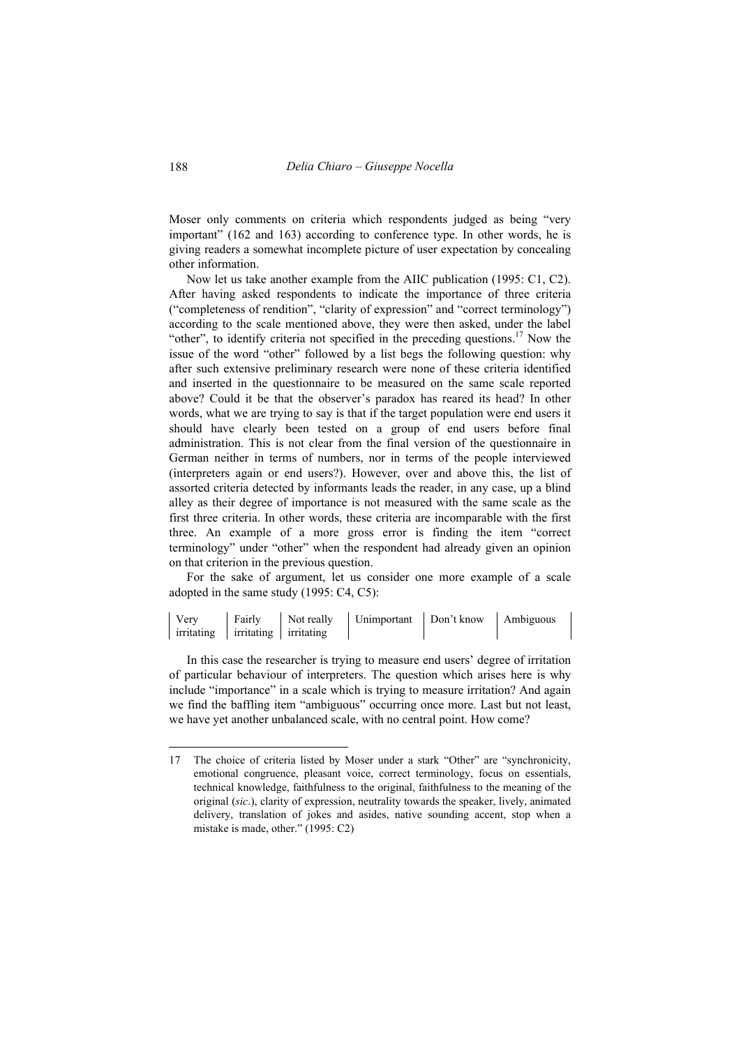Moser only comments on criteria which respondents judged as being "very important" (162 and 163) according to conference type. In other words, he is giving readers a somewhat incomplete picture of user expectation by concealing other information.

Now let us take another example from the AIIC publication (1995: C1, C2). After having asked respondents to indicate the importance of three criteria ("completeness of rendition", "clarity of expression" and "correct terminology") according to the scale mentioned above, they were then asked, under the label "other", to identify criteria not specified in the preceding questions.[17] Now the issue of the word "other" followed by a list begs the following question: why after such extensive preliminary research were none of these criteria identified and inserted in the questionnaire to be measured on the same scale reported above? Could it be that the observer's paradox has reared its head? In other words, what we are trying to say is that if the target population were end users it should have clearly been tested on a group of end users before final administration. This is not clear from the final version of the questionnaire in German neither in terms of numbers, nor in terms of the people interviewed (interpreters again or end users?). However, over and above this, the list of assorted criteria detected by informants leads the reader, in any case, up a blind alley as their degree of importance is not measured with the same scale as the first three criteria. In other words, these criteria are incomparable with the first three. An example of a more gross error is finding the item "correct terminology" under "other" when the respondent had already given an opinion on that criterion in the previous question.

For the sake of argument, let us consider one more example of a scale adopted in the same study (1995: C4, C5):

| Very irritating | Fairly irritating | Not really irritating | Unimportant | Don't know | Ambiguous |
|---|---|---|---|---|---|

In this case the researcher is trying to measure end users' degree of irritation of particular behaviour of interpreters. The question which arises here is why include "importance" in a scale which is trying to measure irritation? And again we find the baffling item "ambiguous" occurring once more. Last but not least, we have yet another unbalanced scale, with no central point. How come?

---

17 The choice of criteria listed by Moser under a stark "Other" are "synchronicity, emotional congruence, pleasant voice, correct terminology, focus on essentials, technical knowledge, faithfulness to the original, faithfulness to the meaning of the original (*sic*.), clarity of expression, neutrality towards the speaker, lively, animated delivery, translation of jokes and asides, native sounding accent, stop when a mistake is made, other." (1995: C2)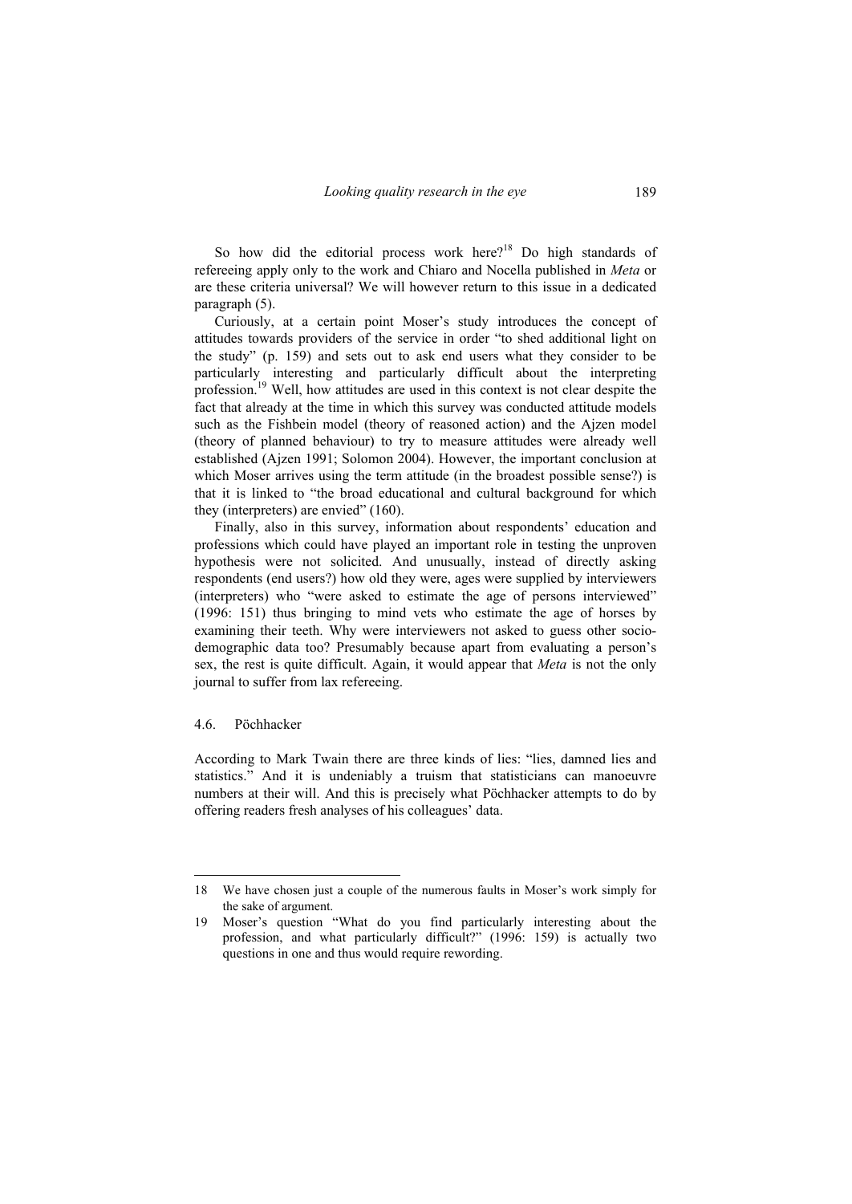So how did the editorial process work here?[18] Do high standards of refereeing apply only to the work and Chiaro and Nocella published in *Meta* or are these criteria universal? We will however return to this issue in a dedicated paragraph (5).

Curiously, at a certain point Moser's study introduces the concept of attitudes towards providers of the service in order "to shed additional light on the study" (p. 159) and sets out to ask end users what they consider to be particularly interesting and particularly difficult about the interpreting profession.[19] Well, how attitudes are used in this context is not clear despite the fact that already at the time in which this survey was conducted attitude models such as the Fishbein model (theory of reasoned action) and the Ajzen model (theory of planned behaviour) to try to measure attitudes were already well established (Ajzen 1991; Solomon 2004). However, the important conclusion at which Moser arrives using the term attitude (in the broadest possible sense?) is that it is linked to "the broad educational and cultural background for which they (interpreters) are envied" (160).

Finally, also in this survey, information about respondents' education and professions which could have played an important role in testing the unproven hypothesis were not solicited. And unusually, instead of directly asking respondents (end users?) how old they were, ages were supplied by interviewers (interpreters) who "were asked to estimate the age of persons interviewed" (1996: 151) thus bringing to mind vets who estimate the age of horses by examining their teeth. Why were interviewers not asked to guess other socio-demographic data too? Presumably because apart from evaluating a person's sex, the rest is quite difficult. Again, it would appear that *Meta* is not the only journal to suffer from lax refereeing.

### 4.6. Pöchhacker

According to Mark Twain there are three kinds of lies: "lies, damned lies and statistics." And it is undeniably a truism that statisticians can manoeuvre numbers at their will. And this is precisely what Pöchhacker attempts to do by offering readers fresh analyses of his colleagues' data.

---

18 We have chosen just a couple of the numerous faults in Moser's work simply for the sake of argument.

19 Moser's question "What do you find particularly interesting about the profession, and what particularly difficult?" (1996: 159) is actually two questions in one and thus would require rewording.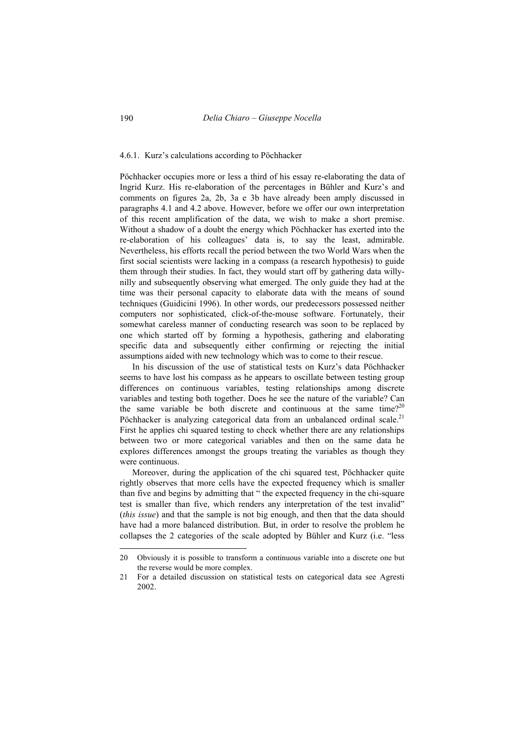### 4.6.1. Kurz's calculations according to Pöchhacker

Pöchhacker occupies more or less a third of his essay re-elaborating the data of Ingrid Kurz. His re-elaboration of the percentages in Bühler and Kurz's and comments on figures 2a, 2b, 3a e 3b have already been amply discussed in paragraphs 4.1 and 4.2 above. However, before we offer our own interpretation of this recent amplification of the data, we wish to make a short premise. Without a shadow of a doubt the energy which Pöchhacker has exerted into the re-elaboration of his colleagues' data is, to say the least, admirable. Nevertheless, his efforts recall the period between the two World Wars when the first social scientists were lacking in a compass (a research hypothesis) to guide them through their studies. In fact, they would start off by gathering data willy-nilly and subsequently observing what emerged. The only guide they had at the time was their personal capacity to elaborate data with the means of sound techniques (Guidicini 1996). In other words, our predecessors possessed neither computers nor sophisticated, click-of-the-mouse software. Fortunately, their somewhat careless manner of conducting research was soon to be replaced by one which started off by forming a hypothesis, gathering and elaborating specific data and subsequently either confirming or rejecting the initial assumptions aided with new technology which was to come to their rescue.

In his discussion of the use of statistical tests on Kurz's data Pöchhacker seems to have lost his compass as he appears to oscillate between testing group differences on continuous variables, testing relationships among discrete variables and testing both together. Does he see the nature of the variable? Can the same variable be both discrete and continuous at the same time?[20] Pöchhacker is analyzing categorical data from an unbalanced ordinal scale.[21] First he applies chi squared testing to check whether there are any relationships between two or more categorical variables and then on the same data he explores differences amongst the groups treating the variables as though they were continuous.

Moreover, during the application of the chi squared test, Pöchhacker quite rightly observes that more cells have the expected frequency which is smaller than five and begins by admitting that " the expected frequency in the chi-square test is smaller than five, which renders any interpretation of the test invalid" (*this issue*) and that the sample is not big enough, and then that the data should have had a more balanced distribution. But, in order to resolve the problem he collapses the 2 categories of the scale adopted by Bühler and Kurz (i.e. "less

---

20 Obviously it is possible to transform a continuous variable into a discrete one but the reverse would be more complex.

21 For a detailed discussion on statistical tests on categorical data see Agresti 2002.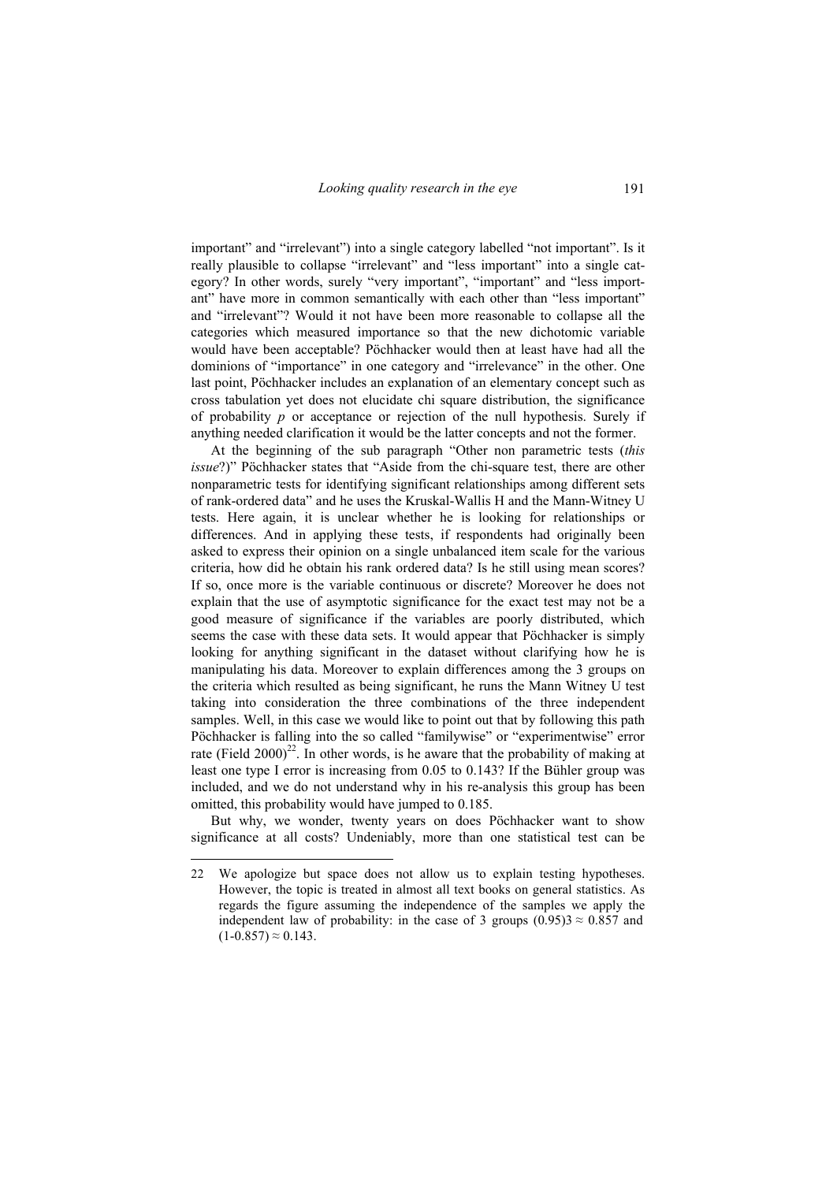important" and "irrelevant") into a single category labelled "not important". Is it really plausible to collapse "irrelevant" and "less important" into a single category? In other words, surely "very important", "important" and "less important" have more in common semantically with each other than "less important" and "irrelevant"? Would it not have been more reasonable to collapse all the categories which measured importance so that the new dichotomic variable would have been acceptable? Pöchhacker would then at least have had all the dominions of "importance" in one category and "irrelevance" in the other. One last point, Pöchhacker includes an explanation of an elementary concept such as cross tabulation yet does not elucidate chi square distribution, the significance of probability *p* or acceptance or rejection of the null hypothesis. Surely if anything needed clarification it would be the latter concepts and not the former.

At the beginning of the sub paragraph "Other non parametric tests (*this issue*?)" Pöchhacker states that "Aside from the chi-square test, there are other nonparametric tests for identifying significant relationships among different sets of rank-ordered data" and he uses the Kruskal-Wallis H and the Mann-Witney U tests. Here again, it is unclear whether he is looking for relationships or differences. And in applying these tests, if respondents had originally been asked to express their opinion on a single unbalanced item scale for the various criteria, how did he obtain his rank ordered data? Is he still using mean scores? If so, once more is the variable continuous or discrete? Moreover he does not explain that the use of asymptotic significance for the exact test may not be a good measure of significance if the variables are poorly distributed, which seems the case with these data sets. It would appear that Pöchhacker is simply looking for anything significant in the dataset without clarifying how he is manipulating his data. Moreover to explain differences among the 3 groups on the criteria which resulted as being significant, he runs the Mann Witney U test taking into consideration the three combinations of the three independent samples. Well, in this case we would like to point out that by following this path Pöchhacker is falling into the so called "familywise" or "experimentwise" error rate (Field 2000)[22]. In other words, is he aware that the probability of making at least one type I error is increasing from 0.05 to 0.143? If the Bühler group was included, and we do not understand why in his re-analysis this group has been omitted, this probability would have jumped to 0.185.

But why, we wonder, twenty years on does Pöchhacker want to show significance at all costs? Undeniably, more than one statistical test can be

22 We apologize but space does not allow us to explain testing hypotheses. However, the topic is treated in almost all text books on general statistics. As regards the figure assuming the independence of the samples we apply the independent law of probability: in the case of 3 groups $(0.95)3 \approx 0.857$ and $(1\text{-}0.857) \approx 0.143$.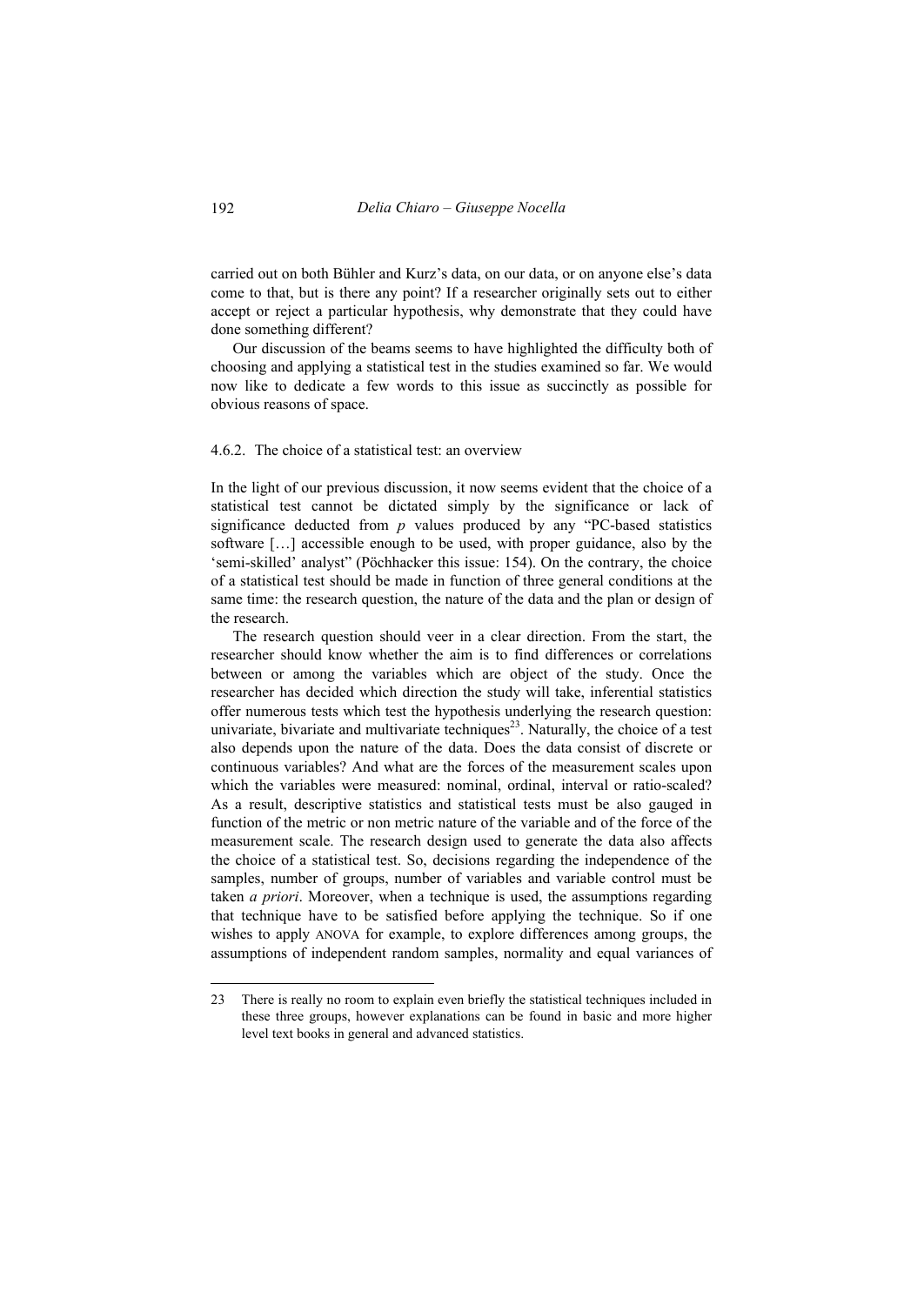carried out on both Bühler and Kurz's data, on our data, or on anyone else's data come to that, but is there any point? If a researcher originally sets out to either accept or reject a particular hypothesis, why demonstrate that they could have done something different?

Our discussion of the beams seems to have highlighted the difficulty both of choosing and applying a statistical test in the studies examined so far. We would now like to dedicate a few words to this issue as succinctly as possible for obvious reasons of space.

### 4.6.2. The choice of a statistical test: an overview

In the light of our previous discussion, it now seems evident that the choice of a statistical test cannot be dictated simply by the significance or lack of significance deducted from *p* values produced by any "PC-based statistics software […] accessible enough to be used, with proper guidance, also by the 'semi-skilled' analyst" (Pöchhacker this issue: 154). On the contrary, the choice of a statistical test should be made in function of three general conditions at the same time: the research question, the nature of the data and the plan or design of the research.

The research question should veer in a clear direction. From the start, the researcher should know whether the aim is to find differences or correlations between or among the variables which are object of the study. Once the researcher has decided which direction the study will take, inferential statistics offer numerous tests which test the hypothesis underlying the research question: univariate, bivariate and multivariate techniques[23]. Naturally, the choice of a test also depends upon the nature of the data. Does the data consist of discrete or continuous variables? And what are the forces of the measurement scales upon which the variables were measured: nominal, ordinal, interval or ratio-scaled? As a result, descriptive statistics and statistical tests must be also gauged in function of the metric or non metric nature of the variable and of the force of the measurement scale. The research design used to generate the data also affects the choice of a statistical test. So, decisions regarding the independence of the samples, number of groups, number of variables and variable control must be taken *a priori*. Moreover, when a technique is used, the assumptions regarding that technique have to be satisfied before applying the technique. So if one wishes to apply ANOVA for example, to explore differences among groups, the assumptions of independent random samples, normality and equal variances of

---

23 There is really no room to explain even briefly the statistical techniques included in these three groups, however explanations can be found in basic and more higher level text books in general and advanced statistics.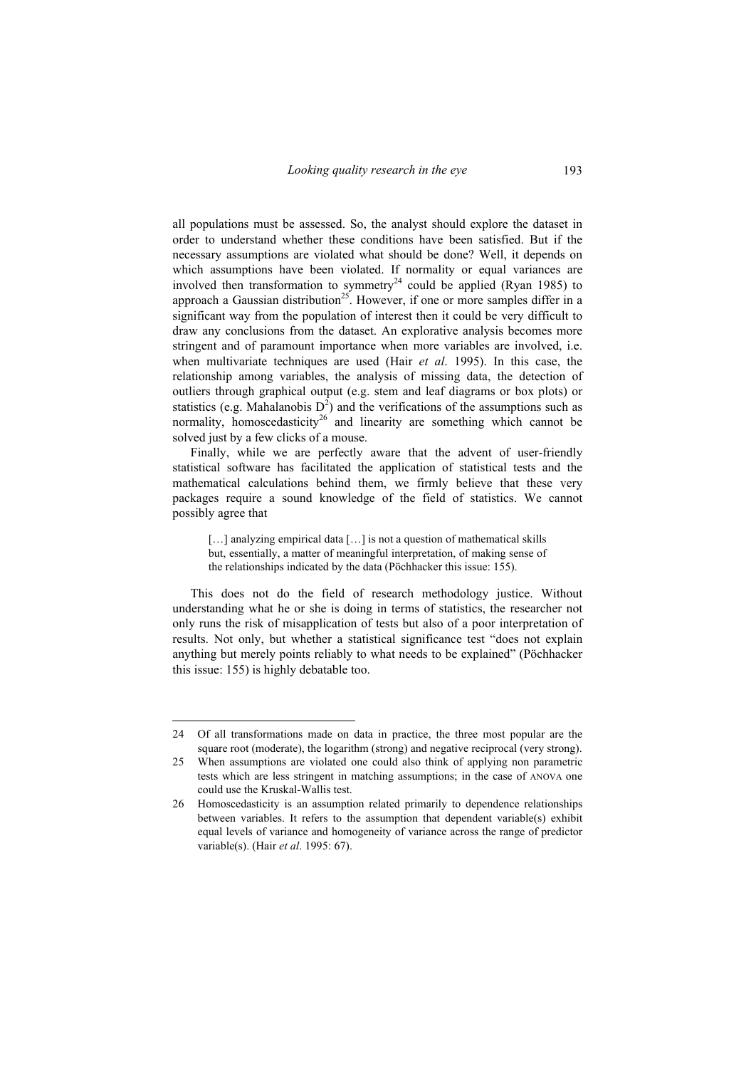all populations must be assessed. So, the analyst should explore the dataset in order to understand whether these conditions have been satisfied. But if the necessary assumptions are violated what should be done? Well, it depends on which assumptions have been violated. If normality or equal variances are involved then transformation to symmetry[24] could be applied (Ryan 1985) to approach a Gaussian distribution[25]. However, if one or more samples differ in a significant way from the population of interest then it could be very difficult to draw any conclusions from the dataset. An explorative analysis becomes more stringent and of paramount importance when more variables are involved, i.e. when multivariate techniques are used (Hair *et al*. 1995). In this case, the relationship among variables, the analysis of missing data, the detection of outliers through graphical output (e.g. stem and leaf diagrams or box plots) or statistics (e.g. Mahalanobis $D^2$) and the verifications of the assumptions such as normality, homoscedasticity[26] and linearity are something which cannot be solved just by a few clicks of a mouse.

Finally, while we are perfectly aware that the advent of user-friendly statistical software has facilitated the application of statistical tests and the mathematical calculations behind them, we firmly believe that these very packages require a sound knowledge of the field of statistics. We cannot possibly agree that

> […] analyzing empirical data […] is not a question of mathematical skills but, essentially, a matter of meaningful interpretation, of making sense of the relationships indicated by the data (Pöchhacker this issue: 155).

This does not do the field of research methodology justice. Without understanding what he or she is doing in terms of statistics, the researcher not only runs the risk of misapplication of tests but also of a poor interpretation of results. Not only, but whether a statistical significance test "does not explain anything but merely points reliably to what needs to be explained" (Pöchhacker this issue: 155) is highly debatable too.

---

24 Of all transformations made on data in practice, the three most popular are the square root (moderate), the logarithm (strong) and negative reciprocal (very strong).

25 When assumptions are violated one could also think of applying non parametric tests which are less stringent in matching assumptions; in the case of ANOVA one could use the Kruskal-Wallis test.

26 Homoscedasticity is an assumption related primarily to dependence relationships between variables. It refers to the assumption that dependent variable(s) exhibit equal levels of variance and homogeneity of variance across the range of predictor variable(s). (Hair *et al*. 1995: 67).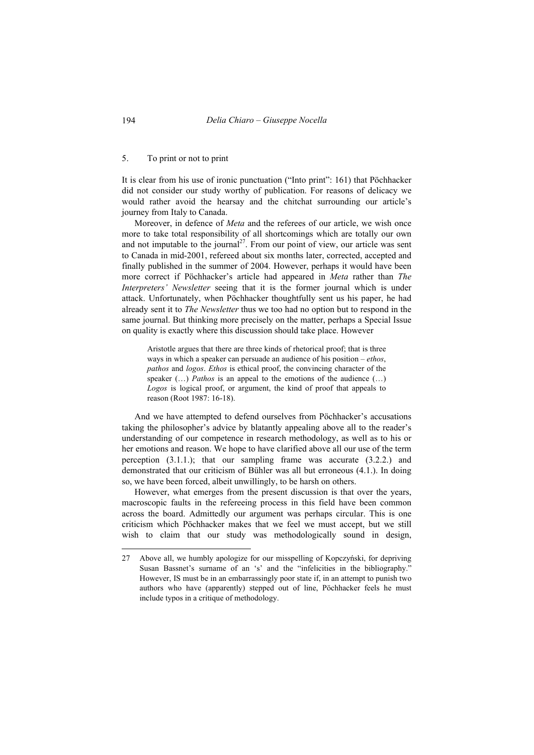## 5. To print or not to print

It is clear from his use of ironic punctuation ("Into print": 161) that Pöchhacker did not consider our study worthy of publication. For reasons of delicacy we would rather avoid the hearsay and the chitchat surrounding our article's journey from Italy to Canada.

Moreover, in defence of *Meta* and the referees of our article, we wish once more to take total responsibility of all shortcomings which are totally our own and not imputable to the journal[27]. From our point of view, our article was sent to Canada in mid-2001, refereed about six months later, corrected, accepted and finally published in the summer of 2004. However, perhaps it would have been more correct if Pöchhacker's article had appeared in *Meta* rather than *The Interpreters' Newsletter* seeing that it is the former journal which is under attack. Unfortunately, when Pöchhacker thoughtfully sent us his paper, he had already sent it to *The Newsletter* thus we too had no option but to respond in the same journal. But thinking more precisely on the matter, perhaps a Special Issue on quality is exactly where this discussion should take place. However

> Aristotle argues that there are three kinds of rhetorical proof; that is three ways in which a speaker can persuade an audience of his position – *ethos*, *pathos* and *logos*. *Ethos* is ethical proof, the convincing character of the speaker (…) *Pathos* is an appeal to the emotions of the audience (…) *Logos* is logical proof, or argument, the kind of proof that appeals to reason (Root 1987: 16-18).

And we have attempted to defend ourselves from Pöchhacker's accusations taking the philosopher's advice by blatantly appealing above all to the reader's understanding of our competence in research methodology, as well as to his or her emotions and reason. We hope to have clarified above all our use of the term perception (3.1.1.); that our sampling frame was accurate (3.2.2.) and demonstrated that our criticism of Bühler was all but erroneous (4.1.). In doing so, we have been forced, albeit unwillingly, to be harsh on others.

However, what emerges from the present discussion is that over the years, macroscopic faults in the refereeing process in this field have been common across the board. Admittedly our argument was perhaps circular. This is one criticism which Pöchhacker makes that we feel we must accept, but we still wish to claim that our study was methodologically sound in design,

---

27 Above all, we humbly apologize for our misspelling of Kopczyński, for depriving Susan Bassnet's surname of an 's' and the "infelicities in the bibliography." However, IS must be in an embarrassingly poor state if, in an attempt to punish two authors who have (apparently) stepped out of line, Pöchhacker feels he must include typos in a critique of methodology.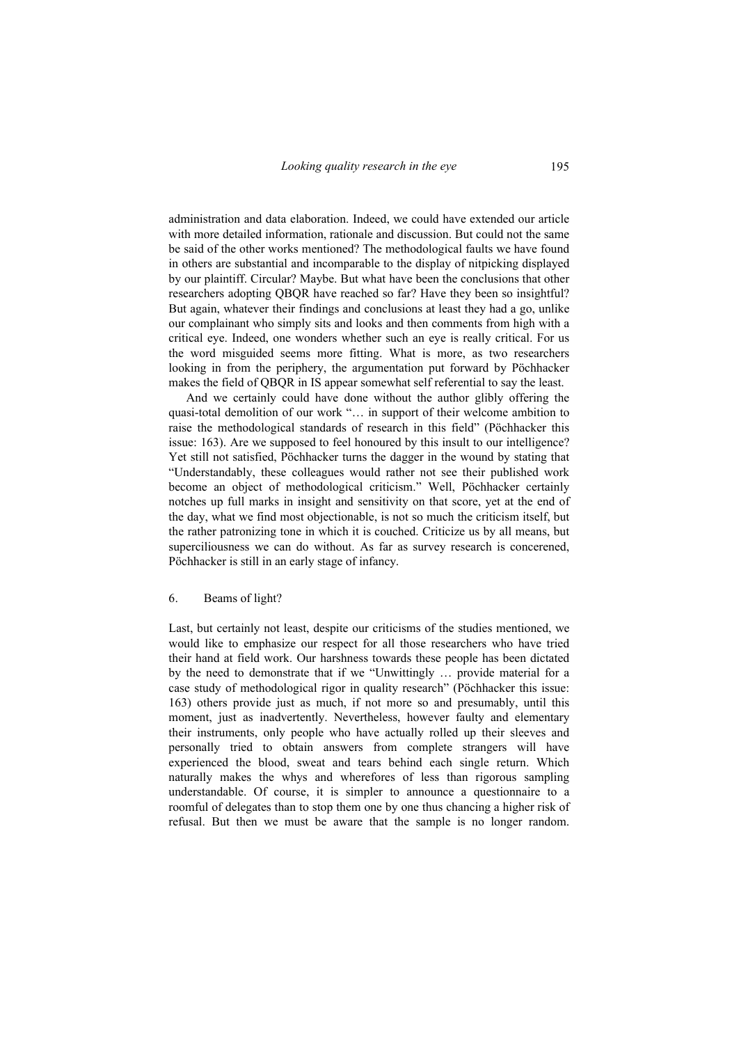administration and data elaboration. Indeed, we could have extended our article with more detailed information, rationale and discussion. But could not the same be said of the other works mentioned? The methodological faults we have found in others are substantial and incomparable to the display of nitpicking displayed by our plaintiff. Circular? Maybe. But what have been the conclusions that other researchers adopting QBQR have reached so far? Have they been so insightful? But again, whatever their findings and conclusions at least they had a go, unlike our complainant who simply sits and looks and then comments from high with a critical eye. Indeed, one wonders whether such an eye is really critical. For us the word misguided seems more fitting. What is more, as two researchers looking in from the periphery, the argumentation put forward by Pöchhacker makes the field of QBQR in IS appear somewhat self referential to say the least.

And we certainly could have done without the author glibly offering the quasi-total demolition of our work "… in support of their welcome ambition to raise the methodological standards of research in this field" (Pöchhacker this issue: 163). Are we supposed to feel honoured by this insult to our intelligence? Yet still not satisfied, Pöchhacker turns the dagger in the wound by stating that "Understandably, these colleagues would rather not see their published work become an object of methodological criticism." Well, Pöchhacker certainly notches up full marks in insight and sensitivity on that score, yet at the end of the day, what we find most objectionable, is not so much the criticism itself, but the rather patronizing tone in which it is couched. Criticize us by all means, but superciliousness we can do without. As far as survey research is concerened, Pöchhacker is still in an early stage of infancy.

## 6. Beams of light?

Last, but certainly not least, despite our criticisms of the studies mentioned, we would like to emphasize our respect for all those researchers who have tried their hand at field work. Our harshness towards these people has been dictated by the need to demonstrate that if we "Unwittingly … provide material for a case study of methodological rigor in quality research" (Pöchhacker this issue: 163) others provide just as much, if not more so and presumably, until this moment, just as inadvertently. Nevertheless, however faulty and elementary their instruments, only people who have actually rolled up their sleeves and personally tried to obtain answers from complete strangers will have experienced the blood, sweat and tears behind each single return. Which naturally makes the whys and wherefores of less than rigorous sampling understandable. Of course, it is simpler to announce a questionnaire to a roomful of delegates than to stop them one by one thus chancing a higher risk of refusal. But then we must be aware that the sample is no longer random.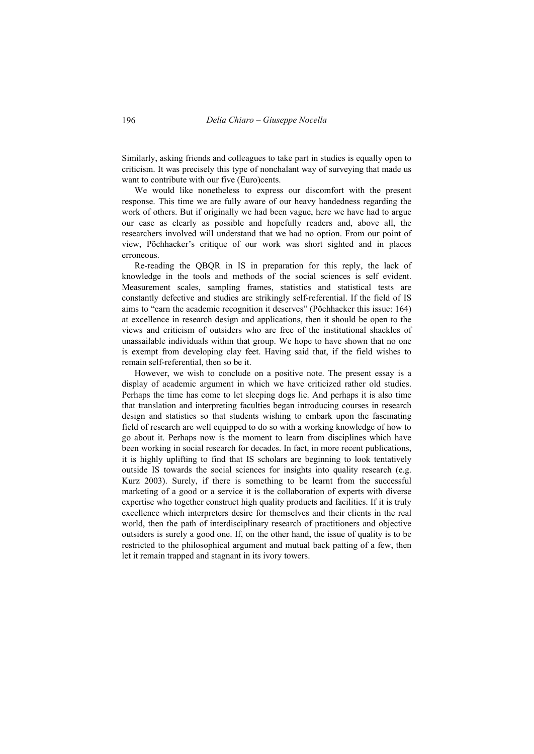Similarly, asking friends and colleagues to take part in studies is equally open to criticism. It was precisely this type of nonchalant way of surveying that made us want to contribute with our five (Euro)cents.

We would like nonetheless to express our discomfort with the present response. This time we are fully aware of our heavy handedness regarding the work of others. But if originally we had been vague, here we have had to argue our case as clearly as possible and hopefully readers and, above all, the researchers involved will understand that we had no option. From our point of view, Pöchhacker's critique of our work was short sighted and in places erroneous.

Re-reading the QBQR in IS in preparation for this reply, the lack of knowledge in the tools and methods of the social sciences is self evident. Measurement scales, sampling frames, statistics and statistical tests are constantly defective and studies are strikingly self-referential. If the field of IS aims to "earn the academic recognition it deserves" (Pöchhacker this issue: 164) at excellence in research design and applications, then it should be open to the views and criticism of outsiders who are free of the institutional shackles of unassailable individuals within that group. We hope to have shown that no one is exempt from developing clay feet. Having said that, if the field wishes to remain self-referential, then so be it.

However, we wish to conclude on a positive note. The present essay is a display of academic argument in which we have criticized rather old studies. Perhaps the time has come to let sleeping dogs lie. And perhaps it is also time that translation and interpreting faculties began introducing courses in research design and statistics so that students wishing to embark upon the fascinating field of research are well equipped to do so with a working knowledge of how to go about it. Perhaps now is the moment to learn from disciplines which have been working in social research for decades. In fact, in more recent publications, it is highly uplifting to find that IS scholars are beginning to look tentatively outside IS towards the social sciences for insights into quality research (e.g. Kurz 2003). Surely, if there is something to be learnt from the successful marketing of a good or a service it is the collaboration of experts with diverse expertise who together construct high quality products and facilities. If it is truly excellence which interpreters desire for themselves and their clients in the real world, then the path of interdisciplinary research of practitioners and objective outsiders is surely a good one. If, on the other hand, the issue of quality is to be restricted to the philosophical argument and mutual back patting of a few, then let it remain trapped and stagnant in its ivory towers.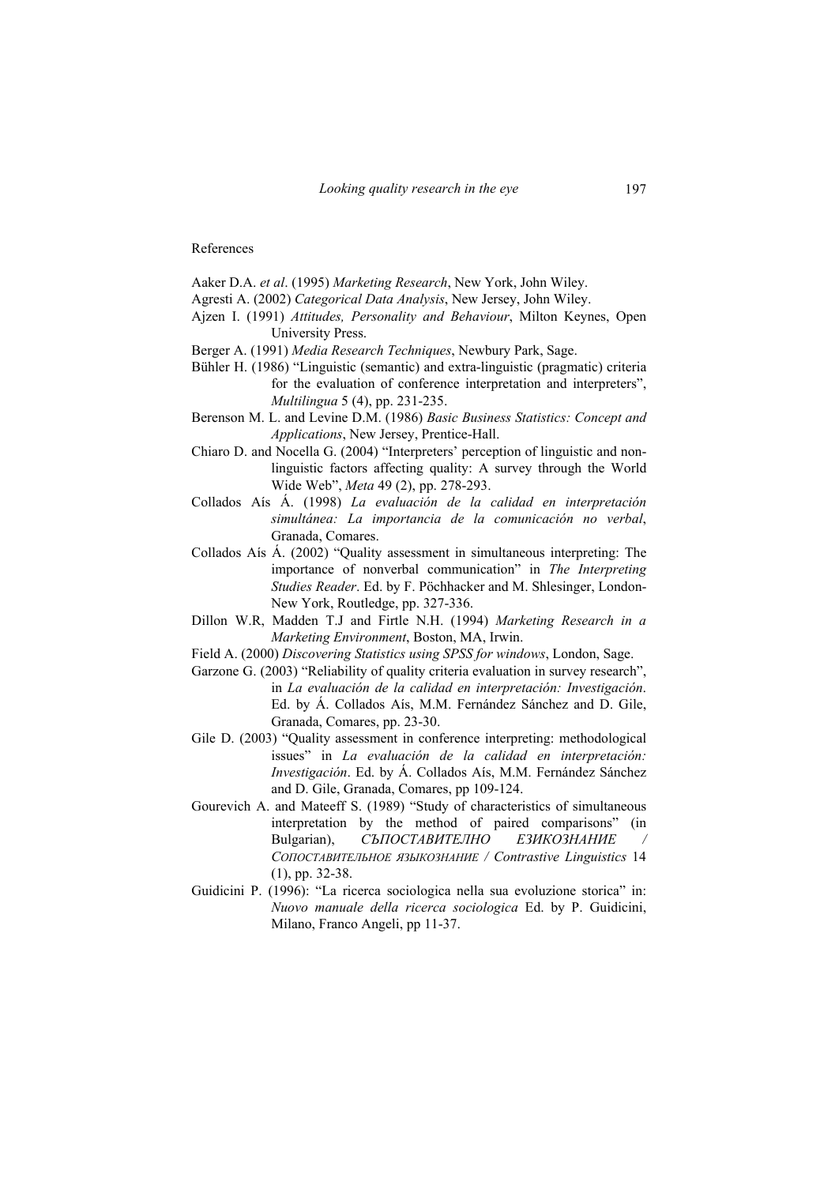References

Aaker D.A. *et al*. (1995) *Marketing Research*, New York, John Wiley.

Agresti A. (2002) *Categorical Data Analysis*, New Jersey, John Wiley.

Ajzen I. (1991) *Attitudes, Personality and Behaviour*, Milton Keynes, Open University Press.

Berger A. (1991) *Media Research Techniques*, Newbury Park, Sage.

Bühler H. (1986) "Linguistic (semantic) and extra-linguistic (pragmatic) criteria for the evaluation of conference interpretation and interpreters", *Multilingua* 5 (4), pp. 231-235.

Berenson M. L. and Levine D.M. (1986) *Basic Business Statistics: Concept and Applications*, New Jersey, Prentice-Hall.

Chiaro D. and Nocella G. (2004) "Interpreters' perception of linguistic and non-linguistic factors affecting quality: A survey through the World Wide Web", *Meta* 49 (2), pp. 278-293.

Collados Aís Á. (1998) *La evaluación de la calidad en interpretación simultánea: La importancia de la comunicación no verbal*, Granada, Comares.

Collados Aís Á. (2002) "Quality assessment in simultaneous interpreting: The importance of nonverbal communication" in *The Interpreting Studies Reader*. Ed. by F. Pöchhacker and M. Shlesinger, London-New York, Routledge, pp. 327-336.

Dillon W.R, Madden T.J and Firtle N.H. (1994) *Marketing Research in a Marketing Environment*, Boston, MA, Irwin.

Field A. (2000) *Discovering Statistics using SPSS for windows*, London, Sage.

Garzone G. (2003) "Reliability of quality criteria evaluation in survey research", in *La evaluación de la calidad en interpretación: Investigación*. Ed. by Á. Collados Aís, M.M. Fernández Sánchez and D. Gile, Granada, Comares, pp. 23-30.

Gile D. (2003) "Quality assessment in conference interpreting: methodological issues" in *La evaluación de la calidad en interpretación: Investigación*. Ed. by Á. Collados Aís, M.M. Fernández Sánchez and D. Gile, Granada, Comares, pp 109-124.

Gourevich A. and Mateeff S. (1989) "Study of characteristics of simultaneous interpretation by the method of paired comparisons" (in Bulgarian), *СЪПОСТАВИТЕЛНО ЕЗИКОЗНАНИЕ / СОПОСТАВИТЕЛЬНОЕ ЯЗЫКОЗНАНИЕ / Contrastive Linguistics* 14 (1), pp. 32-38.

Guidicini P. (1996): "La ricerca sociologica nella sua evoluzione storica" in: *Nuovo manuale della ricerca sociologica* Ed. by P. Guidicini, Milano, Franco Angeli, pp 11-37.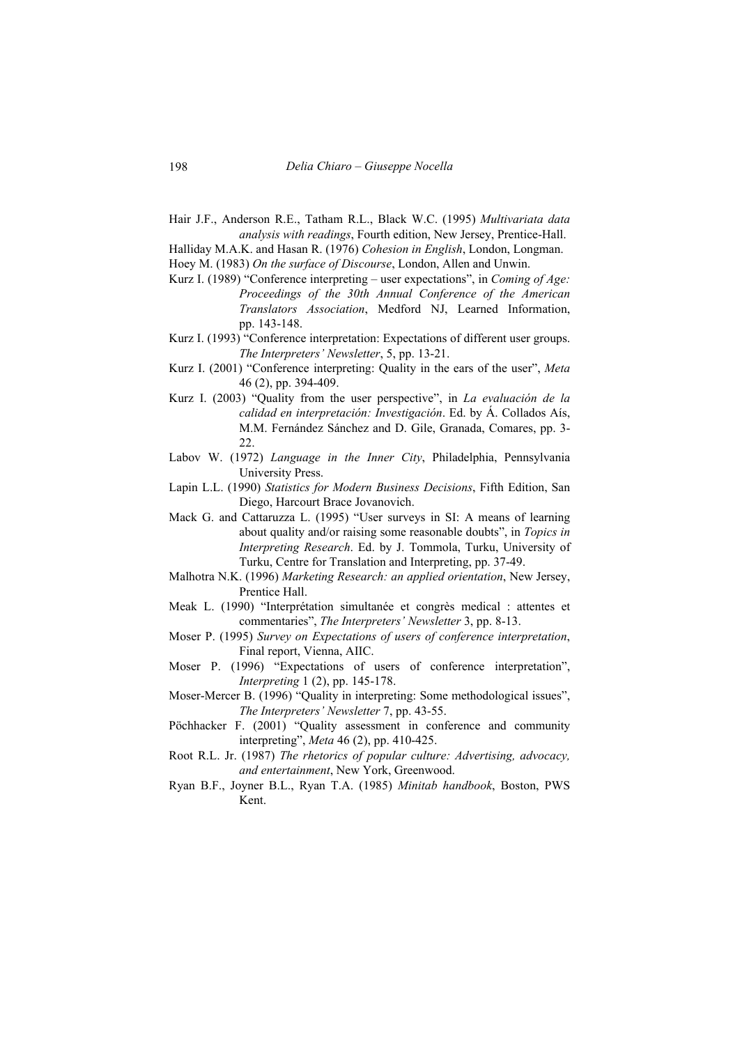Hair J.F., Anderson R.E., Tatham R.L., Black W.C. (1995) *Multivariata data analysis with readings*, Fourth edition, New Jersey, Prentice-Hall.

Halliday M.A.K. and Hasan R. (1976) *Cohesion in English*, London, Longman.

Hoey M. (1983) *On the surface of Discourse*, London, Allen and Unwin.

Kurz I. (1989) "Conference interpreting – user expectations", in *Coming of Age: Proceedings of the 30th Annual Conference of the American Translators Association*, Medford NJ, Learned Information, pp. 143-148.

Kurz I. (1993) "Conference interpretation: Expectations of different user groups. *The Interpreters' Newsletter*, 5, pp. 13-21.

Kurz I. (2001) "Conference interpreting: Quality in the ears of the user", *Meta* 46 (2), pp. 394-409.

Kurz I. (2003) "Quality from the user perspective", in *La evaluación de la calidad en interpretación: Investigación*. Ed. by Á. Collados Aís, M.M. Fernández Sánchez and D. Gile, Granada, Comares, pp. 3-22.

Labov W. (1972) *Language in the Inner City*, Philadelphia, Pennsylvania University Press.

Lapin L.L. (1990) *Statistics for Modern Business Decisions*, Fifth Edition, San Diego, Harcourt Brace Jovanovich.

Mack G. and Cattaruzza L. (1995) "User surveys in SI: A means of learning about quality and/or raising some reasonable doubts", in *Topics in Interpreting Research*. Ed. by J. Tommola, Turku, University of Turku, Centre for Translation and Interpreting, pp. 37-49.

Malhotra N.K. (1996) *Marketing Research: an applied orientation*, New Jersey, Prentice Hall.

Meak L. (1990) "Interprétation simultanée et congrès medical : attentes et commentaries", *The Interpreters' Newsletter* 3, pp. 8-13.

Moser P. (1995) *Survey on Expectations of users of conference interpretation*, Final report, Vienna, AIIC.

Moser P. (1996) "Expectations of users of conference interpretation", *Interpreting* 1 (2), pp. 145-178.

Moser-Mercer B. (1996) "Quality in interpreting: Some methodological issues", *The Interpreters' Newsletter* 7, pp. 43-55.

Pöchhacker F. (2001) "Quality assessment in conference and community interpreting", *Meta* 46 (2), pp. 410-425.

Root R.L. Jr. (1987) *The rhetorics of popular culture: Advertising, advocacy, and entertainment*, New York, Greenwood.

Ryan B.F., Joyner B.L., Ryan T.A. (1985) *Minitab handbook*, Boston, PWS Kent.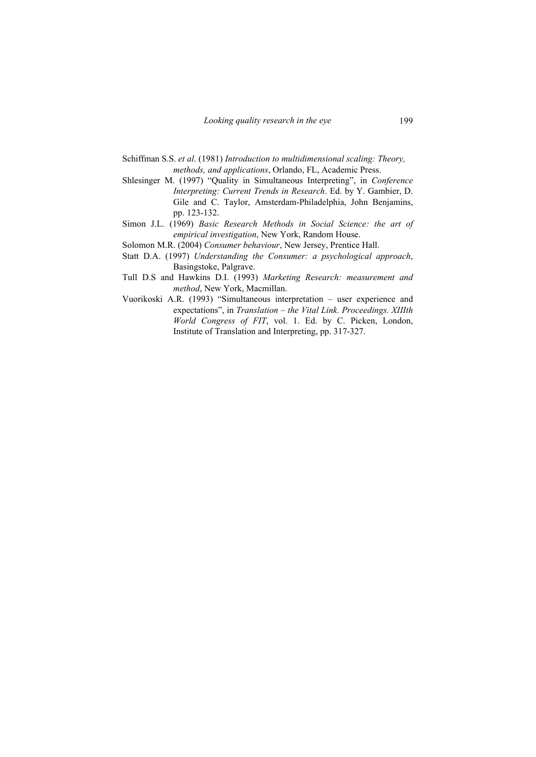Schiffman S.S. *et al*. (1981) *Introduction to multidimensional scaling: Theory, methods, and applications*, Orlando, FL, Academic Press.

Shlesinger M. (1997) "Quality in Simultaneous Interpreting", in *Conference Interpreting: Current Trends in Research*. Ed. by Y. Gambier, D. Gile and C. Taylor, Amsterdam-Philadelphia, John Benjamins, pp. 123-132.

Simon J.L. (1969) *Basic Research Methods in Social Science: the art of empirical investigation*, New York, Random House.

Solomon M.R. (2004) *Consumer behaviour*, New Jersey, Prentice Hall.

Statt D.A. (1997) *Understanding the Consumer: a psychological approach*, Basingstoke, Palgrave.

Tull D.S and Hawkins D.I. (1993) *Marketing Research: measurement and method*, New York, Macmillan.

Vuorikoski A.R. (1993) "Simultaneous interpretation – user experience and expectations", in *Translation – the Vital Link. Proceedings. XIIIth World Congress of FIT*, vol. 1. Ed. by C. Picken, London, Institute of Translation and Interpreting, pp. 317-327.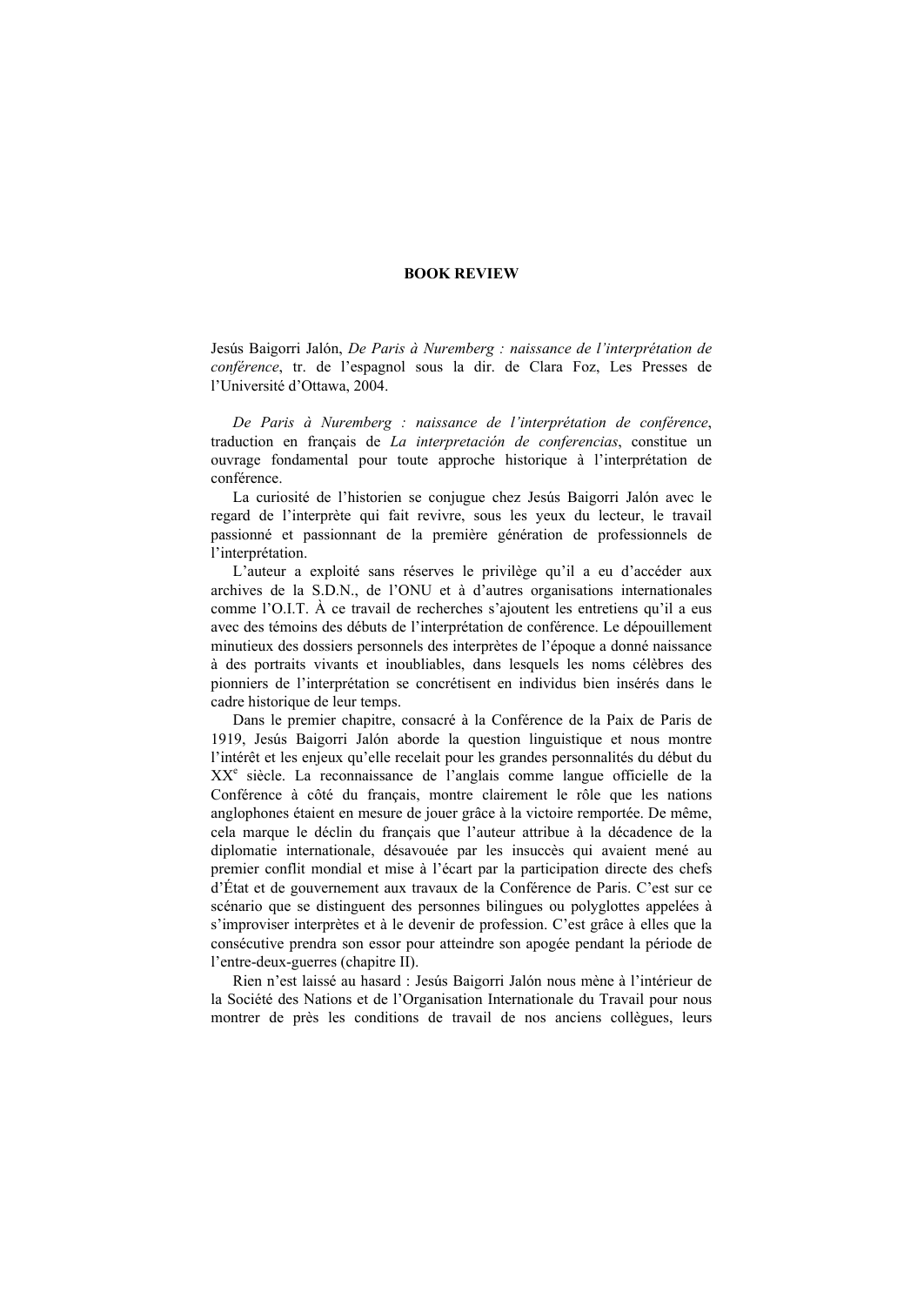## BOOK REVIEW

Jesús Baigorri Jalón, *De Paris à Nuremberg : naissance de l'interprétation de conférence*, tr. de l'espagnol sous la dir. de Clara Foz, Les Presses de l'Université d'Ottawa, 2004.

*De Paris à Nuremberg : naissance de l'interprétation de conférence*, traduction en français de *La interpretación de conferencias*, constitue un ouvrage fondamental pour toute approche historique à l'interprétation de conférence.

La curiosité de l'historien se conjugue chez Jesús Baigorri Jalón avec le regard de l'interprète qui fait revivre, sous les yeux du lecteur, le travail passionné et passionnant de la première génération de professionnels de l'interprétation.

L'auteur a exploité sans réserves le privilège qu'il a eu d'accéder aux archives de la S.D.N., de l'ONU et à d'autres organisations internationales comme l'O.I.T. À ce travail de recherches s'ajoutent les entretiens qu'il a eus avec des témoins des débuts de l'interprétation de conférence. Le dépouillement minutieux des dossiers personnels des interprètes de l'époque a donné naissance à des portraits vivants et inoubliables, dans lesquels les noms célèbres des pionniers de l'interprétation se concrétisent en individus bien insérés dans le cadre historique de leur temps.

Dans le premier chapitre, consacré à la Conférence de la Paix de Paris de 1919, Jesús Baigorri Jalón aborde la question linguistique et nous montre l'intérêt et les enjeux qu'elle recelait pour les grandes personnalités du début du XX$^{e}$ siècle. La reconnaissance de l'anglais comme langue officielle de la Conférence à côté du français, montre clairement le rôle que les nations anglophones étaient en mesure de jouer grâce à la victoire remportée. De même, cela marque le déclin du français que l'auteur attribue à la décadence de la diplomatie internationale, désavouée par les insuccès qui avaient mené au premier conflit mondial et mise à l'écart par la participation directe des chefs d'État et de gouvernement aux travaux de la Conférence de Paris. C'est sur ce scénario que se distinguent des personnes bilingues ou polyglottes appelées à s'improviser interprètes et à le devenir de profession. C'est grâce à elles que la consécutive prendra son essor pour atteindre son apogée pendant la période de l'entre-deux-guerres (chapitre II).

Rien n'est laissé au hasard : Jesús Baigorri Jalón nous mène à l'intérieur de la Société des Nations et de l'Organisation Internationale du Travail pour nous montrer de près les conditions de travail de nos anciens collègues, leurs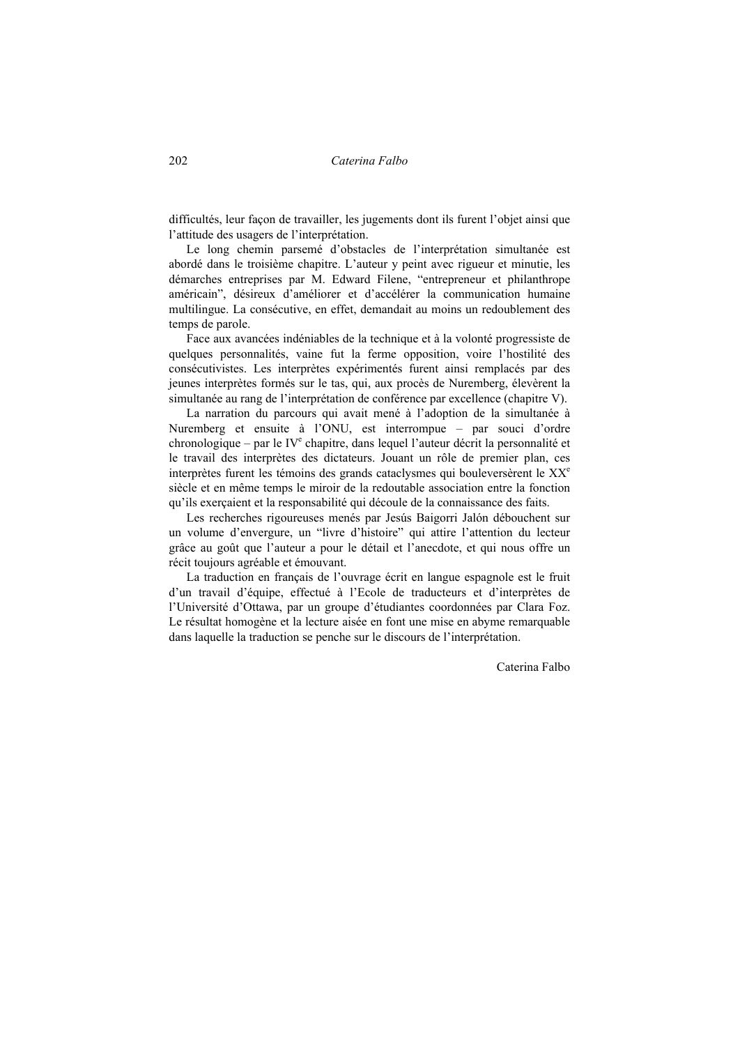difficultés, leur façon de travailler, les jugements dont ils furent l'objet ainsi que l'attitude des usagers de l'interprétation.

Le long chemin parsemé d'obstacles de l'interprétation simultanée est abordé dans le troisième chapitre. L'auteur y peint avec rigueur et minutie, les démarches entreprises par M. Edward Filene, "entrepreneur et philanthrope américain", désireux d'améliorer et d'accélérer la communication humaine multilingue. La consécutive, en effet, demandait au moins un redoublement des temps de parole.

Face aux avancées indéniables de la technique et à la volonté progressiste de quelques personnalités, vaine fut la ferme opposition, voire l'hostilité des consécutivistes. Les interprètes expérimentés furent ainsi remplacés par des jeunes interprètes formés sur le tas, qui, aux procès de Nuremberg, élevèrent la simultanée au rang de l'interprétation de conférence par excellence (chapitre V).

La narration du parcours qui avait mené à l'adoption de la simultanée à Nuremberg et ensuite à l'ONU, est interrompue – par souci d'ordre chronologique – par le IV^e^ chapitre, dans lequel l'auteur décrit la personnalité et le travail des interprètes des dictateurs. Jouant un rôle de premier plan, ces interprètes furent les témoins des grands cataclysmes qui bouleversèrent le XX^e^ siècle et en même temps le miroir de la redoutable association entre la fonction qu'ils exerçaient et la responsabilité qui découle de la connaissance des faits.

Les recherches rigoureuses menés par Jesús Baigorri Jalón débouchent sur un volume d'envergure, un "livre d'histoire" qui attire l'attention du lecteur grâce au goût que l'auteur a pour le détail et l'anecdote, et qui nous offre un récit toujours agréable et émouvant.

La traduction en français de l'ouvrage écrit en langue espagnole est le fruit d'un travail d'équipe, effectué à l'Ecole de traducteurs et d'interprètes de l'Université d'Ottawa, par un groupe d'étudiantes coordonnées par Clara Foz. Le résultat homogène et la lecture aisée en font une mise en abyme remarquable dans laquelle la traduction se penche sur le discours de l'interprétation.

Caterina Falbo